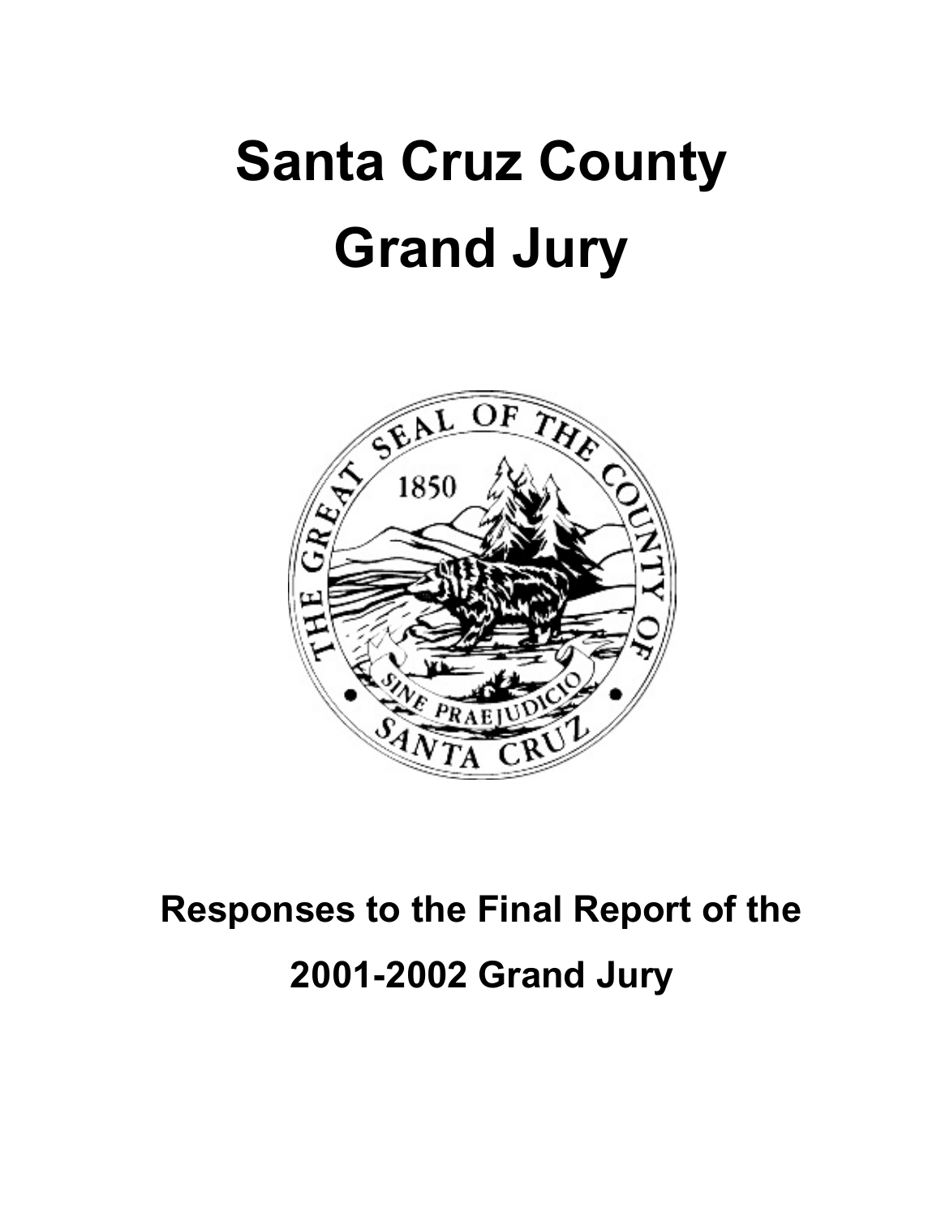# Santa Cruz County Grand Jury

## Responses to the Final Report of the 2001-2002 Grand Jury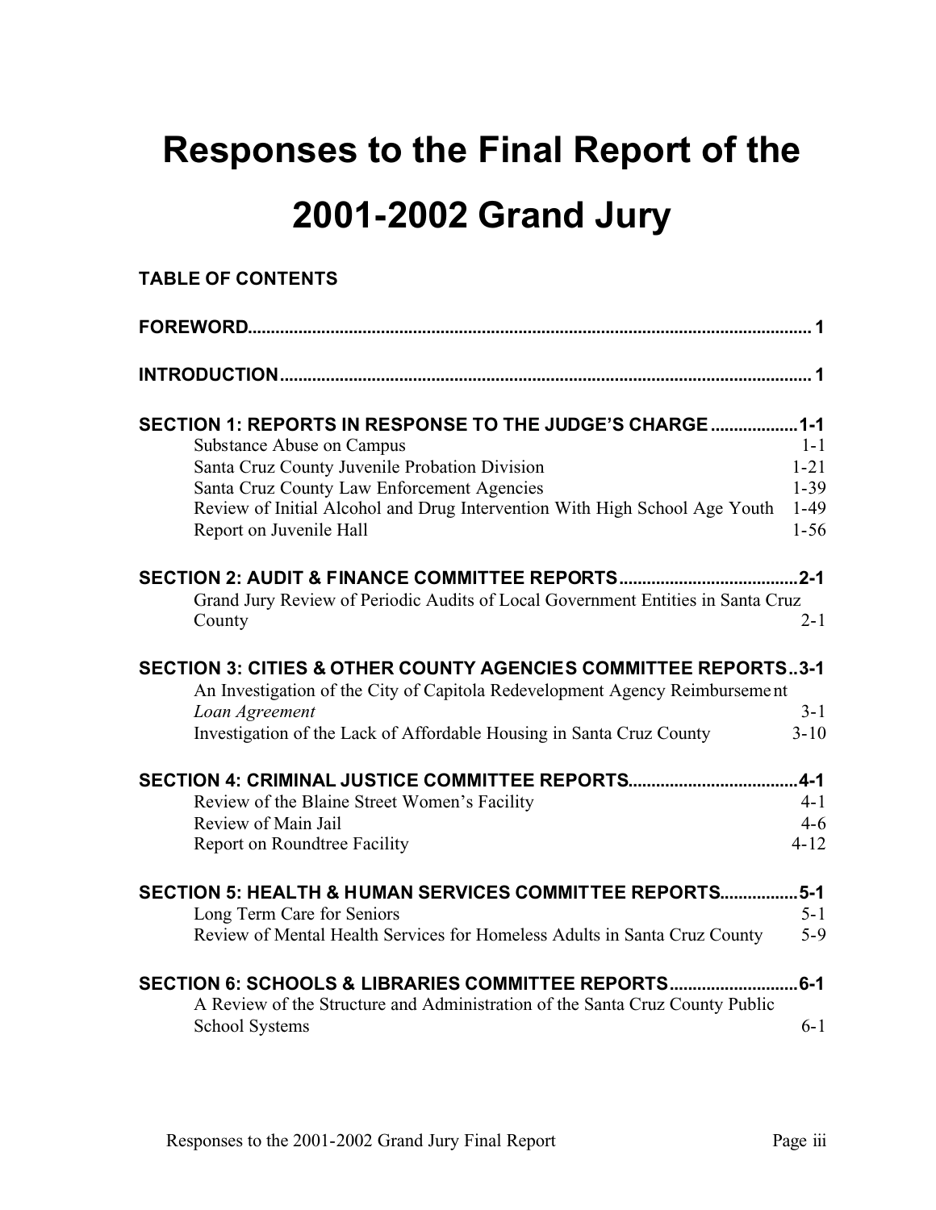# Responses to the Final Report of the 2001-2002 Grand Jury

## TABLE OF CONTENTS

**FOREWORD** ........ 1

**INTRODUCTION** ........ 1

**SECTION 1: REPORTS IN RESPONSE TO THE JUDGE'S CHARGE** ........ 1-1

- Substance Abuse on Campus ........ 1-1
- Santa Cruz County Juvenile Probation Division ........ 1-21
- Santa Cruz County Law Enforcement Agencies ........ 1-39
- Review of Initial Alcohol and Drug Intervention With High School Age Youth ........ 1-49
- Report on Juvenile Hall ........ 1-56

**SECTION 2: AUDIT & FINANCE COMMITTEE REPORTS** ........ 2-1

- Grand Jury Review of Periodic Audits of Local Government Entities in Santa Cruz County ........ 2-1

**SECTION 3: CITIES & OTHER COUNTY AGENCIES COMMITTEE REPORTS** ........ 3-1

- An Investigation of the City of Capitola Redevelopment Agency Reimbursement *Loan Agreement* ........ 3-1
- Investigation of the Lack of Affordable Housing in Santa Cruz County ........ 3-10

**SECTION 4: CRIMINAL JUSTICE COMMITTEE REPORTS** ........ 4-1

- Review of the Blaine Street Women's Facility ........ 4-1
- Review of Main Jail ........ 4-6
- Report on Roundtree Facility ........ 4-12

**SECTION 5: HEALTH & HUMAN SERVICES COMMITTEE REPORTS** ........ 5-1

- Long Term Care for Seniors ........ 5-1
- Review of Mental Health Services for Homeless Adults in Santa Cruz County ........ 5-9

**SECTION 6: SCHOOLS & LIBRARIES COMMITTEE REPORTS** ........ 6-1

- A Review of the Structure and Administration of the Santa Cruz County Public School Systems ........ 6-1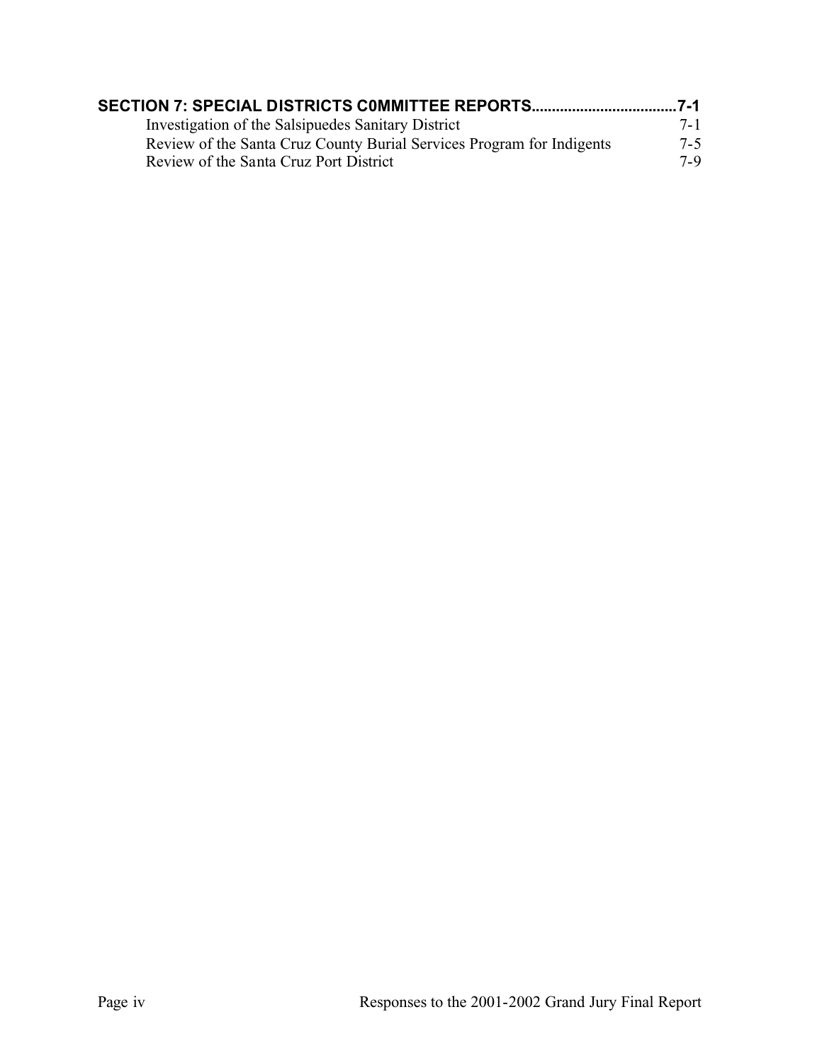**SECTION 7: SPECIAL DISTRICTS C0MMITTEE REPORTS....................................7-1**

Investigation of the Salsipuedes Sanitary District 7-1

Review of the Santa Cruz County Burial Services Program for Indigents 7-5

Review of the Santa Cruz Port District 7-9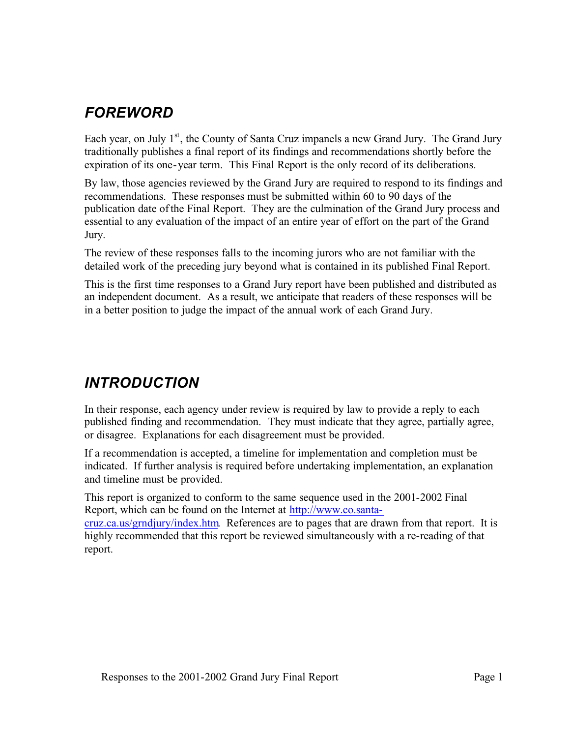## *FOREWORD*

Each year, on July 1st, the County of Santa Cruz impanels a new Grand Jury. The Grand Jury traditionally publishes a final report of its findings and recommendations shortly before the expiration of its one-year term. This Final Report is the only record of its deliberations.

By law, those agencies reviewed by the Grand Jury are required to respond to its findings and recommendations. These responses must be submitted within 60 to 90 days of the publication date of the Final Report. They are the culmination of the Grand Jury process and essential to any evaluation of the impact of an entire year of effort on the part of the Grand Jury.

The review of these responses falls to the incoming jurors who are not familiar with the detailed work of the preceding jury beyond what is contained in its published Final Report.

This is the first time responses to a Grand Jury report have been published and distributed as an independent document. As a result, we anticipate that readers of these responses will be in a better position to judge the impact of the annual work of each Grand Jury.

## *INTRODUCTION*

In their response, each agency under review is required by law to provide a reply to each published finding and recommendation. They must indicate that they agree, partially agree, or disagree. Explanations for each disagreement must be provided.

If a recommendation is accepted, a timeline for implementation and completion must be indicated. If further analysis is required before undertaking implementation, an explanation and timeline must be provided.

This report is organized to conform to the same sequence used in the 2001-2002 Final Report, which can be found on the Internet at http://www.co.santa-cruz.ca.us/grndjury/index.htm. References are to pages that are drawn from that report. It is highly recommended that this report be reviewed simultaneously with a re-reading of that report.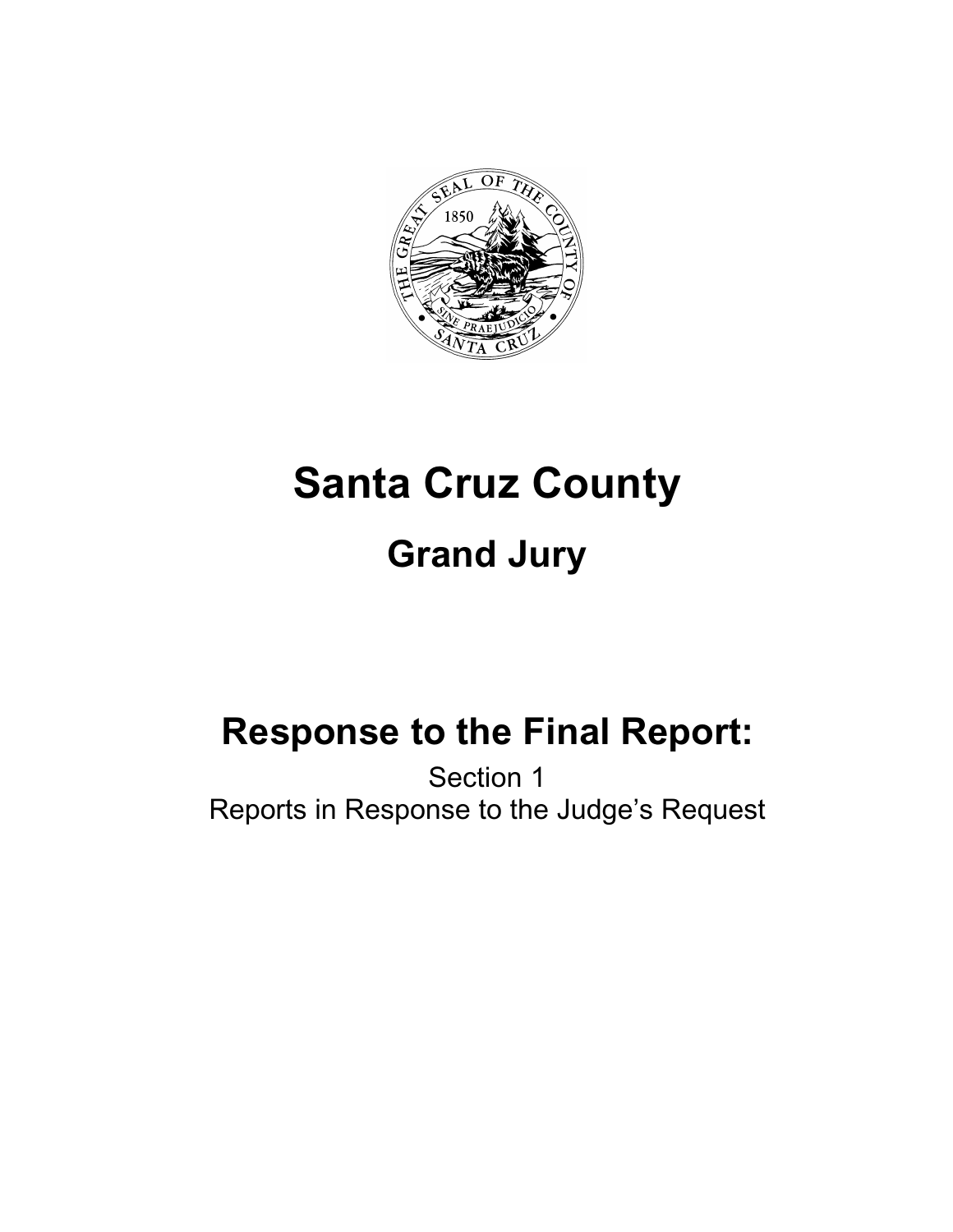# Santa Cruz County

## Grand Jury

## Response to the Final Report:

Section 1
Reports in Response to the Judge's Request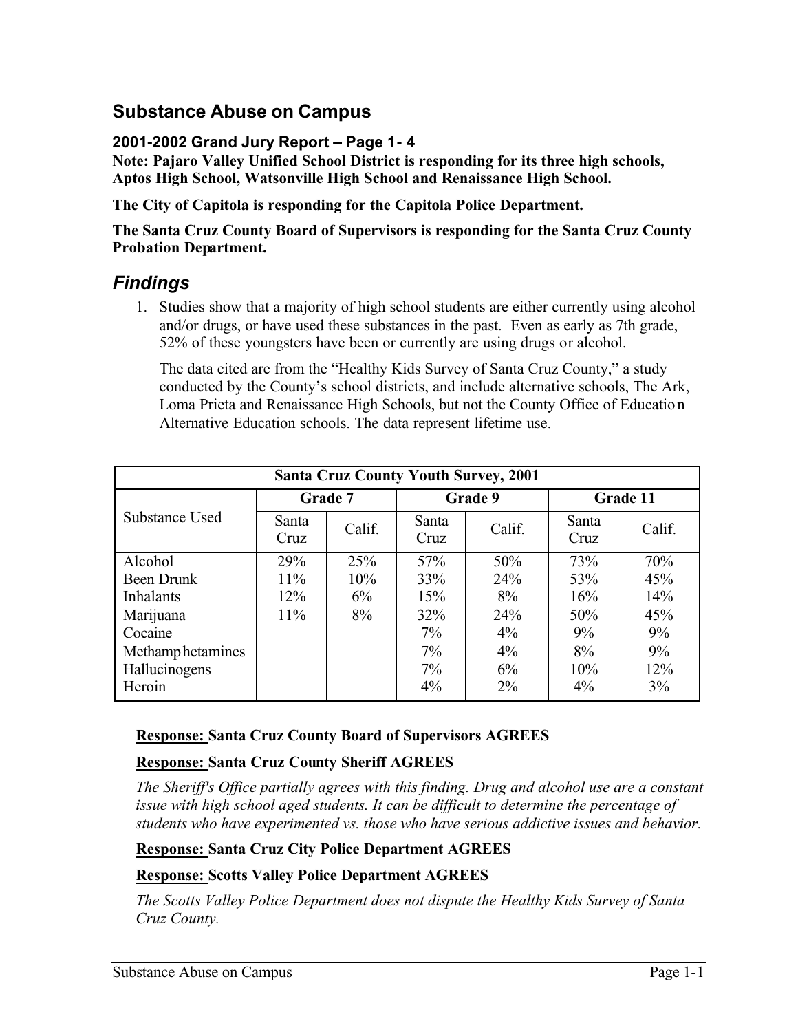## Substance Abuse on Campus

### 2001-2002 Grand Jury Report – Page 1- 4

**Note: Pajaro Valley Unified School District is responding for its three high schools, Aptos High School, Watsonville High School and Renaissance High School.**

**The City of Capitola is responding for the Capitola Police Department.**

**The Santa Cruz County Board of Supervisors is responding for the Santa Cruz County Probation Department.**

## *Findings*

1. Studies show that a majority of high school students are either currently using alcohol and/or drugs, or have used these substances in the past. Even as early as 7th grade, 52% of these youngsters have been or currently are using drugs or alcohol.

   The data cited are from the "Healthy Kids Survey of Santa Cruz County," a study conducted by the County's school districts, and include alternative schools, The Ark, Loma Prieta and Renaissance High Schools, but not the County Office of Education Alternative Education schools. The data represent lifetime use.

| **Santa Cruz County Youth Survey, 2001** | | | | | | |
|---|---|---|---|---|---|---|
| Substance Used | **Grade 7** | | **Grade 9** | | **Grade 11** | |
| | Santa Cruz | Calif. | Santa Cruz | Calif. | Santa Cruz | Calif. |
| Alcohol | 29% | 25% | 57% | 50% | 73% | 70% |
| Been Drunk | 11% | 10% | 33% | 24% | 53% | 45% |
| Inhalants | 12% | 6% | 15% | 8% | 16% | 14% |
| Marijuana | 11% | 8% | 32% | 24% | 50% | 45% |
| Cocaine | | | 7% | 4% | 9% | 9% |
| Methamphetamines | | | 7% | 4% | 8% | 9% |
| Hallucinogens | | | 7% | 6% | 10% | 12% |
| Heroin | | | 4% | 2% | 4% | 3% |

**Response: Santa Cruz County Board of Supervisors AGREES**

**Response: Santa Cruz County Sheriff AGREES**

*The Sheriff's Office partially agrees with this finding. Drug and alcohol use are a constant issue with high school aged students. It can be difficult to determine the percentage of students who have experimented vs. those who have serious addictive issues and behavior.*

**Response: Santa Cruz City Police Department AGREES**

**Response: Scotts Valley Police Department AGREES**

*The Scotts Valley Police Department does not dispute the Healthy Kids Survey of Santa Cruz County.*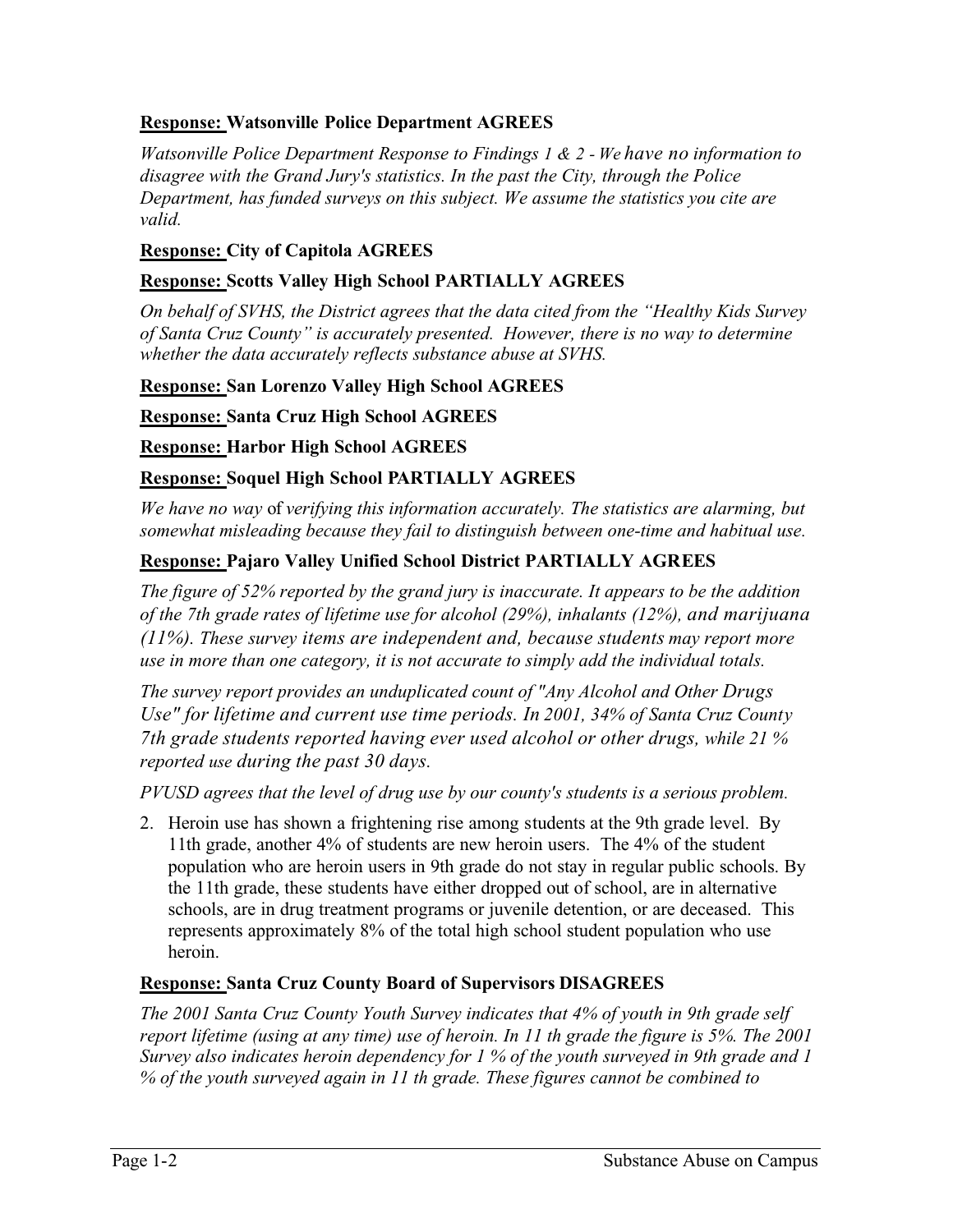**Response: Watsonville Police Department AGREES**

*Watsonville Police Department Response to Findings 1 & 2 - We have no information to disagree with the Grand Jury's statistics. In the past the City, through the Police Department, has funded surveys on this subject. We assume the statistics you cite are valid.*

**Response: City of Capitola AGREES**

**Response: Scotts Valley High School PARTIALLY AGREES**

*On behalf of SVHS, the District agrees that the data cited from the "Healthy Kids Survey of Santa Cruz County" is accurately presented. However, there is no way to determine whether the data accurately reflects substance abuse at SVHS.*

**Response: San Lorenzo Valley High School AGREES**

**Response: Santa Cruz High School AGREES**

**Response: Harbor High School AGREES**

**Response: Soquel High School PARTIALLY AGREES**

*We have no way of verifying this information accurately. The statistics are alarming, but somewhat misleading because they fail to distinguish between one-time and habitual use.*

**Response: Pajaro Valley Unified School District PARTIALLY AGREES**

*The figure of 52% reported by the grand jury is inaccurate. It appears to be the addition of the 7th grade rates of lifetime use for alcohol (29%), inhalants (12%), and marijuana (11%). These survey items are independent and, because students may report more use in more than one category, it is not accurate to simply add the individual totals.*

*The survey report provides an unduplicated count of "Any Alcohol and Other Drugs Use" for lifetime and current use time periods. In 2001, 34% of Santa Cruz County 7th grade students reported having ever used alcohol or other drugs, while 21 % reported use during the past 30 days.*

*PVUSD agrees that the level of drug use by our county's students is a serious problem.*

2. Heroin use has shown a frightening rise among students at the 9th grade level. By 11th grade, another 4% of students are new heroin users. The 4% of the student population who are heroin users in 9th grade do not stay in regular public schools. By the 11th grade, these students have either dropped out of school, are in alternative schools, are in drug treatment programs or juvenile detention, or are deceased. This represents approximately 8% of the total high school student population who use heroin.

**Response: Santa Cruz County Board of Supervisors DISAGREES**

*The 2001 Santa Cruz County Youth Survey indicates that 4% of youth in 9th grade self report lifetime (using at any time) use of heroin. In 11 th grade the figure is 5%. The 2001 Survey also indicates heroin dependency for 1 % of the youth surveyed in 9th grade and 1 % of the youth surveyed again in 11 th grade. These figures cannot be combined to*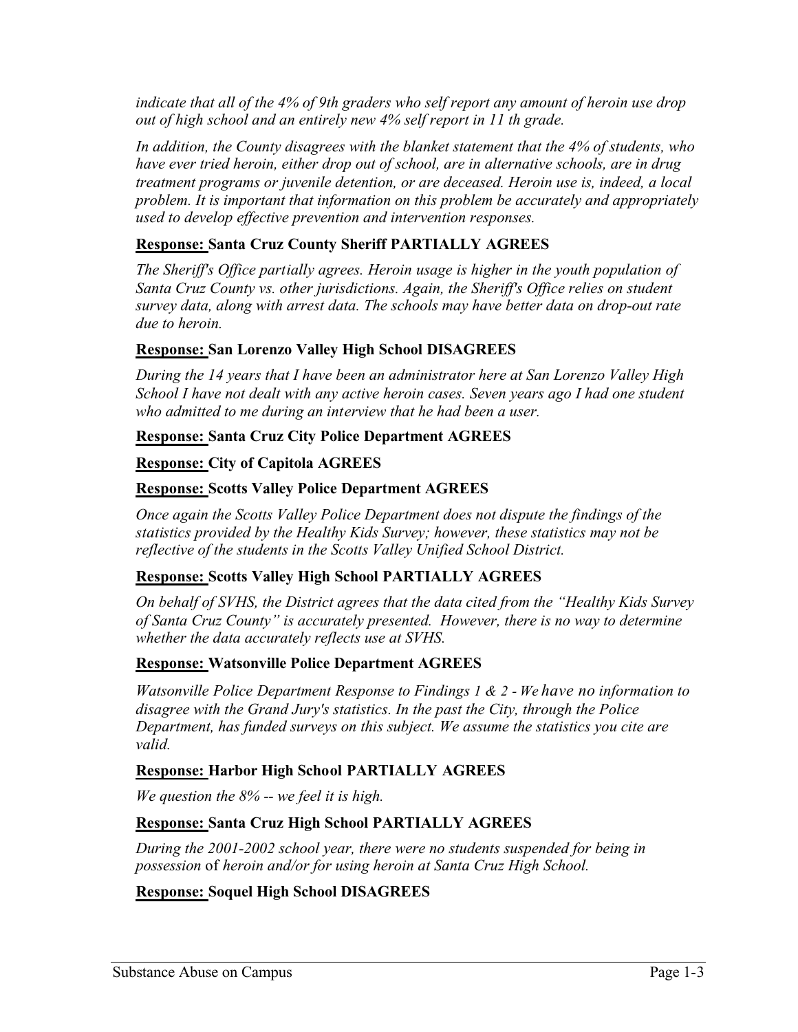*indicate that all of the 4% of 9th graders who self report any amount of heroin use drop out of high school and an entirely new 4% self report in 11 th grade.*

*In addition, the County disagrees with the blanket statement that the 4% of students, who have ever tried heroin, either drop out of school, are in alternative schools, are in drug treatment programs or juvenile detention, or are deceased. Heroin use is, indeed, a local problem. It is important that information on this problem be accurately and appropriately used to develop effective prevention and intervention responses.*

**Response: Santa Cruz County Sheriff PARTIALLY AGREES**

*The Sheriff's Office partially agrees. Heroin usage is higher in the youth population of Santa Cruz County vs. other jurisdictions. Again, the Sheriff's Office relies on student survey data, along with arrest data. The schools may have better data on drop-out rate due to heroin.*

**Response: San Lorenzo Valley High School DISAGREES**

*During the 14 years that I have been an administrator here at San Lorenzo Valley High School I have not dealt with any active heroin cases. Seven years ago I had one student who admitted to me during an interview that he had been a user.*

**Response: Santa Cruz City Police Department AGREES**

**Response: City of Capitola AGREES**

**Response: Scotts Valley Police Department AGREES**

*Once again the Scotts Valley Police Department does not dispute the findings of the statistics provided by the Healthy Kids Survey; however, these statistics may not be reflective of the students in the Scotts Valley Unified School District.*

**Response: Scotts Valley High School PARTIALLY AGREES**

*On behalf of SVHS, the District agrees that the data cited from the "Healthy Kids Survey of Santa Cruz County" is accurately presented. However, there is no way to determine whether the data accurately reflects use at SVHS.*

**Response: Watsonville Police Department AGREES**

*Watsonville Police Department Response to Findings 1 & 2 - We have no information to disagree with the Grand Jury's statistics. In the past the City, through the Police Department, has funded surveys on this subject. We assume the statistics you cite are valid.*

**Response: Harbor High School PARTIALLY AGREES**

*We question the 8% -- we feel it is high.*

**Response: Santa Cruz High School PARTIALLY AGREES**

*During the 2001-2002 school year, there were no students suspended for being in possession of heroin and/or for using heroin at Santa Cruz High School.*

**Response: Soquel High School DISAGREES**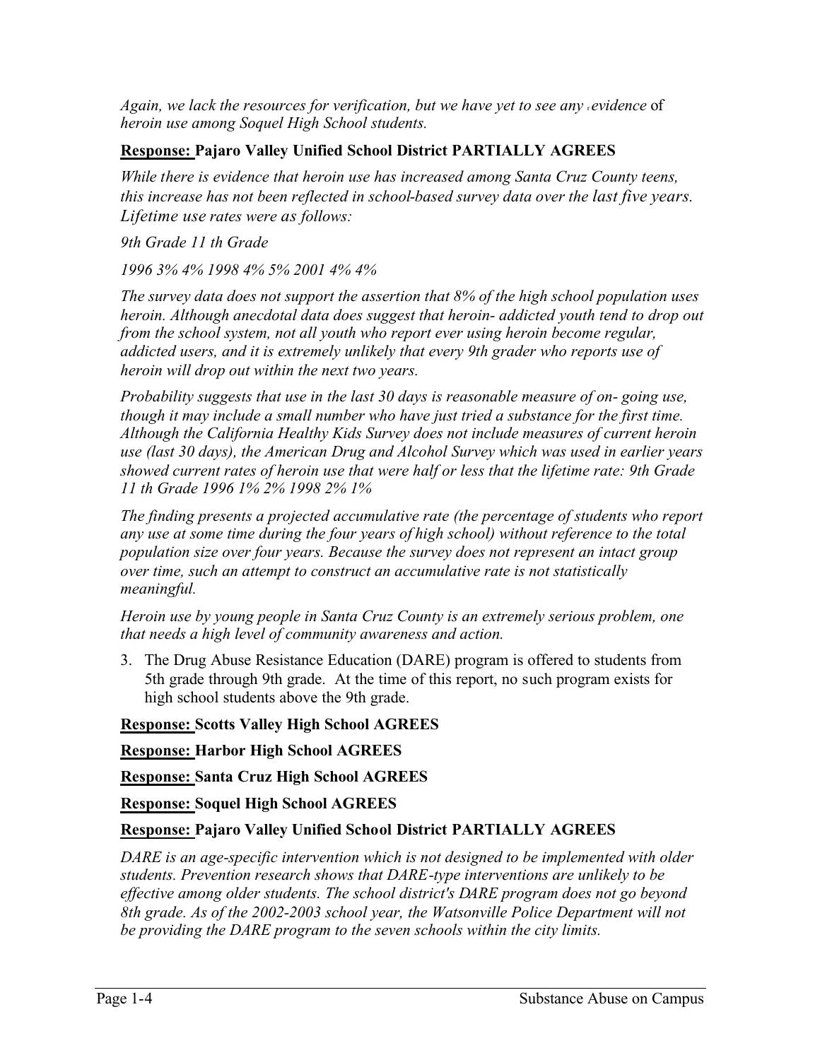*Again, we lack the resources for verification, but we have yet to see any evidence* of *heroin use among Soquel High School students.*

**Response: Pajaro Valley Unified School District PARTIALLY AGREES**

*While there is evidence that heroin use has increased among Santa Cruz County teens, this increase has not been reflected in school-based survey data over the last five years. Lifetime use rates were as follows:*

*9th Grade 11 th Grade*

*1996 3% 4% 1998 4% 5% 2001 4% 4%*

*The survey data does not support the assertion that 8% of the high school population uses heroin. Although anecdotal data does suggest that heroin- addicted youth tend to drop out from the school system, not all youth who report ever using heroin become regular, addicted users, and it is extremely unlikely that every 9th grader who reports use of heroin will drop out within the next two years.*

*Probability suggests that use in the last 30 days is reasonable measure of on- going use, though it may include a small number who have just tried a substance for the first time. Although the California Healthy Kids Survey does not include measures of current heroin use (last 30 days), the American Drug and Alcohol Survey which was used in earlier years showed current rates of heroin use that were half or less that the lifetime rate: 9th Grade 11 th Grade 1996 1% 2% 1998 2% 1%*

*The finding presents a projected accumulative rate (the percentage of students who report any use at some time during the four years of high school) without reference to the total population size over four years. Because the survey does not represent an intact group over time, such an attempt to construct an accumulative rate is not statistically meaningful.*

*Heroin use by young people in Santa Cruz County is an extremely serious problem, one that needs a high level of community awareness and action.*

3. The Drug Abuse Resistance Education (DARE) program is offered to students from 5th grade through 9th grade. At the time of this report, no such program exists for high school students above the 9th grade.

**Response: Scotts Valley High School AGREES**

**Response: Harbor High School AGREES**

**Response: Santa Cruz High School AGREES**

**Response: Soquel High School AGREES**

**Response: Pajaro Valley Unified School District PARTIALLY AGREES**

*DARE is an age-specific intervention which is not designed to be implemented with older students. Prevention research shows that DARE-type interventions are unlikely to be effective among older students. The school district's DARE program does not go beyond 8th grade. As of the 2002-2003 school year, the Watsonville Police Department will not be providing the DARE program to the seven schools within the city limits.*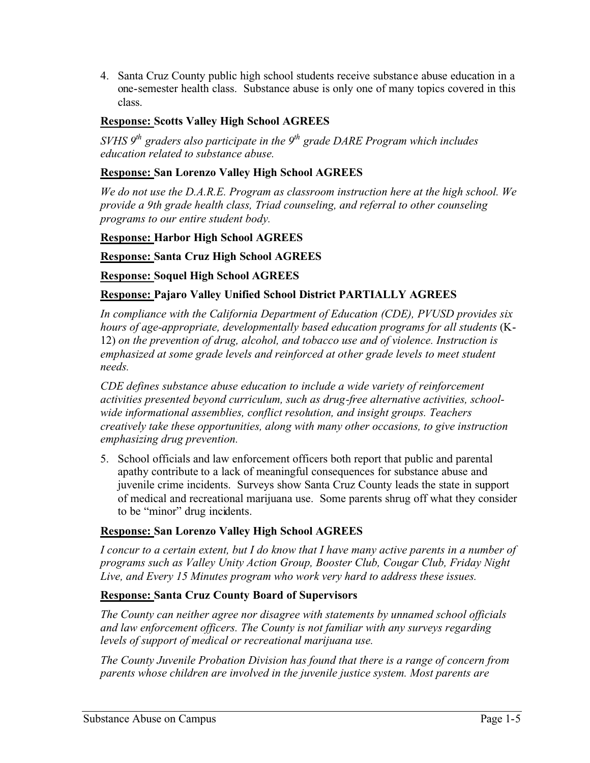4. Santa Cruz County public high school students receive substance abuse education in a one-semester health class. Substance abuse is only one of many topics covered in this class.

**<u>Response:</u> Scotts Valley High School AGREES**

*SVHS 9th graders also participate in the 9th grade DARE Program which includes education related to substance abuse.*

**<u>Response:</u> San Lorenzo Valley High School AGREES**

*We do not use the D.A.R.E. Program as classroom instruction here at the high school. We provide a 9th grade health class, Triad counseling, and referral to other counseling programs to our entire student body.*

**<u>Response:</u> Harbor High School AGREES**

**<u>Response:</u> Santa Cruz High School AGREES**

**<u>Response:</u> Soquel High School AGREES**

**<u>Response:</u> Pajaro Valley Unified School District PARTIALLY AGREES**

*In compliance with the California Department of Education (CDE), PVUSD provides six hours of age-appropriate, developmentally based education programs for all students* (K-12) *on the prevention of drug, alcohol, and tobacco use and of violence. Instruction is emphasized at some grade levels and reinforced at other grade levels to meet student needs.*

*CDE defines substance abuse education to include a wide variety of reinforcement activities presented beyond curriculum, such as drug-free alternative activities, school-wide informational assemblies, conflict resolution, and insight groups. Teachers creatively take these opportunities, along with many other occasions, to give instruction emphasizing drug prevention.*

5. School officials and law enforcement officers both report that public and parental apathy contribute to a lack of meaningful consequences for substance abuse and juvenile crime incidents. Surveys show Santa Cruz County leads the state in support of medical and recreational marijuana use. Some parents shrug off what they consider to be "minor" drug incidents.

**<u>Response:</u> San Lorenzo Valley High School AGREES**

*I concur to a certain extent, but I do know that I have many active parents in a number of programs such as Valley Unity Action Group, Booster Club, Cougar Club, Friday Night Live, and Every 15 Minutes program who work very hard to address these issues.*

**<u>Response:</u> Santa Cruz County Board of Supervisors**

*The County can neither agree nor disagree with statements by unnamed school officials and law enforcement officers. The County is not familiar with any surveys regarding levels of support of medical or recreational marijuana use.*

*The County Juvenile Probation Division has found that there is a range of concern from parents whose children are involved in the juvenile justice system. Most parents are*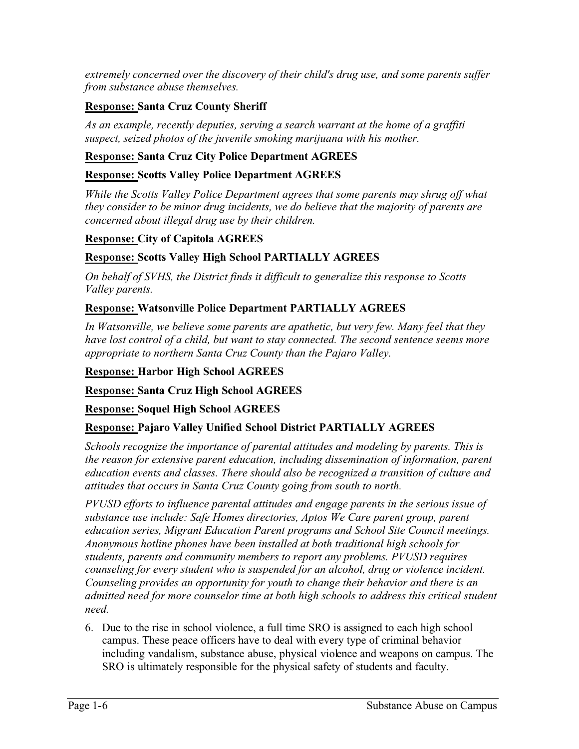*extremely concerned over the discovery of their child's drug use, and some parents suffer from substance abuse themselves.*

**Response: Santa Cruz County Sheriff**

*As an example, recently deputies, serving a search warrant at the home of a graffiti suspect, seized photos of the juvenile smoking marijuana with his mother.*

**Response: Santa Cruz City Police Department AGREES**

**Response: Scotts Valley Police Department AGREES**

*While the Scotts Valley Police Department agrees that some parents may shrug off what they consider to be minor drug incidents, we do believe that the majority of parents are concerned about illegal drug use by their children.*

**Response: City of Capitola AGREES**

**Response: Scotts Valley High School PARTIALLY AGREES**

*On behalf of SVHS, the District finds it difficult to generalize this response to Scotts Valley parents.*

**Response: Watsonville Police Department PARTIALLY AGREES**

*In Watsonville, we believe some parents are apathetic, but very few. Many feel that they have lost control of a child, but want to stay connected. The second sentence seems more appropriate to northern Santa Cruz County than the Pajaro Valley.*

**Response: Harbor High School AGREES**

**Response: Santa Cruz High School AGREES**

**Response: Soquel High School AGREES**

**Response: Pajaro Valley Unified School District PARTIALLY AGREES**

*Schools recognize the importance of parental attitudes and modeling by parents. This is the reason for extensive parent education, including dissemination of information, parent education events and classes. There should also be recognized a transition of culture and attitudes that occurs in Santa Cruz County going from south to north.*

*PVUSD efforts to influence parental attitudes and engage parents in the serious issue of substance use include: Safe Homes directories, Aptos We Care parent group, parent education series, Migrant Education Parent programs and School Site Council meetings. Anonymous hotline phones have been installed at both traditional high schools for students, parents and community members to report any problems. PVUSD requires counseling for every student who is suspended for an alcohol, drug or violence incident. Counseling provides an opportunity for youth to change their behavior and there is an admitted need for more counselor time at both high schools to address this critical student need.*

6. Due to the rise in school violence, a full time SRO is assigned to each high school campus. These peace officers have to deal with every type of criminal behavior including vandalism, substance abuse, physical violence and weapons on campus. The SRO is ultimately responsible for the physical safety of students and faculty.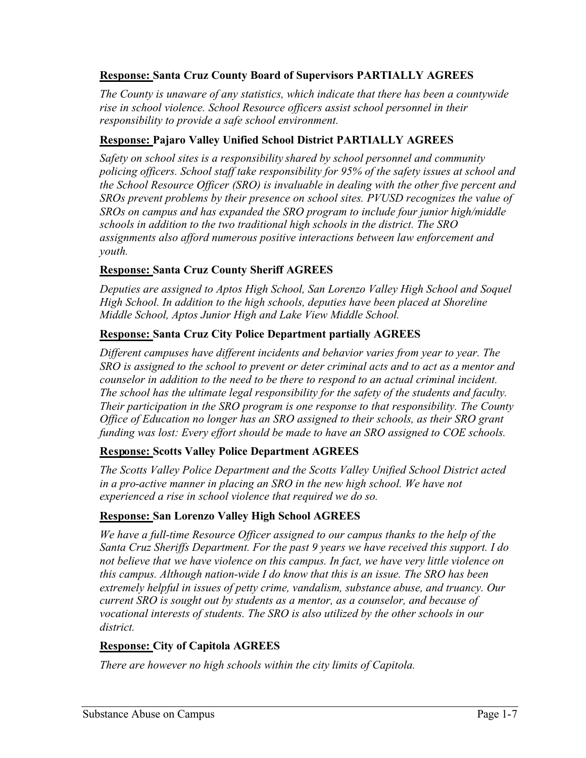**Response: Santa Cruz County Board of Supervisors PARTIALLY AGREES**

*The County is unaware of any statistics, which indicate that there has been a countywide rise in school violence. School Resource officers assist school personnel in their responsibility to provide a safe school environment.*

**Response: Pajaro Valley Unified School District PARTIALLY AGREES**

*Safety on school sites is a responsibility shared by school personnel and community policing officers. School staff take responsibility for 95% of the safety issues at school and the School Resource Officer (SRO) is invaluable in dealing with the other five percent and SROs prevent problems by their presence on school sites. PVUSD recognizes the value of SROs on campus and has expanded the SRO program to include four junior high/middle schools in addition to the two traditional high schools in the district. The SRO assignments also afford numerous positive interactions between law enforcement and youth.*

**Response: Santa Cruz County Sheriff AGREES**

*Deputies are assigned to Aptos High School, San Lorenzo Valley High School and Soquel High School. In addition to the high schools, deputies have been placed at Shoreline Middle School, Aptos Junior High and Lake View Middle School.*

**Response: Santa Cruz City Police Department partially AGREES**

*Different campuses have different incidents and behavior varies from year to year. The SRO is assigned to the school to prevent or deter criminal acts and to act as a mentor and counselor in addition to the need to be there to respond to an actual criminal incident. The school has the ultimate legal responsibility for the safety of the students and faculty. Their participation in the SRO program is one response to that responsibility. The County Office of Education no longer has an SRO assigned to their schools, as their SRO grant funding was lost: Every effort should be made to have an SRO assigned to COE schools.*

**Response: Scotts Valley Police Department AGREES**

*The Scotts Valley Police Department and the Scotts Valley Unified School District acted in a pro-active manner in placing an SRO in the new high school. We have not experienced a rise in school violence that required we do so.*

**Response: San Lorenzo Valley High School AGREES**

*We have a full-time Resource Officer assigned to our campus thanks to the help of the Santa Cruz Sheriffs Department. For the past 9 years we have received this support. I do not believe that we have violence on this campus. In fact, we have very little violence on this campus. Although nation-wide I do know that this is an issue. The SRO has been extremely helpful in issues of petty crime, vandalism, substance abuse, and truancy. Our current SRO is sought out by students as a mentor, as a counselor, and because of vocational interests of students. The SRO is also utilized by the other schools in our district.*

**Response: City of Capitola AGREES**

*There are however no high schools within the city limits of Capitola.*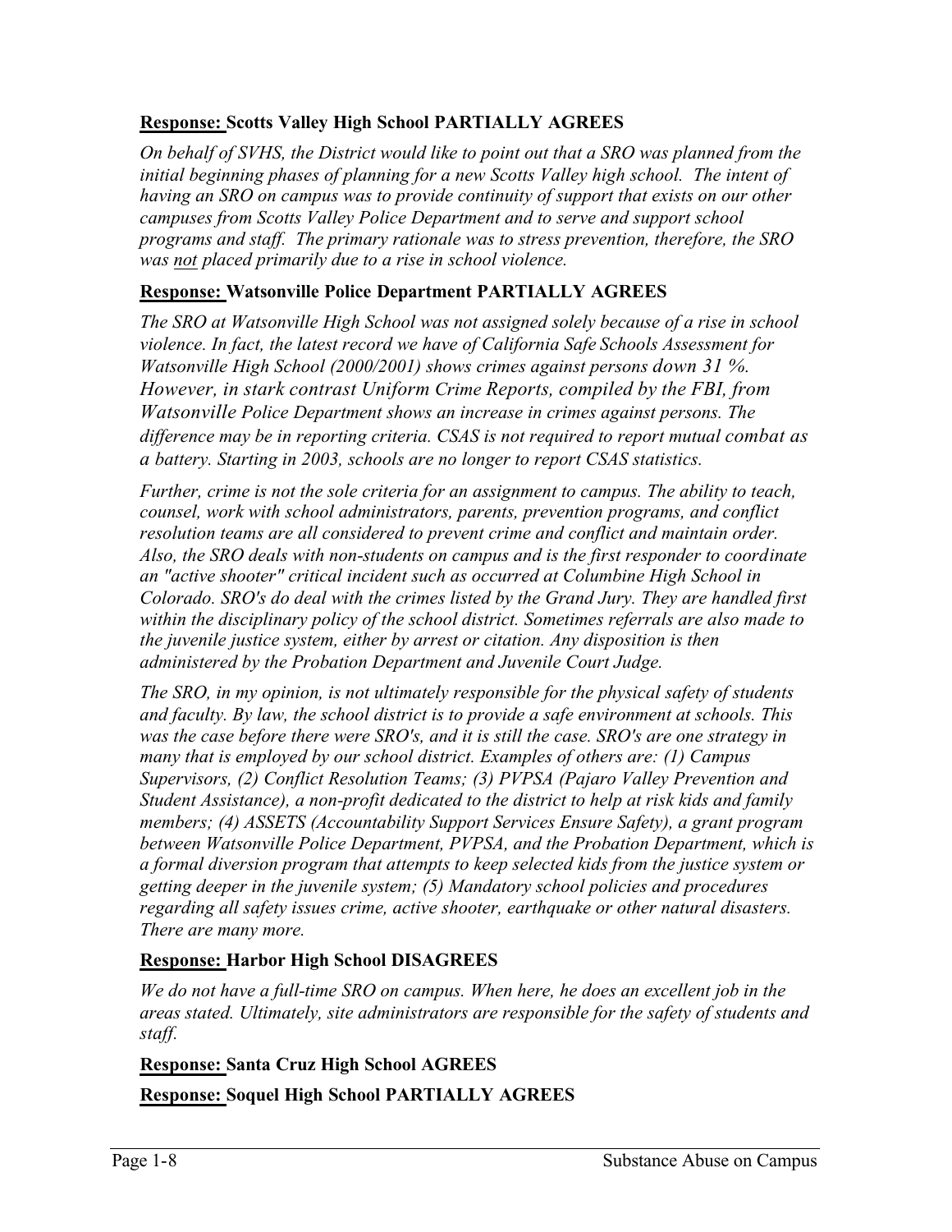**<u>Response:</u> Scotts Valley High School PARTIALLY AGREES**

*On behalf of SVHS, the District would like to point out that a SRO was planned from the initial beginning phases of planning for a new Scotts Valley high school. The intent of having an SRO on campus was to provide continuity of support that exists on our other campuses from Scotts Valley Police Department and to serve and support school programs and staff. The primary rationale was to stress prevention, therefore, the SRO was <u>not</u> placed primarily due to a rise in school violence.*

**<u>Response:</u> Watsonville Police Department PARTIALLY AGREES**

*The SRO at Watsonville High School was not assigned solely because of a rise in school violence. In fact, the latest record we have of California Safe Schools Assessment for Watsonville High School (2000/2001) shows crimes against persons down 31 %. However, in stark contrast Uniform Crime Reports, compiled by the FBI, from Watsonville Police Department shows an increase in crimes against persons. The difference may be in reporting criteria. CSAS is not required to report mutual combat as a battery. Starting in 2003, schools are no longer to report CSAS statistics.*

*Further, crime is not the sole criteria for an assignment to campus. The ability to teach, counsel, work with school administrators, parents, prevention programs, and conflict resolution teams are all considered to prevent crime and conflict and maintain order. Also, the SRO deals with non-students on campus and is the first responder to coordinate an "active shooter" critical incident such as occurred at Columbine High School in Colorado. SRO's do deal with the crimes listed by the Grand Jury. They are handled first within the disciplinary policy of the school district. Sometimes referrals are also made to the juvenile justice system, either by arrest or citation. Any disposition is then administered by the Probation Department and Juvenile Court Judge.*

*The SRO, in my opinion, is not ultimately responsible for the physical safety of students and faculty. By law, the school district is to provide a safe environment at schools. This was the case before there were SRO's, and it is still the case. SRO's are one strategy in many that is employed by our school district. Examples of others are: (1) Campus Supervisors, (2) Conflict Resolution Teams; (3) PVPSA (Pajaro Valley Prevention and Student Assistance), a non-profit dedicated to the district to help at risk kids and family members; (4) ASSETS (Accountability Support Services Ensure Safety), a grant program between Watsonville Police Department, PVPSA, and the Probation Department, which is a formal diversion program that attempts to keep selected kids from the justice system or getting deeper in the juvenile system; (5) Mandatory school policies and procedures regarding all safety issues crime, active shooter, earthquake or other natural disasters. There are many more.*

**<u>Response:</u> Harbor High School DISAGREES**

*We do not have a full-time SRO on campus. When here, he does an excellent job in the areas stated. Ultimately, site administrators are responsible for the safety of students and staff.*

**<u>Response:</u> Santa Cruz High School AGREES**

**<u>Response:</u> Soquel High School PARTIALLY AGREES**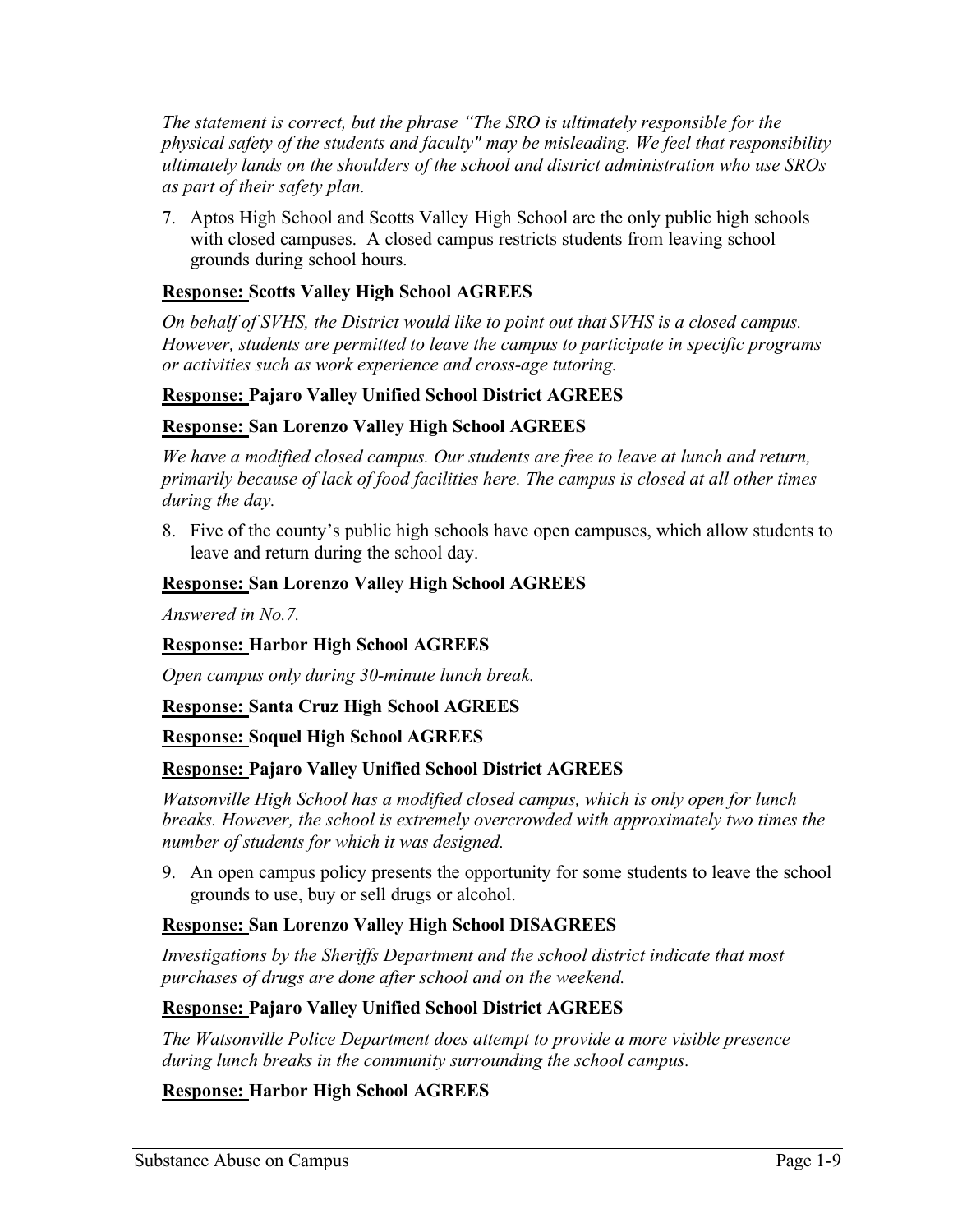*The statement is correct, but the phrase "The SRO is ultimately responsible for the physical safety of the students and faculty" may be misleading. We feel that responsibility ultimately lands on the shoulders of the school and district administration who use SROs as part of their safety plan.*

7. Aptos High School and Scotts Valley High School are the only public high schools with closed campuses. A closed campus restricts students from leaving school grounds during school hours.

**Response: Scotts Valley High School AGREES**

*On behalf of SVHS, the District would like to point out that SVHS is a closed campus. However, students are permitted to leave the campus to participate in specific programs or activities such as work experience and cross-age tutoring.*

**Response: Pajaro Valley Unified School District AGREES**

**Response: San Lorenzo Valley High School AGREES**

*We have a modified closed campus. Our students are free to leave at lunch and return, primarily because of lack of food facilities here. The campus is closed at all other times during the day.*

8. Five of the county's public high schools have open campuses, which allow students to leave and return during the school day.

**Response: San Lorenzo Valley High School AGREES**

*Answered in No.7.*

**Response: Harbor High School AGREES**

*Open campus only during 30-minute lunch break.*

**Response: Santa Cruz High School AGREES**

**Response: Soquel High School AGREES**

**Response: Pajaro Valley Unified School District AGREES**

*Watsonville High School has a modified closed campus, which is only open for lunch breaks. However, the school is extremely overcrowded with approximately two times the number of students for which it was designed.*

9. An open campus policy presents the opportunity for some students to leave the school grounds to use, buy or sell drugs or alcohol.

**Response: San Lorenzo Valley High School DISAGREES**

*Investigations by the Sheriffs Department and the school district indicate that most purchases of drugs are done after school and on the weekend.*

**Response: Pajaro Valley Unified School District AGREES**

*The Watsonville Police Department does attempt to provide a more visible presence during lunch breaks in the community surrounding the school campus.*

**Response: Harbor High School AGREES**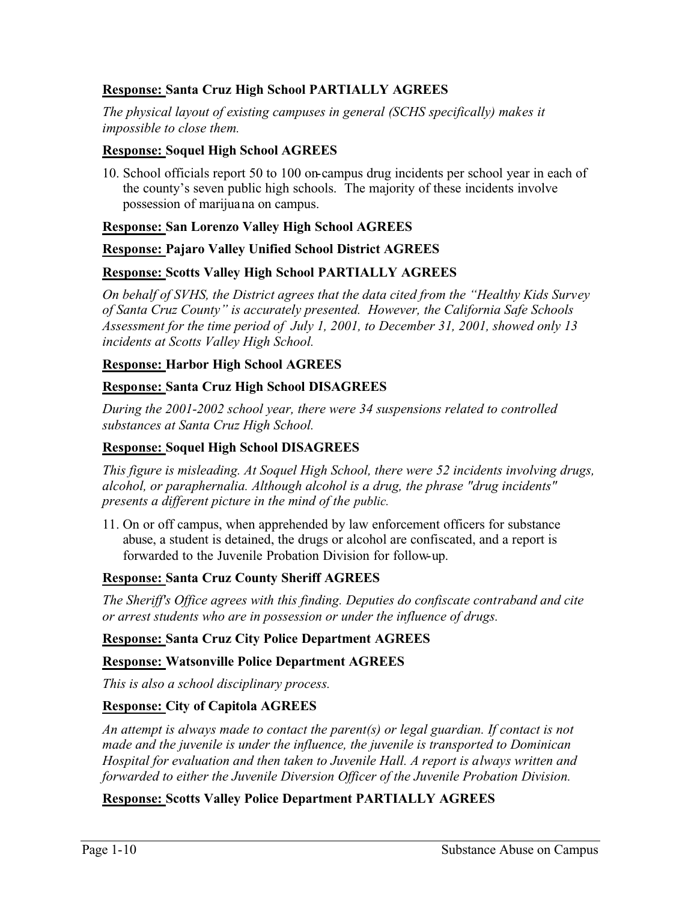**<u>Response:</u> Santa Cruz High School PARTIALLY AGREES**

*The physical layout of existing campuses in general (SCHS specifically) makes it impossible to close them.*

**<u>Response:</u> Soquel High School AGREES**

10. School officials report 50 to 100 on-campus drug incidents per school year in each of the county's seven public high schools. The majority of these incidents involve possession of marijuana on campus.

**<u>Response:</u> San Lorenzo Valley High School AGREES**

**<u>Response:</u> Pajaro Valley Unified School District AGREES**

**<u>Response:</u> Scotts Valley High School PARTIALLY AGREES**

*On behalf of SVHS, the District agrees that the data cited from the "Healthy Kids Survey of Santa Cruz County" is accurately presented. However, the California Safe Schools Assessment for the time period of July 1, 2001, to December 31, 2001, showed only 13 incidents at Scotts Valley High School.*

**<u>Response:</u> Harbor High School AGREES**

**<u>Response:</u> Santa Cruz High School DISAGREES**

*During the 2001-2002 school year, there were 34 suspensions related to controlled substances at Santa Cruz High School.*

**<u>Response:</u> Soquel High School DISAGREES**

*This figure is misleading. At Soquel High School, there were 52 incidents involving drugs, alcohol, or paraphernalia. Although alcohol is a drug, the phrase "drug incidents" presents a different picture in the mind of the public.*

11. On or off campus, when apprehended by law enforcement officers for substance abuse, a student is detained, the drugs or alcohol are confiscated, and a report is forwarded to the Juvenile Probation Division for follow-up.

**<u>Response:</u> Santa Cruz County Sheriff AGREES**

*The Sheriff's Office agrees with this finding. Deputies do confiscate contraband and cite or arrest students who are in possession or under the influence of drugs.*

**<u>Response:</u> Santa Cruz City Police Department AGREES**

**<u>Response:</u> Watsonville Police Department AGREES**

*This is also a school disciplinary process.*

**<u>Response:</u> City of Capitola AGREES**

*An attempt is always made to contact the parent(s) or legal guardian. If contact is not made and the juvenile is under the influence, the juvenile is transported to Dominican Hospital for evaluation and then taken to Juvenile Hall. A report is always written and forwarded to either the Juvenile Diversion Officer of the Juvenile Probation Division.*

**<u>Response:</u> Scotts Valley Police Department PARTIALLY AGREES**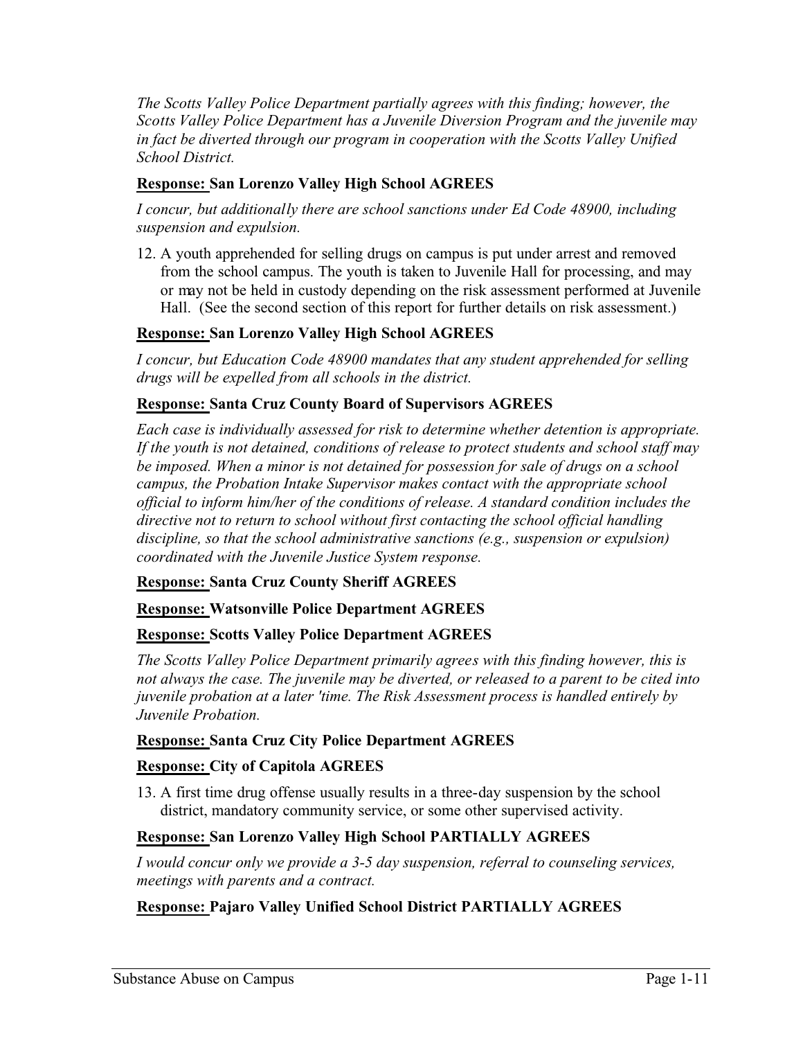*The Scotts Valley Police Department partially agrees with this finding; however, the Scotts Valley Police Department has a Juvenile Diversion Program and the juvenile may in fact be diverted through our program in cooperation with the Scotts Valley Unified School District.*

**<u>Response:</u> San Lorenzo Valley High School AGREES**

*I concur, but additionally there are school sanctions under Ed Code 48900, including suspension and expulsion.*

12. A youth apprehended for selling drugs on campus is put under arrest and removed from the school campus. The youth is taken to Juvenile Hall for processing, and may or may not be held in custody depending on the risk assessment performed at Juvenile Hall. (See the second section of this report for further details on risk assessment.)

**<u>Response:</u> San Lorenzo Valley High School AGREES**

*I concur, but Education Code 48900 mandates that any student apprehended for selling drugs will be expelled from all schools in the district.*

**<u>Response:</u> Santa Cruz County Board of Supervisors AGREES**

*Each case is individually assessed for risk to determine whether detention is appropriate. If the youth is not detained, conditions of release to protect students and school staff may be imposed. When a minor is not detained for possession for sale of drugs on a school campus, the Probation Intake Supervisor makes contact with the appropriate school official to inform him/her of the conditions of release. A standard condition includes the directive not to return to school without first contacting the school official handling discipline, so that the school administrative sanctions (e.g., suspension or expulsion) coordinated with the Juvenile Justice System response.*

**<u>Response:</u> Santa Cruz County Sheriff AGREES**

**<u>Response:</u> Watsonville Police Department AGREES**

**<u>Response:</u> Scotts Valley Police Department AGREES**

*The Scotts Valley Police Department primarily agrees with this finding however, this is not always the case. The juvenile may be diverted, or released to a parent to be cited into juvenile probation at a later 'time. The Risk Assessment process is handled entirely by Juvenile Probation.*

**<u>Response:</u> Santa Cruz City Police Department AGREES**

**<u>Response:</u> City of Capitola AGREES**

13. A first time drug offense usually results in a three-day suspension by the school district, mandatory community service, or some other supervised activity.

**<u>Response:</u> San Lorenzo Valley High School PARTIALLY AGREES**

*I would concur only we provide a 3-5 day suspension, referral to counseling services, meetings with parents and a contract.*

**<u>Response:</u> Pajaro Valley Unified School District PARTIALLY AGREES**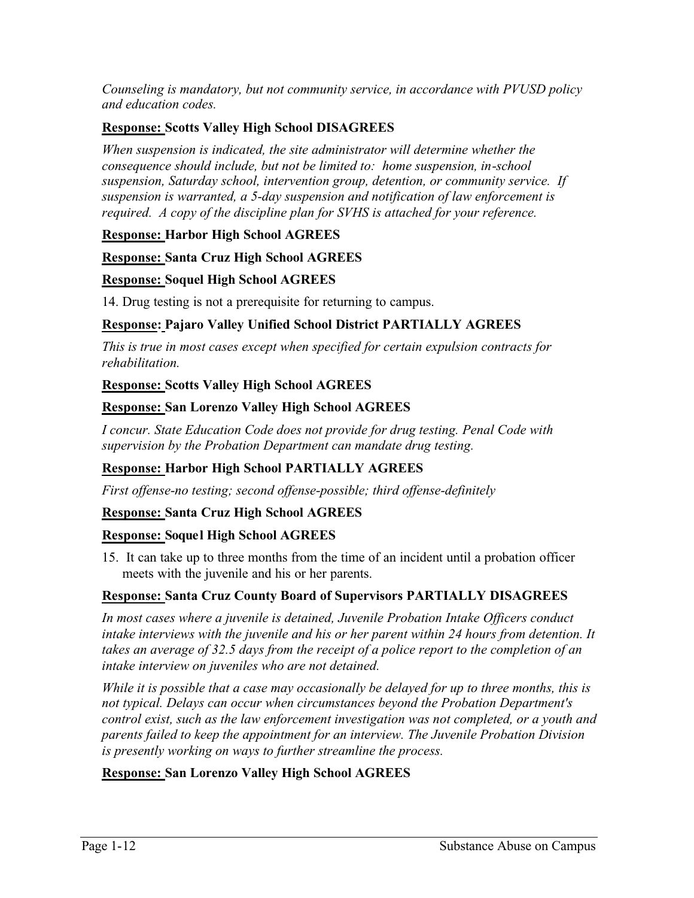*Counseling is mandatory, but not community service, in accordance with PVUSD policy and education codes.*

**Response: Scotts Valley High School DISAGREES**

*When suspension is indicated, the site administrator will determine whether the consequence should include, but not be limited to: home suspension, in-school suspension, Saturday school, intervention group, detention, or community service. If suspension is warranted, a 5-day suspension and notification of law enforcement is required. A copy of the discipline plan for SVHS is attached for your reference.*

**Response: Harbor High School AGREES**

**Response: Santa Cruz High School AGREES**

**Response: Soquel High School AGREES**

14. Drug testing is not a prerequisite for returning to campus.

**Response: Pajaro Valley Unified School District PARTIALLY AGREES**

*This is true in most cases except when specified for certain expulsion contracts for rehabilitation.*

**Response: Scotts Valley High School AGREES**

**Response: San Lorenzo Valley High School AGREES**

*I concur. State Education Code does not provide for drug testing. Penal Code with supervision by the Probation Department can mandate drug testing.*

**Response: Harbor High School PARTIALLY AGREES**

*First offense-no testing; second offense-possible; third offense-definitely*

**Response: Santa Cruz High School AGREES**

**Response: Soquel High School AGREES**

15. It can take up to three months from the time of an incident until a probation officer meets with the juvenile and his or her parents.

**Response: Santa Cruz County Board of Supervisors PARTIALLY DISAGREES**

*In most cases where a juvenile is detained, Juvenile Probation Intake Officers conduct intake interviews with the juvenile and his or her parent within 24 hours from detention. It takes an average of 32.5 days from the receipt of a police report to the completion of an intake interview on juveniles who are not detained.*

*While it is possible that a case may occasionally be delayed for up to three months, this is not typical. Delays can occur when circumstances beyond the Probation Department's control exist, such as the law enforcement investigation was not completed, or a youth and parents failed to keep the appointment for an interview. The Juvenile Probation Division is presently working on ways to further streamline the process.*

**Response: San Lorenzo Valley High School AGREES**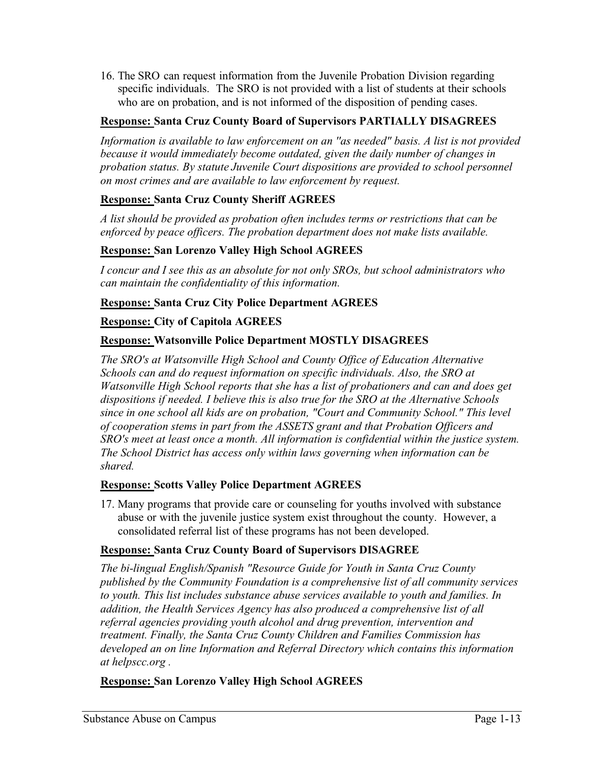16. The SRO can request information from the Juvenile Probation Division regarding specific individuals. The SRO is not provided with a list of students at their schools who are on probation, and is not informed of the disposition of pending cases.

**Response: Santa Cruz County Board of Supervisors PARTIALLY DISAGREES**

*Information is available to law enforcement on an "as needed" basis. A list is not provided because it would immediately become outdated, given the daily number of changes in probation status. By statute Juvenile Court dispositions are provided to school personnel on most crimes and are available to law enforcement by request.*

**Response: Santa Cruz County Sheriff AGREES**

*A list should be provided as probation often includes terms or restrictions that can be enforced by peace officers. The probation department does not make lists available.*

**Response: San Lorenzo Valley High School AGREES**

*I concur and I see this as an absolute for not only SROs, but school administrators who can maintain the confidentiality of this information.*

**Response: Santa Cruz City Police Department AGREES**

**Response: City of Capitola AGREES**

**Response: Watsonville Police Department MOSTLY DISAGREES**

*The SRO's at Watsonville High School and County Office of Education Alternative Schools can and do request information on specific individuals. Also, the SRO at Watsonville High School reports that she has a list of probationers and can and does get dispositions if needed. I believe this is also true for the SRO at the Alternative Schools since in one school all kids are on probation, "Court and Community School." This level of cooperation stems in part from the ASSETS grant and that Probation Officers and SRO's meet at least once a month. All information is confidential within the justice system. The School District has access only within laws governing when information can be shared.*

**Response: Scotts Valley Police Department AGREES**

17. Many programs that provide care or counseling for youths involved with substance abuse or with the juvenile justice system exist throughout the county. However, a consolidated referral list of these programs has not been developed.

**Response: Santa Cruz County Board of Supervisors DISAGREE**

*The bi-lingual English/Spanish "Resource Guide for Youth in Santa Cruz County published by the Community Foundation is a comprehensive list of all community services to youth. This list includes substance abuse services available to youth and families. In addition, the Health Services Agency has also produced a comprehensive list of all referral agencies providing youth alcohol and drug prevention, intervention and treatment. Finally, the Santa Cruz County Children and Families Commission has developed an on line Information and Referral Directory which contains this information at helpscc.org .*

**Response: San Lorenzo Valley High School AGREES**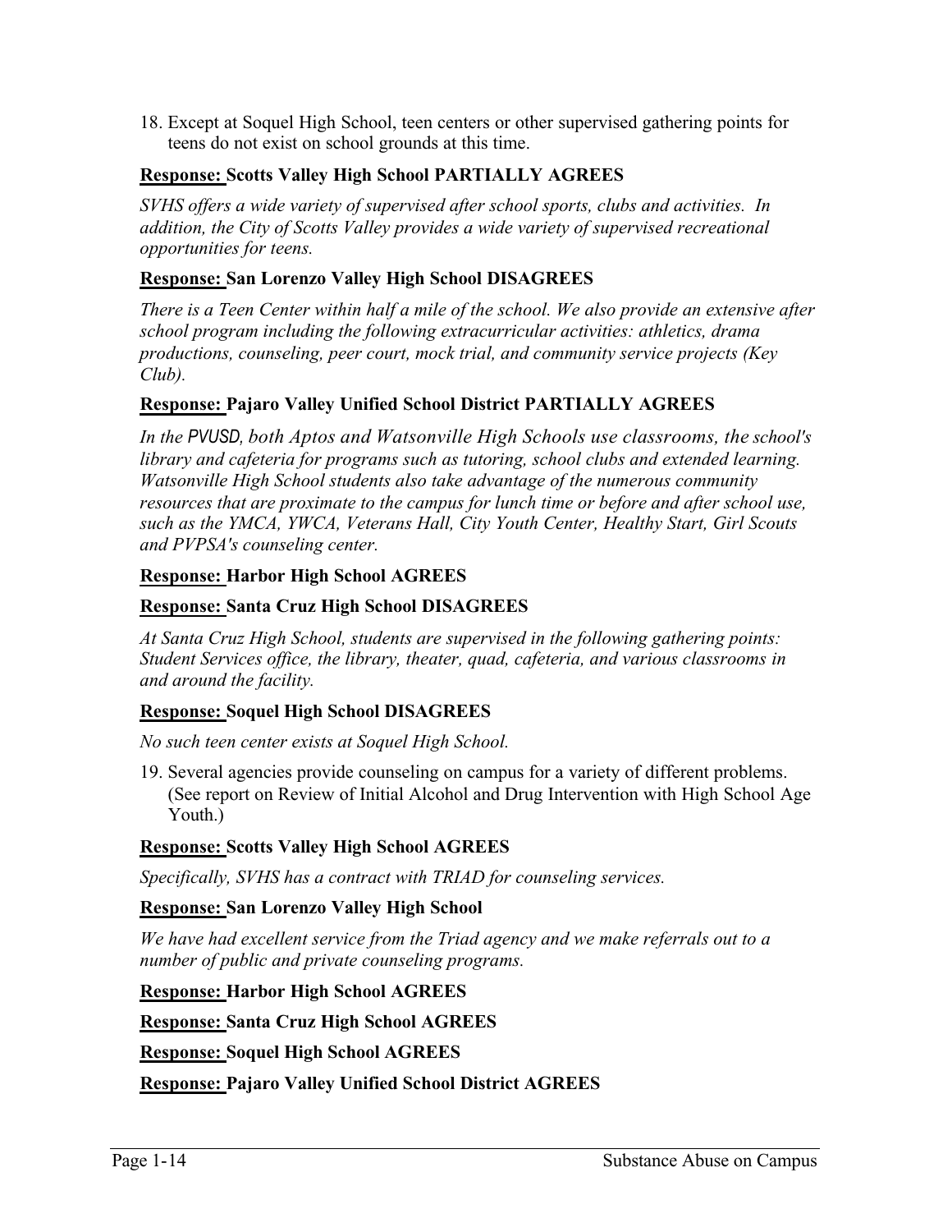18. Except at Soquel High School, teen centers or other supervised gathering points for teens do not exist on school grounds at this time.

**<u>Response:</u> Scotts Valley High School PARTIALLY AGREES**

*SVHS offers a wide variety of supervised after school sports, clubs and activities. In addition, the City of Scotts Valley provides a wide variety of supervised recreational opportunities for teens.*

**<u>Response:</u> San Lorenzo Valley High School DISAGREES**

*There is a Teen Center within half a mile of the school. We also provide an extensive after school program including the following extracurricular activities: athletics, drama productions, counseling, peer court, mock trial, and community service projects (Key Club).*

**<u>Response:</u> Pajaro Valley Unified School District PARTIALLY AGREES**

*In the PVUSD, both Aptos and Watsonville High Schools use classrooms, the school's library and cafeteria for programs such as tutoring, school clubs and extended learning. Watsonville High School students also take advantage of the numerous community resources that are proximate to the campus for lunch time or before and after school use, such as the YMCA, YWCA, Veterans Hall, City Youth Center, Healthy Start, Girl Scouts and PVPSA's counseling center.*

**<u>Response:</u> Harbor High School AGREES**

**<u>Response:</u> Santa Cruz High School DISAGREES**

*At Santa Cruz High School, students are supervised in the following gathering points: Student Services office, the library, theater, quad, cafeteria, and various classrooms in and around the facility.*

**<u>Response:</u> Soquel High School DISAGREES**

*No such teen center exists at Soquel High School.*

19. Several agencies provide counseling on campus for a variety of different problems. (See report on Review of Initial Alcohol and Drug Intervention with High School Age Youth.)

**<u>Response:</u> Scotts Valley High School AGREES**

*Specifically, SVHS has a contract with TRIAD for counseling services.*

**<u>Response:</u> San Lorenzo Valley High School**

*We have had excellent service from the Triad agency and we make referrals out to a number of public and private counseling programs.*

**<u>Response:</u> Harbor High School AGREES**

**<u>Response:</u> Santa Cruz High School AGREES**

**<u>Response:</u> Soquel High School AGREES**

**<u>Response:</u> Pajaro Valley Unified School District AGREES**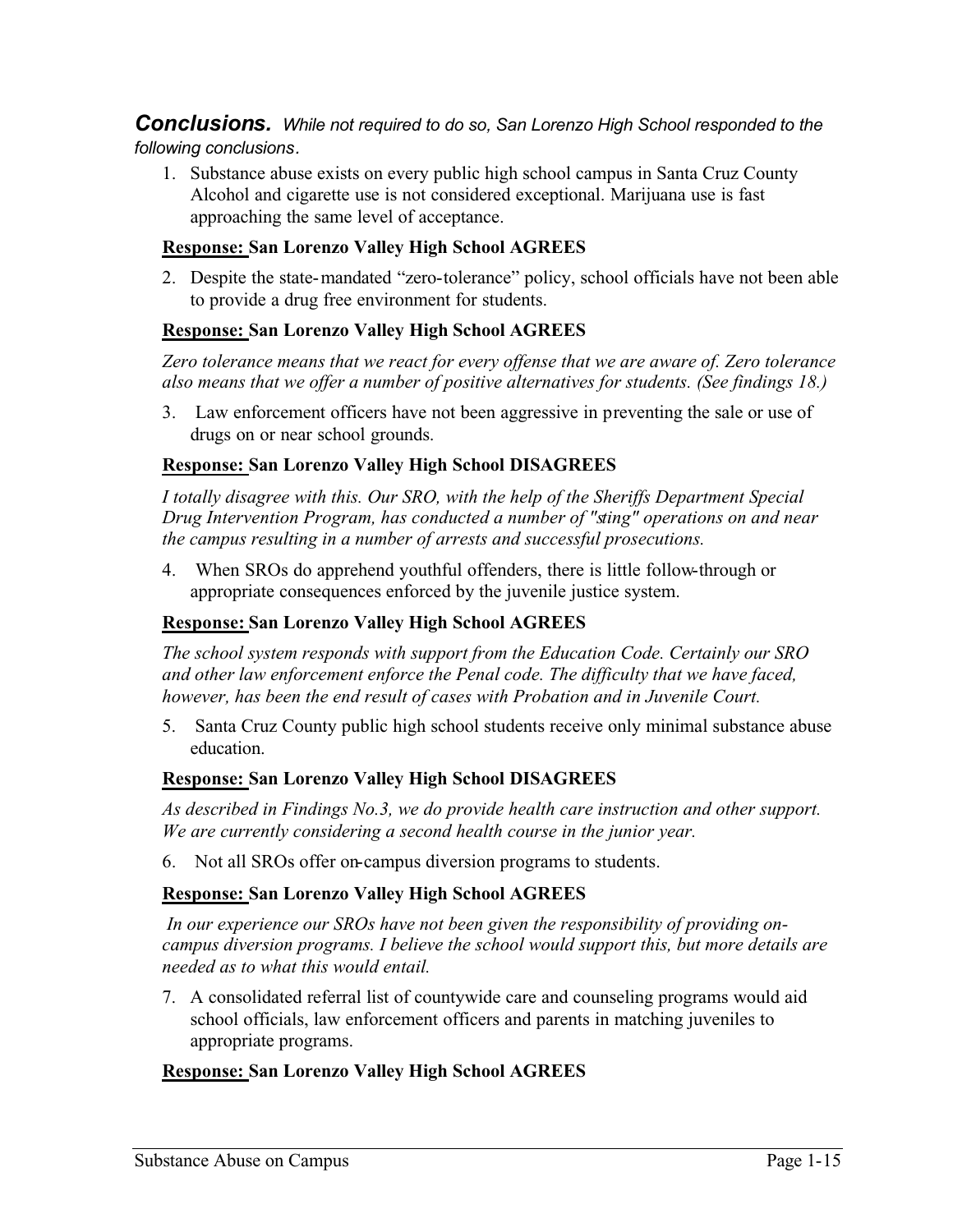***Conclusions.*** *While not required to do so, San Lorenzo High School responded to the following conclusions*.

1. Substance abuse exists on every public high school campus in Santa Cruz County Alcohol and cigarette use is not considered exceptional. Marijuana use is fast approaching the same level of acceptance.

**Response: San Lorenzo Valley High School AGREES**

2. Despite the state-mandated "zero-tolerance" policy, school officials have not been able to provide a drug free environment for students.

**Response: San Lorenzo Valley High School AGREES**

*Zero tolerance means that we react for every offense that we are aware of. Zero tolerance also means that we offer a number of positive alternatives for students. (See findings 18.)*

3. Law enforcement officers have not been aggressive in preventing the sale or use of drugs on or near school grounds.

**Response: San Lorenzo Valley High School DISAGREES**

*I totally disagree with this. Our SRO, with the help of the Sheriffs Department Special Drug Intervention Program, has conducted a number of "sting" operations on and near the campus resulting in a number of arrests and successful prosecutions.*

4. When SROs do apprehend youthful offenders, there is little follow-through or appropriate consequences enforced by the juvenile justice system.

**Response: San Lorenzo Valley High School AGREES**

*The school system responds with support from the Education Code. Certainly our SRO and other law enforcement enforce the Penal code. The difficulty that we have faced, however, has been the end result of cases with Probation and in Juvenile Court.*

5. Santa Cruz County public high school students receive only minimal substance abuse education.

**Response: San Lorenzo Valley High School DISAGREES**

*As described in Findings No.3, we do provide health care instruction and other support. We are currently considering a second health course in the junior year.*

6. Not all SROs offer on-campus diversion programs to students.

**Response: San Lorenzo Valley High School AGREES**

*In our experience our SROs have not been given the responsibility of providing on-campus diversion programs. I believe the school would support this, but more details are needed as to what this would entail.*

7. A consolidated referral list of countywide care and counseling programs would aid school officials, law enforcement officers and parents in matching juveniles to appropriate programs.

**Response: San Lorenzo Valley High School AGREES**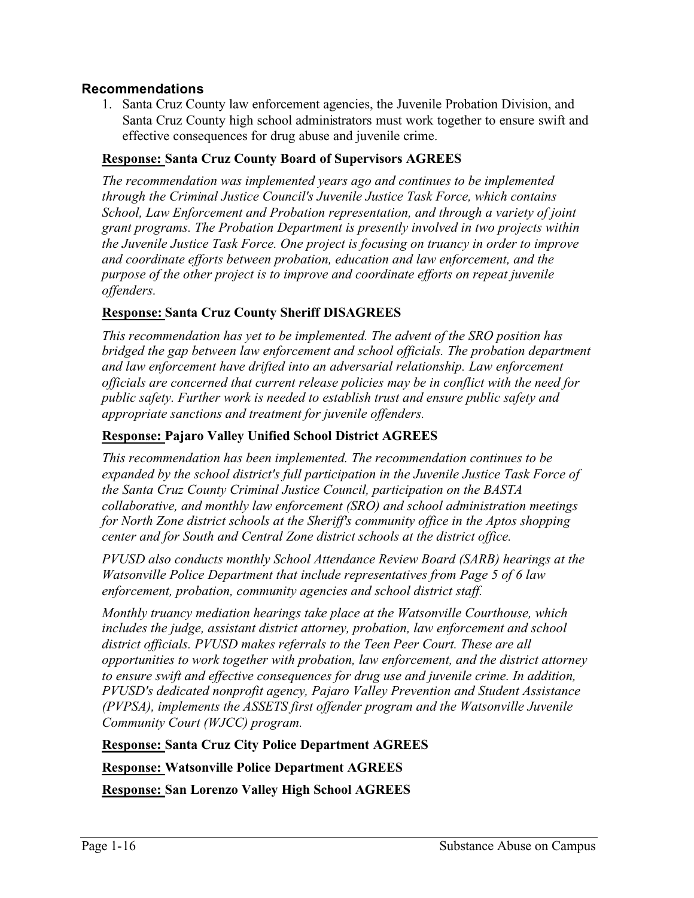### Recommendations

1. Santa Cruz County law enforcement agencies, the Juvenile Probation Division, and Santa Cruz County high school administrators must work together to ensure swift and effective consequences for drug abuse and juvenile crime.

**Response: Santa Cruz County Board of Supervisors AGREES**

*The recommendation was implemented years ago and continues to be implemented through the Criminal Justice Council's Juvenile Justice Task Force, which contains School, Law Enforcement and Probation representation, and through a variety of joint grant programs. The Probation Department is presently involved in two projects within the Juvenile Justice Task Force. One project is focusing on truancy in order to improve and coordinate efforts between probation, education and law enforcement, and the purpose of the other project is to improve and coordinate efforts on repeat juvenile offenders.*

**Response: Santa Cruz County Sheriff DISAGREES**

*This recommendation has yet to be implemented. The advent of the SRO position has bridged the gap between law enforcement and school officials. The probation department and law enforcement have drifted into an adversarial relationship. Law enforcement officials are concerned that current release policies may be in conflict with the need for public safety. Further work is needed to establish trust and ensure public safety and appropriate sanctions and treatment for juvenile offenders.*

**Response: Pajaro Valley Unified School District AGREES**

*This recommendation has been implemented. The recommendation continues to be expanded by the school district's full participation in the Juvenile Justice Task Force of the Santa Cruz County Criminal Justice Council, participation on the BASTA collaborative, and monthly law enforcement (SRO) and school administration meetings for North Zone district schools at the Sheriff's community office in the Aptos shopping center and for South and Central Zone district schools at the district office.*

*PVUSD also conducts monthly School Attendance Review Board (SARB) hearings at the Watsonville Police Department that include representatives from Page 5 of 6 law enforcement, probation, community agencies and school district staff.*

*Monthly truancy mediation hearings take place at the Watsonville Courthouse, which includes the judge, assistant district attorney, probation, law enforcement and school district officials. PVUSD makes referrals to the Teen Peer Court. These are all opportunities to work together with probation, law enforcement, and the district attorney to ensure swift and effective consequences for drug use and juvenile crime. In addition, PVUSD's dedicated nonprofit agency, Pajaro Valley Prevention and Student Assistance (PVPSA), implements the ASSETS first offender program and the Watsonville Juvenile Community Court (WJCC) program.*

**Response: Santa Cruz City Police Department AGREES**

**Response: Watsonville Police Department AGREES**

**Response: San Lorenzo Valley High School AGREES**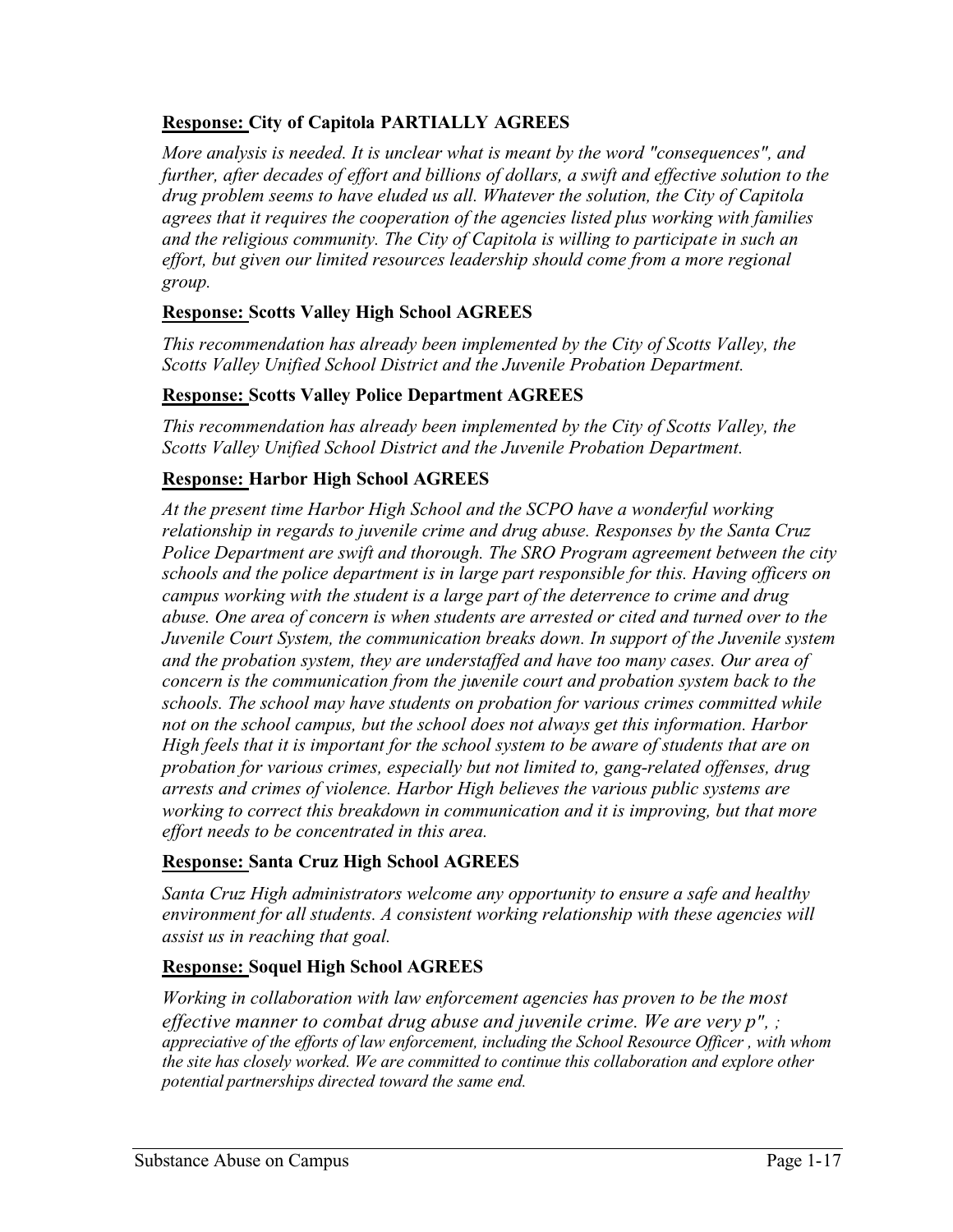**<u>Response:</u> City of Capitola PARTIALLY AGREES**

*More analysis is needed. It is unclear what is meant by the word "consequences", and further, after decades of effort and billions of dollars, a swift and effective solution to the drug problem seems to have eluded us all. Whatever the solution, the City of Capitola agrees that it requires the cooperation of the agencies listed plus working with families and the religious community. The City of Capitola is willing to participate in such an effort, but given our limited resources leadership should come from a more regional group.*

**<u>Response:</u> Scotts Valley High School AGREES**

*This recommendation has already been implemented by the City of Scotts Valley, the Scotts Valley Unified School District and the Juvenile Probation Department.*

**<u>Response:</u> Scotts Valley Police Department AGREES**

*This recommendation has already been implemented by the City of Scotts Valley, the Scotts Valley Unified School District and the Juvenile Probation Department.*

**<u>Response:</u> Harbor High School AGREES**

*At the present time Harbor High School and the SCPO have a wonderful working relationship in regards to juvenile crime and drug abuse. Responses by the Santa Cruz Police Department are swift and thorough. The SRO Program agreement between the city schools and the police department is in large part responsible for this. Having officers on campus working with the student is a large part of the deterrence to crime and drug abuse. One area of concern is when students are arrested or cited and turned over to the Juvenile Court System, the communication breaks down. In support of the Juvenile system and the probation system, they are understaffed and have too many cases. Our area of concern is the communication from the juvenile court and probation system back to the schools. The school may have students on probation for various crimes committed while not on the school campus, but the school does not always get this information. Harbor High feels that it is important for the school system to be aware of students that are on probation for various crimes, especially but not limited to, gang-related offenses, drug arrests and crimes of violence. Harbor High believes the various public systems are working to correct this breakdown in communication and it is improving, but that more effort needs to be concentrated in this area.*

**<u>Response:</u> Santa Cruz High School AGREES**

*Santa Cruz High administrators welcome any opportunity to ensure a safe and healthy environment for all students. A consistent working relationship with these agencies will assist us in reaching that goal.*

**<u>Response:</u> Soquel High School AGREES**

*Working in collaboration with law enforcement agencies has proven to be the most effective manner to combat drug abuse and juvenile crime. We are very p", ; appreciative of the efforts of law enforcement, including the School Resource Officer , with whom the site has closely worked. We are committed to continue this collaboration and explore other potential partnerships directed toward the same end.*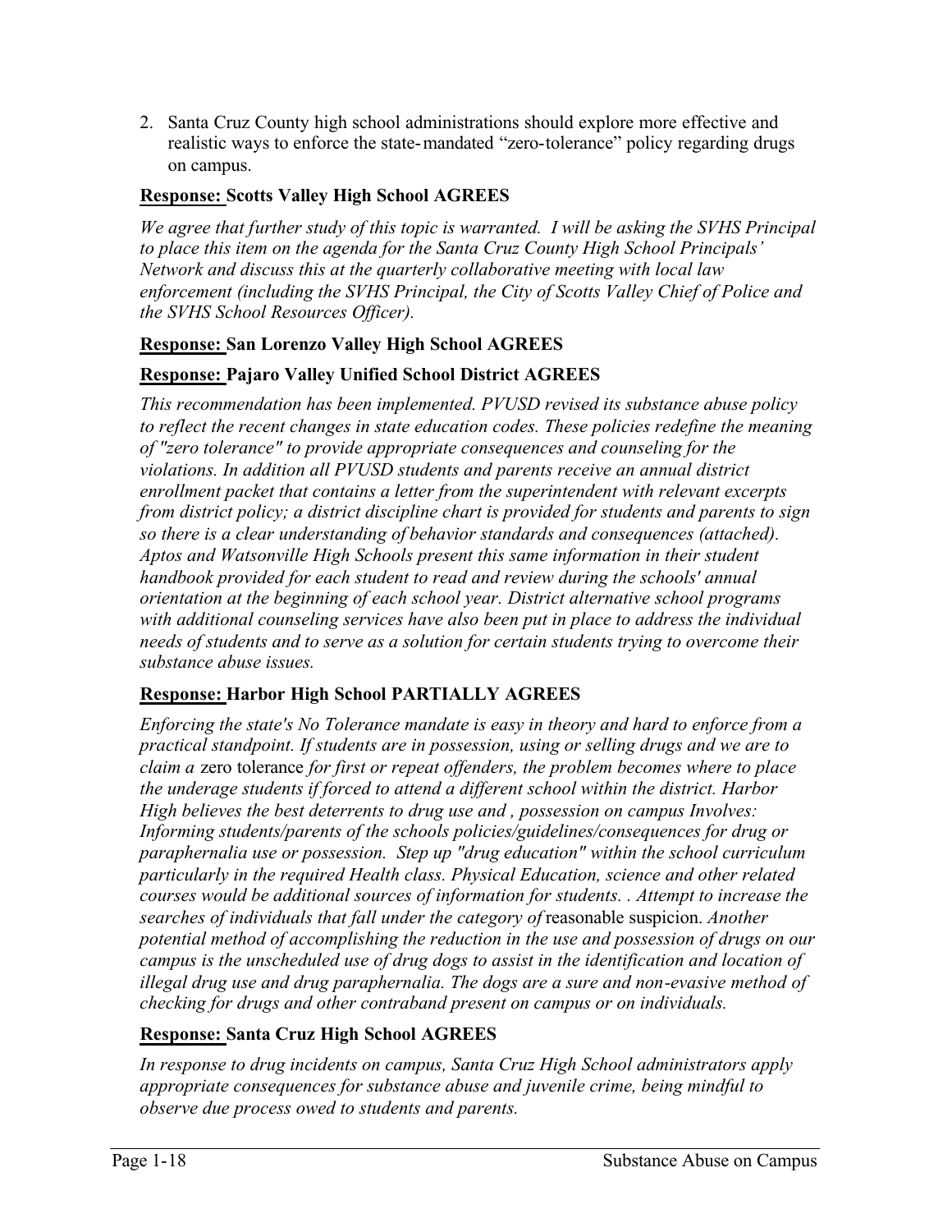2. Santa Cruz County high school administrations should explore more effective and realistic ways to enforce the state-mandated “zero-tolerance” policy regarding drugs on campus.

**<u>Response:</u> Scotts Valley High School AGREES**

*We agree that further study of this topic is warranted. I will be asking the SVHS Principal to place this item on the agenda for the Santa Cruz County High School Principals’ Network and discuss this at the quarterly collaborative meeting with local law enforcement (including the SVHS Principal, the City of Scotts Valley Chief of Police and the SVHS School Resources Officer).*

**<u>Response:</u> San Lorenzo Valley High School AGREES**

**<u>Response:</u> Pajaro Valley Unified School District AGREES**

*This recommendation has been implemented. PVUSD revised its substance abuse policy to reflect the recent changes in state education codes. These policies redefine the meaning of "zero tolerance" to provide appropriate consequences and counseling for the violations. In addition all PVUSD students and parents receive an annual district enrollment packet that contains a letter from the superintendent with relevant excerpts from district policy; a district discipline chart is provided for students and parents to sign so there is a clear understanding of behavior standards and consequences (attached). Aptos and Watsonville High Schools present this same information in their student handbook provided for each student to read and review during the schools' annual orientation at the beginning of each school year. District alternative school programs with additional counseling services have also been put in place to address the individual needs of students and to serve as a solution for certain students trying to overcome their substance abuse issues.*

**<u>Response:</u> Harbor High School PARTIALLY AGREES**

*Enforcing the state's No Tolerance mandate is easy in theory and hard to enforce from a practical standpoint. If students are in possession, using or selling drugs and we are to claim a* zero tolerance *for first or repeat offenders, the problem becomes where to place the underage students if forced to attend a different school within the district. Harbor High believes the best deterrents to drug use and , possession on campus Involves: Informing students/parents of the schools policies/guidelines/consequences for drug or paraphernalia use or possession. Step up "drug education" within the school curriculum particularly in the required Health class. Physical Education, science and other related courses would be additional sources of information for students. . Attempt to increase the searches of individuals that fall under the category of* reasonable suspicion. *Another potential method of accomplishing the reduction in the use and possession of drugs on our campus is the unscheduled use of drug dogs to assist in the identification and location of illegal drug use and drug paraphernalia. The dogs are a sure and non-evasive method of checking for drugs and other contraband present on campus or on individuals.*

**<u>Response:</u> Santa Cruz High School AGREES**

*In response to drug incidents on campus, Santa Cruz High School administrators apply appropriate consequences for substance abuse and juvenile crime, being mindful to observe due process owed to students and parents.*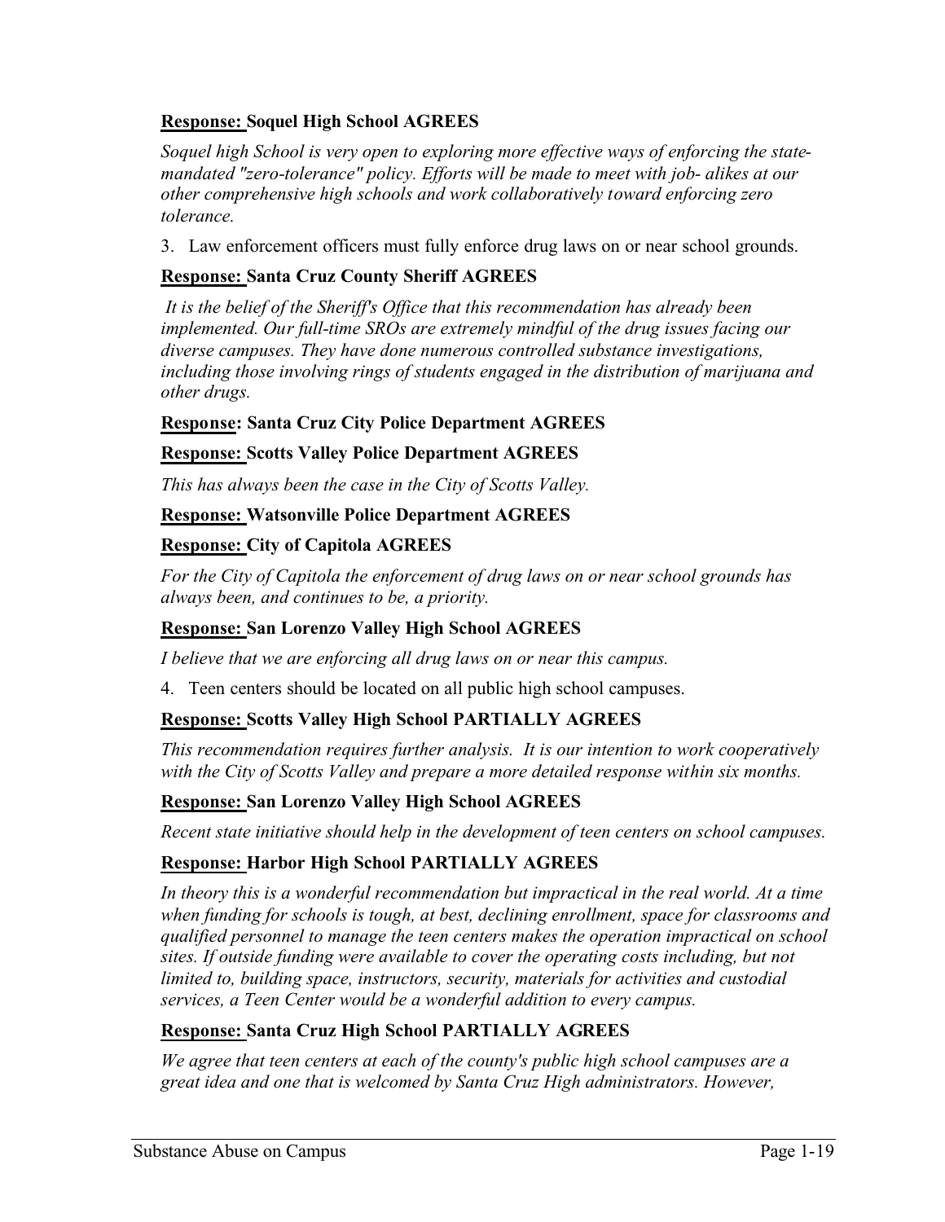**<u>Response:</u> Soquel High School AGREES**

*Soquel high School is very open to exploring more effective ways of enforcing the state-mandated "zero-tolerance" policy. Efforts will be made to meet with job- alikes at our other comprehensive high schools and work collaboratively toward enforcing zero tolerance.*

3. Law enforcement officers must fully enforce drug laws on or near school grounds.

**<u>Response:</u> Santa Cruz County Sheriff AGREES**

*It is the belief of the Sheriff's Office that this recommendation has already been implemented. Our full-time SROs are extremely mindful of the drug issues facing our diverse campuses. They have done numerous controlled substance investigations, including those involving rings of students engaged in the distribution of marijuana and other drugs.*

**<u>Response</u>: Santa Cruz City Police Department AGREES**

**<u>Response:</u> Scotts Valley Police Department AGREES**

*This has always been the case in the City of Scotts Valley.*

**<u>Response:</u> Watsonville Police Department AGREES**

**<u>Response:</u> City of Capitola AGREES**

*For the City of Capitola the enforcement of drug laws on or near school grounds has always been, and continues to be, a priority.*

**<u>Response:</u> San Lorenzo Valley High School AGREES**

*I believe that we are enforcing all drug laws on or near this campus.*

4. Teen centers should be located on all public high school campuses.

**<u>Response:</u> Scotts Valley High School PARTIALLY AGREES**

*This recommendation requires further analysis. It is our intention to work cooperatively with the City of Scotts Valley and prepare a more detailed response within six months.*

**<u>Response:</u> San Lorenzo Valley High School AGREES**

*Recent state initiative should help in the development of teen centers on school campuses.*

**<u>Response:</u> Harbor High School PARTIALLY AGREES**

*In theory this is a wonderful recommendation but impractical in the real world. At a time when funding for schools is tough, at best, declining enrollment, space for classrooms and qualified personnel to manage the teen centers makes the operation impractical on school sites. If outside funding were available to cover the operating costs including, but not limited to, building space, instructors, security, materials for activities and custodial services, a Teen Center would be a wonderful addition to every campus.*

**<u>Response:</u> Santa Cruz High School PARTIALLY AGREES**

*We agree that teen centers at each of the county's public high school campuses are a great idea and one that is welcomed by Santa Cruz High administrators. However,*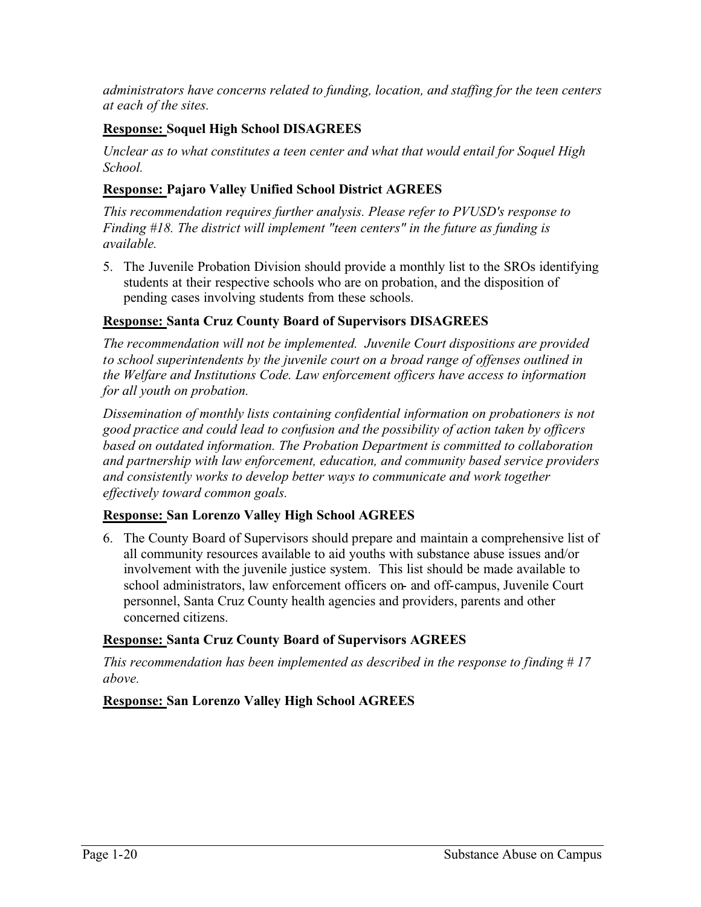*administrators have concerns related to funding, location, and staffing for the teen centers at each of the sites.*

**<u>Response:</u> Soquel High School DISAGREES**

*Unclear as to what constitutes a teen center and what that would entail for Soquel High School.*

**<u>Response:</u> Pajaro Valley Unified School District AGREES**

*This recommendation requires further analysis. Please refer to PVUSD's response to Finding #18. The district will implement "teen centers" in the future as funding is available.*

5. The Juvenile Probation Division should provide a monthly list to the SROs identifying students at their respective schools who are on probation, and the disposition of pending cases involving students from these schools.

**<u>Response:</u> Santa Cruz County Board of Supervisors DISAGREES**

*The recommendation will not be implemented. Juvenile Court dispositions are provided to school superintendents by the juvenile court on a broad range of offenses outlined in the Welfare and Institutions Code. Law enforcement officers have access to information for all youth on probation.*

*Dissemination of monthly lists containing confidential information on probationers is not good practice and could lead to confusion and the possibility of action taken by officers based on outdated information. The Probation Department is committed to collaboration and partnership with law enforcement, education, and community based service providers and consistently works to develop better ways to communicate and work together effectively toward common goals.*

**<u>Response:</u> San Lorenzo Valley High School AGREES**

6. The County Board of Supervisors should prepare and maintain a comprehensive list of all community resources available to aid youths with substance abuse issues and/or involvement with the juvenile justice system. This list should be made available to school administrators, law enforcement officers on- and off-campus, Juvenile Court personnel, Santa Cruz County health agencies and providers, parents and other concerned citizens.

**<u>Response:</u> Santa Cruz County Board of Supervisors AGREES**

*This recommendation has been implemented as described in the response to finding # 17 above.*

**<u>Response:</u> San Lorenzo Valley High School AGREES**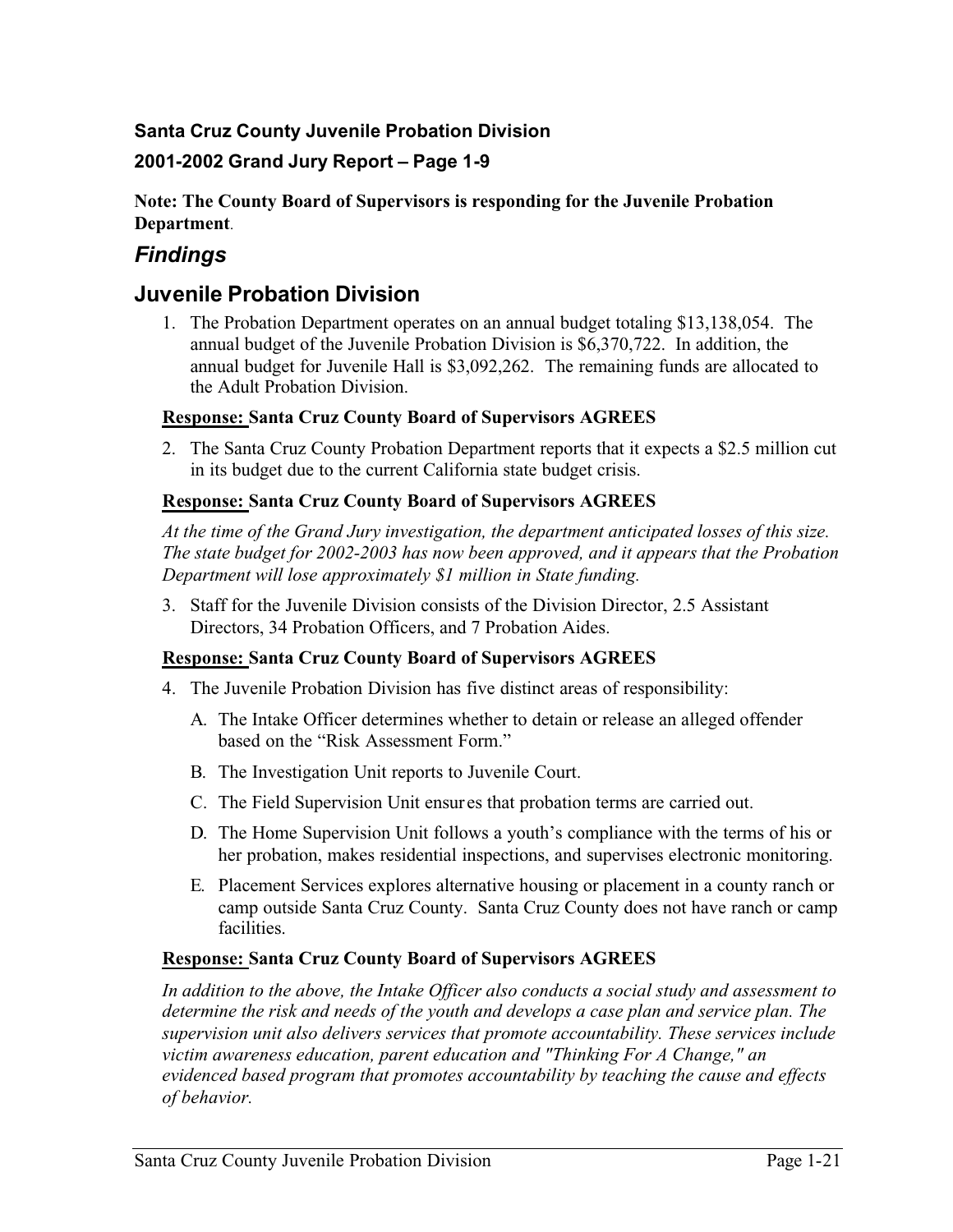**Santa Cruz County Juvenile Probation Division**

**2001-2002 Grand Jury Report – Page 1-9**

**Note: The County Board of Supervisors is responding for the Juvenile Probation Department**.

## *Findings*

## Juvenile Probation Division

1. The Probation Department operates on an annual budget totaling $13,138,054. The annual budget of the Juvenile Probation Division is $6,370,722. In addition, the annual budget for Juvenile Hall is $3,092,262. The remaining funds are allocated to the Adult Probation Division.

**Response: Santa Cruz County Board of Supervisors AGREES**

2. The Santa Cruz County Probation Department reports that it expects a $2.5 million cut in its budget due to the current California state budget crisis.

**Response: Santa Cruz County Board of Supervisors AGREES**

*At the time of the Grand Jury investigation, the department anticipated losses of this size. The state budget for 2002-2003 has now been approved, and it appears that the Probation Department will lose approximately $1 million in State funding.*

3. Staff for the Juvenile Division consists of the Division Director, 2.5 Assistant Directors, 34 Probation Officers, and 7 Probation Aides.

**Response: Santa Cruz County Board of Supervisors AGREES**

4. The Juvenile Probation Division has five distinct areas of responsibility:

   A. The Intake Officer determines whether to detain or release an alleged offender based on the "Risk Assessment Form."

   B. The Investigation Unit reports to Juvenile Court.

   C. The Field Supervision Unit ensures that probation terms are carried out.

   D. The Home Supervision Unit follows a youth's compliance with the terms of his or her probation, makes residential inspections, and supervises electronic monitoring.

   E. Placement Services explores alternative housing or placement in a county ranch or camp outside Santa Cruz County. Santa Cruz County does not have ranch or camp facilities.

**Response: Santa Cruz County Board of Supervisors AGREES**

*In addition to the above, the Intake Officer also conducts a social study and assessment to determine the risk and needs of the youth and develops a case plan and service plan. The supervision unit also delivers services that promote accountability. These services include victim awareness education, parent education and "Thinking For A Change," an evidenced based program that promotes accountability by teaching the cause and effects of behavior.*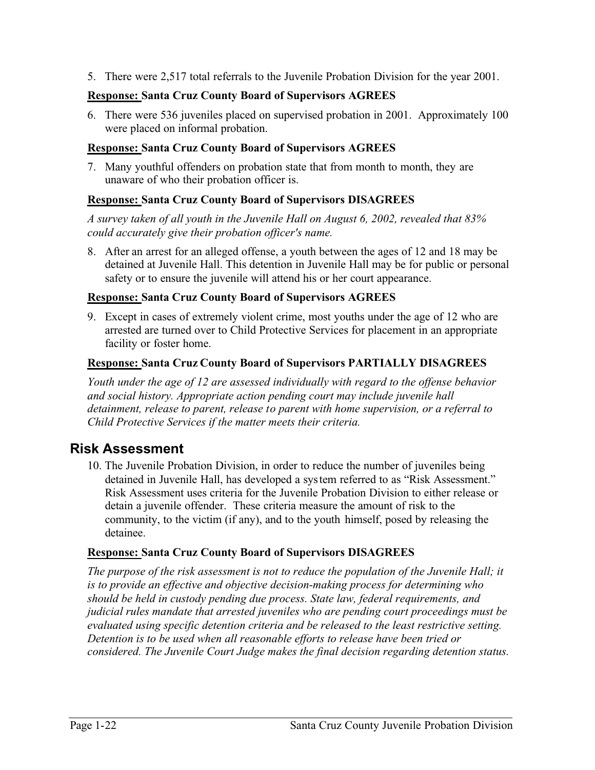5. There were 2,517 total referrals to the Juvenile Probation Division for the year 2001.

**<u>Response:</u> Santa Cruz County Board of Supervisors AGREES**

6. There were 536 juveniles placed on supervised probation in 2001. Approximately 100 were placed on informal probation.

**<u>Response:</u> Santa Cruz County Board of Supervisors AGREES**

7. Many youthful offenders on probation state that from month to month, they are unaware of who their probation officer is.

**<u>Response:</u> Santa Cruz County Board of Supervisors DISAGREES**

*A survey taken of all youth in the Juvenile Hall on August 6, 2002, revealed that 83% could accurately give their probation officer's name.*

8. After an arrest for an alleged offense, a youth between the ages of 12 and 18 may be detained at Juvenile Hall. This detention in Juvenile Hall may be for public or personal safety or to ensure the juvenile will attend his or her court appearance.

**<u>Response:</u> Santa Cruz County Board of Supervisors AGREES**

9. Except in cases of extremely violent crime, most youths under the age of 12 who are arrested are turned over to Child Protective Services for placement in an appropriate facility or foster home.

**<u>Response:</u> Santa Cruz County Board of Supervisors PARTIALLY DISAGREES**

*Youth under the age of 12 are assessed individually with regard to the offense behavior and social history. Appropriate action pending court may include juvenile hall detainment, release to parent, release to parent with home supervision, or a referral to Child Protective Services if the matter meets their criteria.*

## Risk Assessment

10. The Juvenile Probation Division, in order to reduce the number of juveniles being detained in Juvenile Hall, has developed a system referred to as “Risk Assessment.” Risk Assessment uses criteria for the Juvenile Probation Division to either release or detain a juvenile offender. These criteria measure the amount of risk to the community, to the victim (if any), and to the youth himself, posed by releasing the detainee.

**<u>Response:</u> Santa Cruz County Board of Supervisors DISAGREES**

*The purpose of the risk assessment is not to reduce the population of the Juvenile Hall; it is to provide an effective and objective decision-making process for determining who should be held in custody pending due process. State law, federal requirements, and judicial rules mandate that arrested juveniles who are pending court proceedings must be evaluated using specific detention criteria and be released to the least restrictive setting. Detention is to be used when all reasonable efforts to release have been tried or considered. The Juvenile Court Judge makes the final decision regarding detention status.*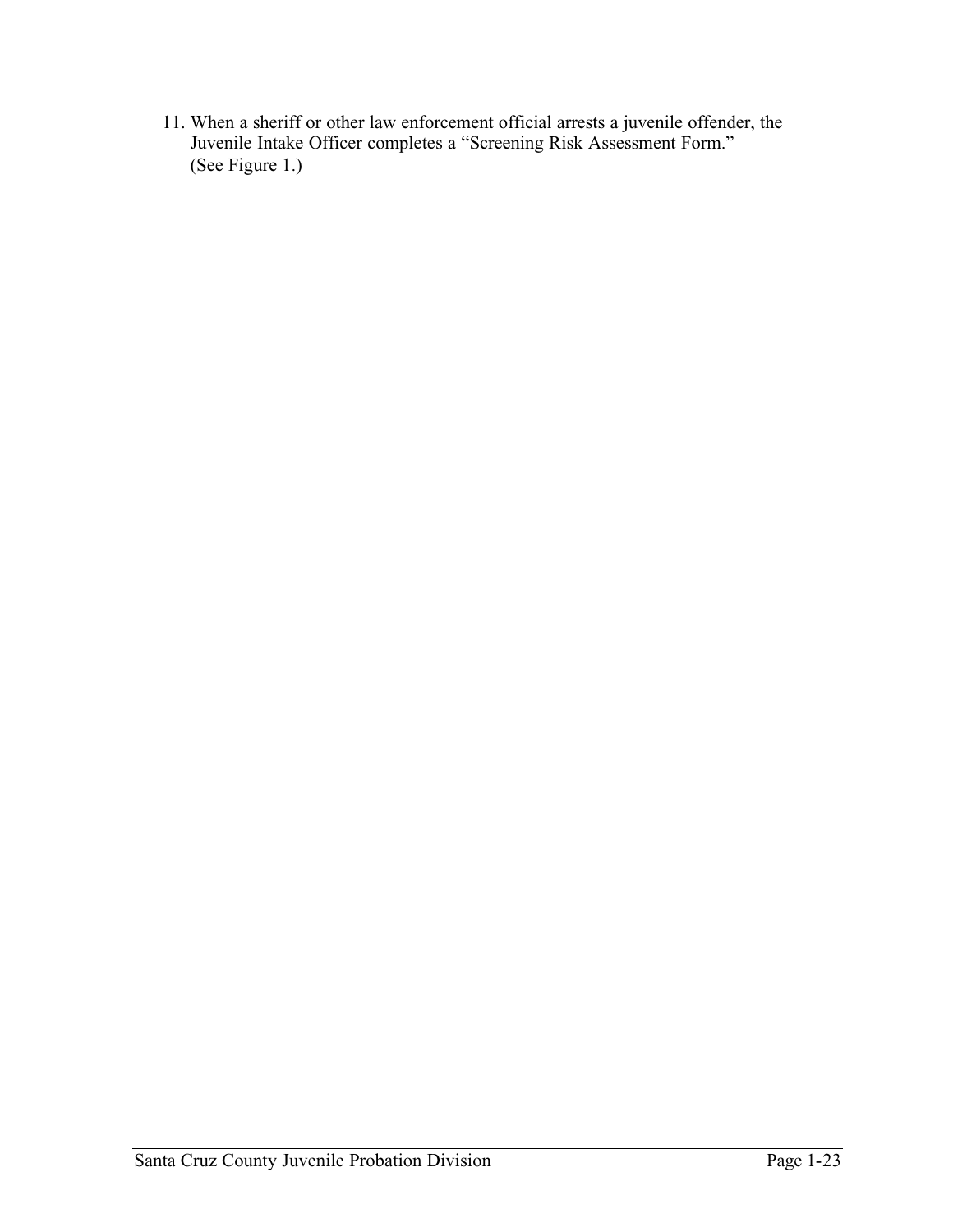11. When a sheriff or other law enforcement official arrests a juvenile offender, the Juvenile Intake Officer completes a "Screening Risk Assessment Form." (See Figure 1.)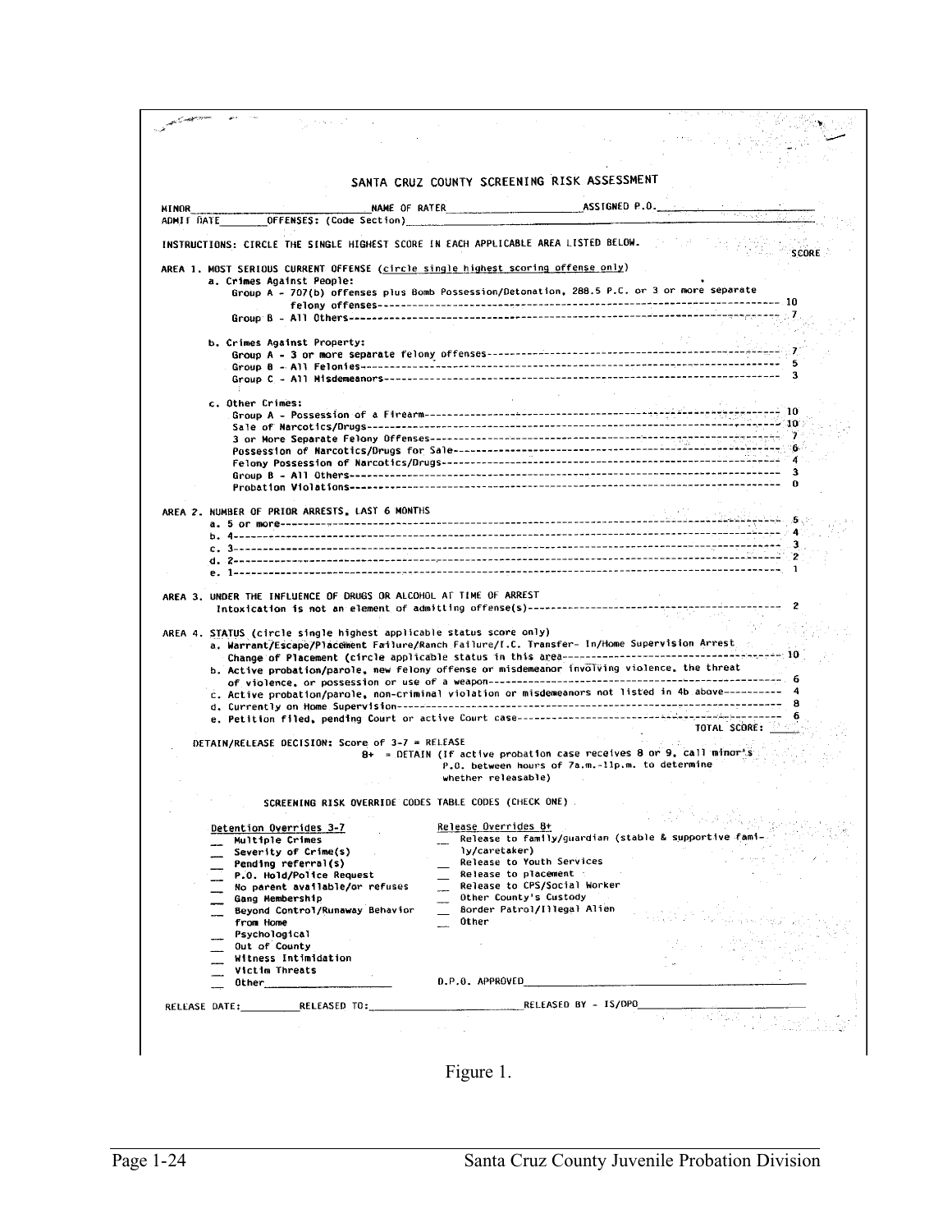## SANTA CRUZ COUNTY SCREENING RISK ASSESSMENT

MINOR\_\_\_\_\_\_\_\_\_\_\_\_\_\_\_\_\_\_\_\_\_\_\_\_ NAME OF RATER\_\_\_\_\_\_\_\_\_\_\_\_\_\_\_\_\_\_\_\_ ASSIGNED P.O.\_\_\_\_\_\_\_\_\_\_\_\_\_\_\_\_\_\_\_\_

ADMIT DATE\_\_\_\_\_\_\_ OFFENSES: (Code Section)\_\_\_\_\_\_\_\_\_\_\_\_\_\_\_\_\_\_\_\_\_\_\_\_\_\_\_\_\_\_\_\_\_\_\_\_\_\_\_\_

INSTRUCTIONS: CIRCLE THE SINGLE HIGHEST SCORE IN EACH APPLICABLE AREA LISTED BELOW.

| | SCORE |
|---|---|
| **AREA 1. MOST SERIOUS CURRENT OFFENSE** (circle single highest scoring offense only) | |
| a. Crimes Against People: | |
| Group A - 707(b) offenses plus Bomb Possession/Detonation, 288.5 P.C. or 3 or more separate felony offenses | 10 |
| Group B - All Others | 7 |
| b. Crimes Against Property: | |
| Group A - 3 or more separate felony offenses | 7 |
| Group B - All Felonies | 5 |
| Group C - All Misdemeanors | 3 |
| c. Other Crimes: | |
| Group A - Possession of a Firearm | 10 |
| Sale of Narcotics/Drugs | 10 |
| 3 or More Separate Felony Offenses | 7 |
| Possession of Narcotics/Drugs for Sale | 6 |
| Felony Possession of Narcotics/Drugs | 4 |
| Group B - All Others | 3 |
| Probation Violations | 0 |
| **AREA 2. NUMBER OF PRIOR ARRESTS, LAST 6 MONTHS** | |
| a. 5 or more | 5 |
| b. 4 | 4 |
| c. 3 | 3 |
| d. 2 | 2 |
| e. 1 | 1 |
| **AREA 3. UNDER THE INFLUENCE OF DRUGS OR ALCOHOL AT TIME OF ARREST** | |
| Intoxication is not an element of admitting offense(s) | 2 |
| **AREA 4. STATUS** (circle single highest applicable status score only) | |
| a. Warrant/Escape/Placement Failure/Ranch Failure/I.C. Transfer- In/Home Supervision Arrest Change of Placement (circle applicable status in this area | 10 |
| b. Active probation/parole, new felony offense or misdemeanor involving violence, the threat of violence, or possession or use of a weapon | 6 |
| c. Active probation/parole, non-criminal violation or misdemeanors not listed in 4b above | 4 |
| d. Currently on Home Supervision | 8 |
| e. Petition filed, pending Court or active Court case | 6 |
| TOTAL SCORE: | \_\_\_\_\_ |

DETAIN/RELEASE DECISION: Score of 3-7 = RELEASE
8+ = DETAIN (If active probation case receives 8 or 9, call minor's P.O. between hours of 7a.m.-11p.m. to determine whether releasable)

SCREENING RISK OVERRIDE CODES TABLE CODES (CHECK ONE)

**Detention Overrides 3-7**

- \_\_ Multiple Crimes
- \_\_ Severity of Crime(s)
- \_\_ Pending referral(s)
- \_\_ P.O. Hold/Police Request
- \_\_ No parent available/or refuses
- \_\_ Gang Membership
- \_\_ Beyond Control/Runaway Behavior from Home
- \_\_ Psychological
- \_\_ Out of County
- \_\_ Witness Intimidation
- \_\_ Victim Threats
- \_\_ Other\_\_\_\_\_\_\_\_\_\_\_\_\_\_\_\_

**Release Overrides 8+**

- \_\_ Release to family/guardian (stable & supportive family/caretaker)
- \_\_ Release to Youth Services
- \_\_ Release to placement
- \_\_ Release to CPS/Social Worker
- \_\_ Other County's Custody
- \_\_ Border Patrol/Illegal Alien
- \_\_ Other

D.P.O. APPROVED\_\_\_\_\_\_\_\_\_\_\_\_\_\_\_\_\_\_\_\_\_\_\_\_\_\_\_\_\_\_

RELEASE DATE:\_\_\_\_\_\_\_\_ RELEASED TO:\_\_\_\_\_\_\_\_\_\_\_\_\_\_\_\_\_\_\_\_ RELEASED BY - IS/DPO\_\_\_\_\_\_\_\_\_\_\_\_\_\_\_\_\_\_\_\_

Figure 1.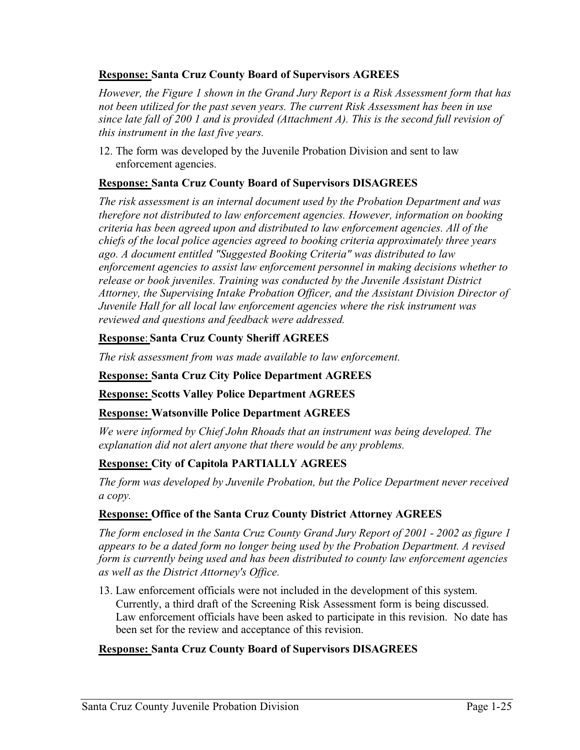**<u>Response:</u> Santa Cruz County Board of Supervisors AGREES**

*However, the Figure 1 shown in the Grand Jury Report is a Risk Assessment form that has not been utilized for the past seven years. The current Risk Assessment has been in use since late fall of 200 1 and is provided (Attachment A). This is the second full revision of this instrument in the last five years.*

12. The form was developed by the Juvenile Probation Division and sent to law enforcement agencies.

**<u>Response:</u> Santa Cruz County Board of Supervisors DISAGREES**

*The risk assessment is an internal document used by the Probation Department and was therefore not distributed to law enforcement agencies. However, information on booking criteria has been agreed upon and distributed to law enforcement agencies. All of the chiefs of the local police agencies agreed to booking criteria approximately three years ago. A document entitled "Suggested Booking Criteria" was distributed to law enforcement agencies to assist law enforcement personnel in making decisions whether to release or book juveniles. Training was conducted by the Juvenile Assistant District Attorney, the Supervising Intake Probation Officer, and the Assistant Division Director of Juvenile Hall for all local law enforcement agencies where the risk instrument was reviewed and questions and feedback were addressed.*

**<u>Response</u>: Santa Cruz County Sheriff AGREES**

*The risk assessment from was made available to law enforcement.*

**<u>Response:</u> Santa Cruz City Police Department AGREES**

**<u>Response:</u> Scotts Valley Police Department AGREES**

**<u>Response:</u> Watsonville Police Department AGREES**

*We were informed by Chief John Rhoads that an instrument was being developed. The explanation did not alert anyone that there would be any problems.*

**<u>Response:</u> City of Capitola PARTIALLY AGREES**

*The form was developed by Juvenile Probation, but the Police Department never received a copy.*

**<u>Response:</u> Office of the Santa Cruz County District Attorney AGREES**

*The form enclosed in the Santa Cruz County Grand Jury Report of 2001 - 2002 as figure 1 appears to be a dated form no longer being used by the Probation Department. A revised form is currently being used and has been distributed to county law enforcement agencies as well as the District Attorney's Office.*

13. Law enforcement officials were not included in the development of this system. Currently, a third draft of the Screening Risk Assessment form is being discussed. Law enforcement officials have been asked to participate in this revision. No date has been set for the review and acceptance of this revision.

**<u>Response:</u> Santa Cruz County Board of Supervisors DISAGREES**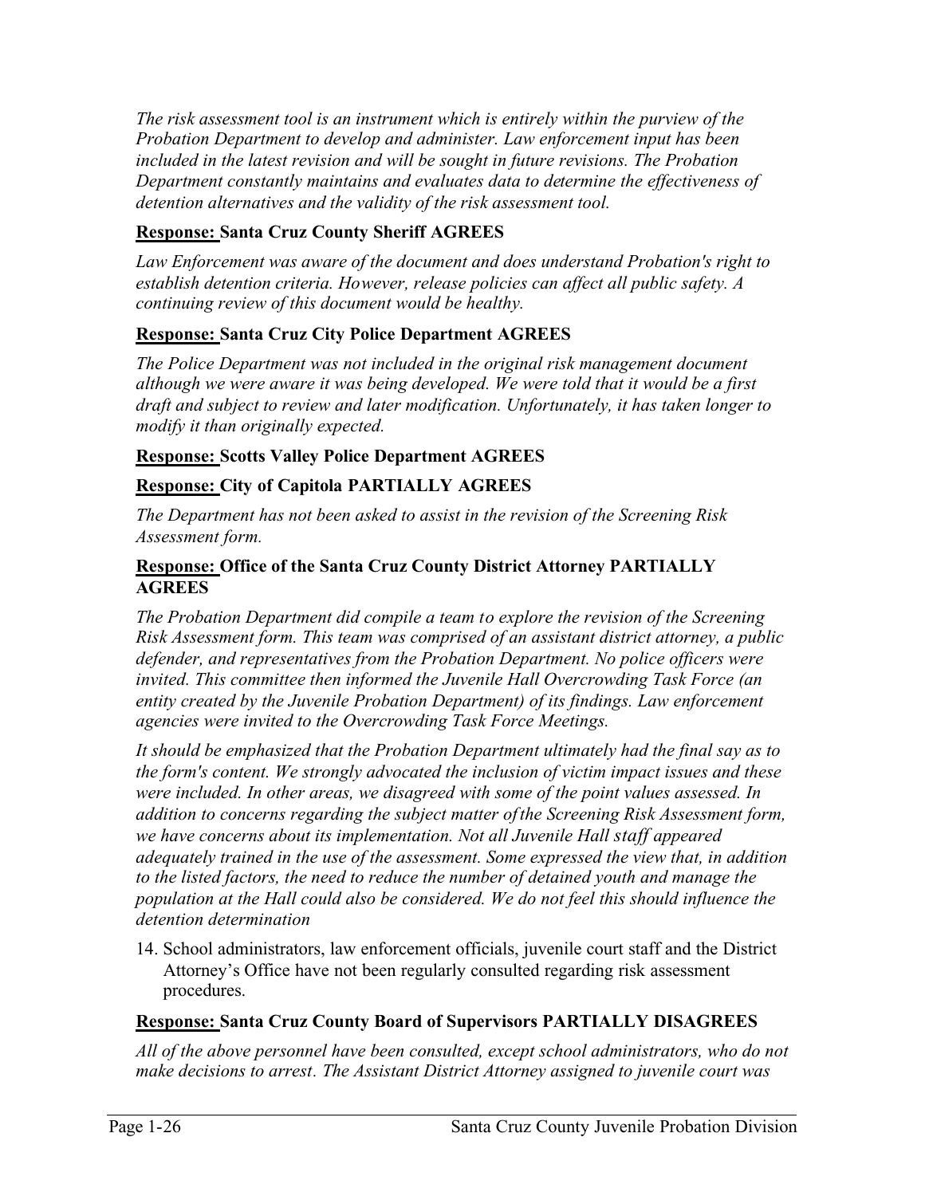*The risk assessment tool is an instrument which is entirely within the purview of the Probation Department to develop and administer. Law enforcement input has been included in the latest revision and will be sought in future revisions. The Probation Department constantly maintains and evaluates data to determine the effectiveness of detention alternatives and the validity of the risk assessment tool.*

**<u>Response:</u> Santa Cruz County Sheriff AGREES**

*Law Enforcement was aware of the document and does understand Probation's right to establish detention criteria. However, release policies can affect all public safety. A continuing review of this document would be healthy.*

**<u>Response:</u> Santa Cruz City Police Department AGREES**

*The Police Department was not included in the original risk management document although we were aware it was being developed. We were told that it would be a first draft and subject to review and later modification. Unfortunately, it has taken longer to modify it than originally expected.*

**<u>Response:</u> Scotts Valley Police Department AGREES**

**<u>Response:</u> City of Capitola PARTIALLY AGREES**

*The Department has not been asked to assist in the revision of the Screening Risk Assessment form.*

**<u>Response:</u> Office of the Santa Cruz County District Attorney PARTIALLY AGREES**

*The Probation Department did compile a team to explore the revision of the Screening Risk Assessment form. This team was comprised of an assistant district attorney, a public defender, and representatives from the Probation Department. No police officers were invited. This committee then informed the Juvenile Hall Overcrowding Task Force (an entity created by the Juvenile Probation Department) of its findings. Law enforcement agencies were invited to the Overcrowding Task Force Meetings.*

*It should be emphasized that the Probation Department ultimately had the final say as to the form's content. We strongly advocated the inclusion of victim impact issues and these were included. In other areas, we disagreed with some of the point values assessed. In addition to concerns regarding the subject matter of the Screening Risk Assessment form, we have concerns about its implementation. Not all Juvenile Hall staff appeared adequately trained in the use of the assessment. Some expressed the view that, in addition to the listed factors, the need to reduce the number of detained youth and manage the population at the Hall could also be considered. We do not feel this should influence the detention determination*

14. School administrators, law enforcement officials, juvenile court staff and the District Attorney's Office have not been regularly consulted regarding risk assessment procedures.

**<u>Response:</u> Santa Cruz County Board of Supervisors PARTIALLY DISAGREES**

*All of the above personnel have been consulted, except school administrators, who do not make decisions to arrest. The Assistant District Attorney assigned to juvenile court was*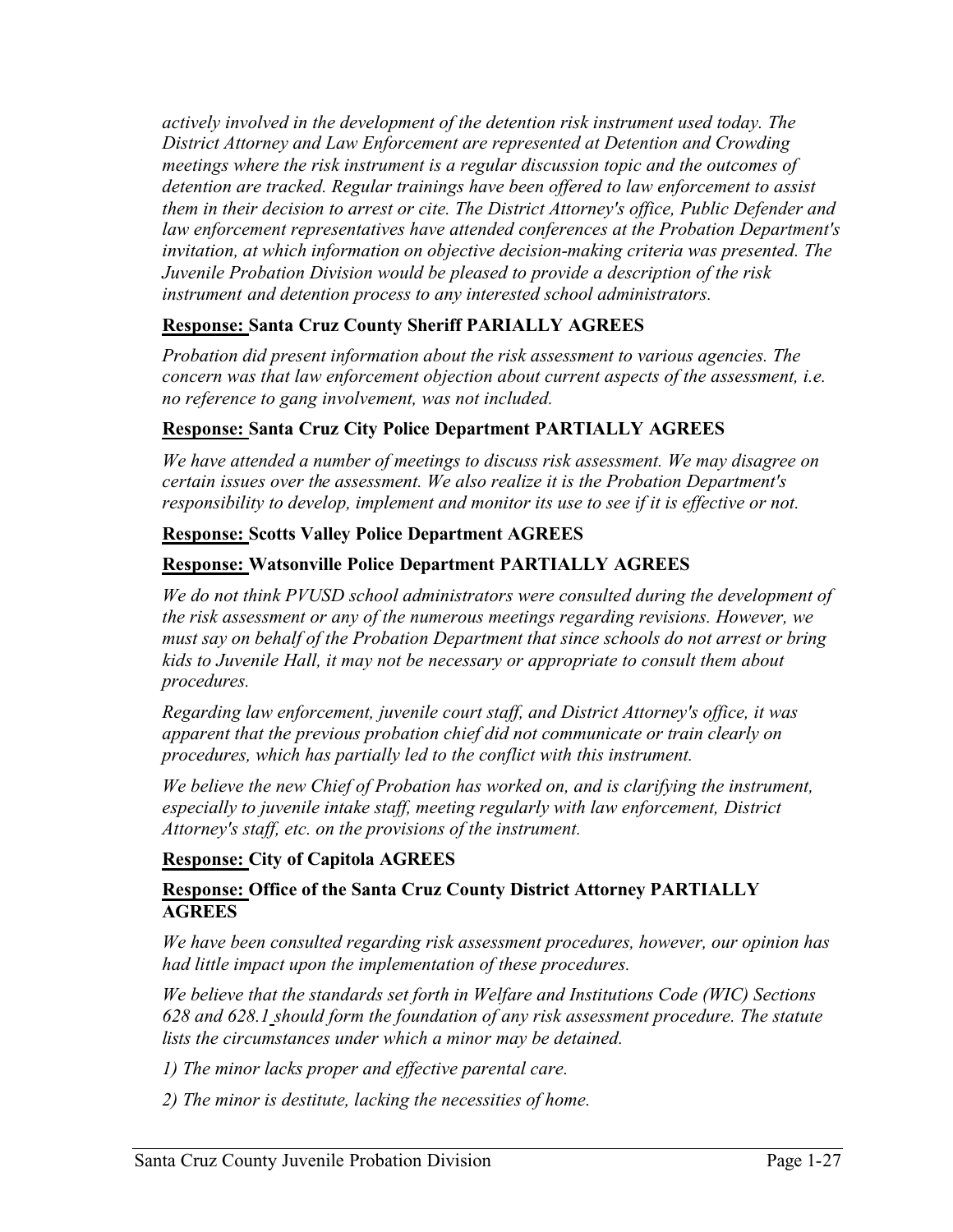*actively involved in the development of the detention risk instrument used today. The District Attorney and Law Enforcement are represented at Detention and Crowding meetings where the risk instrument is a regular discussion topic and the outcomes of detention are tracked. Regular trainings have been offered to law enforcement to assist them in their decision to arrest or cite. The District Attorney's office, Public Defender and law enforcement representatives have attended conferences at the Probation Department's invitation, at which information on objective decision-making criteria was presented. The Juvenile Probation Division would be pleased to provide a description of the risk instrument and detention process to any interested school administrators.*

**<u>Response:</u> Santa Cruz County Sheriff PARIALLY AGREES**

*Probation did present information about the risk assessment to various agencies. The concern was that law enforcement objection about current aspects of the assessment, i.e. no reference to gang involvement, was not included.*

**<u>Response:</u> Santa Cruz City Police Department PARTIALLY AGREES**

*We have attended a number of meetings to discuss risk assessment. We may disagree on certain issues over the assessment. We also realize it is the Probation Department's responsibility to develop, implement and monitor its use to see if it is effective or not.*

**<u>Response:</u> Scotts Valley Police Department AGREES**

**<u>Response:</u> Watsonville Police Department PARTIALLY AGREES**

*We do not think PVUSD school administrators were consulted during the development of the risk assessment or any of the numerous meetings regarding revisions. However, we must say on behalf of the Probation Department that since schools do not arrest or bring kids to Juvenile Hall, it may not be necessary or appropriate to consult them about procedures.*

*Regarding law enforcement, juvenile court staff, and District Attorney's office, it was apparent that the previous probation chief did not communicate or train clearly on procedures, which has partially led to the conflict with this instrument.*

*We believe the new Chief of Probation has worked on, and is clarifying the instrument, especially to juvenile intake staff, meeting regularly with law enforcement, District Attorney's staff, etc. on the provisions of the instrument.*

**<u>Response:</u> City of Capitola AGREES**

**<u>Response:</u> Office of the Santa Cruz County District Attorney PARTIALLY AGREES**

*We have been consulted regarding risk assessment procedures, however, our opinion has had little impact upon the implementation of these procedures.*

*We believe that the standards set forth in Welfare and Institutions Code (WIC) Sections 628 and 628.1 should form the foundation of any risk assessment procedure. The statute lists the circumstances under which a minor may be detained.*

*1) The minor lacks proper and effective parental care.*

*2) The minor is destitute, lacking the necessities of home.*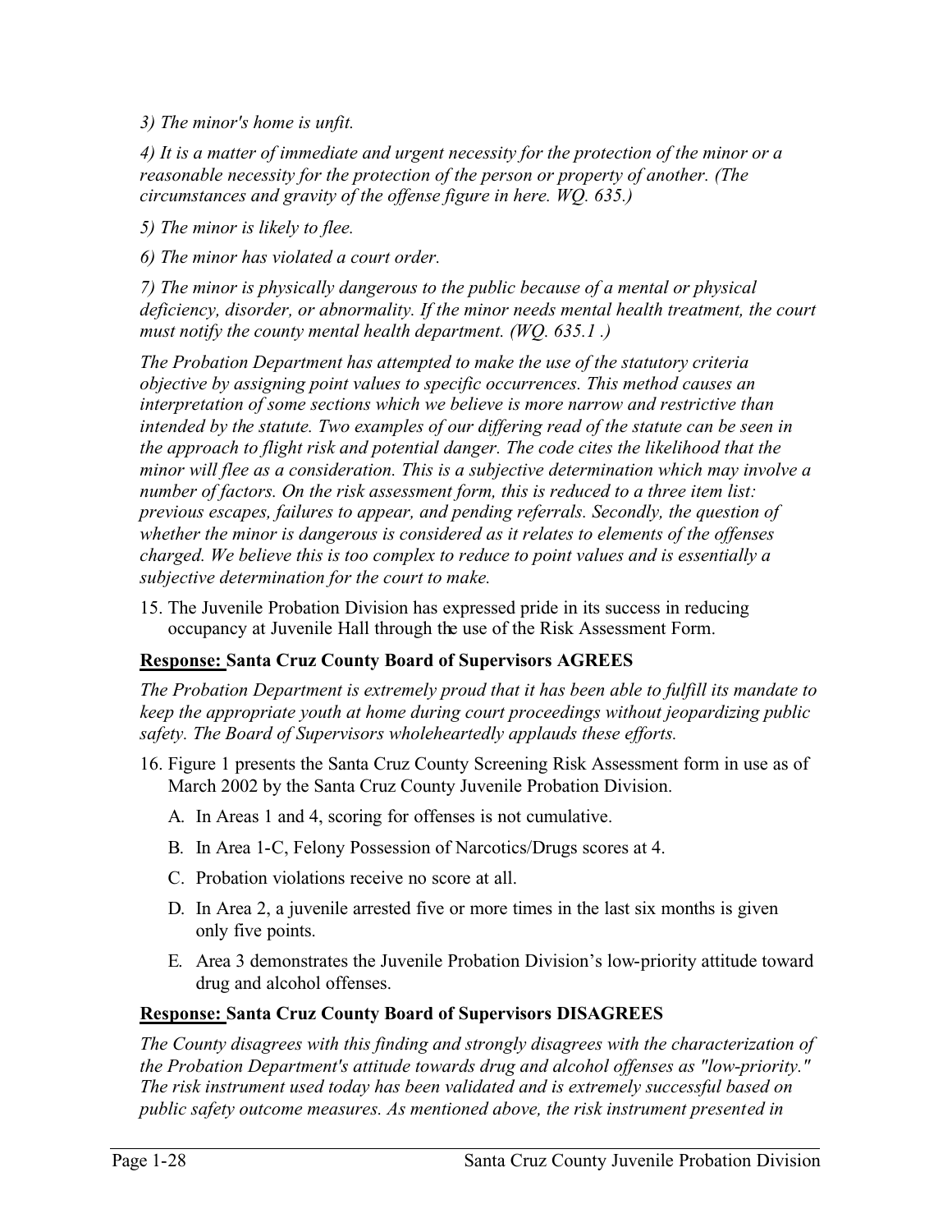*3) The minor's home is unfit.*

*4) It is a matter of immediate and urgent necessity for the protection of the minor or a reasonable necessity for the protection of the person or property of another. (The circumstances and gravity of the offense figure in here. WQ. 635.)*

*5) The minor is likely to flee.*

*6) The minor has violated a court order.*

*7) The minor is physically dangerous to the public because of a mental or physical deficiency, disorder, or abnormality. If the minor needs mental health treatment, the court must notify the county mental health department. (WQ. 635.1 .)*

*The Probation Department has attempted to make the use of the statutory criteria objective by assigning point values to specific occurrences. This method causes an interpretation of some sections which we believe is more narrow and restrictive than intended by the statute. Two examples of our differing read of the statute can be seen in the approach to flight risk and potential danger. The code cites the likelihood that the minor will flee as a consideration. This is a subjective determination which may involve a number of factors. On the risk assessment form, this is reduced to a three item list: previous escapes, failures to appear, and pending referrals. Secondly, the question of whether the minor is dangerous is considered as it relates to elements of the offenses charged. We believe this is too complex to reduce to point values and is essentially a subjective determination for the court to make.*

15. The Juvenile Probation Division has expressed pride in its success in reducing occupancy at Juvenile Hall through the use of the Risk Assessment Form.

**Response: Santa Cruz County Board of Supervisors AGREES**

*The Probation Department is extremely proud that it has been able to fulfill its mandate to keep the appropriate youth at home during court proceedings without jeopardizing public safety. The Board of Supervisors wholeheartedly applauds these efforts.*

16. Figure 1 presents the Santa Cruz County Screening Risk Assessment form in use as of March 2002 by the Santa Cruz County Juvenile Probation Division.
    A. In Areas 1 and 4, scoring for offenses is not cumulative.
    B. In Area 1-C, Felony Possession of Narcotics/Drugs scores at 4.
    C. Probation violations receive no score at all.
    D. In Area 2, a juvenile arrested five or more times in the last six months is given only five points.
    E. Area 3 demonstrates the Juvenile Probation Division's low-priority attitude toward drug and alcohol offenses.

**Response: Santa Cruz County Board of Supervisors DISAGREES**

*The County disagrees with this finding and strongly disagrees with the characterization of the Probation Department's attitude towards drug and alcohol offenses as "low-priority." The risk instrument used today has been validated and is extremely successful based on public safety outcome measures. As mentioned above, the risk instrument presented in*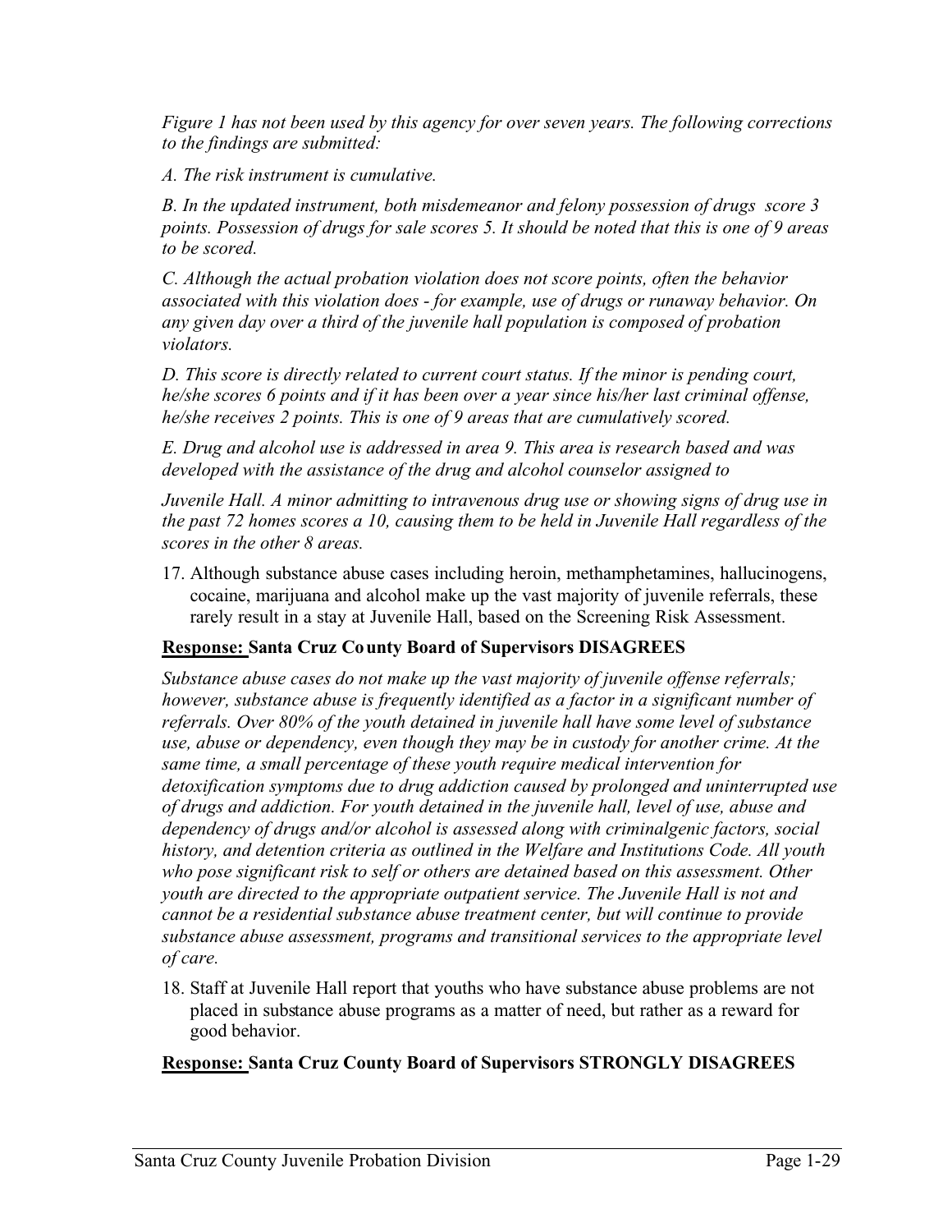*Figure 1 has not been used by this agency for over seven years. The following corrections to the findings are submitted:*

*A. The risk instrument is cumulative.*

*B. In the updated instrument, both misdemeanor and felony possession of drugs score 3 points. Possession of drugs for sale scores 5. It should be noted that this is one of 9 areas to be scored.*

*C. Although the actual probation violation does not score points, often the behavior associated with this violation does - for example, use of drugs or runaway behavior. On any given day over a third of the juvenile hall population is composed of probation violators.*

*D. This score is directly related to current court status. If the minor is pending court, he/she scores 6 points and if it has been over a year since his/her last criminal offense, he/she receives 2 points. This is one of 9 areas that are cumulatively scored.*

*E. Drug and alcohol use is addressed in area 9. This area is research based and was developed with the assistance of the drug and alcohol counselor assigned to*

*Juvenile Hall. A minor admitting to intravenous drug use or showing signs of drug use in the past 72 homes scores a 10, causing them to be held in Juvenile Hall regardless of the scores in the other 8 areas.*

17. Although substance abuse cases including heroin, methamphetamines, hallucinogens, cocaine, marijuana and alcohol make up the vast majority of juvenile referrals, these rarely result in a stay at Juvenile Hall, based on the Screening Risk Assessment.

**<u>Response:</u> Santa Cruz County Board of Supervisors DISAGREES**

*Substance abuse cases do not make up the vast majority of juvenile offense referrals; however, substance abuse is frequently identified as a factor in a significant number of referrals. Over 80% of the youth detained in juvenile hall have some level of substance use, abuse or dependency, even though they may be in custody for another crime. At the same time, a small percentage of these youth require medical intervention for detoxification symptoms due to drug addiction caused by prolonged and uninterrupted use of drugs and addiction. For youth detained in the juvenile hall, level of use, abuse and dependency of drugs and/or alcohol is assessed along with criminalgenic factors, social history, and detention criteria as outlined in the Welfare and Institutions Code. All youth who pose significant risk to self or others are detained based on this assessment. Other youth are directed to the appropriate outpatient service. The Juvenile Hall is not and cannot be a residential substance abuse treatment center, but will continue to provide substance abuse assessment, programs and transitional services to the appropriate level of care.*

18. Staff at Juvenile Hall report that youths who have substance abuse problems are not placed in substance abuse programs as a matter of need, but rather as a reward for good behavior.

**<u>Response:</u> Santa Cruz County Board of Supervisors STRONGLY DISAGREES**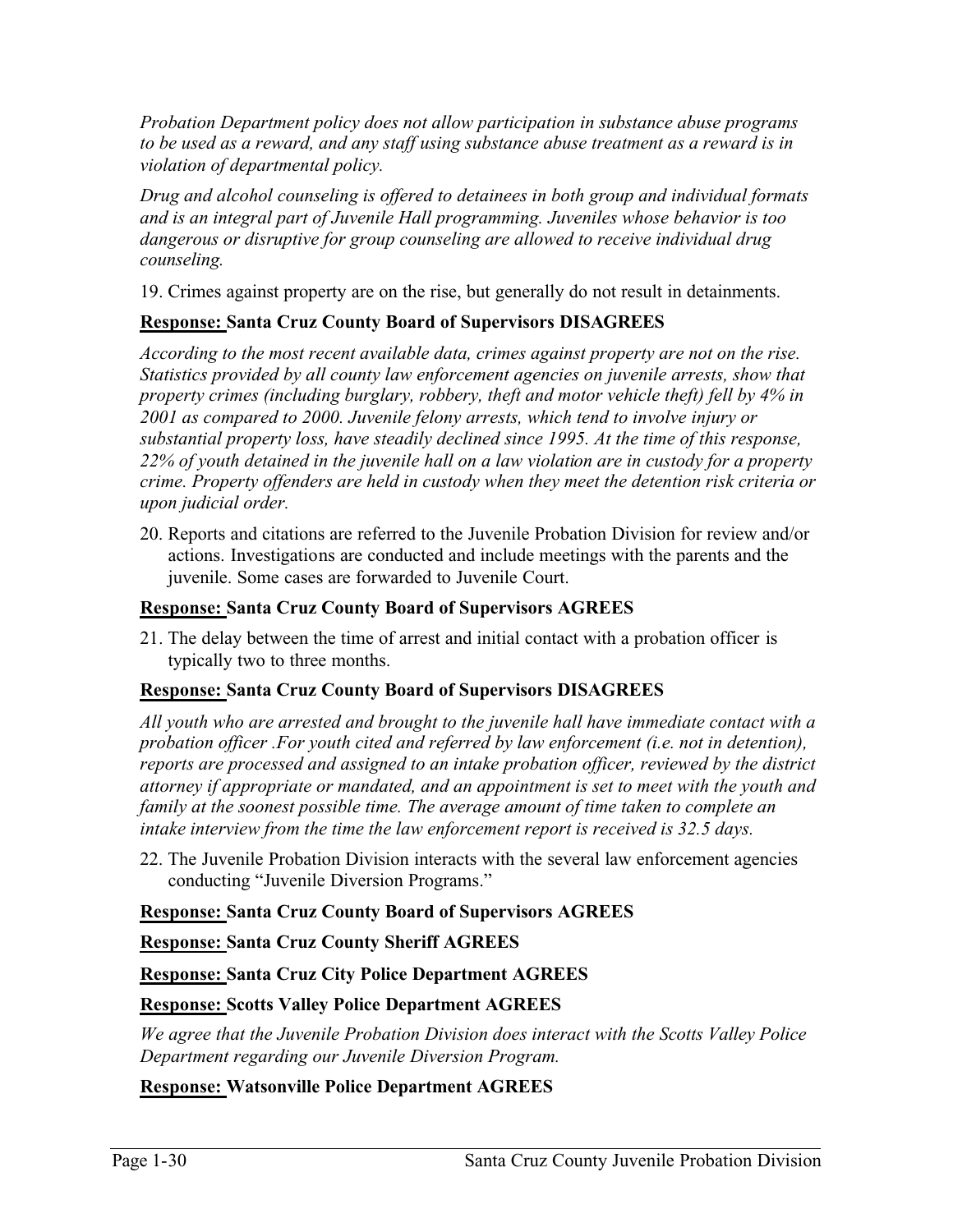*Probation Department policy does not allow participation in substance abuse programs to be used as a reward, and any staff using substance abuse treatment as a reward is in violation of departmental policy.*

*Drug and alcohol counseling is offered to detainees in both group and individual formats and is an integral part of Juvenile Hall programming. Juveniles whose behavior is too dangerous or disruptive for group counseling are allowed to receive individual drug counseling.*

19. Crimes against property are on the rise, but generally do not result in detainments.

**Response: Santa Cruz County Board of Supervisors DISAGREES**

*According to the most recent available data, crimes against property are not on the rise. Statistics provided by all county law enforcement agencies on juvenile arrests, show that property crimes (including burglary, robbery, theft and motor vehicle theft) fell by 4% in 2001 as compared to 2000. Juvenile felony arrests, which tend to involve injury or substantial property loss, have steadily declined since 1995. At the time of this response, 22% of youth detained in the juvenile hall on a law violation are in custody for a property crime. Property offenders are held in custody when they meet the detention risk criteria or upon judicial order.*

20. Reports and citations are referred to the Juvenile Probation Division for review and/or actions. Investigations are conducted and include meetings with the parents and the juvenile. Some cases are forwarded to Juvenile Court.

**Response: Santa Cruz County Board of Supervisors AGREES**

21. The delay between the time of arrest and initial contact with a probation officer is typically two to three months.

**Response: Santa Cruz County Board of Supervisors DISAGREES**

*All youth who are arrested and brought to the juvenile hall have immediate contact with a probation officer .For youth cited and referred by law enforcement (i.e. not in detention), reports are processed and assigned to an intake probation officer, reviewed by the district attorney if appropriate or mandated, and an appointment is set to meet with the youth and family at the soonest possible time. The average amount of time taken to complete an intake interview from the time the law enforcement report is received is 32.5 days.*

22. The Juvenile Probation Division interacts with the several law enforcement agencies conducting "Juvenile Diversion Programs."

**Response: Santa Cruz County Board of Supervisors AGREES**

**Response: Santa Cruz County Sheriff AGREES**

**Response: Santa Cruz City Police Department AGREES**

**Response: Scotts Valley Police Department AGREES**

*We agree that the Juvenile Probation Division does interact with the Scotts Valley Police Department regarding our Juvenile Diversion Program.*

**Response: Watsonville Police Department AGREES**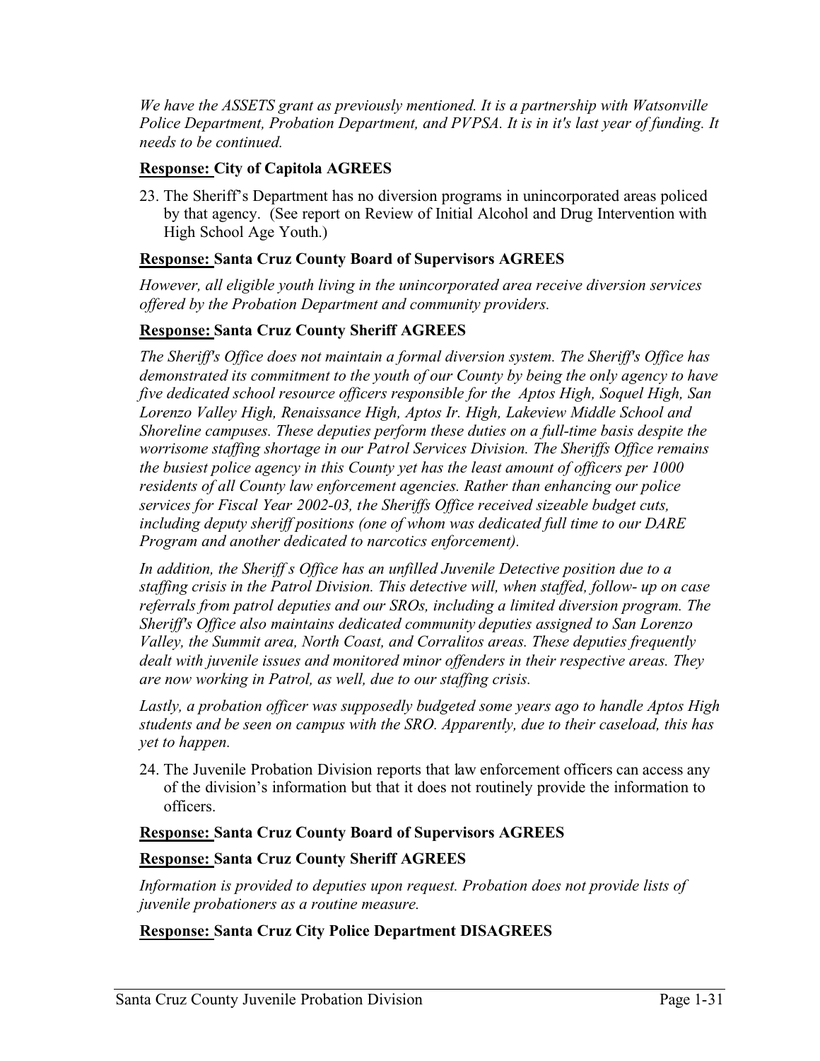*We have the ASSETS grant as previously mentioned. It is a partnership with Watsonville Police Department, Probation Department, and PVPSA. It is in it's last year of funding. It needs to be continued.*

**<u>Response:</u> City of Capitola AGREES**

23. The Sheriff's Department has no diversion programs in unincorporated areas policed by that agency. (See report on Review of Initial Alcohol and Drug Intervention with High School Age Youth.)

**<u>Response:</u> Santa Cruz County Board of Supervisors AGREES**

*However, all eligible youth living in the unincorporated area receive diversion services offered by the Probation Department and community providers.*

**<u>Response:</u> Santa Cruz County Sheriff AGREES**

*The Sheriff's Office does not maintain a formal diversion system. The Sheriff's Office has demonstrated its commitment to the youth of our County by being the only agency to have five dedicated school resource officers responsible for the Aptos High, Soquel High, San Lorenzo Valley High, Renaissance High, Aptos Ir. High, Lakeview Middle School and Shoreline campuses. These deputies perform these duties on a full-time basis despite the worrisome staffing shortage in our Patrol Services Division. The Sheriffs Office remains the busiest police agency in this County yet has the least amount of officers per 1000 residents of all County law enforcement agencies. Rather than enhancing our police services for Fiscal Year 2002-03, the Sheriffs Office received sizeable budget cuts, including deputy sheriff positions (one of whom was dedicated full time to our DARE Program and another dedicated to narcotics enforcement).*

*In addition, the Sheriff s Office has an unfilled Juvenile Detective position due to a staffing crisis in the Patrol Division. This detective will, when staffed, follow- up on case referrals from patrol deputies and our SROs, including a limited diversion program. The Sheriff's Office also maintains dedicated community deputies assigned to San Lorenzo Valley, the Summit area, North Coast, and Corralitos areas. These deputies frequently dealt with juvenile issues and monitored minor offenders in their respective areas. They are now working in Patrol, as well, due to our staffing crisis.*

*Lastly, a probation officer was supposedly budgeted some years ago to handle Aptos High students and be seen on campus with the SRO. Apparently, due to their caseload, this has yet to happen.*

24. The Juvenile Probation Division reports that law enforcement officers can access any of the division's information but that it does not routinely provide the information to officers.

**<u>Response:</u> Santa Cruz County Board of Supervisors AGREES**

**<u>Response:</u> Santa Cruz County Sheriff AGREES**

*Information is provided to deputies upon request. Probation does not provide lists of juvenile probationers as a routine measure.*

**<u>Response:</u> Santa Cruz City Police Department DISAGREES**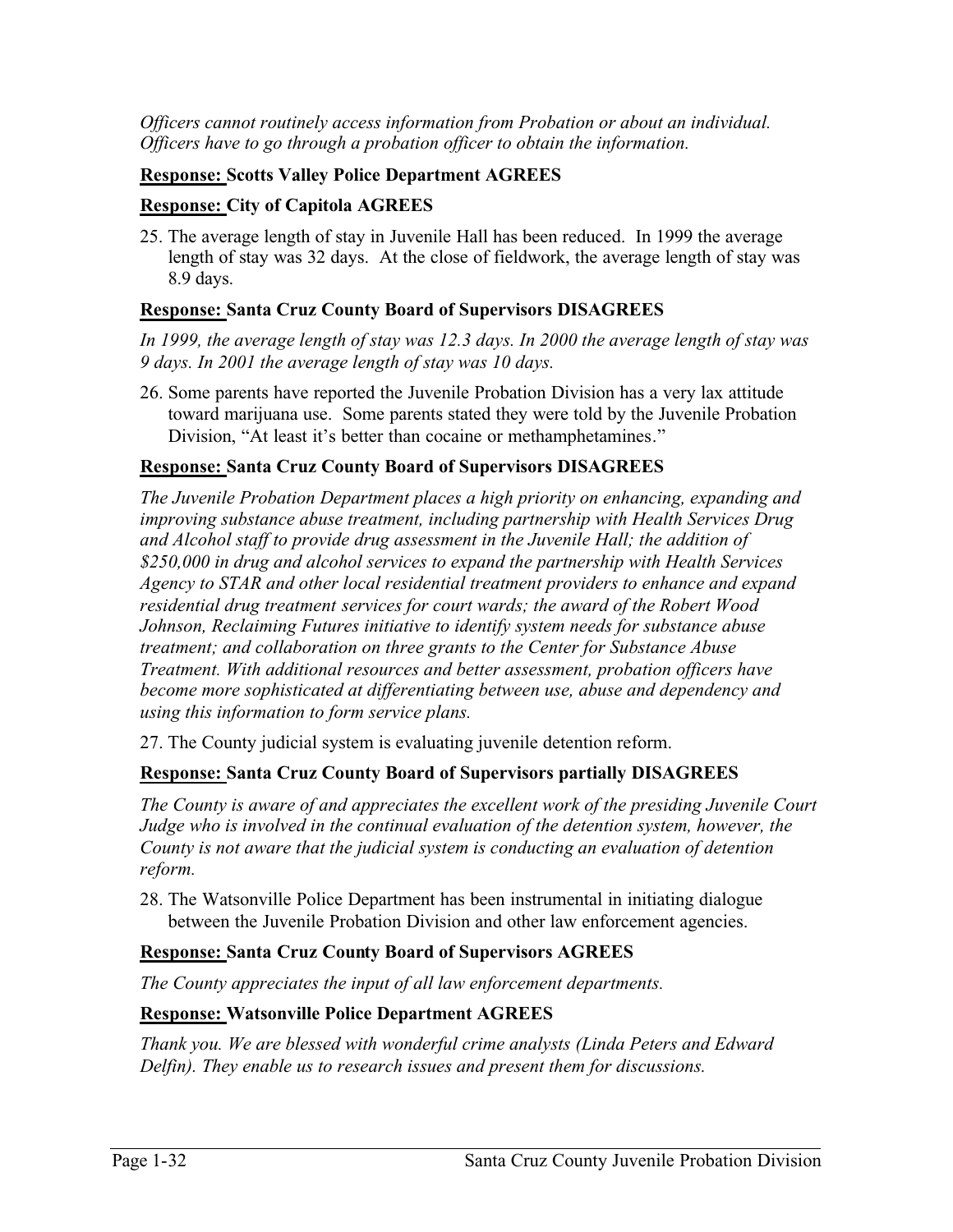*Officers cannot routinely access information from Probation or about an individual. Officers have to go through a probation officer to obtain the information.*

**Response: Scotts Valley Police Department AGREES**

**Response: City of Capitola AGREES**

25. The average length of stay in Juvenile Hall has been reduced. In 1999 the average length of stay was 32 days. At the close of fieldwork, the average length of stay was 8.9 days.

**Response: Santa Cruz County Board of Supervisors DISAGREES**

*In 1999, the average length of stay was 12.3 days. In 2000 the average length of stay was 9 days. In 2001 the average length of stay was 10 days.*

26. Some parents have reported the Juvenile Probation Division has a very lax attitude toward marijuana use. Some parents stated they were told by the Juvenile Probation Division, "At least it's better than cocaine or methamphetamines."

**Response: Santa Cruz County Board of Supervisors DISAGREES**

*The Juvenile Probation Department places a high priority on enhancing, expanding and improving substance abuse treatment, including partnership with Health Services Drug and Alcohol staff to provide drug assessment in the Juvenile Hall; the addition of $250,000 in drug and alcohol services to expand the partnership with Health Services Agency to STAR and other local residential treatment providers to enhance and expand residential drug treatment services for court wards; the award of the Robert Wood Johnson, Reclaiming Futures initiative to identify system needs for substance abuse treatment; and collaboration on three grants to the Center for Substance Abuse Treatment. With additional resources and better assessment, probation officers have become more sophisticated at differentiating between use, abuse and dependency and using this information to form service plans.*

27. The County judicial system is evaluating juvenile detention reform.

**Response: Santa Cruz County Board of Supervisors partially DISAGREES**

*The County is aware of and appreciates the excellent work of the presiding Juvenile Court Judge who is involved in the continual evaluation of the detention system, however, the County is not aware that the judicial system is conducting an evaluation of detention reform.*

28. The Watsonville Police Department has been instrumental in initiating dialogue between the Juvenile Probation Division and other law enforcement agencies.

**Response: Santa Cruz County Board of Supervisors AGREES**

*The County appreciates the input of all law enforcement departments.*

**Response: Watsonville Police Department AGREES**

*Thank you. We are blessed with wonderful crime analysts (Linda Peters and Edward Delfin). They enable us to research issues and present them for discussions.*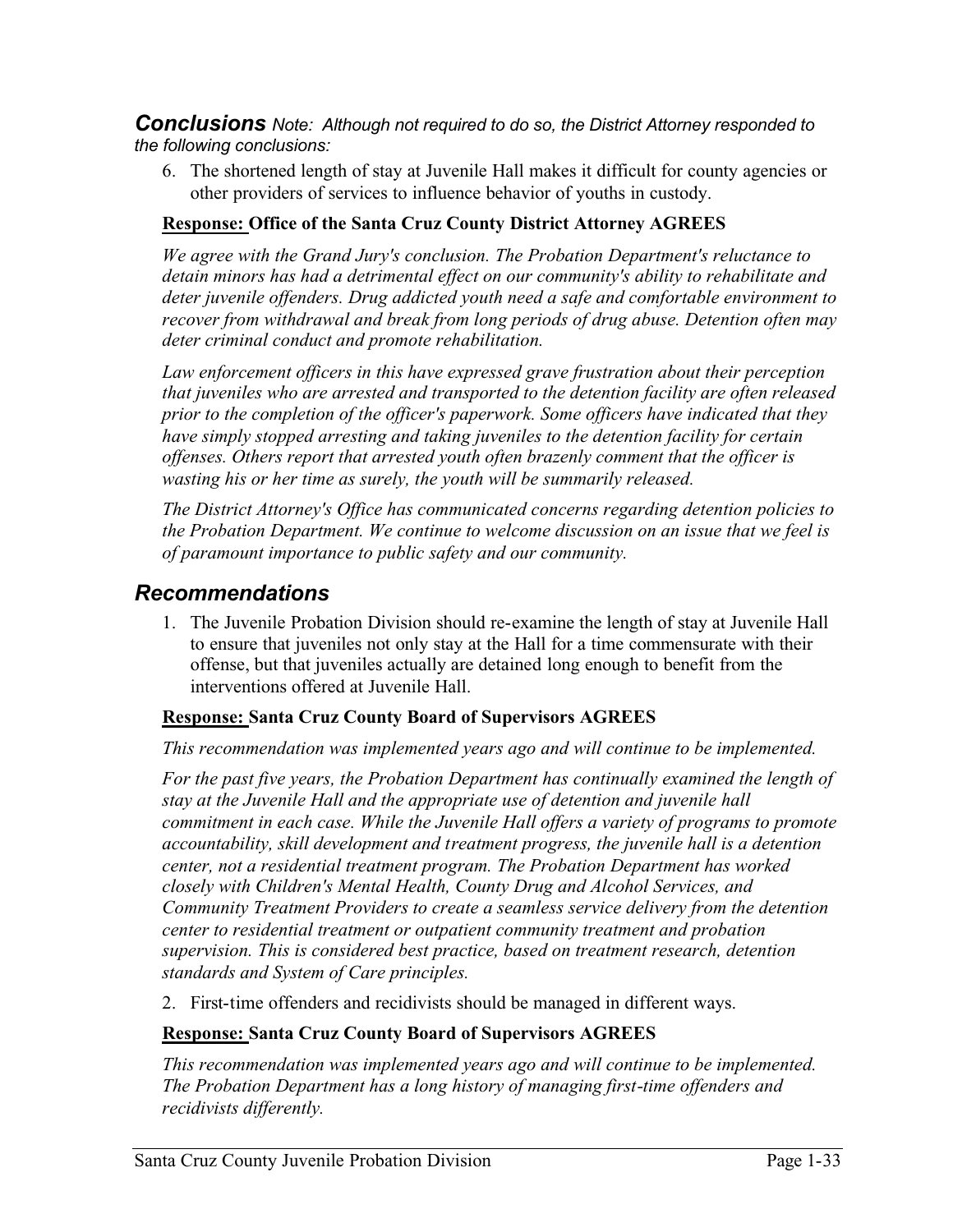## ***Conclusions*** *Note: Although not required to do so, the District Attorney responded to the following conclusions:*

6. The shortened length of stay at Juvenile Hall makes it difficult for county agencies or other providers of services to influence behavior of youths in custody.

**Response: Office of the Santa Cruz County District Attorney AGREES**

*We agree with the Grand Jury's conclusion. The Probation Department's reluctance to detain minors has had a detrimental effect on our community's ability to rehabilitate and deter juvenile offenders. Drug addicted youth need a safe and comfortable environment to recover from withdrawal and break from long periods of drug abuse. Detention often may deter criminal conduct and promote rehabilitation.*

*Law enforcement officers in this have expressed grave frustration about their perception that juveniles who are arrested and transported to the detention facility are often released prior to the completion of the officer's paperwork. Some officers have indicated that they have simply stopped arresting and taking juveniles to the detention facility for certain offenses. Others report that arrested youth often brazenly comment that the officer is wasting his or her time as surely, the youth will be summarily released.*

*The District Attorney's Office has communicated concerns regarding detention policies to the Probation Department. We continue to welcome discussion on an issue that we feel is of paramount importance to public safety and our community.*

## ***Recommendations***

1. The Juvenile Probation Division should re-examine the length of stay at Juvenile Hall to ensure that juveniles not only stay at the Hall for a time commensurate with their offense, but that juveniles actually are detained long enough to benefit from the interventions offered at Juvenile Hall.

**Response: Santa Cruz County Board of Supervisors AGREES**

*This recommendation was implemented years ago and will continue to be implemented.*

*For the past five years, the Probation Department has continually examined the length of stay at the Juvenile Hall and the appropriate use of detention and juvenile hall commitment in each case. While the Juvenile Hall offers a variety of programs to promote accountability, skill development and treatment progress, the juvenile hall is a detention center, not a residential treatment program. The Probation Department has worked closely with Children's Mental Health, County Drug and Alcohol Services, and Community Treatment Providers to create a seamless service delivery from the detention center to residential treatment or outpatient community treatment and probation supervision. This is considered best practice, based on treatment research, detention standards and System of Care principles.*

2. First-time offenders and recidivists should be managed in different ways.

**Response: Santa Cruz County Board of Supervisors AGREES**

*This recommendation was implemented years ago and will continue to be implemented. The Probation Department has a long history of managing first-time offenders and recidivists differently.*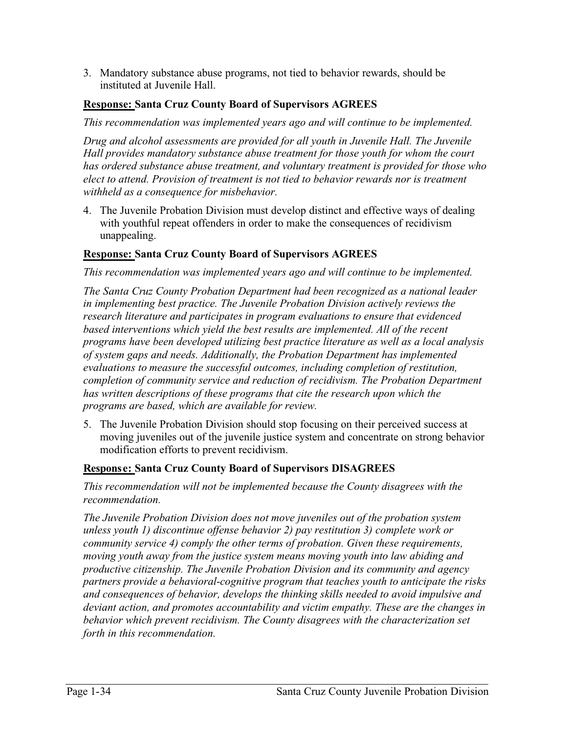3. Mandatory substance abuse programs, not tied to behavior rewards, should be instituted at Juvenile Hall.

**Response: Santa Cruz County Board of Supervisors AGREES**

*This recommendation was implemented years ago and will continue to be implemented.*

*Drug and alcohol assessments are provided for all youth in Juvenile Hall. The Juvenile Hall provides mandatory substance abuse treatment for those youth for whom the court has ordered substance abuse treatment, and voluntary treatment is provided for those who elect to attend. Provision of treatment is not tied to behavior rewards nor is treatment withheld as a consequence for misbehavior.*

4. The Juvenile Probation Division must develop distinct and effective ways of dealing with youthful repeat offenders in order to make the consequences of recidivism unappealing.

**Response: Santa Cruz County Board of Supervisors AGREES**

*This recommendation was implemented years ago and will continue to be implemented.*

*The Santa Cruz County Probation Department had been recognized as a national leader in implementing best practice. The Juvenile Probation Division actively reviews the research literature and participates in program evaluations to ensure that evidenced based interventions which yield the best results are implemented. All of the recent programs have been developed utilizing best practice literature as well as a local analysis of system gaps and needs. Additionally, the Probation Department has implemented evaluations to measure the successful outcomes, including completion of restitution, completion of community service and reduction of recidivism. The Probation Department has written descriptions of these programs that cite the research upon which the programs are based, which are available for review.*

5. The Juvenile Probation Division should stop focusing on their perceived success at moving juveniles out of the juvenile justice system and concentrate on strong behavior modification efforts to prevent recidivism.

**Response: Santa Cruz County Board of Supervisors DISAGREES**

*This recommendation will not be implemented because the County disagrees with the recommendation.*

*The Juvenile Probation Division does not move juveniles out of the probation system unless youth 1) discontinue offense behavior 2) pay restitution 3) complete work or community service 4) comply the other terms of probation. Given these requirements, moving youth away from the justice system means moving youth into law abiding and productive citizenship. The Juvenile Probation Division and its community and agency partners provide a behavioral-cognitive program that teaches youth to anticipate the risks and consequences of behavior, develops the thinking skills needed to avoid impulsive and deviant action, and promotes accountability and victim empathy. These are the changes in behavior which prevent recidivism. The County disagrees with the characterization set forth in this recommendation.*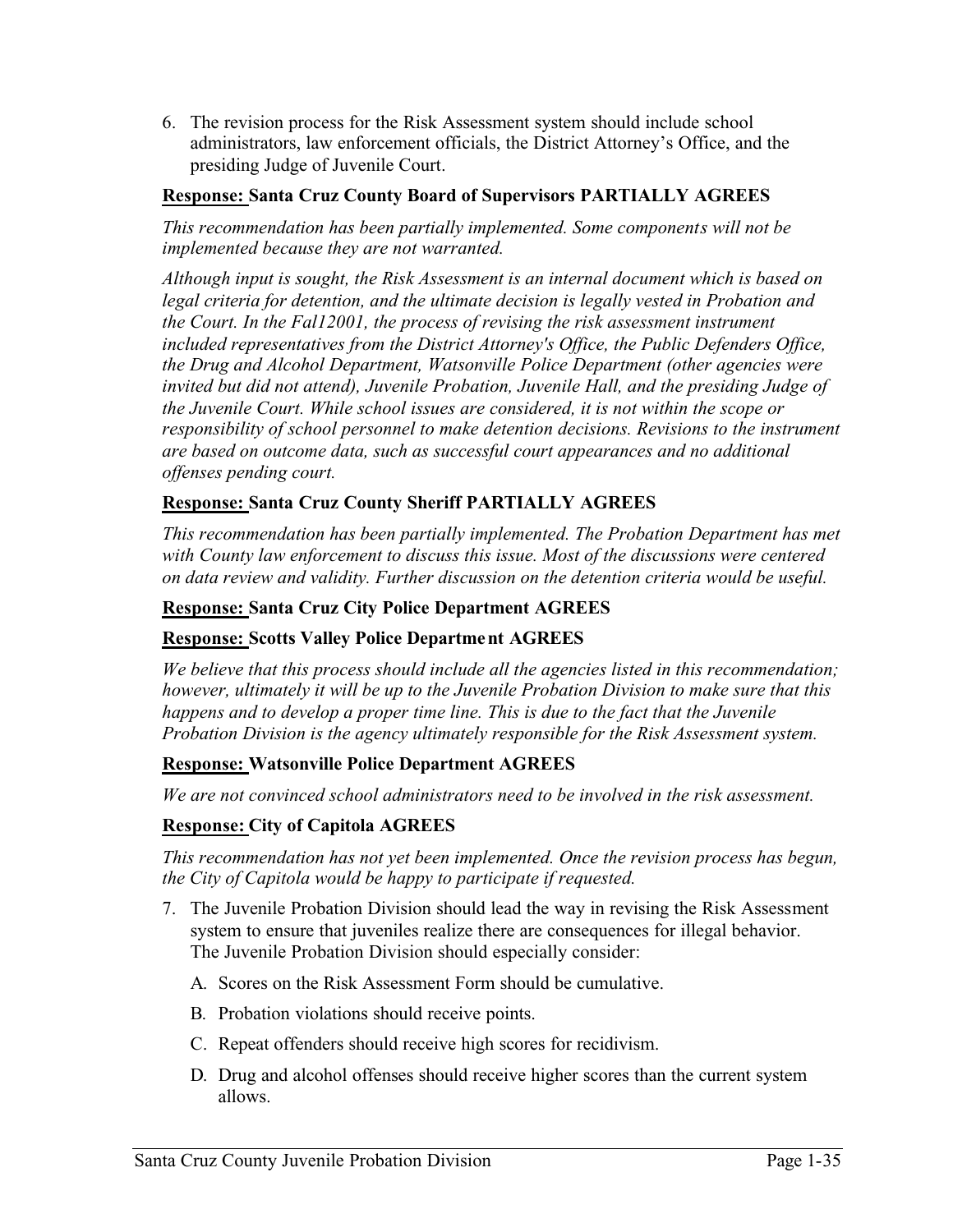6. The revision process for the Risk Assessment system should include school administrators, law enforcement officials, the District Attorney's Office, and the presiding Judge of Juvenile Court.

**<u>Response:</u> Santa Cruz County Board of Supervisors PARTIALLY AGREES**

*This recommendation has been partially implemented. Some components will not be implemented because they are not warranted.*

*Although input is sought, the Risk Assessment is an internal document which is based on legal criteria for detention, and the ultimate decision is legally vested in Probation and the Court. In the Fal12001, the process of revising the risk assessment instrument included representatives from the District Attorney's Office, the Public Defenders Office, the Drug and Alcohol Department, Watsonville Police Department (other agencies were invited but did not attend), Juvenile Probation, Juvenile Hall, and the presiding Judge of the Juvenile Court. While school issues are considered, it is not within the scope or responsibility of school personnel to make detention decisions. Revisions to the instrument are based on outcome data, such as successful court appearances and no additional offenses pending court.*

**<u>Response:</u> Santa Cruz County Sheriff PARTIALLY AGREES**

*This recommendation has been partially implemented. The Probation Department has met with County law enforcement to discuss this issue. Most of the discussions were centered on data review and validity. Further discussion on the detention criteria would be useful.*

**<u>Response:</u> Santa Cruz City Police Department AGREES**

**<u>Response:</u> Scotts Valley Police Department AGREES**

*We believe that this process should include all the agencies listed in this recommendation; however, ultimately it will be up to the Juvenile Probation Division to make sure that this happens and to develop a proper time line. This is due to the fact that the Juvenile Probation Division is the agency ultimately responsible for the Risk Assessment system.*

**<u>Response:</u> Watsonville Police Department AGREES**

*We are not convinced school administrators need to be involved in the risk assessment.*

**<u>Response:</u> City of Capitola AGREES**

*This recommendation has not yet been implemented. Once the revision process has begun, the City of Capitola would be happy to participate if requested.*

7. The Juvenile Probation Division should lead the way in revising the Risk Assessment system to ensure that juveniles realize there are consequences for illegal behavior. The Juvenile Probation Division should especially consider:

   A. Scores on the Risk Assessment Form should be cumulative.

   B. Probation violations should receive points.

   C. Repeat offenders should receive high scores for recidivism.

   D. Drug and alcohol offenses should receive higher scores than the current system allows.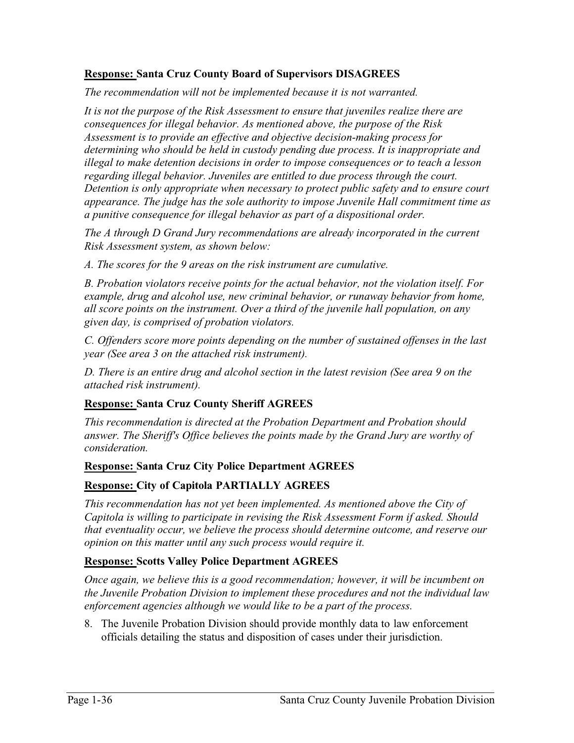**Response:** **Santa Cruz County Board of Supervisors DISAGREES**

*The recommendation will not be implemented because it is not warranted.*

*It is not the purpose of the Risk Assessment to ensure that juveniles realize there are consequences for illegal behavior. As mentioned above, the purpose of the Risk Assessment is to provide an effective and objective decision-making process for determining who should be held in custody pending due process. It is inappropriate and illegal to make detention decisions in order to impose consequences or to teach a lesson regarding illegal behavior. Juveniles are entitled to due process through the court. Detention is only appropriate when necessary to protect public safety and to ensure court appearance. The judge has the sole authority to impose Juvenile Hall commitment time as a punitive consequence for illegal behavior as part of a dispositional order.*

*The A through D Grand Jury recommendations are already incorporated in the current Risk Assessment system, as shown below:*

*A. The scores for the 9 areas on the risk instrument are cumulative.*

*B. Probation violators receive points for the actual behavior, not the violation itself. For example, drug and alcohol use, new criminal behavior, or runaway behavior from home, all score points on the instrument. Over a third of the juvenile hall population, on any given day, is comprised of probation violators.*

*C. Offenders score more points depending on the number of sustained offenses in the last year (See area 3 on the attached risk instrument).*

*D. There is an entire drug and alcohol section in the latest revision (See area 9 on the attached risk instrument).*

**Response:** **Santa Cruz County Sheriff AGREES**

*This recommendation is directed at the Probation Department and Probation should answer. The Sheriff's Office believes the points made by the Grand Jury are worthy of consideration.*

**Response:** **Santa Cruz City Police Department AGREES**

**Response:** **City of Capitola PARTIALLY AGREES**

*This recommendation has not yet been implemented. As mentioned above the City of Capitola is willing to participate in revising the Risk Assessment Form if asked. Should that eventuality occur, we believe the process should determine outcome, and reserve our opinion on this matter until any such process would require it.*

**Response:** **Scotts Valley Police Department AGREES**

*Once again, we believe this is a good recommendation; however, it will be incumbent on the Juvenile Probation Division to implement these procedures and not the individual law enforcement agencies although we would like to be a part of the process.*

8. The Juvenile Probation Division should provide monthly data to law enforcement officials detailing the status and disposition of cases under their jurisdiction.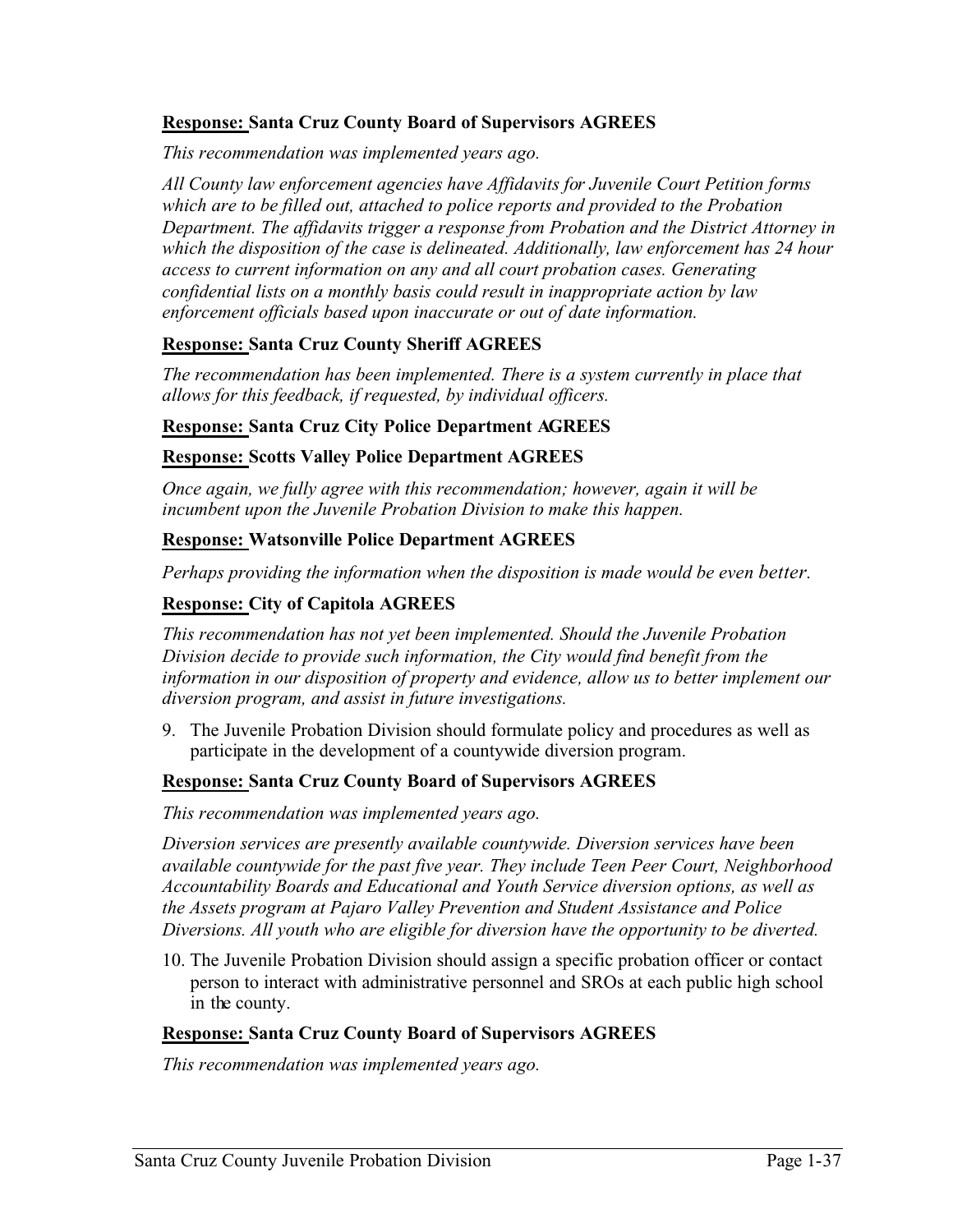**<u>Response:</u> Santa Cruz County Board of Supervisors AGREES**

*This recommendation was implemented years ago.*

*All County law enforcement agencies have Affidavits for Juvenile Court Petition forms which are to be filled out, attached to police reports and provided to the Probation Department. The affidavits trigger a response from Probation and the District Attorney in which the disposition of the case is delineated. Additionally, law enforcement has 24 hour access to current information on any and all court probation cases. Generating confidential lists on a monthly basis could result in inappropriate action by law enforcement officials based upon inaccurate or out of date information.*

**<u>Response:</u> Santa Cruz County Sheriff AGREES**

*The recommendation has been implemented. There is a system currently in place that allows for this feedback, if requested, by individual officers.*

**<u>Response:</u> Santa Cruz City Police Department AGREES**

**<u>Response:</u> Scotts Valley Police Department AGREES**

*Once again, we fully agree with this recommendation; however, again it will be incumbent upon the Juvenile Probation Division to make this happen.*

**<u>Response:</u> Watsonville Police Department AGREES**

*Perhaps providing the information when the disposition is made would be even better.*

**<u>Response:</u> City of Capitola AGREES**

*This recommendation has not yet been implemented. Should the Juvenile Probation Division decide to provide such information, the City would find benefit from the information in our disposition of property and evidence, allow us to better implement our diversion program, and assist in future investigations.*

9. The Juvenile Probation Division should formulate policy and procedures as well as participate in the development of a countywide diversion program.

**<u>Response:</u> Santa Cruz County Board of Supervisors AGREES**

*This recommendation was implemented years ago.*

*Diversion services are presently available countywide. Diversion services have been available countywide for the past five year. They include Teen Peer Court, Neighborhood Accountability Boards and Educational and Youth Service diversion options, as well as the Assets program at Pajaro Valley Prevention and Student Assistance and Police Diversions. All youth who are eligible for diversion have the opportunity to be diverted.*

10. The Juvenile Probation Division should assign a specific probation officer or contact person to interact with administrative personnel and SROs at each public high school in the county.

**<u>Response:</u> Santa Cruz County Board of Supervisors AGREES**

*This recommendation was implemented years ago.*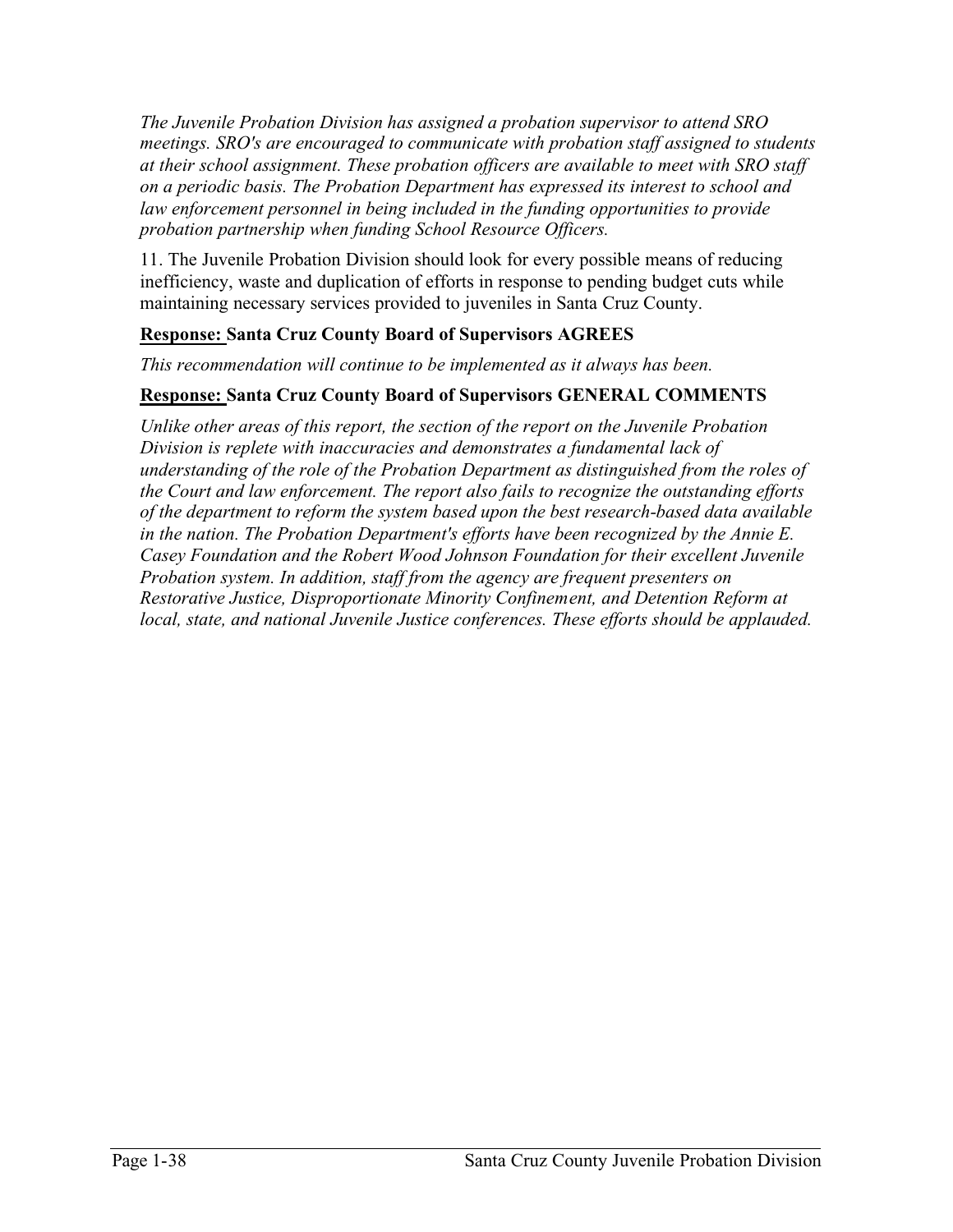*The Juvenile Probation Division has assigned a probation supervisor to attend SRO meetings. SRO's are encouraged to communicate with probation staff assigned to students at their school assignment. These probation officers are available to meet with SRO staff on a periodic basis. The Probation Department has expressed its interest to school and law enforcement personnel in being included in the funding opportunities to provide probation partnership when funding School Resource Officers.*

11. The Juvenile Probation Division should look for every possible means of reducing inefficiency, waste and duplication of efforts in response to pending budget cuts while maintaining necessary services provided to juveniles in Santa Cruz County.

**Response: Santa Cruz County Board of Supervisors AGREES**

*This recommendation will continue to be implemented as it always has been.*

**Response: Santa Cruz County Board of Supervisors GENERAL COMMENTS**

*Unlike other areas of this report, the section of the report on the Juvenile Probation Division is replete with inaccuracies and demonstrates a fundamental lack of understanding of the role of the Probation Department as distinguished from the roles of the Court and law enforcement. The report also fails to recognize the outstanding efforts of the department to reform the system based upon the best research-based data available in the nation. The Probation Department's efforts have been recognized by the Annie E. Casey Foundation and the Robert Wood Johnson Foundation for their excellent Juvenile Probation system. In addition, staff from the agency are frequent presenters on Restorative Justice, Disproportionate Minority Confinement, and Detention Reform at local, state, and national Juvenile Justice conferences. These efforts should be applauded.*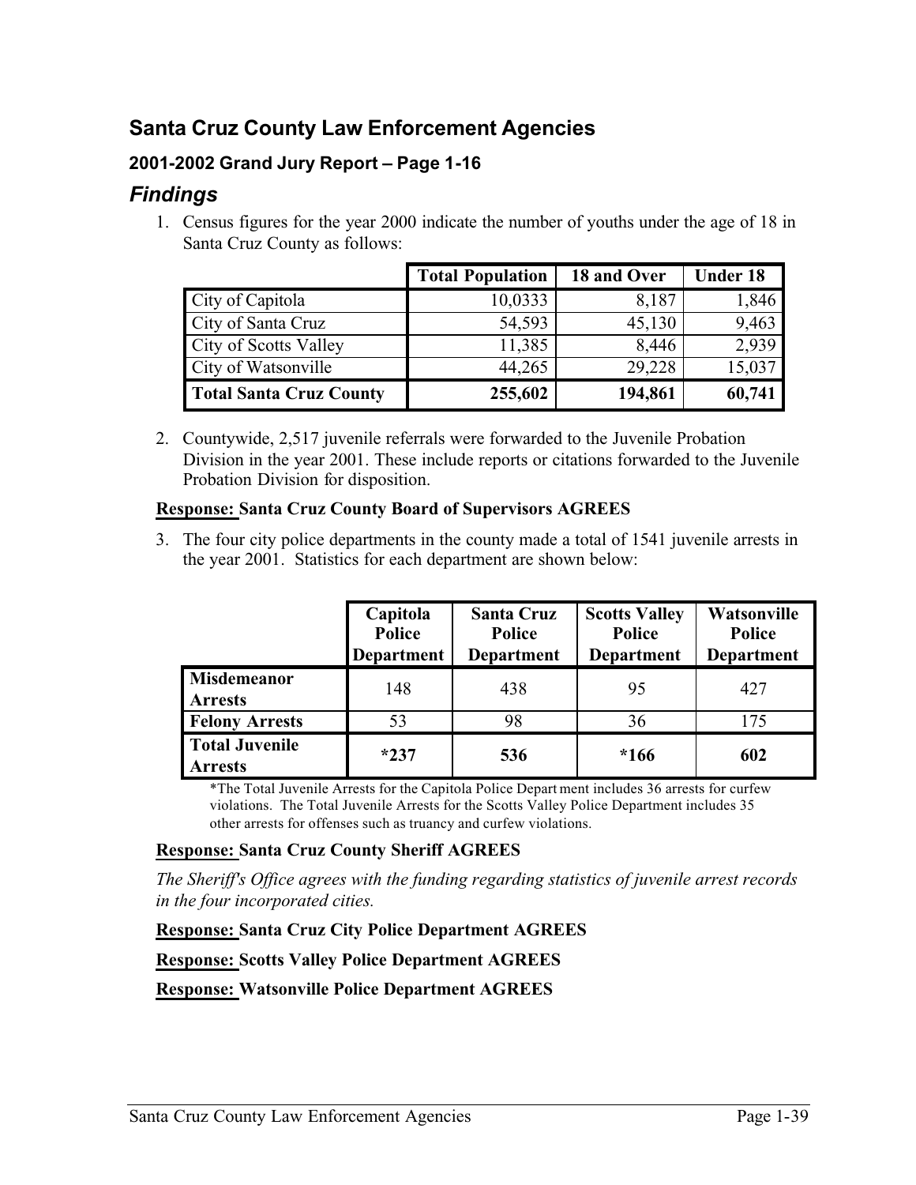## Santa Cruz County Law Enforcement Agencies

### 2001-2002 Grand Jury Report – Page 1-16

### *Findings*

1. Census figures for the year 2000 indicate the number of youths under the age of 18 in Santa Cruz County as follows:

| | Total Population | 18 and Over | Under 18 |
|---|---|---|---|
| City of Capitola | 10,0333 | 8,187 | 1,846 |
| City of Santa Cruz | 54,593 | 45,130 | 9,463 |
| City of Scotts Valley | 11,385 | 8,446 | 2,939 |
| City of Watsonville | 44,265 | 29,228 | 15,037 |
| **Total Santa Cruz County** | **255,602** | **194,861** | **60,741** |

2. Countywide, 2,517 juvenile referrals were forwarded to the Juvenile Probation Division in the year 2001. These include reports or citations forwarded to the Juvenile Probation Division for disposition.

**Response: Santa Cruz County Board of Supervisors AGREES**

3. The four city police departments in the county made a total of 1541 juvenile arrests in the year 2001. Statistics for each department are shown below:

| | Capitola Police Department | Santa Cruz Police Department | Scotts Valley Police Department | Watsonville Police Department |
|---|---|---|---|---|
| **Misdemeanor Arrests** | 148 | 438 | 95 | 427 |
| **Felony Arrests** | 53 | 98 | 36 | 175 |
| **Total Juvenile Arrests** | **\*237** | **536** | **\*166** | **602** |

*The Total Juvenile Arrests for the Capitola Police Department includes 36 arrests for curfew violations. The Total Juvenile Arrests for the Scotts Valley Police Department includes 35 other arrests for offenses such as truancy and curfew violations.

**Response: Santa Cruz County Sheriff AGREES**

*The Sheriff's Office agrees with the funding regarding statistics of juvenile arrest records in the four incorporated cities.*

**Response: Santa Cruz City Police Department AGREES**

**Response: Scotts Valley Police Department AGREES**

**Response: Watsonville Police Department AGREES**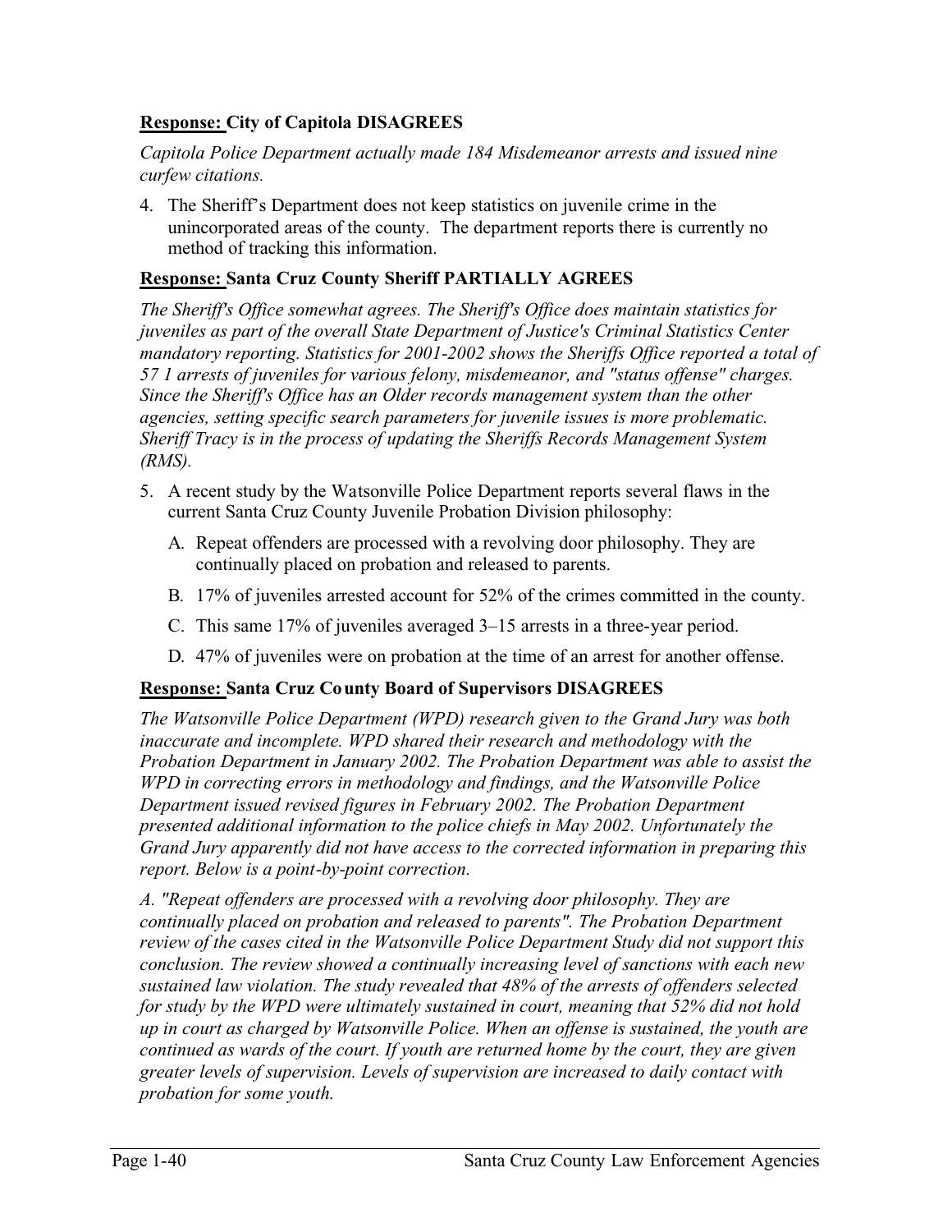**<u>Response:</u> City of Capitola DISAGREES**

*Capitola Police Department actually made 184 Misdemeanor arrests and issued nine curfew citations.*

4. The Sheriff's Department does not keep statistics on juvenile crime in the unincorporated areas of the county. The department reports there is currently no method of tracking this information.

**<u>Response:</u> Santa Cruz County Sheriff PARTIALLY AGREES**

*The Sheriff's Office somewhat agrees. The Sheriff's Office does maintain statistics for juveniles as part of the overall State Department of Justice's Criminal Statistics Center mandatory reporting. Statistics for 2001-2002 shows the Sheriffs Office reported a total of 57 1 arrests of juveniles for various felony, misdemeanor, and "status offense" charges. Since the Sheriff's Office has an Older records management system than the other agencies, setting specific search parameters for juvenile issues is more problematic. Sheriff Tracy is in the process of updating the Sheriffs Records Management System (RMS).*

5. A recent study by the Watsonville Police Department reports several flaws in the current Santa Cruz County Juvenile Probation Division philosophy:

   A. Repeat offenders are processed with a revolving door philosophy. They are continually placed on probation and released to parents.

   B. 17% of juveniles arrested account for 52% of the crimes committed in the county.

   C. This same 17% of juveniles averaged 3–15 arrests in a three-year period.

   D. 47% of juveniles were on probation at the time of an arrest for another offense.

**<u>Response:</u> Santa Cruz County Board of Supervisors DISAGREES**

*The Watsonville Police Department (WPD) research given to the Grand Jury was both inaccurate and incomplete. WPD shared their research and methodology with the Probation Department in January 2002. The Probation Department was able to assist the WPD in correcting errors in methodology and findings, and the Watsonville Police Department issued revised figures in February 2002. The Probation Department presented additional information to the police chiefs in May 2002. Unfortunately the Grand Jury apparently did not have access to the corrected information in preparing this report. Below is a point-by-point correction.*

*A. "Repeat offenders are processed with a revolving door philosophy. They are continually placed on probation and released to parents". The Probation Department review of the cases cited in the Watsonville Police Department Study did not support this conclusion. The review showed a continually increasing level of sanctions with each new sustained law violation. The study revealed that 48% of the arrests of offenders selected for study by the WPD were ultimately sustained in court, meaning that 52% did not hold up in court as charged by Watsonville Police. When an offense is sustained, the youth are continued as wards of the court. If youth are returned home by the court, they are given greater levels of supervision. Levels of supervision are increased to daily contact with probation for some youth.*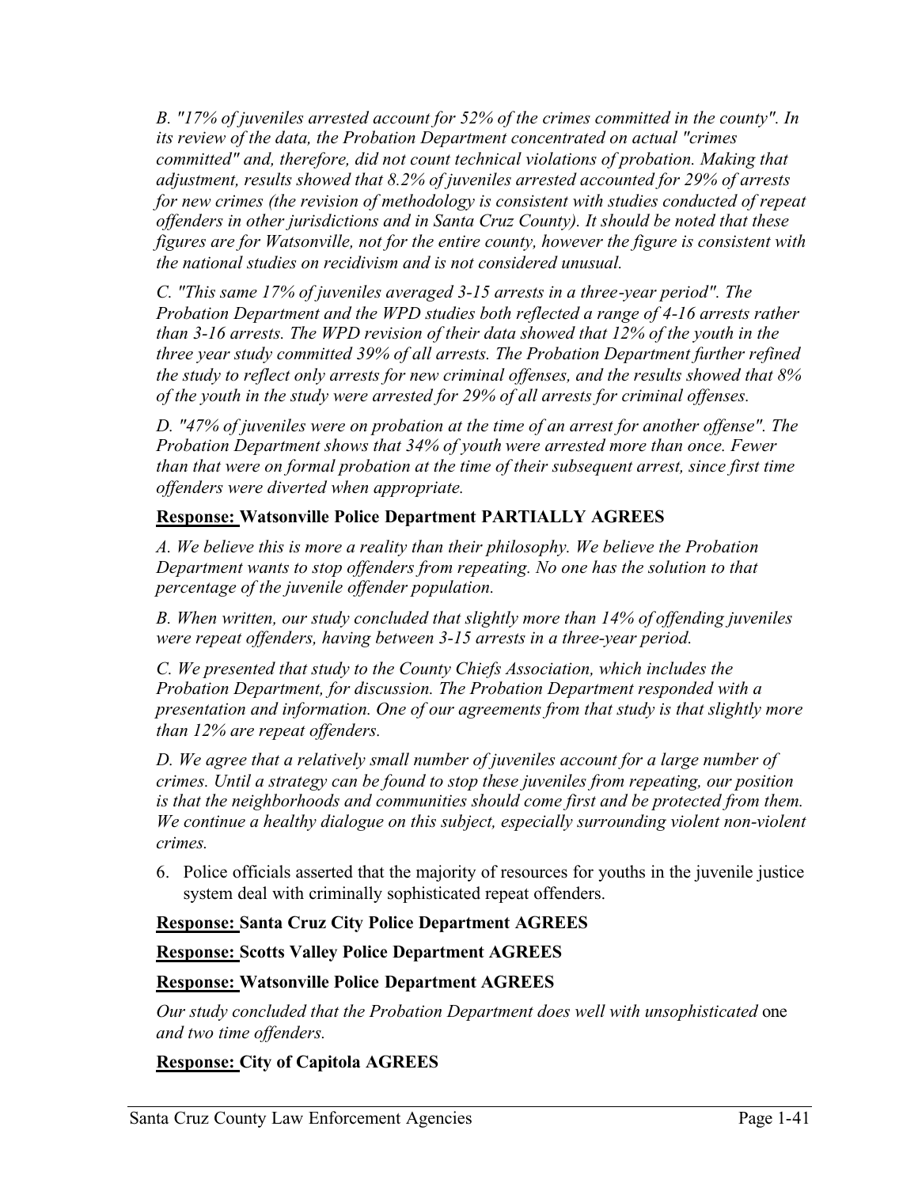*B. "17% of juveniles arrested account for 52% of the crimes committed in the county". In its review of the data, the Probation Department concentrated on actual "crimes committed" and, therefore, did not count technical violations of probation. Making that adjustment, results showed that 8.2% of juveniles arrested accounted for 29% of arrests for new crimes (the revision of methodology is consistent with studies conducted of repeat offenders in other jurisdictions and in Santa Cruz County). It should be noted that these figures are for Watsonville, not for the entire county, however the figure is consistent with the national studies on recidivism and is not considered unusual.*

*C. "This same 17% of juveniles averaged 3-15 arrests in a three-year period". The Probation Department and the WPD studies both reflected a range of 4-16 arrests rather than 3-16 arrests. The WPD revision of their data showed that 12% of the youth in the three year study committed 39% of all arrests. The Probation Department further refined the study to reflect only arrests for new criminal offenses, and the results showed that 8% of the youth in the study were arrested for 29% of all arrests for criminal offenses.*

*D. "47% of juveniles were on probation at the time of an arrest for another offense". The Probation Department shows that 34% of youth were arrested more than once. Fewer than that were on formal probation at the time of their subsequent arrest, since first time offenders were diverted when appropriate.*

**Response: Watsonville Police Department PARTIALLY AGREES**

*A. We believe this is more a reality than their philosophy. We believe the Probation Department wants to stop offenders from repeating. No one has the solution to that percentage of the juvenile offender population.*

*B. When written, our study concluded that slightly more than 14% of offending juveniles were repeat offenders, having between 3-15 arrests in a three-year period.*

*C. We presented that study to the County Chiefs Association, which includes the Probation Department, for discussion. The Probation Department responded with a presentation and information. One of our agreements from that study is that slightly more than 12% are repeat offenders.*

*D. We agree that a relatively small number of juveniles account for a large number of crimes. Until a strategy can be found to stop these juveniles from repeating, our position is that the neighborhoods and communities should come first and be protected from them. We continue a healthy dialogue on this subject, especially surrounding violent non-violent crimes.*

6. Police officials asserted that the majority of resources for youths in the juvenile justice system deal with criminally sophisticated repeat offenders.

**Response: Santa Cruz City Police Department AGREES**

**Response: Scotts Valley Police Department AGREES**

**Response: Watsonville Police Department AGREES**

*Our study concluded that the Probation Department does well with unsophisticated* one *and two time offenders.*

**Response: City of Capitola AGREES**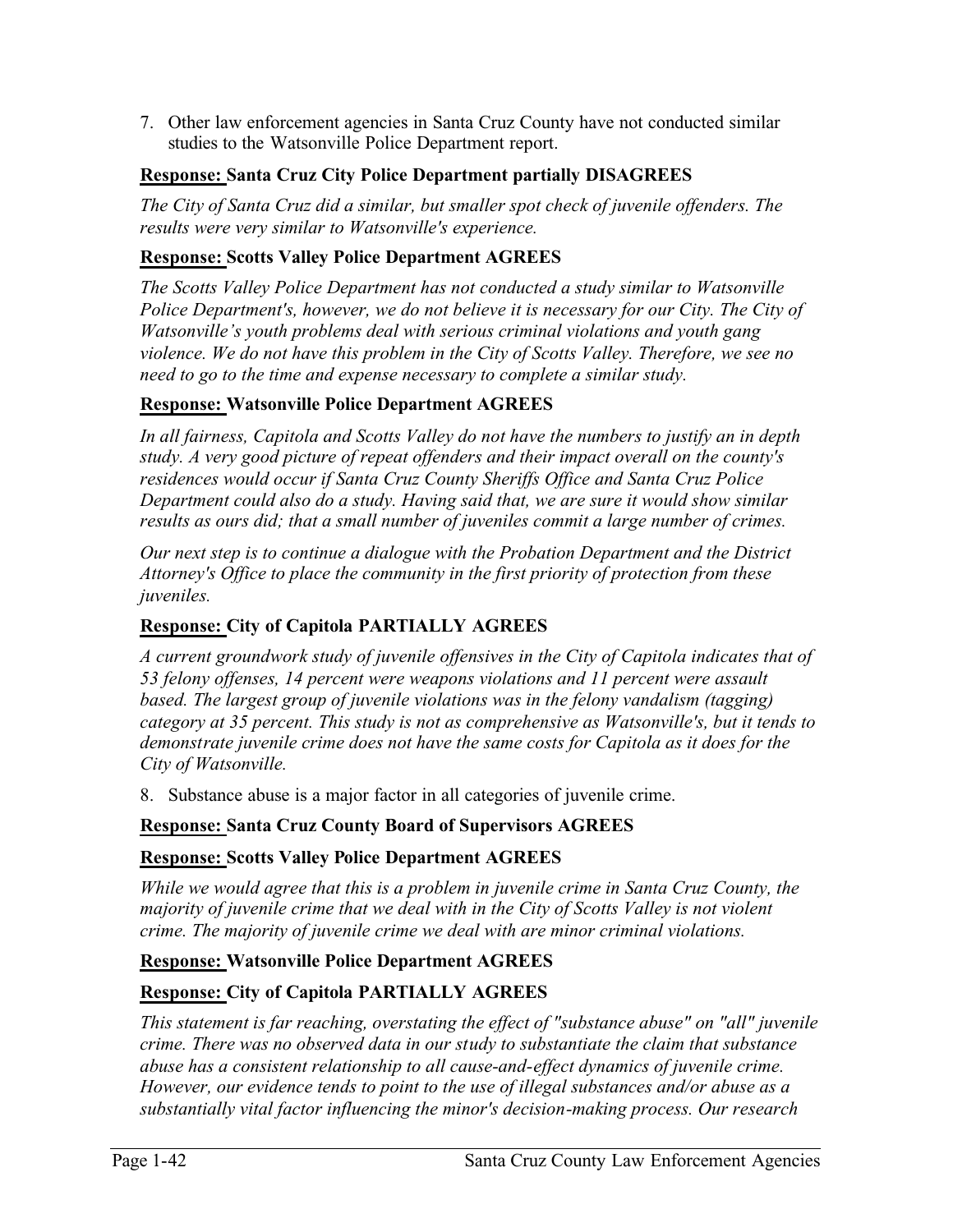7. Other law enforcement agencies in Santa Cruz County have not conducted similar studies to the Watsonville Police Department report.

**Response: Santa Cruz City Police Department partially DISAGREES**

*The City of Santa Cruz did a similar, but smaller spot check of juvenile offenders. The results were very similar to Watsonville's experience.*

**Response: Scotts Valley Police Department AGREES**

*The Scotts Valley Police Department has not conducted a study similar to Watsonville Police Department's, however, we do not believe it is necessary for our City. The City of Watsonville's youth problems deal with serious criminal violations and youth gang violence. We do not have this problem in the City of Scotts Valley. Therefore, we see no need to go to the time and expense necessary to complete a similar study.*

**Response: Watsonville Police Department AGREES**

*In all fairness, Capitola and Scotts Valley do not have the numbers to justify an in depth study. A very good picture of repeat offenders and their impact overall on the county's residences would occur if Santa Cruz County Sheriffs Office and Santa Cruz Police Department could also do a study. Having said that, we are sure it would show similar results as ours did; that a small number of juveniles commit a large number of crimes.*

*Our next step is to continue a dialogue with the Probation Department and the District Attorney's Office to place the community in the first priority of protection from these juveniles.*

**Response: City of Capitola PARTIALLY AGREES**

*A current groundwork study of juvenile offensives in the City of Capitola indicates that of 53 felony offenses, 14 percent were weapons violations and 11 percent were assault based. The largest group of juvenile violations was in the felony vandalism (tagging) category at 35 percent. This study is not as comprehensive as Watsonville's, but it tends to demonstrate juvenile crime does not have the same costs for Capitola as it does for the City of Watsonville.*

8. Substance abuse is a major factor in all categories of juvenile crime.

**Response: Santa Cruz County Board of Supervisors AGREES**

**Response: Scotts Valley Police Department AGREES**

*While we would agree that this is a problem in juvenile crime in Santa Cruz County, the majority of juvenile crime that we deal with in the City of Scotts Valley is not violent crime. The majority of juvenile crime we deal with are minor criminal violations.*

**Response: Watsonville Police Department AGREES**

**Response: City of Capitola PARTIALLY AGREES**

*This statement is far reaching, overstating the effect of "substance abuse" on "all" juvenile crime. There was no observed data in our study to substantiate the claim that substance abuse has a consistent relationship to all cause-and-effect dynamics of juvenile crime. However, our evidence tends to point to the use of illegal substances and/or abuse as a substantially vital factor influencing the minor's decision-making process. Our research*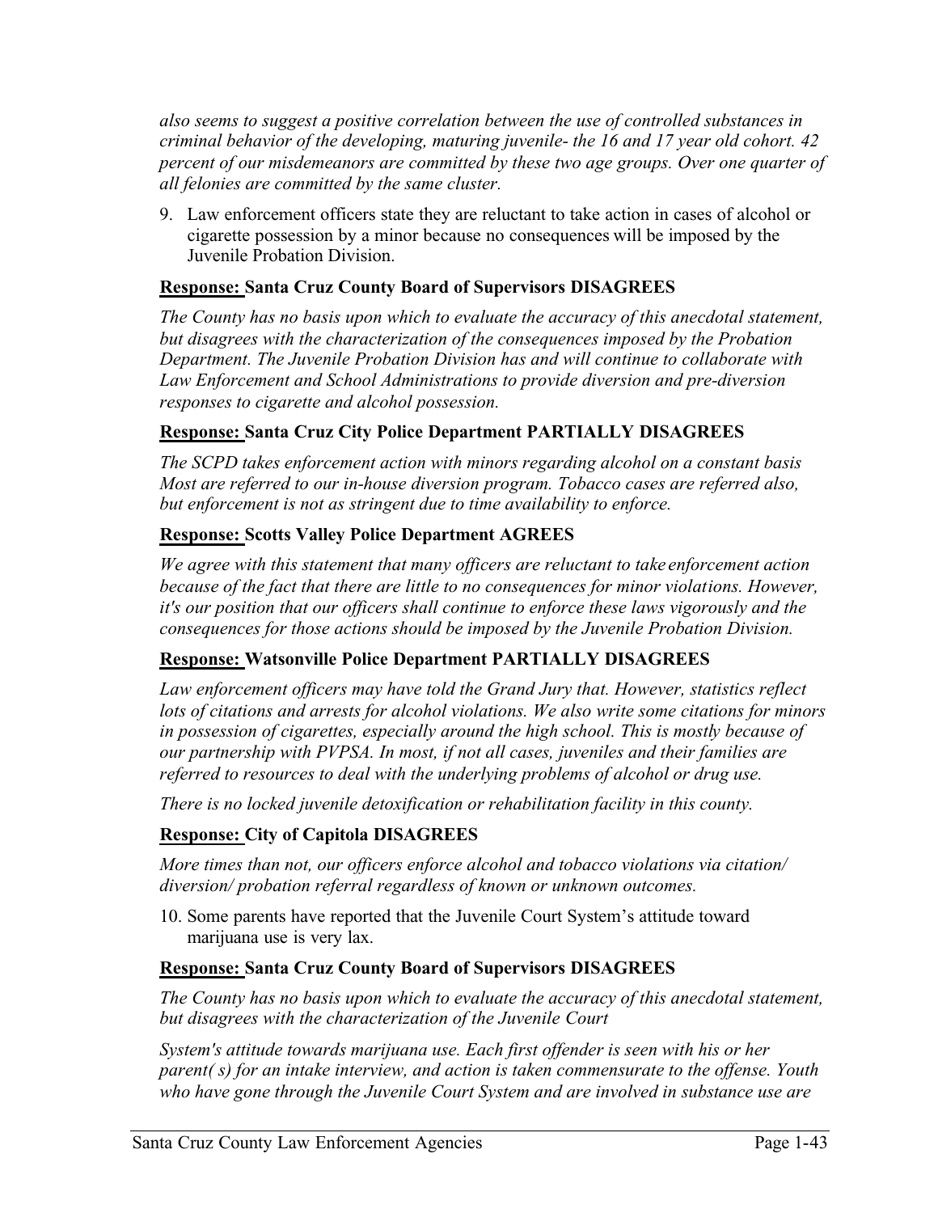*also seems to suggest a positive correlation between the use of controlled substances in criminal behavior of the developing, maturing juvenile- the 16 and 17 year old cohort. 42 percent of our misdemeanors are committed by these two age groups. Over one quarter of all felonies are committed by the same cluster.*

9. Law enforcement officers state they are reluctant to take action in cases of alcohol or cigarette possession by a minor because no consequences will be imposed by the Juvenile Probation Division.

**Response: Santa Cruz County Board of Supervisors DISAGREES**

*The County has no basis upon which to evaluate the accuracy of this anecdotal statement, but disagrees with the characterization of the consequences imposed by the Probation Department. The Juvenile Probation Division has and will continue to collaborate with Law Enforcement and School Administrations to provide diversion and pre-diversion responses to cigarette and alcohol possession.*

**Response: Santa Cruz City Police Department PARTIALLY DISAGREES**

*The SCPD takes enforcement action with minors regarding alcohol on a constant basis Most are referred to our in-house diversion program. Tobacco cases are referred also, but enforcement is not as stringent due to time availability to enforce.*

**Response: Scotts Valley Police Department AGREES**

*We agree with this statement that many officers are reluctant to take enforcement action because of the fact that there are little to no consequences for minor violations. However, it's our position that our officers shall continue to enforce these laws vigorously and the consequences for those actions should be imposed by the Juvenile Probation Division.*

**Response: Watsonville Police Department PARTIALLY DISAGREES**

*Law enforcement officers may have told the Grand Jury that. However, statistics reflect lots of citations and arrests for alcohol violations. We also write some citations for minors in possession of cigarettes, especially around the high school. This is mostly because of our partnership with PVPSA. In most, if not all cases, juveniles and their families are referred to resources to deal with the underlying problems of alcohol or drug use.*

*There is no locked juvenile detoxification or rehabilitation facility in this county.*

**Response: City of Capitola DISAGREES**

*More times than not, our officers enforce alcohol and tobacco violations via citation/ diversion/ probation referral regardless of known or unknown outcomes.*

10. Some parents have reported that the Juvenile Court System's attitude toward marijuana use is very lax.

**Response: Santa Cruz County Board of Supervisors DISAGREES**

*The County has no basis upon which to evaluate the accuracy of this anecdotal statement, but disagrees with the characterization of the Juvenile Court*

*System's attitude towards marijuana use. Each first offender is seen with his or her parent( s) for an intake interview, and action is taken commensurate to the offense. Youth who have gone through the Juvenile Court System and are involved in substance use are*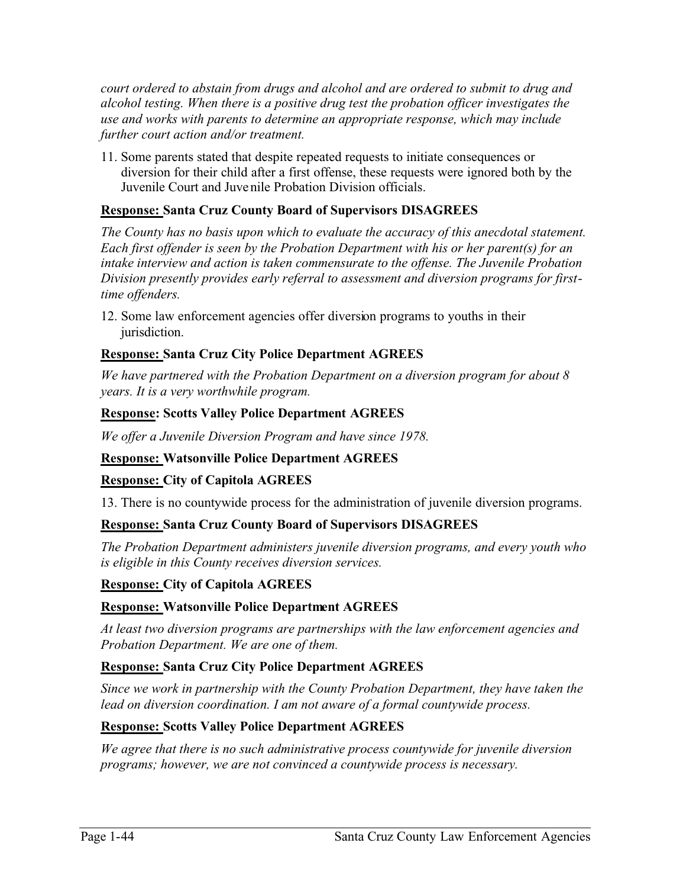*court ordered to abstain from drugs and alcohol and are ordered to submit to drug and alcohol testing. When there is a positive drug test the probation officer investigates the use and works with parents to determine an appropriate response, which may include further court action and/or treatment.*

11. Some parents stated that despite repeated requests to initiate consequences or diversion for their child after a first offense, these requests were ignored both by the Juvenile Court and Juvenile Probation Division officials.

**Response: Santa Cruz County Board of Supervisors DISAGREES**

*The County has no basis upon which to evaluate the accuracy of this anecdotal statement. Each first offender is seen by the Probation Department with his or her parent(s) for an intake interview and action is taken commensurate to the offense. The Juvenile Probation Division presently provides early referral to assessment and diversion programs for first-time offenders.*

12. Some law enforcement agencies offer diversion programs to youths in their jurisdiction.

**Response: Santa Cruz City Police Department AGREES**

*We have partnered with the Probation Department on a diversion program for about 8 years. It is a very worthwhile program.*

**Response: Scotts Valley Police Department AGREES**

*We offer a Juvenile Diversion Program and have since 1978.*

**Response: Watsonville Police Department AGREES**

**Response: City of Capitola AGREES**

13. There is no countywide process for the administration of juvenile diversion programs.

**Response: Santa Cruz County Board of Supervisors DISAGREES**

*The Probation Department administers juvenile diversion programs, and every youth who is eligible in this County receives diversion services.*

**Response: City of Capitola AGREES**

**Response: Watsonville Police Department AGREES**

*At least two diversion programs are partnerships with the law enforcement agencies and Probation Department. We are one of them.*

**Response: Santa Cruz City Police Department AGREES**

*Since we work in partnership with the County Probation Department, they have taken the lead on diversion coordination. I am not aware of a formal countywide process.*

**Response: Scotts Valley Police Department AGREES**

*We agree that there is no such administrative process countywide for juvenile diversion programs; however, we are not convinced a countywide process is necessary.*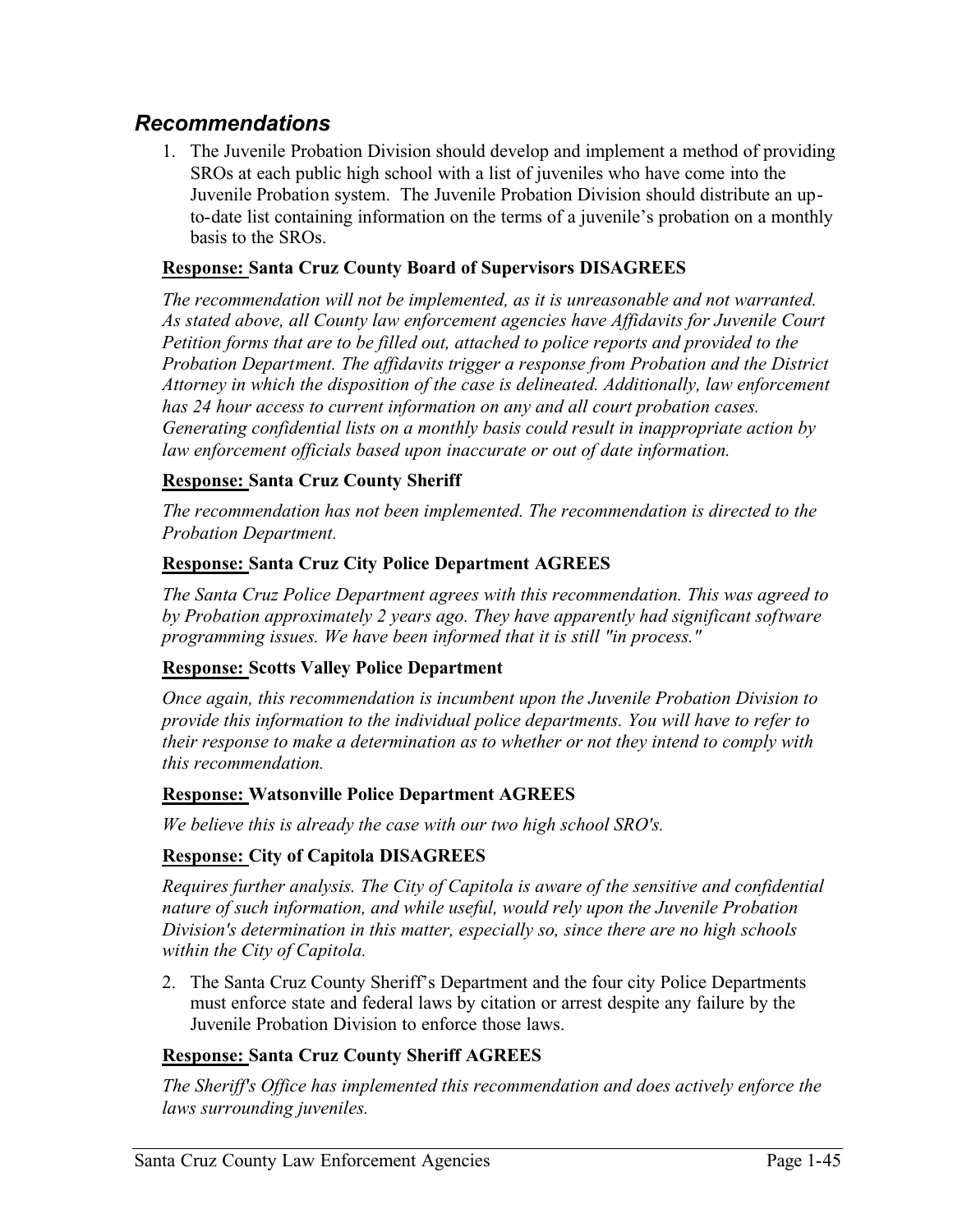## *Recommendations*

1. The Juvenile Probation Division should develop and implement a method of providing SROs at each public high school with a list of juveniles who have come into the Juvenile Probation system. The Juvenile Probation Division should distribute an up-to-date list containing information on the terms of a juvenile's probation on a monthly basis to the SROs.

**<u>Response:</u> Santa Cruz County Board of Supervisors DISAGREES**

*The recommendation will not be implemented, as it is unreasonable and not warranted. As stated above, all County law enforcement agencies have Affidavits for Juvenile Court Petition forms that are to be filled out, attached to police reports and provided to the Probation Department. The affidavits trigger a response from Probation and the District Attorney in which the disposition of the case is delineated. Additionally, law enforcement has 24 hour access to current information on any and all court probation cases. Generating confidential lists on a monthly basis could result in inappropriate action by law enforcement officials based upon inaccurate or out of date information.*

**<u>Response:</u> Santa Cruz County Sheriff**

*The recommendation has not been implemented. The recommendation is directed to the Probation Department.*

**<u>Response:</u> Santa Cruz City Police Department AGREES**

*The Santa Cruz Police Department agrees with this recommendation. This was agreed to by Probation approximately 2 years ago. They have apparently had significant software programming issues. We have been informed that it is still "in process."*

**<u>Response:</u> Scotts Valley Police Department**

*Once again, this recommendation is incumbent upon the Juvenile Probation Division to provide this information to the individual police departments. You will have to refer to their response to make a determination as to whether or not they intend to comply with this recommendation.*

**<u>Response:</u> Watsonville Police Department AGREES**

*We believe this is already the case with our two high school SRO's.*

**<u>Response:</u> City of Capitola DISAGREES**

*Requires further analysis. The City of Capitola is aware of the sensitive and confidential nature of such information, and while useful, would rely upon the Juvenile Probation Division's determination in this matter, especially so, since there are no high schools within the City of Capitola.*

2. The Santa Cruz County Sheriff's Department and the four city Police Departments must enforce state and federal laws by citation or arrest despite any failure by the Juvenile Probation Division to enforce those laws.

**<u>Response:</u> Santa Cruz County Sheriff AGREES**

*The Sheriff's Office has implemented this recommendation and does actively enforce the laws surrounding juveniles.*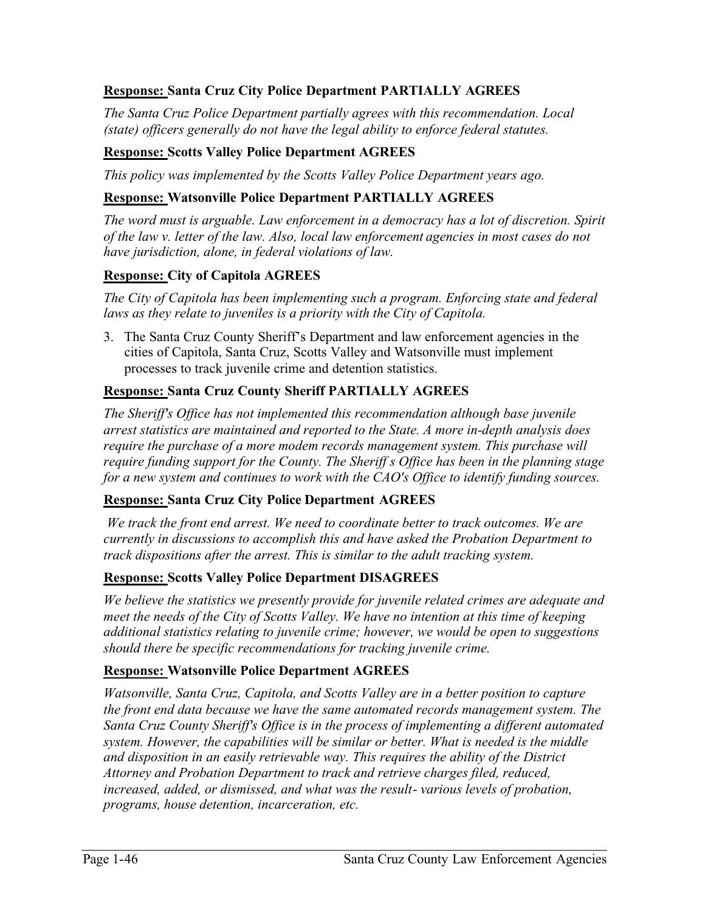**<u>Response:</u> Santa Cruz City Police Department PARTIALLY AGREES**

*The Santa Cruz Police Department partially agrees with this recommendation. Local (state) officers generally do not have the legal ability to enforce federal statutes.*

**<u>Response:</u> Scotts Valley Police Department AGREES**

*This policy was implemented by the Scotts Valley Police Department years ago.*

**<u>Response:</u> Watsonville Police Department PARTIALLY AGREES**

*The word must is arguable. Law enforcement in a democracy has a lot of discretion. Spirit of the law v. letter of the law. Also, local law enforcement agencies in most cases do not have jurisdiction, alone, in federal violations of law.*

**<u>Response:</u> City of Capitola AGREES**

*The City of Capitola has been implementing such a program. Enforcing state and federal laws as they relate to juveniles is a priority with the City of Capitola.*

3. The Santa Cruz County Sheriff's Department and law enforcement agencies in the cities of Capitola, Santa Cruz, Scotts Valley and Watsonville must implement processes to track juvenile crime and detention statistics.

**<u>Response:</u> Santa Cruz County Sheriff PARTIALLY AGREES**

*The Sheriff's Office has not implemented this recommendation although base juvenile arrest statistics are maintained and reported to the State. A more in-depth analysis does require the purchase of a more modem records management system. This purchase will require funding support for the County. The Sheriff s Office has been in the planning stage for a new system and continues to work with the CAO's Office to identify funding sources.*

**<u>Response:</u> Santa Cruz City Police Department AGREES**

*We track the front end arrest. We need to coordinate better to track outcomes. We are currently in discussions to accomplish this and have asked the Probation Department to track dispositions after the arrest. This is similar to the adult tracking system.*

**<u>Response:</u> Scotts Valley Police Department DISAGREES**

*We believe the statistics we presently provide for juvenile related crimes are adequate and meet the needs of the City of Scotts Valley. We have no intention at this time of keeping additional statistics relating to juvenile crime; however, we would be open to suggestions should there be specific recommendations for tracking juvenile crime.*

**<u>Response:</u> Watsonville Police Department AGREES**

*Watsonville, Santa Cruz, Capitola, and Scotts Valley are in a better position to capture the front end data because we have the same automated records management system. The Santa Cruz County Sheriff's Office is in the process of implementing a different automated system. However, the capabilities will be similar or better. What is needed is the middle and disposition in an easily retrievable way. This requires the ability of the District Attorney and Probation Department to track and retrieve charges filed, reduced, increased, added, or dismissed, and what was the result- various levels of probation, programs, house detention, incarceration, etc.*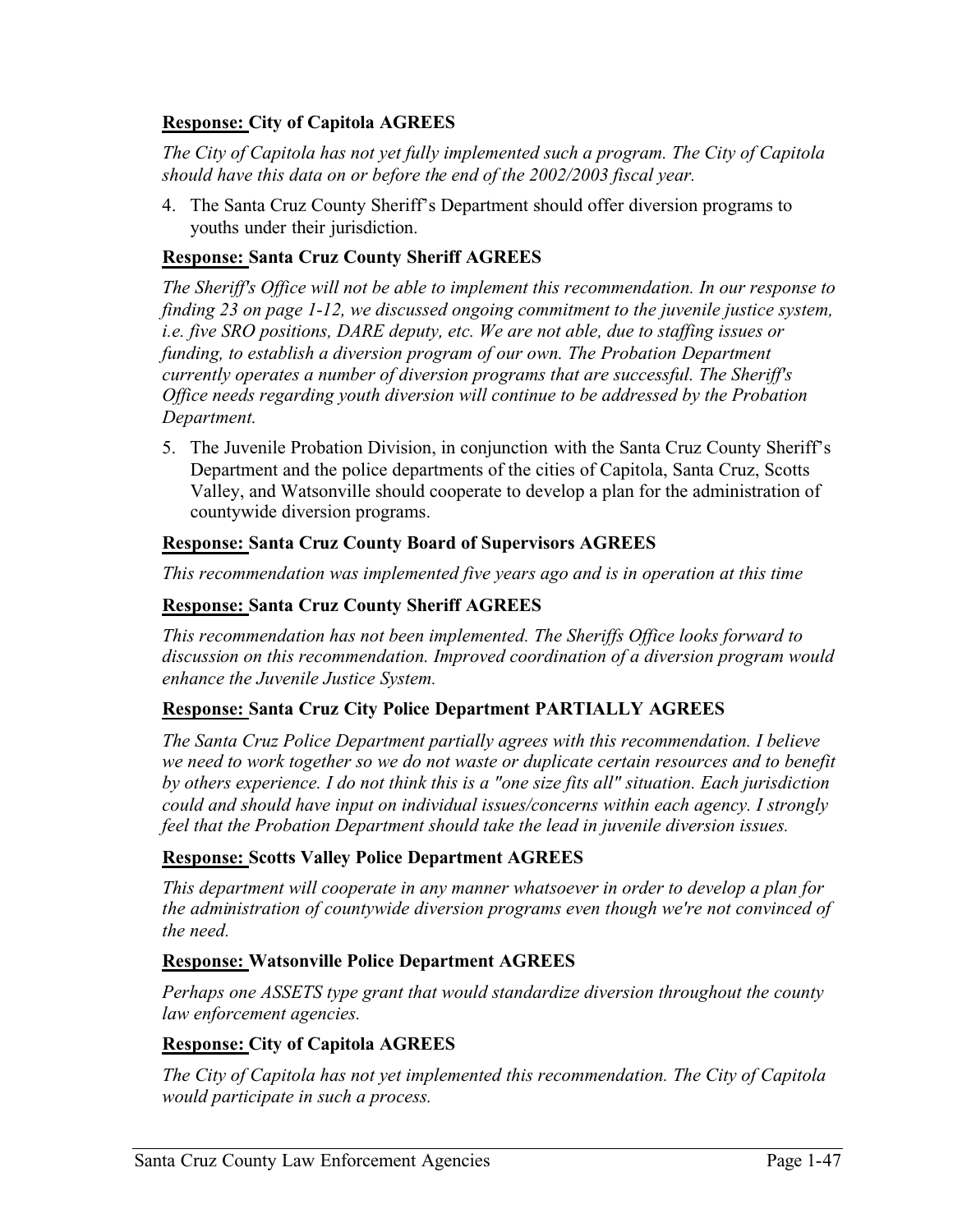**Response: City of Capitola AGREES**

*The City of Capitola has not yet fully implemented such a program. The City of Capitola should have this data on or before the end of the 2002/2003 fiscal year.*

4. The Santa Cruz County Sheriff's Department should offer diversion programs to youths under their jurisdiction.

**Response: Santa Cruz County Sheriff AGREES**

*The Sheriff's Office will not be able to implement this recommendation. In our response to finding 23 on page 1-12, we discussed ongoing commitment to the juvenile justice system, i.e. five SRO positions, DARE deputy, etc. We are not able, due to staffing issues or funding, to establish a diversion program of our own. The Probation Department currently operates a number of diversion programs that are successful. The Sheriff's Office needs regarding youth diversion will continue to be addressed by the Probation Department.*

5. The Juvenile Probation Division, in conjunction with the Santa Cruz County Sheriff's Department and the police departments of the cities of Capitola, Santa Cruz, Scotts Valley, and Watsonville should cooperate to develop a plan for the administration of countywide diversion programs.

**Response: Santa Cruz County Board of Supervisors AGREES**

*This recommendation was implemented five years ago and is in operation at this time*

**Response: Santa Cruz County Sheriff AGREES**

*This recommendation has not been implemented. The Sheriffs Office looks forward to discussion on this recommendation. Improved coordination of a diversion program would enhance the Juvenile Justice System.*

**Response: Santa Cruz City Police Department PARTIALLY AGREES**

*The Santa Cruz Police Department partially agrees with this recommendation. I believe we need to work together so we do not waste or duplicate certain resources and to benefit by others experience. I do not think this is a "one size fits all" situation. Each jurisdiction could and should have input on individual issues/concerns within each agency. I strongly feel that the Probation Department should take the lead in juvenile diversion issues.*

**Response: Scotts Valley Police Department AGREES**

*This department will cooperate in any manner whatsoever in order to develop a plan for the administration of countywide diversion programs even though we're not convinced of the need.*

**Response: Watsonville Police Department AGREES**

*Perhaps one ASSETS type grant that would standardize diversion throughout the county law enforcement agencies.*

**Response: City of Capitola AGREES**

*The City of Capitola has not yet implemented this recommendation. The City of Capitola would participate in such a process.*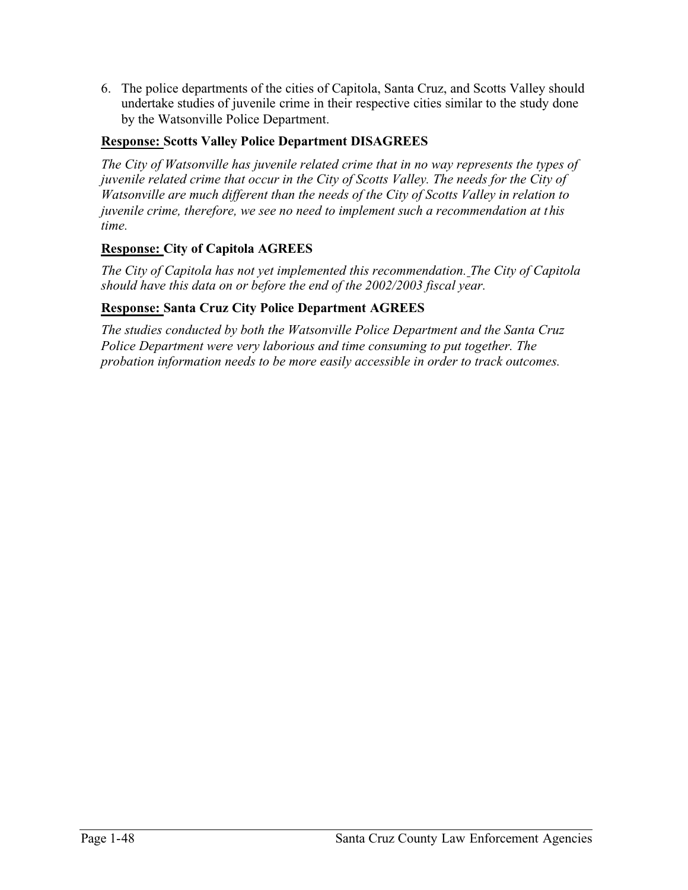6. The police departments of the cities of Capitola, Santa Cruz, and Scotts Valley should undertake studies of juvenile crime in their respective cities similar to the study done by the Watsonville Police Department.

**Response: Scotts Valley Police Department DISAGREES**

*The City of Watsonville has juvenile related crime that in no way represents the types of juvenile related crime that occur in the City of Scotts Valley. The needs for the City of Watsonville are much different than the needs of the City of Scotts Valley in relation to juvenile crime, therefore, we see no need to implement such a recommendation at this time.*

**Response: City of Capitola AGREES**

*The City of Capitola has not yet implemented this recommendation. The City of Capitola should have this data on or before the end of the 2002/2003 fiscal year.*

**Response: Santa Cruz City Police Department AGREES**

*The studies conducted by both the Watsonville Police Department and the Santa Cruz Police Department were very laborious and time consuming to put together. The probation information needs to be more easily accessible in order to track outcomes.*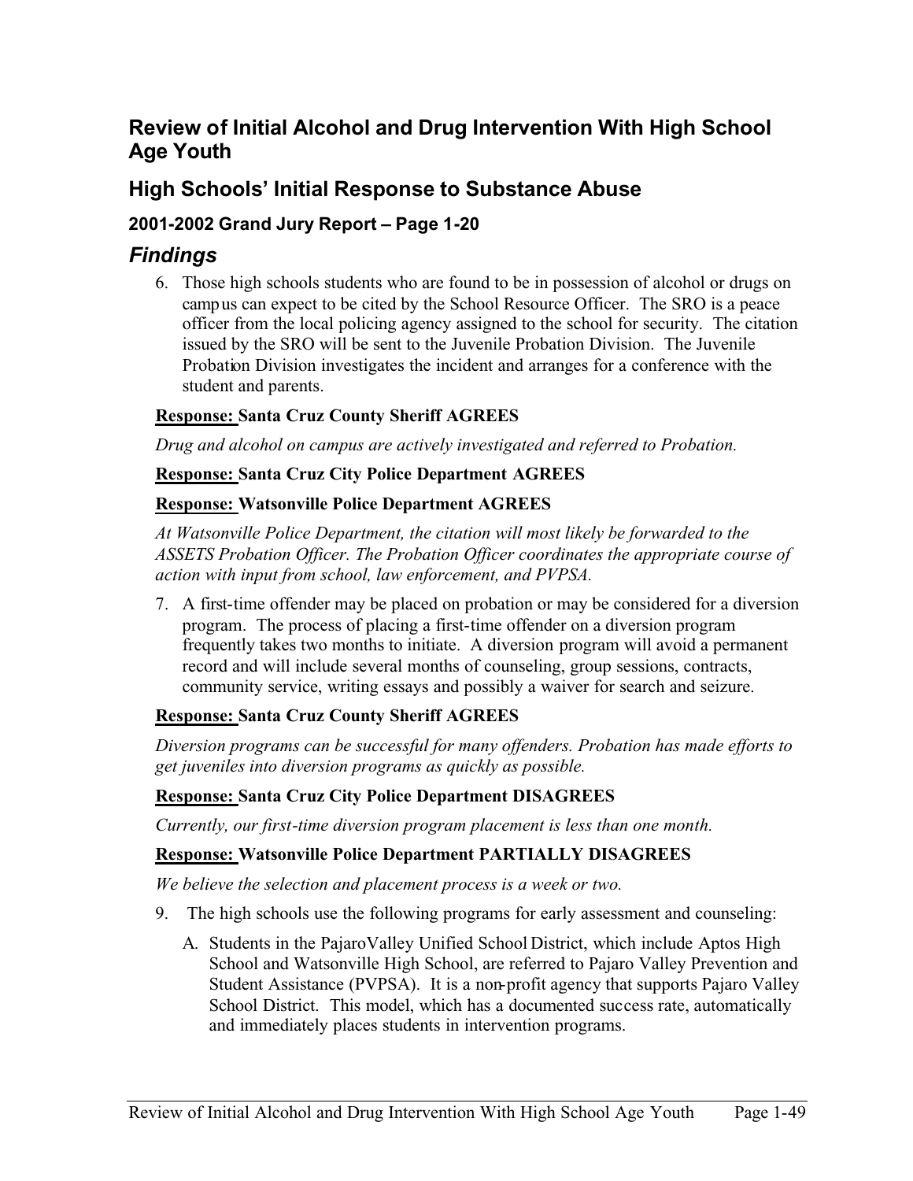## Review of Initial Alcohol and Drug Intervention With High School Age Youth

## High Schools' Initial Response to Substance Abuse

### 2001-2002 Grand Jury Report – Page 1-20

# *Findings*

6. Those high schools students who are found to be in possession of alcohol or drugs on campus can expect to be cited by the School Resource Officer. The SRO is a peace officer from the local policing agency assigned to the school for security. The citation issued by the SRO will be sent to the Juvenile Probation Division. The Juvenile Probation Division investigates the incident and arranges for a conference with the student and parents.

**Response: Santa Cruz County Sheriff AGREES**

*Drug and alcohol on campus are actively investigated and referred to Probation.*

**Response: Santa Cruz City Police Department AGREES**

**Response: Watsonville Police Department AGREES**

*At Watsonville Police Department, the citation will most likely be forwarded to the ASSETS Probation Officer. The Probation Officer coordinates the appropriate course of action with input from school, law enforcement, and PVPSA.*

7. A first-time offender may be placed on probation or may be considered for a diversion program. The process of placing a first-time offender on a diversion program frequently takes two months to initiate. A diversion program will avoid a permanent record and will include several months of counseling, group sessions, contracts, community service, writing essays and possibly a waiver for search and seizure.

**Response: Santa Cruz County Sheriff AGREES**

*Diversion programs can be successful for many offenders. Probation has made efforts to get juveniles into diversion programs as quickly as possible.*

**Response: Santa Cruz City Police Department DISAGREES**

*Currently, our first-time diversion program placement is less than one month.*

**Response: Watsonville Police Department PARTIALLY DISAGREES**

*We believe the selection and placement process is a week or two.*

9. The high schools use the following programs for early assessment and counseling:

   A. Students in the PajaroValley Unified School District, which include Aptos High School and Watsonville High School, are referred to Pajaro Valley Prevention and Student Assistance (PVPSA). It is a non-profit agency that supports Pajaro Valley School District. This model, which has a documented success rate, automatically and immediately places students in intervention programs.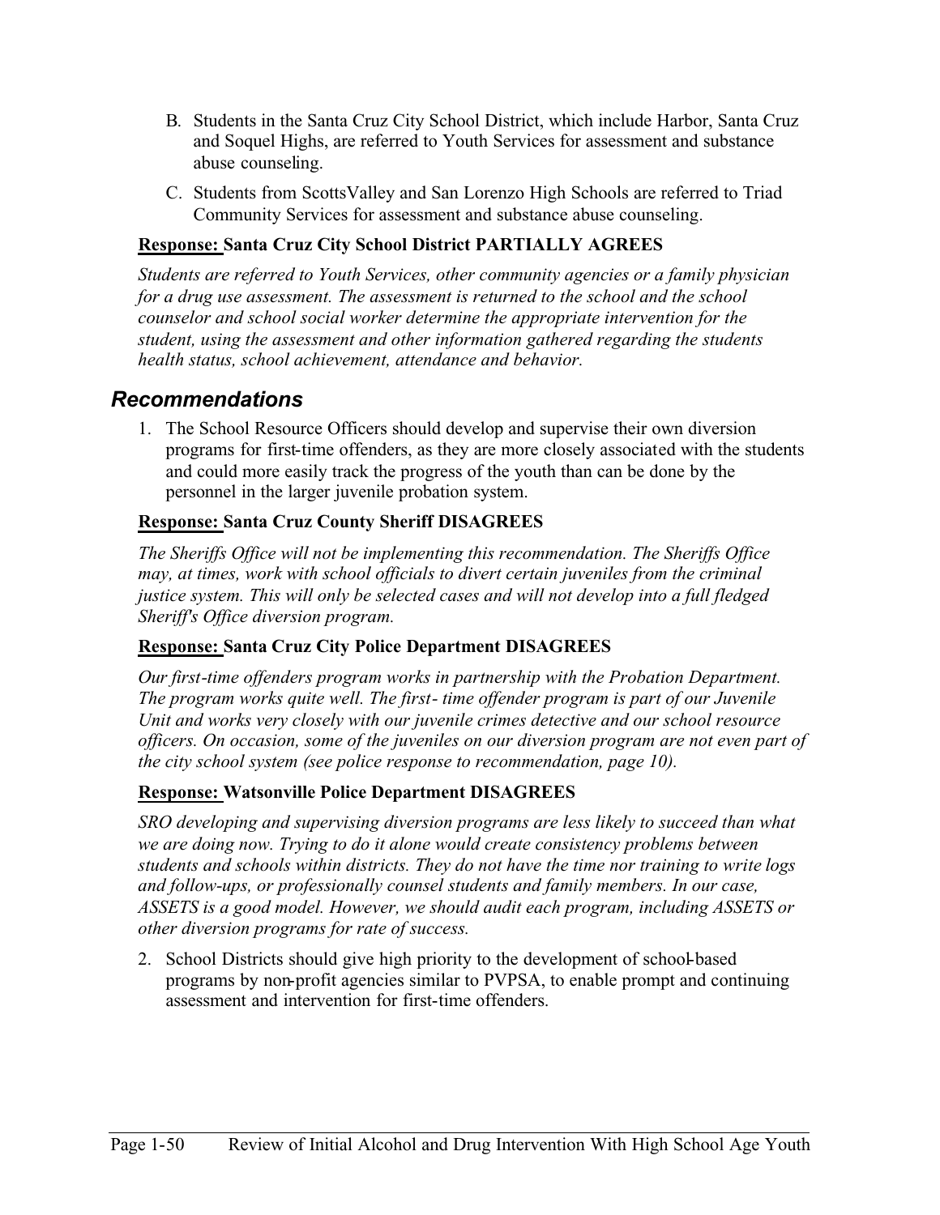B. Students in the Santa Cruz City School District, which include Harbor, Santa Cruz and Soquel Highs, are referred to Youth Services for assessment and substance abuse counseling.

C. Students from ScottsValley and San Lorenzo High Schools are referred to Triad Community Services for assessment and substance abuse counseling.

**Response: Santa Cruz City School District PARTIALLY AGREES**

*Students are referred to Youth Services, other community agencies or a family physician for a drug use assessment. The assessment is returned to the school and the school counselor and school social worker determine the appropriate intervention for the student, using the assessment and other information gathered regarding the students health status, school achievement, attendance and behavior.*

## *Recommendations*

1. The School Resource Officers should develop and supervise their own diversion programs for first-time offenders, as they are more closely associated with the students and could more easily track the progress of the youth than can be done by the personnel in the larger juvenile probation system.

**Response: Santa Cruz County Sheriff DISAGREES**

*The Sheriffs Office will not be implementing this recommendation. The Sheriffs Office may, at times, work with school officials to divert certain juveniles from the criminal justice system. This will only be selected cases and will not develop into a full fledged Sheriff's Office diversion program.*

**Response: Santa Cruz City Police Department DISAGREES**

*Our first-time offenders program works in partnership with the Probation Department. The program works quite well. The first- time offender program is part of our Juvenile Unit and works very closely with our juvenile crimes detective and our school resource officers. On occasion, some of the juveniles on our diversion program are not even part of the city school system (see police response to recommendation, page 10).*

**Response: Watsonville Police Department DISAGREES**

*SRO developing and supervising diversion programs are less likely to succeed than what we are doing now. Trying to do it alone would create consistency problems between students and schools within districts. They do not have the time nor training to write logs and follow-ups, or professionally counsel students and family members. In our case, ASSETS is a good model. However, we should audit each program, including ASSETS or other diversion programs for rate of success.*

2. School Districts should give high priority to the development of school-based programs by non-profit agencies similar to PVPSA, to enable prompt and continuing assessment and intervention for first-time offenders.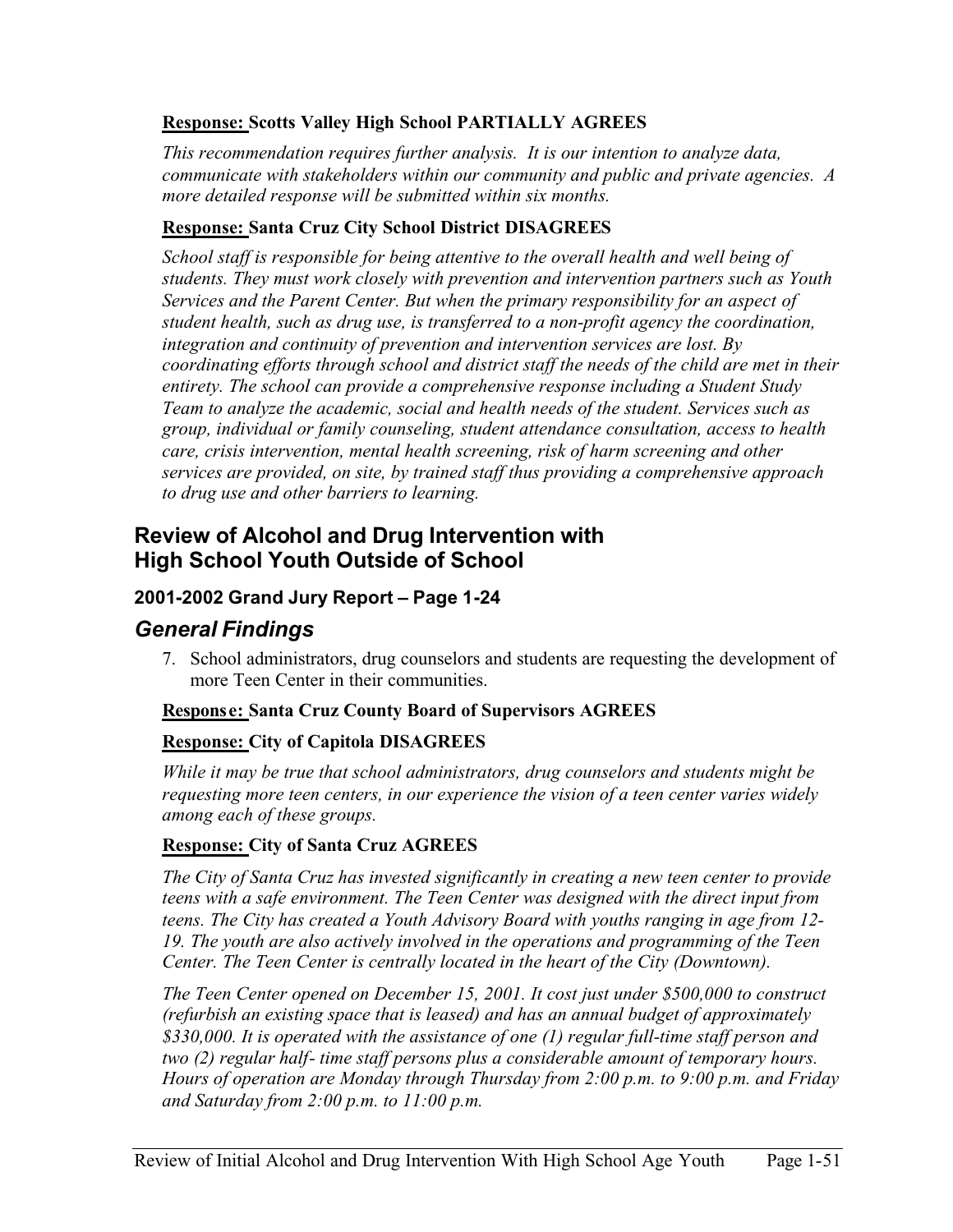**<u>Response:</u> Scotts Valley High School PARTIALLY AGREES**

*This recommendation requires further analysis. It is our intention to analyze data, communicate with stakeholders within our community and public and private agencies. A more detailed response will be submitted within six months.*

**<u>Response:</u> Santa Cruz City School District DISAGREES**

*School staff is responsible for being attentive to the overall health and well being of students. They must work closely with prevention and intervention partners such as Youth Services and the Parent Center. But when the primary responsibility for an aspect of student health, such as drug use, is transferred to a non-profit agency the coordination, integration and continuity of prevention and intervention services are lost. By coordinating efforts through school and district staff the needs of the child are met in their entirety. The school can provide a comprehensive response including a Student Study Team to analyze the academic, social and health needs of the student. Services such as group, individual or family counseling, student attendance consultation, access to health care, crisis intervention, mental health screening, risk of harm screening and other services are provided, on site, by trained staff thus providing a comprehensive approach to drug use and other barriers to learning.*

## Review of Alcohol and Drug Intervention with High School Youth Outside of School

### 2001-2002 Grand Jury Report – Page 1-24

## *General Findings*

7. School administrators, drug counselors and students are requesting the development of more Teen Center in their communities.

**<u>Response:</u> Santa Cruz County Board of Supervisors AGREES**

**<u>Response:</u> City of Capitola DISAGREES**

*While it may be true that school administrators, drug counselors and students might be requesting more teen centers, in our experience the vision of a teen center varies widely among each of these groups.*

**<u>Response:</u> City of Santa Cruz AGREES**

*The City of Santa Cruz has invested significantly in creating a new teen center to provide teens with a safe environment. The Teen Center was designed with the direct input from teens. The City has created a Youth Advisory Board with youths ranging in age from 12-19. The youth are also actively involved in the operations and programming of the Teen Center. The Teen Center is centrally located in the heart of the City (Downtown).*

*The Teen Center opened on December 15, 2001. It cost just under $500,000 to construct (refurbish an existing space that is leased) and has an annual budget of approximately $330,000. It is operated with the assistance of one (1) regular full-time staff person and two (2) regular half- time staff persons plus a considerable amount of temporary hours. Hours of operation are Monday through Thursday from 2:00 p.m. to 9:00 p.m. and Friday and Saturday from 2:00 p.m. to 11:00 p.m.*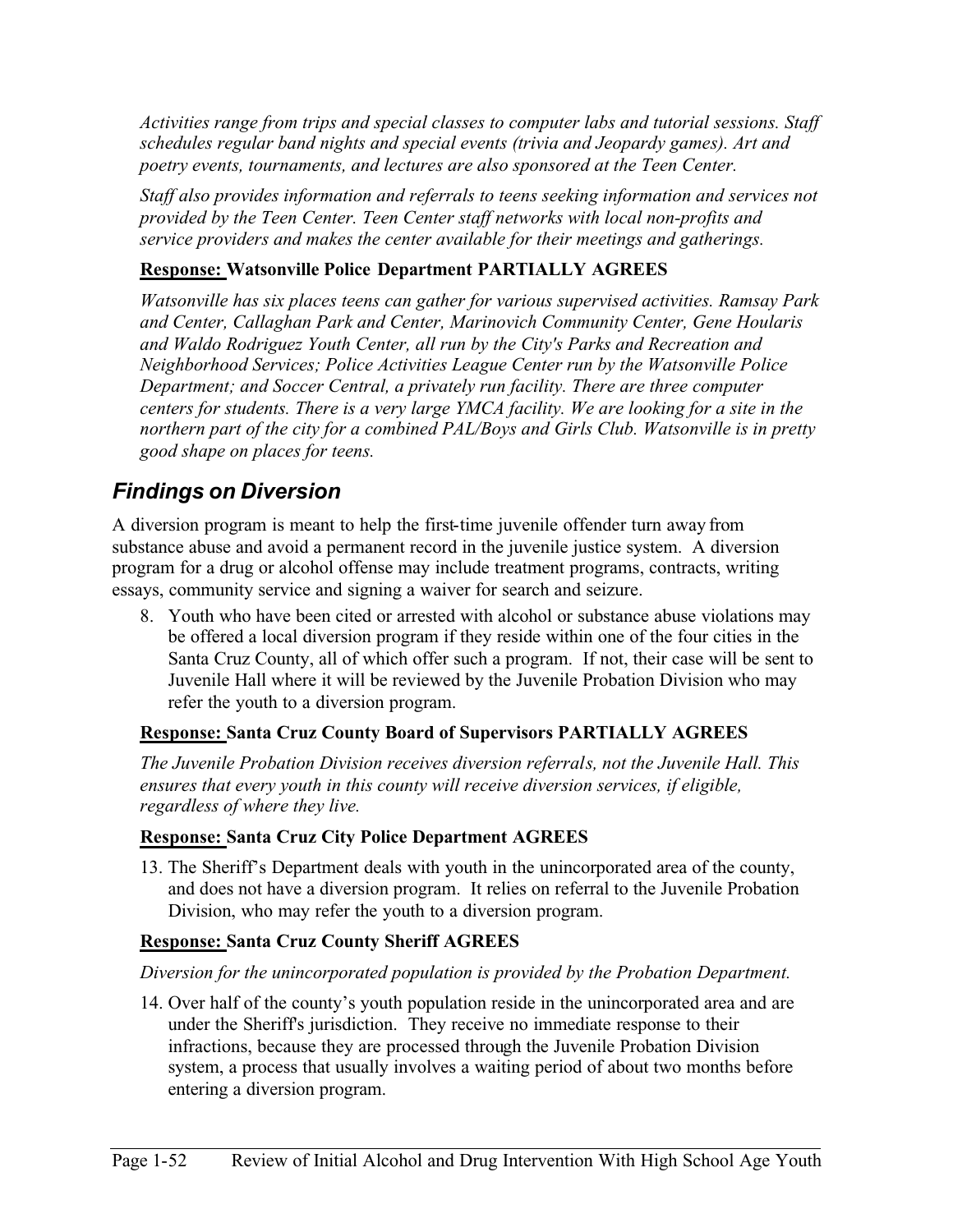*Activities range from trips and special classes to computer labs and tutorial sessions. Staff schedules regular band nights and special events (trivia and Jeopardy games). Art and poetry events, tournaments, and lectures are also sponsored at the Teen Center.*

*Staff also provides information and referrals to teens seeking information and services not provided by the Teen Center. Teen Center staff networks with local non-profits and service providers and makes the center available for their meetings and gatherings.*

**Response: Watsonville Police Department PARTIALLY AGREES**

*Watsonville has six places teens can gather for various supervised activities. Ramsay Park and Center, Callaghan Park and Center, Marinovich Community Center, Gene Hoularis and Waldo Rodriguez Youth Center, all run by the City's Parks and Recreation and Neighborhood Services; Police Activities League Center run by the Watsonville Police Department; and Soccer Central, a privately run facility. There are three computer centers for students. There is a very large YMCA facility. We are looking for a site in the northern part of the city for a combined PAL/Boys and Girls Club. Watsonville is in pretty good shape on places for teens.*

## *Findings on Diversion*

A diversion program is meant to help the first-time juvenile offender turn away from substance abuse and avoid a permanent record in the juvenile justice system. A diversion program for a drug or alcohol offense may include treatment programs, contracts, writing essays, community service and signing a waiver for search and seizure.

8. Youth who have been cited or arrested with alcohol or substance abuse violations may be offered a local diversion program if they reside within one of the four cities in the Santa Cruz County, all of which offer such a program. If not, their case will be sent to Juvenile Hall where it will be reviewed by the Juvenile Probation Division who may refer the youth to a diversion program.

**Response: Santa Cruz County Board of Supervisors PARTIALLY AGREES**

*The Juvenile Probation Division receives diversion referrals, not the Juvenile Hall. This ensures that every youth in this county will receive diversion services, if eligible, regardless of where they live.*

**Response: Santa Cruz City Police Department AGREES**

13. The Sheriff's Department deals with youth in the unincorporated area of the county, and does not have a diversion program. It relies on referral to the Juvenile Probation Division, who may refer the youth to a diversion program.

**Response: Santa Cruz County Sheriff AGREES**

*Diversion for the unincorporated population is provided by the Probation Department.*

14. Over half of the county's youth population reside in the unincorporated area and are under the Sheriff's jurisdiction. They receive no immediate response to their infractions, because they are processed through the Juvenile Probation Division system, a process that usually involves a waiting period of about two months before entering a diversion program.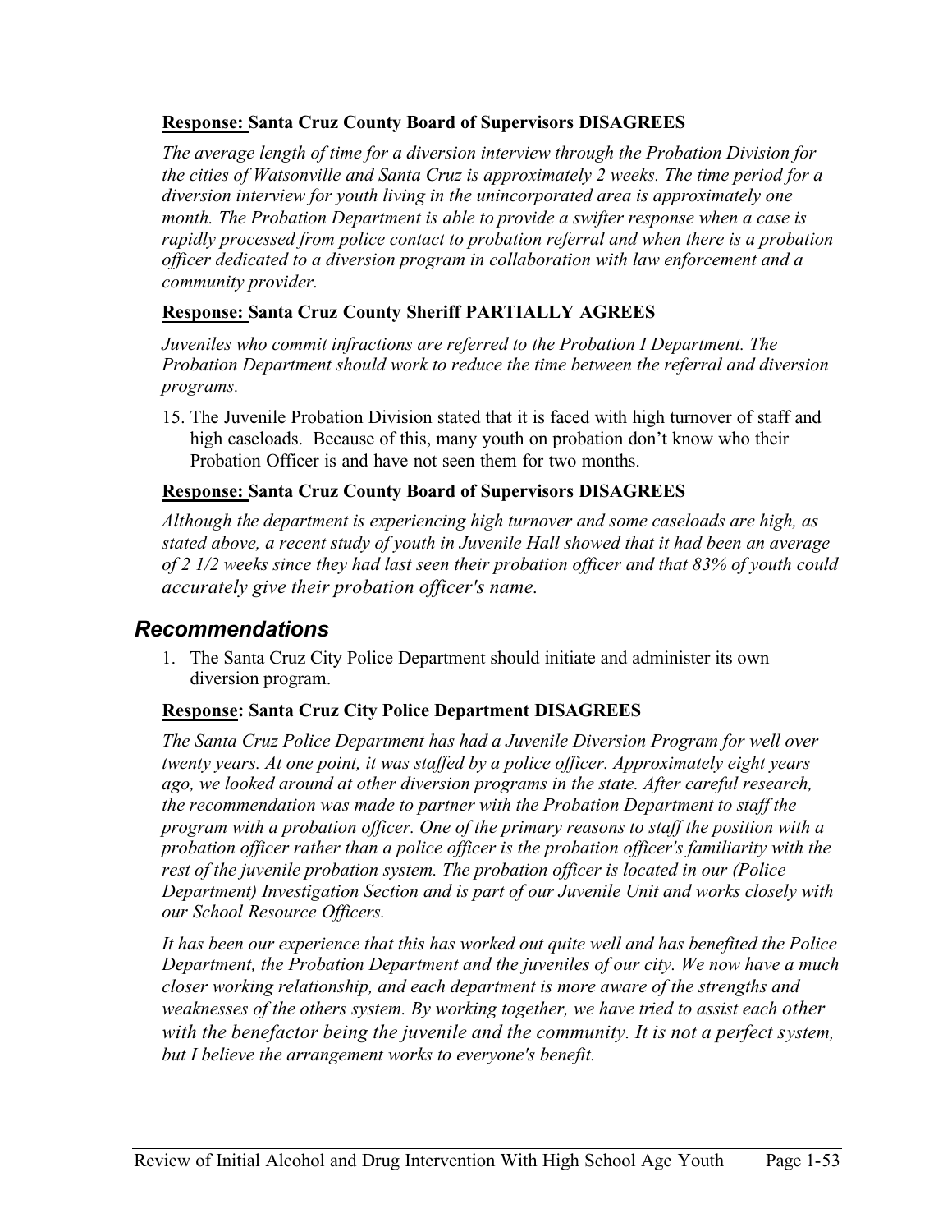**<u>Response:</u> Santa Cruz County Board of Supervisors DISAGREES**

*The average length of time for a diversion interview through the Probation Division for the cities of Watsonville and Santa Cruz is approximately 2 weeks. The time period for a diversion interview for youth living in the unincorporated area is approximately one month. The Probation Department is able to provide a swifter response when a case is rapidly processed from police contact to probation referral and when there is a probation officer dedicated to a diversion program in collaboration with law enforcement and a community provider.*

**<u>Response:</u> Santa Cruz County Sheriff PARTIALLY AGREES**

*Juveniles who commit infractions are referred to the Probation I Department. The Probation Department should work to reduce the time between the referral and diversion programs.*

15. The Juvenile Probation Division stated that it is faced with high turnover of staff and high caseloads. Because of this, many youth on probation don't know who their Probation Officer is and have not seen them for two months.

**<u>Response:</u> Santa Cruz County Board of Supervisors DISAGREES**

*Although the department is experiencing high turnover and some caseloads are high, as stated above, a recent study of youth in Juvenile Hall showed that it had been an average of 2 1/2 weeks since they had last seen their probation officer and that 83% of youth could accurately give their probation officer's name.*

## Recommendations

1. The Santa Cruz City Police Department should initiate and administer its own diversion program.

**<u>Response</u>: Santa Cruz City Police Department DISAGREES**

*The Santa Cruz Police Department has had a Juvenile Diversion Program for well over twenty years. At one point, it was staffed by a police officer. Approximately eight years ago, we looked around at other diversion programs in the state. After careful research, the recommendation was made to partner with the Probation Department to staff the program with a probation officer. One of the primary reasons to staff the position with a probation officer rather than a police officer is the probation officer's familiarity with the rest of the juvenile probation system. The probation officer is located in our (Police Department) Investigation Section and is part of our Juvenile Unit and works closely with our School Resource Officers.*

*It has been our experience that this has worked out quite well and has benefited the Police Department, the Probation Department and the juveniles of our city. We now have a much closer working relationship, and each department is more aware of the strengths and weaknesses of the others system. By working together, we have tried to assist each other with the benefactor being the juvenile and the community. It is not a perfect system, but I believe the arrangement works to everyone's benefit.*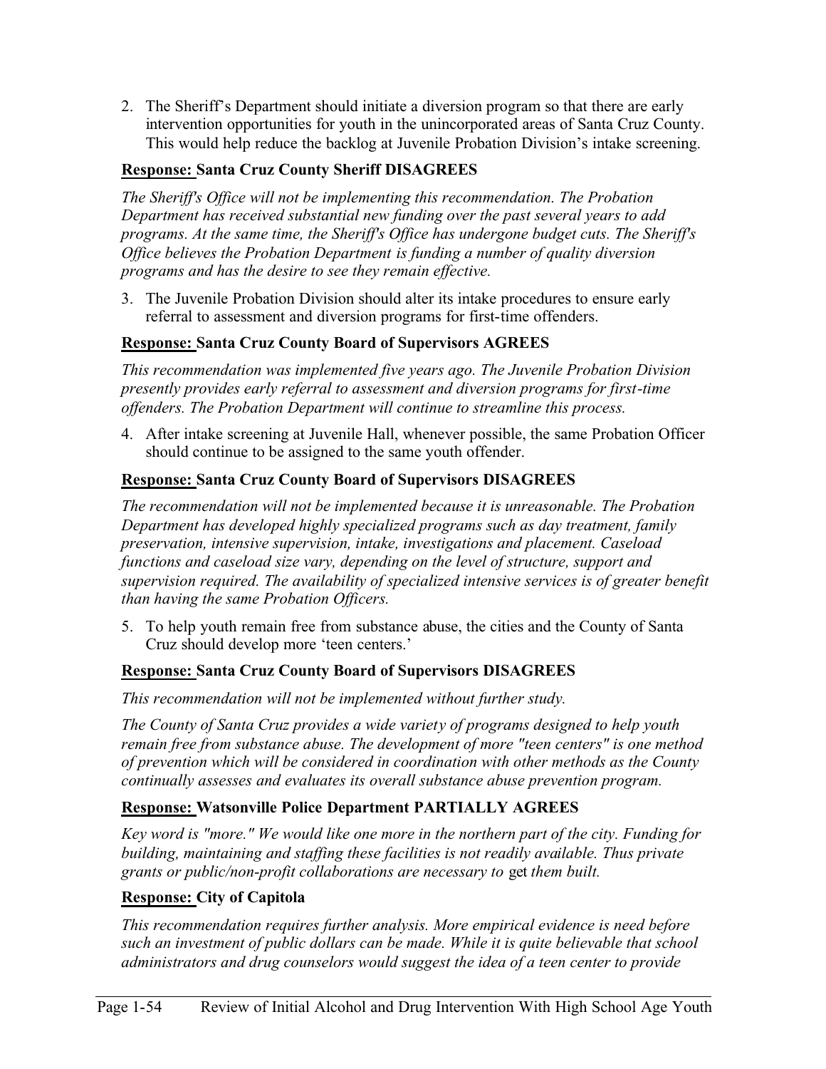2. The Sheriff's Department should initiate a diversion program so that there are early intervention opportunities for youth in the unincorporated areas of Santa Cruz County. This would help reduce the backlog at Juvenile Probation Division's intake screening.

**<u>Response:</u> Santa Cruz County Sheriff DISAGREES**

*The Sheriff's Office will not be implementing this recommendation. The Probation Department has received substantial new funding over the past several years to add programs. At the same time, the Sheriff's Office has undergone budget cuts. The Sheriff's Office believes the Probation Department is funding a number of quality diversion programs and has the desire to see they remain effective.*

3. The Juvenile Probation Division should alter its intake procedures to ensure early referral to assessment and diversion programs for first-time offenders.

**<u>Response:</u> Santa Cruz County Board of Supervisors AGREES**

*This recommendation was implemented five years ago. The Juvenile Probation Division presently provides early referral to assessment and diversion programs for first-time offenders. The Probation Department will continue to streamline this process.*

4. After intake screening at Juvenile Hall, whenever possible, the same Probation Officer should continue to be assigned to the same youth offender.

**<u>Response:</u> Santa Cruz County Board of Supervisors DISAGREES**

*The recommendation will not be implemented because it is unreasonable. The Probation Department has developed highly specialized programs such as day treatment, family preservation, intensive supervision, intake, investigations and placement. Caseload functions and caseload size vary, depending on the level of structure, support and supervision required. The availability of specialized intensive services is of greater benefit than having the same Probation Officers.*

5. To help youth remain free from substance abuse, the cities and the County of Santa Cruz should develop more 'teen centers.'

**<u>Response:</u> Santa Cruz County Board of Supervisors DISAGREES**

*This recommendation will not be implemented without further study.*

*The County of Santa Cruz provides a wide variety of programs designed to help youth remain free from substance abuse. The development of more "teen centers" is one method of prevention which will be considered in coordination with other methods as the County continually assesses and evaluates its overall substance abuse prevention program.*

**<u>Response:</u> Watsonville Police Department PARTIALLY AGREES**

*Key word is "more." We would like one more in the northern part of the city. Funding for building, maintaining and staffing these facilities is not readily available. Thus private grants or public/non-profit collaborations are necessary to get them built.*

**<u>Response:</u> City of Capitola**

*This recommendation requires further analysis. More empirical evidence is need before such an investment of public dollars can be made. While it is quite believable that school administrators and drug counselors would suggest the idea of a teen center to provide*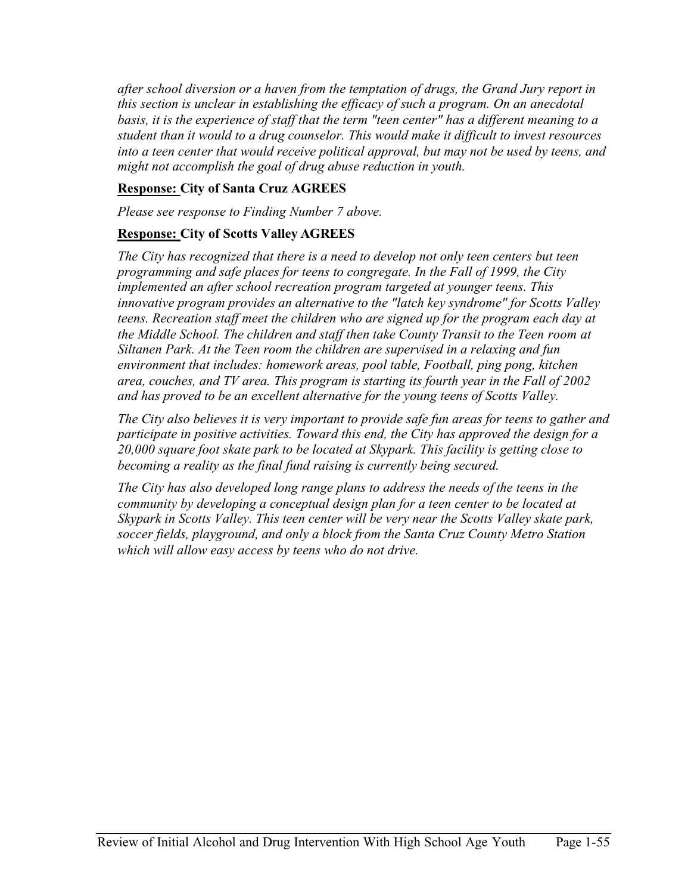*after school diversion or a haven from the temptation of drugs, the Grand Jury report in this section is unclear in establishing the efficacy of such a program. On an anecdotal basis, it is the experience of staff that the term "teen center" has a different meaning to a student than it would to a drug counselor. This would make it difficult to invest resources into a teen center that would receive political approval, but may not be used by teens, and might not accomplish the goal of drug abuse reduction in youth.*

**Response: City of Santa Cruz AGREES**

*Please see response to Finding Number 7 above.*

**Response: City of Scotts Valley AGREES**

*The City has recognized that there is a need to develop not only teen centers but teen programming and safe places for teens to congregate. In the Fall of 1999, the City implemented an after school recreation program targeted at younger teens. This innovative program provides an alternative to the "latch key syndrome" for Scotts Valley teens. Recreation staff meet the children who are signed up for the program each day at the Middle School. The children and staff then take County Transit to the Teen room at Siltanen Park. At the Teen room the children are supervised in a relaxing and fun environment that includes: homework areas, pool table, Football, ping pong, kitchen area, couches, and TV area. This program is starting its fourth year in the Fall of 2002 and has proved to be an excellent alternative for the young teens of Scotts Valley.*

*The City also believes it is very important to provide safe fun areas for teens to gather and participate in positive activities. Toward this end, the City has approved the design for a 20,000 square foot skate park to be located at Skypark. This facility is getting close to becoming a reality as the final fund raising is currently being secured.*

*The City has also developed long range plans to address the needs of the teens in the community by developing a conceptual design plan for a teen center to be located at Skypark in Scotts Valley. This teen center will be very near the Scotts Valley skate park, soccer fields, playground, and only a block from the Santa Cruz County Metro Station which will allow easy access by teens who do not drive.*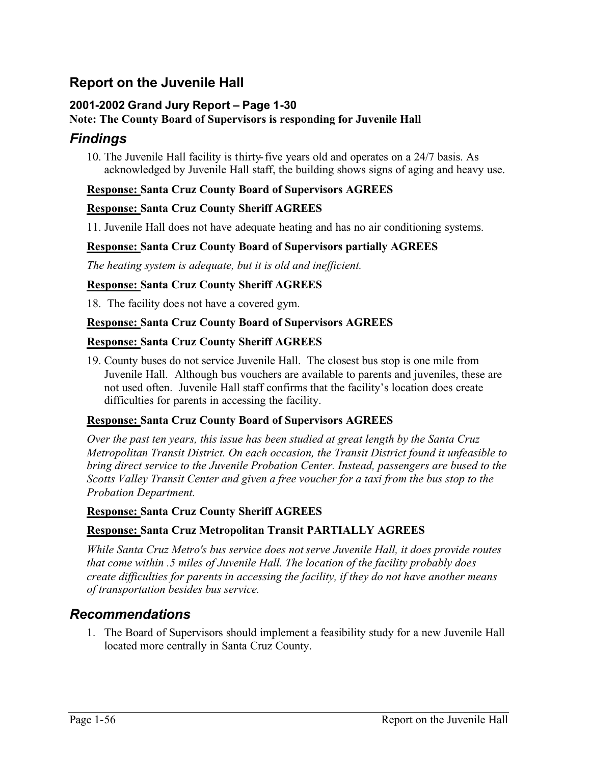## Report on the Juvenile Hall

#### 2001-2002 Grand Jury Report – Page 1-30

**Note: The County Board of Supervisors is responding for Juvenile Hall**

### *Findings*

10. The Juvenile Hall facility is thirty-five years old and operates on a 24/7 basis. As acknowledged by Juvenile Hall staff, the building shows signs of aging and heavy use.

**Response: Santa Cruz County Board of Supervisors AGREES**

**Response: Santa Cruz County Sheriff AGREES**

11. Juvenile Hall does not have adequate heating and has no air conditioning systems.

**Response: Santa Cruz County Board of Supervisors partially AGREES**

*The heating system is adequate, but it is old and inefficient.*

**Response: Santa Cruz County Sheriff AGREES**

18. The facility does not have a covered gym.

**Response: Santa Cruz County Board of Supervisors AGREES**

**Response: Santa Cruz County Sheriff AGREES**

19. County buses do not service Juvenile Hall. The closest bus stop is one mile from Juvenile Hall. Although bus vouchers are available to parents and juveniles, these are not used often. Juvenile Hall staff confirms that the facility's location does create difficulties for parents in accessing the facility.

**Response: Santa Cruz County Board of Supervisors AGREES**

*Over the past ten years, this issue has been studied at great length by the Santa Cruz Metropolitan Transit District. On each occasion, the Transit District found it unfeasible to bring direct service to the Juvenile Probation Center. Instead, passengers are bused to the Scotts Valley Transit Center and given a free voucher for a taxi from the bus stop to the Probation Department.*

**Response: Santa Cruz County Sheriff AGREES**

**Response: Santa Cruz Metropolitan Transit PARTIALLY AGREES**

*While Santa Cruz Metro's bus service does not serve Juvenile Hall, it does provide routes that come within .5 miles of Juvenile Hall. The location of the facility probably does create difficulties for parents in accessing the facility, if they do not have another means of transportation besides bus service.*

### *Recommendations*

1. The Board of Supervisors should implement a feasibility study for a new Juvenile Hall located more centrally in Santa Cruz County.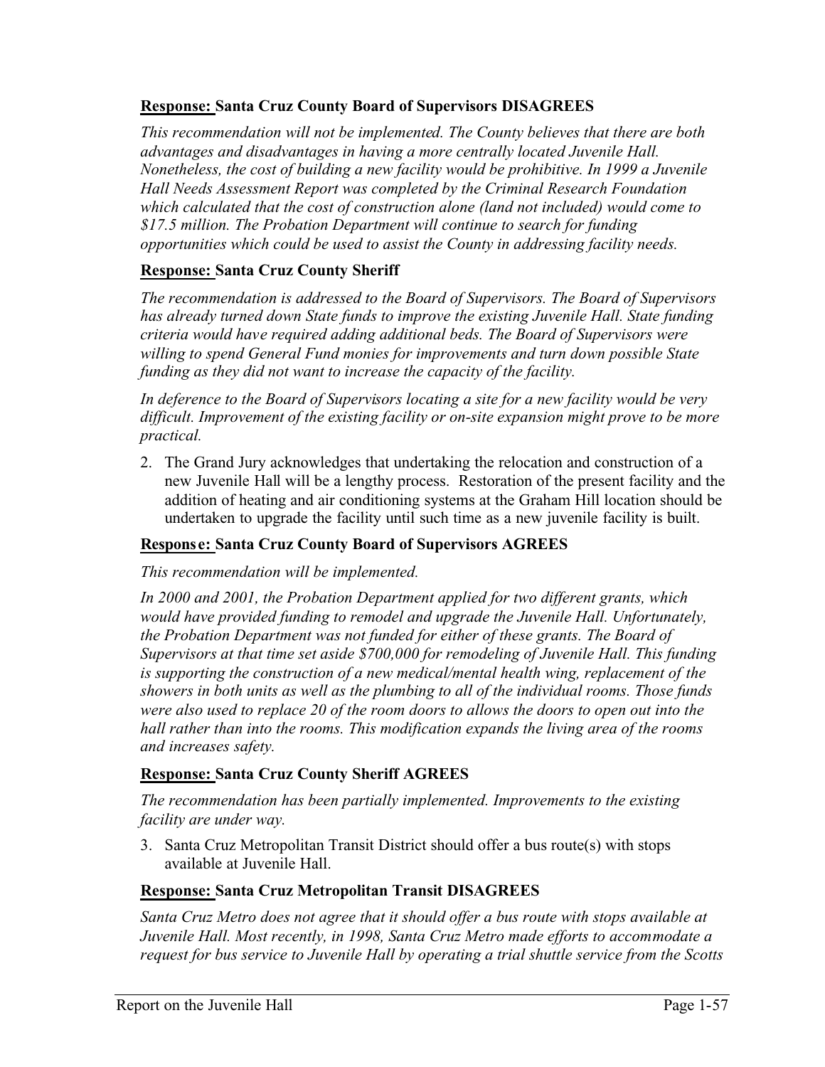**Response:** **Santa Cruz County Board of Supervisors DISAGREES**

*This recommendation will not be implemented. The County believes that there are both advantages and disadvantages in having a more centrally located Juvenile Hall. Nonetheless, the cost of building a new facility would be prohibitive. In 1999 a Juvenile Hall Needs Assessment Report was completed by the Criminal Research Foundation which calculated that the cost of construction alone (land not included) would come to $17.5 million. The Probation Department will continue to search for funding opportunities which could be used to assist the County in addressing facility needs.*

**Response:** **Santa Cruz County Sheriff**

*The recommendation is addressed to the Board of Supervisors. The Board of Supervisors has already turned down State funds to improve the existing Juvenile Hall. State funding criteria would have required adding additional beds. The Board of Supervisors were willing to spend General Fund monies for improvements and turn down possible State funding as they did not want to increase the capacity of the facility.*

*In deference to the Board of Supervisors locating a site for a new facility would be very difficult. Improvement of the existing facility or on-site expansion might prove to be more practical.*

2. The Grand Jury acknowledges that undertaking the relocation and construction of a new Juvenile Hall will be a lengthy process. Restoration of the present facility and the addition of heating and air conditioning systems at the Graham Hill location should be undertaken to upgrade the facility until such time as a new juvenile facility is built.

**Response:** **Santa Cruz County Board of Supervisors AGREES**

*This recommendation will be implemented.*

*In 2000 and 2001, the Probation Department applied for two different grants, which would have provided funding to remodel and upgrade the Juvenile Hall. Unfortunately, the Probation Department was not funded for either of these grants. The Board of Supervisors at that time set aside $700,000 for remodeling of Juvenile Hall. This funding is supporting the construction of a new medical/mental health wing, replacement of the showers in both units as well as the plumbing to all of the individual rooms. Those funds were also used to replace 20 of the room doors to allows the doors to open out into the hall rather than into the rooms. This modification expands the living area of the rooms and increases safety.*

**Response:** **Santa Cruz County Sheriff AGREES**

*The recommendation has been partially implemented. Improvements to the existing facility are under way.*

3. Santa Cruz Metropolitan Transit District should offer a bus route(s) with stops available at Juvenile Hall.

**Response:** **Santa Cruz Metropolitan Transit DISAGREES**

*Santa Cruz Metro does not agree that it should offer a bus route with stops available at Juvenile Hall. Most recently, in 1998, Santa Cruz Metro made efforts to accommodate a request for bus service to Juvenile Hall by operating a trial shuttle service from the Scotts*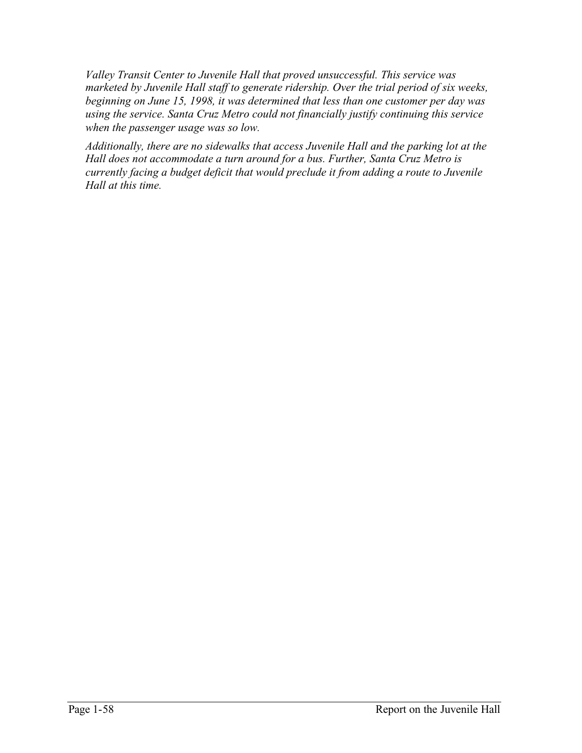*Valley Transit Center to Juvenile Hall that proved unsuccessful. This service was marketed by Juvenile Hall staff to generate ridership. Over the trial period of six weeks, beginning on June 15, 1998, it was determined that less than one customer per day was using the service. Santa Cruz Metro could not financially justify continuing this service when the passenger usage was so low.*

*Additionally, there are no sidewalks that access Juvenile Hall and the parking lot at the Hall does not accommodate a turn around for a bus. Further, Santa Cruz Metro is currently facing a budget deficit that would preclude it from adding a route to Juvenile Hall at this time.*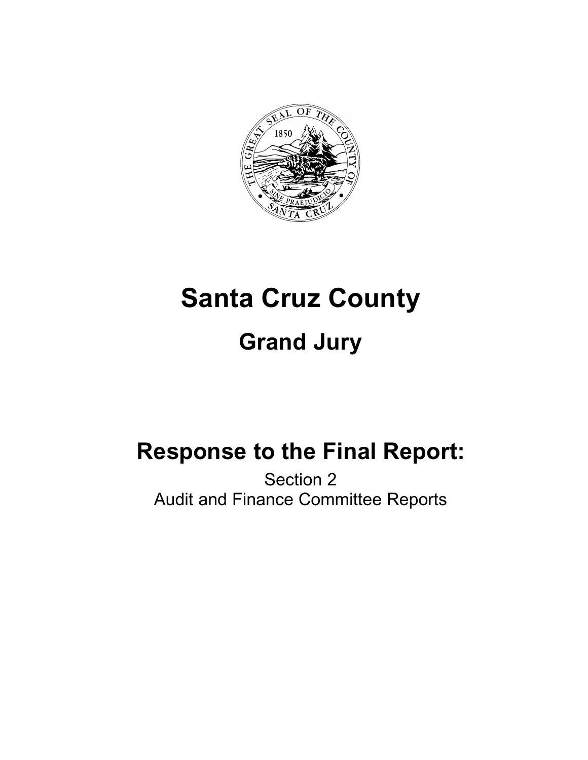# Santa Cruz County

## Grand Jury

## Response to the Final Report:

Section 2

Audit and Finance Committee Reports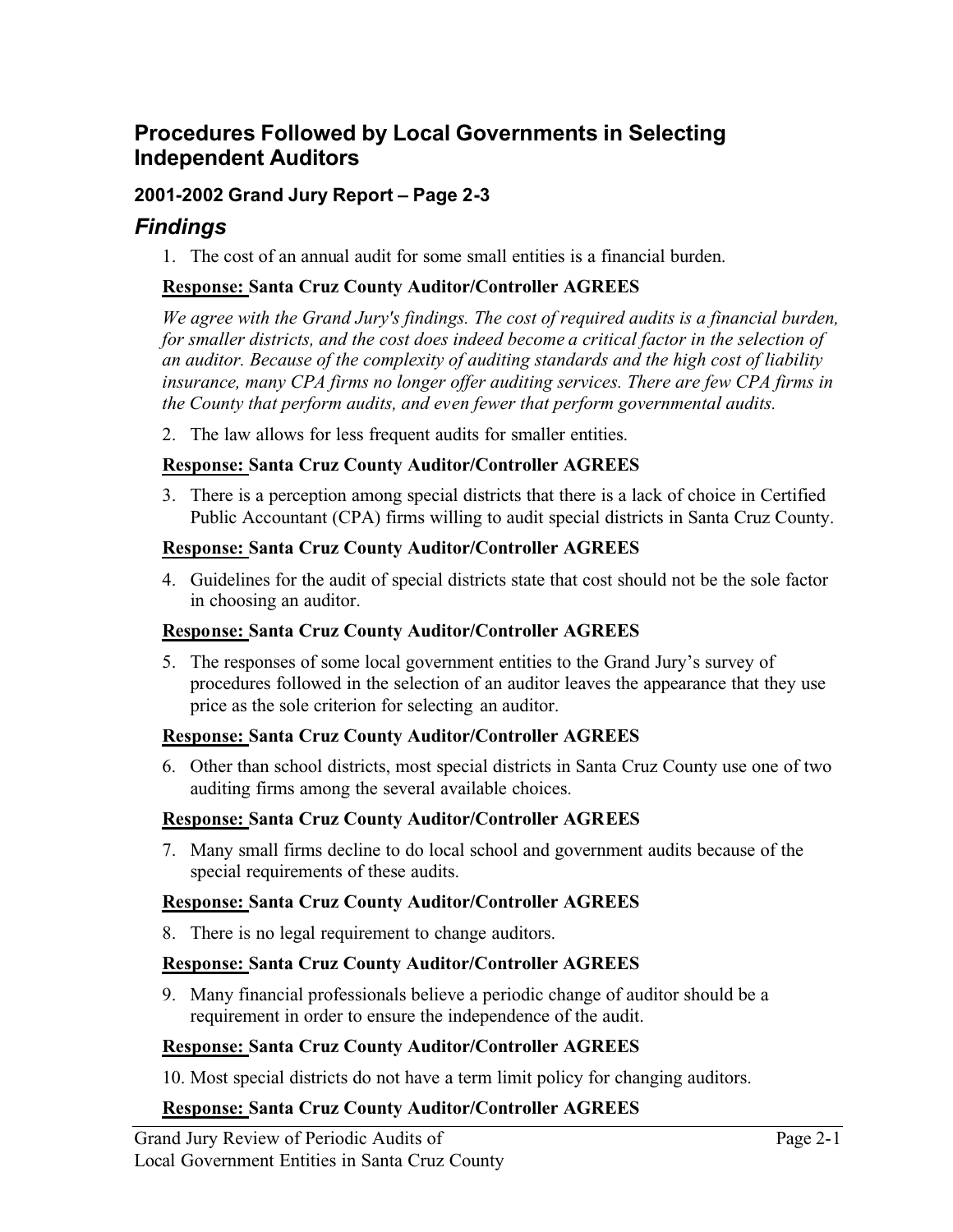## Procedures Followed by Local Governments in Selecting Independent Auditors

### 2001-2002 Grand Jury Report – Page 2-3

# *Findings*

1. The cost of an annual audit for some small entities is a financial burden.

**<u>Response:</u> Santa Cruz County Auditor/Controller AGREES**

*We agree with the Grand Jury's findings. The cost of required audits is a financial burden, for smaller districts, and the cost does indeed become a critical factor in the selection of an auditor. Because of the complexity of auditing standards and the high cost of liability insurance, many CPA firms no longer offer auditing services. There are few CPA firms in the County that perform audits, and even fewer that perform governmental audits.*

2. The law allows for less frequent audits for smaller entities.

**<u>Response:</u> Santa Cruz County Auditor/Controller AGREES**

3. There is a perception among special districts that there is a lack of choice in Certified Public Accountant (CPA) firms willing to audit special districts in Santa Cruz County.

**<u>Response:</u> Santa Cruz County Auditor/Controller AGREES**

4. Guidelines for the audit of special districts state that cost should not be the sole factor in choosing an auditor.

**<u>Response:</u> Santa Cruz County Auditor/Controller AGREES**

5. The responses of some local government entities to the Grand Jury's survey of procedures followed in the selection of an auditor leaves the appearance that they use price as the sole criterion for selecting an auditor.

**<u>Response:</u> Santa Cruz County Auditor/Controller AGREES**

6. Other than school districts, most special districts in Santa Cruz County use one of two auditing firms among the several available choices.

**<u>Response:</u> Santa Cruz County Auditor/Controller AGREES**

7. Many small firms decline to do local school and government audits because of the special requirements of these audits.

**<u>Response:</u> Santa Cruz County Auditor/Controller AGREES**

8. There is no legal requirement to change auditors.

**<u>Response:</u> Santa Cruz County Auditor/Controller AGREES**

9. Many financial professionals believe a periodic change of auditor should be a requirement in order to ensure the independence of the audit.

**<u>Response:</u> Santa Cruz County Auditor/Controller AGREES**

10. Most special districts do not have a term limit policy for changing auditors.

**<u>Response:</u> Santa Cruz County Auditor/Controller AGREES**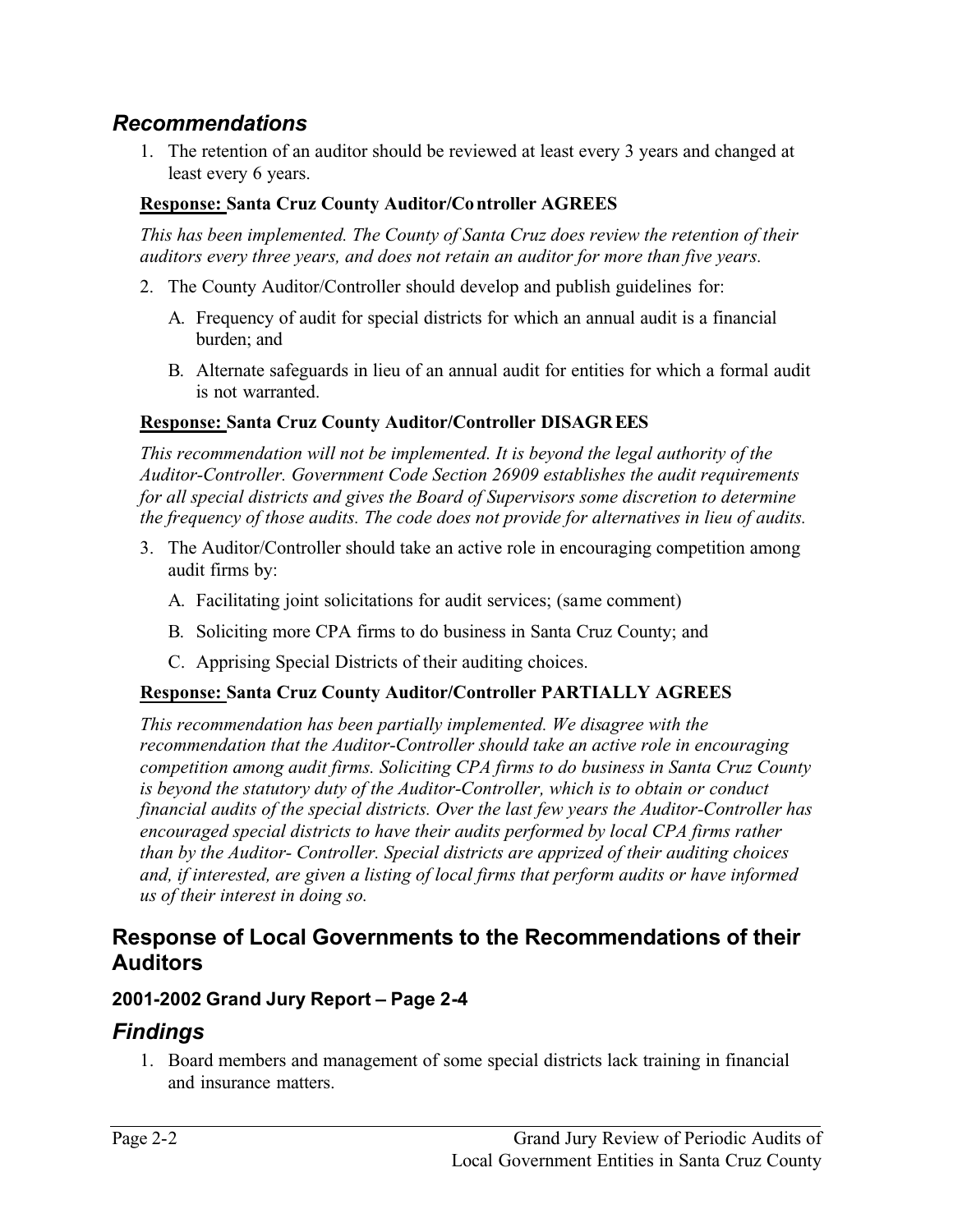## *Recommendations*

1. The retention of an auditor should be reviewed at least every 3 years and changed at least every 6 years.

**Response: Santa Cruz County Auditor/Controller AGREES**

*This has been implemented. The County of Santa Cruz does review the retention of their auditors every three years, and does not retain an auditor for more than five years.*

2. The County Auditor/Controller should develop and publish guidelines for:
   A. Frequency of audit for special districts for which an annual audit is a financial burden; and
   B. Alternate safeguards in lieu of an annual audit for entities for which a formal audit is not warranted.

**Response: Santa Cruz County Auditor/Controller DISAGREES**

*This recommendation will not be implemented. It is beyond the legal authority of the Auditor-Controller. Government Code Section 26909 establishes the audit requirements for all special districts and gives the Board of Supervisors some discretion to determine the frequency of those audits. The code does not provide for alternatives in lieu of audits.*

3. The Auditor/Controller should take an active role in encouraging competition among audit firms by:
   A. Facilitating joint solicitations for audit services; (same comment)
   B. Soliciting more CPA firms to do business in Santa Cruz County; and
   C. Apprising Special Districts of their auditing choices.

**Response: Santa Cruz County Auditor/Controller PARTIALLY AGREES**

*This recommendation has been partially implemented. We disagree with the recommendation that the Auditor-Controller should take an active role in encouraging competition among audit firms. Soliciting CPA firms to do business in Santa Cruz County is beyond the statutory duty of the Auditor-Controller, which is to obtain or conduct financial audits of the special districts. Over the last few years the Auditor-Controller has encouraged special districts to have their audits performed by local CPA firms rather than by the Auditor- Controller. Special districts are apprized of their auditing choices and, if interested, are given a listing of local firms that perform audits or have informed us of their interest in doing so.*

## Response of Local Governments to the Recommendations of their Auditors

### 2001-2002 Grand Jury Report – Page 2-4

## *Findings*

1. Board members and management of some special districts lack training in financial and insurance matters.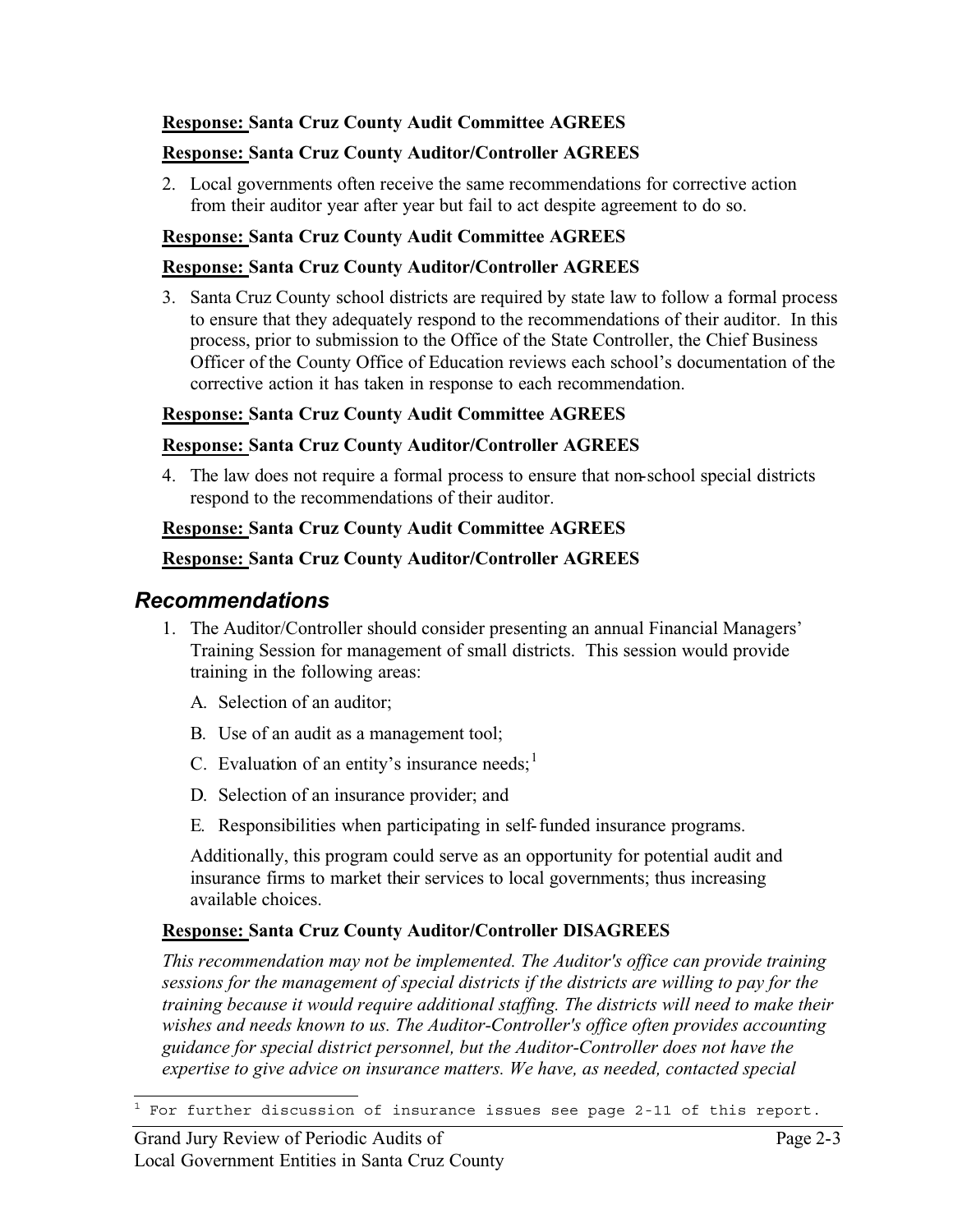**Response: Santa Cruz County Audit Committee AGREES**

**Response: Santa Cruz County Auditor/Controller AGREES**

2. Local governments often receive the same recommendations for corrective action from their auditor year after year but fail to act despite agreement to do so.

**Response: Santa Cruz County Audit Committee AGREES**

**Response: Santa Cruz County Auditor/Controller AGREES**

3. Santa Cruz County school districts are required by state law to follow a formal process to ensure that they adequately respond to the recommendations of their auditor. In this process, prior to submission to the Office of the State Controller, the Chief Business Officer of the County Office of Education reviews each school's documentation of the corrective action it has taken in response to each recommendation.

**Response: Santa Cruz County Audit Committee AGREES**

**Response: Santa Cruz County Auditor/Controller AGREES**

4. The law does not require a formal process to ensure that non-school special districts respond to the recommendations of their auditor.

**Response: Santa Cruz County Audit Committee AGREES**

**Response: Santa Cruz County Auditor/Controller AGREES**

## *Recommendations*

1. The Auditor/Controller should consider presenting an annual Financial Managers' Training Session for management of small districts. This session would provide training in the following areas:

   A. Selection of an auditor;

   B. Use of an audit as a management tool;

   C. Evaluation of an entity's insurance needs;[1]

   D. Selection of an insurance provider; and

   E. Responsibilities when participating in self-funded insurance programs.

   Additionally, this program could serve as an opportunity for potential audit and insurance firms to market their services to local governments; thus increasing available choices.

**Response: Santa Cruz County Auditor/Controller DISAGREES**

*This recommendation may not be implemented. The Auditor's office can provide training sessions for the management of special districts if the districts are willing to pay for the training because it would require additional staffing. The districts will need to make their wishes and needs known to us. The Auditor-Controller's office often provides accounting guidance for special district personnel, but the Auditor-Controller does not have the expertise to give advice on insurance matters. We have, as needed, contacted special*

[1] For further discussion of insurance issues see page 2-11 of this report.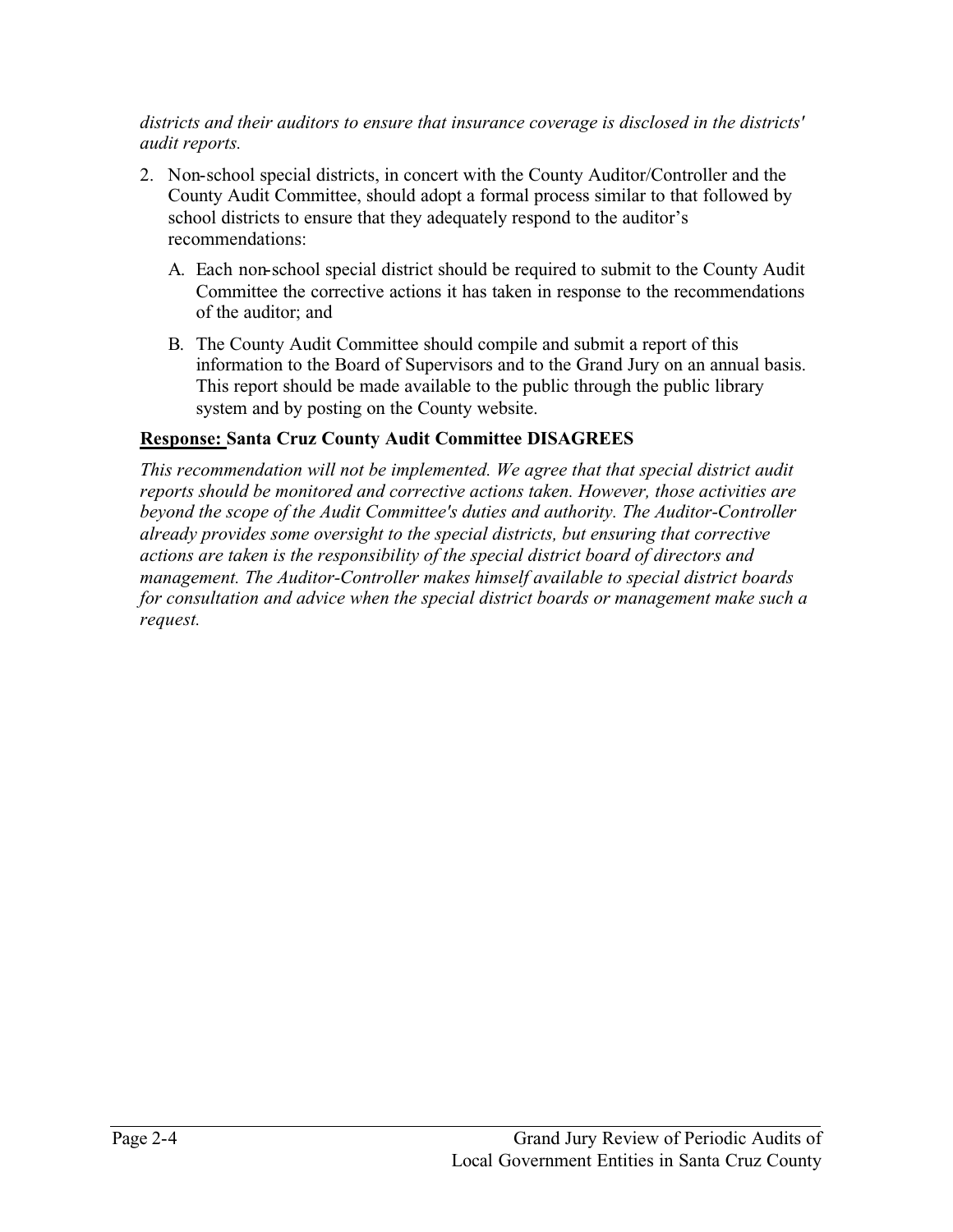*districts and their auditors to ensure that insurance coverage is disclosed in the districts' audit reports.*

2. Non-school special districts, in concert with the County Auditor/Controller and the County Audit Committee, should adopt a formal process similar to that followed by school districts to ensure that they adequately respond to the auditor's recommendations:

   A. Each non-school special district should be required to submit to the County Audit Committee the corrective actions it has taken in response to the recommendations of the auditor; and

   B. The County Audit Committee should compile and submit a report of this information to the Board of Supervisors and to the Grand Jury on an annual basis. This report should be made available to the public through the public library system and by posting on the County website.

**Response: Santa Cruz County Audit Committee DISAGREES**

*This recommendation will not be implemented. We agree that that special district audit reports should be monitored and corrective actions taken. However, those activities are beyond the scope of the Audit Committee's duties and authority. The Auditor-Controller already provides some oversight to the special districts, but ensuring that corrective actions are taken is the responsibility of the special district board of directors and management. The Auditor-Controller makes himself available to special district boards for consultation and advice when the special district boards or management make such a request.*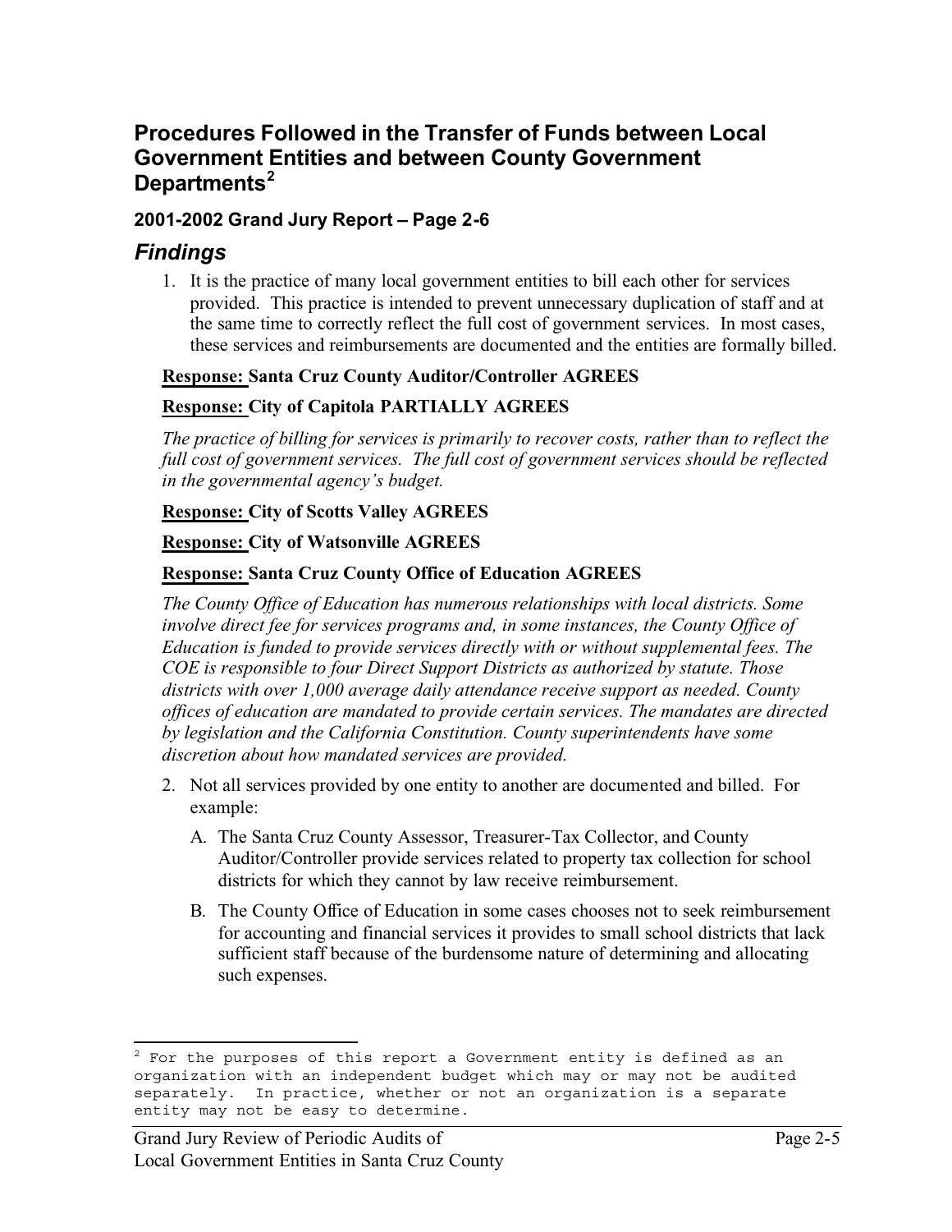## Procedures Followed in the Transfer of Funds between Local Government Entities and between County Government Departments[2]

### 2001-2002 Grand Jury Report – Page 2-6

## *Findings*

1. It is the practice of many local government entities to bill each other for services provided. This practice is intended to prevent unnecessary duplication of staff and at the same time to correctly reflect the full cost of government services. In most cases, these services and reimbursements are documented and the entities are formally billed.

**Response: Santa Cruz County Auditor/Controller AGREES**

**Response: City of Capitola PARTIALLY AGREES**

*The practice of billing for services is primarily to recover costs, rather than to reflect the full cost of government services. The full cost of government services should be reflected in the governmental agency's budget.*

**Response: City of Scotts Valley AGREES**

**Response: City of Watsonville AGREES**

**Response: Santa Cruz County Office of Education AGREES**

*The County Office of Education has numerous relationships with local districts. Some involve direct fee for services programs and, in some instances, the County Office of Education is funded to provide services directly with or without supplemental fees. The COE is responsible to four Direct Support Districts as authorized by statute. Those districts with over 1,000 average daily attendance receive support as needed. County offices of education are mandated to provide certain services. The mandates are directed by legislation and the California Constitution. County superintendents have some discretion about how mandated services are provided.*

2. Not all services provided by one entity to another are documented and billed. For example:

   A. The Santa Cruz County Assessor, Treasurer-Tax Collector, and County Auditor/Controller provide services related to property tax collection for school districts for which they cannot by law receive reimbursement.

   B. The County Office of Education in some cases chooses not to seek reimbursement for accounting and financial services it provides to small school districts that lack sufficient staff because of the burdensome nature of determining and allocating such expenses.

---

[2] For the purposes of this report a Government entity is defined as an organization with an independent budget which may or may not be audited separately. In practice, whether or not an organization is a separate entity may not be easy to determine.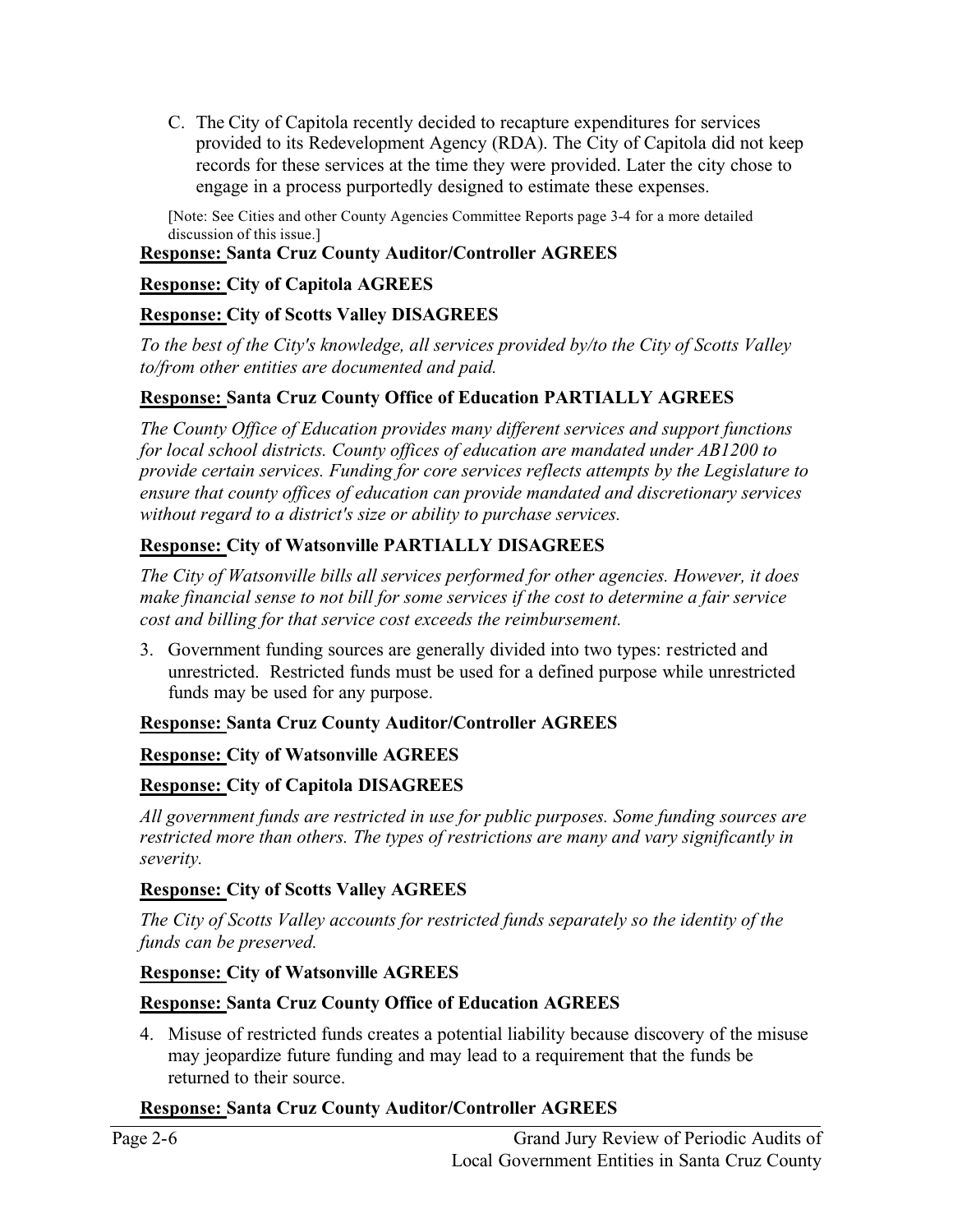C. The City of Capitola recently decided to recapture expenditures for services provided to its Redevelopment Agency (RDA). The City of Capitola did not keep records for these services at the time they were provided. Later the city chose to engage in a process purportedly designed to estimate these expenses.

[Note: See Cities and other County Agencies Committee Reports page 3-4 for a more detailed discussion of this issue.]

**Response: Santa Cruz County Auditor/Controller AGREES**

**Response: City of Capitola AGREES**

**Response: City of Scotts Valley DISAGREES**

*To the best of the City's knowledge, all services provided by/to the City of Scotts Valley to/from other entities are documented and paid.*

**Response: Santa Cruz County Office of Education PARTIALLY AGREES**

*The County Office of Education provides many different services and support functions for local school districts. County offices of education are mandated under AB1200 to provide certain services. Funding for core services reflects attempts by the Legislature to ensure that county offices of education can provide mandated and discretionary services without regard to a district's size or ability to purchase services.*

**Response: City of Watsonville PARTIALLY DISAGREES**

*The City of Watsonville bills all services performed for other agencies. However, it does make financial sense to not bill for some services if the cost to determine a fair service cost and billing for that service cost exceeds the reimbursement.*

3. Government funding sources are generally divided into two types: restricted and unrestricted. Restricted funds must be used for a defined purpose while unrestricted funds may be used for any purpose.

**Response: Santa Cruz County Auditor/Controller AGREES**

**Response: City of Watsonville AGREES**

**Response: City of Capitola DISAGREES**

*All government funds are restricted in use for public purposes. Some funding sources are restricted more than others. The types of restrictions are many and vary significantly in severity.*

**Response: City of Scotts Valley AGREES**

*The City of Scotts Valley accounts for restricted funds separately so the identity of the funds can be preserved.*

**Response: City of Watsonville AGREES**

**Response: Santa Cruz County Office of Education AGREES**

4. Misuse of restricted funds creates a potential liability because discovery of the misuse may jeopardize future funding and may lead to a requirement that the funds be returned to their source.

**Response: Santa Cruz County Auditor/Controller AGREES**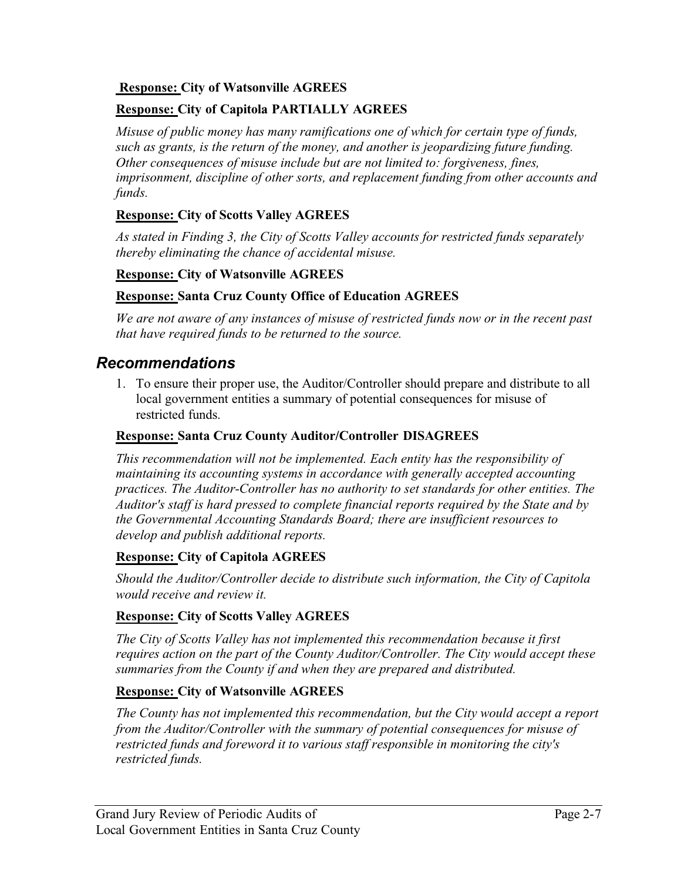**Response: City of Watsonville AGREES**

**Response: City of Capitola PARTIALLY AGREES**

*Misuse of public money has many ramifications one of which for certain type of funds, such as grants, is the return of the money, and another is jeopardizing future funding. Other consequences of misuse include but are not limited to: forgiveness, fines, imprisonment, discipline of other sorts, and replacement funding from other accounts and funds.*

**Response: City of Scotts Valley AGREES**

*As stated in Finding 3, the City of Scotts Valley accounts for restricted funds separately thereby eliminating the chance of accidental misuse.*

**Response: City of Watsonville AGREES**

**Response: Santa Cruz County Office of Education AGREES**

*We are not aware of any instances of misuse of restricted funds now or in the recent past that have required funds to be returned to the source.*

## Recommendations

1. To ensure their proper use, the Auditor/Controller should prepare and distribute to all local government entities a summary of potential consequences for misuse of restricted funds.

**Response: Santa Cruz County Auditor/Controller DISAGREES**

*This recommendation will not be implemented. Each entity has the responsibility of maintaining its accounting systems in accordance with generally accepted accounting practices. The Auditor-Controller has no authority to set standards for other entities. The Auditor's staff is hard pressed to complete financial reports required by the State and by the Governmental Accounting Standards Board; there are insufficient resources to develop and publish additional reports.*

**Response: City of Capitola AGREES**

*Should the Auditor/Controller decide to distribute such information, the City of Capitola would receive and review it.*

**Response: City of Scotts Valley AGREES**

*The City of Scotts Valley has not implemented this recommendation because it first requires action on the part of the County Auditor/Controller. The City would accept these summaries from the County if and when they are prepared and distributed.*

**Response: City of Watsonville AGREES**

*The County has not implemented this recommendation, but the City would accept a report from the Auditor/Controller with the summary of potential consequences for misuse of restricted funds and foreword it to various staff responsible in monitoring the city's restricted funds.*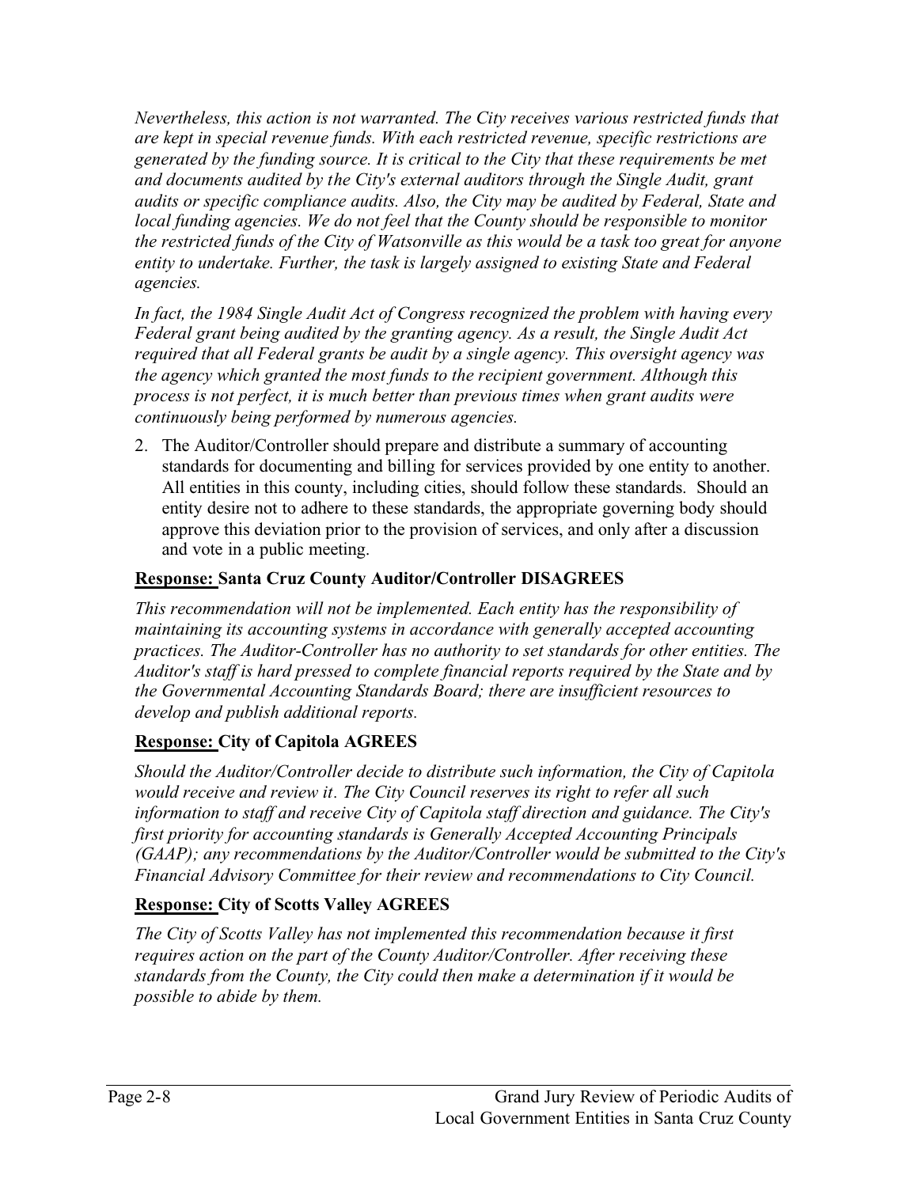*Nevertheless, this action is not warranted. The City receives various restricted funds that are kept in special revenue funds. With each restricted revenue, specific restrictions are generated by the funding source. It is critical to the City that these requirements be met and documents audited by the City's external auditors through the Single Audit, grant audits or specific compliance audits. Also, the City may be audited by Federal, State and local funding agencies. We do not feel that the County should be responsible to monitor the restricted funds of the City of Watsonville as this would be a task too great for anyone entity to undertake. Further, the task is largely assigned to existing State and Federal agencies.*

*In fact, the 1984 Single Audit Act of Congress recognized the problem with having every Federal grant being audited by the granting agency. As a result, the Single Audit Act required that all Federal grants be audit by a single agency. This oversight agency was the agency which granted the most funds to the recipient government. Although this process is not perfect, it is much better than previous times when grant audits were continuously being performed by numerous agencies.*

2. The Auditor/Controller should prepare and distribute a summary of accounting standards for documenting and billing for services provided by one entity to another. All entities in this county, including cities, should follow these standards. Should an entity desire not to adhere to these standards, the appropriate governing body should approve this deviation prior to the provision of services, and only after a discussion and vote in a public meeting.

**Response: Santa Cruz County Auditor/Controller DISAGREES**

*This recommendation will not be implemented. Each entity has the responsibility of maintaining its accounting systems in accordance with generally accepted accounting practices. The Auditor-Controller has no authority to set standards for other entities. The Auditor's staff is hard pressed to complete financial reports required by the State and by the Governmental Accounting Standards Board; there are insufficient resources to develop and publish additional reports.*

**Response: City of Capitola AGREES**

*Should the Auditor/Controller decide to distribute such information, the City of Capitola would receive and review it. The City Council reserves its right to refer all such information to staff and receive City of Capitola staff direction and guidance. The City's first priority for accounting standards is Generally Accepted Accounting Principals (GAAP); any recommendations by the Auditor/Controller would be submitted to the City's Financial Advisory Committee for their review and recommendations to City Council.*

**Response: City of Scotts Valley AGREES**

*The City of Scotts Valley has not implemented this recommendation because it first requires action on the part of the County Auditor/Controller. After receiving these standards from the County, the City could then make a determination if it would be possible to abide by them.*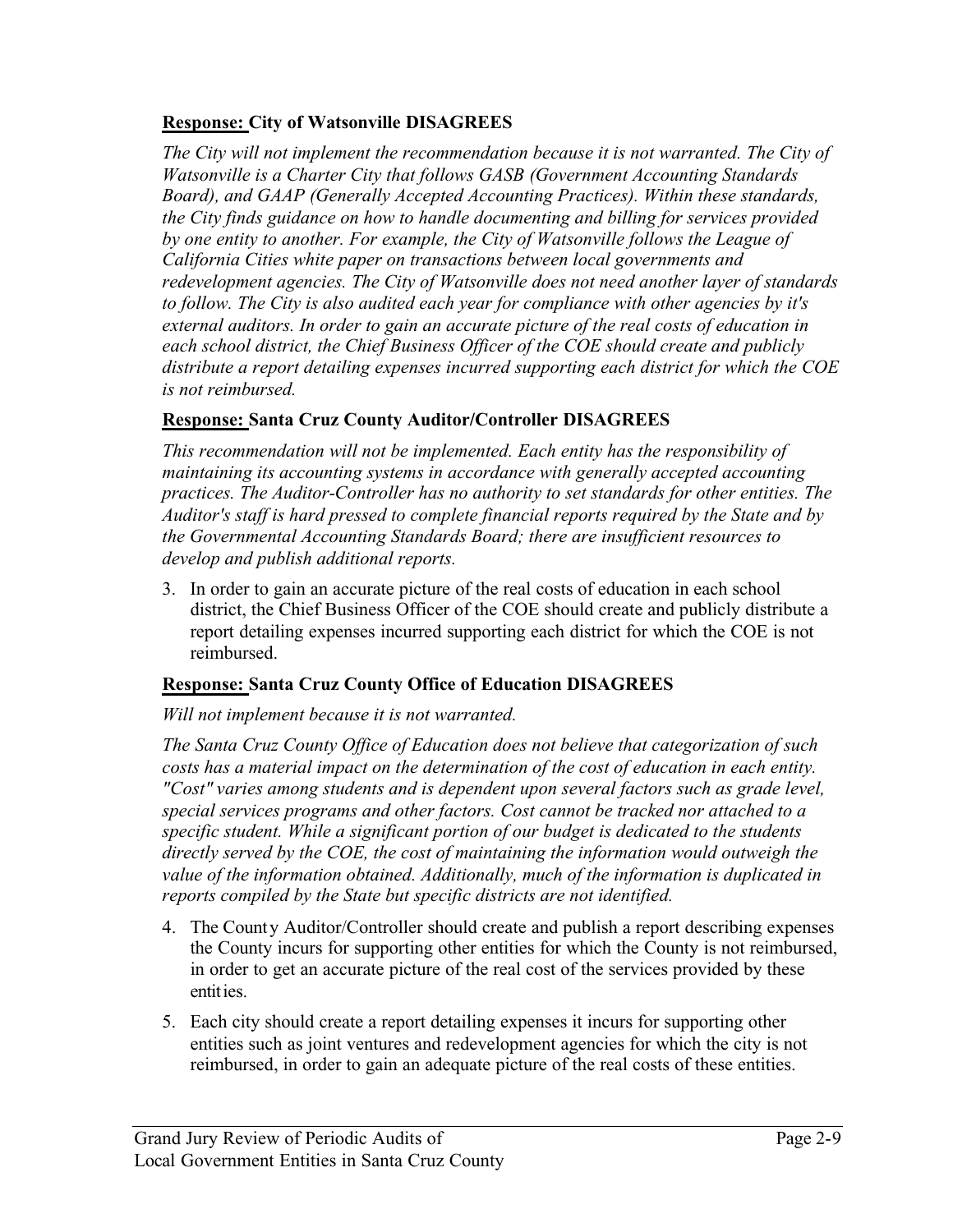**<u>Response:</u> City of Watsonville DISAGREES**

*The City will not implement the recommendation because it is not warranted. The City of Watsonville is a Charter City that follows GASB (Government Accounting Standards Board), and GAAP (Generally Accepted Accounting Practices). Within these standards, the City finds guidance on how to handle documenting and billing for services provided by one entity to another. For example, the City of Watsonville follows the League of California Cities white paper on transactions between local governments and redevelopment agencies. The City of Watsonville does not need another layer of standards to follow. The City is also audited each year for compliance with other agencies by it's external auditors. In order to gain an accurate picture of the real costs of education in each school district, the Chief Business Officer of the COE should create and publicly distribute a report detailing expenses incurred supporting each district for which the COE is not reimbursed.*

**<u>Response:</u> Santa Cruz County Auditor/Controller DISAGREES**

*This recommendation will not be implemented. Each entity has the responsibility of maintaining its accounting systems in accordance with generally accepted accounting practices. The Auditor-Controller has no authority to set standards for other entities. The Auditor's staff is hard pressed to complete financial reports required by the State and by the Governmental Accounting Standards Board; there are insufficient resources to develop and publish additional reports.*

3. In order to gain an accurate picture of the real costs of education in each school district, the Chief Business Officer of the COE should create and publicly distribute a report detailing expenses incurred supporting each district for which the COE is not reimbursed.

**<u>Response:</u> Santa Cruz County Office of Education DISAGREES**

*Will not implement because it is not warranted.*

*The Santa Cruz County Office of Education does not believe that categorization of such costs has a material impact on the determination of the cost of education in each entity. "Cost" varies among students and is dependent upon several factors such as grade level, special services programs and other factors. Cost cannot be tracked nor attached to a specific student. While a significant portion of our budget is dedicated to the students directly served by the COE, the cost of maintaining the information would outweigh the value of the information obtained. Additionally, much of the information is duplicated in reports compiled by the State but specific districts are not identified.*

4. The County Auditor/Controller should create and publish a report describing expenses the County incurs for supporting other entities for which the County is not reimbursed, in order to get an accurate picture of the real cost of the services provided by these entities.

5. Each city should create a report detailing expenses it incurs for supporting other entities such as joint ventures and redevelopment agencies for which the city is not reimbursed, in order to gain an adequate picture of the real costs of these entities.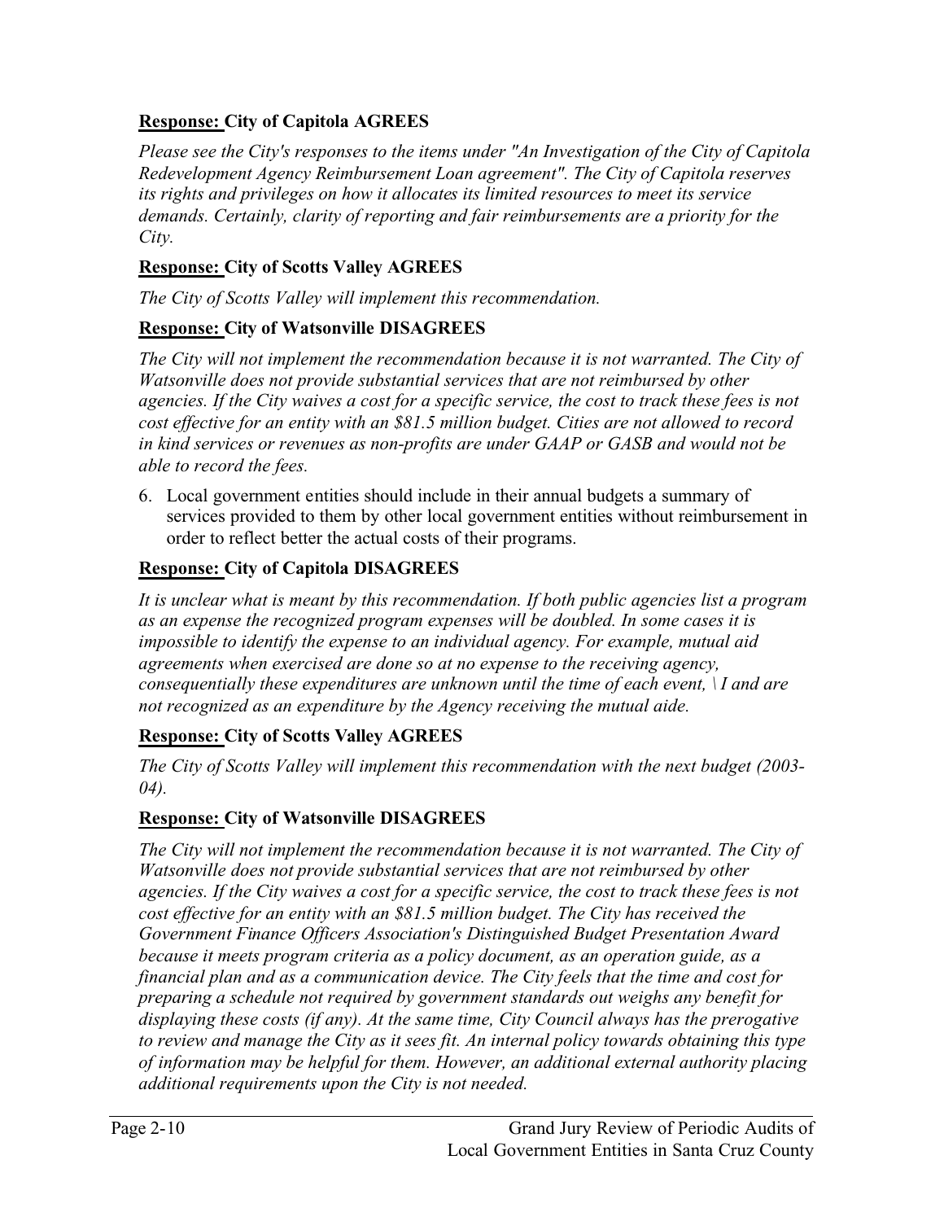**<u>Response:</u> City of Capitola AGREES**

*Please see the City's responses to the items under "An Investigation of the City of Capitola Redevelopment Agency Reimbursement Loan agreement". The City of Capitola reserves its rights and privileges on how it allocates its limited resources to meet its service demands. Certainly, clarity of reporting and fair reimbursements are a priority for the City.*

**<u>Response:</u> City of Scotts Valley AGREES**

*The City of Scotts Valley will implement this recommendation.*

**<u>Response:</u> City of Watsonville DISAGREES**

*The City will not implement the recommendation because it is not warranted. The City of Watsonville does not provide substantial services that are not reimbursed by other agencies. If the City waives a cost for a specific service, the cost to track these fees is not cost effective for an entity with an $81.5 million budget. Cities are not allowed to record in kind services or revenues as non-profits are under GAAP or GASB and would not be able to record the fees.*

6. Local government entities should include in their annual budgets a summary of services provided to them by other local government entities without reimbursement in order to reflect better the actual costs of their programs.

**<u>Response:</u> City of Capitola DISAGREES**

*It is unclear what is meant by this recommendation. If both public agencies list a program as an expense the recognized program expenses will be doubled. In some cases it is impossible to identify the expense to an individual agency. For example, mutual aid agreements when exercised are done so at no expense to the receiving agency, consequentially these expenditures are unknown until the time of each event, \ I and are not recognized as an expenditure by the Agency receiving the mutual aide.*

**<u>Response:</u> City of Scotts Valley AGREES**

*The City of Scotts Valley will implement this recommendation with the next budget (2003-04).*

**<u>Response:</u> City of Watsonville DISAGREES**

*The City will not implement the recommendation because it is not warranted. The City of Watsonville does not provide substantial services that are not reimbursed by other agencies. If the City waives a cost for a specific service, the cost to track these fees is not cost effective for an entity with an $81.5 million budget. The City has received the Government Finance Officers Association's Distinguished Budget Presentation Award because it meets program criteria as a policy document, as an operation guide, as a financial plan and as a communication device. The City feels that the time and cost for preparing a schedule not required by government standards out weighs any benefit for displaying these costs (if any). At the same time, City Council always has the prerogative to review and manage the City as it sees fit. An internal policy towards obtaining this type of information may be helpful for them. However, an additional external authority placing additional requirements upon the City is not needed.*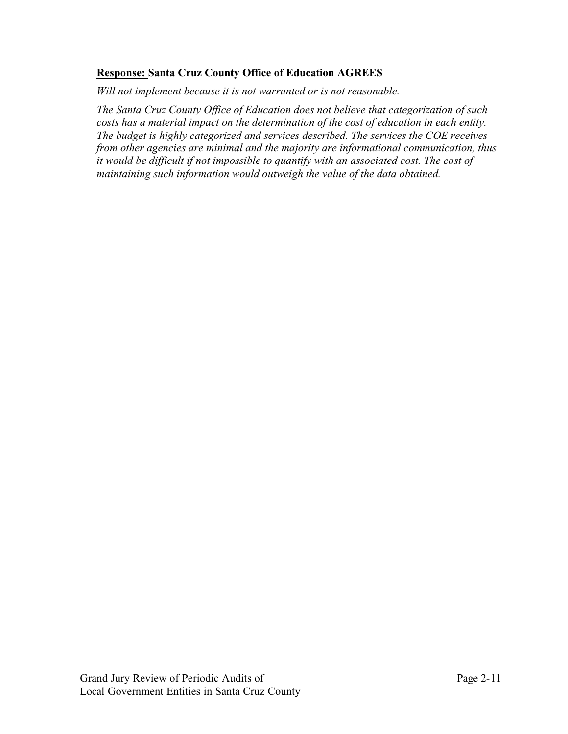**Response:** **Santa Cruz County Office of Education AGREES**

*Will not implement because it is not warranted or is not reasonable.*

*The Santa Cruz County Office of Education does not believe that categorization of such costs has a material impact on the determination of the cost of education in each entity. The budget is highly categorized and services described. The services the COE receives from other agencies are minimal and the majority are informational communication, thus it would be difficult if not impossible to quantify with an associated cost. The cost of maintaining such information would outweigh the value of the data obtained.*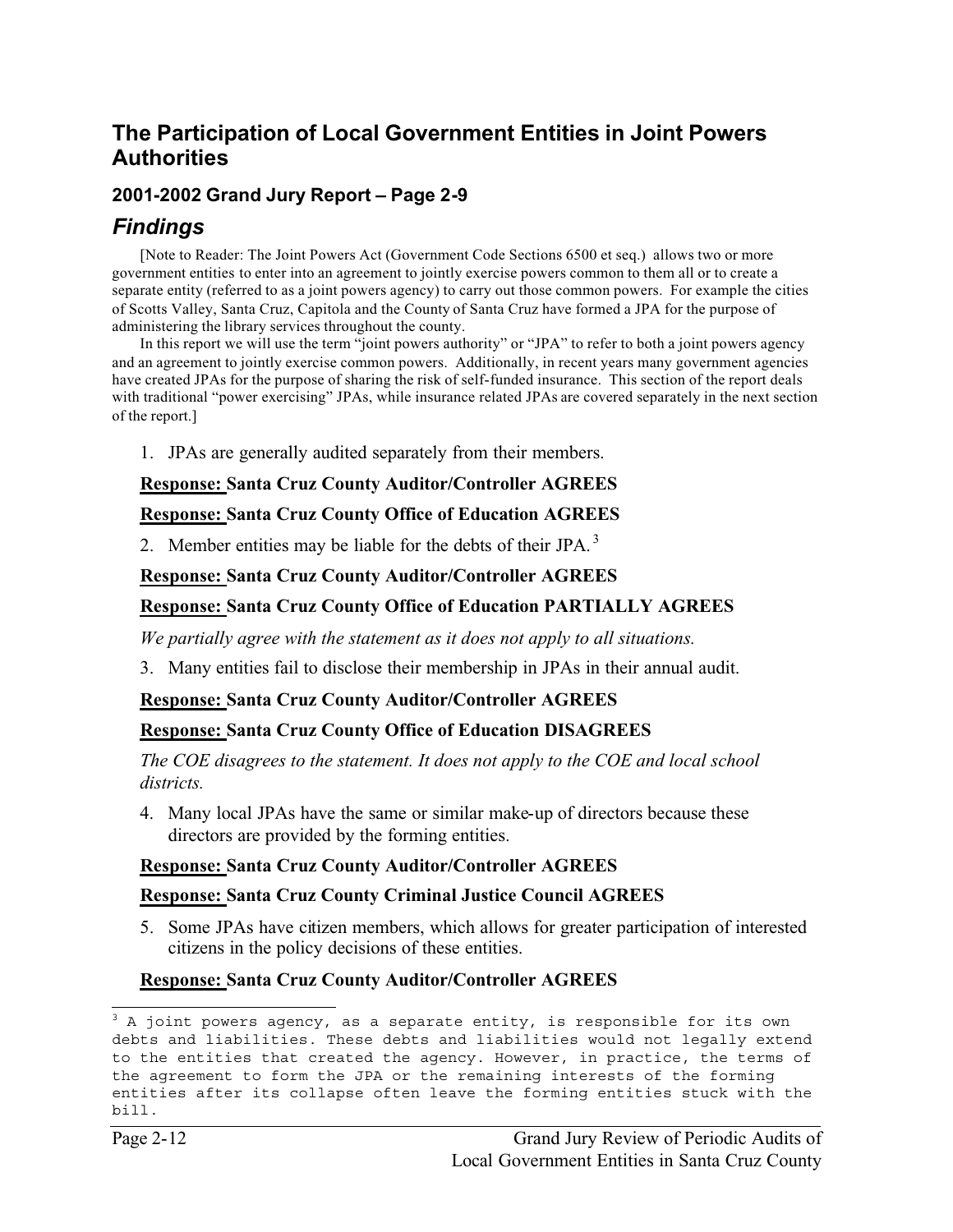## The Participation of Local Government Entities in Joint Powers Authorities

### 2001-2002 Grand Jury Report – Page 2-9

## *Findings*

[Note to Reader: The Joint Powers Act (Government Code Sections 6500 et seq.) allows two or more government entities to enter into an agreement to jointly exercise powers common to them all or to create a separate entity (referred to as a joint powers agency) to carry out those common powers. For example the cities of Scotts Valley, Santa Cruz, Capitola and the County of Santa Cruz have formed a JPA for the purpose of administering the library services throughout the county.

In this report we will use the term "joint powers authority" or "JPA" to refer to both a joint powers agency and an agreement to jointly exercise common powers. Additionally, in recent years many government agencies have created JPAs for the purpose of sharing the risk of self-funded insurance. This section of the report deals with traditional "power exercising" JPAs, while insurance related JPAs are covered separately in the next section of the report.]

1. JPAs are generally audited separately from their members.

**Response: Santa Cruz County Auditor/Controller AGREES**

**Response: Santa Cruz County Office of Education AGREES**

2. Member entities may be liable for the debts of their JPA.[3]

**Response: Santa Cruz County Auditor/Controller AGREES**

**Response: Santa Cruz County Office of Education PARTIALLY AGREES**

*We partially agree with the statement as it does not apply to all situations.*

3. Many entities fail to disclose their membership in JPAs in their annual audit.

**Response: Santa Cruz County Auditor/Controller AGREES**

**Response: Santa Cruz County Office of Education DISAGREES**

*The COE disagrees to the statement. It does not apply to the COE and local school districts.*

4. Many local JPAs have the same or similar make-up of directors because these directors are provided by the forming entities.

**Response: Santa Cruz County Auditor/Controller AGREES**

**Response: Santa Cruz County Criminal Justice Council AGREES**

5. Some JPAs have citizen members, which allows for greater participation of interested citizens in the policy decisions of these entities.

**Response: Santa Cruz County Auditor/Controller AGREES**

---

[3] A joint powers agency, as a separate entity, is responsible for its own debts and liabilities. These debts and liabilities would not legally extend to the entities that created the agency. However, in practice, the terms of the agreement to form the JPA or the remaining interests of the forming entities after its collapse often leave the forming entities stuck with the bill.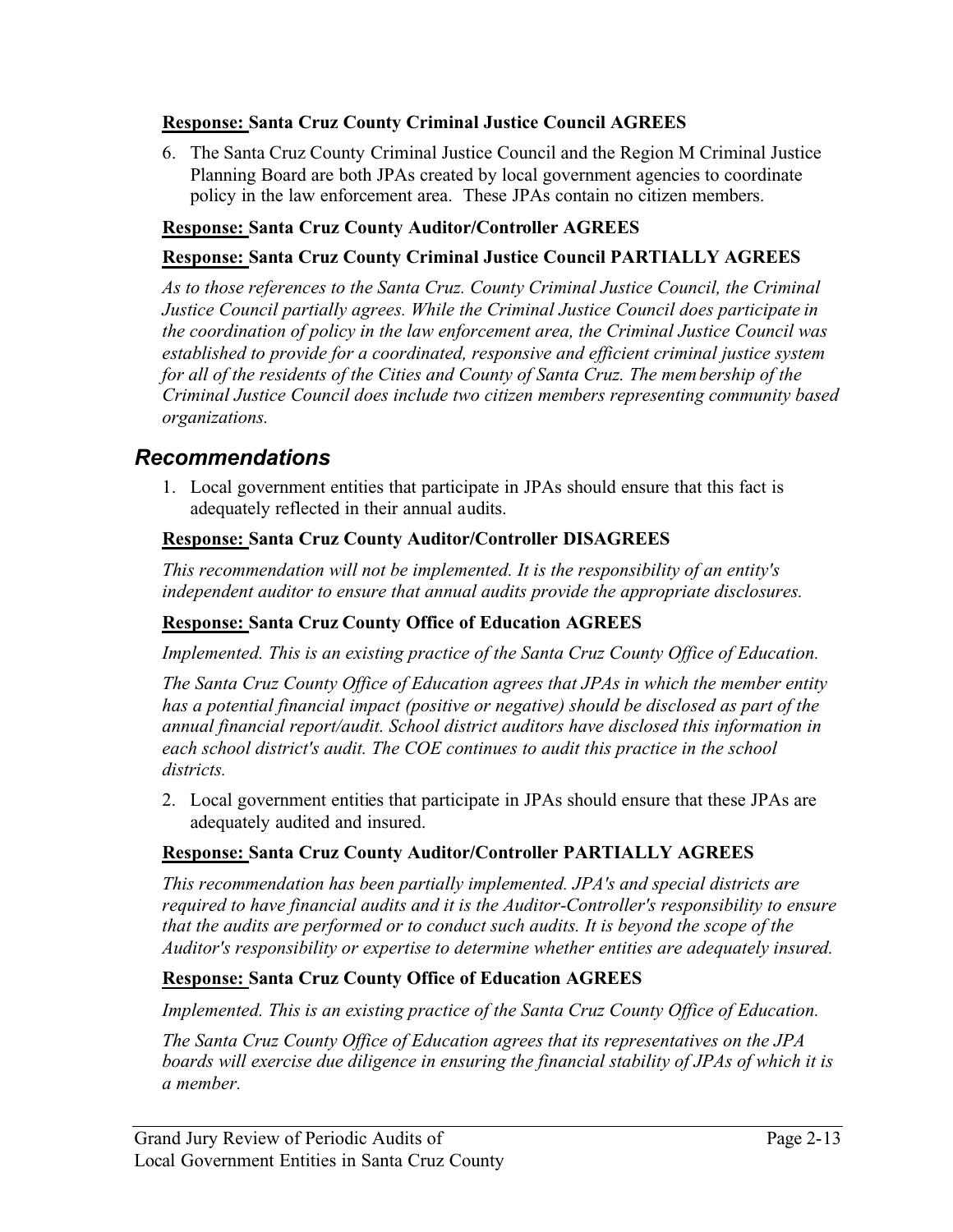**<u>Response:</u> Santa Cruz County Criminal Justice Council AGREES**

6. The Santa Cruz County Criminal Justice Council and the Region M Criminal Justice Planning Board are both JPAs created by local government agencies to coordinate policy in the law enforcement area. These JPAs contain no citizen members.

**<u>Response:</u> Santa Cruz County Auditor/Controller AGREES**

**<u>Response:</u> Santa Cruz County Criminal Justice Council PARTIALLY AGREES**

*As to those references to the Santa Cruz. County Criminal Justice Council, the Criminal Justice Council partially agrees. While the Criminal Justice Council does participate in the coordination of policy in the law enforcement area, the Criminal Justice Council was established to provide for a coordinated, responsive and efficient criminal justice system for all of the residents of the Cities and County of Santa Cruz. The membership of the Criminal Justice Council does include two citizen members representing community based organizations.*

## *Recommendations*

1. Local government entities that participate in JPAs should ensure that this fact is adequately reflected in their annual audits.

**<u>Response:</u> Santa Cruz County Auditor/Controller DISAGREES**

*This recommendation will not be implemented. It is the responsibility of an entity's independent auditor to ensure that annual audits provide the appropriate disclosures.*

**<u>Response:</u> Santa Cruz County Office of Education AGREES**

*Implemented. This is an existing practice of the Santa Cruz County Office of Education.*

*The Santa Cruz County Office of Education agrees that JPAs in which the member entity has a potential financial impact (positive or negative) should be disclosed as part of the annual financial report/audit. School district auditors have disclosed this information in each school district's audit. The COE continues to audit this practice in the school districts.*

2. Local government entities that participate in JPAs should ensure that these JPAs are adequately audited and insured.

**<u>Response:</u> Santa Cruz County Auditor/Controller PARTIALLY AGREES**

*This recommendation has been partially implemented. JPA's and special districts are required to have financial audits and it is the Auditor-Controller's responsibility to ensure that the audits are performed or to conduct such audits. It is beyond the scope of the Auditor's responsibility or expertise to determine whether entities are adequately insured.*

**<u>Response:</u> Santa Cruz County Office of Education AGREES**

*Implemented. This is an existing practice of the Santa Cruz County Office of Education.*

*The Santa Cruz County Office of Education agrees that its representatives on the JPA boards will exercise due diligence in ensuring the financial stability of JPAs of which it is a member.*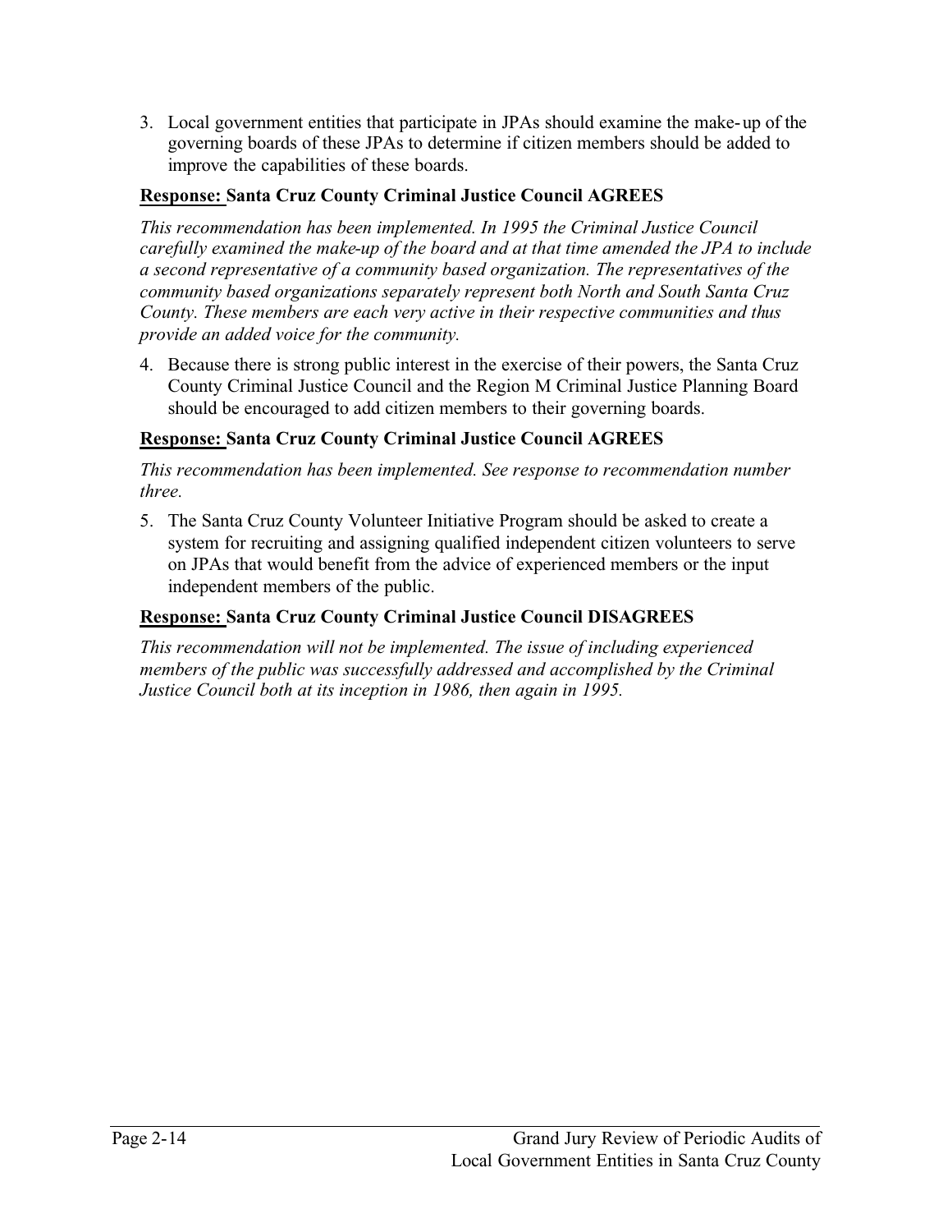3. Local government entities that participate in JPAs should examine the make-up of the governing boards of these JPAs to determine if citizen members should be added to improve the capabilities of these boards.

**<u>Response:</u> Santa Cruz County Criminal Justice Council AGREES**

*This recommendation has been implemented. In 1995 the Criminal Justice Council carefully examined the make-up of the board and at that time amended the JPA to include a second representative of a community based organization. The representatives of the community based organizations separately represent both North and South Santa Cruz County. These members are each very active in their respective communities and thus provide an added voice for the community.*

4. Because there is strong public interest in the exercise of their powers, the Santa Cruz County Criminal Justice Council and the Region M Criminal Justice Planning Board should be encouraged to add citizen members to their governing boards.

**<u>Response:</u> Santa Cruz County Criminal Justice Council AGREES**

*This recommendation has been implemented. See response to recommendation number three.*

5. The Santa Cruz County Volunteer Initiative Program should be asked to create a system for recruiting and assigning qualified independent citizen volunteers to serve on JPAs that would benefit from the advice of experienced members or the input independent members of the public.

**<u>Response:</u> Santa Cruz County Criminal Justice Council DISAGREES**

*This recommendation will not be implemented. The issue of including experienced members of the public was successfully addressed and accomplished by the Criminal Justice Council both at its inception in 1986, then again in 1995.*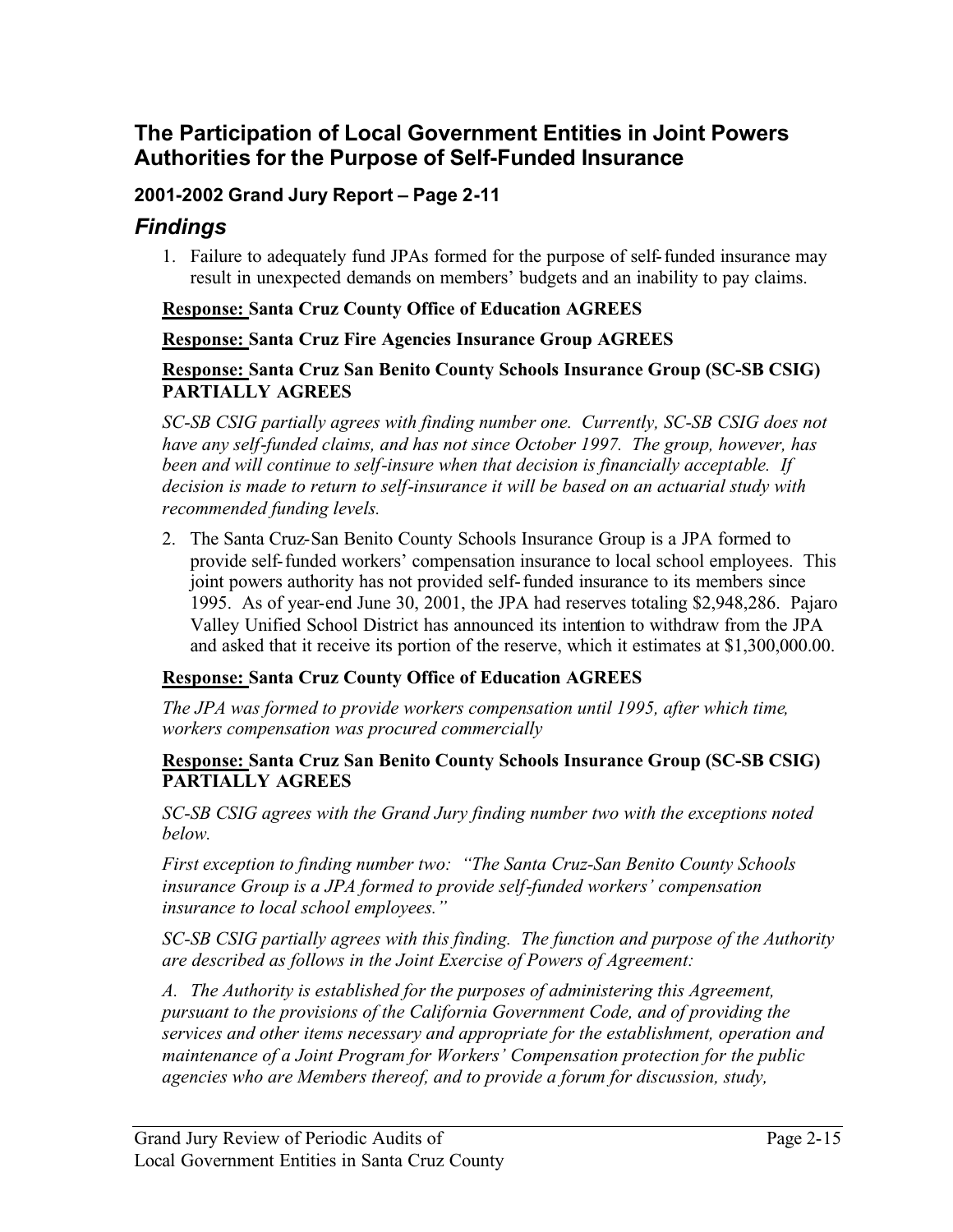## The Participation of Local Government Entities in Joint Powers Authorities for the Purpose of Self-Funded Insurance

### 2001-2002 Grand Jury Report – Page 2-11

## *Findings*

1. Failure to adequately fund JPAs formed for the purpose of self-funded insurance may result in unexpected demands on members' budgets and an inability to pay claims.

**<u>Response:</u> Santa Cruz County Office of Education AGREES**

**<u>Response:</u> Santa Cruz Fire Agencies Insurance Group AGREES**

**<u>Response:</u> Santa Cruz San Benito County Schools Insurance Group (SC-SB CSIG) PARTIALLY AGREES**

*SC-SB CSIG partially agrees with finding number one. Currently, SC-SB CSIG does not have any self-funded claims, and has not since October 1997. The group, however, has been and will continue to self-insure when that decision is financially acceptable. If decision is made to return to self-insurance it will be based on an actuarial study with recommended funding levels.*

2. The Santa Cruz-San Benito County Schools Insurance Group is a JPA formed to provide self-funded workers' compensation insurance to local school employees. This joint powers authority has not provided self-funded insurance to its members since 1995. As of year-end June 30, 2001, the JPA had reserves totaling $2,948,286. Pajaro Valley Unified School District has announced its intention to withdraw from the JPA and asked that it receive its portion of the reserve, which it estimates at $1,300,000.00.

**<u>Response:</u> Santa Cruz County Office of Education AGREES**

*The JPA was formed to provide workers compensation until 1995, after which time, workers compensation was procured commercially*

**<u>Response:</u> Santa Cruz San Benito County Schools Insurance Group (SC-SB CSIG) PARTIALLY AGREES**

*SC-SB CSIG agrees with the Grand Jury finding number two with the exceptions noted below.*

*First exception to finding number two: "The Santa Cruz-San Benito County Schools insurance Group is a JPA formed to provide self-funded workers' compensation insurance to local school employees."*

*SC-SB CSIG partially agrees with this finding. The function and purpose of the Authority are described as follows in the Joint Exercise of Powers of Agreement:*

*A. The Authority is established for the purposes of administering this Agreement, pursuant to the provisions of the California Government Code, and of providing the services and other items necessary and appropriate for the establishment, operation and maintenance of a Joint Program for Workers' Compensation protection for the public agencies who are Members thereof, and to provide a forum for discussion, study,*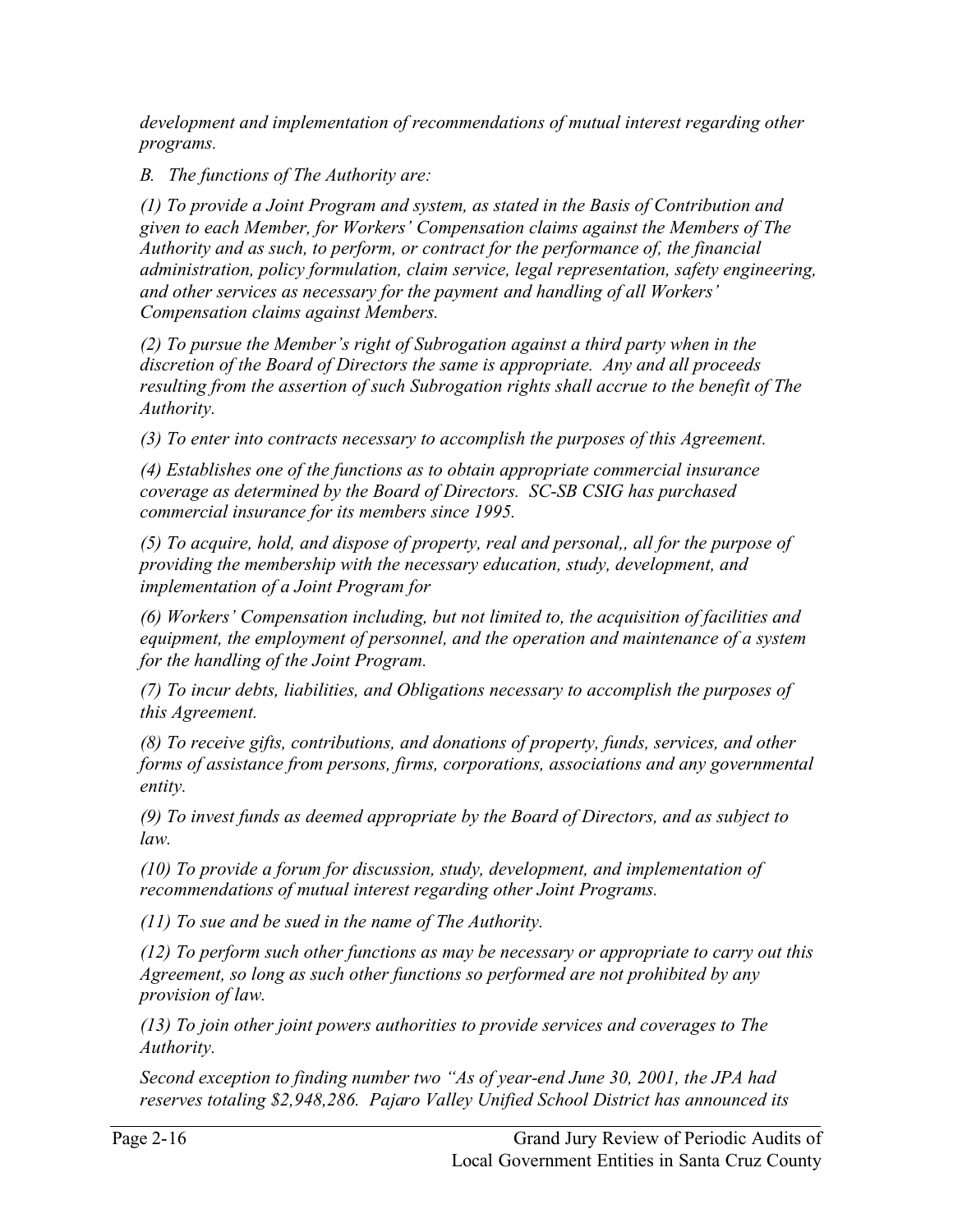*development and implementation of recommendations of mutual interest regarding other programs.*

*B. The functions of The Authority are:*

*(1) To provide a Joint Program and system, as stated in the Basis of Contribution and given to each Member, for Workers' Compensation claims against the Members of The Authority and as such, to perform, or contract for the performance of, the financial administration, policy formulation, claim service, legal representation, safety engineering, and other services as necessary for the payment and handling of all Workers' Compensation claims against Members.*

*(2) To pursue the Member's right of Subrogation against a third party when in the discretion of the Board of Directors the same is appropriate. Any and all proceeds resulting from the assertion of such Subrogation rights shall accrue to the benefit of The Authority.*

*(3) To enter into contracts necessary to accomplish the purposes of this Agreement.*

*(4) Establishes one of the functions as to obtain appropriate commercial insurance coverage as determined by the Board of Directors. SC-SB CSIG has purchased commercial insurance for its members since 1995.*

*(5) To acquire, hold, and dispose of property, real and personal,, all for the purpose of providing the membership with the necessary education, study, development, and implementation of a Joint Program for*

*(6) Workers' Compensation including, but not limited to, the acquisition of facilities and equipment, the employment of personnel, and the operation and maintenance of a system for the handling of the Joint Program.*

*(7) To incur debts, liabilities, and Obligations necessary to accomplish the purposes of this Agreement.*

*(8) To receive gifts, contributions, and donations of property, funds, services, and other forms of assistance from persons, firms, corporations, associations and any governmental entity.*

*(9) To invest funds as deemed appropriate by the Board of Directors, and as subject to law.*

*(10) To provide a forum for discussion, study, development, and implementation of recommendations of mutual interest regarding other Joint Programs.*

*(11) To sue and be sued in the name of The Authority.*

*(12) To perform such other functions as may be necessary or appropriate to carry out this Agreement, so long as such other functions so performed are not prohibited by any provision of law.*

*(13) To join other joint powers authorities to provide services and coverages to The Authority.*

*Second exception to finding number two "As of year-end June 30, 2001, the JPA had reserves totaling $2,948,286. Pajaro Valley Unified School District has announced its*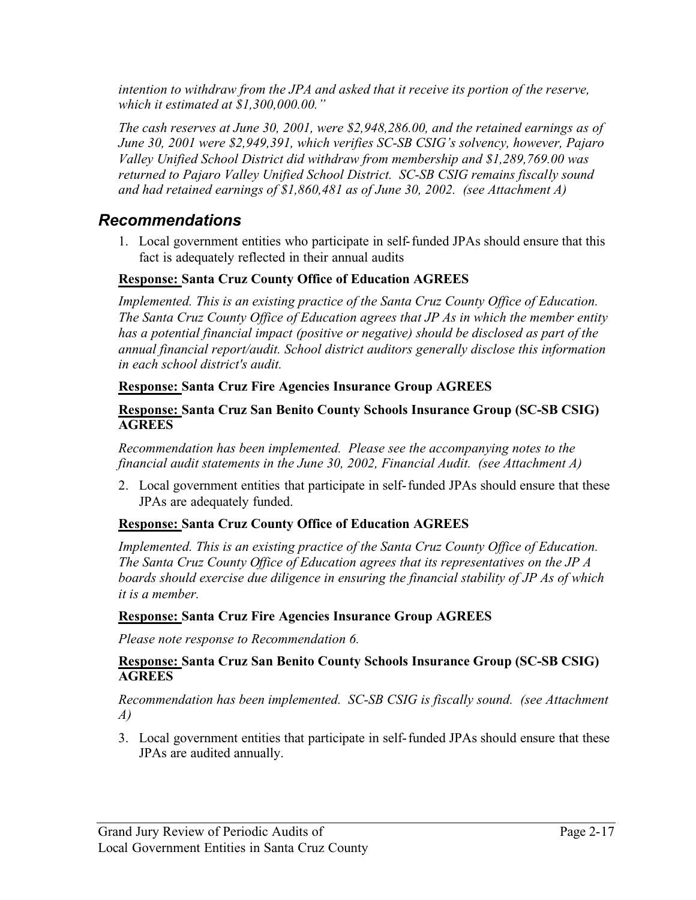*intention to withdraw from the JPA and asked that it receive its portion of the reserve, which it estimated at $1,300,000.00."*

*The cash reserves at June 30, 2001, were $2,948,286.00, and the retained earnings as of June 30, 2001 were $2,949,391, which verifies SC-SB CSIG's solvency, however, Pajaro Valley Unified School District did withdraw from membership and $1,289,769.00 was returned to Pajaro Valley Unified School District. SC-SB CSIG remains fiscally sound and had retained earnings of $1,860,481 as of June 30, 2002. (see Attachment A)*

## Recommendations

1. Local government entities who participate in self-funded JPAs should ensure that this fact is adequately reflected in their annual audits

**Response: Santa Cruz County Office of Education AGREES**

*Implemented. This is an existing practice of the Santa Cruz County Office of Education. The Santa Cruz County Office of Education agrees that JP As in which the member entity has a potential financial impact (positive or negative) should be disclosed as part of the annual financial report/audit. School district auditors generally disclose this information in each school district's audit.*

**Response: Santa Cruz Fire Agencies Insurance Group AGREES**

**Response: Santa Cruz San Benito County Schools Insurance Group (SC-SB CSIG) AGREES**

*Recommendation has been implemented. Please see the accompanying notes to the financial audit statements in the June 30, 2002, Financial Audit. (see Attachment A)*

2. Local government entities that participate in self-funded JPAs should ensure that these JPAs are adequately funded.

**Response: Santa Cruz County Office of Education AGREES**

*Implemented. This is an existing practice of the Santa Cruz County Office of Education. The Santa Cruz County Office of Education agrees that its representatives on the JP A boards should exercise due diligence in ensuring the financial stability of JP As of which it is a member.*

**Response: Santa Cruz Fire Agencies Insurance Group AGREES**

*Please note response to Recommendation 6.*

**Response: Santa Cruz San Benito County Schools Insurance Group (SC-SB CSIG) AGREES**

*Recommendation has been implemented. SC-SB CSIG is fiscally sound. (see Attachment A)*

3. Local government entities that participate in self-funded JPAs should ensure that these JPAs are audited annually.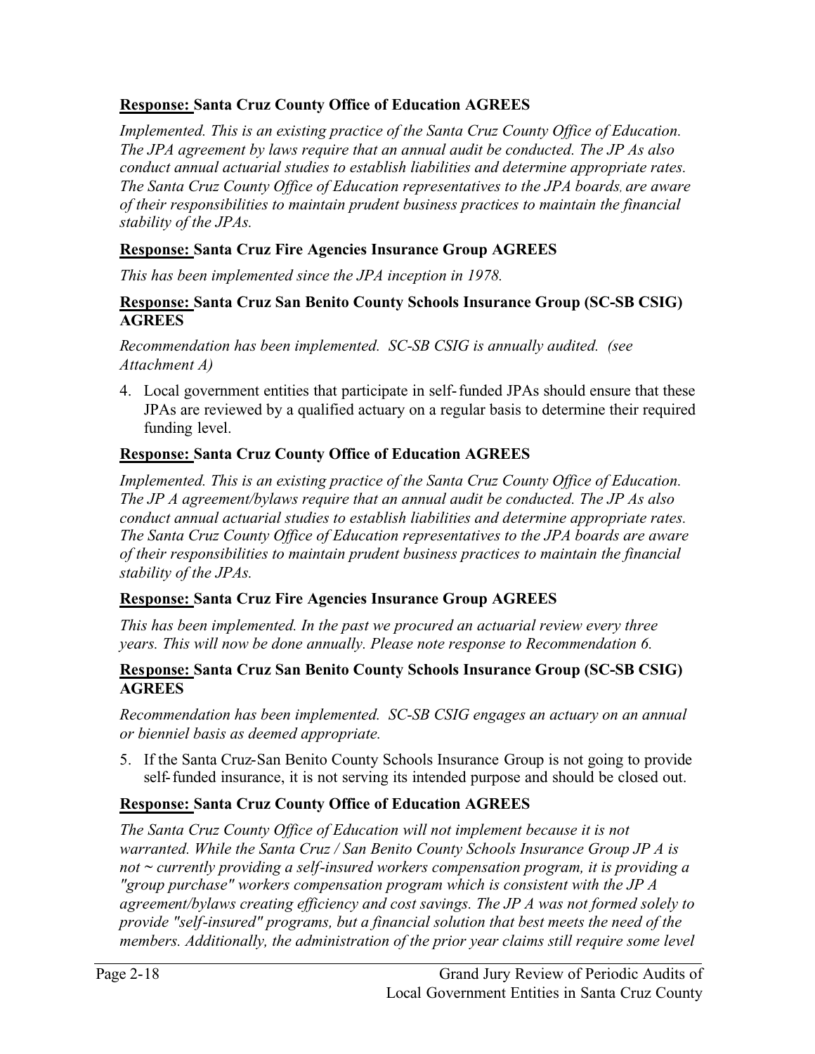**<u>Response:</u> Santa Cruz County Office of Education AGREES**

*Implemented. This is an existing practice of the Santa Cruz County Office of Education. The JPA agreement by laws require that an annual audit be conducted. The JP As also conduct annual actuarial studies to establish liabilities and determine appropriate rates. The Santa Cruz County Office of Education representatives to the JPA boards, are aware of their responsibilities to maintain prudent business practices to maintain the financial stability of the JPAs.*

**<u>Response:</u> Santa Cruz Fire Agencies Insurance Group AGREES**

*This has been implemented since the JPA inception in 1978.*

**<u>Response:</u> Santa Cruz San Benito County Schools Insurance Group (SC-SB CSIG) AGREES**

*Recommendation has been implemented. SC-SB CSIG is annually audited. (see Attachment A)*

4. Local government entities that participate in self-funded JPAs should ensure that these JPAs are reviewed by a qualified actuary on a regular basis to determine their required funding level.

**<u>Response:</u> Santa Cruz County Office of Education AGREES**

*Implemented. This is an existing practice of the Santa Cruz County Office of Education. The JP A agreement/bylaws require that an annual audit be conducted. The JP As also conduct annual actuarial studies to establish liabilities and determine appropriate rates. The Santa Cruz County Office of Education representatives to the JPA boards are aware of their responsibilities to maintain prudent business practices to maintain the financial stability of the JPAs.*

**<u>Response:</u> Santa Cruz Fire Agencies Insurance Group AGREES**

*This has been implemented. In the past we procured an actuarial review every three years. This will now be done annually. Please note response to Recommendation 6.*

**<u>Response:</u> Santa Cruz San Benito County Schools Insurance Group (SC-SB CSIG) AGREES**

*Recommendation has been implemented. SC-SB CSIG engages an actuary on an annual or bienniel basis as deemed appropriate.*

5. If the Santa Cruz-San Benito County Schools Insurance Group is not going to provide self-funded insurance, it is not serving its intended purpose and should be closed out.

**<u>Response:</u> Santa Cruz County Office of Education AGREES**

*The Santa Cruz County Office of Education will not implement because it is not warranted. While the Santa Cruz / San Benito County Schools Insurance Group JP A is not ~ currently providing a self-insured workers compensation program, it is providing a "group purchase" workers compensation program which is consistent with the JP A agreement/bylaws creating efficiency and cost savings. The JP A was not formed solely to provide "self-insured" programs, but a financial solution that best meets the need of the members. Additionally, the administration of the prior year claims still require some level*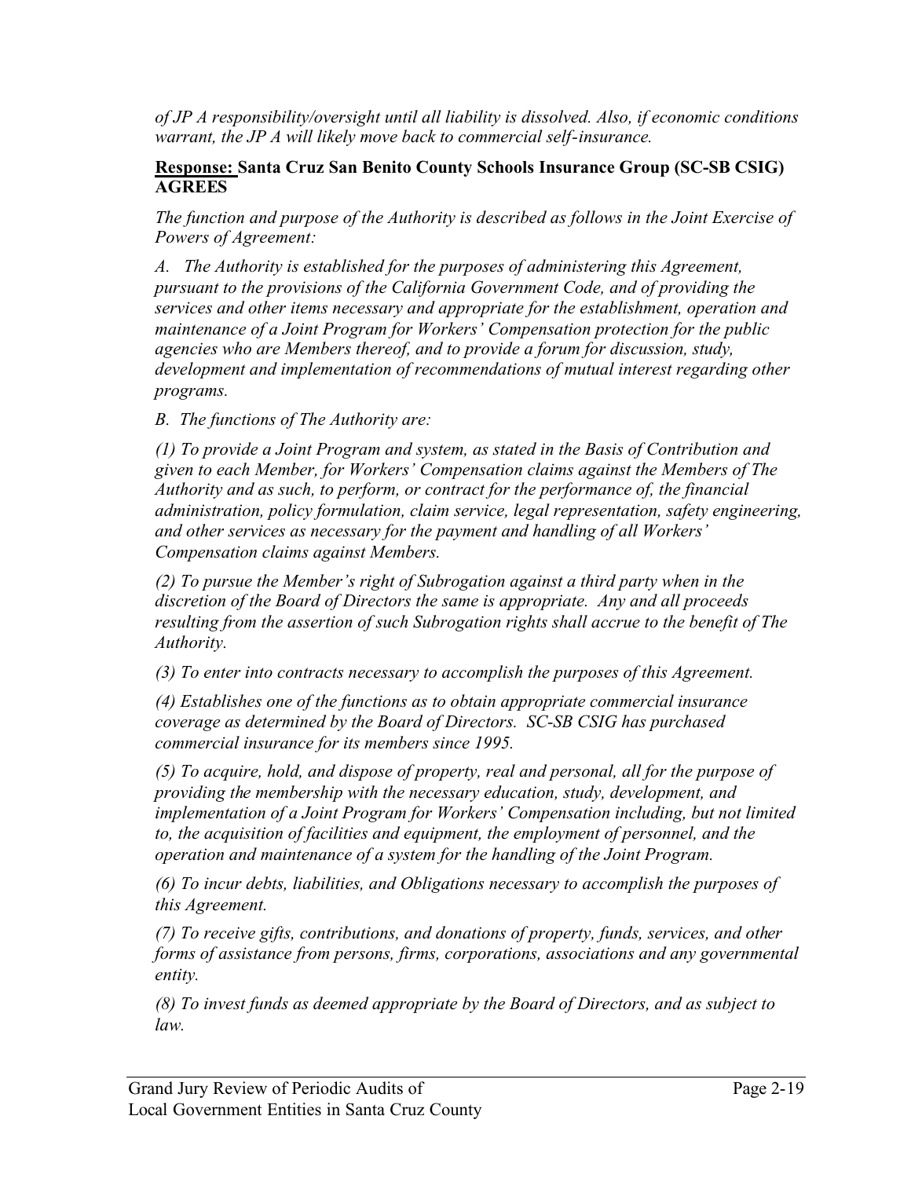*of JP A responsibility/oversight until all liability is dissolved. Also, if economic conditions warrant, the JP A will likely move back to commercial self-insurance.*

**Response: Santa Cruz San Benito County Schools Insurance Group (SC-SB CSIG) AGREES**

*The function and purpose of the Authority is described as follows in the Joint Exercise of Powers of Agreement:*

*A. The Authority is established for the purposes of administering this Agreement, pursuant to the provisions of the California Government Code, and of providing the services and other items necessary and appropriate for the establishment, operation and maintenance of a Joint Program for Workers' Compensation protection for the public agencies who are Members thereof, and to provide a forum for discussion, study, development and implementation of recommendations of mutual interest regarding other programs.*

*B. The functions of The Authority are:*

*(1) To provide a Joint Program and system, as stated in the Basis of Contribution and given to each Member, for Workers' Compensation claims against the Members of The Authority and as such, to perform, or contract for the performance of, the financial administration, policy formulation, claim service, legal representation, safety engineering, and other services as necessary for the payment and handling of all Workers' Compensation claims against Members.*

*(2) To pursue the Member's right of Subrogation against a third party when in the discretion of the Board of Directors the same is appropriate. Any and all proceeds resulting from the assertion of such Subrogation rights shall accrue to the benefit of The Authority.*

*(3) To enter into contracts necessary to accomplish the purposes of this Agreement.*

*(4) Establishes one of the functions as to obtain appropriate commercial insurance coverage as determined by the Board of Directors. SC-SB CSIG has purchased commercial insurance for its members since 1995.*

*(5) To acquire, hold, and dispose of property, real and personal, all for the purpose of providing the membership with the necessary education, study, development, and implementation of a Joint Program for Workers' Compensation including, but not limited to, the acquisition of facilities and equipment, the employment of personnel, and the operation and maintenance of a system for the handling of the Joint Program.*

*(6) To incur debts, liabilities, and Obligations necessary to accomplish the purposes of this Agreement.*

*(7) To receive gifts, contributions, and donations of property, funds, services, and other forms of assistance from persons, firms, corporations, associations and any governmental entity.*

*(8) To invest funds as deemed appropriate by the Board of Directors, and as subject to law.*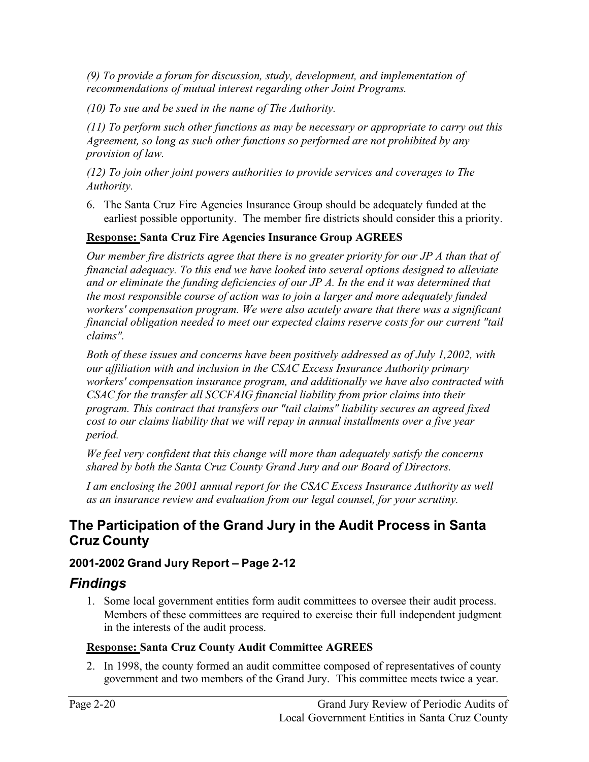*(9) To provide a forum for discussion, study, development, and implementation of recommendations of mutual interest regarding other Joint Programs.*

*(10) To sue and be sued in the name of The Authority.*

*(11) To perform such other functions as may be necessary or appropriate to carry out this Agreement, so long as such other functions so performed are not prohibited by any provision of law.*

*(12) To join other joint powers authorities to provide services and coverages to The Authority.*

6. The Santa Cruz Fire Agencies Insurance Group should be adequately funded at the earliest possible opportunity. The member fire districts should consider this a priority.

**Response: Santa Cruz Fire Agencies Insurance Group AGREES**

*Our member fire districts agree that there is no greater priority for our JP A than that of financial adequacy. To this end we have looked into several options designed to alleviate and or eliminate the funding deficiencies of our JP A. In the end it was determined that the most responsible course of action was to join a larger and more adequately funded workers' compensation program. We were also acutely aware that there was a significant financial obligation needed to meet our expected claims reserve costs for our current "tail claims".*

*Both of these issues and concerns have been positively addressed as of July 1,2002, with our affiliation with and inclusion in the CSAC Excess Insurance Authority primary workers' compensation insurance program, and additionally we have also contracted with CSAC for the transfer all SCCFAIG financial liability from prior claims into their program. This contract that transfers our "tail claims" liability secures an agreed fixed cost to our claims liability that we will repay in annual installments over a five year period.*

*We feel very confident that this change will more than adequately satisfy the concerns shared by both the Santa Cruz County Grand Jury and our Board of Directors.*

*I am enclosing the 2001 annual report for the CSAC Excess Insurance Authority as well as an insurance review and evaluation from our legal counsel, for your scrutiny.*

## The Participation of the Grand Jury in the Audit Process in Santa Cruz County

### 2001-2002 Grand Jury Report – Page 2-12

## *Findings*

1. Some local government entities form audit committees to oversee their audit process. Members of these committees are required to exercise their full independent judgment in the interests of the audit process.

**Response: Santa Cruz County Audit Committee AGREES**

2. In 1998, the county formed an audit committee composed of representatives of county government and two members of the Grand Jury. This committee meets twice a year.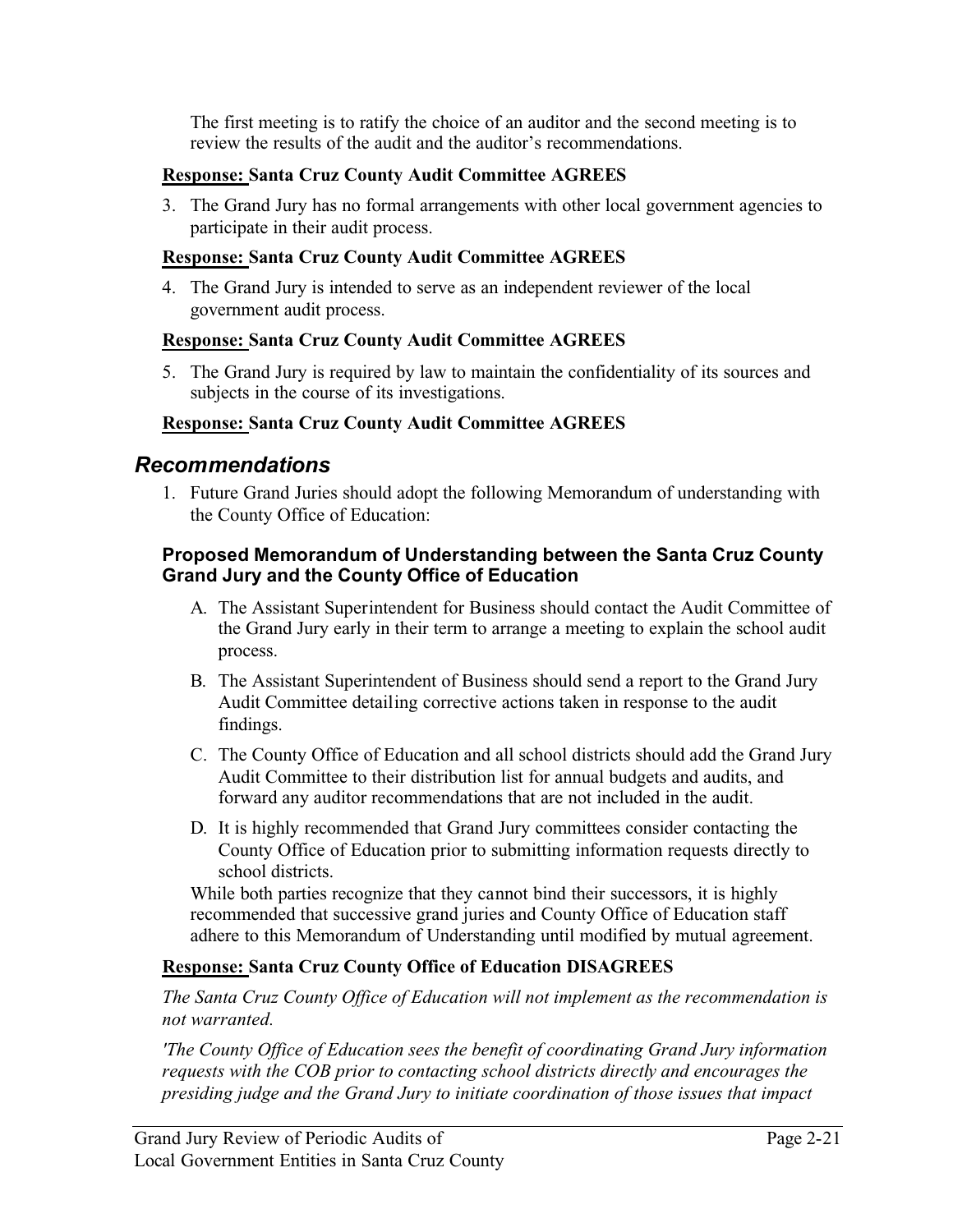The first meeting is to ratify the choice of an auditor and the second meeting is to review the results of the audit and the auditor's recommendations.

**Response: Santa Cruz County Audit Committee AGREES**

3. The Grand Jury has no formal arrangements with other local government agencies to participate in their audit process.

**Response: Santa Cruz County Audit Committee AGREES**

4. The Grand Jury is intended to serve as an independent reviewer of the local government audit process.

**Response: Santa Cruz County Audit Committee AGREES**

5. The Grand Jury is required by law to maintain the confidentiality of its sources and subjects in the course of its investigations.

**Response: Santa Cruz County Audit Committee AGREES**

## *Recommendations*

1. Future Grand Juries should adopt the following Memorandum of understanding with the County Office of Education:

### Proposed Memorandum of Understanding between the Santa Cruz County Grand Jury and the County Office of Education

A. The Assistant Superintendent for Business should contact the Audit Committee of the Grand Jury early in their term to arrange a meeting to explain the school audit process.

B. The Assistant Superintendent of Business should send a report to the Grand Jury Audit Committee detailing corrective actions taken in response to the audit findings.

C. The County Office of Education and all school districts should add the Grand Jury Audit Committee to their distribution list for annual budgets and audits, and forward any auditor recommendations that are not included in the audit.

D. It is highly recommended that Grand Jury committees consider contacting the County Office of Education prior to submitting information requests directly to school districts.

While both parties recognize that they cannot bind their successors, it is highly recommended that successive grand juries and County Office of Education staff adhere to this Memorandum of Understanding until modified by mutual agreement.

**Response: Santa Cruz County Office of Education DISAGREES**

*The Santa Cruz County Office of Education will not implement as the recommendation is not warranted.*

*'The County Office of Education sees the benefit of coordinating Grand Jury information requests with the COB prior to contacting school districts directly and encourages the presiding judge and the Grand Jury to initiate coordination of those issues that impact*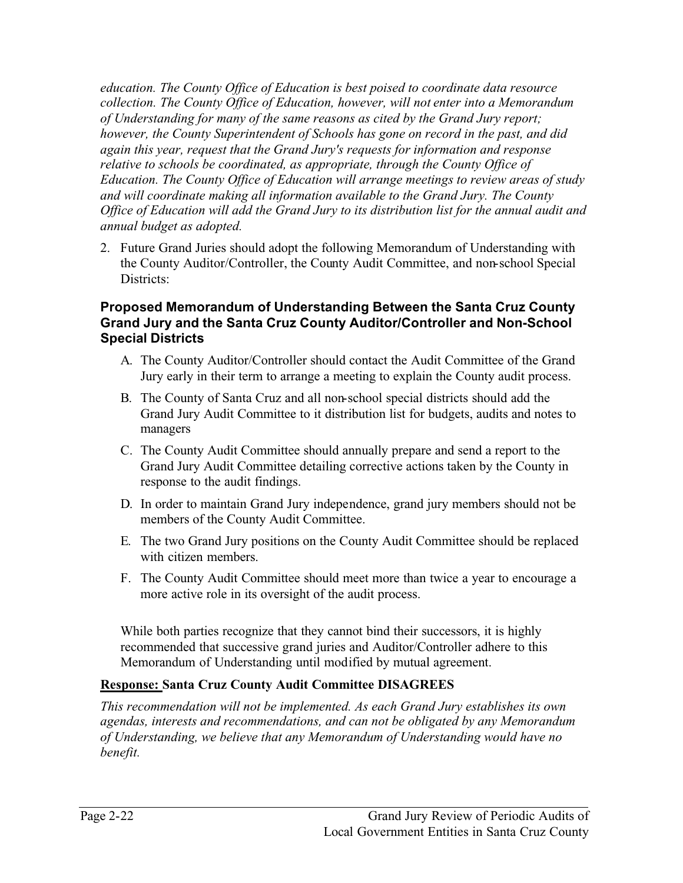*education. The County Office of Education is best poised to coordinate data resource collection. The County Office of Education, however, will not enter into a Memorandum of Understanding for many of the same reasons as cited by the Grand Jury report; however, the County Superintendent of Schools has gone on record in the past, and did again this year, request that the Grand Jury's requests for information and response relative to schools be coordinated, as appropriate, through the County Office of Education. The County Office of Education will arrange meetings to review areas of study and will coordinate making all information available to the Grand Jury. The County Office of Education will add the Grand Jury to its distribution list for the annual audit and annual budget as adopted.*

2. Future Grand Juries should adopt the following Memorandum of Understanding with the County Auditor/Controller, the County Audit Committee, and non-school Special Districts:

### Proposed Memorandum of Understanding Between the Santa Cruz County Grand Jury and the Santa Cruz County Auditor/Controller and Non-School Special Districts

A. The County Auditor/Controller should contact the Audit Committee of the Grand Jury early in their term to arrange a meeting to explain the County audit process.

B. The County of Santa Cruz and all non-school special districts should add the Grand Jury Audit Committee to it distribution list for budgets, audits and notes to managers

C. The County Audit Committee should annually prepare and send a report to the Grand Jury Audit Committee detailing corrective actions taken by the County in response to the audit findings.

D. In order to maintain Grand Jury independence, grand jury members should not be members of the County Audit Committee.

E. The two Grand Jury positions on the County Audit Committee should be replaced with citizen members.

F. The County Audit Committee should meet more than twice a year to encourage a more active role in its oversight of the audit process.

While both parties recognize that they cannot bind their successors, it is highly recommended that successive grand juries and Auditor/Controller adhere to this Memorandum of Understanding until modified by mutual agreement.

**Response: Santa Cruz County Audit Committee DISAGREES**

*This recommendation will not be implemented. As each Grand Jury establishes its own agendas, interests and recommendations, and can not be obligated by any Memorandum of Understanding, we believe that any Memorandum of Understanding would have no benefit.*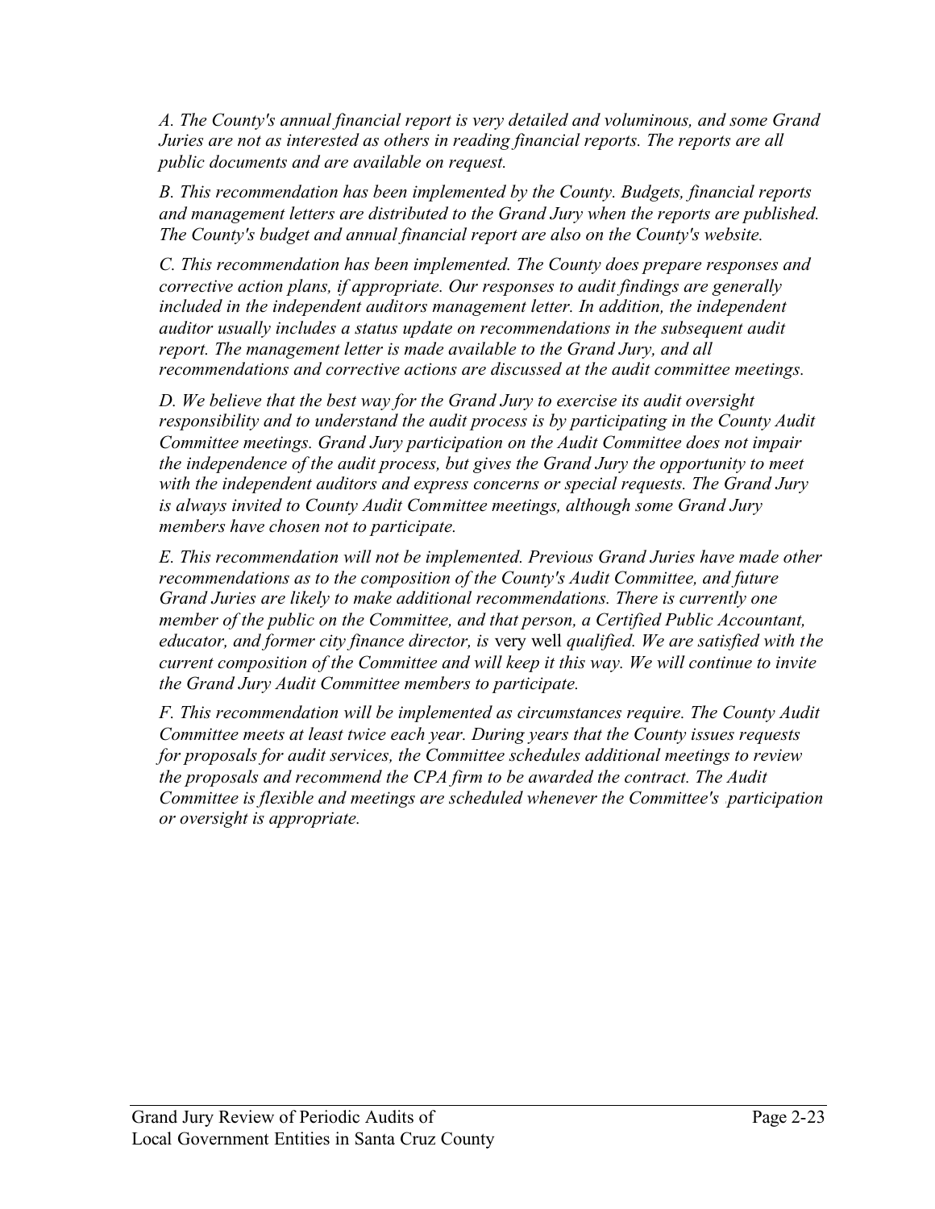*A. The County's annual financial report is very detailed and voluminous, and some Grand Juries are not as interested as others in reading financial reports. The reports are all public documents and are available on request.*

*B. This recommendation has been implemented by the County. Budgets, financial reports and management letters are distributed to the Grand Jury when the reports are published. The County's budget and annual financial report are also on the County's website.*

*C. This recommendation has been implemented. The County does prepare responses and corrective action plans, if appropriate. Our responses to audit findings are generally included in the independent auditors management letter. In addition, the independent auditor usually includes a status update on recommendations in the subsequent audit report. The management letter is made available to the Grand Jury, and all recommendations and corrective actions are discussed at the audit committee meetings.*

*D. We believe that the best way for the Grand Jury to exercise its audit oversight responsibility and to understand the audit process is by participating in the County Audit Committee meetings. Grand Jury participation on the Audit Committee does not impair the independence of the audit process, but gives the Grand Jury the opportunity to meet with the independent auditors and express concerns or special requests. The Grand Jury is always invited to County Audit Committee meetings, although some Grand Jury members have chosen not to participate.*

*E. This recommendation will not be implemented. Previous Grand Juries have made other recommendations as to the composition of the County's Audit Committee, and future Grand Juries are likely to make additional recommendations. There is currently one member of the public on the Committee, and that person, a Certified Public Accountant, educator, and former city finance director, is* very well *qualified. We are satisfied with the current composition of the Committee and will keep it this way. We will continue to invite the Grand Jury Audit Committee members to participate.*

*F. This recommendation will be implemented as circumstances require. The County Audit Committee meets at least twice each year. During years that the County issues requests for proposals for audit services, the Committee schedules additional meetings to review the proposals and recommend the CPA firm to be awarded the contract. The Audit Committee is flexible and meetings are scheduled whenever the Committee's participation or oversight is appropriate.*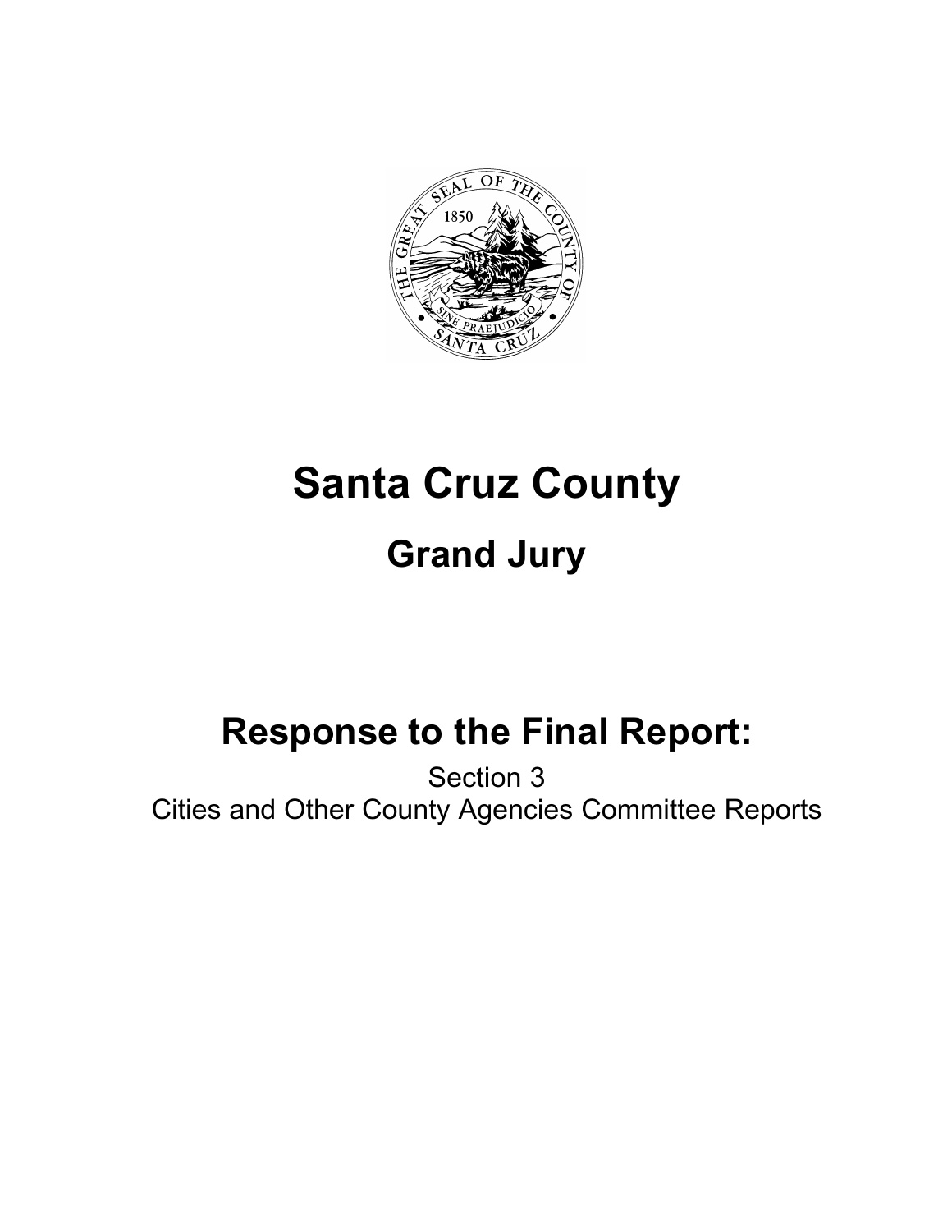# Santa Cruz County

## Grand Jury

## Response to the Final Report:

Section 3

Cities and Other County Agencies Committee Reports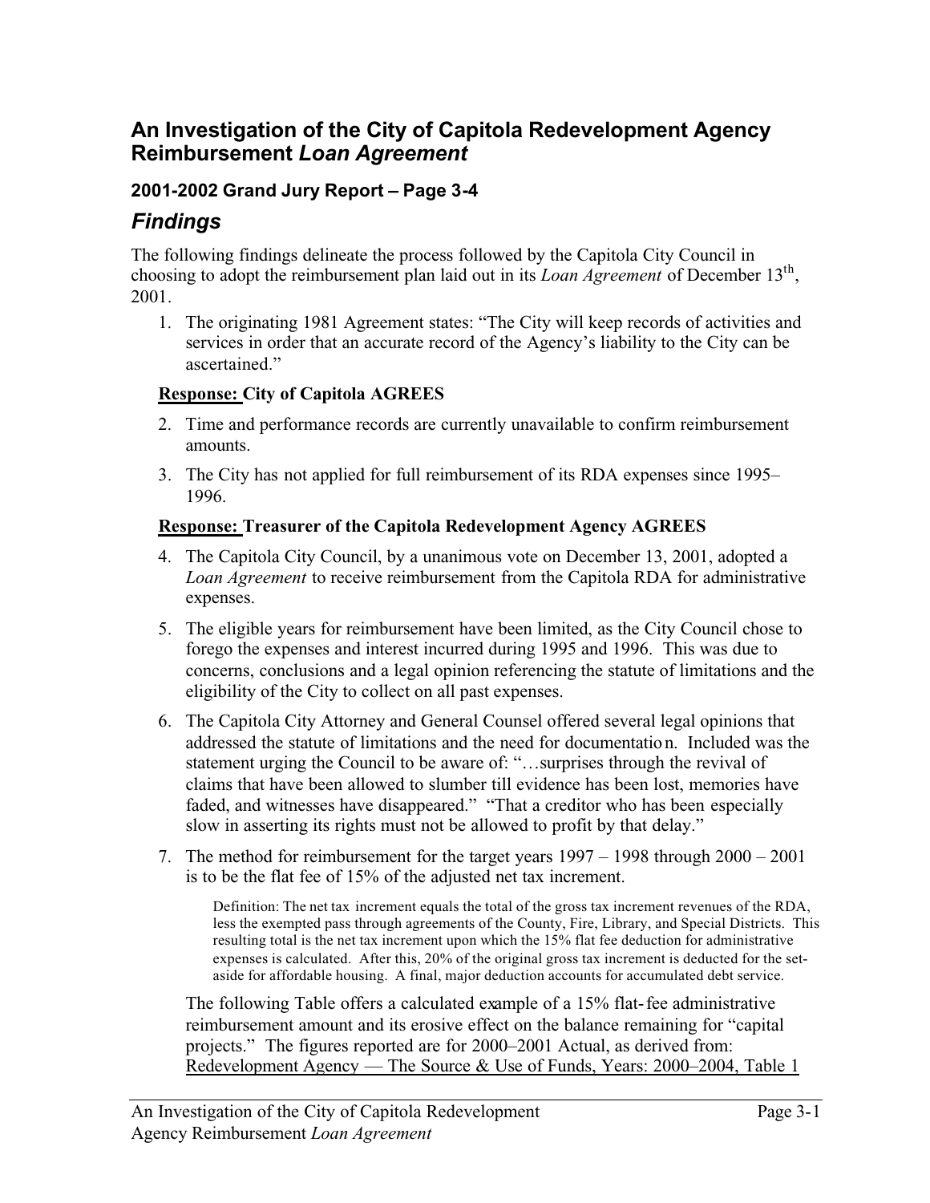## An Investigation of the City of Capitola Redevelopment Agency Reimbursement *Loan Agreement*

### 2001-2002 Grand Jury Report – Page 3-4

# *Findings*

The following findings delineate the process followed by the Capitola City Council in choosing to adopt the reimbursement plan laid out in its *Loan Agreement* of December 13th, 2001.

1. The originating 1981 Agreement states: "The City will keep records of activities and services in order that an accurate record of the Agency's liability to the City can be ascertained."

**Response: City of Capitola AGREES**

2. Time and performance records are currently unavailable to confirm reimbursement amounts.
3. The City has not applied for full reimbursement of its RDA expenses since 1995–1996.

**Response: Treasurer of the Capitola Redevelopment Agency AGREES**

4. The Capitola City Council, by a unanimous vote on December 13, 2001, adopted a *Loan Agreement* to receive reimbursement from the Capitola RDA for administrative expenses.
5. The eligible years for reimbursement have been limited, as the City Council chose to forego the expenses and interest incurred during 1995 and 1996. This was due to concerns, conclusions and a legal opinion referencing the statute of limitations and the eligibility of the City to collect on all past expenses.
6. The Capitola City Attorney and General Counsel offered several legal opinions that addressed the statute of limitations and the need for documentation. Included was the statement urging the Council to be aware of: "…surprises through the revival of claims that have been allowed to slumber till evidence has been lost, memories have faded, and witnesses have disappeared." "That a creditor who has been especially slow in asserting its rights must not be allowed to profit by that delay."
7. The method for reimbursement for the target years 1997 – 1998 through 2000 – 2001 is to be the flat fee of 15% of the adjusted net tax increment.

   Definition: The net tax increment equals the total of the gross tax increment revenues of the RDA, less the exempted pass through agreements of the County, Fire, Library, and Special Districts. This resulting total is the net tax increment upon which the 15% flat fee deduction for administrative expenses is calculated. After this, 20% of the original gross tax increment is deducted for the set-aside for affordable housing. A final, major deduction accounts for accumulated debt service.

   The following Table offers a calculated example of a 15% flat-fee administrative reimbursement amount and its erosive effect on the balance remaining for "capital projects." The figures reported are for 2000–2001 Actual, as derived from: Redevelopment Agency — The Source & Use of Funds, Years: 2000–2004, Table 1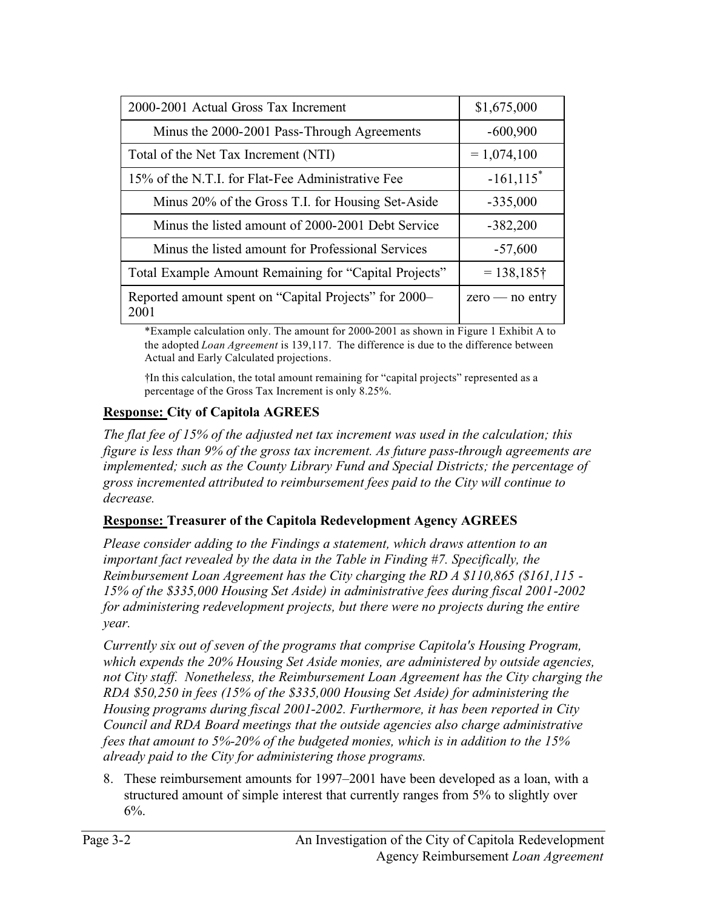| 2000-2001 Actual Gross Tax Increment | $1,675,000 |
|---|---|
| Minus the 2000-2001 Pass-Through Agreements | -600,900 |
| Total of the Net Tax Increment (NTI) | = 1,074,100 |
| 15% of the N.T.I. for Flat-Fee Administrative Fee | -161,115* |
| Minus 20% of the Gross T.I. for Housing Set-Aside | -335,000 |
| Minus the listed amount of 2000-2001 Debt Service | -382,200 |
| Minus the listed amount for Professional Services | -57,600 |
| Total Example Amount Remaining for "Capital Projects" | = 138,185† |
| Reported amount spent on "Capital Projects" for 2000–2001 | zero — no entry |

*Example calculation only. The amount for 2000-2001 as shown in Figure 1 Exhibit A to the adopted *Loan Agreement* is 139,117. The difference is due to the difference between Actual and Early Calculated projections.

†In this calculation, the total amount remaining for "capital projects" represented as a percentage of the Gross Tax Increment is only 8.25%.

**Response: City of Capitola AGREES**

*The flat fee of 15% of the adjusted net tax increment was used in the calculation; this figure is less than 9% of the gross tax increment. As future pass-through agreements are implemented; such as the County Library Fund and Special Districts; the percentage of gross incremented attributed to reimbursement fees paid to the City will continue to decrease.*

**Response: Treasurer of the Capitola Redevelopment Agency AGREES**

*Please consider adding to the Findings a statement, which draws attention to an important fact revealed by the data in the Table in Finding #7. Specifically, the Reimbursement Loan Agreement has the City charging the RD A $110,865 ($161,115 - 15% of the $335,000 Housing Set Aside) in administrative fees during fiscal 2001-2002 for administering redevelopment projects, but there were no projects during the entire year.*

*Currently six out of seven of the programs that comprise Capitola's Housing Program, which expends the 20% Housing Set Aside monies, are administered by outside agencies, not City staff. Nonetheless, the Reimbursement Loan Agreement has the City charging the RDA $50,250 in fees (15% of the $335,000 Housing Set Aside) for administering the Housing programs during fiscal 2001-2002. Furthermore, it has been reported in City Council and RDA Board meetings that the outside agencies also charge administrative fees that amount to 5%-20% of the budgeted monies, which is in addition to the 15% already paid to the City for administering those programs.*

8. These reimbursement amounts for 1997–2001 have been developed as a loan, with a structured amount of simple interest that currently ranges from 5% to slightly over 6%.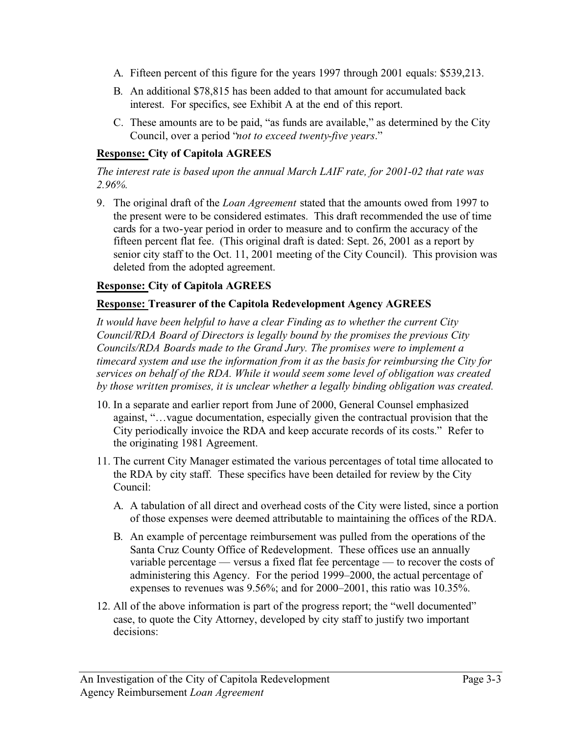A. Fifteen percent of this figure for the years 1997 through 2001 equals: $539,213.

B. An additional $78,815 has been added to that amount for accumulated back interest. For specifics, see Exhibit A at the end of this report.

C. These amounts are to be paid, "as funds are available," as determined by the City Council, over a period "*not to exceed twenty-five years*."

**<u>Response:</u> City of Capitola AGREES**

*The interest rate is based upon the annual March LAIF rate, for 2001-02 that rate was 2.96%.*

9. The original draft of the *Loan Agreement* stated that the amounts owed from 1997 to the present were to be considered estimates. This draft recommended the use of time cards for a two-year period in order to measure and to confirm the accuracy of the fifteen percent flat fee. (This original draft is dated: Sept. 26, 2001 as a report by senior city staff to the Oct. 11, 2001 meeting of the City Council). This provision was deleted from the adopted agreement.

**<u>Response:</u> City of Capitola AGREES**

**<u>Response:</u> Treasurer of the Capitola Redevelopment Agency AGREES**

*It would have been helpful to have a clear Finding as to whether the current City Council/RDA Board of Directors is legally bound by the promises the previous City Councils/RDA Boards made to the Grand Jury. The promises were to implement a timecard system and use the information from it as the basis for reimbursing the City for services on behalf of the RDA. While it would seem some level of obligation was created by those written promises, it is unclear whether a legally binding obligation was created.*

10. In a separate and earlier report from June of 2000, General Counsel emphasized against, "…vague documentation, especially given the contractual provision that the City periodically invoice the RDA and keep accurate records of its costs." Refer to the originating 1981 Agreement.

11. The current City Manager estimated the various percentages of total time allocated to the RDA by city staff. These specifics have been detailed for review by the City Council:

    A. A tabulation of all direct and overhead costs of the City were listed, since a portion of those expenses were deemed attributable to maintaining the offices of the RDA.

    B. An example of percentage reimbursement was pulled from the operations of the Santa Cruz County Office of Redevelopment. These offices use an annually variable percentage — versus a fixed flat fee percentage — to recover the costs of administering this Agency. For the period 1999–2000, the actual percentage of expenses to revenues was 9.56%; and for 2000–2001, this ratio was 10.35%.

12. All of the above information is part of the progress report; the "well documented" case, to quote the City Attorney, developed by city staff to justify two important decisions: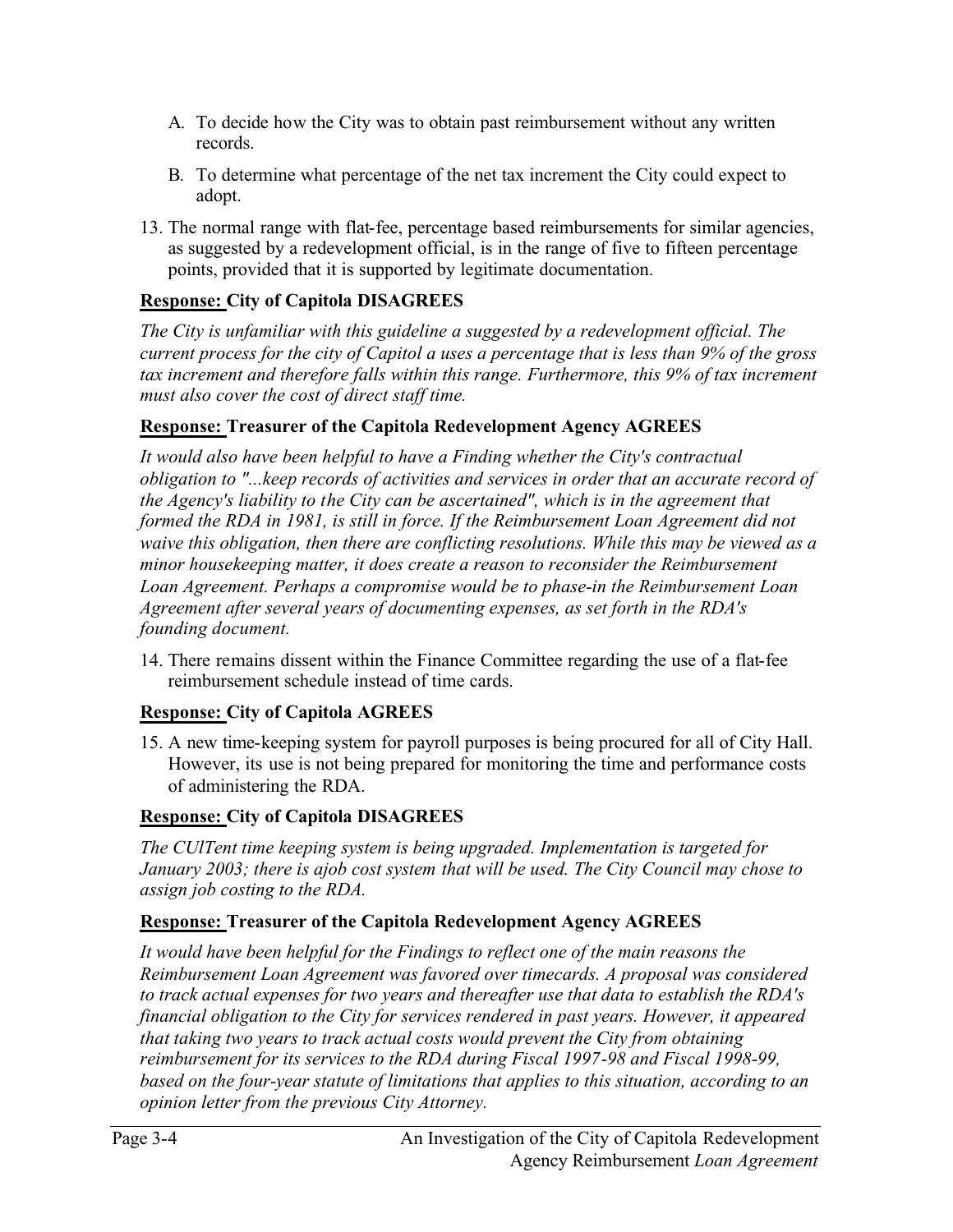A. To decide how the City was to obtain past reimbursement without any written records.

   B. To determine what percentage of the net tax increment the City could expect to adopt.

13. The normal range with flat-fee, percentage based reimbursements for similar agencies, as suggested by a redevelopment official, is in the range of five to fifteen percentage points, provided that it is supported by legitimate documentation.

**Response: City of Capitola DISAGREES**

*The City is unfamiliar with this guideline a suggested by a redevelopment official. The current process for the city of Capitol a uses a percentage that is less than 9% of the gross tax increment and therefore falls within this range. Furthermore, this 9% of tax increment must also cover the cost of direct staff time.*

**Response: Treasurer of the Capitola Redevelopment Agency AGREES**

*It would also have been helpful to have a Finding whether the City's contractual obligation to "...keep records of activities and services in order that an accurate record of the Agency's liability to the City can be ascertained", which is in the agreement that formed the RDA in 1981, is still in force. If the Reimbursement Loan Agreement did not waive this obligation, then there are conflicting resolutions. While this may be viewed as a minor housekeeping matter, it does create a reason to reconsider the Reimbursement Loan Agreement. Perhaps a compromise would be to phase-in the Reimbursement Loan Agreement after several years of documenting expenses, as set forth in the RDA's founding document.*

14. There remains dissent within the Finance Committee regarding the use of a flat-fee reimbursement schedule instead of time cards.

**Response: City of Capitola AGREES**

15. A new time-keeping system for payroll purposes is being procured for all of City Hall. However, its use is not being prepared for monitoring the time and performance costs of administering the RDA.

**Response: City of Capitola DISAGREES**

*The CUlTent time keeping system is being upgraded. Implementation is targeted for January 2003; there is ajob cost system that will be used. The City Council may chose to assign job costing to the RDA.*

**Response: Treasurer of the Capitola Redevelopment Agency AGREES**

*It would have been helpful for the Findings to reflect one of the main reasons the Reimbursement Loan Agreement was favored over timecards. A proposal was considered to track actual expenses for two years and thereafter use that data to establish the RDA's financial obligation to the City for services rendered in past years. However, it appeared that taking two years to track actual costs would prevent the City from obtaining reimbursement for its services to the RDA during Fiscal 1997-98 and Fiscal 1998-99, based on the four-year statute of limitations that applies to this situation, according to an opinion letter from the previous City Attorney.*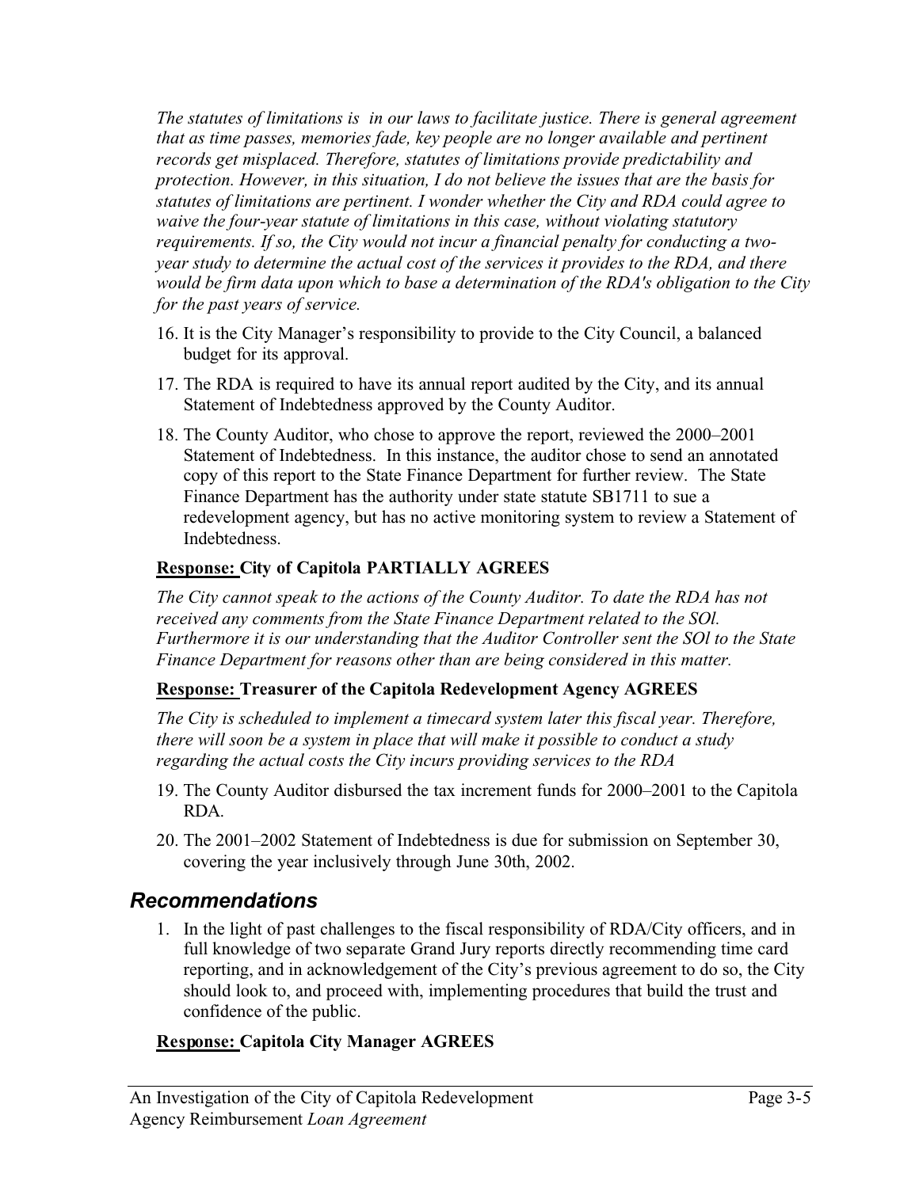*The statutes of limitations is in our laws to facilitate justice. There is general agreement that as time passes, memories fade, key people are no longer available and pertinent records get misplaced. Therefore, statutes of limitations provide predictability and protection. However, in this situation, I do not believe the issues that are the basis for statutes of limitations are pertinent. I wonder whether the City and RDA could agree to waive the four-year statute of limitations in this case, without violating statutory requirements. If so, the City would not incur a financial penalty for conducting a two-year study to determine the actual cost of the services it provides to the RDA, and there would be firm data upon which to base a determination of the RDA's obligation to the City for the past years of service.*

16. It is the City Manager's responsibility to provide to the City Council, a balanced budget for its approval.
17. The RDA is required to have its annual report audited by the City, and its annual Statement of Indebtedness approved by the County Auditor.
18. The County Auditor, who chose to approve the report, reviewed the 2000–2001 Statement of Indebtedness. In this instance, the auditor chose to send an annotated copy of this report to the State Finance Department for further review. The State Finance Department has the authority under state statute SB1711 to sue a redevelopment agency, but has no active monitoring system to review a Statement of Indebtedness.

**<u>Response:</u> City of Capitola PARTIALLY AGREES**

*The City cannot speak to the actions of the County Auditor. To date the RDA has not received any comments from the State Finance Department related to the SOl. Furthermore it is our understanding that the Auditor Controller sent the SOl to the State Finance Department for reasons other than are being considered in this matter.*

**<u>Response:</u> Treasurer of the Capitola Redevelopment Agency AGREES**

*The City is scheduled to implement a timecard system later this fiscal year. Therefore, there will soon be a system in place that will make it possible to conduct a study regarding the actual costs the City incurs providing services to the RDA*

19. The County Auditor disbursed the tax increment funds for 2000–2001 to the Capitola RDA.
20. The 2001–2002 Statement of Indebtedness is due for submission on September 30, covering the year inclusively through June 30th, 2002.

## *Recommendations*

1. In the light of past challenges to the fiscal responsibility of RDA/City officers, and in full knowledge of two separate Grand Jury reports directly recommending time card reporting, and in acknowledgement of the City's previous agreement to do so, the City should look to, and proceed with, implementing procedures that build the trust and confidence of the public.

**<u>Response:</u> Capitola City Manager AGREES**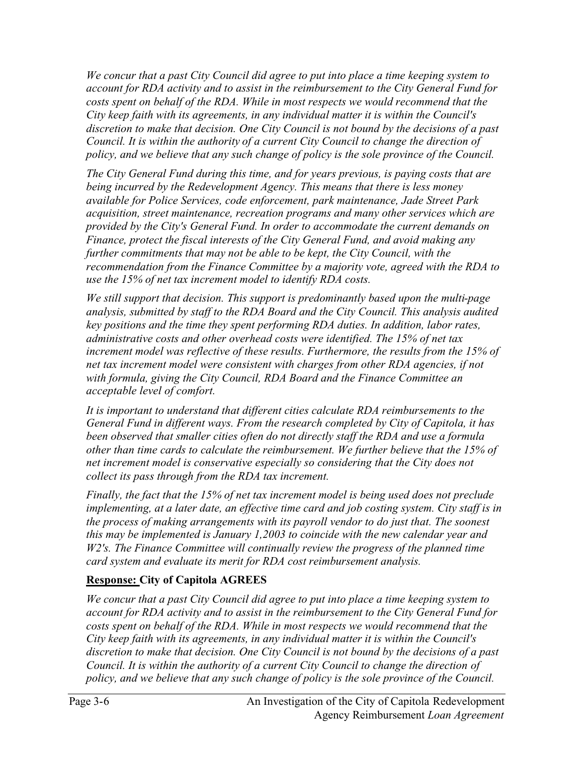*We concur that a past City Council did agree to put into place a time keeping system to account for RDA activity and to assist in the reimbursement to the City General Fund for costs spent on behalf of the RDA. While in most respects we would recommend that the City keep faith with its agreements, in any individual matter it is within the Council's discretion to make that decision. One City Council is not bound by the decisions of a past Council. It is within the authority of a current City Council to change the direction of policy, and we believe that any such change of policy is the sole province of the Council.*

*The City General Fund during this time, and for years previous, is paying costs that are being incurred by the Redevelopment Agency. This means that there is less money available for Police Services, code enforcement, park maintenance, Jade Street Park acquisition, street maintenance, recreation programs and many other services which are provided by the City's General Fund. In order to accommodate the current demands on Finance, protect the fiscal interests of the City General Fund, and avoid making any further commitments that may not be able to be kept, the City Council, with the recommendation from the Finance Committee by a majority vote, agreed with the RDA to use the 15% of net tax increment model to identify RDA costs.*

*We still support that decision. This support is predominantly based upon the multi-page analysis, submitted by staff to the RDA Board and the City Council. This analysis audited key positions and the time they spent performing RDA duties. In addition, labor rates, administrative costs and other overhead costs were identified. The 15% of net tax increment model was reflective of these results. Furthermore, the results from the 15% of net tax increment model were consistent with charges from other RDA agencies, if not with formula, giving the City Council, RDA Board and the Finance Committee an acceptable level of comfort.*

*It is important to understand that different cities calculate RDA reimbursements to the General Fund in different ways. From the research completed by City of Capitola, it has been observed that smaller cities often do not directly staff the RDA and use a formula other than time cards to calculate the reimbursement. We further believe that the 15% of net increment model is conservative especially so considering that the City does not collect its pass through from the RDA tax increment.*

*Finally, the fact that the 15% of net tax increment model is being used does not preclude implementing, at a later date, an effective time card and job costing system. City staff is in the process of making arrangements with its payroll vendor to do just that. The soonest this may be implemented is January 1,2003 to coincide with the new calendar year and W2's. The Finance Committee will continually review the progress of the planned time card system and evaluate its merit for RDA cost reimbursement analysis.*

**Response: City of Capitola AGREES**

*We concur that a past City Council did agree to put into place a time keeping system to account for RDA activity and to assist in the reimbursement to the City General Fund for costs spent on behalf of the RDA. While in most respects we would recommend that the City keep faith with its agreements, in any individual matter it is within the Council's discretion to make that decision. One City Council is not bound by the decisions of a past Council. It is within the authority of a current City Council to change the direction of policy, and we believe that any such change of policy is the sole province of the Council.*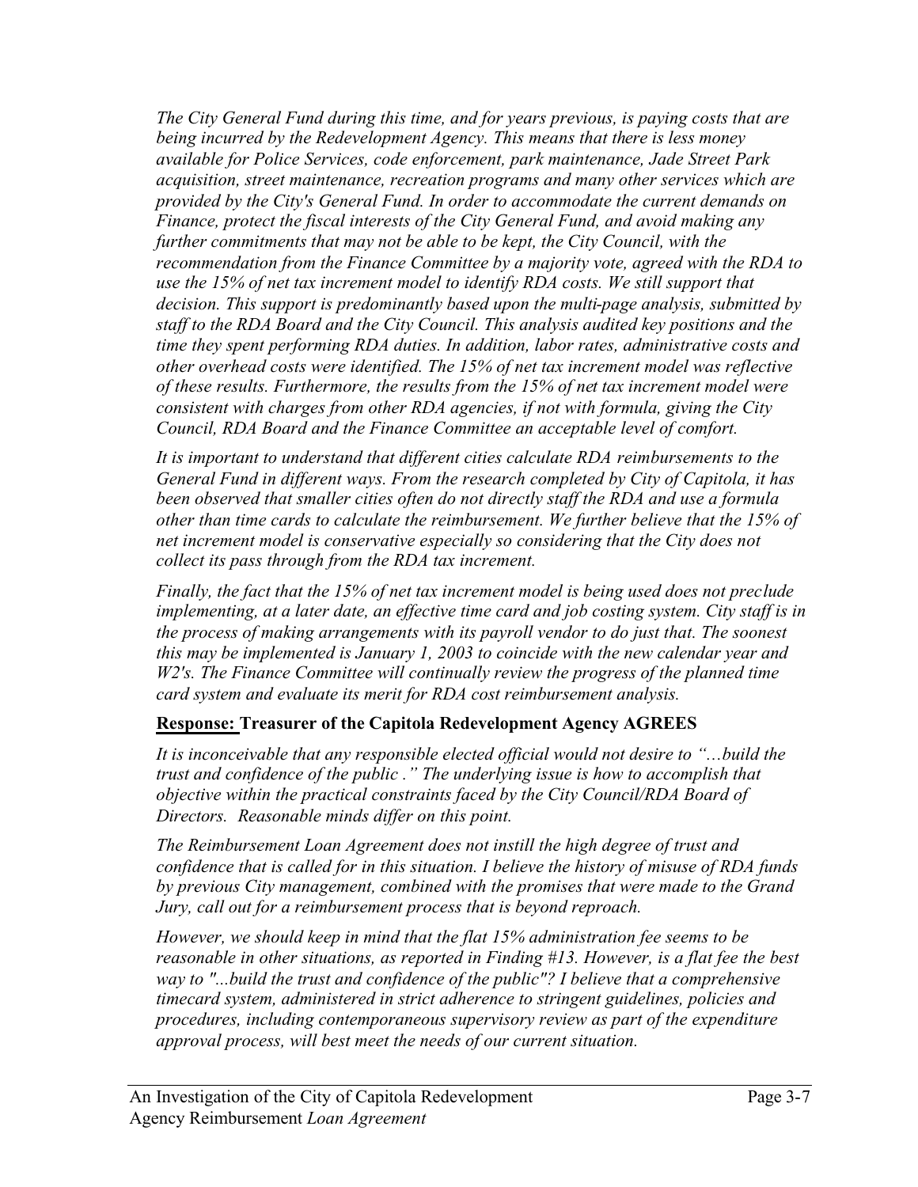*The City General Fund during this time, and for years previous, is paying costs that are being incurred by the Redevelopment Agency. This means that there is less money available for Police Services, code enforcement, park maintenance, Jade Street Park acquisition, street maintenance, recreation programs and many other services which are provided by the City's General Fund. In order to accommodate the current demands on Finance, protect the fiscal interests of the City General Fund, and avoid making any further commitments that may not be able to be kept, the City Council, with the recommendation from the Finance Committee by a majority vote, agreed with the RDA to use the 15% of net tax increment model to identify RDA costs. We still support that decision. This support is predominantly based upon the multi-page analysis, submitted by staff to the RDA Board and the City Council. This analysis audited key positions and the time they spent performing RDA duties. In addition, labor rates, administrative costs and other overhead costs were identified. The 15% of net tax increment model was reflective of these results. Furthermore, the results from the 15% of net tax increment model were consistent with charges from other RDA agencies, if not with formula, giving the City Council, RDA Board and the Finance Committee an acceptable level of comfort.*

*It is important to understand that different cities calculate RDA reimbursements to the General Fund in different ways. From the research completed by City of Capitola, it has been observed that smaller cities often do not directly staff the RDA and use a formula other than time cards to calculate the reimbursement. We further believe that the 15% of net increment model is conservative especially so considering that the City does not collect its pass through from the RDA tax increment.*

*Finally, the fact that the 15% of net tax increment model is being used does not preclude implementing, at a later date, an effective time card and job costing system. City staff is in the process of making arrangements with its payroll vendor to do just that. The soonest this may be implemented is January 1, 2003 to coincide with the new calendar year and W2's. The Finance Committee will continually review the progress of the planned time card system and evaluate its merit for RDA cost reimbursement analysis.*

**Response: Treasurer of the Capitola Redevelopment Agency AGREES**

*It is inconceivable that any responsible elected official would not desire to "…build the trust and confidence of the public ." The underlying issue is how to accomplish that objective within the practical constraints faced by the City Council/RDA Board of Directors. Reasonable minds differ on this point.*

*The Reimbursement Loan Agreement does not instill the high degree of trust and confidence that is called for in this situation. I believe the history of misuse of RDA funds by previous City management, combined with the promises that were made to the Grand Jury, call out for a reimbursement process that is beyond reproach.*

*However, we should keep in mind that the flat 15% administration fee seems to be reasonable in other situations, as reported in Finding #13. However, is a flat fee the best way to "...build the trust and confidence of the public"? I believe that a comprehensive timecard system, administered in strict adherence to stringent guidelines, policies and procedures, including contemporaneous supervisory review as part of the expenditure approval process, will best meet the needs of our current situation.*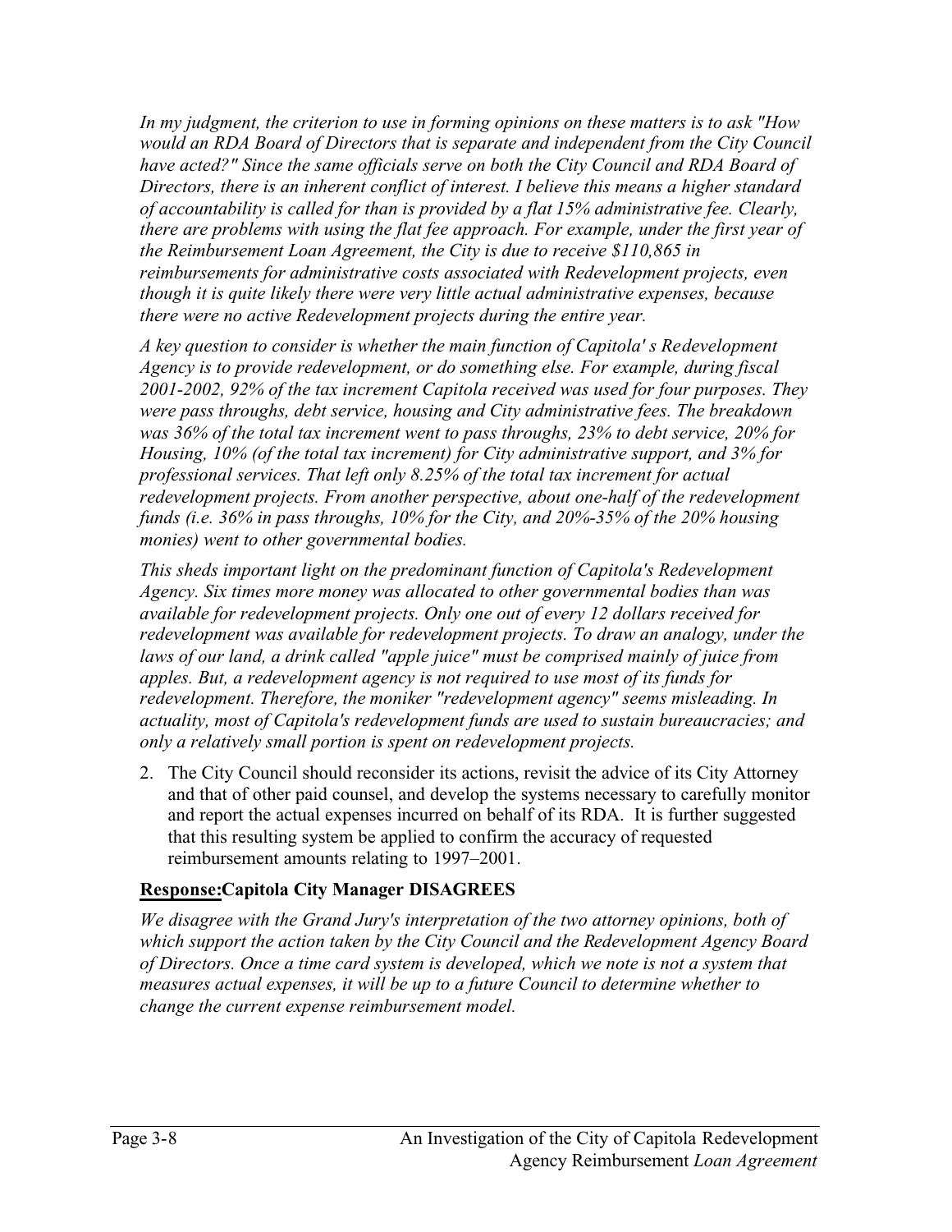*In my judgment, the criterion to use in forming opinions on these matters is to ask "How would an RDA Board of Directors that is separate and independent from the City Council have acted?" Since the same officials serve on both the City Council and RDA Board of Directors, there is an inherent conflict of interest. I believe this means a higher standard of accountability is called for than is provided by a flat 15% administrative fee. Clearly, there are problems with using the flat fee approach. For example, under the first year of the Reimbursement Loan Agreement, the City is due to receive $110,865 in reimbursements for administrative costs associated with Redevelopment projects, even though it is quite likely there were very little actual administrative expenses, because there were no active Redevelopment projects during the entire year.*

*A key question to consider is whether the main function of Capitola's Redevelopment Agency is to provide redevelopment, or do something else. For example, during fiscal 2001-2002, 92% of the tax increment Capitola received was used for four purposes. They were pass throughs, debt service, housing and City administrative fees. The breakdown was 36% of the total tax increment went to pass throughs, 23% to debt service, 20% for Housing, 10% (of the total tax increment) for City administrative support, and 3% for professional services. That left only 8.25% of the total tax increment for actual redevelopment projects. From another perspective, about one-half of the redevelopment funds (i.e. 36% in pass throughs, 10% for the City, and 20%-35% of the 20% housing monies) went to other governmental bodies.*

*This sheds important light on the predominant function of Capitola's Redevelopment Agency. Six times more money was allocated to other governmental bodies than was available for redevelopment projects. Only one out of every 12 dollars received for redevelopment was available for redevelopment projects. To draw an analogy, under the laws of our land, a drink called "apple juice" must be comprised mainly of juice from apples. But, a redevelopment agency is not required to use most of its funds for redevelopment. Therefore, the moniker "redevelopment agency" seems misleading. In actuality, most of Capitola's redevelopment funds are used to sustain bureaucracies; and only a relatively small portion is spent on redevelopment projects.*

2. The City Council should reconsider its actions, revisit the advice of its City Attorney and that of other paid counsel, and develop the systems necessary to carefully monitor and report the actual expenses incurred on behalf of its RDA. It is further suggested that this resulting system be applied to confirm the accuracy of requested reimbursement amounts relating to 1997–2001.

**Response:** **Capitola City Manager DISAGREES**

*We disagree with the Grand Jury's interpretation of the two attorney opinions, both of which support the action taken by the City Council and the Redevelopment Agency Board of Directors. Once a time card system is developed, which we note is not a system that measures actual expenses, it will be up to a future Council to determine whether to change the current expense reimbursement model.*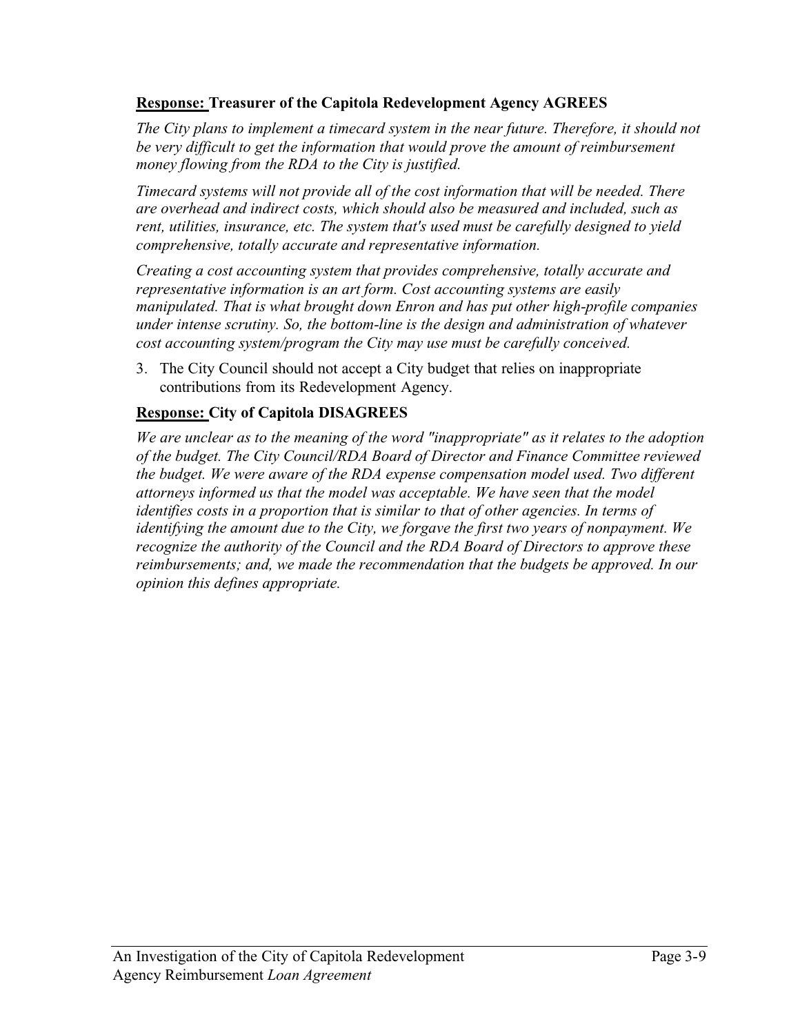**<u>Response:</u> Treasurer of the Capitola Redevelopment Agency AGREES**

*The City plans to implement a timecard system in the near future. Therefore, it should not be very difficult to get the information that would prove the amount of reimbursement money flowing from the RDA to the City is justified.*

*Timecard systems will not provide all of the cost information that will be needed. There are overhead and indirect costs, which should also be measured and included, such as rent, utilities, insurance, etc. The system that's used must be carefully designed to yield comprehensive, totally accurate and representative information.*

*Creating a cost accounting system that provides comprehensive, totally accurate and representative information is an art form. Cost accounting systems are easily manipulated. That is what brought down Enron and has put other high-profile companies under intense scrutiny. So, the bottom-line is the design and administration of whatever cost accounting system/program the City may use must be carefully conceived.*

3. The City Council should not accept a City budget that relies on inappropriate contributions from its Redevelopment Agency.

**<u>Response:</u> City of Capitola DISAGREES**

*We are unclear as to the meaning of the word "inappropriate" as it relates to the adoption of the budget. The City Council/RDA Board of Director and Finance Committee reviewed the budget. We were aware of the RDA expense compensation model used. Two different attorneys informed us that the model was acceptable. We have seen that the model identifies costs in a proportion that is similar to that of other agencies. In terms of identifying the amount due to the City, we forgave the first two years of nonpayment. We recognize the authority of the Council and the RDA Board of Directors to approve these reimbursements; and, we made the recommendation that the budgets be approved. In our opinion this defines appropriate.*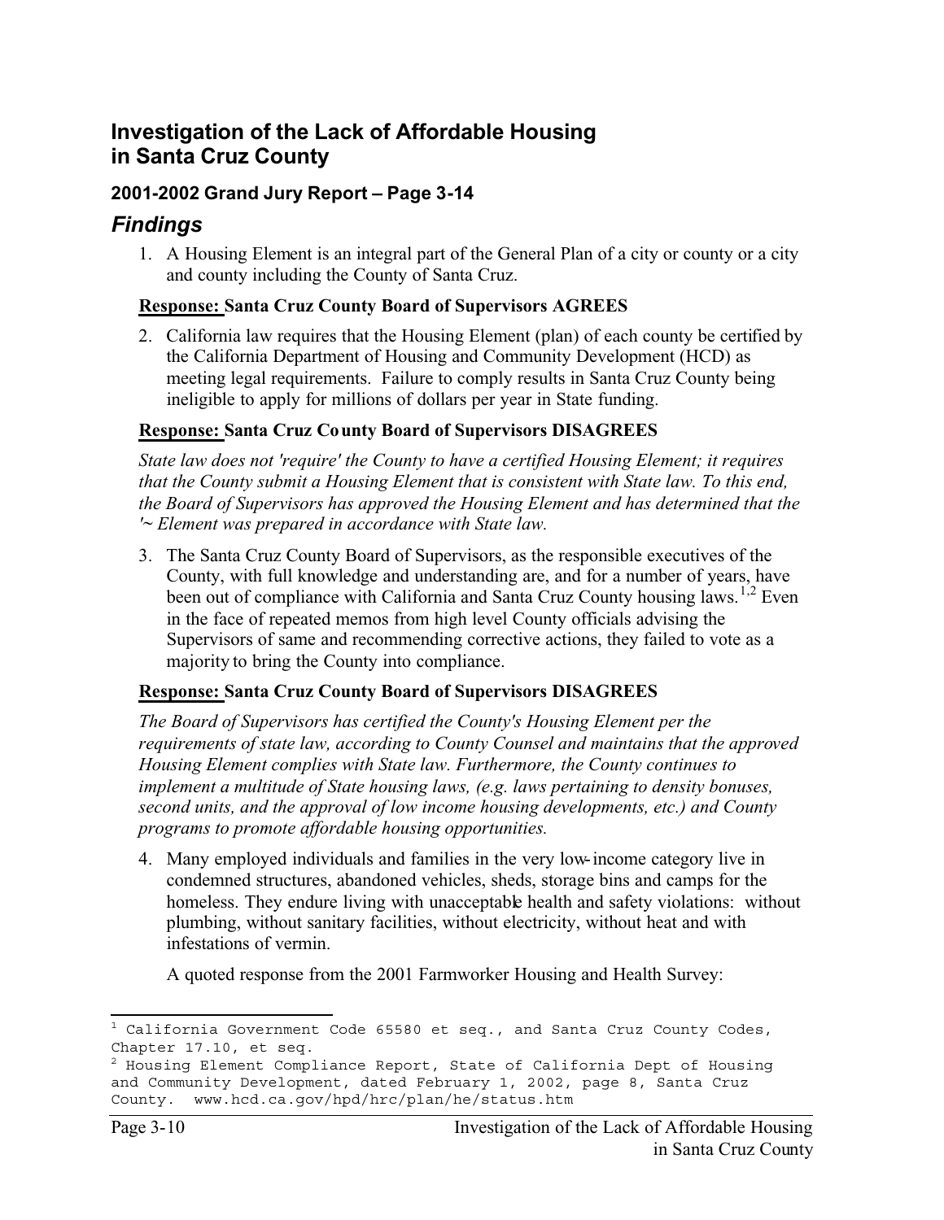## Investigation of the Lack of Affordable Housing in Santa Cruz County

### 2001-2002 Grand Jury Report – Page 3-14

## *Findings*

1. A Housing Element is an integral part of the General Plan of a city or county or a city and county including the County of Santa Cruz.

**Response: Santa Cruz County Board of Supervisors AGREES**

2. California law requires that the Housing Element (plan) of each county be certified by the California Department of Housing and Community Development (HCD) as meeting legal requirements. Failure to comply results in Santa Cruz County being ineligible to apply for millions of dollars per year in State funding.

**Response: Santa Cruz County Board of Supervisors DISAGREES**

*State law does not 'require' the County to have a certified Housing Element; it requires that the County submit a Housing Element that is consistent with State law. To this end, the Board of Supervisors has approved the Housing Element and has determined that the '~ Element was prepared in accordance with State law.*

3. The Santa Cruz County Board of Supervisors, as the responsible executives of the County, with full knowledge and understanding are, and for a number of years, have been out of compliance with California and Santa Cruz County housing laws.[1,2] Even in the face of repeated memos from high level County officials advising the Supervisors of same and recommending corrective actions, they failed to vote as a majority to bring the County into compliance.

**Response: Santa Cruz County Board of Supervisors DISAGREES**

*The Board of Supervisors has certified the County's Housing Element per the requirements of state law, according to County Counsel and maintains that the approved Housing Element complies with State law. Furthermore, the County continues to implement a multitude of State housing laws, (e.g. laws pertaining to density bonuses, second units, and the approval of low income housing developments, etc.) and County programs to promote affordable housing opportunities.*

4. Many employed individuals and families in the very low-income category live in condemned structures, abandoned vehicles, sheds, storage bins and camps for the homeless. They endure living with unacceptable health and safety violations: without plumbing, without sanitary facilities, without electricity, without heat and with infestations of vermin.

   A quoted response from the 2001 Farmworker Housing and Health Survey:

---

[1] California Government Code 65580 et seq., and Santa Cruz County Codes, Chapter 17.10, et seq.

[2] Housing Element Compliance Report, State of California Dept of Housing and Community Development, dated February 1, 2002, page 8, Santa Cruz County. www.hcd.ca.gov/hpd/hrc/plan/he/status.htm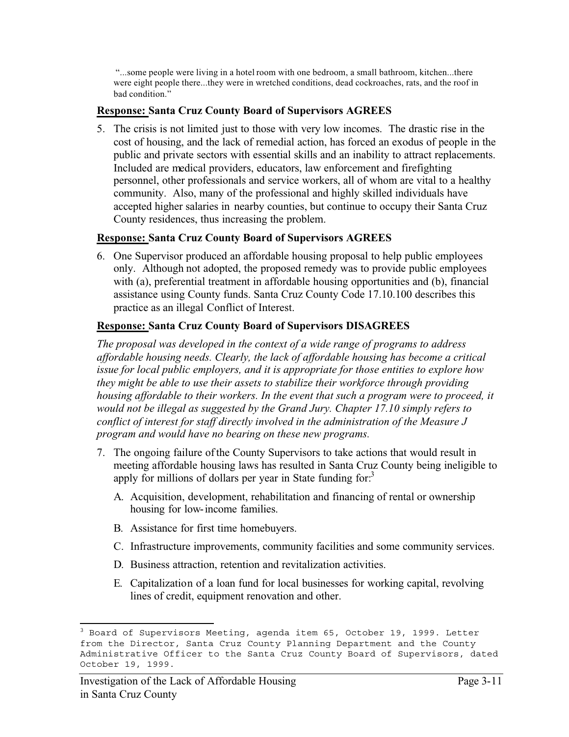"...some people were living in a hotel room with one bedroom, a small bathroom, kitchen...there were eight people there...they were in wretched conditions, dead cockroaches, rats, and the roof in bad condition."

**Response: Santa Cruz County Board of Supervisors AGREES**

5. The crisis is not limited just to those with very low incomes. The drastic rise in the cost of housing, and the lack of remedial action, has forced an exodus of people in the public and private sectors with essential skills and an inability to attract replacements. Included are medical providers, educators, law enforcement and firefighting personnel, other professionals and service workers, all of whom are vital to a healthy community. Also, many of the professional and highly skilled individuals have accepted higher salaries in nearby counties, but continue to occupy their Santa Cruz County residences, thus increasing the problem.

**Response: Santa Cruz County Board of Supervisors AGREES**

6. One Supervisor produced an affordable housing proposal to help public employees only. Although not adopted, the proposed remedy was to provide public employees with (a), preferential treatment in affordable housing opportunities and (b), financial assistance using County funds. Santa Cruz County Code 17.10.100 describes this practice as an illegal Conflict of Interest.

**Response: Santa Cruz County Board of Supervisors DISAGREES**

*The proposal was developed in the context of a wide range of programs to address affordable housing needs. Clearly, the lack of affordable housing has become a critical issue for local public employers, and it is appropriate for those entities to explore how they might be able to use their assets to stabilize their workforce through providing housing affordable to their workers. In the event that such a program were to proceed, it would not be illegal as suggested by the Grand Jury. Chapter 17.10 simply refers to conflict of interest for staff directly involved in the administration of the Measure J program and would have no bearing on these new programs.*

7. The ongoing failure of the County Supervisors to take actions that would result in meeting affordable housing laws has resulted in Santa Cruz County being ineligible to apply for millions of dollars per year in State funding for:[3]

   A. Acquisition, development, rehabilitation and financing of rental or ownership housing for low-income families.

   B. Assistance for first time homebuyers.

   C. Infrastructure improvements, community facilities and some community services.

   D. Business attraction, retention and revitalization activities.

   E. Capitalization of a loan fund for local businesses for working capital, revolving lines of credit, equipment renovation and other.

---

[3] Board of Supervisors Meeting, agenda item 65, October 19, 1999. Letter from the Director, Santa Cruz County Planning Department and the County Administrative Officer to the Santa Cruz County Board of Supervisors, dated October 19, 1999.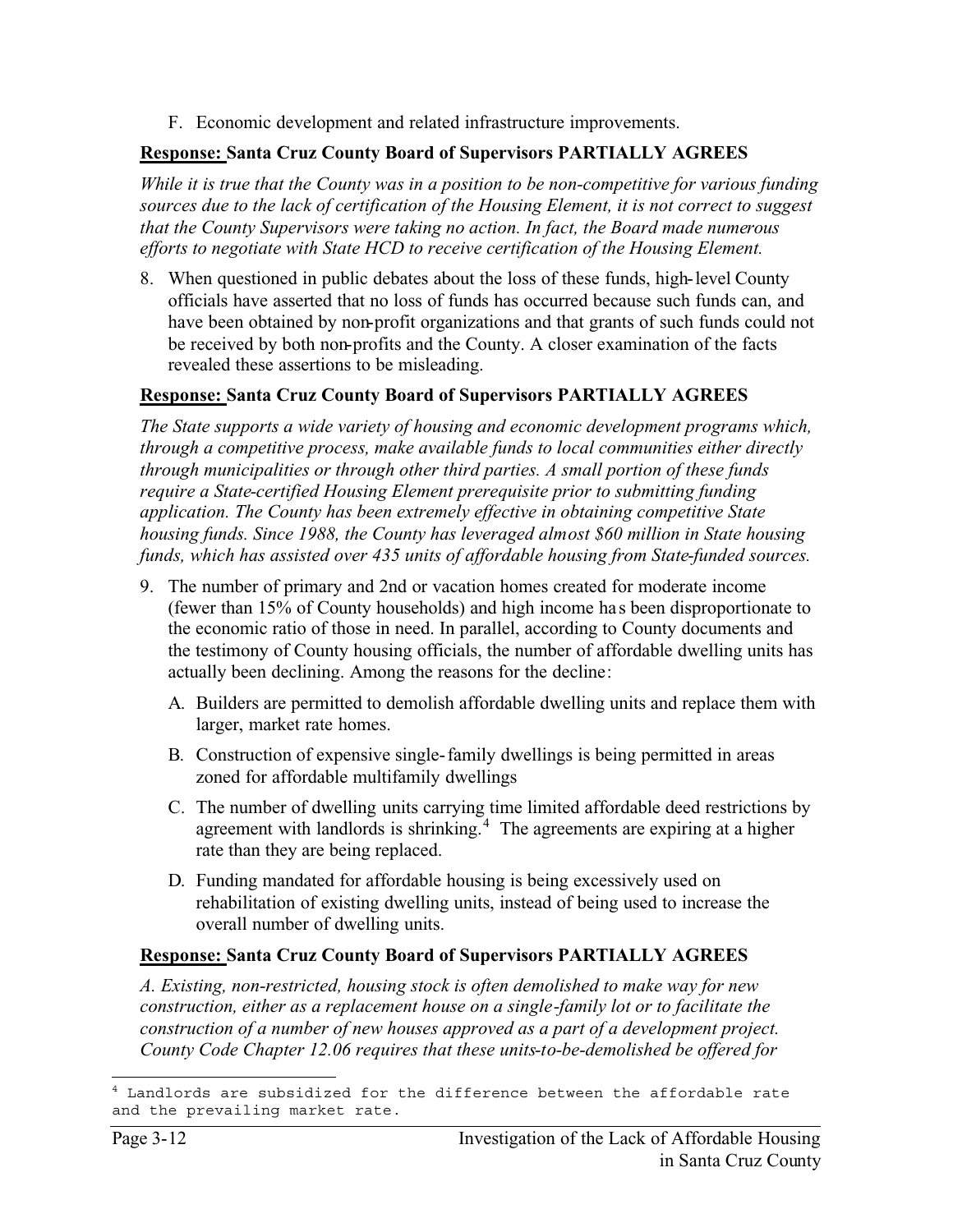F. Economic development and related infrastructure improvements.

**<u>Response:</u> Santa Cruz County Board of Supervisors PARTIALLY AGREES**

*While it is true that the County was in a position to be non-competitive for various funding sources due to the lack of certification of the Housing Element, it is not correct to suggest that the County Supervisors were taking no action. In fact, the Board made numerous efforts to negotiate with State HCD to receive certification of the Housing Element.*

8. When questioned in public debates about the loss of these funds, high-level County officials have asserted that no loss of funds has occurred because such funds can, and have been obtained by non-profit organizations and that grants of such funds could not be received by both non-profits and the County. A closer examination of the facts revealed these assertions to be misleading.

**<u>Response:</u> Santa Cruz County Board of Supervisors PARTIALLY AGREES**

*The State supports a wide variety of housing and economic development programs which, through a competitive process, make available funds to local communities either directly through municipalities or through other third parties. A small portion of these funds require a State-certified Housing Element prerequisite prior to submitting funding application. The County has been extremely effective in obtaining competitive State housing funds. Since 1988, the County has leveraged almost $60 million in State housing funds, which has assisted over 435 units of affordable housing from State-funded sources.*

9. The number of primary and 2nd or vacation homes created for moderate income (fewer than 15% of County households) and high income has been disproportionate to the economic ratio of those in need. In parallel, according to County documents and the testimony of County housing officials, the number of affordable dwelling units has actually been declining. Among the reasons for the decline:

   A. Builders are permitted to demolish affordable dwelling units and replace them with larger, market rate homes.

   B. Construction of expensive single-family dwellings is being permitted in areas zoned for affordable multifamily dwellings

   C. The number of dwelling units carrying time limited affordable deed restrictions by agreement with landlords is shrinking.[4] The agreements are expiring at a higher rate than they are being replaced.

   D. Funding mandated for affordable housing is being excessively used on rehabilitation of existing dwelling units, instead of being used to increase the overall number of dwelling units.

**<u>Response:</u> Santa Cruz County Board of Supervisors PARTIALLY AGREES**

*A. Existing, non-restricted, housing stock is often demolished to make way for new construction, either as a replacement house on a single-family lot or to facilitate the construction of a number of new houses approved as a part of a development project. County Code Chapter 12.06 requires that these units-to-be-demolished be offered for*

[4] Landlords are subsidized for the difference between the affordable rate and the prevailing market rate.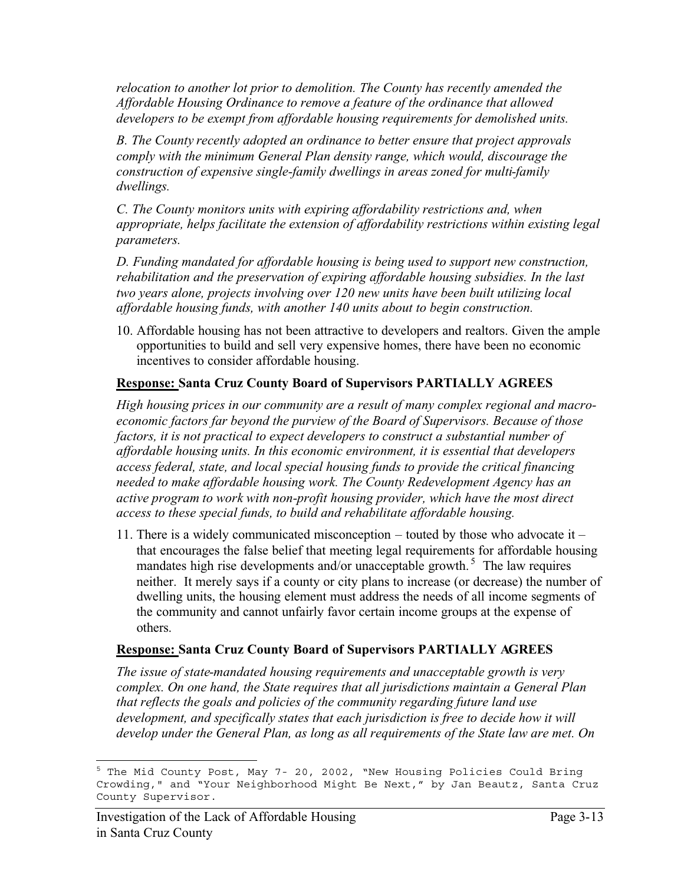*relocation to another lot prior to demolition. The County has recently amended the Affordable Housing Ordinance to remove a feature of the ordinance that allowed developers to be exempt from affordable housing requirements for demolished units.*

*B. The County recently adopted an ordinance to better ensure that project approvals comply with the minimum General Plan density range, which would, discourage the construction of expensive single-family dwellings in areas zoned for multi-family dwellings.*

*C. The County monitors units with expiring affordability restrictions and, when appropriate, helps facilitate the extension of affordability restrictions within existing legal parameters.*

*D. Funding mandated for affordable housing is being used to support new construction, rehabilitation and the preservation of expiring affordable housing subsidies. In the last two years alone, projects involving over 120 new units have been built utilizing local affordable housing funds, with another 140 units about to begin construction.*

10. Affordable housing has not been attractive to developers and realtors. Given the ample opportunities to build and sell very expensive homes, there have been no economic incentives to consider affordable housing.

**<u>Response:</u> Santa Cruz County Board of Supervisors PARTIALLY AGREES**

*High housing prices in our community are a result of many complex regional and macro-economic factors far beyond the purview of the Board of Supervisors. Because of those factors, it is not practical to expect developers to construct a substantial number of affordable housing units. In this economic environment, it is essential that developers access federal, state, and local special housing funds to provide the critical financing needed to make affordable housing work. The County Redevelopment Agency has an active program to work with non-profit housing provider, which have the most direct access to these special funds, to build and rehabilitate affordable housing.*

11. There is a widely communicated misconception – touted by those who advocate it – that encourages the false belief that meeting legal requirements for affordable housing mandates high rise developments and/or unacceptable growth.[5] The law requires neither. It merely says if a county or city plans to increase (or decrease) the number of dwelling units, the housing element must address the needs of all income segments of the community and cannot unfairly favor certain income groups at the expense of others.

**<u>Response:</u> Santa Cruz County Board of Supervisors PARTIALLY AGREES**

*The issue of state-mandated housing requirements and unacceptable growth is very complex. On one hand, the State requires that all jurisdictions maintain a General Plan that reflects the goals and policies of the community regarding future land use development, and specifically states that each jurisdiction is free to decide how it will develop under the General Plan, as long as all requirements of the State law are met. On*

[5] The Mid County Post, May 7- 20, 2002, "New Housing Policies Could Bring Crowding," and "Your Neighborhood Might Be Next," by Jan Beautz, Santa Cruz County Supervisor.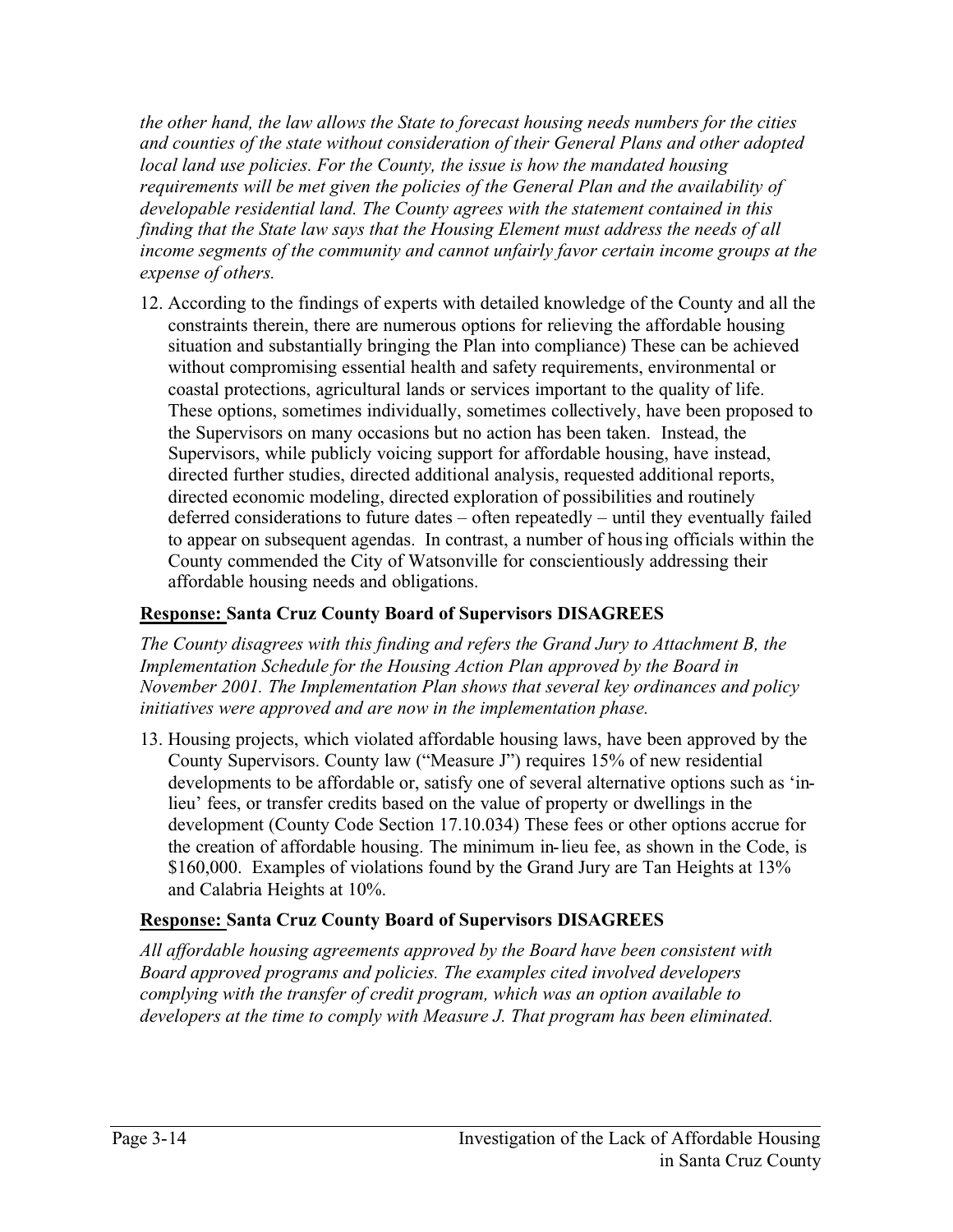*the other hand, the law allows the State to forecast housing needs numbers for the cities and counties of the state without consideration of their General Plans and other adopted local land use policies. For the County, the issue is how the mandated housing requirements will be met given the policies of the General Plan and the availability of developable residential land. The County agrees with the statement contained in this finding that the State law says that the Housing Element must address the needs of all income segments of the community and cannot unfairly favor certain income groups at the expense of others.*

12. According to the findings of experts with detailed knowledge of the County and all the constraints therein, there are numerous options for relieving the affordable housing situation and substantially bringing the Plan into compliance) These can be achieved without compromising essential health and safety requirements, environmental or coastal protections, agricultural lands or services important to the quality of life. These options, sometimes individually, sometimes collectively, have been proposed to the Supervisors on many occasions but no action has been taken. Instead, the Supervisors, while publicly voicing support for affordable housing, have instead, directed further studies, directed additional analysis, requested additional reports, directed economic modeling, directed exploration of possibilities and routinely deferred considerations to future dates – often repeatedly – until they eventually failed to appear on subsequent agendas. In contrast, a number of housing officials within the County commended the City of Watsonville for conscientiously addressing their affordable housing needs and obligations.

**Response: Santa Cruz County Board of Supervisors DISAGREES**

*The County disagrees with this finding and refers the Grand Jury to Attachment B, the Implementation Schedule for the Housing Action Plan approved by the Board in November 2001. The Implementation Plan shows that several key ordinances and policy initiatives were approved and are now in the implementation phase.*

13. Housing projects, which violated affordable housing laws, have been approved by the County Supervisors. County law ("Measure J") requires 15% of new residential developments to be affordable or, satisfy one of several alternative options such as 'in-lieu' fees, or transfer credits based on the value of property or dwellings in the development (County Code Section 17.10.034) These fees or other options accrue for the creation of affordable housing. The minimum in-lieu fee, as shown in the Code, is \$160,000. Examples of violations found by the Grand Jury are Tan Heights at 13% and Calabria Heights at 10%.

**Response: Santa Cruz County Board of Supervisors DISAGREES**

*All affordable housing agreements approved by the Board have been consistent with Board approved programs and policies. The examples cited involved developers complying with the transfer of credit program, which was an option available to developers at the time to comply with Measure J. That program has been eliminated.*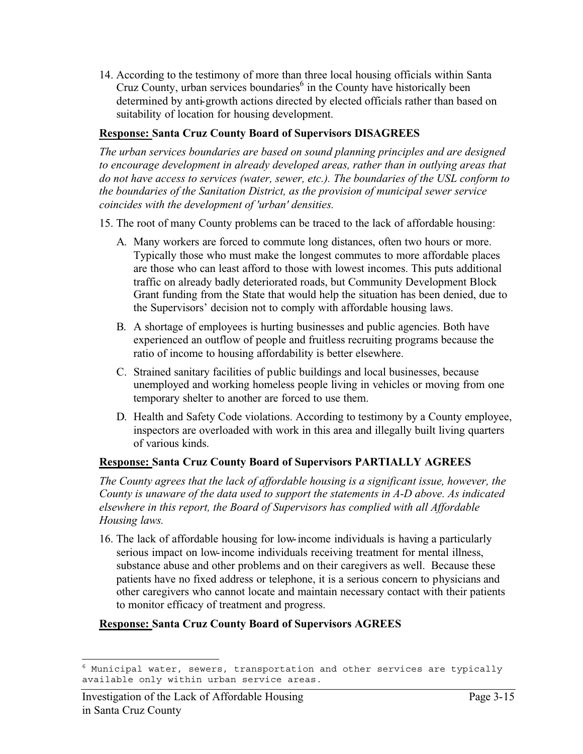14. According to the testimony of more than three local housing officials within Santa Cruz County, urban services boundaries[6] in the County have historically been determined by anti-growth actions directed by elected officials rather than based on suitability of location for housing development.

**Response: Santa Cruz County Board of Supervisors DISAGREES**

*The urban services boundaries are based on sound planning principles and are designed to encourage development in already developed areas, rather than in outlying areas that do not have access to services (water, sewer, etc.). The boundaries of the USL conform to the boundaries of the Sanitation District, as the provision of municipal sewer service coincides with the development of 'urban' densities.*

15. The root of many County problems can be traced to the lack of affordable housing:

    A. Many workers are forced to commute long distances, often two hours or more. Typically those who must make the longest commutes to more affordable places are those who can least afford to those with lowest incomes. This puts additional traffic on already badly deteriorated roads, but Community Development Block Grant funding from the State that would help the situation has been denied, due to the Supervisors' decision not to comply with affordable housing laws.

    B. A shortage of employees is hurting businesses and public agencies. Both have experienced an outflow of people and fruitless recruiting programs because the ratio of income to housing affordability is better elsewhere.

    C. Strained sanitary facilities of public buildings and local businesses, because unemployed and working homeless people living in vehicles or moving from one temporary shelter to another are forced to use them.

    D. Health and Safety Code violations. According to testimony by a County employee, inspectors are overloaded with work in this area and illegally built living quarters of various kinds.

**Response: Santa Cruz County Board of Supervisors PARTIALLY AGREES**

*The County agrees that the lack of affordable housing is a significant issue, however, the County is unaware of the data used to support the statements in A-D above. As indicated elsewhere in this report, the Board of Supervisors has complied with all Affordable Housing laws.*

16. The lack of affordable housing for low-income individuals is having a particularly serious impact on low-income individuals receiving treatment for mental illness, substance abuse and other problems and on their caregivers as well. Because these patients have no fixed address or telephone, it is a serious concern to physicians and other caregivers who cannot locate and maintain necessary contact with their patients to monitor efficacy of treatment and progress.

**Response: Santa Cruz County Board of Supervisors AGREES**

---

[6] Municipal water, sewers, transportation and other services are typically available only within urban service areas.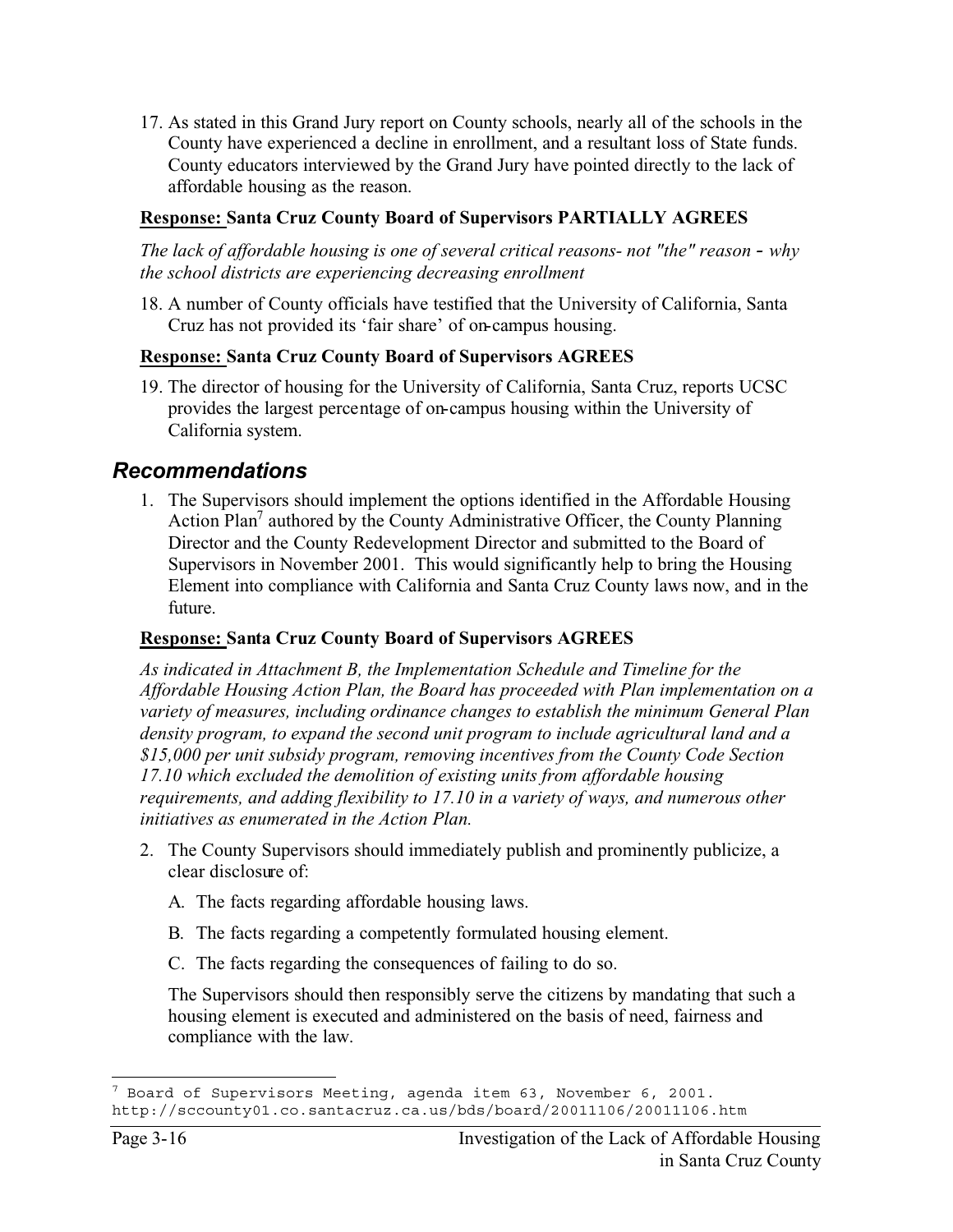17. As stated in this Grand Jury report on County schools, nearly all of the schools in the County have experienced a decline in enrollment, and a resultant loss of State funds. County educators interviewed by the Grand Jury have pointed directly to the lack of affordable housing as the reason.

**Response: Santa Cruz County Board of Supervisors PARTIALLY AGREES**

*The lack of affordable housing is one of several critical reasons- not "the" reason - why the school districts are experiencing decreasing enrollment*

18. A number of County officials have testified that the University of California, Santa Cruz has not provided its 'fair share' of on-campus housing.

**Response: Santa Cruz County Board of Supervisors AGREES**

19. The director of housing for the University of California, Santa Cruz, reports UCSC provides the largest percentage of on-campus housing within the University of California system.

## *Recommendations*

1. The Supervisors should implement the options identified in the Affordable Housing Action Plan[7] authored by the County Administrative Officer, the County Planning Director and the County Redevelopment Director and submitted to the Board of Supervisors in November 2001. This would significantly help to bring the Housing Element into compliance with California and Santa Cruz County laws now, and in the future.

**Response: Santa Cruz County Board of Supervisors AGREES**

*As indicated in Attachment B, the Implementation Schedule and Timeline for the Affordable Housing Action Plan, the Board has proceeded with Plan implementation on a variety of measures, including ordinance changes to establish the minimum General Plan density program, to expand the second unit program to include agricultural land and a $15,000 per unit subsidy program, removing incentives from the County Code Section 17.10 which excluded the demolition of existing units from affordable housing requirements, and adding flexibility to 17.10 in a variety of ways, and numerous other initiatives as enumerated in the Action Plan.*

2. The County Supervisors should immediately publish and prominently publicize, a clear disclosure of:

   A. The facts regarding affordable housing laws.

   B. The facts regarding a competently formulated housing element.

   C. The facts regarding the consequences of failing to do so.

   The Supervisors should then responsibly serve the citizens by mandating that such a housing element is executed and administered on the basis of need, fairness and compliance with the law.

[7] Board of Supervisors Meeting, agenda item 63, November 6, 2001. http://sccounty01.co.santacruz.ca.us/bds/board/20011106/20011106.htm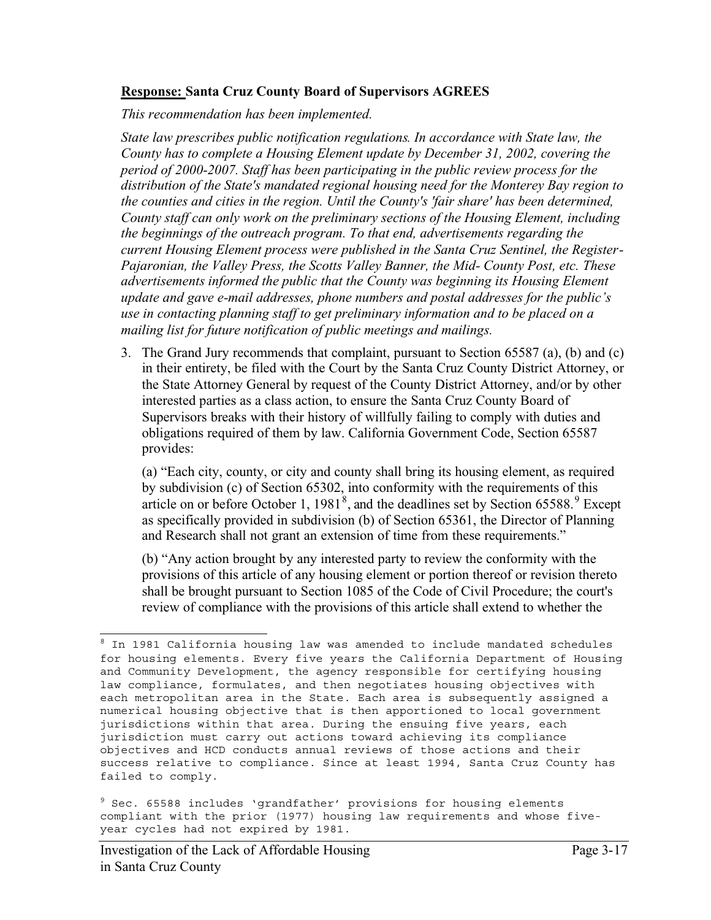**Response:** **Santa Cruz County Board of Supervisors AGREES**

*This recommendation has been implemented.*

*State law prescribes public notification regulations. In accordance with State law, the County has to complete a Housing Element update by December 31, 2002, covering the period of 2000-2007. Staff has been participating in the public review process for the distribution of the State's mandated regional housing need for the Monterey Bay region to the counties and cities in the region. Until the County's 'fair share' has been determined, County staff can only work on the preliminary sections of the Housing Element, including the beginnings of the outreach program. To that end, advertisements regarding the current Housing Element process were published in the Santa Cruz Sentinel, the Register-Pajaronian, the Valley Press, the Scotts Valley Banner, the Mid- County Post, etc. These advertisements informed the public that the County was beginning its Housing Element update and gave e-mail addresses, phone numbers and postal addresses for the public's use in contacting planning staff to get preliminary information and to be placed on a mailing list for future notification of public meetings and mailings.*

3. The Grand Jury recommends that complaint, pursuant to Section 65587 (a), (b) and (c) in their entirety, be filed with the Court by the Santa Cruz County District Attorney, or the State Attorney General by request of the County District Attorney, and/or by other interested parties as a class action, to ensure the Santa Cruz County Board of Supervisors breaks with their history of willfully failing to comply with duties and obligations required of them by law. California Government Code, Section 65587 provides:

   (a) "Each city, county, or city and county shall bring its housing element, as required by subdivision (c) of Section 65302, into conformity with the requirements of this article on or before October 1, 1981[8], and the deadlines set by Section 65588.[9] Except as specifically provided in subdivision (b) of Section 65361, the Director of Planning and Research shall not grant an extension of time from these requirements."

   (b) "Any action brought by any interested party to review the conformity with the provisions of this article of any housing element or portion thereof or revision thereto shall be brought pursuant to Section 1085 of the Code of Civil Procedure; the court's review of compliance with the provisions of this article shall extend to whether the

---

[8] In 1981 California housing law was amended to include mandated schedules for housing elements. Every five years the California Department of Housing and Community Development, the agency responsible for certifying housing law compliance, formulates, and then negotiates housing objectives with each metropolitan area in the State. Each area is subsequently assigned a numerical housing objective that is then apportioned to local government jurisdictions within that area. During the ensuing five years, each jurisdiction must carry out actions toward achieving its compliance objectives and HCD conducts annual reviews of those actions and their success relative to compliance. Since at least 1994, Santa Cruz County has failed to comply.

[9] Sec. 65588 includes 'grandfather' provisions for housing elements compliant with the prior (1977) housing law requirements and whose five-year cycles had not expired by 1981.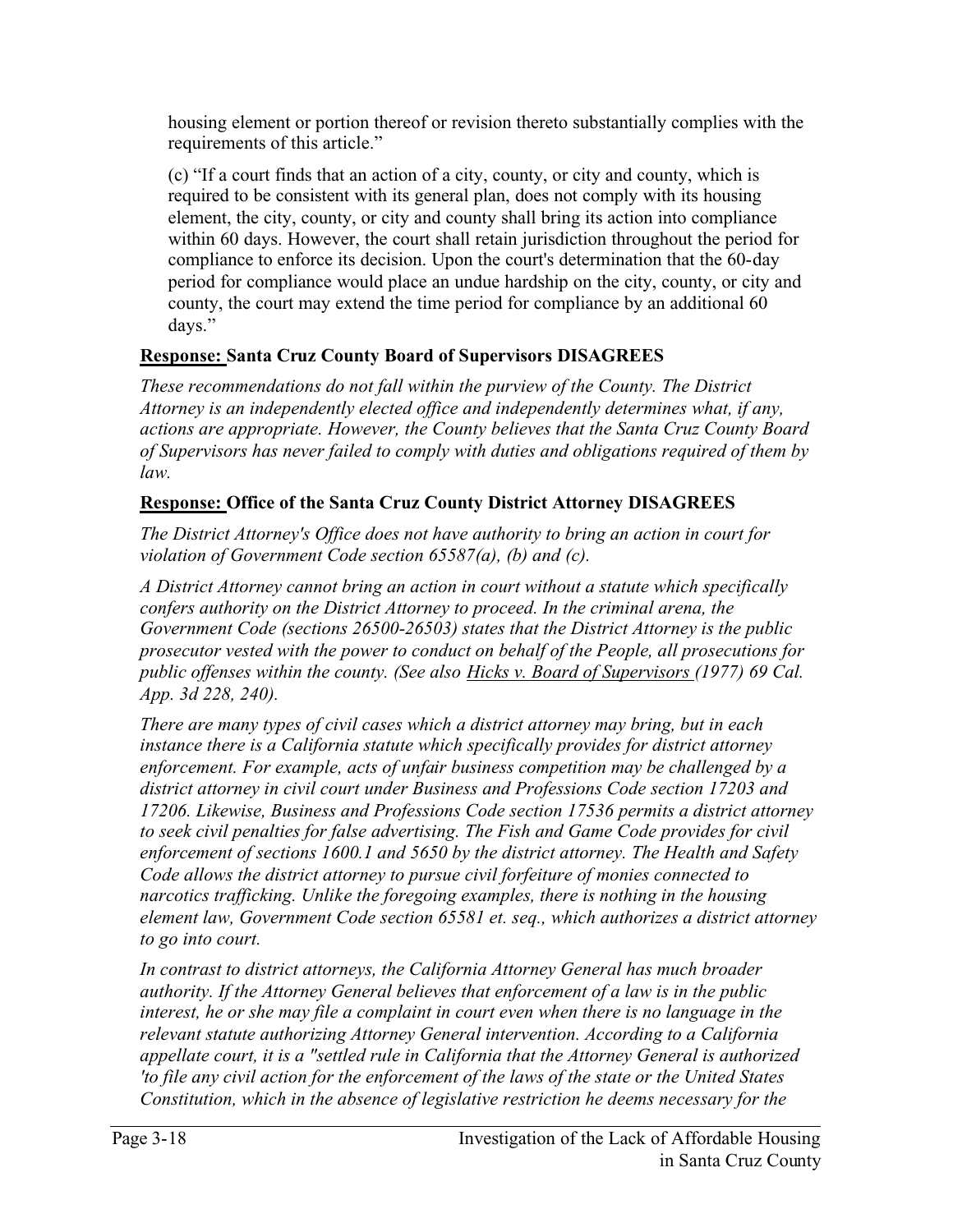housing element or portion thereof or revision thereto substantially complies with the requirements of this article."

(c) "If a court finds that an action of a city, county, or city and county, which is required to be consistent with its general plan, does not comply with its housing element, the city, county, or city and county shall bring its action into compliance within 60 days. However, the court shall retain jurisdiction throughout the period for compliance to enforce its decision. Upon the court's determination that the 60-day period for compliance would place an undue hardship on the city, county, or city and county, the court may extend the time period for compliance by an additional 60 days."

**Response: Santa Cruz County Board of Supervisors DISAGREES**

*These recommendations do not fall within the purview of the County. The District Attorney is an independently elected office and independently determines what, if any, actions are appropriate. However, the County believes that the Santa Cruz County Board of Supervisors has never failed to comply with duties and obligations required of them by law.*

**Response: Office of the Santa Cruz County District Attorney DISAGREES**

*The District Attorney's Office does not have authority to bring an action in court for violation of Government Code section 65587(a), (b) and (c).*

*A District Attorney cannot bring an action in court without a statute which specifically confers authority on the District Attorney to proceed. In the criminal arena, the Government Code (sections 26500-26503) states that the District Attorney is the public prosecutor vested with the power to conduct on behalf of the People, all prosecutions for public offenses within the county. (See also Hicks v. Board of Supervisors (1977) 69 Cal. App. 3d 228, 240).*

*There are many types of civil cases which a district attorney may bring, but in each instance there is a California statute which specifically provides for district attorney enforcement. For example, acts of unfair business competition may be challenged by a district attorney in civil court under Business and Professions Code section 17203 and 17206. Likewise, Business and Professions Code section 17536 permits a district attorney to seek civil penalties for false advertising. The Fish and Game Code provides for civil enforcement of sections 1600.1 and 5650 by the district attorney. The Health and Safety Code allows the district attorney to pursue civil forfeiture of monies connected to narcotics trafficking. Unlike the foregoing examples, there is nothing in the housing element law, Government Code section 65581 et. seq., which authorizes a district attorney to go into court.*

*In contrast to district attorneys, the California Attorney General has much broader authority. If the Attorney General believes that enforcement of a law is in the public interest, he or she may file a complaint in court even when there is no language in the relevant statute authorizing Attorney General intervention. According to a California appellate court, it is a "settled rule in California that the Attorney General is authorized 'to file any civil action for the enforcement of the laws of the state or the United States Constitution, which in the absence of legislative restriction he deems necessary for the*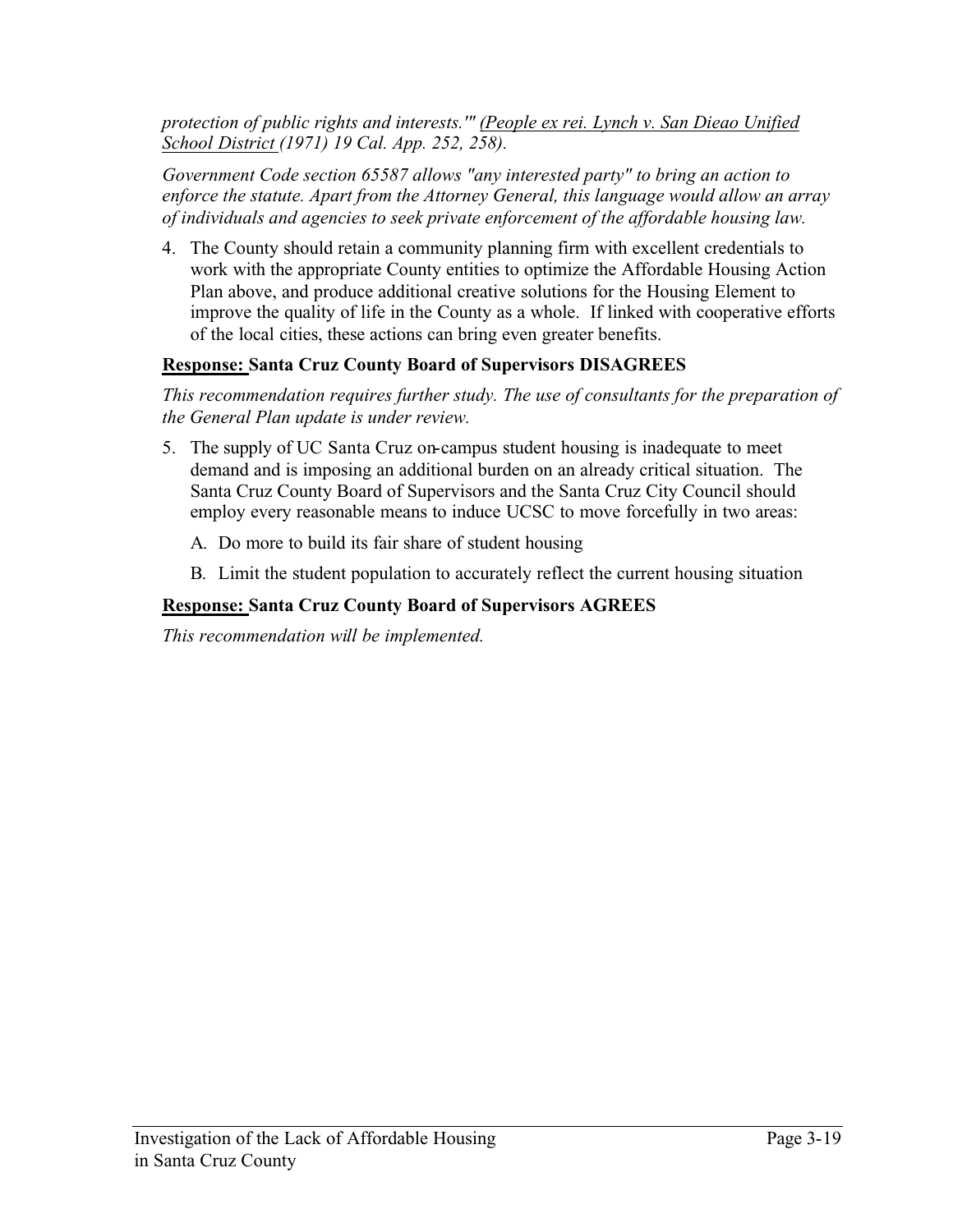*protection of public rights and interests.'" (People ex rei. Lynch v. San Dieao Unified School District (1971) 19 Cal. App. 252, 258).*

*Government Code section 65587 allows "any interested party" to bring an action to enforce the statute. Apart from the Attorney General, this language would allow an array of individuals and agencies to seek private enforcement of the affordable housing law.*

4. The County should retain a community planning firm with excellent credentials to work with the appropriate County entities to optimize the Affordable Housing Action Plan above, and produce additional creative solutions for the Housing Element to improve the quality of life in the County as a whole. If linked with cooperative efforts of the local cities, these actions can bring even greater benefits.

**Response: Santa Cruz County Board of Supervisors DISAGREES**

*This recommendation requires further study. The use of consultants for the preparation of the General Plan update is under review.*

5. The supply of UC Santa Cruz on-campus student housing is inadequate to meet demand and is imposing an additional burden on an already critical situation. The Santa Cruz County Board of Supervisors and the Santa Cruz City Council should employ every reasonable means to induce UCSC to move forcefully in two areas:

   A. Do more to build its fair share of student housing

   B. Limit the student population to accurately reflect the current housing situation

**Response: Santa Cruz County Board of Supervisors AGREES**

*This recommendation will be implemented.*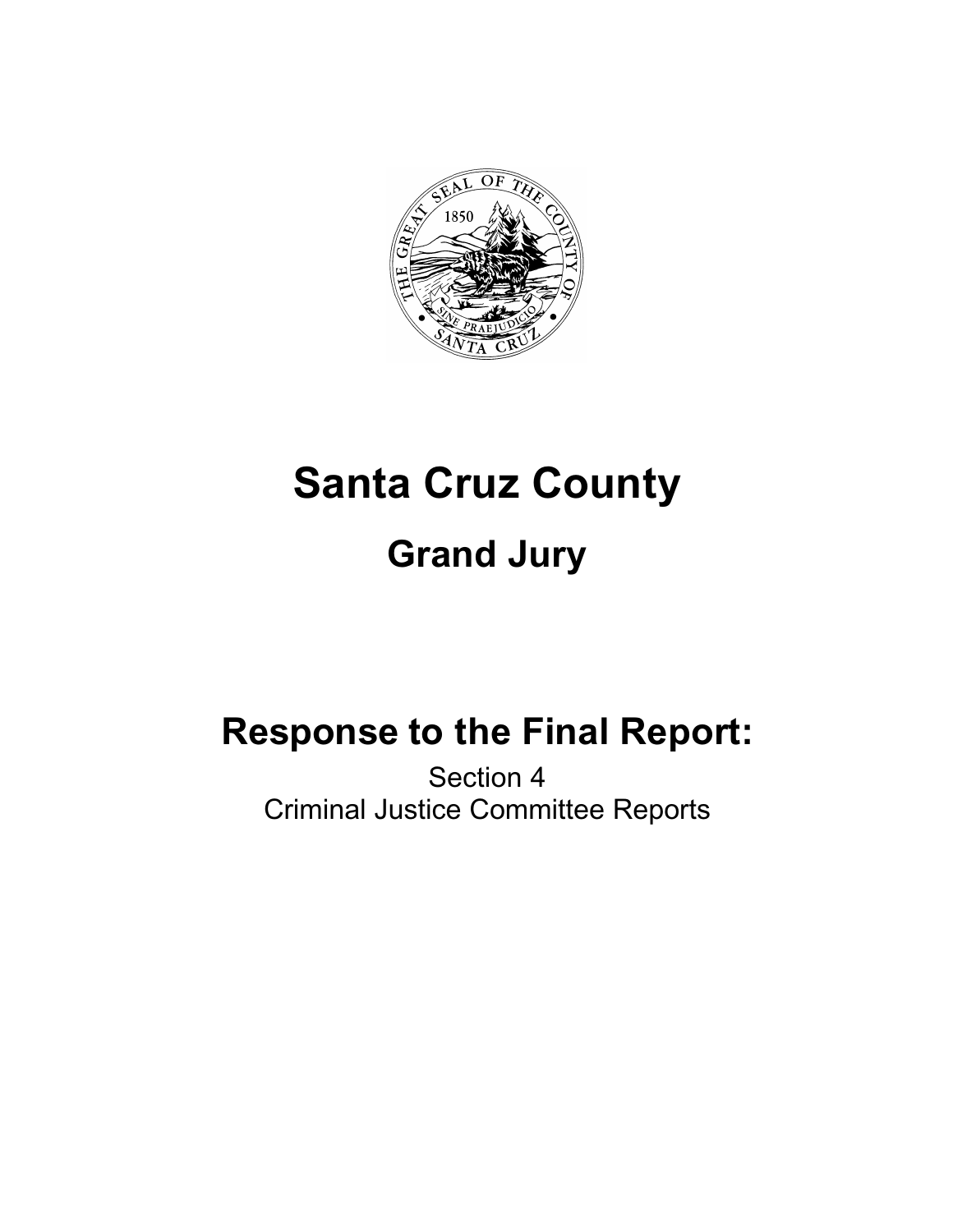# Santa Cruz County

## Grand Jury

## Response to the Final Report:

Section 4
Criminal Justice Committee Reports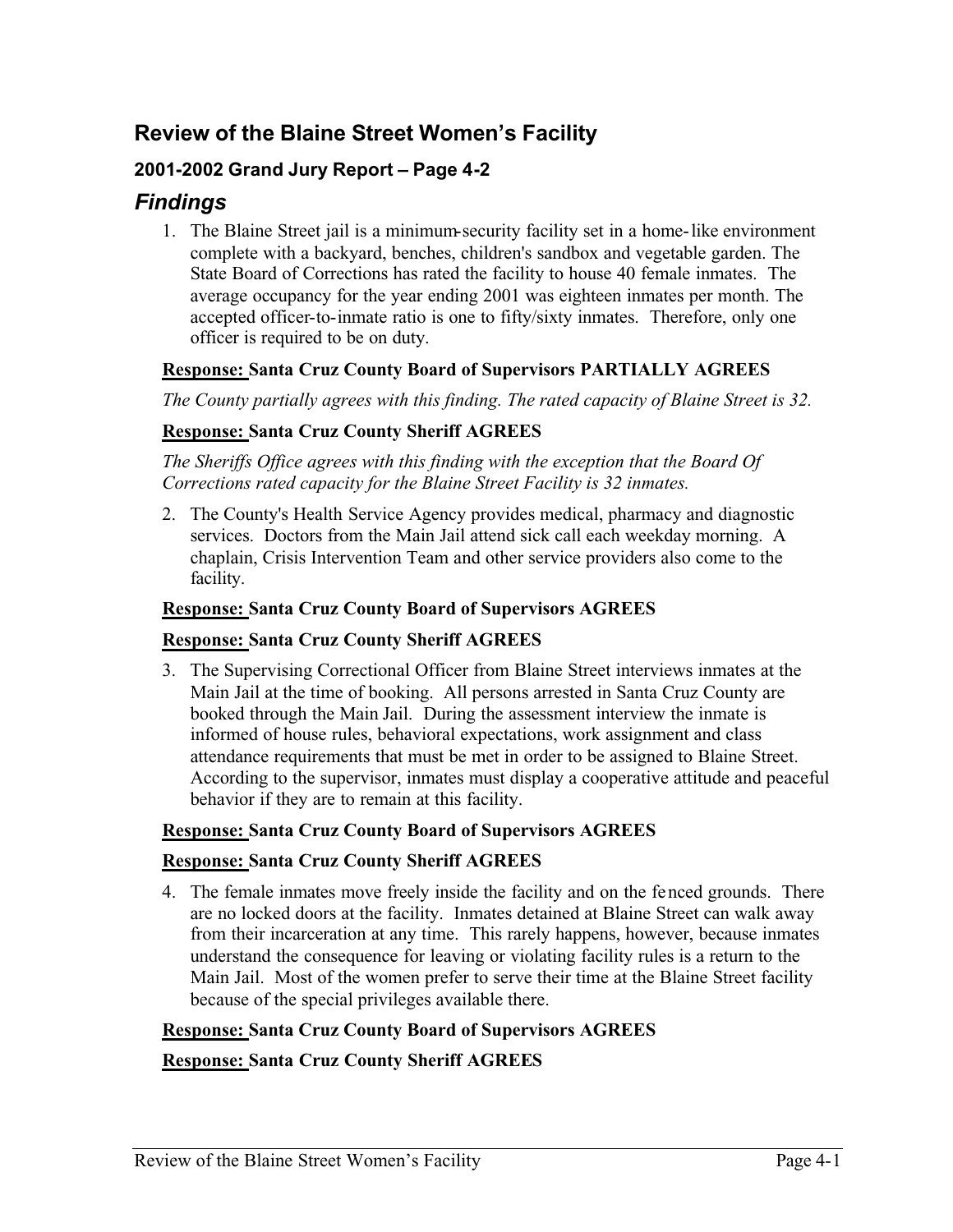## Review of the Blaine Street Women's Facility

### 2001-2002 Grand Jury Report – Page 4-2

# *Findings*

1. The Blaine Street jail is a minimum-security facility set in a home-like environment complete with a backyard, benches, children's sandbox and vegetable garden. The State Board of Corrections has rated the facility to house 40 female inmates. The average occupancy for the year ending 2001 was eighteen inmates per month. The accepted officer-to-inmate ratio is one to fifty/sixty inmates. Therefore, only one officer is required to be on duty.

**Response: Santa Cruz County Board of Supervisors PARTIALLY AGREES**

*The County partially agrees with this finding. The rated capacity of Blaine Street is 32.*

**Response: Santa Cruz County Sheriff AGREES**

*The Sheriffs Office agrees with this finding with the exception that the Board Of Corrections rated capacity for the Blaine Street Facility is 32 inmates.*

2. The County's Health Service Agency provides medical, pharmacy and diagnostic services. Doctors from the Main Jail attend sick call each weekday morning. A chaplain, Crisis Intervention Team and other service providers also come to the facility.

**Response: Santa Cruz County Board of Supervisors AGREES**

**Response: Santa Cruz County Sheriff AGREES**

3. The Supervising Correctional Officer from Blaine Street interviews inmates at the Main Jail at the time of booking. All persons arrested in Santa Cruz County are booked through the Main Jail. During the assessment interview the inmate is informed of house rules, behavioral expectations, work assignment and class attendance requirements that must be met in order to be assigned to Blaine Street. According to the supervisor, inmates must display a cooperative attitude and peaceful behavior if they are to remain at this facility.

**Response: Santa Cruz County Board of Supervisors AGREES**

**Response: Santa Cruz County Sheriff AGREES**

4. The female inmates move freely inside the facility and on the fenced grounds. There are no locked doors at the facility. Inmates detained at Blaine Street can walk away from their incarceration at any time. This rarely happens, however, because inmates understand the consequence for leaving or violating facility rules is a return to the Main Jail. Most of the women prefer to serve their time at the Blaine Street facility because of the special privileges available there.

**Response: Santa Cruz County Board of Supervisors AGREES**

**Response: Santa Cruz County Sheriff AGREES**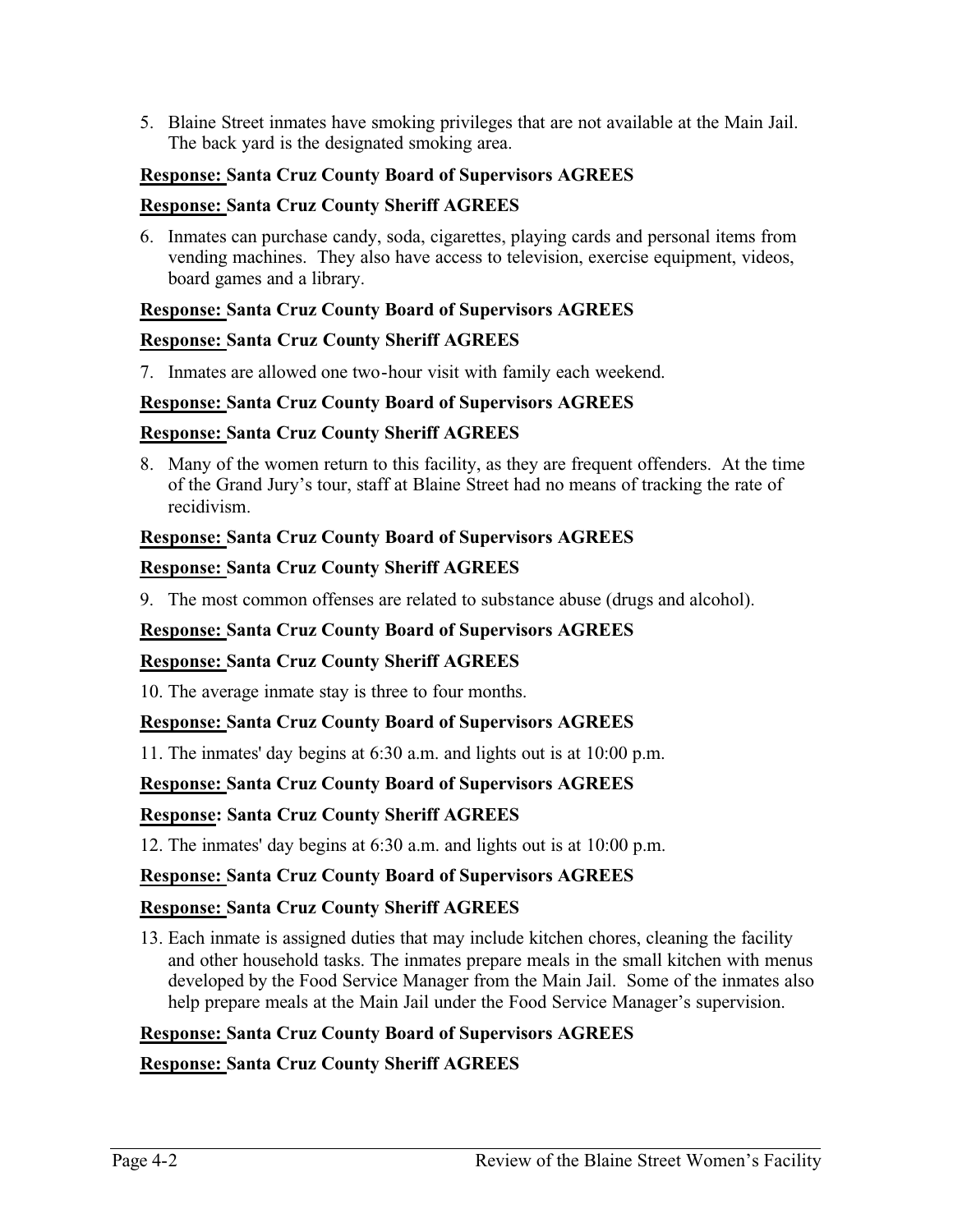5. Blaine Street inmates have smoking privileges that are not available at the Main Jail. The back yard is the designated smoking area.

**<u>Response:</u> Santa Cruz County Board of Supervisors AGREES**

**<u>Response:</u> Santa Cruz County Sheriff AGREES**

6. Inmates can purchase candy, soda, cigarettes, playing cards and personal items from vending machines. They also have access to television, exercise equipment, videos, board games and a library.

**<u>Response:</u> Santa Cruz County Board of Supervisors AGREES**

**<u>Response:</u> Santa Cruz County Sheriff AGREES**

7. Inmates are allowed one two-hour visit with family each weekend.

**<u>Response:</u> Santa Cruz County Board of Supervisors AGREES**

**<u>Response:</u> Santa Cruz County Sheriff AGREES**

8. Many of the women return to this facility, as they are frequent offenders. At the time of the Grand Jury's tour, staff at Blaine Street had no means of tracking the rate of recidivism.

**<u>Response:</u> Santa Cruz County Board of Supervisors AGREES**

**<u>Response:</u> Santa Cruz County Sheriff AGREES**

9. The most common offenses are related to substance abuse (drugs and alcohol).

**<u>Response:</u> Santa Cruz County Board of Supervisors AGREES**

**<u>Response:</u> Santa Cruz County Sheriff AGREES**

10. The average inmate stay is three to four months.

**<u>Response:</u> Santa Cruz County Board of Supervisors AGREES**

11. The inmates' day begins at 6:30 a.m. and lights out is at 10:00 p.m.

**<u>Response:</u> Santa Cruz County Board of Supervisors AGREES**

**<u>Response</u>: Santa Cruz County Sheriff AGREES**

12. The inmates' day begins at 6:30 a.m. and lights out is at 10:00 p.m.

**<u>Response:</u> Santa Cruz County Board of Supervisors AGREES**

**<u>Response:</u> Santa Cruz County Sheriff AGREES**

13. Each inmate is assigned duties that may include kitchen chores, cleaning the facility and other household tasks. The inmates prepare meals in the small kitchen with menus developed by the Food Service Manager from the Main Jail. Some of the inmates also help prepare meals at the Main Jail under the Food Service Manager's supervision.

**<u>Response:</u> Santa Cruz County Board of Supervisors AGREES**

**<u>Response:</u> Santa Cruz County Sheriff AGREES**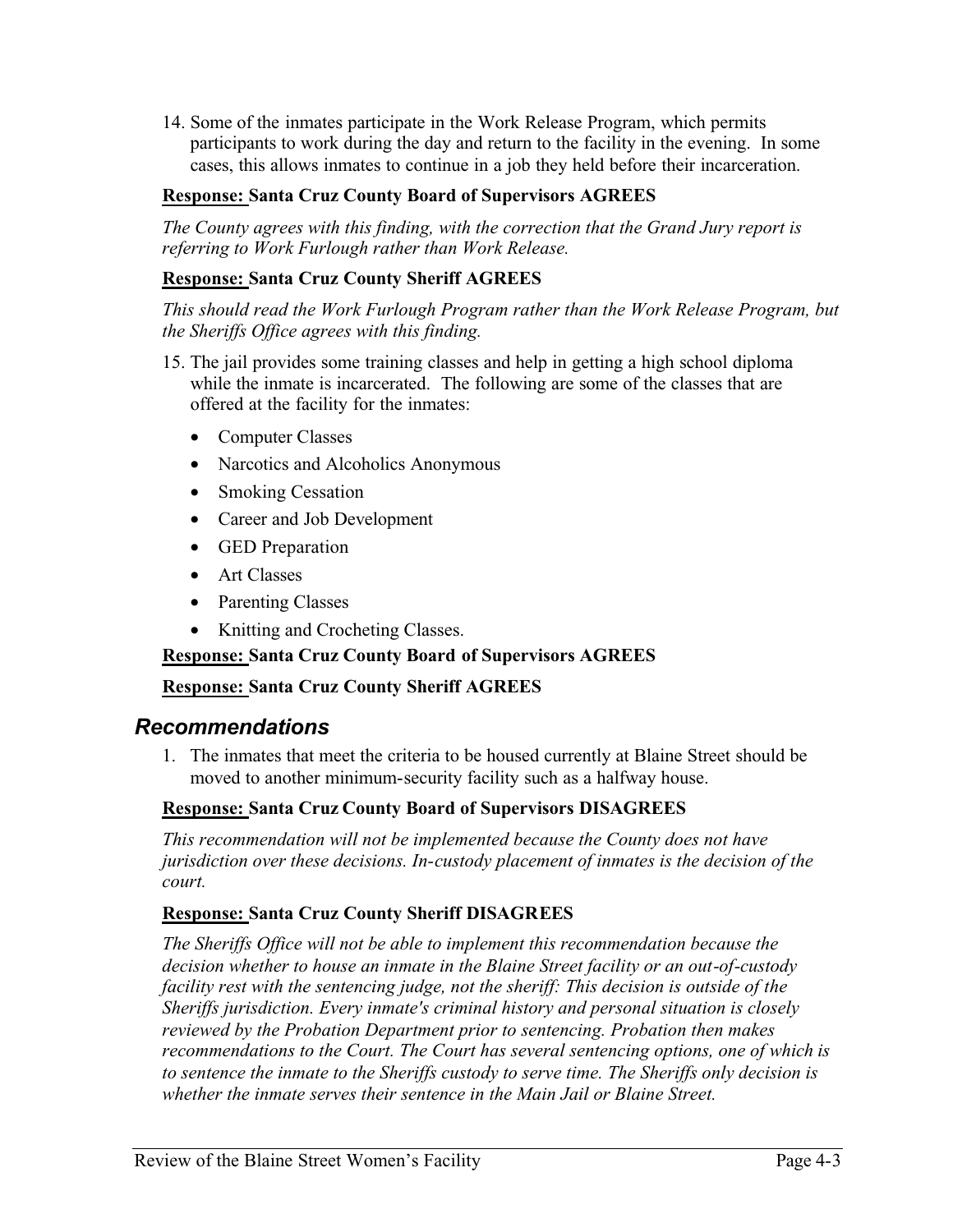14. Some of the inmates participate in the Work Release Program, which permits participants to work during the day and return to the facility in the evening. In some cases, this allows inmates to continue in a job they held before their incarceration.

**<u>Response:</u> Santa Cruz County Board of Supervisors AGREES**

*The County agrees with this finding, with the correction that the Grand Jury report is referring to Work Furlough rather than Work Release.*

**<u>Response:</u> Santa Cruz County Sheriff AGREES**

*This should read the Work Furlough Program rather than the Work Release Program, but the Sheriffs Office agrees with this finding.*

15. The jail provides some training classes and help in getting a high school diploma while the inmate is incarcerated. The following are some of the classes that are offered at the facility for the inmates:

    - Computer Classes
    - Narcotics and Alcoholics Anonymous
    - Smoking Cessation
    - Career and Job Development
    - GED Preparation
    - Art Classes
    - Parenting Classes
    - Knitting and Crocheting Classes.

**<u>Response:</u> Santa Cruz County Board of Supervisors AGREES**

**<u>Response:</u> Santa Cruz County Sheriff AGREES**

## *Recommendations*

1. The inmates that meet the criteria to be housed currently at Blaine Street should be moved to another minimum-security facility such as a halfway house.

**<u>Response:</u> Santa Cruz County Board of Supervisors DISAGREES**

*This recommendation will not be implemented because the County does not have jurisdiction over these decisions. In-custody placement of inmates is the decision of the court.*

**<u>Response:</u> Santa Cruz County Sheriff DISAGREES**

*The Sheriffs Office will not be able to implement this recommendation because the decision whether to house an inmate in the Blaine Street facility or an out-of-custody facility rest with the sentencing judge, not the sheriff: This decision is outside of the Sheriffs jurisdiction. Every inmate's criminal history and personal situation is closely reviewed by the Probation Department prior to sentencing. Probation then makes recommendations to the Court. The Court has several sentencing options, one of which is to sentence the inmate to the Sheriffs custody to serve time. The Sheriffs only decision is whether the inmate serves their sentence in the Main Jail or Blaine Street.*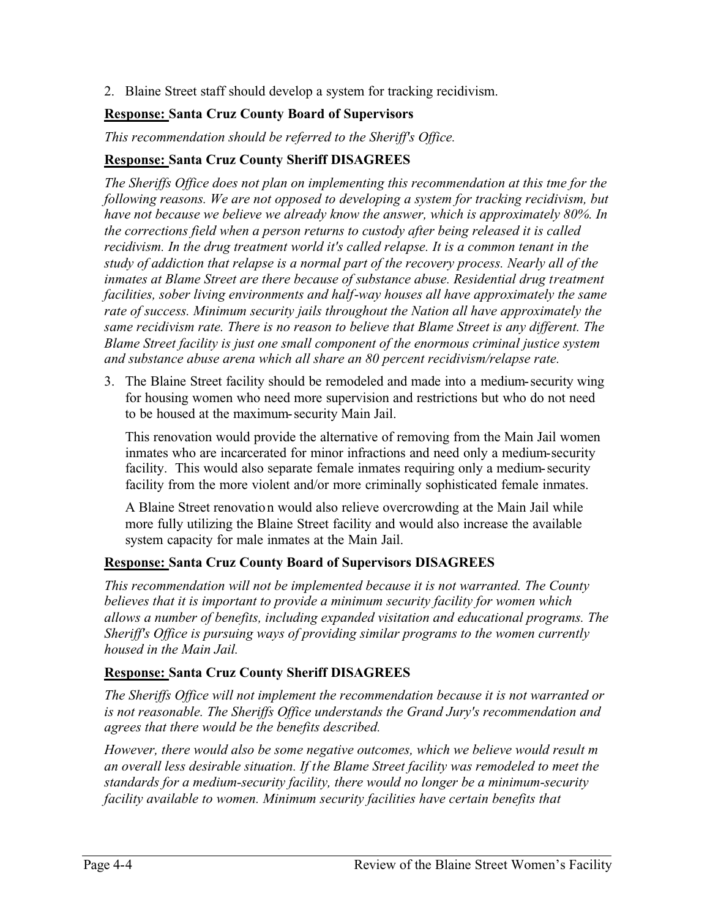2. Blaine Street staff should develop a system for tracking recidivism.

**Response: Santa Cruz County Board of Supervisors**

*This recommendation should be referred to the Sheriff's Office.*

**Response: Santa Cruz County Sheriff DISAGREES**

*The Sheriffs Office does not plan on implementing this recommendation at this tme for the following reasons. We are not opposed to developing a system for tracking recidivism, but have not because we believe we already know the answer, which is approximately 80%. In the corrections field when a person returns to custody after being released it is called recidivism. In the drug treatment world it's called relapse. It is a common tenant in the study of addiction that relapse is a normal part of the recovery process. Nearly all of the inmates at Blame Street are there because of substance abuse. Residential drug treatment facilities, sober living environments and half-way houses all have approximately the same rate of success. Minimum security jails throughout the Nation all have approximately the same recidivism rate. There is no reason to believe that Blame Street is any different. The Blame Street facility is just one small component of the enormous criminal justice system and substance abuse arena which all share an 80 percent recidivism/relapse rate.*

3. The Blaine Street facility should be remodeled and made into a medium-security wing for housing women who need more supervision and restrictions but who do not need to be housed at the maximum-security Main Jail.

   This renovation would provide the alternative of removing from the Main Jail women inmates who are incarcerated for minor infractions and need only a medium-security facility. This would also separate female inmates requiring only a medium-security facility from the more violent and/or more criminally sophisticated female inmates.

   A Blaine Street renovation would also relieve overcrowding at the Main Jail while more fully utilizing the Blaine Street facility and would also increase the available system capacity for male inmates at the Main Jail.

**Response: Santa Cruz County Board of Supervisors DISAGREES**

*This recommendation will not be implemented because it is not warranted. The County believes that it is important to provide a minimum security facility for women which allows a number of benefits, including expanded visitation and educational programs. The Sheriff's Office is pursuing ways of providing similar programs to the women currently housed in the Main Jail.*

**Response: Santa Cruz County Sheriff DISAGREES**

*The Sheriffs Office will not implement the recommendation because it is not warranted or is not reasonable. The Sheriffs Office understands the Grand Jury's recommendation and agrees that there would be the benefits described.*

*However, there would also be some negative outcomes, which we believe would result m an overall less desirable situation. If the Blame Street facility was remodeled to meet the standards for a medium-security facility, there would no longer be a minimum-security facility available to women. Minimum security facilities have certain benefits that*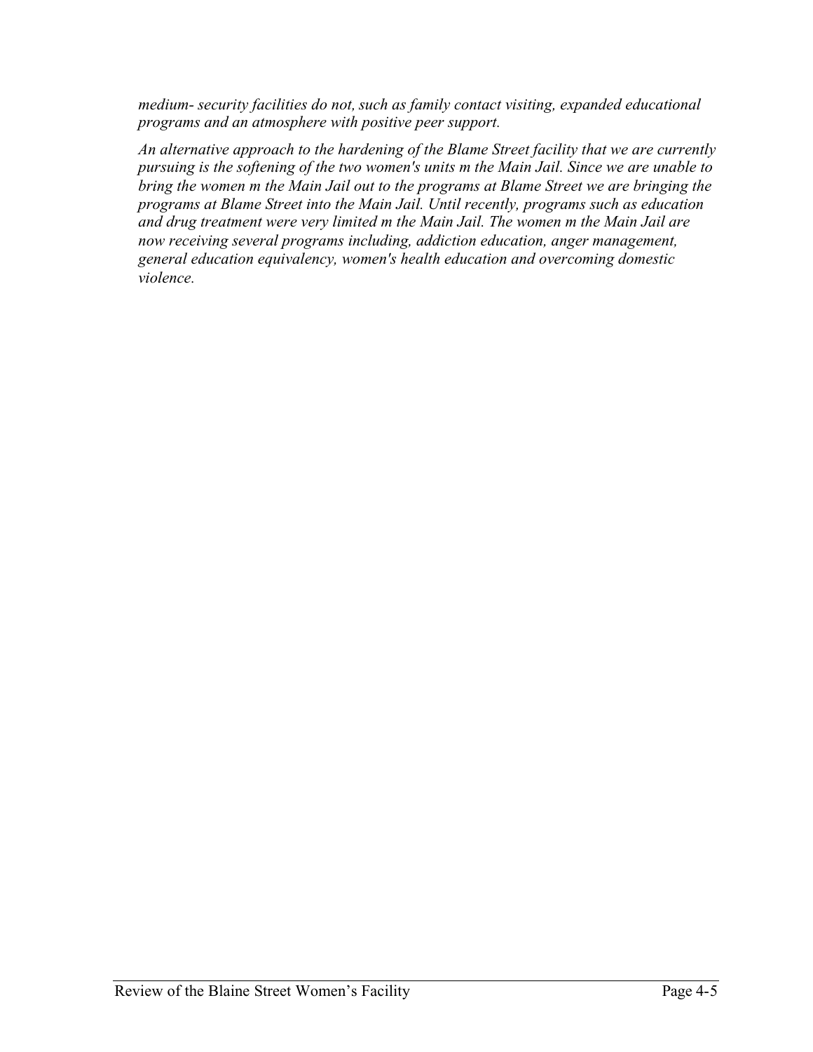*medium- security facilities do not, such as family contact visiting, expanded educational programs and an atmosphere with positive peer support.*

*An alternative approach to the hardening of the Blame Street facility that we are currently pursuing is the softening of the two women's units m the Main Jail. Since we are unable to bring the women m the Main Jail out to the programs at Blame Street we are bringing the programs at Blame Street into the Main Jail. Until recently, programs such as education and drug treatment were very limited m the Main Jail. The women m the Main Jail are now receiving several programs including, addiction education, anger management, general education equivalency, women's health education and overcoming domestic violence.*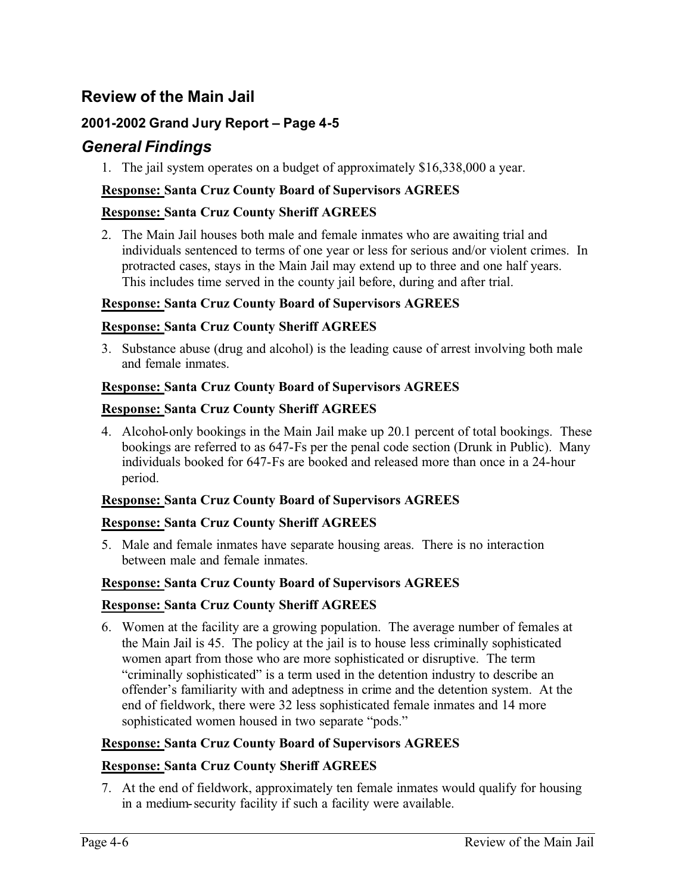## Review of the Main Jail

### 2001-2002 Grand Jury Report – Page 4-5

### *General Findings*

1. The jail system operates on a budget of approximately $16,338,000 a year.

**<u>Response:</u> Santa Cruz County Board of Supervisors AGREES**

**<u>Response:</u> Santa Cruz County Sheriff AGREES**

2. The Main Jail houses both male and female inmates who are awaiting trial and individuals sentenced to terms of one year or less for serious and/or violent crimes. In protracted cases, stays in the Main Jail may extend up to three and one half years. This includes time served in the county jail before, during and after trial.

**<u>Response:</u> Santa Cruz County Board of Supervisors AGREES**

**<u>Response:</u> Santa Cruz County Sheriff AGREES**

3. Substance abuse (drug and alcohol) is the leading cause of arrest involving both male and female inmates.

**<u>Response:</u> Santa Cruz County Board of Supervisors AGREES**

**<u>Response:</u> Santa Cruz County Sheriff AGREES**

4. Alcohol-only bookings in the Main Jail make up 20.1 percent of total bookings. These bookings are referred to as 647-Fs per the penal code section (Drunk in Public). Many individuals booked for 647-Fs are booked and released more than once in a 24-hour period.

**<u>Response:</u> Santa Cruz County Board of Supervisors AGREES**

**<u>Response:</u> Santa Cruz County Sheriff AGREES**

5. Male and female inmates have separate housing areas. There is no interaction between male and female inmates.

**<u>Response:</u> Santa Cruz County Board of Supervisors AGREES**

**<u>Response:</u> Santa Cruz County Sheriff AGREES**

6. Women at the facility are a growing population. The average number of females at the Main Jail is 45. The policy at the jail is to house less criminally sophisticated women apart from those who are more sophisticated or disruptive. The term "criminally sophisticated" is a term used in the detention industry to describe an offender's familiarity with and adeptness in crime and the detention system. At the end of fieldwork, there were 32 less sophisticated female inmates and 14 more sophisticated women housed in two separate "pods."

**<u>Response:</u> Santa Cruz County Board of Supervisors AGREES**

**<u>Response:</u> Santa Cruz County Sheriff AGREES**

7. At the end of fieldwork, approximately ten female inmates would qualify for housing in a medium-security facility if such a facility were available.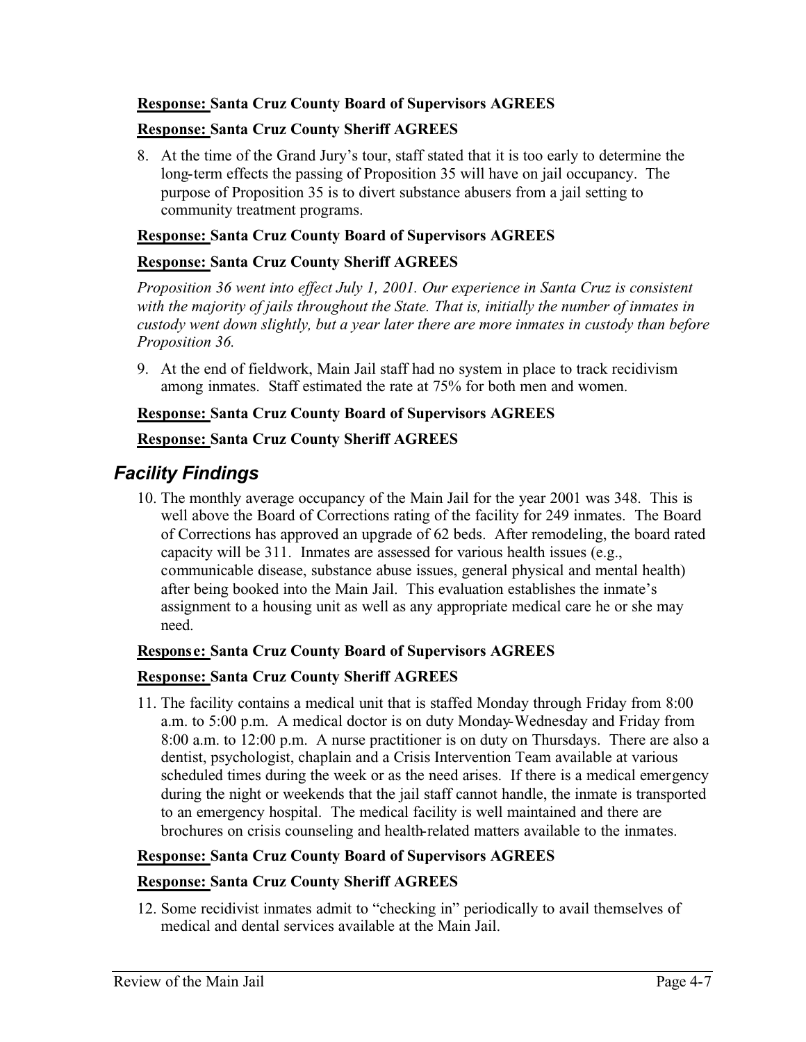**Response:** **Santa Cruz County Board of Supervisors AGREES**

**Response:** **Santa Cruz County Sheriff AGREES**

8. At the time of the Grand Jury's tour, staff stated that it is too early to determine the long-term effects the passing of Proposition 35 will have on jail occupancy. The purpose of Proposition 35 is to divert substance abusers from a jail setting to community treatment programs.

**Response:** **Santa Cruz County Board of Supervisors AGREES**

**Response:** **Santa Cruz County Sheriff AGREES**

*Proposition 36 went into effect July 1, 2001. Our experience in Santa Cruz is consistent with the majority of jails throughout the State. That is, initially the number of inmates in custody went down slightly, but a year later there are more inmates in custody than before Proposition 36.*

9. At the end of fieldwork, Main Jail staff had no system in place to track recidivism among inmates. Staff estimated the rate at 75% for both men and women.

**Response:** **Santa Cruz County Board of Supervisors AGREES**

**Response:** **Santa Cruz County Sheriff AGREES**

## *Facility Findings*

10. The monthly average occupancy of the Main Jail for the year 2001 was 348. This is well above the Board of Corrections rating of the facility for 249 inmates. The Board of Corrections has approved an upgrade of 62 beds. After remodeling, the board rated capacity will be 311. Inmates are assessed for various health issues (e.g., communicable disease, substance abuse issues, general physical and mental health) after being booked into the Main Jail. This evaluation establishes the inmate's assignment to a housing unit as well as any appropriate medical care he or she may need.

**Response:** **Santa Cruz County Board of Supervisors AGREES**

**Response:** **Santa Cruz County Sheriff AGREES**

11. The facility contains a medical unit that is staffed Monday through Friday from 8:00 a.m. to 5:00 p.m. A medical doctor is on duty Monday-Wednesday and Friday from 8:00 a.m. to 12:00 p.m. A nurse practitioner is on duty on Thursdays. There are also a dentist, psychologist, chaplain and a Crisis Intervention Team available at various scheduled times during the week or as the need arises. If there is a medical emergency during the night or weekends that the jail staff cannot handle, the inmate is transported to an emergency hospital. The medical facility is well maintained and there are brochures on crisis counseling and health-related matters available to the inmates.

**Response:** **Santa Cruz County Board of Supervisors AGREES**

**Response:** **Santa Cruz County Sheriff AGREES**

12. Some recidivist inmates admit to "checking in" periodically to avail themselves of medical and dental services available at the Main Jail.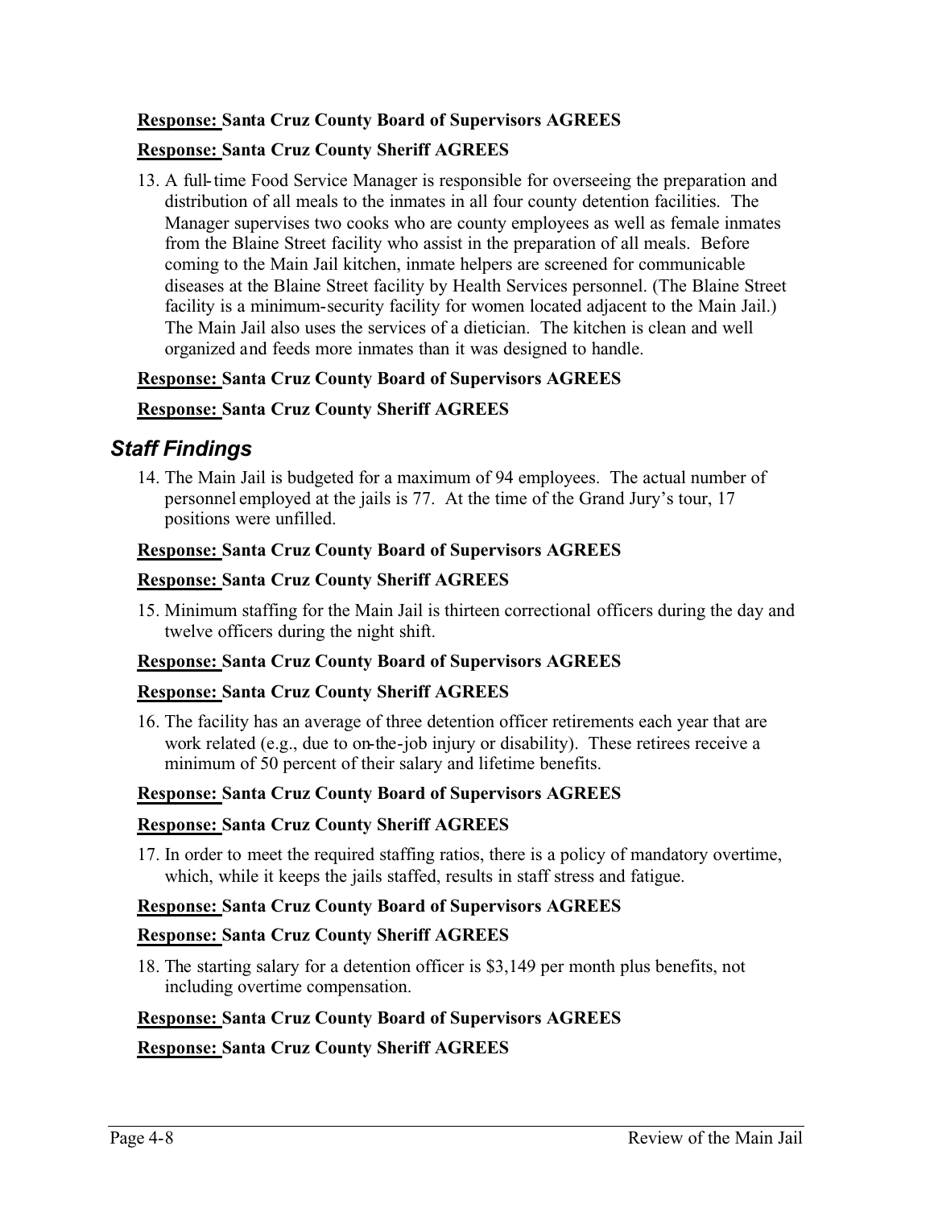**<u>Response:</u> Santa Cruz County Board of Supervisors AGREES**

**<u>Response:</u> Santa Cruz County Sheriff AGREES**

13. A full-time Food Service Manager is responsible for overseeing the preparation and distribution of all meals to the inmates in all four county detention facilities. The Manager supervises two cooks who are county employees as well as female inmates from the Blaine Street facility who assist in the preparation of all meals. Before coming to the Main Jail kitchen, inmate helpers are screened for communicable diseases at the Blaine Street facility by Health Services personnel. (The Blaine Street facility is a minimum-security facility for women located adjacent to the Main Jail.) The Main Jail also uses the services of a dietician. The kitchen is clean and well organized and feeds more inmates than it was designed to handle.

**<u>Response:</u> Santa Cruz County Board of Supervisors AGREES**

**<u>Response:</u> Santa Cruz County Sheriff AGREES**

## *Staff Findings*

14. The Main Jail is budgeted for a maximum of 94 employees. The actual number of personnel employed at the jails is 77. At the time of the Grand Jury's tour, 17 positions were unfilled.

**<u>Response:</u> Santa Cruz County Board of Supervisors AGREES**

**<u>Response:</u> Santa Cruz County Sheriff AGREES**

15. Minimum staffing for the Main Jail is thirteen correctional officers during the day and twelve officers during the night shift.

**<u>Response:</u> Santa Cruz County Board of Supervisors AGREES**

**<u>Response:</u> Santa Cruz County Sheriff AGREES**

16. The facility has an average of three detention officer retirements each year that are work related (e.g., due to on-the-job injury or disability). These retirees receive a minimum of 50 percent of their salary and lifetime benefits.

**<u>Response:</u> Santa Cruz County Board of Supervisors AGREES**

**<u>Response:</u> Santa Cruz County Sheriff AGREES**

17. In order to meet the required staffing ratios, there is a policy of mandatory overtime, which, while it keeps the jails staffed, results in staff stress and fatigue.

**<u>Response:</u> Santa Cruz County Board of Supervisors AGREES**

**<u>Response:</u> Santa Cruz County Sheriff AGREES**

18. The starting salary for a detention officer is $3,149 per month plus benefits, not including overtime compensation.

**<u>Response:</u> Santa Cruz County Board of Supervisors AGREES**

**<u>Response:</u> Santa Cruz County Sheriff AGREES**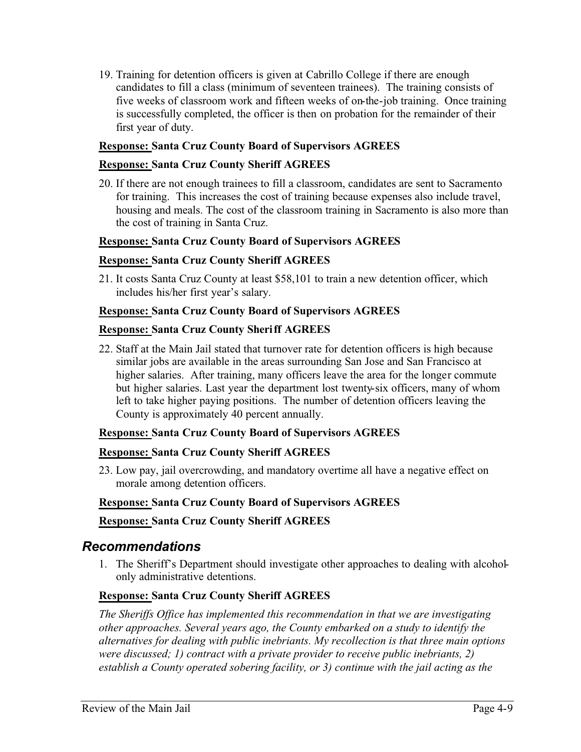19. Training for detention officers is given at Cabrillo College if there are enough candidates to fill a class (minimum of seventeen trainees). The training consists of five weeks of classroom work and fifteen weeks of on-the-job training. Once training is successfully completed, the officer is then on probation for the remainder of their first year of duty.

**Response: Santa Cruz County Board of Supervisors AGREES**

**Response: Santa Cruz County Sheriff AGREES**

20. If there are not enough trainees to fill a classroom, candidates are sent to Sacramento for training. This increases the cost of training because expenses also include travel, housing and meals. The cost of the classroom training in Sacramento is also more than the cost of training in Santa Cruz.

**Response: Santa Cruz County Board of Supervisors AGREES**

**Response: Santa Cruz County Sheriff AGREES**

21. It costs Santa Cruz County at least $58,101 to train a new detention officer, which includes his/her first year's salary.

**Response: Santa Cruz County Board of Supervisors AGREES**

**Response: Santa Cruz County Sheriff AGREES**

22. Staff at the Main Jail stated that turnover rate for detention officers is high because similar jobs are available in the areas surrounding San Jose and San Francisco at higher salaries. After training, many officers leave the area for the longer commute but higher salaries. Last year the department lost twenty-six officers, many of whom left to take higher paying positions. The number of detention officers leaving the County is approximately 40 percent annually.

**Response: Santa Cruz County Board of Supervisors AGREES**

**Response: Santa Cruz County Sheriff AGREES**

23. Low pay, jail overcrowding, and mandatory overtime all have a negative effect on morale among detention officers.

**Response: Santa Cruz County Board of Supervisors AGREES**

**Response: Santa Cruz County Sheriff AGREES**

## Recommendations

1. The Sheriff's Department should investigate other approaches to dealing with alcohol-only administrative detentions.

**Response: Santa Cruz County Sheriff AGREES**

*The Sheriffs Office has implemented this recommendation in that we are investigating other approaches. Several years ago, the County embarked on a study to identify the alternatives for dealing with public inebriants. My recollection is that three main options were discussed; 1) contract with a private provider to receive public inebriants, 2) establish a County operated sobering facility, or 3) continue with the jail acting as the*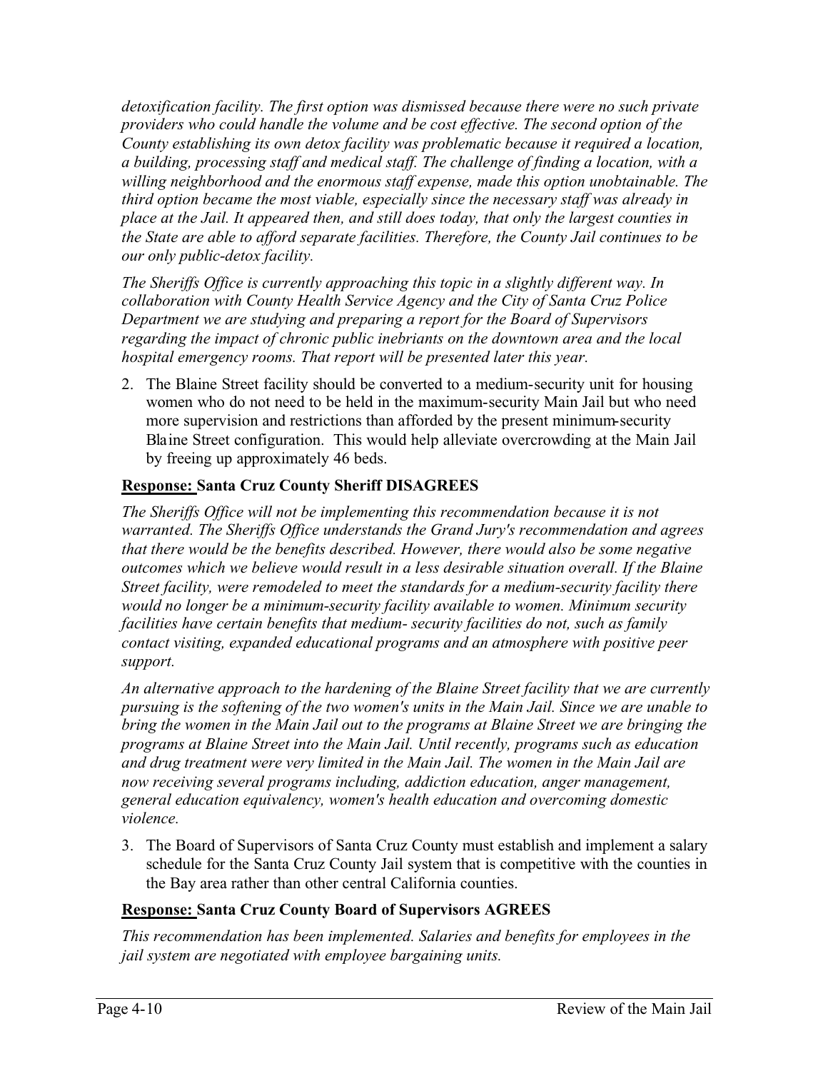*detoxification facility. The first option was dismissed because there were no such private providers who could handle the volume and be cost effective. The second option of the County establishing its own detox facility was problematic because it required a location, a building, processing staff and medical staff. The challenge of finding a location, with a willing neighborhood and the enormous staff expense, made this option unobtainable. The third option became the most viable, especially since the necessary staff was already in place at the Jail. It appeared then, and still does today, that only the largest counties in the State are able to afford separate facilities. Therefore, the County Jail continues to be our only public-detox facility.*

*The Sheriffs Office is currently approaching this topic in a slightly different way. In collaboration with County Health Service Agency and the City of Santa Cruz Police Department we are studying and preparing a report for the Board of Supervisors regarding the impact of chronic public inebriants on the downtown area and the local hospital emergency rooms. That report will be presented later this year.*

2. The Blaine Street facility should be converted to a medium-security unit for housing women who do not need to be held in the maximum-security Main Jail but who need more supervision and restrictions than afforded by the present minimum-security Blaine Street configuration. This would help alleviate overcrowding at the Main Jail by freeing up approximately 46 beds.

**Response: Santa Cruz County Sheriff DISAGREES**

*The Sheriffs Office will not be implementing this recommendation because it is not warranted. The Sheriffs Office understands the Grand Jury's recommendation and agrees that there would be the benefits described. However, there would also be some negative outcomes which we believe would result in a less desirable situation overall. If the Blaine Street facility, were remodeled to meet the standards for a medium-security facility there would no longer be a minimum-security facility available to women. Minimum security facilities have certain benefits that medium- security facilities do not, such as family contact visiting, expanded educational programs and an atmosphere with positive peer support.*

*An alternative approach to the hardening of the Blaine Street facility that we are currently pursuing is the softening of the two women's units in the Main Jail. Since we are unable to bring the women in the Main Jail out to the programs at Blaine Street we are bringing the programs at Blaine Street into the Main Jail. Until recently, programs such as education and drug treatment were very limited in the Main Jail. The women in the Main Jail are now receiving several programs including, addiction education, anger management, general education equivalency, women's health education and overcoming domestic violence.*

3. The Board of Supervisors of Santa Cruz County must establish and implement a salary schedule for the Santa Cruz County Jail system that is competitive with the counties in the Bay area rather than other central California counties.

**Response: Santa Cruz County Board of Supervisors AGREES**

*This recommendation has been implemented. Salaries and benefits for employees in the jail system are negotiated with employee bargaining units.*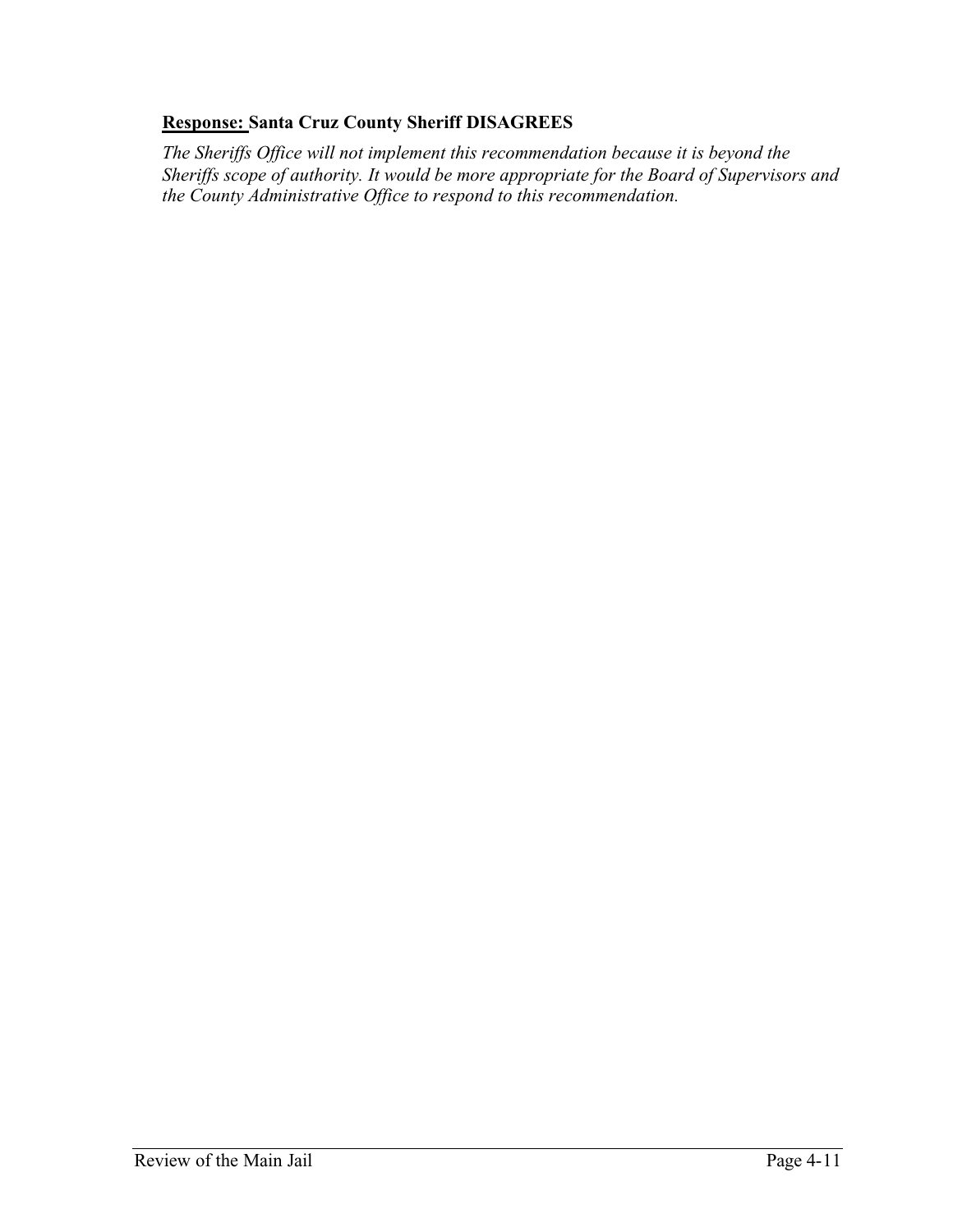**Response: Santa Cruz County Sheriff DISAGREES**

*The Sheriffs Office will not implement this recommendation because it is beyond the Sheriffs scope of authority. It would be more appropriate for the Board of Supervisors and the County Administrative Office to respond to this recommendation.*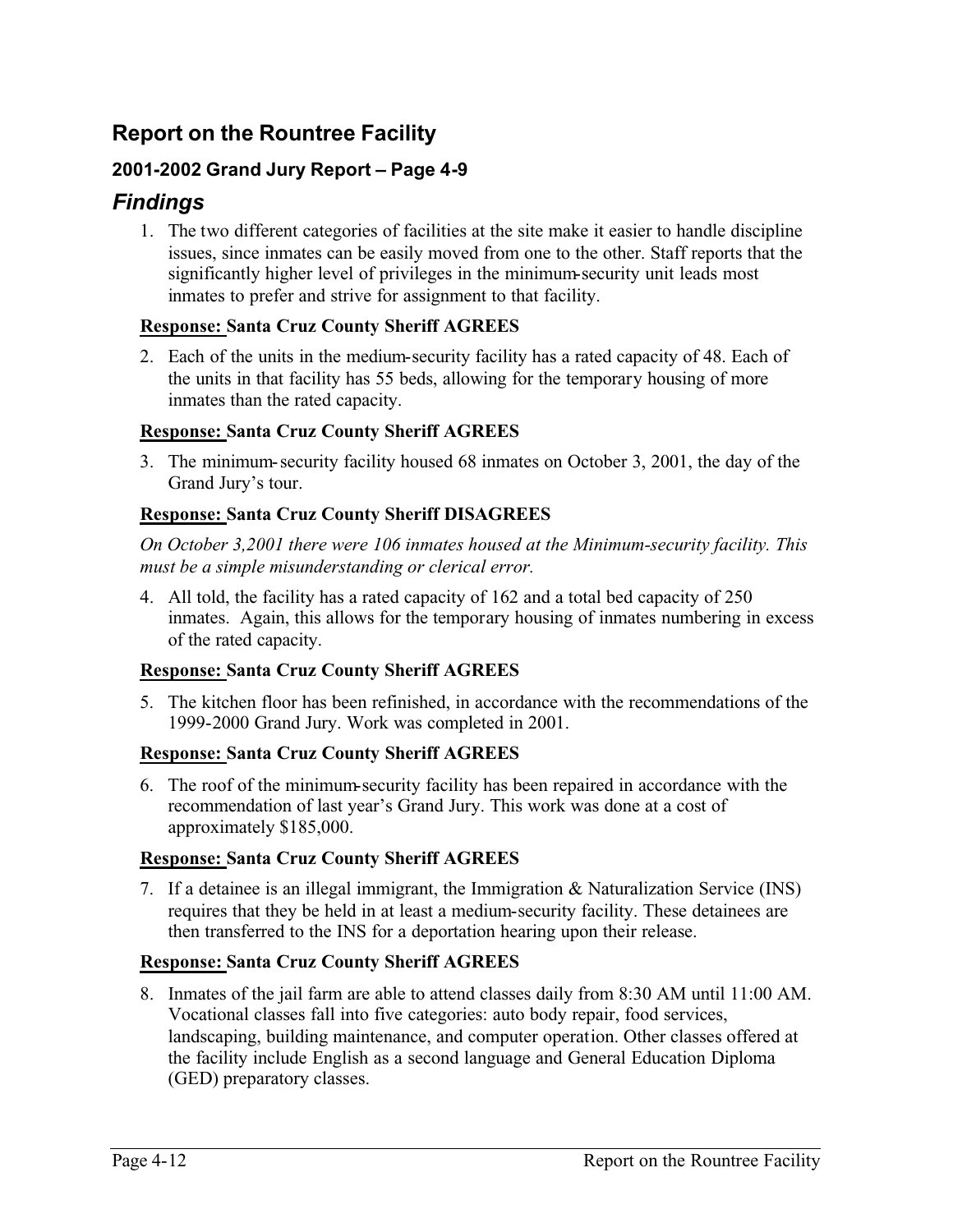## Report on the Rountree Facility

### 2001-2002 Grand Jury Report – Page 4-9

## *Findings*

1. The two different categories of facilities at the site make it easier to handle discipline issues, since inmates can be easily moved from one to the other. Staff reports that the significantly higher level of privileges in the minimum-security unit leads most inmates to prefer and strive for assignment to that facility.

**<u>Response:</u> Santa Cruz County Sheriff AGREES**

2. Each of the units in the medium-security facility has a rated capacity of 48. Each of the units in that facility has 55 beds, allowing for the temporary housing of more inmates than the rated capacity.

**<u>Response:</u> Santa Cruz County Sheriff AGREES**

3. The minimum-security facility housed 68 inmates on October 3, 2001, the day of the Grand Jury's tour.

**<u>Response:</u> Santa Cruz County Sheriff DISAGREES**

*On October 3,2001 there were 106 inmates housed at the Minimum-security facility. This must be a simple misunderstanding or clerical error.*

4. All told, the facility has a rated capacity of 162 and a total bed capacity of 250 inmates. Again, this allows for the temporary housing of inmates numbering in excess of the rated capacity.

**<u>Response:</u> Santa Cruz County Sheriff AGREES**

5. The kitchen floor has been refinished, in accordance with the recommendations of the 1999-2000 Grand Jury. Work was completed in 2001.

**<u>Response:</u> Santa Cruz County Sheriff AGREES**

6. The roof of the minimum-security facility has been repaired in accordance with the recommendation of last year's Grand Jury. This work was done at a cost of approximately $185,000.

**<u>Response:</u> Santa Cruz County Sheriff AGREES**

7. If a detainee is an illegal immigrant, the Immigration & Naturalization Service (INS) requires that they be held in at least a medium-security facility. These detainees are then transferred to the INS for a deportation hearing upon their release.

**<u>Response:</u> Santa Cruz County Sheriff AGREES**

8. Inmates of the jail farm are able to attend classes daily from 8:30 AM until 11:00 AM. Vocational classes fall into five categories: auto body repair, food services, landscaping, building maintenance, and computer operation. Other classes offered at the facility include English as a second language and General Education Diploma (GED) preparatory classes.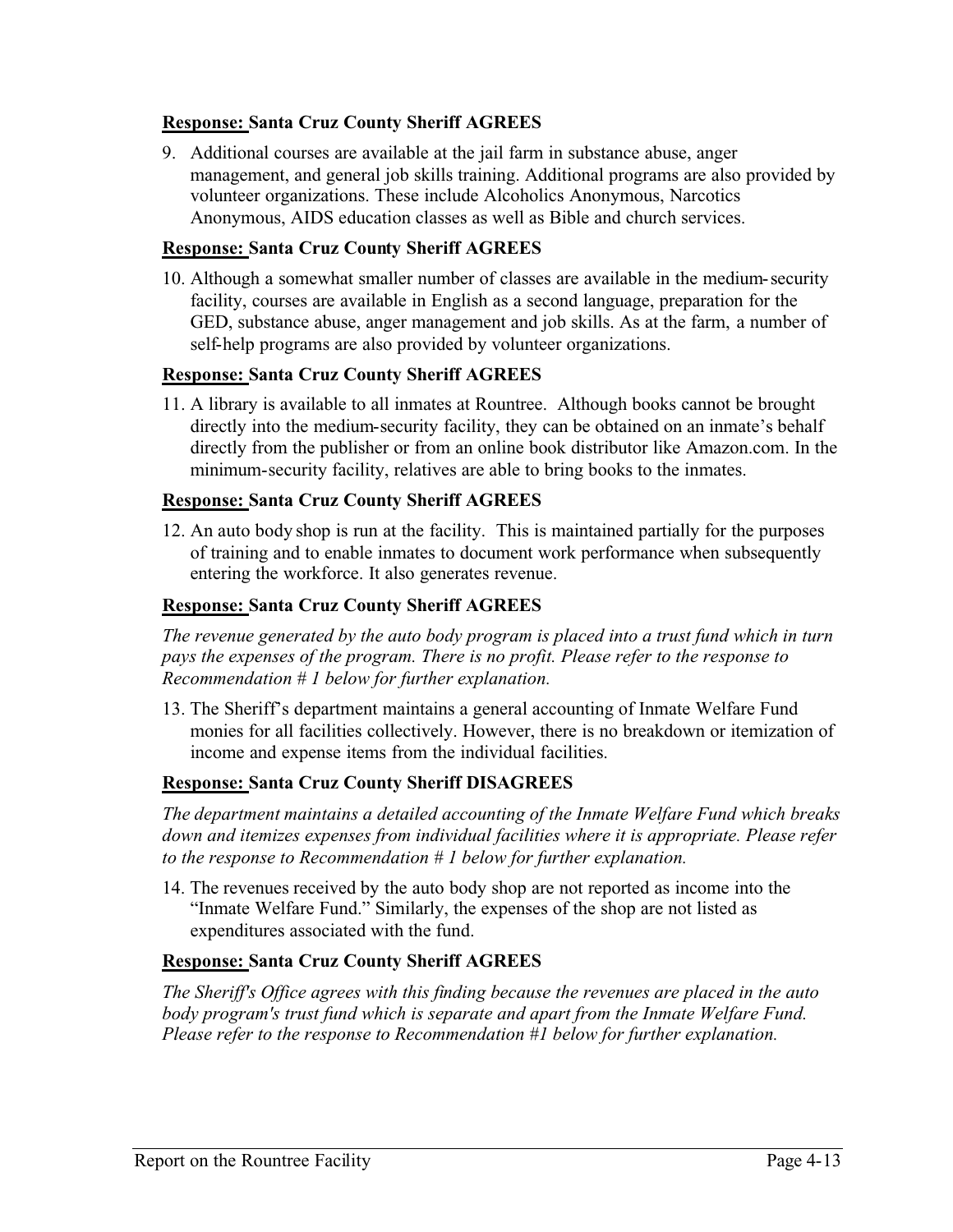**Response: Santa Cruz County Sheriff AGREES**

9. Additional courses are available at the jail farm in substance abuse, anger management, and general job skills training. Additional programs are also provided by volunteer organizations. These include Alcoholics Anonymous, Narcotics Anonymous, AIDS education classes as well as Bible and church services.

**Response: Santa Cruz County Sheriff AGREES**

10. Although a somewhat smaller number of classes are available in the medium-security facility, courses are available in English as a second language, preparation for the GED, substance abuse, anger management and job skills. As at the farm, a number of self-help programs are also provided by volunteer organizations.

**Response: Santa Cruz County Sheriff AGREES**

11. A library is available to all inmates at Rountree. Although books cannot be brought directly into the medium-security facility, they can be obtained on an inmate's behalf directly from the publisher or from an online book distributor like Amazon.com. In the minimum-security facility, relatives are able to bring books to the inmates.

**Response: Santa Cruz County Sheriff AGREES**

12. An auto body shop is run at the facility. This is maintained partially for the purposes of training and to enable inmates to document work performance when subsequently entering the workforce. It also generates revenue.

**Response: Santa Cruz County Sheriff AGREES**

*The revenue generated by the auto body program is placed into a trust fund which in turn pays the expenses of the program. There is no profit. Please refer to the response to Recommendation # 1 below for further explanation.*

13. The Sheriff's department maintains a general accounting of Inmate Welfare Fund monies for all facilities collectively. However, there is no breakdown or itemization of income and expense items from the individual facilities.

**Response: Santa Cruz County Sheriff DISAGREES**

*The department maintains a detailed accounting of the Inmate Welfare Fund which breaks down and itemizes expenses from individual facilities where it is appropriate. Please refer to the response to Recommendation # 1 below for further explanation.*

14. The revenues received by the auto body shop are not reported as income into the "Inmate Welfare Fund." Similarly, the expenses of the shop are not listed as expenditures associated with the fund.

**Response: Santa Cruz County Sheriff AGREES**

*The Sheriff's Office agrees with this finding because the revenues are placed in the auto body program's trust fund which is separate and apart from the Inmate Welfare Fund. Please refer to the response to Recommendation #1 below for further explanation.*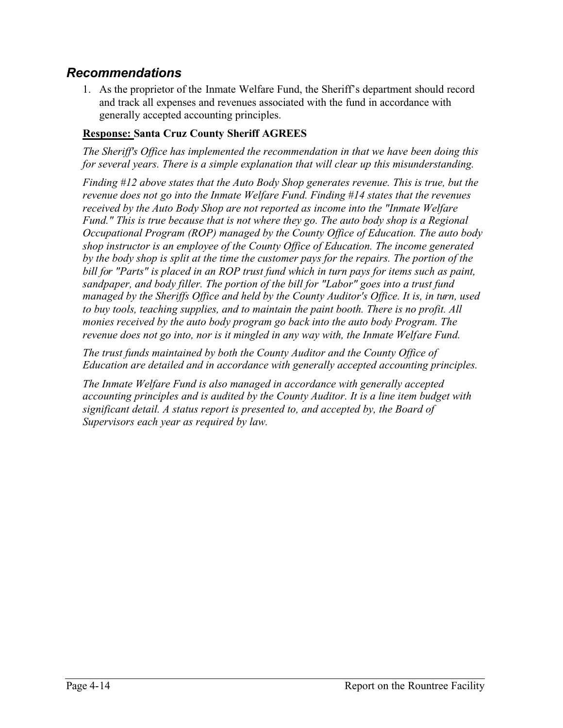## *Recommendations*

1. As the proprietor of the Inmate Welfare Fund, the Sheriff's department should record and track all expenses and revenues associated with the fund in accordance with generally accepted accounting principles.

**<u>Response:</u> Santa Cruz County Sheriff AGREES**

*The Sheriff's Office has implemented the recommendation in that we have been doing this for several years. There is a simple explanation that will clear up this misunderstanding.*

*Finding #12 above states that the Auto Body Shop generates revenue. This is true, but the revenue does not go into the Inmate Welfare Fund. Finding #14 states that the revenues received by the Auto Body Shop are not reported as income into the "Inmate Welfare Fund." This is true because that is not where they go. The auto body shop is a Regional Occupational Program (ROP) managed by the County Office of Education. The auto body shop instructor is an employee of the County Office of Education. The income generated by the body shop is split at the time the customer pays for the repairs. The portion of the bill for "Parts" is placed in an ROP trust fund which in turn pays for items such as paint, sandpaper, and body filler. The portion of the bill for "Labor" goes into a trust fund managed by the Sheriffs Office and held by the County Auditor's Office. It is, in turn, used to buy tools, teaching supplies, and to maintain the paint booth. There is no profit. All monies received by the auto body program go back into the auto body Program. The revenue does not go into, nor is it mingled in any way with, the Inmate Welfare Fund.*

*The trust funds maintained by both the County Auditor and the County Office of Education are detailed and in accordance with generally accepted accounting principles.*

*The Inmate Welfare Fund is also managed in accordance with generally accepted accounting principles and is audited by the County Auditor. It is a line item budget with significant detail. A status report is presented to, and accepted by, the Board of Supervisors each year as required by law.*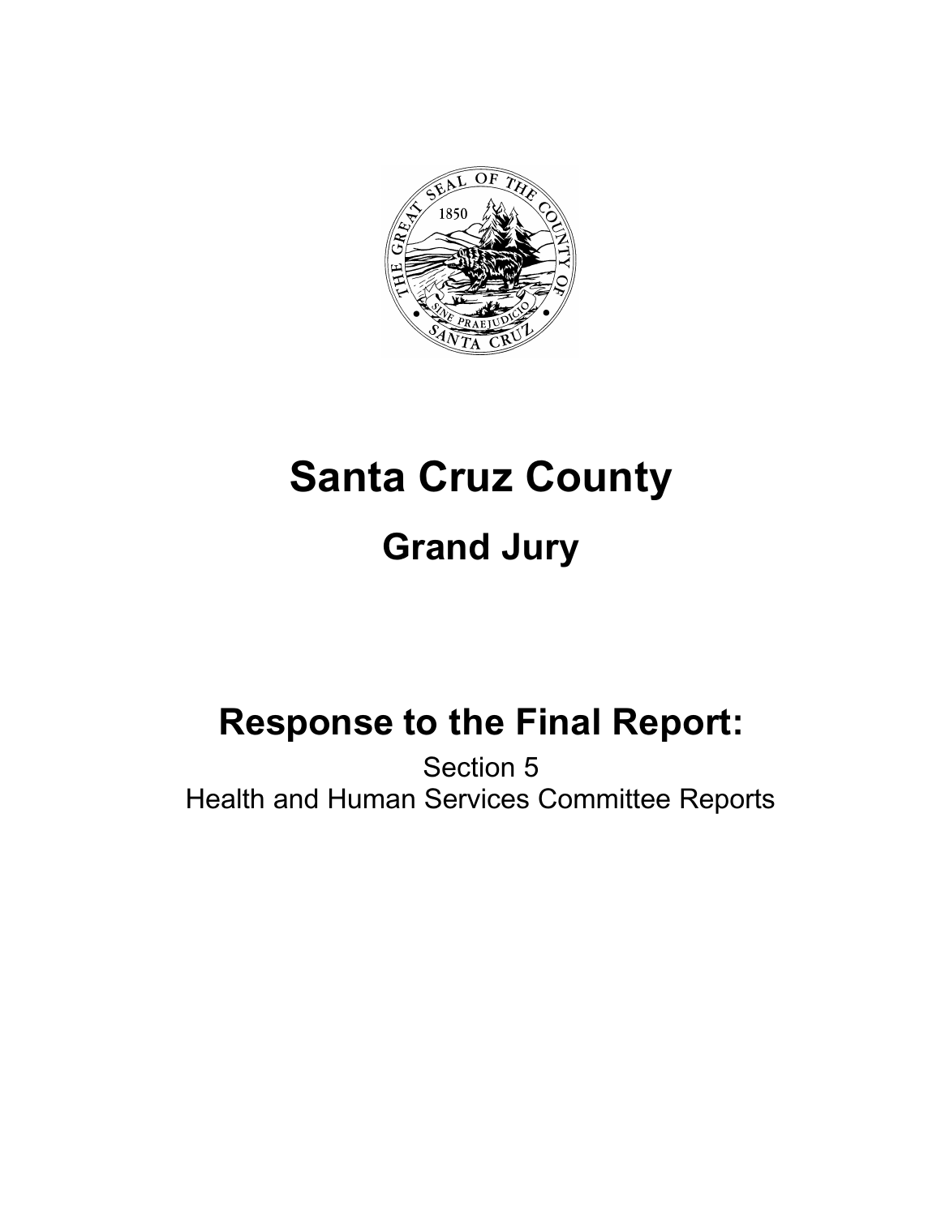# Santa Cruz County

## Grand Jury

## Response to the Final Report:

Section 5
Health and Human Services Committee Reports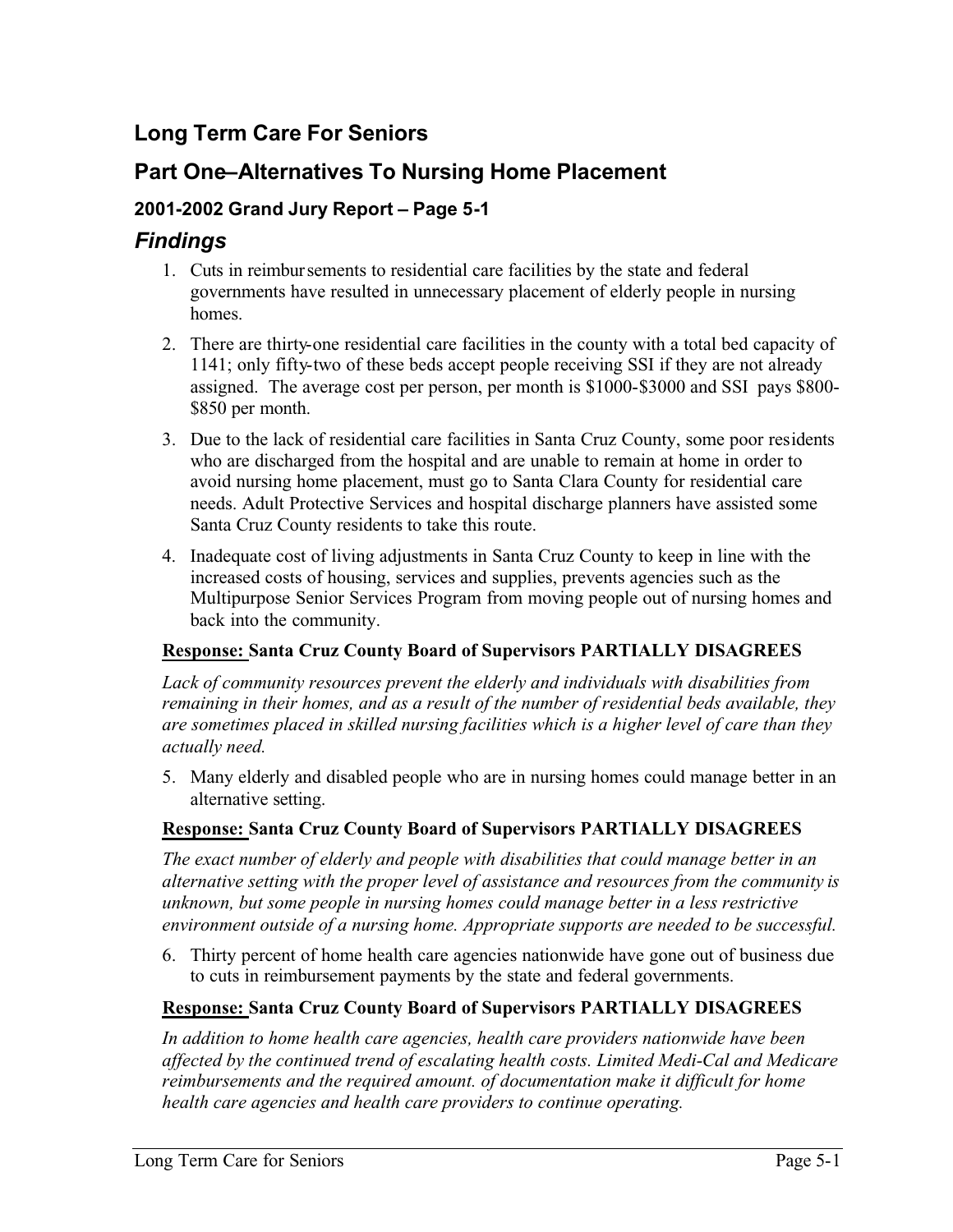## Long Term Care For Seniors

## Part One–Alternatives To Nursing Home Placement

### 2001-2002 Grand Jury Report – Page 5-1

## *Findings*

1. Cuts in reimbursements to residential care facilities by the state and federal governments have resulted in unnecessary placement of elderly people in nursing homes.
2. There are thirty-one residential care facilities in the county with a total bed capacity of 1141; only fifty-two of these beds accept people receiving SSI if they are not already assigned. The average cost per person, per month is $1000-$3000 and SSI pays $800-$850 per month.
3. Due to the lack of residential care facilities in Santa Cruz County, some poor residents who are discharged from the hospital and are unable to remain at home in order to avoid nursing home placement, must go to Santa Clara County for residential care needs. Adult Protective Services and hospital discharge planners have assisted some Santa Cruz County residents to take this route.
4. Inadequate cost of living adjustments in Santa Cruz County to keep in line with the increased costs of housing, services and supplies, prevents agencies such as the Multipurpose Senior Services Program from moving people out of nursing homes and back into the community.

**Response: Santa Cruz County Board of Supervisors PARTIALLY DISAGREES**

*Lack of community resources prevent the elderly and individuals with disabilities from remaining in their homes, and as a result of the number of residential beds available, they are sometimes placed in skilled nursing facilities which is a higher level of care than they actually need.*

5. Many elderly and disabled people who are in nursing homes could manage better in an alternative setting.

**Response: Santa Cruz County Board of Supervisors PARTIALLY DISAGREES**

*The exact number of elderly and people with disabilities that could manage better in an alternative setting with the proper level of assistance and resources from the community is unknown, but some people in nursing homes could manage better in a less restrictive environment outside of a nursing home. Appropriate supports are needed to be successful.*

6. Thirty percent of home health care agencies nationwide have gone out of business due to cuts in reimbursement payments by the state and federal governments.

**Response: Santa Cruz County Board of Supervisors PARTIALLY DISAGREES**

*In addition to home health care agencies, health care providers nationwide have been affected by the continued trend of escalating health costs. Limited Medi-Cal and Medicare reimbursements and the required amount. of documentation make it difficult for home health care agencies and health care providers to continue operating.*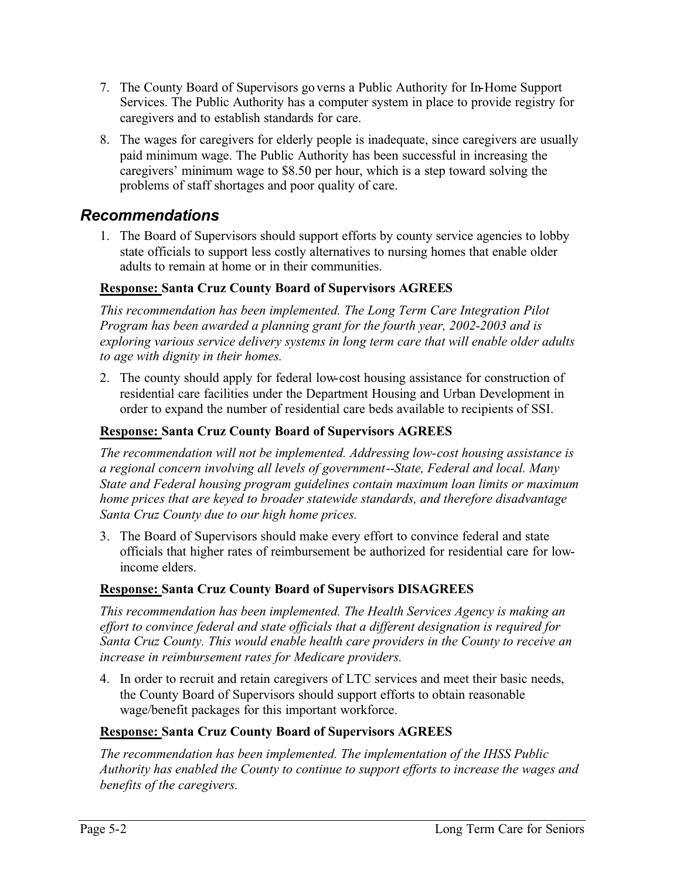7. The County Board of Supervisors governs a Public Authority for In-Home Support Services. The Public Authority has a computer system in place to provide registry for caregivers and to establish standards for care.

8. The wages for caregivers for elderly people is inadequate, since caregivers are usually paid minimum wage. The Public Authority has been successful in increasing the caregivers' minimum wage to $8.50 per hour, which is a step toward solving the problems of staff shortages and poor quality of care.

## *Recommendations*

1. The Board of Supervisors should support efforts by county service agencies to lobby state officials to support less costly alternatives to nursing homes that enable older adults to remain at home or in their communities.

**Response: Santa Cruz County Board of Supervisors AGREES**

*This recommendation has been implemented. The Long Term Care Integration Pilot Program has been awarded a planning grant for the fourth year, 2002-2003 and is exploring various service delivery systems in long term care that will enable older adults to age with dignity in their homes.*

2. The county should apply for federal low-cost housing assistance for construction of residential care facilities under the Department Housing and Urban Development in order to expand the number of residential care beds available to recipients of SSI.

**Response: Santa Cruz County Board of Supervisors AGREES**

*The recommendation will not be implemented. Addressing low-cost housing assistance is a regional concern involving all levels of government--State, Federal and local. Many State and Federal housing program guidelines contain maximum loan limits or maximum home prices that are keyed to broader statewide standards, and therefore disadvantage Santa Cruz County due to our high home prices.*

3. The Board of Supervisors should make every effort to convince federal and state officials that higher rates of reimbursement be authorized for residential care for low-income elders.

**Response: Santa Cruz County Board of Supervisors DISAGREES**

*This recommendation has been implemented. The Health Services Agency is making an effort to convince federal and state officials that a different designation is required for Santa Cruz County. This would enable health care providers in the County to receive an increase in reimbursement rates for Medicare providers.*

4. In order to recruit and retain caregivers of LTC services and meet their basic needs, the County Board of Supervisors should support efforts to obtain reasonable wage/benefit packages for this important workforce.

**Response: Santa Cruz County Board of Supervisors AGREES**

*The recommendation has been implemented. The implementation of the IHSS Public Authority has enabled the County to continue to support efforts to increase the wages and benefits of the caregivers.*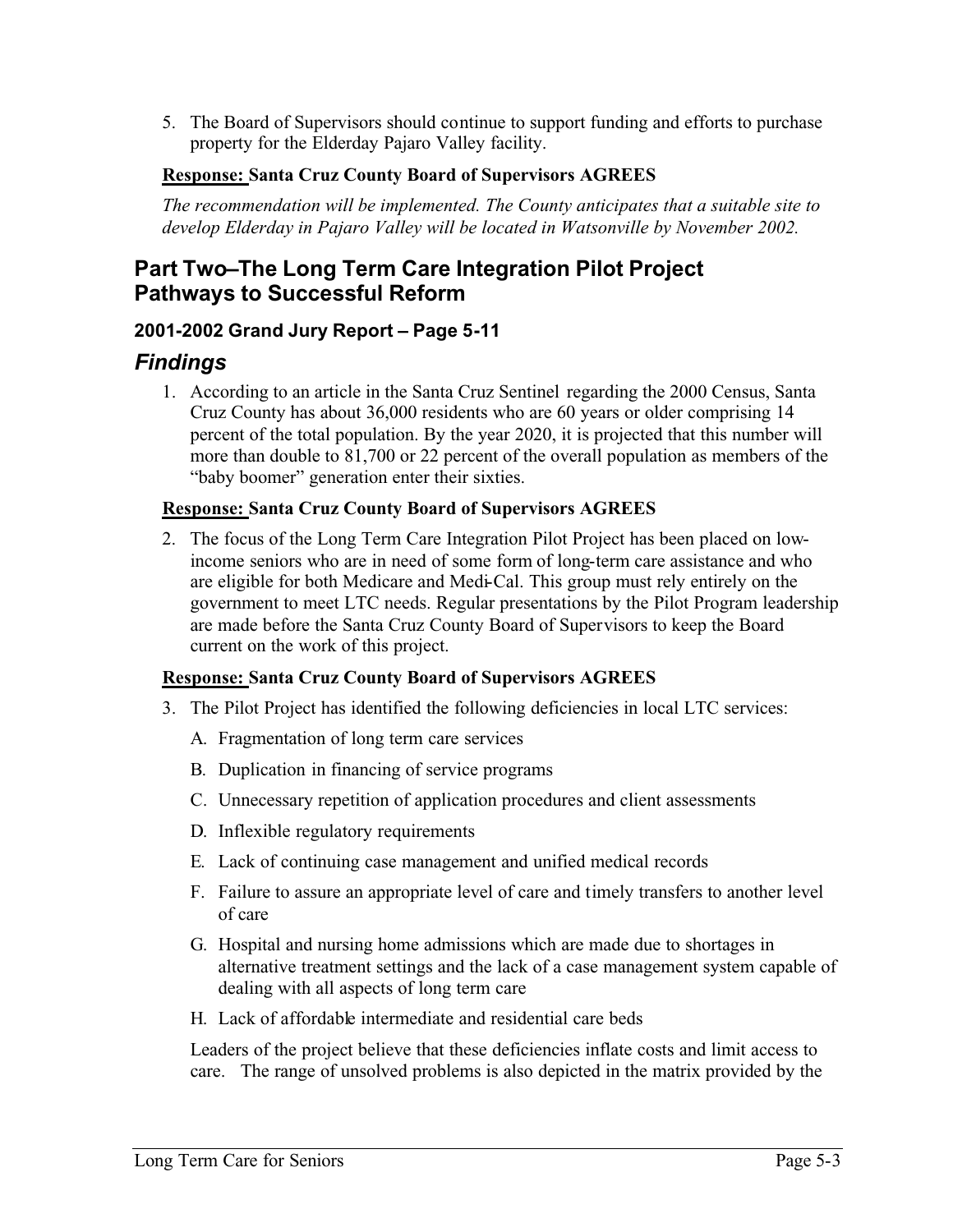5. The Board of Supervisors should continue to support funding and efforts to purchase property for the Elderday Pajaro Valley facility.

**Response: Santa Cruz County Board of Supervisors AGREES**

*The recommendation will be implemented. The County anticipates that a suitable site to develop Elderday in Pajaro Valley will be located in Watsonville by November 2002.*

## Part Two–The Long Term Care Integration Pilot Project Pathways to Successful Reform

### 2001-2002 Grand Jury Report – Page 5-11

## *Findings*

1. According to an article in the Santa Cruz Sentinel regarding the 2000 Census, Santa Cruz County has about 36,000 residents who are 60 years or older comprising 14 percent of the total population. By the year 2020, it is projected that this number will more than double to 81,700 or 22 percent of the overall population as members of the "baby boomer" generation enter their sixties.

**Response: Santa Cruz County Board of Supervisors AGREES**

2. The focus of the Long Term Care Integration Pilot Project has been placed on low-income seniors who are in need of some form of long-term care assistance and who are eligible for both Medicare and Medi-Cal. This group must rely entirely on the government to meet LTC needs. Regular presentations by the Pilot Program leadership are made before the Santa Cruz County Board of Supervisors to keep the Board current on the work of this project.

**Response: Santa Cruz County Board of Supervisors AGREES**

3. The Pilot Project has identified the following deficiencies in local LTC services:

   A. Fragmentation of long term care services

   B. Duplication in financing of service programs

   C. Unnecessary repetition of application procedures and client assessments

   D. Inflexible regulatory requirements

   E. Lack of continuing case management and unified medical records

   F. Failure to assure an appropriate level of care and timely transfers to another level of care

   G. Hospital and nursing home admissions which are made due to shortages in alternative treatment settings and the lack of a case management system capable of dealing with all aspects of long term care

   H. Lack of affordable intermediate and residential care beds

   Leaders of the project believe that these deficiencies inflate costs and limit access to care. The range of unsolved problems is also depicted in the matrix provided by the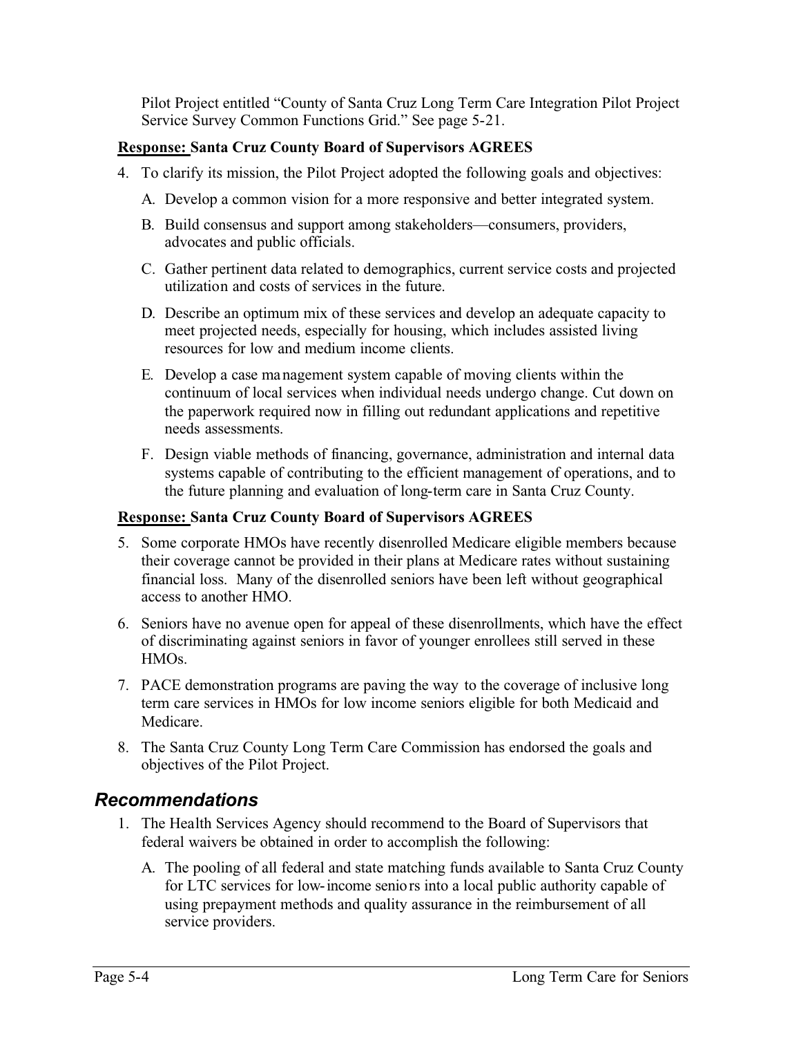Pilot Project entitled "County of Santa Cruz Long Term Care Integration Pilot Project Service Survey Common Functions Grid." See page 5-21.

**Response: Santa Cruz County Board of Supervisors AGREES**

4. To clarify its mission, the Pilot Project adopted the following goals and objectives:
   A. Develop a common vision for a more responsive and better integrated system.
   B. Build consensus and support among stakeholders—consumers, providers, advocates and public officials.
   C. Gather pertinent data related to demographics, current service costs and projected utilization and costs of services in the future.
   D. Describe an optimum mix of these services and develop an adequate capacity to meet projected needs, especially for housing, which includes assisted living resources for low and medium income clients.
   E. Develop a case management system capable of moving clients within the continuum of local services when individual needs undergo change. Cut down on the paperwork required now in filling out redundant applications and repetitive needs assessments.
   F. Design viable methods of financing, governance, administration and internal data systems capable of contributing to the efficient management of operations, and to the future planning and evaluation of long-term care in Santa Cruz County.

**Response: Santa Cruz County Board of Supervisors AGREES**

5. Some corporate HMOs have recently disenrolled Medicare eligible members because their coverage cannot be provided in their plans at Medicare rates without sustaining financial loss. Many of the disenrolled seniors have been left without geographical access to another HMO.
6. Seniors have no avenue open for appeal of these disenrollments, which have the effect of discriminating against seniors in favor of younger enrollees still served in these HMOs.
7. PACE demonstration programs are paving the way to the coverage of inclusive long term care services in HMOs for low income seniors eligible for both Medicaid and Medicare.
8. The Santa Cruz County Long Term Care Commission has endorsed the goals and objectives of the Pilot Project.

## *Recommendations*

1. The Health Services Agency should recommend to the Board of Supervisors that federal waivers be obtained in order to accomplish the following:
   A. The pooling of all federal and state matching funds available to Santa Cruz County for LTC services for low-income seniors into a local public authority capable of using prepayment methods and quality assurance in the reimbursement of all service providers.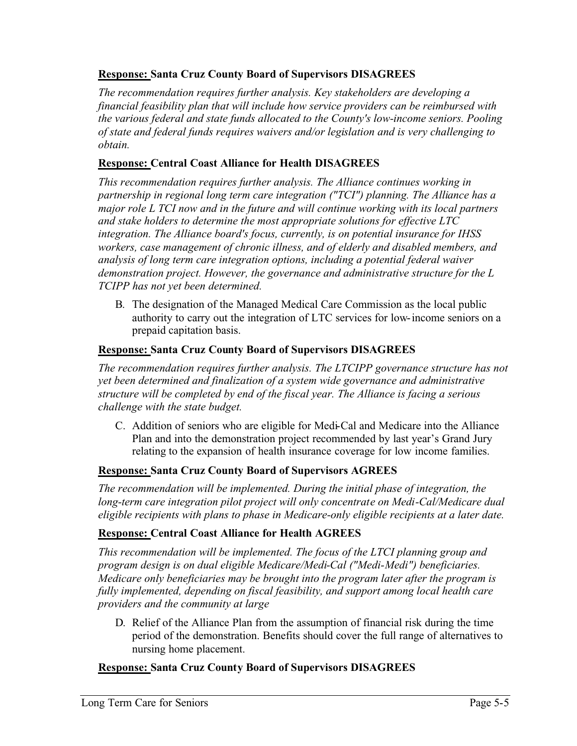**Response:** **Santa Cruz County Board of Supervisors DISAGREES**

*The recommendation requires further analysis. Key stakeholders are developing a financial feasibility plan that will include how service providers can be reimbursed with the various federal and state funds allocated to the County's low-income seniors. Pooling of state and federal funds requires waivers and/or legislation and is very challenging to obtain.*

**Response:** **Central Coast Alliance for Health DISAGREES**

*This recommendation requires further analysis. The Alliance continues working in partnership in regional long term care integration ("TCI") planning. The Alliance has a major role L TCI now and in the future and will continue working with its local partners and stake holders to determine the most appropriate solutions for effective LTC integration. The Alliance board's focus, currently, is on potential insurance for IHSS workers, case management of chronic illness, and of elderly and disabled members, and analysis of long term care integration options, including a potential federal waiver demonstration project. However, the governance and administrative structure for the L TCIPP has not yet been determined.*

B. The designation of the Managed Medical Care Commission as the local public authority to carry out the integration of LTC services for low-income seniors on a prepaid capitation basis.

**Response:** **Santa Cruz County Board of Supervisors DISAGREES**

*The recommendation requires further analysis. The LTCIPP governance structure has not yet been determined and finalization of a system wide governance and administrative structure will be completed by end of the fiscal year. The Alliance is facing a serious challenge with the state budget.*

C. Addition of seniors who are eligible for Medi-Cal and Medicare into the Alliance Plan and into the demonstration project recommended by last year's Grand Jury relating to the expansion of health insurance coverage for low income families.

**Response:** **Santa Cruz County Board of Supervisors AGREES**

*The recommendation will be implemented. During the initial phase of integration, the long-term care integration pilot project will only concentrate on Medi-Cal/Medicare dual eligible recipients with plans to phase in Medicare-only eligible recipients at a later date.*

**Response:** **Central Coast Alliance for Health AGREES**

*This recommendation will be implemented. The focus of the LTCI planning group and program design is on dual eligible Medicare/Medi-Cal ("Medi-Medi") beneficiaries. Medicare only beneficiaries may be brought into the program later after the program is fully implemented, depending on fiscal feasibility, and support among local health care providers and the community at large*

D. Relief of the Alliance Plan from the assumption of financial risk during the time period of the demonstration. Benefits should cover the full range of alternatives to nursing home placement.

**Response:** **Santa Cruz County Board of Supervisors DISAGREES**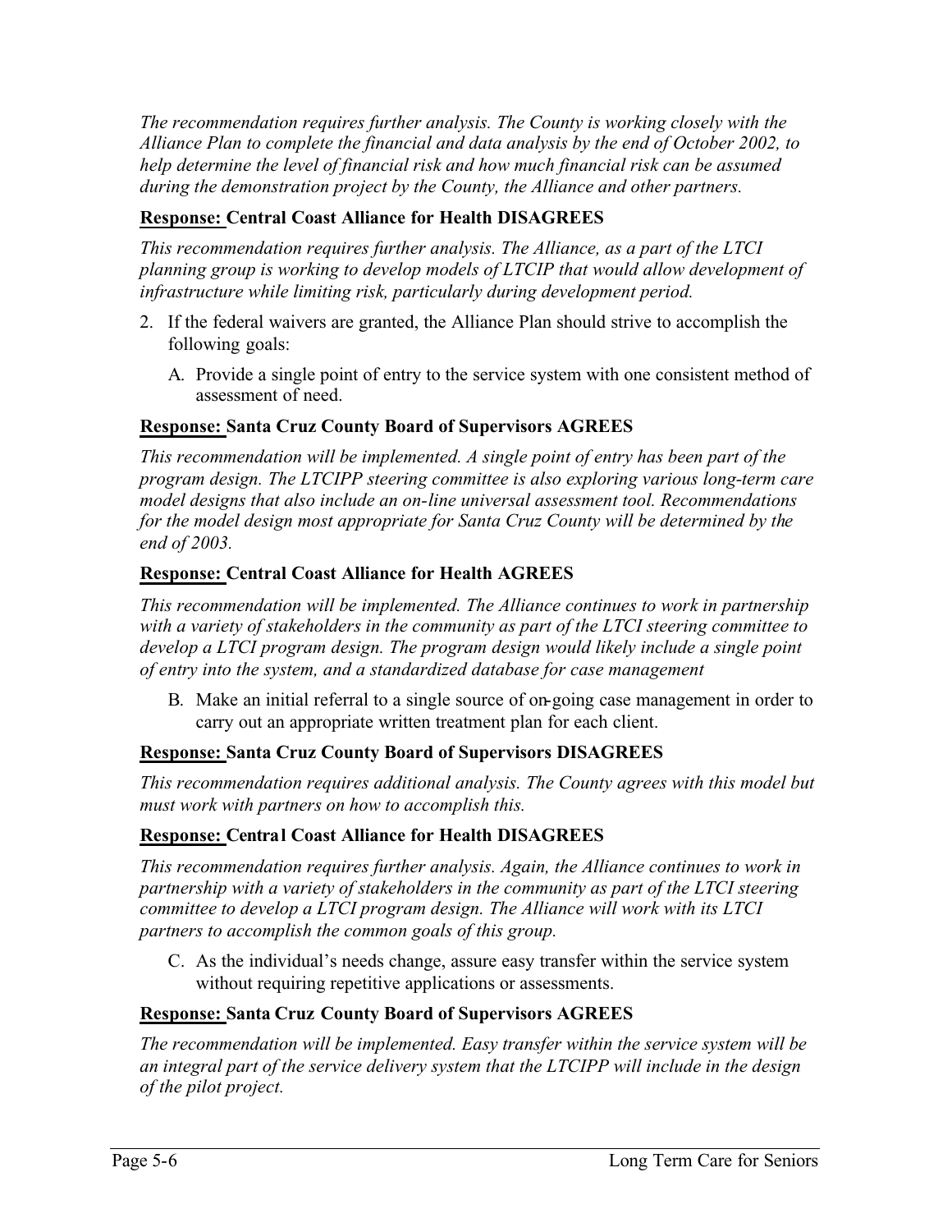*The recommendation requires further analysis. The County is working closely with the Alliance Plan to complete the financial and data analysis by the end of October 2002, to help determine the level of financial risk and how much financial risk can be assumed during the demonstration project by the County, the Alliance and other partners.*

**<u>Response:</u> Central Coast Alliance for Health DISAGREES**

*This recommendation requires further analysis. The Alliance, as a part of the LTCI planning group is working to develop models of LTCIP that would allow development of infrastructure while limiting risk, particularly during development period.*

2. If the federal waivers are granted, the Alliance Plan should strive to accomplish the following goals:

   A. Provide a single point of entry to the service system with one consistent method of assessment of need.

**<u>Response:</u> Santa Cruz County Board of Supervisors AGREES**

*This recommendation will be implemented. A single point of entry has been part of the program design. The LTCIPP steering committee is also exploring various long-term care model designs that also include an on-line universal assessment tool. Recommendations for the model design most appropriate for Santa Cruz County will be determined by the end of 2003.*

**<u>Response:</u> Central Coast Alliance for Health AGREES**

*This recommendation will be implemented. The Alliance continues to work in partnership with a variety of stakeholders in the community as part of the LTCI steering committee to develop a LTCI program design. The program design would likely include a single point of entry into the system, and a standardized database for case management*

   B. Make an initial referral to a single source of on-going case management in order to carry out an appropriate written treatment plan for each client.

**<u>Response:</u> Santa Cruz County Board of Supervisors DISAGREES**

*This recommendation requires additional analysis. The County agrees with this model but must work with partners on how to accomplish this.*

**<u>Response:</u> Central Coast Alliance for Health DISAGREES**

*This recommendation requires further analysis. Again, the Alliance continues to work in partnership with a variety of stakeholders in the community as part of the LTCI steering committee to develop a LTCI program design. The Alliance will work with its LTCI partners to accomplish the common goals of this group.*

   C. As the individual's needs change, assure easy transfer within the service system without requiring repetitive applications or assessments.

**<u>Response:</u> Santa Cruz County Board of Supervisors AGREES**

*The recommendation will be implemented. Easy transfer within the service system will be an integral part of the service delivery system that the LTCIPP will include in the design of the pilot project.*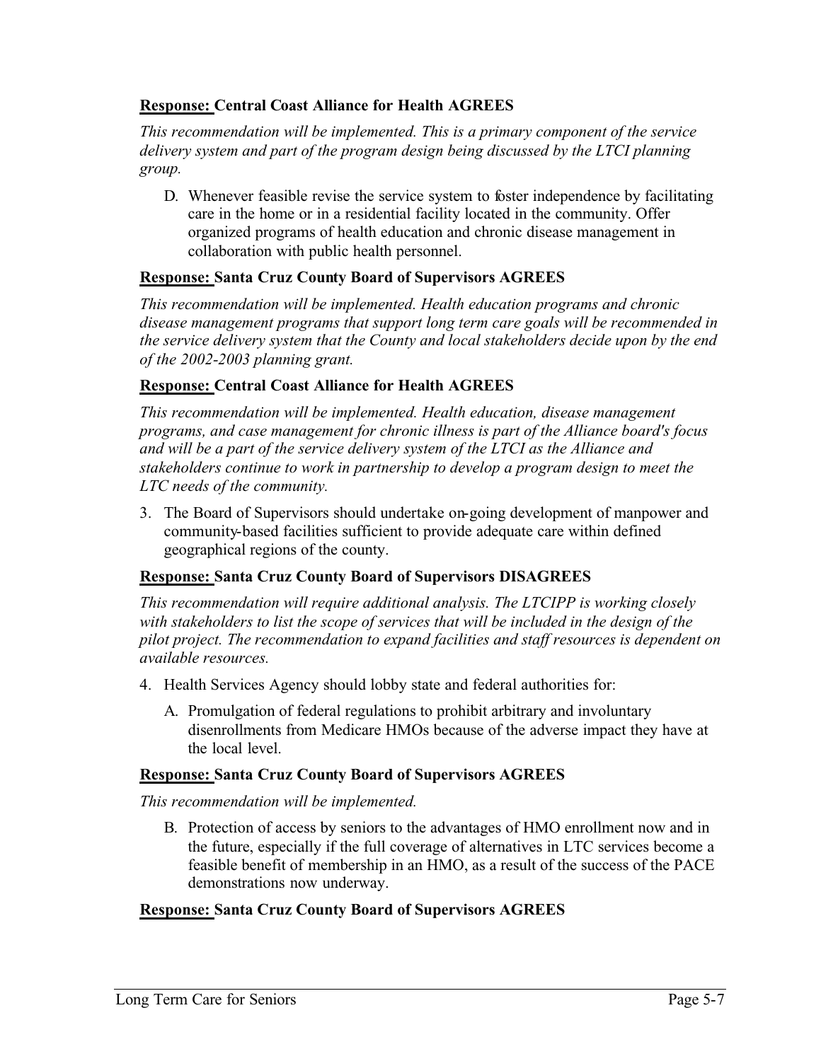**Response: Central Coast Alliance for Health AGREES**

*This recommendation will be implemented. This is a primary component of the service delivery system and part of the program design being discussed by the LTCI planning group.*

D. Whenever feasible revise the service system to foster independence by facilitating care in the home or in a residential facility located in the community. Offer organized programs of health education and chronic disease management in collaboration with public health personnel.

**Response: Santa Cruz County Board of Supervisors AGREES**

*This recommendation will be implemented. Health education programs and chronic disease management programs that support long term care goals will be recommended in the service delivery system that the County and local stakeholders decide upon by the end of the 2002-2003 planning grant.*

**Response: Central Coast Alliance for Health AGREES**

*This recommendation will be implemented. Health education, disease management programs, and case management for chronic illness is part of the Alliance board's focus and will be a part of the service delivery system of the LTCI as the Alliance and stakeholders continue to work in partnership to develop a program design to meet the LTC needs of the community.*

3. The Board of Supervisors should undertake on-going development of manpower and community-based facilities sufficient to provide adequate care within defined geographical regions of the county.

**Response: Santa Cruz County Board of Supervisors DISAGREES**

*This recommendation will require additional analysis. The LTCIPP is working closely with stakeholders to list the scope of services that will be included in the design of the pilot project. The recommendation to expand facilities and staff resources is dependent on available resources.*

4. Health Services Agency should lobby state and federal authorities for:

   A. Promulgation of federal regulations to prohibit arbitrary and involuntary disenrollments from Medicare HMOs because of the adverse impact they have at the local level.

**Response: Santa Cruz County Board of Supervisors AGREES**

*This recommendation will be implemented.*

   B. Protection of access by seniors to the advantages of HMO enrollment now and in the future, especially if the full coverage of alternatives in LTC services become a feasible benefit of membership in an HMO, as a result of the success of the PACE demonstrations now underway.

**Response: Santa Cruz County Board of Supervisors AGREES**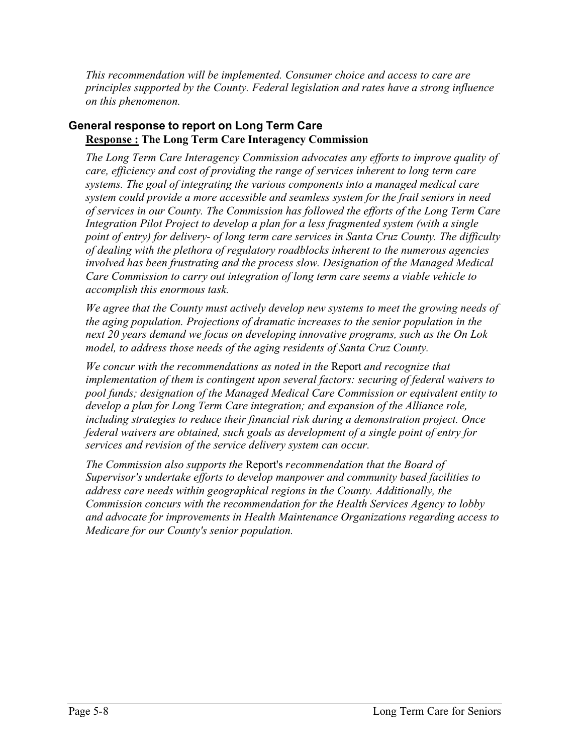*This recommendation will be implemented. Consumer choice and access to care are principles supported by the County. Federal legislation and rates have a strong influence on this phenomenon.*

### General response to report on Long Term Care

**<u>Response :</u> The Long Term Care Interagency Commission**

*The Long Term Care Interagency Commission advocates any efforts to improve quality of care, efficiency and cost of providing the range of services inherent to long term care systems. The goal of integrating the various components into a managed medical care system could provide a more accessible and seamless system for the frail seniors in need of services in our County. The Commission has followed the efforts of the Long Term Care Integration Pilot Project to develop a plan for a less fragmented system (with a single point of entry) for delivery- of long term care services in Santa Cruz County. The difficulty of dealing with the plethora of regulatory roadblocks inherent to the numerous agencies involved has been frustrating and the process slow. Designation of the Managed Medical Care Commission to carry out integration of long term care seems a viable vehicle to accomplish this enormous task.*

*We agree that the County must actively develop new systems to meet the growing needs of the aging population. Projections of dramatic increases to the senior population in the next 20 years demand we focus on developing innovative programs, such as the On Lok model, to address those needs of the aging residents of Santa Cruz County.*

*We concur with the recommendations as noted in the* Report *and recognize that implementation of them is contingent upon several factors: securing of federal waivers to pool funds; designation of the Managed Medical Care Commission or equivalent entity to develop a plan for Long Term Care integration; and expansion of the Alliance role, including strategies to reduce their financial risk during a demonstration project. Once federal waivers are obtained, such goals as development of a single point of entry for services and revision of the service delivery system can occur.*

*The Commission also supports the* Report's *recommendation that the Board of Supervisor's undertake efforts to develop manpower and community based facilities to address care needs within geographical regions in the County. Additionally, the Commission concurs with the recommendation for the Health Services Agency to lobby and advocate for improvements in Health Maintenance Organizations regarding access to Medicare for our County's senior population.*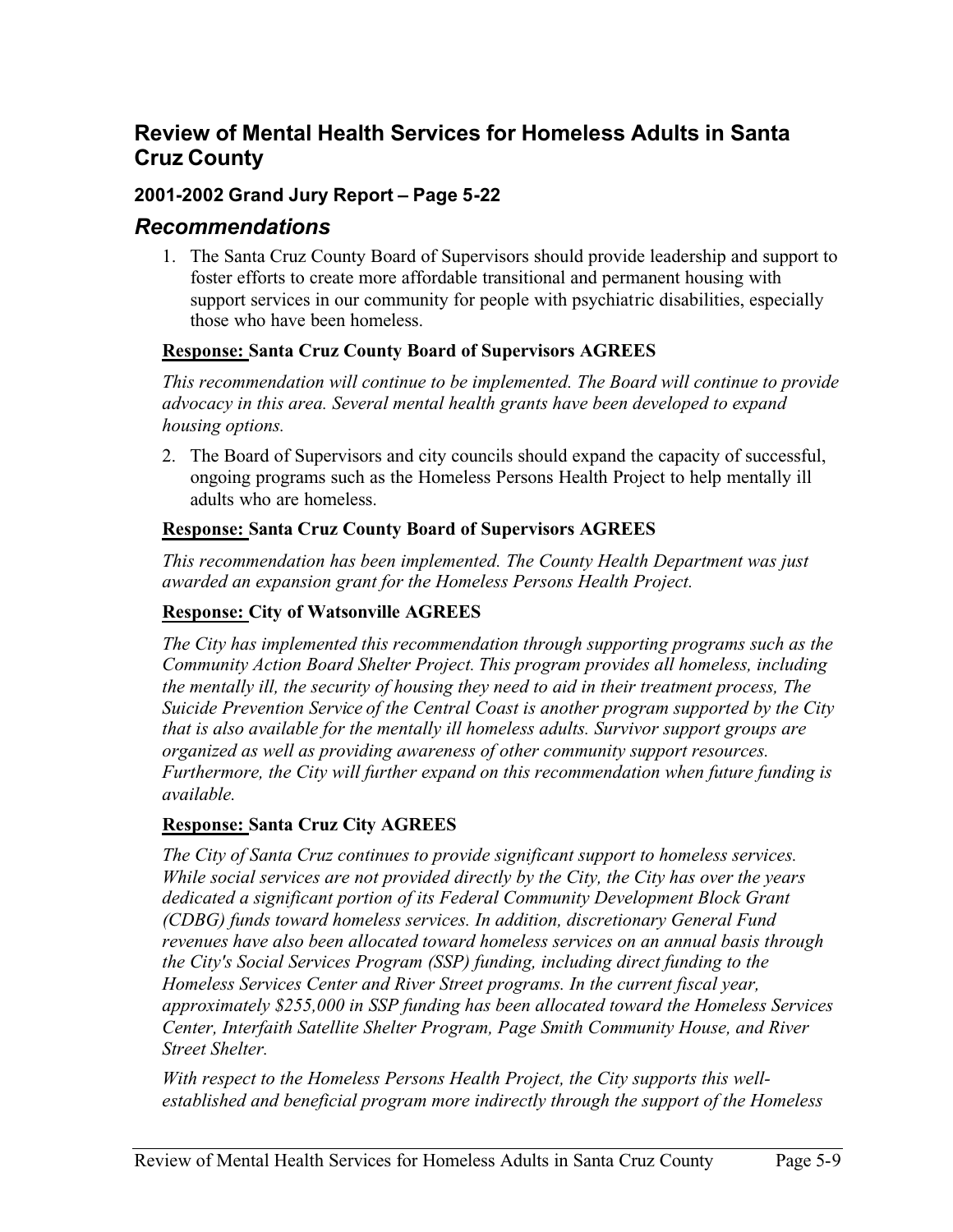## Review of Mental Health Services for Homeless Adults in Santa Cruz County

### 2001-2002 Grand Jury Report – Page 5-22

### *Recommendations*

1. The Santa Cruz County Board of Supervisors should provide leadership and support to foster efforts to create more affordable transitional and permanent housing with support services in our community for people with psychiatric disabilities, especially those who have been homeless.

**Response: Santa Cruz County Board of Supervisors AGREES**

*This recommendation will continue to be implemented. The Board will continue to provide advocacy in this area. Several mental health grants have been developed to expand housing options.*

2. The Board of Supervisors and city councils should expand the capacity of successful, ongoing programs such as the Homeless Persons Health Project to help mentally ill adults who are homeless.

**Response: Santa Cruz County Board of Supervisors AGREES**

*This recommendation has been implemented. The County Health Department was just awarded an expansion grant for the Homeless Persons Health Project.*

**Response: City of Watsonville AGREES**

*The City has implemented this recommendation through supporting programs such as the Community Action Board Shelter Project. This program provides all homeless, including the mentally ill, the security of housing they need to aid in their treatment process, The Suicide Prevention Service of the Central Coast is another program supported by the City that is also available for the mentally ill homeless adults. Survivor support groups are organized as well as providing awareness of other community support resources. Furthermore, the City will further expand on this recommendation when future funding is available.*

**Response: Santa Cruz City AGREES**

*The City of Santa Cruz continues to provide significant support to homeless services. While social services are not provided directly by the City, the City has over the years dedicated a significant portion of its Federal Community Development Block Grant (CDBG) funds toward homeless services. In addition, discretionary General Fund revenues have also been allocated toward homeless services on an annual basis through the City's Social Services Program (SSP) funding, including direct funding to the Homeless Services Center and River Street programs. In the current fiscal year, approximately $255,000 in SSP funding has been allocated toward the Homeless Services Center, Interfaith Satellite Shelter Program, Page Smith Community House, and River Street Shelter.*

*With respect to the Homeless Persons Health Project, the City supports this well-established and beneficial program more indirectly through the support of the Homeless*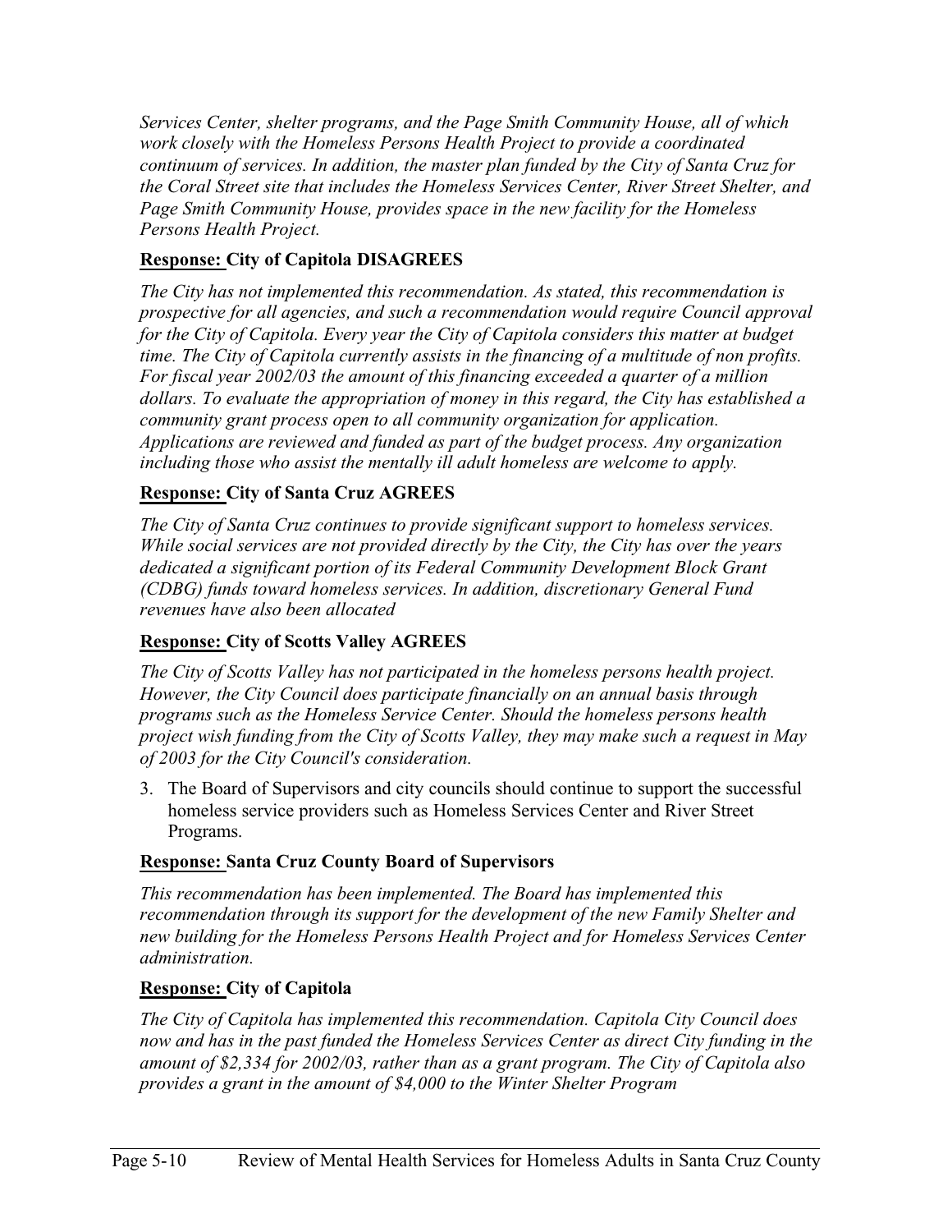*Services Center, shelter programs, and the Page Smith Community House, all of which work closely with the Homeless Persons Health Project to provide a coordinated continuum of services. In addition, the master plan funded by the City of Santa Cruz for the Coral Street site that includes the Homeless Services Center, River Street Shelter, and Page Smith Community House, provides space in the new facility for the Homeless Persons Health Project.*

**<u>Response:</u> City of Capitola DISAGREES**

*The City has not implemented this recommendation. As stated, this recommendation is prospective for all agencies, and such a recommendation would require Council approval for the City of Capitola. Every year the City of Capitola considers this matter at budget time. The City of Capitola currently assists in the financing of a multitude of non profits. For fiscal year 2002/03 the amount of this financing exceeded a quarter of a million dollars. To evaluate the appropriation of money in this regard, the City has established a community grant process open to all community organization for application. Applications are reviewed and funded as part of the budget process. Any organization including those who assist the mentally ill adult homeless are welcome to apply.*

**<u>Response:</u> City of Santa Cruz AGREES**

*The City of Santa Cruz continues to provide significant support to homeless services. While social services are not provided directly by the City, the City has over the years dedicated a significant portion of its Federal Community Development Block Grant (CDBG) funds toward homeless services. In addition, discretionary General Fund revenues have also been allocated*

**<u>Response:</u> City of Scotts Valley AGREES**

*The City of Scotts Valley has not participated in the homeless persons health project. However, the City Council does participate financially on an annual basis through programs such as the Homeless Service Center. Should the homeless persons health project wish funding from the City of Scotts Valley, they may make such a request in May of 2003 for the City Council's consideration.*

3. The Board of Supervisors and city councils should continue to support the successful homeless service providers such as Homeless Services Center and River Street Programs.

**<u>Response:</u> Santa Cruz County Board of Supervisors**

*This recommendation has been implemented. The Board has implemented this recommendation through its support for the development of the new Family Shelter and new building for the Homeless Persons Health Project and for Homeless Services Center administration.*

**<u>Response:</u> City of Capitola**

*The City of Capitola has implemented this recommendation. Capitola City Council does now and has in the past funded the Homeless Services Center as direct City funding in the amount of $2,334 for 2002/03, rather than as a grant program. The City of Capitola also provides a grant in the amount of $4,000 to the Winter Shelter Program*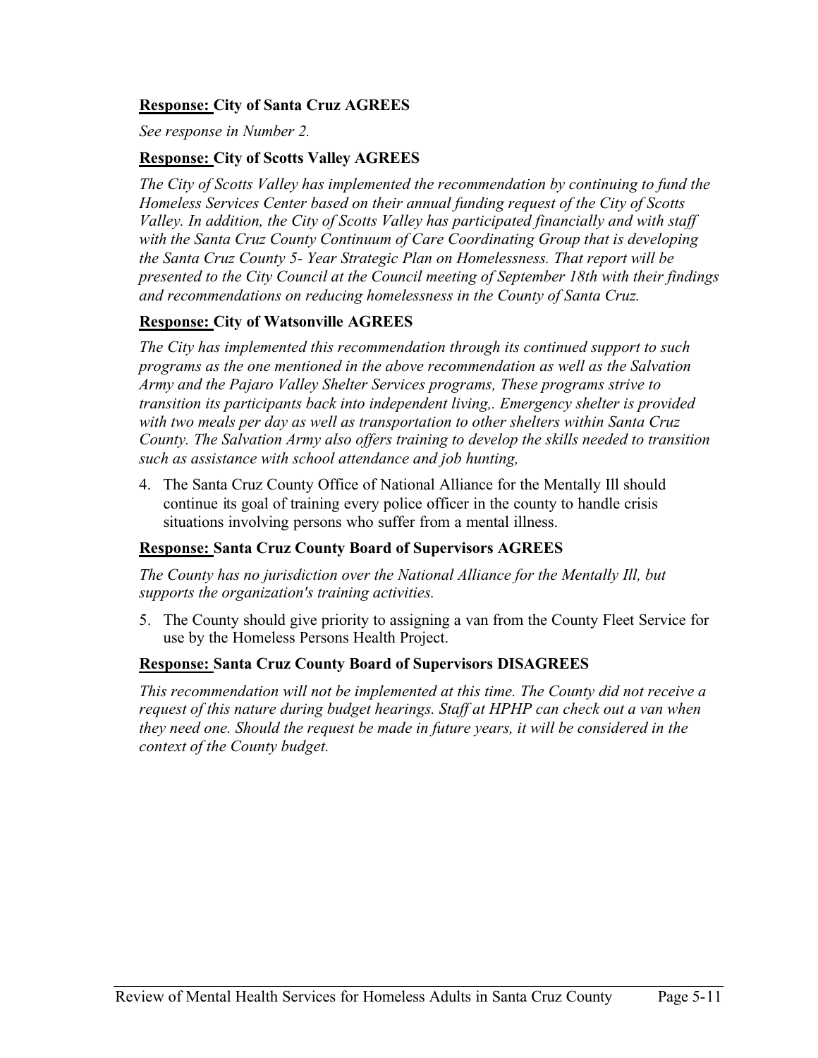**<u>Response:</u> City of Santa Cruz AGREES**

*See response in Number 2.*

**<u>Response:</u> City of Scotts Valley AGREES**

*The City of Scotts Valley has implemented the recommendation by continuing to fund the Homeless Services Center based on their annual funding request of the City of Scotts Valley. In addition, the City of Scotts Valley has participated financially and with staff with the Santa Cruz County Continuum of Care Coordinating Group that is developing the Santa Cruz County 5- Year Strategic Plan on Homelessness. That report will be presented to the City Council at the Council meeting of September 18th with their findings and recommendations on reducing homelessness in the County of Santa Cruz.*

**<u>Response:</u> City of Watsonville AGREES**

*The City has implemented this recommendation through its continued support to such programs as the one mentioned in the above recommendation as well as the Salvation Army and the Pajaro Valley Shelter Services programs, These programs strive to transition its participants back into independent living,. Emergency shelter is provided with two meals per day as well as transportation to other shelters within Santa Cruz County. The Salvation Army also offers training to develop the skills needed to transition such as assistance with school attendance and job hunting,*

4. The Santa Cruz County Office of National Alliance for the Mentally Ill should continue its goal of training every police officer in the county to handle crisis situations involving persons who suffer from a mental illness.

**<u>Response:</u> Santa Cruz County Board of Supervisors AGREES**

*The County has no jurisdiction over the National Alliance for the Mentally Ill, but supports the organization's training activities.*

5. The County should give priority to assigning a van from the County Fleet Service for use by the Homeless Persons Health Project.

**<u>Response:</u> Santa Cruz County Board of Supervisors DISAGREES**

*This recommendation will not be implemented at this time. The County did not receive a request of this nature during budget hearings. Staff at HPHP can check out a van when they need one. Should the request be made in future years, it will be considered in the context of the County budget.*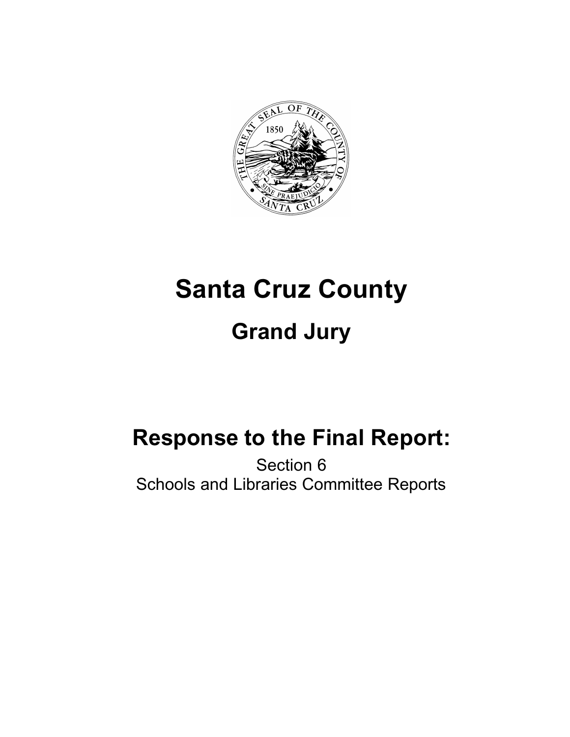# Santa Cruz County

## Grand Jury

## Response to the Final Report:

Section 6
Schools and Libraries Committee Reports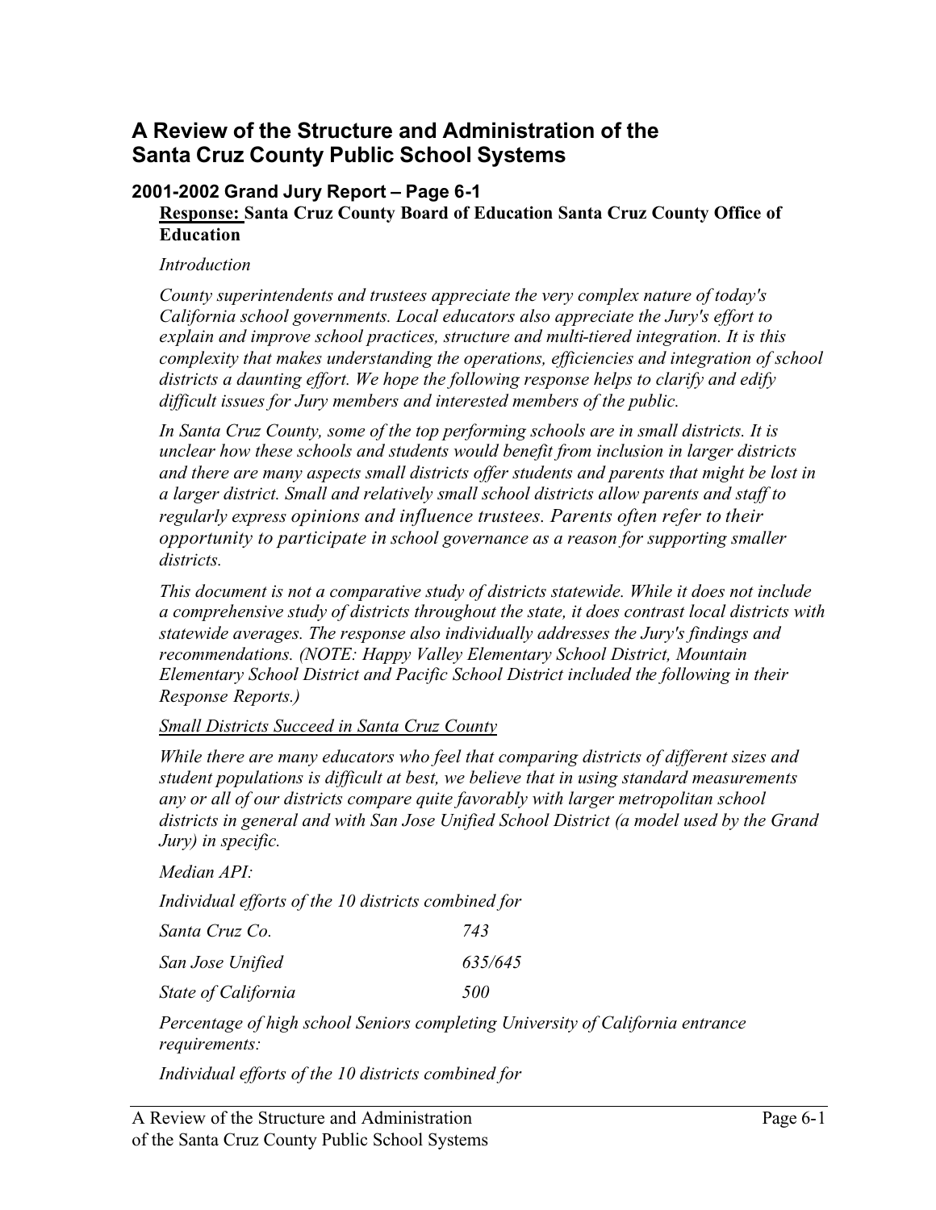## A Review of the Structure and Administration of the Santa Cruz County Public School Systems

### 2001-2002 Grand Jury Report – Page 6-1

**Response: Santa Cruz County Board of Education Santa Cruz County Office of Education**

*Introduction*

*County superintendents and trustees appreciate the very complex nature of today's California school governments. Local educators also appreciate the Jury's effort to explain and improve school practices, structure and multi-tiered integration. It is this complexity that makes understanding the operations, efficiencies and integration of school districts a daunting effort. We hope the following response helps to clarify and edify difficult issues for Jury members and interested members of the public.*

*In Santa Cruz County, some of the top performing schools are in small districts. It is unclear how these schools and students would benefit from inclusion in larger districts and there are many aspects small districts offer students and parents that might be lost in a larger district. Small and relatively small school districts allow parents and staff to regularly express opinions and influence trustees. Parents often refer to their opportunity to participate in school governance as a reason for supporting smaller districts.*

*This document is not a comparative study of districts statewide. While it does not include a comprehensive study of districts throughout the state, it does contrast local districts with statewide averages. The response also individually addresses the Jury's findings and recommendations. (NOTE: Happy Valley Elementary School District, Mountain Elementary School District and Pacific School District included the following in their Response Reports.)*

*<u>Small Districts Succeed in Santa Cruz County</u>*

*While there are many educators who feel that comparing districts of different sizes and student populations is difficult at best, we believe that in using standard measurements any or all of our districts compare quite favorably with larger metropolitan school districts in general and with San Jose Unified School District (a model used by the Grand Jury) in specific.*

*Median API:*

*Individual efforts of the 10 districts combined for*

| | |
|---|---|
| *Santa Cruz Co.* | *743* |
| *San Jose Unified* | *635/645* |
| *State of California* | *500* |

*Percentage of high school Seniors completing University of California entrance requirements:*

*Individual efforts of the 10 districts combined for*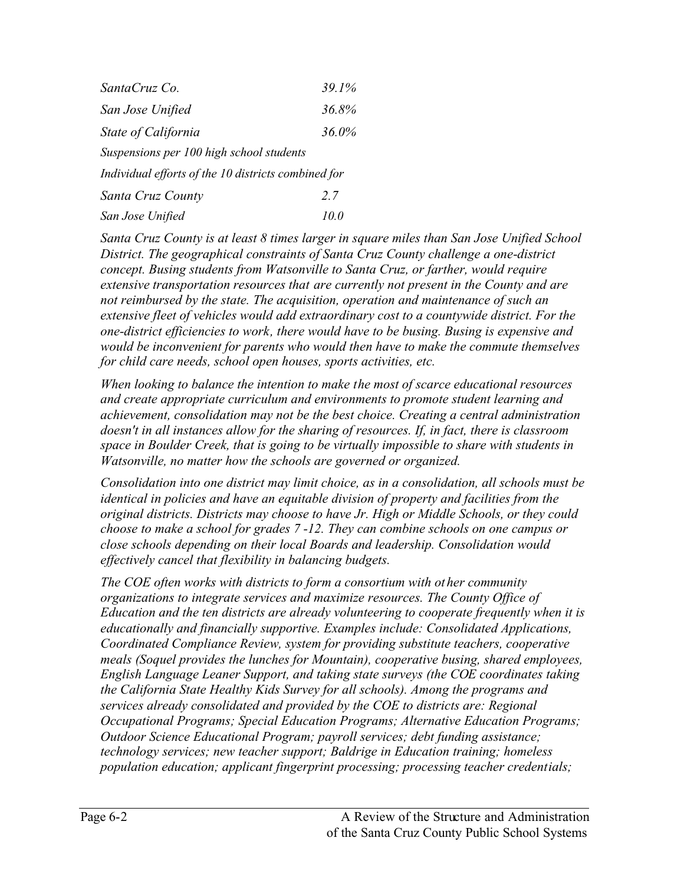| | |
|---|---|
| *SantaCruz Co.* | *39.1%* |
| *San Jose Unified* | *36.8%* |
| *State of California* | *36.0%* |

*Suspensions per 100 high school students*

*Individual efforts of the 10 districts combined for*

| | |
|---|---|
| *Santa Cruz County* | *2.7* |
| *San Jose Unified* | *10.0* |

*Santa Cruz County is at least 8 times larger in square miles than San Jose Unified School District. The geographical constraints of Santa Cruz County challenge a one-district concept. Busing students from Watsonville to Santa Cruz, or farther, would require extensive transportation resources that are currently not present in the County and are not reimbursed by the state. The acquisition, operation and maintenance of such an extensive fleet of vehicles would add extraordinary cost to a countywide district. For the one-district efficiencies to work, there would have to be busing. Busing is expensive and would be inconvenient for parents who would then have to make the commute themselves for child care needs, school open houses, sports activities, etc.*

*When looking to balance the intention to make the most of scarce educational resources and create appropriate curriculum and environments to promote student learning and achievement, consolidation may not be the best choice. Creating a central administration doesn't in all instances allow for the sharing of resources. If, in fact, there is classroom space in Boulder Creek, that is going to be virtually impossible to share with students in Watsonville, no matter how the schools are governed or organized.*

*Consolidation into one district may limit choice, as in a consolidation, all schools must be identical in policies and have an equitable division of property and facilities from the original districts. Districts may choose to have Jr. High or Middle Schools, or they could choose to make a school for grades 7 -12. They can combine schools on one campus or close schools depending on their local Boards and leadership. Consolidation would effectively cancel that flexibility in balancing budgets.*

*The COE often works with districts to form a consortium with other community organizations to integrate services and maximize resources. The County Office of Education and the ten districts are already volunteering to cooperate frequently when it is educationally and financially supportive. Examples include: Consolidated Applications, Coordinated Compliance Review, system for providing substitute teachers, cooperative meals (Soquel provides the lunches for Mountain), cooperative busing, shared employees, English Language Leaner Support, and taking state surveys (the COE coordinates taking the California State Healthy Kids Survey for all schools). Among the programs and services already consolidated and provided by the COE to districts are: Regional Occupational Programs; Special Education Programs; Alternative Education Programs; Outdoor Science Educational Program; payroll services; debt funding assistance; technology services; new teacher support; Baldrige in Education training; homeless population education; applicant fingerprint processing; processing teacher credentials;*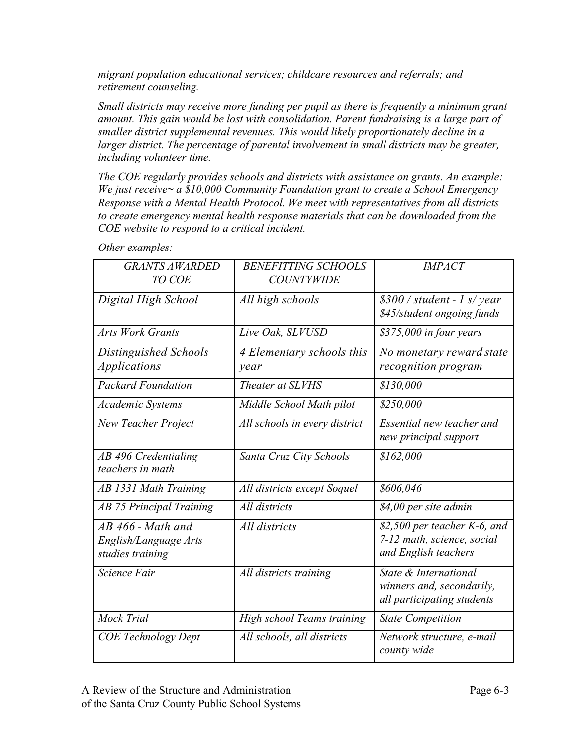*migrant population educational services; childcare resources and referrals; and retirement counseling.*

*Small districts may receive more funding per pupil as there is frequently a minimum grant amount. This gain would be lost with consolidation. Parent fundraising is a large part of smaller district supplemental revenues. This would likely proportionately decline in a larger district. The percentage of parental involvement in small districts may be greater, including volunteer time.*

*The COE regularly provides schools and districts with assistance on grants. An example: We just receive~ a $10,000 Community Foundation grant to create a School Emergency Response with a Mental Health Protocol. We meet with representatives from all districts to create emergency mental health response materials that can be downloaded from the COE website to respond to a critical incident.*

*Other examples:*

| *GRANTS AWARDED TO COE* | *BENEFITTING SCHOOLS COUNTYWIDE* | *IMPACT* |
|---|---|---|
| *Digital High School* | *All high schools* | *$300 / student - 1 s/ year $45/student ongoing funds* |
| *Arts Work Grants* | *Live Oak, SLVUSD* | *$375,000 in four years* |
| *Distinguished Schools Applications* | *4 Elementary schools this year* | *No monetary reward state recognition program* |
| *Packard Foundation* | *Theater at SLVHS* | *$130,000* |
| *Academic Systems* | *Middle School Math pilot* | *$250,000* |
| *New Teacher Project* | *All schools in every district* | *Essential new teacher and new principal support* |
| *AB 496 Credentialing teachers in math* | *Santa Cruz City Schools* | *$162,000* |
| *AB 1331 Math Training* | *All districts except Soquel* | *$606,046* |
| *AB 75 Principal Training* | *All districts* | *$4,00 per site admin* |
| *AB 466 - Math and English/Language Arts studies training* | *All districts* | *$2,500 per teacher K-6, and 7-12 math, science, social and English teachers* |
| *Science Fair* | *All districts training* | *State & International winners and, secondarily, all participating students* |
| *Mock Trial* | *High school Teams training* | *State Competition* |
| *COE Technology Dept* | *All schools, all districts* | *Network structure, e-mail county wide* |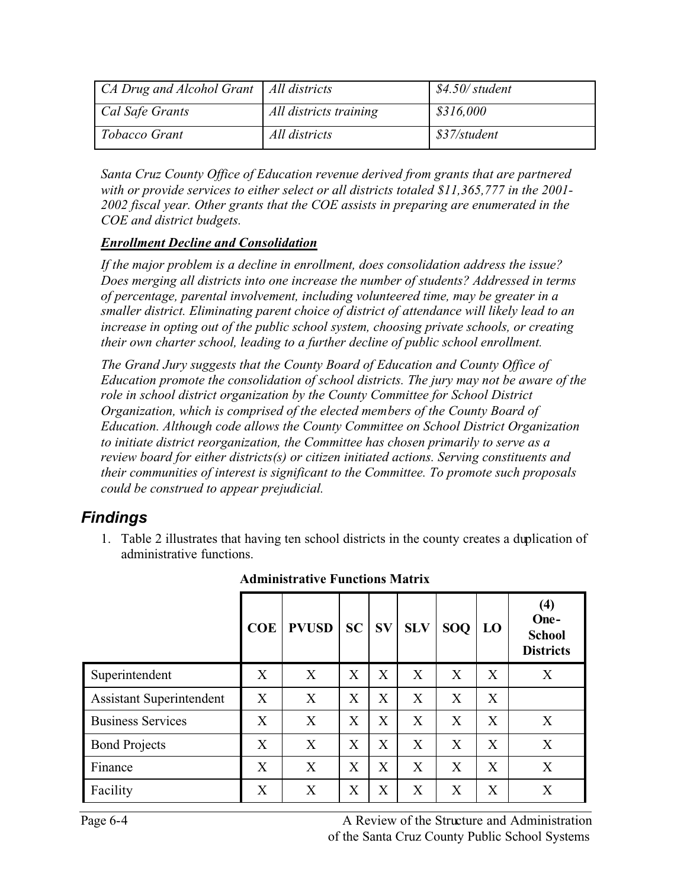| *CA Drug and Alcohol Grant* | *All districts* | *$4.50/ student* |
|---|---|---|
| *Cal Safe Grants* | *All districts training* | *$316,000* |
| *Tobacco Grant* | *All districts* | *$37/student* |

*Santa Cruz County Office of Education revenue derived from grants that are partnered with or provide services to either select or all districts totaled $11,365,777 in the 2001-2002 fiscal year. Other grants that the COE assists in preparing are enumerated in the COE and district budgets.*

***Enrollment Decline and Consolidation***

*If the major problem is a decline in enrollment, does consolidation address the issue? Does merging all districts into one increase the number of students? Addressed in terms of percentage, parental involvement, including volunteered time, may be greater in a smaller district. Eliminating parent choice of district of attendance will likely lead to an increase in opting out of the public school system, choosing private schools, or creating their own charter school, leading to a further decline of public school enrollment.*

*The Grand Jury suggests that the County Board of Education and County Office of Education promote the consolidation of school districts. The jury may not be aware of the role in school district organization by the County Committee for School District Organization, which is comprised of the elected members of the County Board of Education. Although code allows the County Committee on School District Organization to initiate district reorganization, the Committee has chosen primarily to serve as a review board for either districts(s) or citizen initiated actions. Serving constituents and their communities of interest is significant to the Committee. To promote such proposals could be construed to appear prejudicial.*

## *Findings*

1. Table 2 illustrates that having ten school districts in the county creates a duplication of administrative functions.

**Administrative Functions Matrix**

| | **COE** | **PVUSD** | **SC** | **SV** | **SLV** | **SOQ** | **LO** | **(4) One-School Districts** |
|---|---|---|---|---|---|---|---|---|
| Superintendent | X | X | X | X | X | X | X | X |
| Assistant Superintendent | X | X | X | X | X | X | X | |
| Business Services | X | X | X | X | X | X | X | X |
| Bond Projects | X | X | X | X | X | X | X | X |
| Finance | X | X | X | X | X | X | X | X |
| Facility | X | X | X | X | X | X | X | X |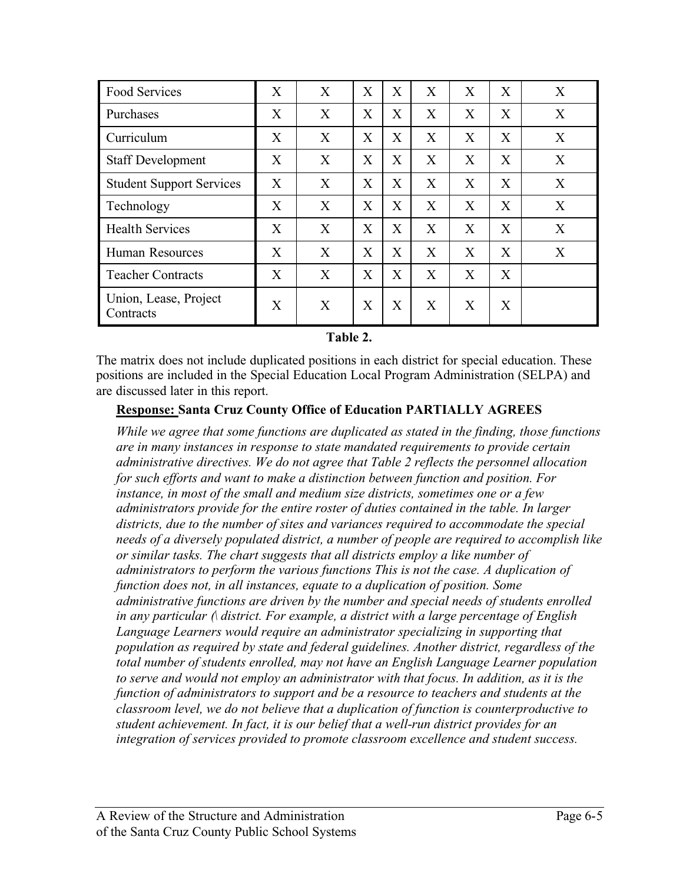| Food Services | X | X | X | X | X | X | X | X |
|---|---|---|---|---|---|---|---|---|
| Purchases | X | X | X | X | X | X | X | X |
| Curriculum | X | X | X | X | X | X | X | X |
| Staff Development | X | X | X | X | X | X | X | X |
| Student Support Services | X | X | X | X | X | X | X | X |
| Technology | X | X | X | X | X | X | X | X |
| Health Services | X | X | X | X | X | X | X | X |
| Human Resources | X | X | X | X | X | X | X | X |
| Teacher Contracts | X | X | X | X | X | X | X | |
| Union, Lease, Project Contracts | X | X | X | X | X | X | X | |

**Table 2.**

The matrix does not include duplicated positions in each district for special education. These positions are included in the Special Education Local Program Administration (SELPA) and are discussed later in this report.

**Response: Santa Cruz County Office of Education PARTIALLY AGREES**

*While we agree that some functions are duplicated as stated in the finding, those functions are in many instances in response to state mandated requirements to provide certain administrative directives. We do not agree that Table 2 reflects the personnel allocation for such efforts and want to make a distinction between function and position. For instance, in most of the small and medium size districts, sometimes one or a few administrators provide for the entire roster of duties contained in the table. In larger districts, due to the number of sites and variances required to accommodate the special needs of a diversely populated district, a number of people are required to accomplish like or similar tasks. The chart suggests that all districts employ a like number of administrators to perform the various functions This is not the case. A duplication of function does not, in all instances, equate to a duplication of position. Some administrative functions are driven by the number and special needs of students enrolled in any particular (\ district. For example, a district with a large percentage of English Language Learners would require an administrator specializing in supporting that population as required by state and federal guidelines. Another district, regardless of the total number of students enrolled, may not have an English Language Learner population to serve and would not employ an administrator with that focus. In addition, as it is the function of administrators to support and be a resource to teachers and students at the classroom level, we do not believe that a duplication of function is counterproductive to student achievement. In fact, it is our belief that a well-run district provides for an integration of services provided to promote classroom excellence and student success.*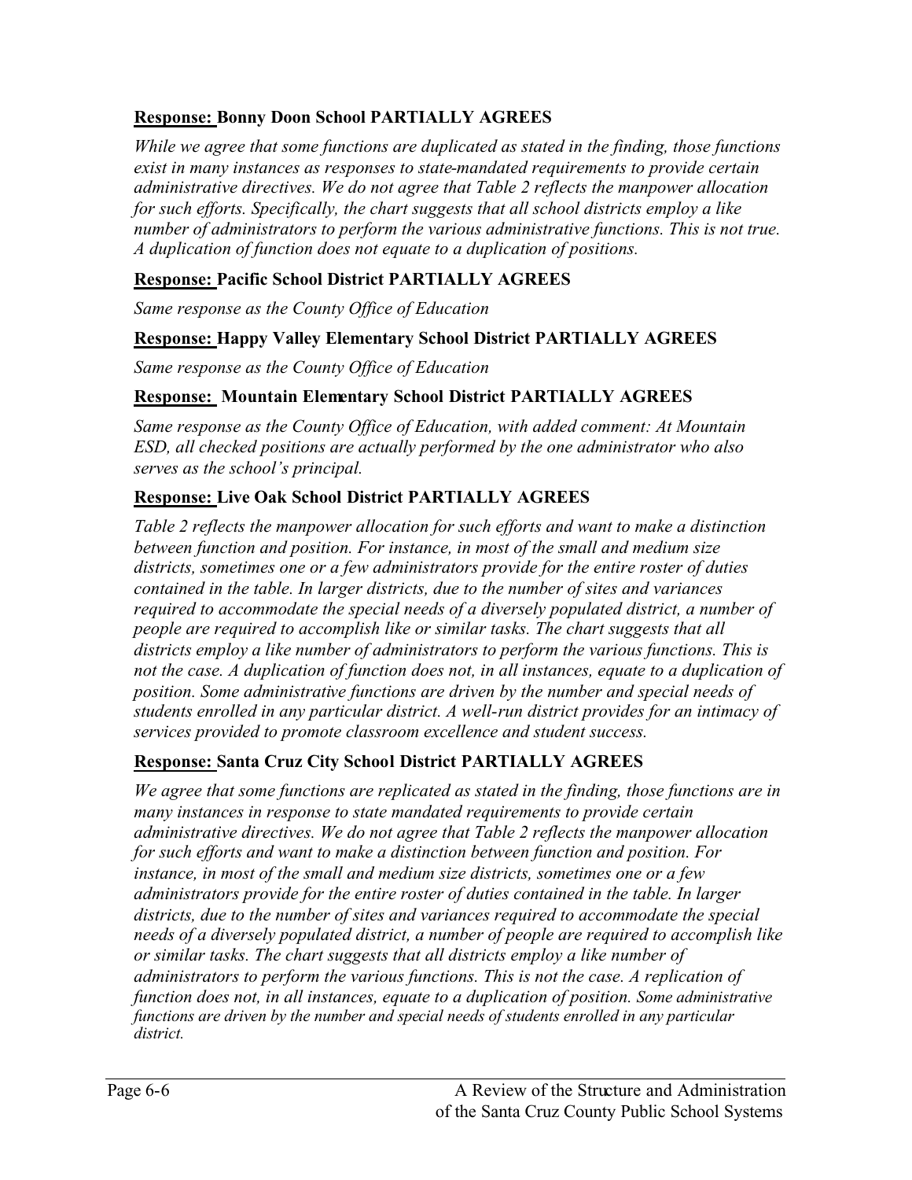**<u>Response:</u> Bonny Doon School PARTIALLY AGREES**

*While we agree that some functions are duplicated as stated in the finding, those functions exist in many instances as responses to state-mandated requirements to provide certain administrative directives. We do not agree that Table 2 reflects the manpower allocation for such efforts. Specifically, the chart suggests that all school districts employ a like number of administrators to perform the various administrative functions. This is not true. A duplication of function does not equate to a duplication of positions.*

**<u>Response:</u> Pacific School District PARTIALLY AGREES**

*Same response as the County Office of Education*

**<u>Response:</u> Happy Valley Elementary School District PARTIALLY AGREES**

*Same response as the County Office of Education*

**<u>Response:</u> Mountain Elementary School District PARTIALLY AGREES**

*Same response as the County Office of Education, with added comment: At Mountain ESD, all checked positions are actually performed by the one administrator who also serves as the school's principal.*

**<u>Response:</u> Live Oak School District PARTIALLY AGREES**

*Table 2 reflects the manpower allocation for such efforts and want to make a distinction between function and position. For instance, in most of the small and medium size districts, sometimes one or a few administrators provide for the entire roster of duties contained in the table. In larger districts, due to the number of sites and variances required to accommodate the special needs of a diversely populated district, a number of people are required to accomplish like or similar tasks. The chart suggests that all districts employ a like number of administrators to perform the various functions. This is not the case. A duplication of function does not, in all instances, equate to a duplication of position. Some administrative functions are driven by the number and special needs of students enrolled in any particular district. A well-run district provides for an intimacy of services provided to promote classroom excellence and student success.*

**<u>Response:</u> Santa Cruz City School District PARTIALLY AGREES**

*We agree that some functions are replicated as stated in the finding, those functions are in many instances in response to state mandated requirements to provide certain administrative directives. We do not agree that Table 2 reflects the manpower allocation for such efforts and want to make a distinction between function and position. For instance, in most of the small and medium size districts, sometimes one or a few administrators provide for the entire roster of duties contained in the table. In larger districts, due to the number of sites and variances required to accommodate the special needs of a diversely populated district, a number of people are required to accomplish like or similar tasks. The chart suggests that all districts employ a like number of administrators to perform the various functions. This is not the case. A replication of function does not, in all instances, equate to a duplication of position. Some administrative functions are driven by the number and special needs of students enrolled in any particular district.*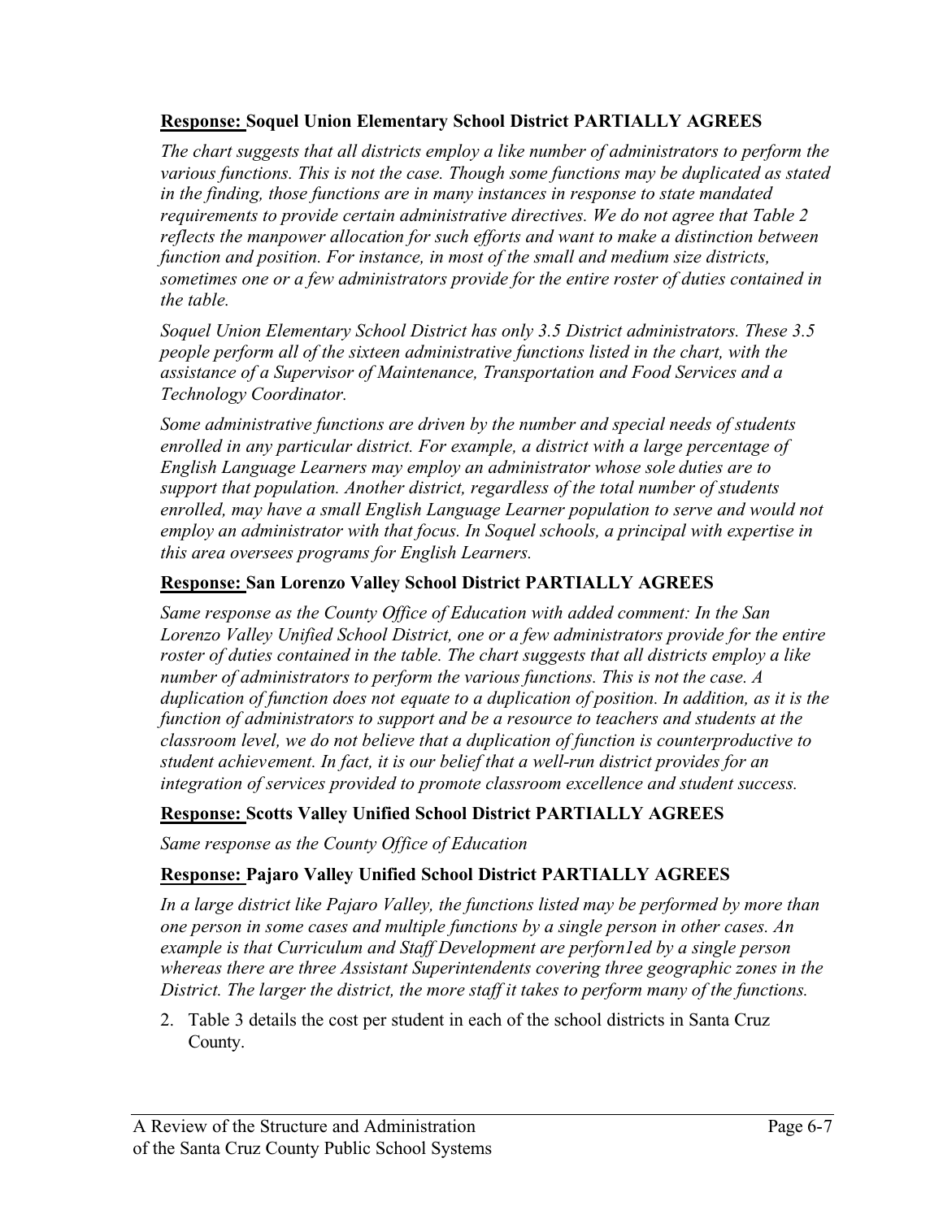**<u>Response:</u> Soquel Union Elementary School District PARTIALLY AGREES**

*The chart suggests that all districts employ a like number of administrators to perform the various functions. This is not the case. Though some functions may be duplicated as stated in the finding, those functions are in many instances in response to state mandated requirements to provide certain administrative directives. We do not agree that Table 2 reflects the manpower allocation for such efforts and want to make a distinction between function and position. For instance, in most of the small and medium size districts, sometimes one or a few administrators provide for the entire roster of duties contained in the table.*

*Soquel Union Elementary School District has only 3.5 District administrators. These 3.5 people perform all of the sixteen administrative functions listed in the chart, with the assistance of a Supervisor of Maintenance, Transportation and Food Services and a Technology Coordinator.*

*Some administrative functions are driven by the number and special needs of students enrolled in any particular district. For example, a district with a large percentage of English Language Learners may employ an administrator whose sole duties are to support that population. Another district, regardless of the total number of students enrolled, may have a small English Language Learner population to serve and would not employ an administrator with that focus. In Soquel schools, a principal with expertise in this area oversees programs for English Learners.*

**<u>Response:</u> San Lorenzo Valley School District PARTIALLY AGREES**

*Same response as the County Office of Education with added comment: In the San Lorenzo Valley Unified School District, one or a few administrators provide for the entire roster of duties contained in the table. The chart suggests that all districts employ a like number of administrators to perform the various functions. This is not the case. A duplication of function does not equate to a duplication of position. In addition, as it is the function of administrators to support and be a resource to teachers and students at the classroom level, we do not believe that a duplication of function is counterproductive to student achievement. In fact, it is our belief that a well-run district provides for an integration of services provided to promote classroom excellence and student success.*

**<u>Response:</u> Scotts Valley Unified School District PARTIALLY AGREES**

*Same response as the County Office of Education*

**<u>Response:</u> Pajaro Valley Unified School District PARTIALLY AGREES**

*In a large district like Pajaro Valley, the functions listed may be performed by more than one person in some cases and multiple functions by a single person in other cases. An example is that Curriculum and Staff Development are perforn1ed by a single person whereas there are three Assistant Superintendents covering three geographic zones in the District. The larger the district, the more staff it takes to perform many of the functions.*

2. Table 3 details the cost per student in each of the school districts in Santa Cruz County.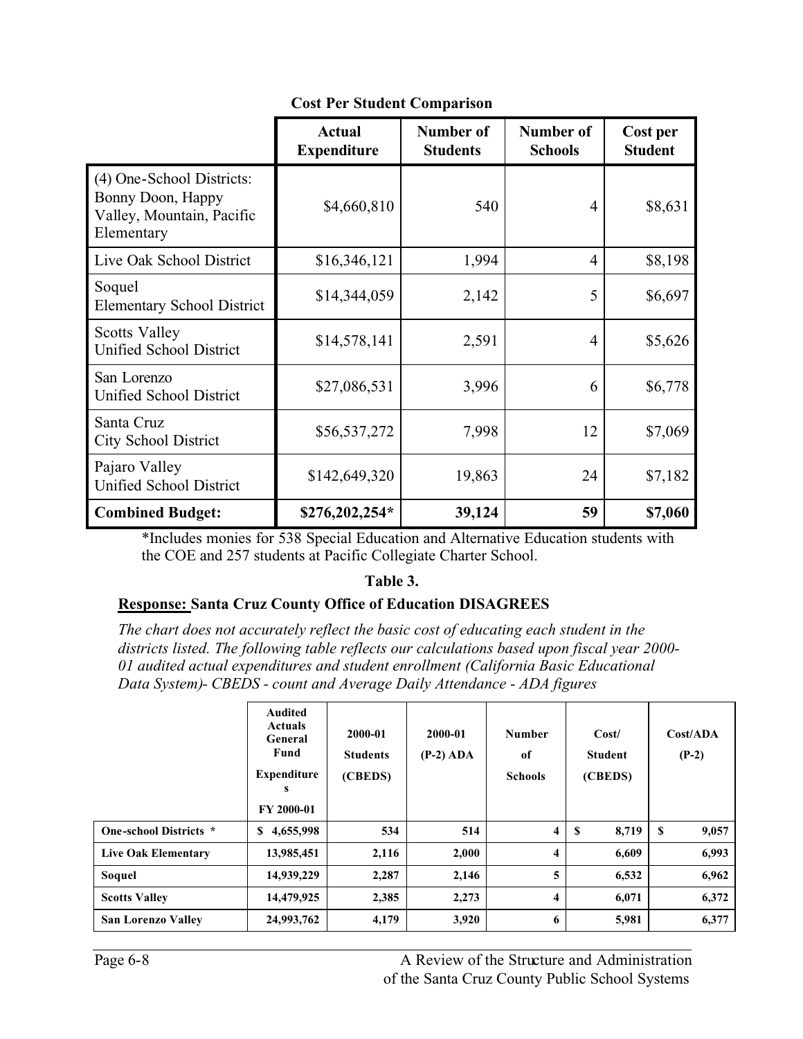**Cost Per Student Comparison**

| | Actual Expenditure | Number of Students | Number of Schools | Cost per Student |
|---|---|---|---|---|
| (4) One-School Districts: Bonny Doon, Happy Valley, Mountain, Pacific Elementary | $4,660,810 | 540 | 4 | $8,631 |
| Live Oak School District | $16,346,121 | 1,994 | 4 | $8,198 |
| Soquel Elementary School District | $14,344,059 | 2,142 | 5 | $6,697 |
| Scotts Valley Unified School District | $14,578,141 | 2,591 | 4 | $5,626 |
| San Lorenzo Unified School District | $27,086,531 | 3,996 | 6 | $6,778 |
| Santa Cruz City School District | $56,537,272 | 7,998 | 12 | $7,069 |
| Pajaro Valley Unified School District | $142,649,320 | 19,863 | 24 | $7,182 |
| **Combined Budget:** | **$276,202,254*** | **39,124** | **59** | **$7,060** |

*Includes monies for 538 Special Education and Alternative Education students with the COE and 257 students at Pacific Collegiate Charter School.

**Table 3.**

**<u>Response:</u> Santa Cruz County Office of Education DISAGREES**

*The chart does not accurately reflect the basic cost of educating each student in the districts listed. The following table reflects our calculations based upon fiscal year 2000-01 audited actual expenditures and student enrollment (California Basic Educational Data System)- CBEDS - count and Average Daily Attendance - ADA figures*

| | Audited Actuals General Fund Expenditures FY 2000-01 | 2000-01 Students (CBEDS) | 2000-01 (P-2) ADA | Number of Schools | Cost/ Student (CBEDS) | Cost/ADA (P-2) |
|---|---|---|---|---|---|---|
| **One-school Districts *** | **$ 4,655,998** | **534** | **514** | **4** | **$ 8,719** | **$ 9,057** |
| **Live Oak Elementary** | **13,985,451** | **2,116** | **2,000** | **4** | **6,609** | **6,993** |
| **Soquel** | **14,939,229** | **2,287** | **2,146** | **5** | **6,532** | **6,962** |
| **Scotts Valley** | **14,479,925** | **2,385** | **2,273** | **4** | **6,071** | **6,372** |
| **San Lorenzo Valley** | **24,993,762** | **4,179** | **3,920** | **6** | **5,981** | **6,377** |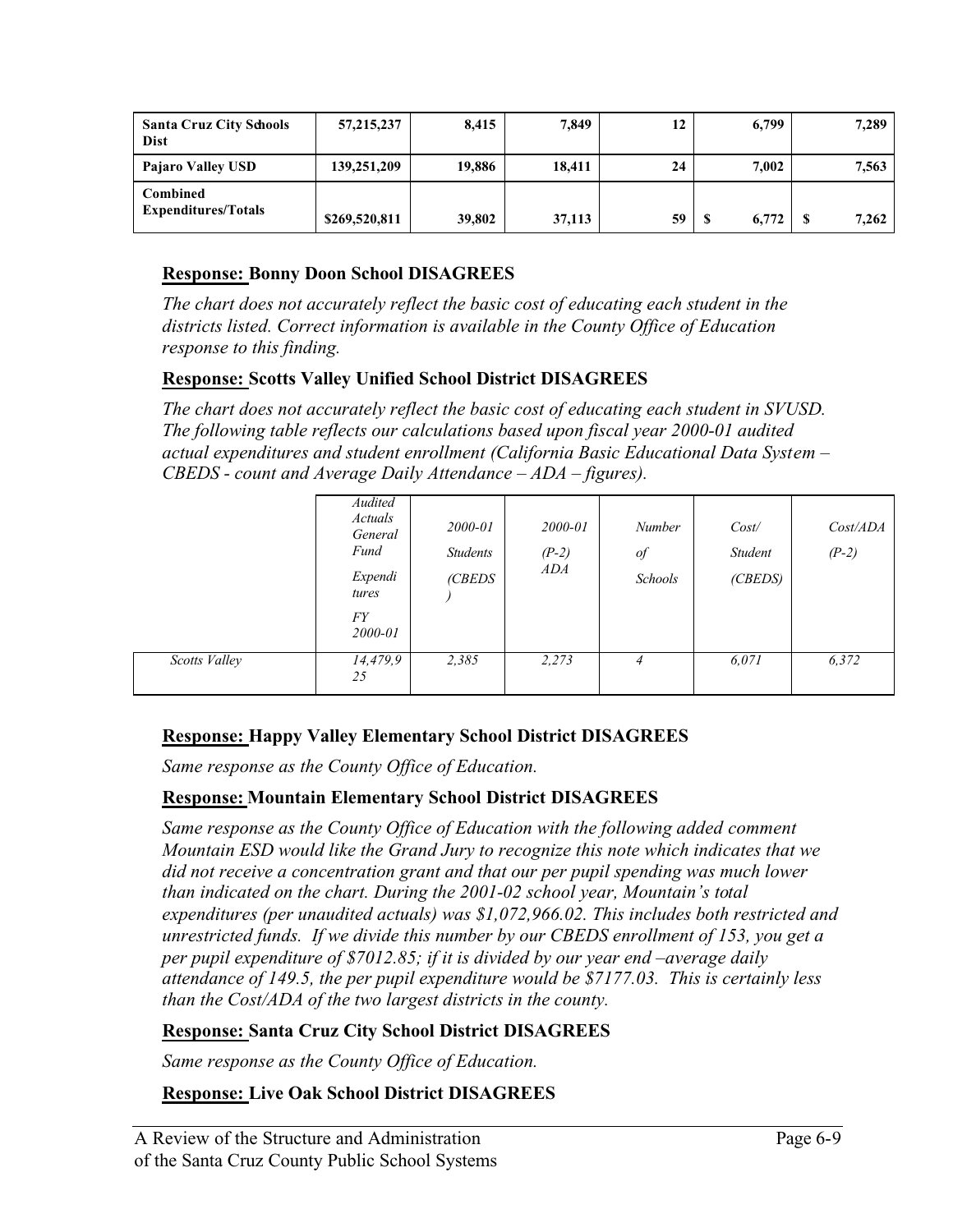| **Santa Cruz City Schools Dist** | **57,215,237** | **8,415** | **7,849** | **12** | **6,799** | **7,289** |
|---|---|---|---|---|---|---|
| **Pajaro Valley USD** | **139,251,209** | **19,886** | **18,411** | **24** | **7,002** | **7,563** |
| **Combined Expenditures/Totals** | **$269,520,811** | **39,802** | **37,113** | **59** | **$ 6,772** | **$ 7,262** |

**Response: Bonny Doon School DISAGREES**

*The chart does not accurately reflect the basic cost of educating each student in the districts listed. Correct information is available in the County Office of Education response to this finding.*

**Response: Scotts Valley Unified School District DISAGREES**

*The chart does not accurately reflect the basic cost of educating each student in SVUSD. The following table reflects our calculations based upon fiscal year 2000-01 audited actual expenditures and student enrollment (California Basic Educational Data System – CBEDS - count and Average Daily Attendance – ADA – figures).*

| | *Audited Actuals General Fund Expenditures FY 2000-01* | *2000-01 Students (CBEDS)* | *2000-01 (P-2) ADA* | *Number of Schools* | *Cost/ Student (CBEDS)* | *Cost/ADA (P-2)* |
|---|---|---|---|---|---|---|
| *Scotts Valley* | *14,479,925* | *2,385* | *2,273* | *4* | *6,071* | *6,372* |

**Response: Happy Valley Elementary School District DISAGREES**

*Same response as the County Office of Education.*

**Response: Mountain Elementary School District DISAGREES**

*Same response as the County Office of Education with the following added comment Mountain ESD would like the Grand Jury to recognize this note which indicates that we did not receive a concentration grant and that our per pupil spending was much lower than indicated on the chart. During the 2001-02 school year, Mountain's total expenditures (per unaudited actuals) was $1,072,966.02. This includes both restricted and unrestricted funds. If we divide this number by our CBEDS enrollment of 153, you get a per pupil expenditure of $7012.85; if it is divided by our year end –average daily attendance of 149.5, the per pupil expenditure would be $7177.03. This is certainly less than the Cost/ADA of the two largest districts in the county.*

**Response: Santa Cruz City School District DISAGREES**

*Same response as the County Office of Education.*

**Response: Live Oak School District DISAGREES**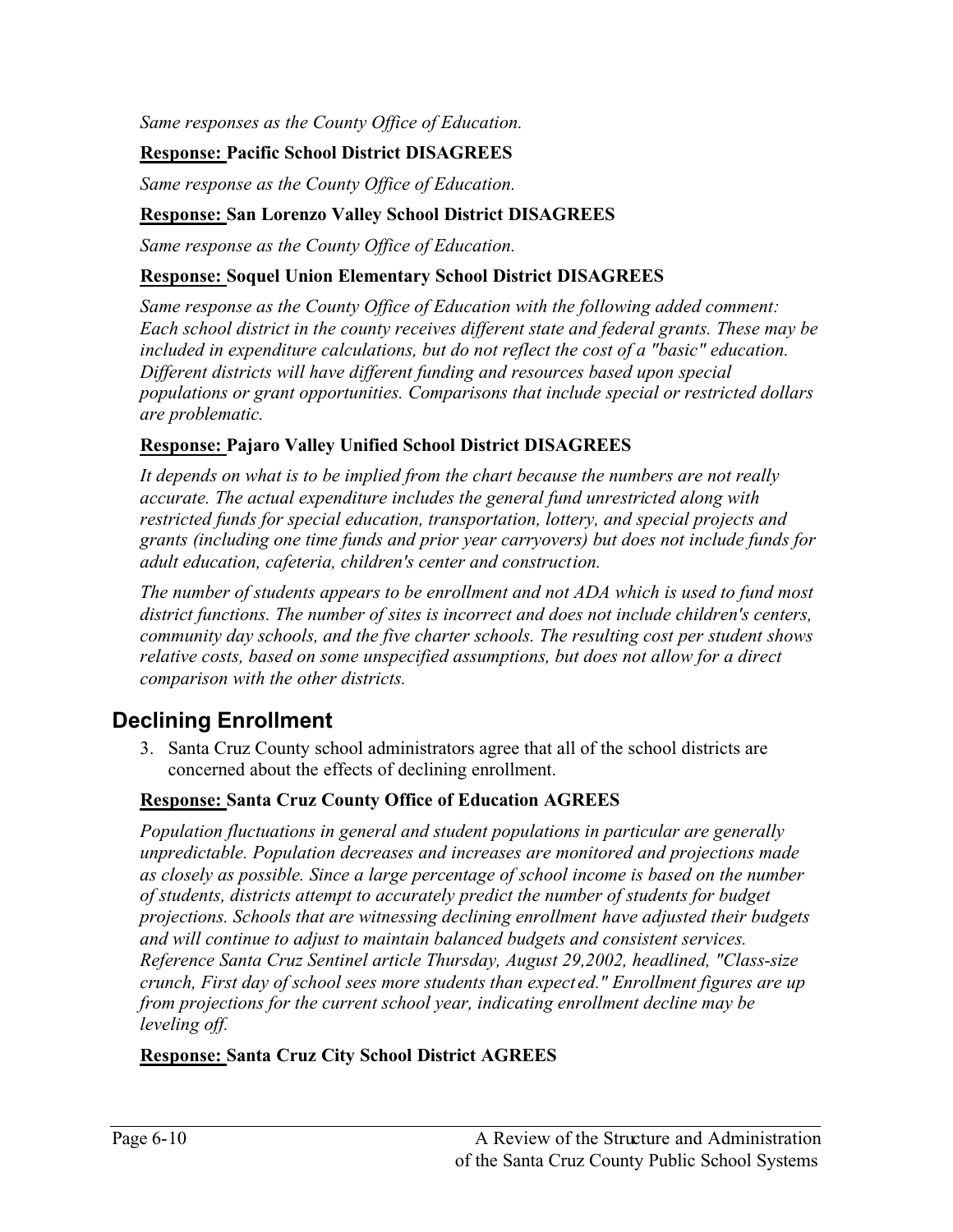*Same responses as the County Office of Education.*

**Response: Pacific School District DISAGREES**

*Same response as the County Office of Education.*

**Response: San Lorenzo Valley School District DISAGREES**

*Same response as the County Office of Education.*

**Response: Soquel Union Elementary School District DISAGREES**

*Same response as the County Office of Education with the following added comment: Each school district in the county receives different state and federal grants. These may be included in expenditure calculations, but do not reflect the cost of a "basic" education. Different districts will have different funding and resources based upon special populations or grant opportunities. Comparisons that include special or restricted dollars are problematic.*

**Response: Pajaro Valley Unified School District DISAGREES**

*It depends on what is to be implied from the chart because the numbers are not really accurate. The actual expenditure includes the general fund unrestricted along with restricted funds for special education, transportation, lottery, and special projects and grants (including one time funds and prior year carryovers) but does not include funds for adult education, cafeteria, children's center and construction.*

*The number of students appears to be enrollment and not ADA which is used to fund most district functions. The number of sites is incorrect and does not include children's centers, community day schools, and the five charter schools. The resulting cost per student shows relative costs, based on some unspecified assumptions, but does not allow for a direct comparison with the other districts.*

## Declining Enrollment

3. Santa Cruz County school administrators agree that all of the school districts are concerned about the effects of declining enrollment.

**Response: Santa Cruz County Office of Education AGREES**

*Population fluctuations in general and student populations in particular are generally unpredictable. Population decreases and increases are monitored and projections made as closely as possible. Since a large percentage of school income is based on the number of students, districts attempt to accurately predict the number of students for budget projections. Schools that are witnessing declining enrollment have adjusted their budgets and will continue to adjust to maintain balanced budgets and consistent services. Reference Santa Cruz Sentinel article Thursday, August 29,2002, headlined, "Class-size crunch, First day of school sees more students than expected." Enrollment figures are up from projections for the current school year, indicating enrollment decline may be leveling off.*

**Response: Santa Cruz City School District AGREES**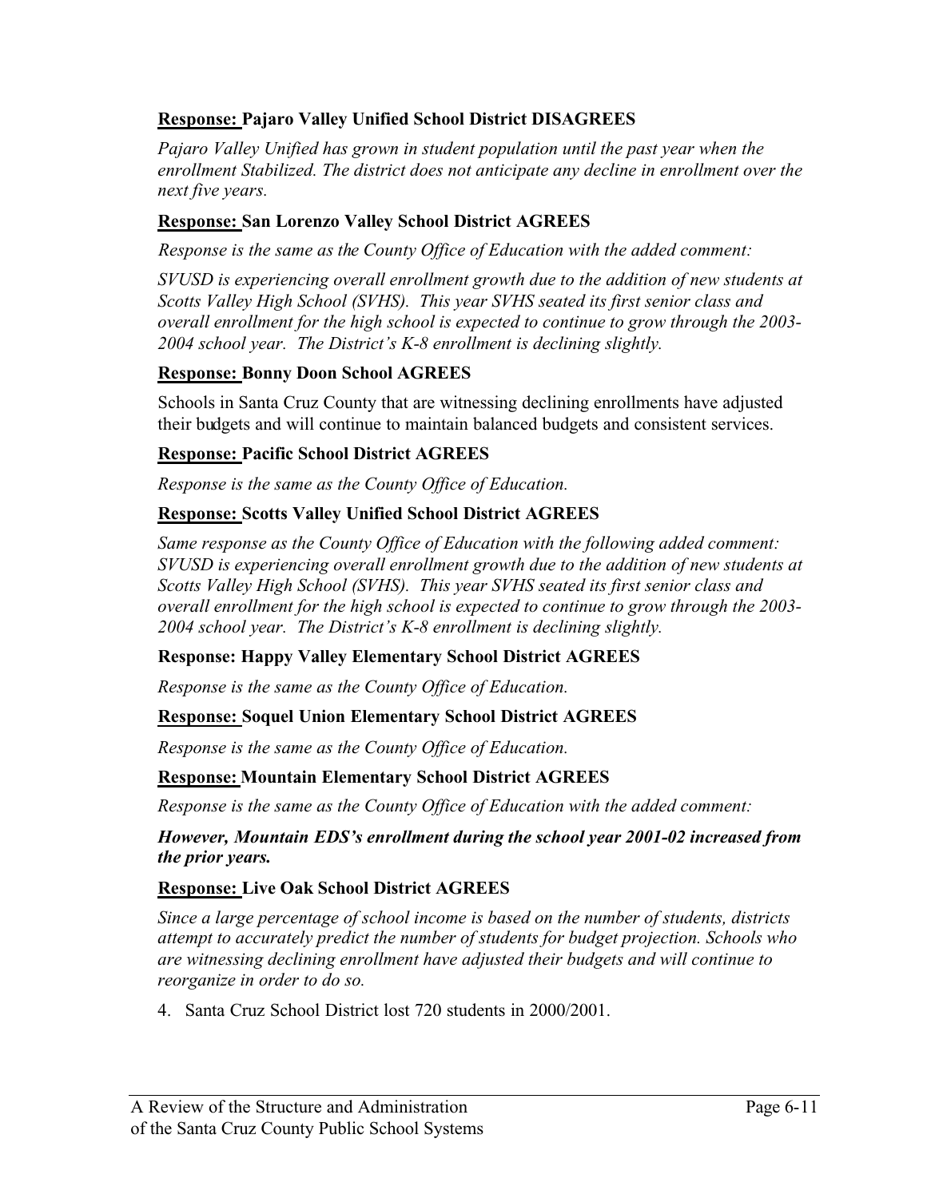**<u>Response:</u> Pajaro Valley Unified School District DISAGREES**

*Pajaro Valley Unified has grown in student population until the past year when the enrollment Stabilized. The district does not anticipate any decline in enrollment over the next five years.*

**<u>Response:</u> San Lorenzo Valley School District AGREES**

*Response is the same as the County Office of Education with the added comment:*

*SVUSD is experiencing overall enrollment growth due to the addition of new students at Scotts Valley High School (SVHS). This year SVHS seated its first senior class and overall enrollment for the high school is expected to continue to grow through the 2003-2004 school year. The District's K-8 enrollment is declining slightly.*

**<u>Response:</u> Bonny Doon School AGREES**

Schools in Santa Cruz County that are witnessing declining enrollments have adjusted their budgets and will continue to maintain balanced budgets and consistent services.

**<u>Response:</u> Pacific School District AGREES**

*Response is the same as the County Office of Education.*

**<u>Response:</u> Scotts Valley Unified School District AGREES**

*Same response as the County Office of Education with the following added comment: SVUSD is experiencing overall enrollment growth due to the addition of new students at Scotts Valley High School (SVHS). This year SVHS seated its first senior class and overall enrollment for the high school is expected to continue to grow through the 2003-2004 school year. The District's K-8 enrollment is declining slightly.*

**Response: Happy Valley Elementary School District AGREES**

*Response is the same as the County Office of Education.*

**<u>Response:</u> Soquel Union Elementary School District AGREES**

*Response is the same as the County Office of Education.*

**<u>Response:</u> Mountain Elementary School District AGREES**

*Response is the same as the County Office of Education with the added comment:*

***However, Mountain EDS's enrollment during the school year 2001-02 increased from the prior years.***

**<u>Response:</u> Live Oak School District AGREES**

*Since a large percentage of school income is based on the number of students, districts attempt to accurately predict the number of students for budget projection. Schools who are witnessing declining enrollment have adjusted their budgets and will continue to reorganize in order to do so.*

4. Santa Cruz School District lost 720 students in 2000/2001.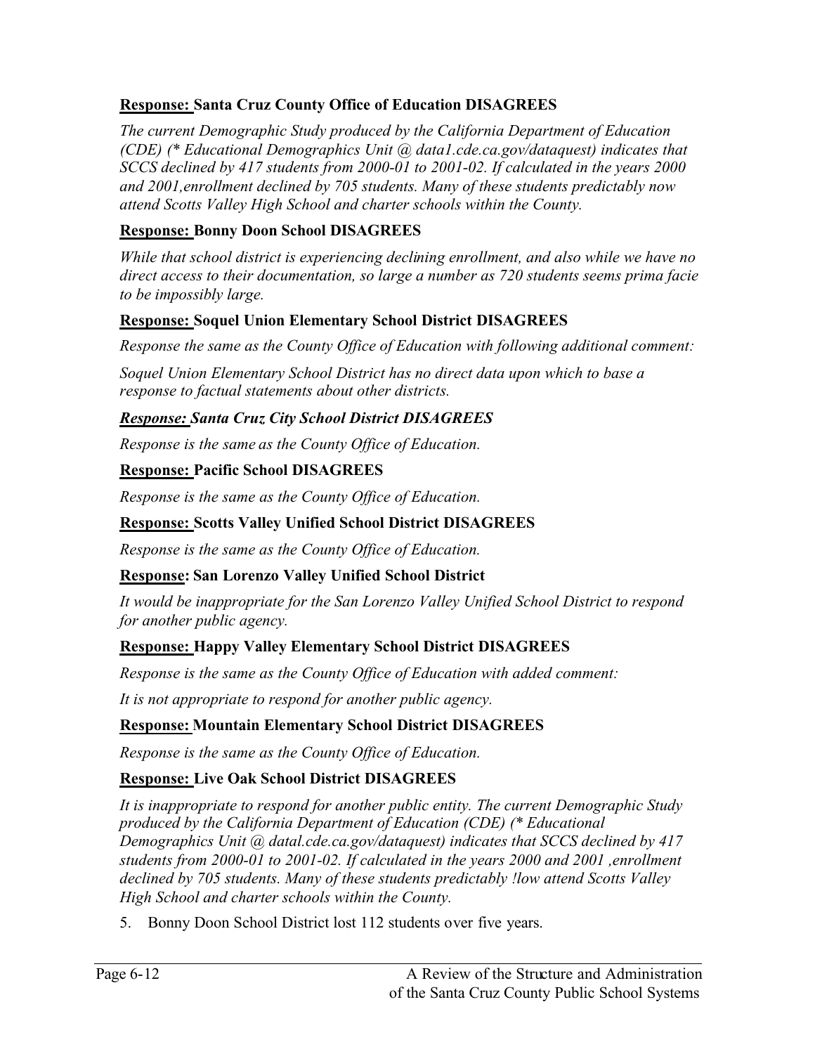**<u>Response:</u> Santa Cruz County Office of Education DISAGREES**

*The current Demographic Study produced by the California Department of Education (CDE) (* Educational Demographics Unit @ data1.cde.ca.gov/dataquest) indicates that SCCS declined by 417 students from 2000-01 to 2001-02. If calculated in the years 2000 and 2001,enrollment declined by 705 students. Many of these students predictably now attend Scotts Valley High School and charter schools within the County.*

**<u>Response:</u> Bonny Doon School DISAGREES**

*While that school district is experiencing declining enrollment, and also while we have no direct access to their documentation, so large a number as 720 students seems prima facie to be impossibly large.*

**<u>Response:</u> Soquel Union Elementary School District DISAGREES**

*Response the same as the County Office of Education with following additional comment:*

*Soquel Union Elementary School District has no direct data upon which to base a response to factual statements about other districts.*

***<u>Response:</u> Santa Cruz City School District DISAGREES***

*Response is the same as the County Office of Education.*

**<u>Response:</u> Pacific School DISAGREES**

*Response is the same as the County Office of Education.*

**<u>Response:</u> Scotts Valley Unified School District DISAGREES**

*Response is the same as the County Office of Education.*

**<u>Response</u>: San Lorenzo Valley Unified School District**

*It would be inappropriate for the San Lorenzo Valley Unified School District to respond for another public agency.*

**<u>Response:</u> Happy Valley Elementary School District DISAGREES**

*Response is the same as the County Office of Education with added comment:*

*It is not appropriate to respond for another public agency.*

**<u>Response:</u> Mountain Elementary School District DISAGREES**

*Response is the same as the County Office of Education.*

**<u>Response:</u> Live Oak School District DISAGREES**

*It is inappropriate to respond for another public entity. The current Demographic Study produced by the California Department of Education (CDE) (* Educational Demographics Unit @ datal.cde.ca.gov/dataquest) indicates that SCCS declined by 417 students from 2000-01 to 2001-02. If calculated in the years 2000 and 2001 ,enrollment declined by 705 students. Many of these students predictably !low attend Scotts Valley High School and charter schools within the County.*

5. Bonny Doon School District lost 112 students over five years.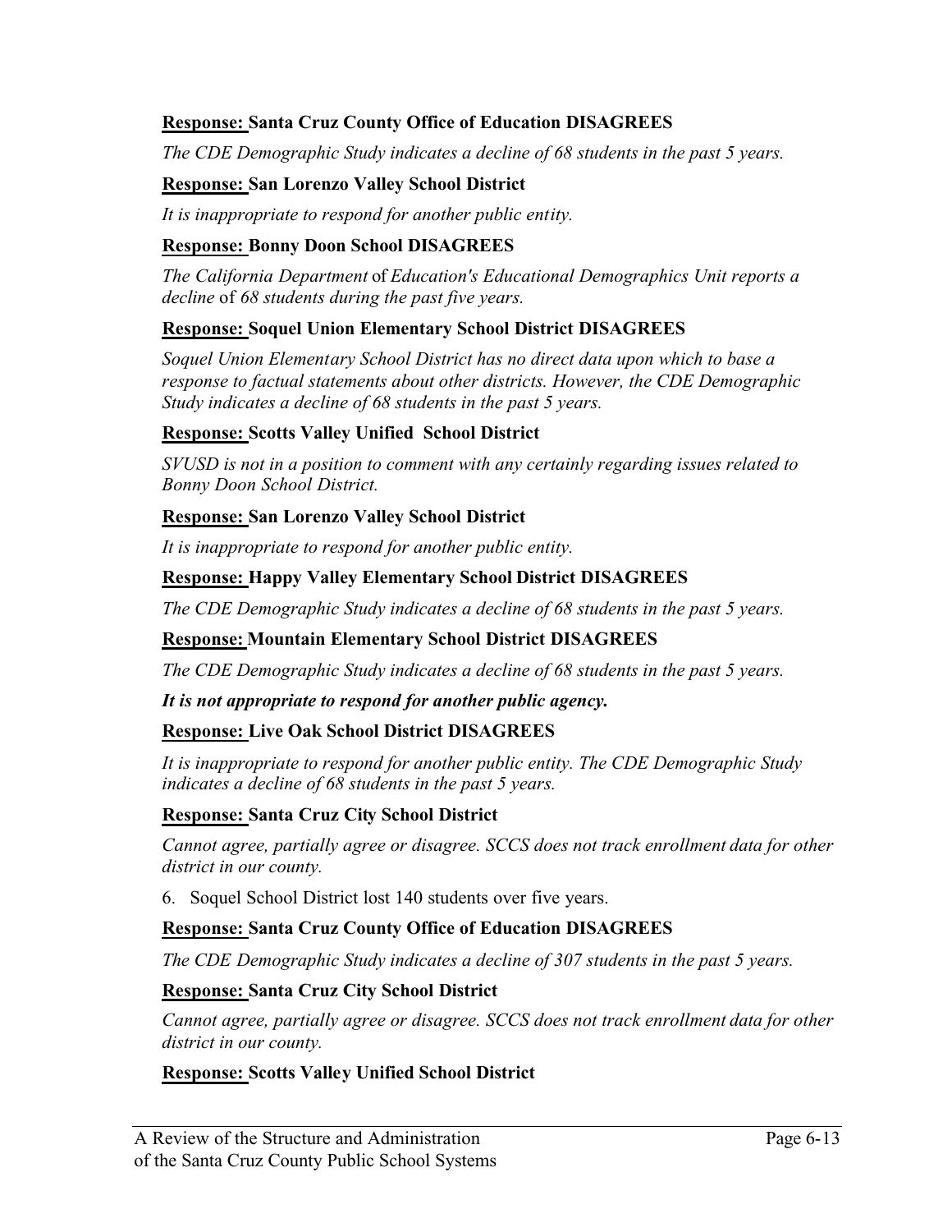**<u>Response:</u> Santa Cruz County Office of Education DISAGREES**

*The CDE Demographic Study indicates a decline of 68 students in the past 5 years.*

**<u>Response:</u> San Lorenzo Valley School District**

*It is inappropriate to respond for another public entity.*

**<u>Response:</u> Bonny Doon School DISAGREES**

*The California Department* of *Education's Educational Demographics Unit reports a decline* of *68 students during the past five years.*

**<u>Response:</u> Soquel Union Elementary School District DISAGREES**

*Soquel Union Elementary School District has no direct data upon which to base a response to factual statements about other districts. However, the CDE Demographic Study indicates a decline of 68 students in the past 5 years.*

**<u>Response:</u> Scotts Valley Unified School District**

*SVUSD is not in a position to comment with any certainly regarding issues related to Bonny Doon School District.*

**<u>Response:</u> San Lorenzo Valley School District**

*It is inappropriate to respond for another public entity.*

**<u>Response:</u> Happy Valley Elementary School District DISAGREES**

*The CDE Demographic Study indicates a decline of 68 students in the past 5 years.*

**<u>Response:</u> Mountain Elementary School District DISAGREES**

*The CDE Demographic Study indicates a decline of 68 students in the past 5 years.*

***It is not appropriate to respond for another public agency.***

**<u>Response:</u> Live Oak School District DISAGREES**

*It is inappropriate to respond for another public entity. The CDE Demographic Study indicates a decline of 68 students in the past 5 years.*

**<u>Response:</u> Santa Cruz City School District**

*Cannot agree, partially agree or disagree. SCCS does not track enrollment data for other district in our county.*

6. Soquel School District lost 140 students over five years.

**<u>Response:</u> Santa Cruz County Office of Education DISAGREES**

*The CDE Demographic Study indicates a decline of 307 students in the past 5 years.*

**<u>Response:</u> Santa Cruz City School District**

*Cannot agree, partially agree or disagree. SCCS does not track enrollment data for other district in our county.*

**<u>Response:</u> Scotts Valley Unified School District**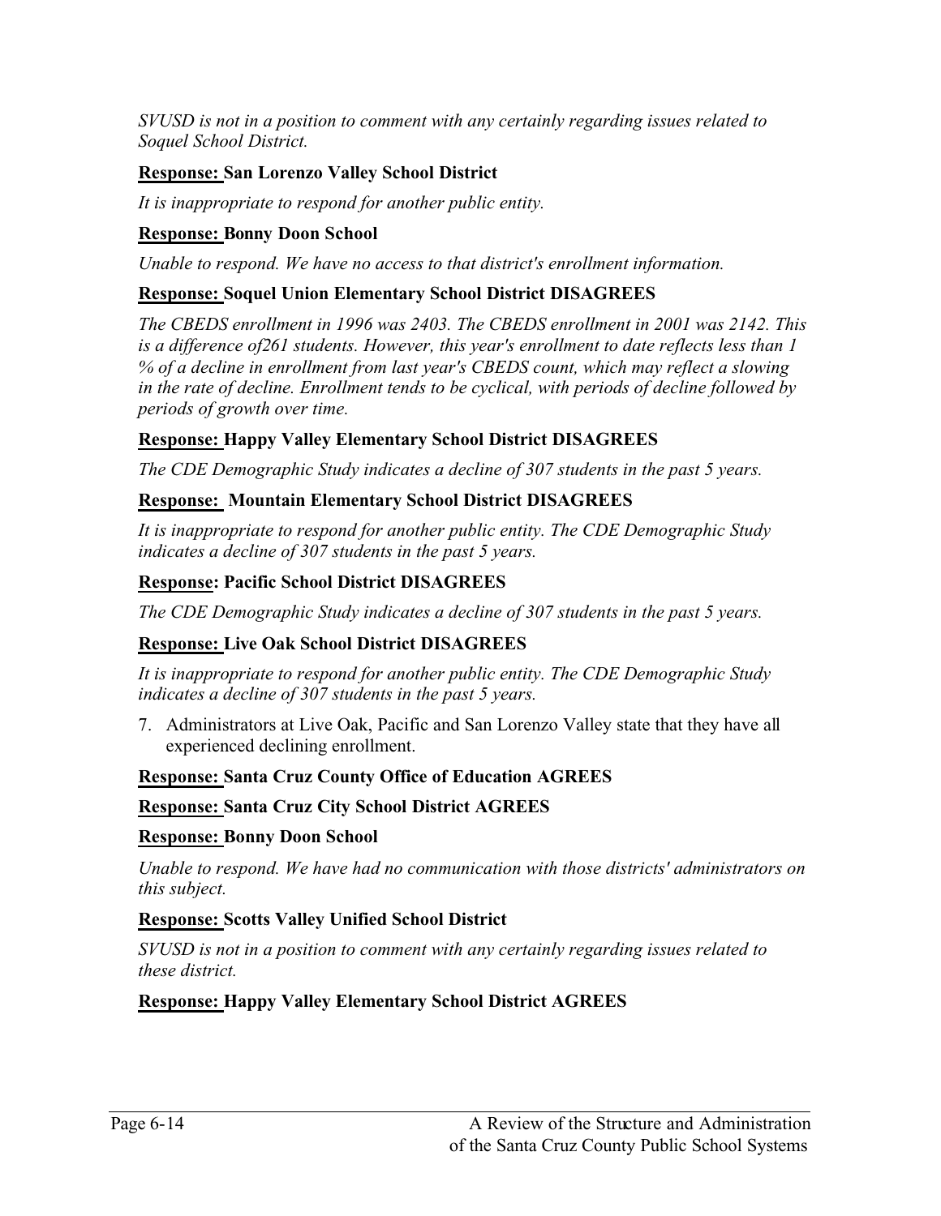*SVUSD is not in a position to comment with any certainly regarding issues related to Soquel School District.*

**<u>Response:</u> San Lorenzo Valley School District**

*It is inappropriate to respond for another public entity.*

**<u>Response:</u> Bonny Doon School**

*Unable to respond. We have no access to that district's enrollment information.*

**<u>Response:</u> Soquel Union Elementary School District DISAGREES**

*The CBEDS enrollment in 1996 was 2403. The CBEDS enrollment in 2001 was 2142. This is a difference of261 students. However, this year's enrollment to date reflects less than 1 % of a decline in enrollment from last year's CBEDS count, which may reflect a slowing in the rate of decline. Enrollment tends to be cyclical, with periods of decline followed by periods of growth over time.*

**<u>Response:</u> Happy Valley Elementary School District DISAGREES**

*The CDE Demographic Study indicates a decline of 307 students in the past 5 years.*

**<u>Response:</u> Mountain Elementary School District DISAGREES**

*It is inappropriate to respond for another public entity. The CDE Demographic Study indicates a decline of 307 students in the past 5 years.*

**<u>Response</u>: Pacific School District DISAGREES**

*The CDE Demographic Study indicates a decline of 307 students in the past 5 years.*

**<u>Response:</u> Live Oak School District DISAGREES**

*It is inappropriate to respond for another public entity. The CDE Demographic Study indicates a decline of 307 students in the past 5 years.*

7. Administrators at Live Oak, Pacific and San Lorenzo Valley state that they have all experienced declining enrollment.

**<u>Response:</u> Santa Cruz County Office of Education AGREES**

**<u>Response:</u> Santa Cruz City School District AGREES**

**<u>Response:</u> Bonny Doon School**

*Unable to respond. We have had no communication with those districts' administrators on this subject.*

**<u>Response:</u> Scotts Valley Unified School District**

*SVUSD is not in a position to comment with any certainly regarding issues related to these district.*

**<u>Response:</u> Happy Valley Elementary School District AGREES**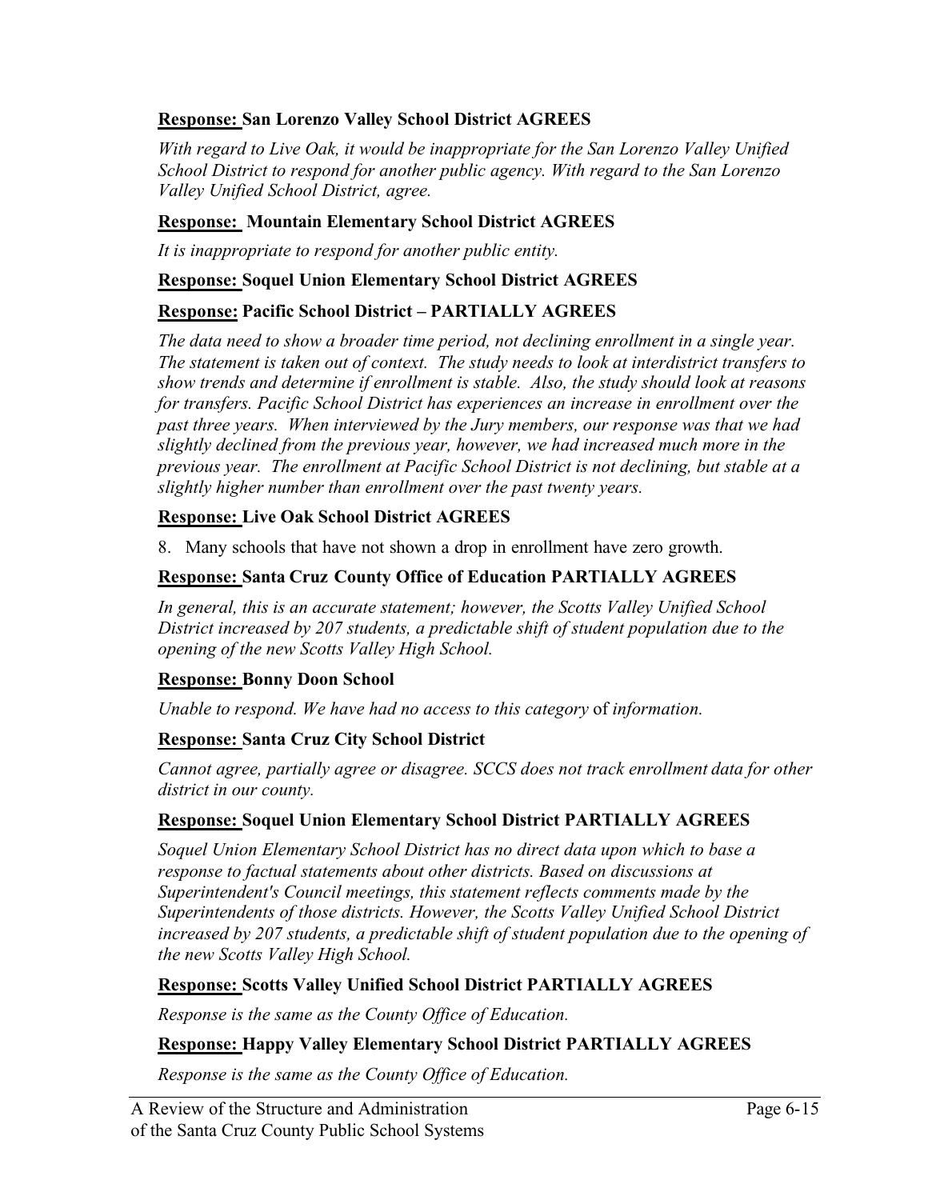**<u>Response:</u> San Lorenzo Valley School District AGREES**

*With regard to Live Oak, it would be inappropriate for the San Lorenzo Valley Unified School District to respond for another public agency. With regard to the San Lorenzo Valley Unified School District, agree.*

**<u>Response:</u> Mountain Elementary School District AGREES**

*It is inappropriate to respond for another public entity.*

**<u>Response:</u> Soquel Union Elementary School District AGREES**

**<u>Response:</u> Pacific School District – PARTIALLY AGREES**

*The data need to show a broader time period, not declining enrollment in a single year. The statement is taken out of context. The study needs to look at interdistrict transfers to show trends and determine if enrollment is stable. Also, the study should look at reasons for transfers. Pacific School District has experiences an increase in enrollment over the past three years. When interviewed by the Jury members, our response was that we had slightly declined from the previous year, however, we had increased much more in the previous year. The enrollment at Pacific School District is not declining, but stable at a slightly higher number than enrollment over the past twenty years.*

**<u>Response:</u> Live Oak School District AGREES**

8. Many schools that have not shown a drop in enrollment have zero growth.

**<u>Response:</u> Santa Cruz County Office of Education PARTIALLY AGREES**

*In general, this is an accurate statement; however, the Scotts Valley Unified School District increased by 207 students, a predictable shift of student population due to the opening of the new Scotts Valley High School.*

**<u>Response:</u> Bonny Doon School**

*Unable to respond. We have had no access to this category* of *information.*

**<u>Response:</u> Santa Cruz City School District**

*Cannot agree, partially agree or disagree. SCCS does not track enrollment data for other district in our county.*

**<u>Response:</u> Soquel Union Elementary School District PARTIALLY AGREES**

*Soquel Union Elementary School District has no direct data upon which to base a response to factual statements about other districts. Based on discussions at Superintendent's Council meetings, this statement reflects comments made by the Superintendents of those districts. However, the Scotts Valley Unified School District increased by 207 students, a predictable shift of student population due to the opening of the new Scotts Valley High School.*

**<u>Response:</u> Scotts Valley Unified School District PARTIALLY AGREES**

*Response is the same as the County Office of Education.*

**<u>Response:</u> Happy Valley Elementary School District PARTIALLY AGREES**

*Response is the same as the County Office of Education.*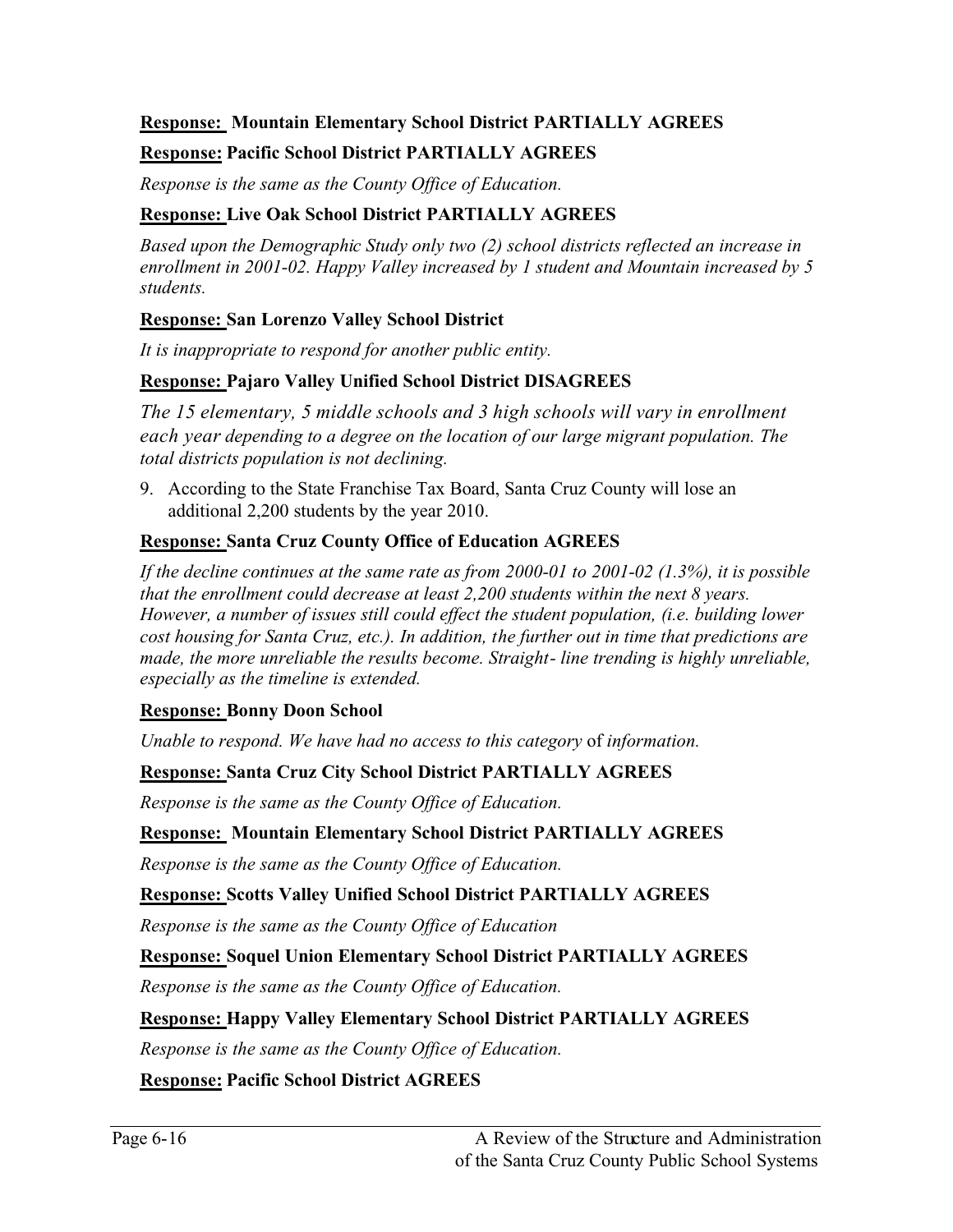**<u>Response:</u> Mountain Elementary School District PARTIALLY AGREES**

**<u>Response:</u> Pacific School District PARTIALLY AGREES**

*Response is the same as the County Office of Education.*

**<u>Response:</u> Live Oak School District PARTIALLY AGREES**

*Based upon the Demographic Study only two (2) school districts reflected an increase in enrollment in 2001-02. Happy Valley increased by 1 student and Mountain increased by 5 students.*

**<u>Response:</u> San Lorenzo Valley School District**

*It is inappropriate to respond for another public entity.*

**<u>Response:</u> Pajaro Valley Unified School District DISAGREES**

*The 15 elementary, 5 middle schools and 3 high schools will vary in enrollment each year depending to a degree on the location of our large migrant population. The total districts population is not declining.*

9. According to the State Franchise Tax Board, Santa Cruz County will lose an additional 2,200 students by the year 2010.

**<u>Response:</u> Santa Cruz County Office of Education AGREES**

*If the decline continues at the same rate as from 2000-01 to 2001-02 (1.3%), it is possible that the enrollment could decrease at least 2,200 students within the next 8 years. However, a number of issues still could effect the student population, (i.e. building lower cost housing for Santa Cruz, etc.). In addition, the further out in time that predictions are made, the more unreliable the results become. Straight- line trending is highly unreliable, especially as the timeline is extended.*

**<u>Response:</u> Bonny Doon School**

*Unable to respond. We have had no access to this category* of *information.*

**<u>Response:</u> Santa Cruz City School District PARTIALLY AGREES**

*Response is the same as the County Office of Education.*

**<u>Response:</u> Mountain Elementary School District PARTIALLY AGREES**

*Response is the same as the County Office of Education.*

**<u>Response:</u> Scotts Valley Unified School District PARTIALLY AGREES**

*Response is the same as the County Office of Education*

**<u>Response:</u> Soquel Union Elementary School District PARTIALLY AGREES**

*Response is the same as the County Office of Education.*

**<u>Response:</u> Happy Valley Elementary School District PARTIALLY AGREES**

*Response is the same as the County Office of Education.*

**<u>Response:</u> Pacific School District AGREES**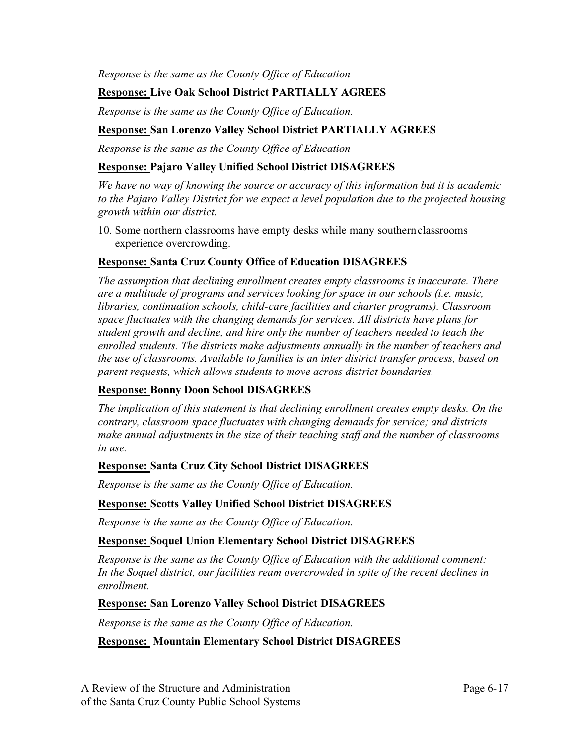*Response is the same as the County Office of Education*

**Response: Live Oak School District PARTIALLY AGREES**

*Response is the same as the County Office of Education.*

**Response: San Lorenzo Valley School District PARTIALLY AGREES**

*Response is the same as the County Office of Education*

**Response: Pajaro Valley Unified School District DISAGREES**

*We have no way of knowing the source or accuracy of this information but it is academic to the Pajaro Valley District for we expect a level population due to the projected housing growth within our district.*

10. Some northern classrooms have empty desks while many southern classrooms experience overcrowding.

**Response: Santa Cruz County Office of Education DISAGREES**

*The assumption that declining enrollment creates empty classrooms is inaccurate. There are a multitude of programs and services looking for space in our schools (i.e. music, libraries, continuation schools, child-care facilities and charter programs). Classroom space fluctuates with the changing demands for services. All districts have plans for student growth and decline, and hire only the number of teachers needed to teach the enrolled students. The districts make adjustments annually in the number of teachers and the use of classrooms. Available to families is an inter district transfer process, based on parent requests, which allows students to move across district boundaries.*

**Response: Bonny Doon School DISAGREES**

*The implication of this statement is that declining enrollment creates empty desks. On the contrary, classroom space fluctuates with changing demands for service; and districts make annual adjustments in the size of their teaching staff and the number of classrooms in use.*

**Response: Santa Cruz City School District DISAGREES**

*Response is the same as the County Office of Education.*

**Response: Scotts Valley Unified School District DISAGREES**

*Response is the same as the County Office of Education.*

**Response: Soquel Union Elementary School District DISAGREES**

*Response is the same as the County Office of Education with the additional comment: In the Soquel district, our facilities ream overcrowded in spite of the recent declines in enrollment.*

**Response: San Lorenzo Valley School District DISAGREES**

*Response is the same as the County Office of Education.*

**Response: Mountain Elementary School District DISAGREES**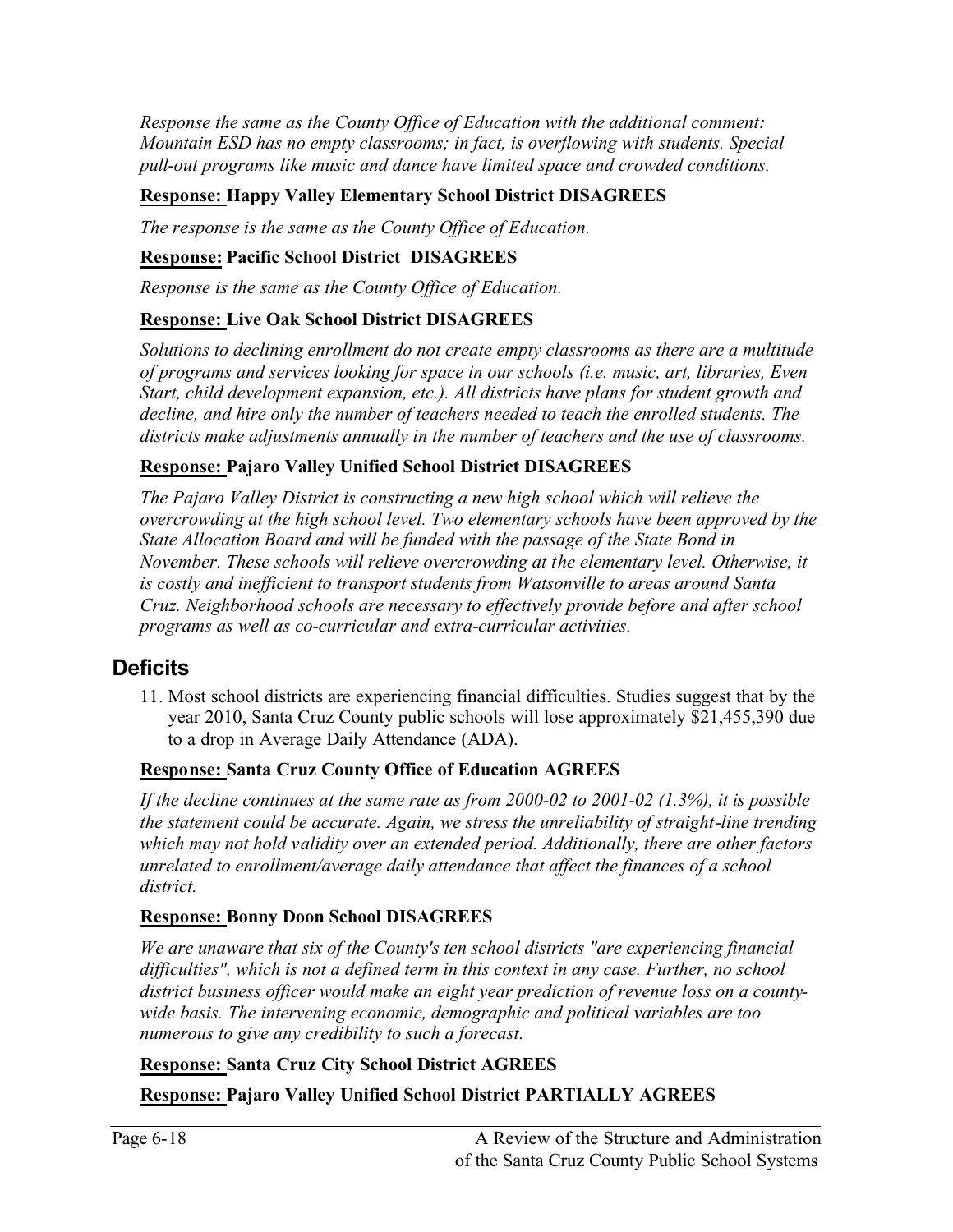*Response the same as the County Office of Education with the additional comment: Mountain ESD has no empty classrooms; in fact, is overflowing with students. Special pull-out programs like music and dance have limited space and crowded conditions.*

**Response: Happy Valley Elementary School District DISAGREES**

*The response is the same as the County Office of Education.*

**Response: Pacific School District DISAGREES**

*Response is the same as the County Office of Education.*

**Response: Live Oak School District DISAGREES**

*Solutions to declining enrollment do not create empty classrooms as there are a multitude of programs and services looking for space in our schools (i.e. music, art, libraries, Even Start, child development expansion, etc.). All districts have plans for student growth and decline, and hire only the number of teachers needed to teach the enrolled students. The districts make adjustments annually in the number of teachers and the use of classrooms.*

**Response: Pajaro Valley Unified School District DISAGREES**

*The Pajaro Valley District is constructing a new high school which will relieve the overcrowding at the high school level. Two elementary schools have been approved by the State Allocation Board and will be funded with the passage of the State Bond in November. These schools will relieve overcrowding at the elementary level. Otherwise, it is costly and inefficient to transport students from Watsonville to areas around Santa Cruz. Neighborhood schools are necessary to effectively provide before and after school programs as well as co-curricular and extra-curricular activities.*

## Deficits

11. Most school districts are experiencing financial difficulties. Studies suggest that by the year 2010, Santa Cruz County public schools will lose approximately $21,455,390 due to a drop in Average Daily Attendance (ADA).

**Response: Santa Cruz County Office of Education AGREES**

*If the decline continues at the same rate as from 2000-02 to 2001-02 (1.3%), it is possible the statement could be accurate. Again, we stress the unreliability of straight-line trending which may not hold validity over an extended period. Additionally, there are other factors unrelated to enrollment/average daily attendance that affect the finances of a school district.*

**Response: Bonny Doon School DISAGREES**

*We are unaware that six of the County's ten school districts "are experiencing financial difficulties", which is not a defined term in this context in any case. Further, no school district business officer would make an eight year prediction of revenue loss on a county-wide basis. The intervening economic, demographic and political variables are too numerous to give any credibility to such a forecast.*

**Response: Santa Cruz City School District AGREES**

**Response: Pajaro Valley Unified School District PARTIALLY AGREES**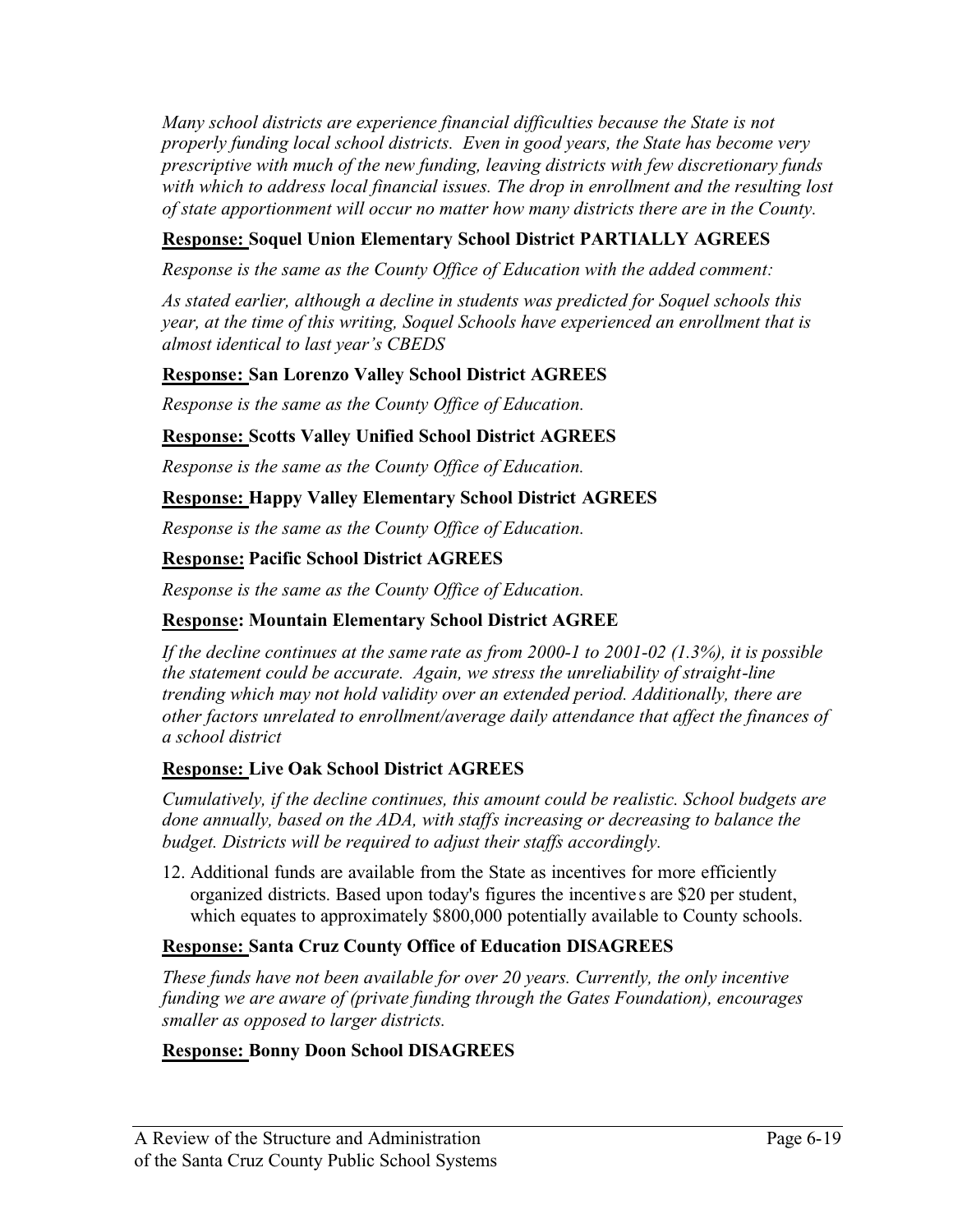*Many school districts are experience financial difficulties because the State is not properly funding local school districts. Even in good years, the State has become very prescriptive with much of the new funding, leaving districts with few discretionary funds with which to address local financial issues. The drop in enrollment and the resulting lost of state apportionment will occur no matter how many districts there are in the County.*

**Response: Soquel Union Elementary School District PARTIALLY AGREES**

*Response is the same as the County Office of Education with the added comment:*

*As stated earlier, although a decline in students was predicted for Soquel schools this year, at the time of this writing, Soquel Schools have experienced an enrollment that is almost identical to last year's CBEDS*

**Response: San Lorenzo Valley School District AGREES**

*Response is the same as the County Office of Education.*

**Response: Scotts Valley Unified School District AGREES**

*Response is the same as the County Office of Education.*

**Response: Happy Valley Elementary School District AGREES**

*Response is the same as the County Office of Education.*

**Response: Pacific School District AGREES**

*Response is the same as the County Office of Education.*

**Response: Mountain Elementary School District AGREE**

*If the decline continues at the same rate as from 2000-1 to 2001-02 (1.3%), it is possible the statement could be accurate. Again, we stress the unreliability of straight-line trending which may not hold validity over an extended period. Additionally, there are other factors unrelated to enrollment/average daily attendance that affect the finances of a school district*

**Response: Live Oak School District AGREES**

*Cumulatively, if the decline continues, this amount could be realistic. School budgets are done annually, based on the ADA, with staffs increasing or decreasing to balance the budget. Districts will be required to adjust their staffs accordingly.*

12. Additional funds are available from the State as incentives for more efficiently organized districts. Based upon today's figures the incentives are $20 per student, which equates to approximately $800,000 potentially available to County schools.

**Response: Santa Cruz County Office of Education DISAGREES**

*These funds have not been available for over 20 years. Currently, the only incentive funding we are aware of (private funding through the Gates Foundation), encourages smaller as opposed to larger districts.*

**Response: Bonny Doon School DISAGREES**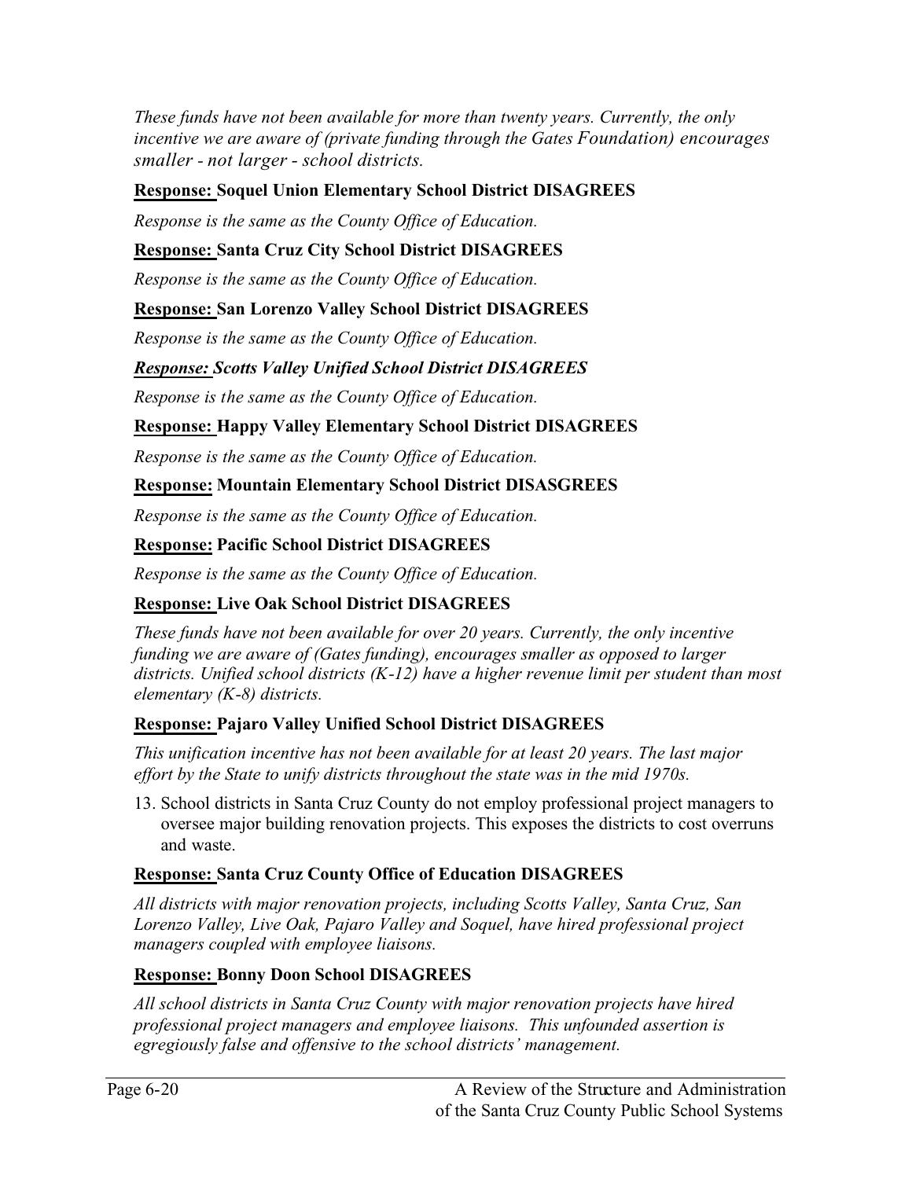*These funds have not been available for more than twenty years. Currently, the only incentive we are aware of (private funding through the Gates Foundation) encourages smaller - not larger - school districts.*

**<u>Response:</u> Soquel Union Elementary School District DISAGREES**

*Response is the same as the County Office of Education.*

**<u>Response:</u> Santa Cruz City School District DISAGREES**

*Response is the same as the County Office of Education.*

**<u>Response:</u> San Lorenzo Valley School District DISAGREES**

*Response is the same as the County Office of Education.*

***<u>Response:</u> Scotts Valley Unified School District DISAGREES***

*Response is the same as the County Office of Education.*

**<u>Response:</u> Happy Valley Elementary School District DISAGREES**

*Response is the same as the County Office of Education.*

**<u>Response:</u> Mountain Elementary School District DISASGREES**

*Response is the same as the County Office of Education.*

**<u>Response:</u> Pacific School District DISAGREES**

*Response is the same as the County Office of Education.*

**<u>Response:</u> Live Oak School District DISAGREES**

*These funds have not been available for over 20 years. Currently, the only incentive funding we are aware of (Gates funding), encourages smaller as opposed to larger districts. Unified school districts (K-12) have a higher revenue limit per student than most elementary (K-8) districts.*

**<u>Response:</u> Pajaro Valley Unified School District DISAGREES**

*This unification incentive has not been available for at least 20 years. The last major effort by the State to unify districts throughout the state was in the mid 1970s.*

13. School districts in Santa Cruz County do not employ professional project managers to oversee major building renovation projects. This exposes the districts to cost overruns and waste.

**<u>Response:</u> Santa Cruz County Office of Education DISAGREES**

*All districts with major renovation projects, including Scotts Valley, Santa Cruz, San Lorenzo Valley, Live Oak, Pajaro Valley and Soquel, have hired professional project managers coupled with employee liaisons.*

**<u>Response:</u> Bonny Doon School DISAGREES**

*All school districts in Santa Cruz County with major renovation projects have hired professional project managers and employee liaisons. This unfounded assertion is egregiously false and offensive to the school districts' management.*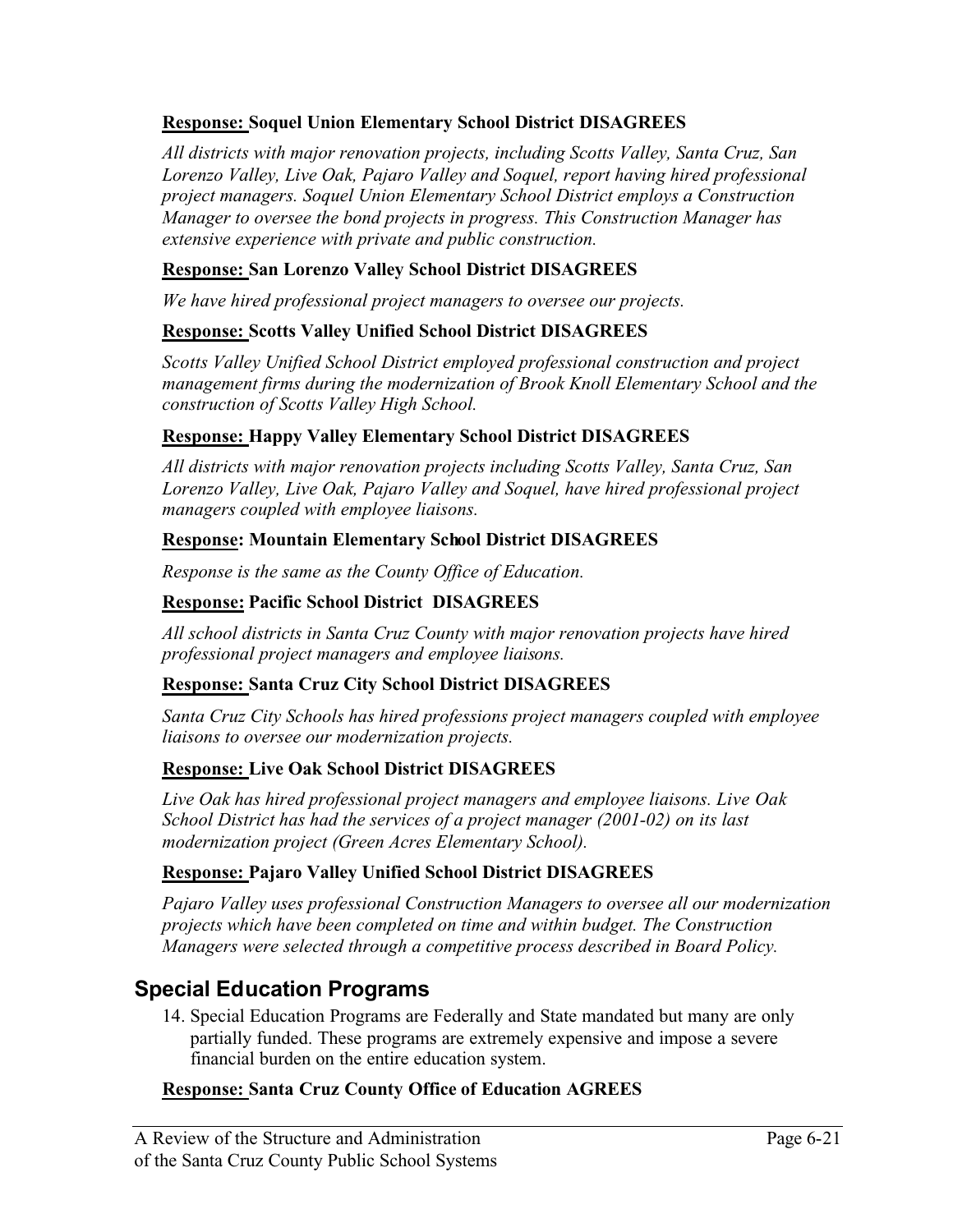**<u>Response:</u> Soquel Union Elementary School District DISAGREES**

*All districts with major renovation projects, including Scotts Valley, Santa Cruz, San Lorenzo Valley, Live Oak, Pajaro Valley and Soquel, report having hired professional project managers. Soquel Union Elementary School District employs a Construction Manager to oversee the bond projects in progress. This Construction Manager has extensive experience with private and public construction.*

**<u>Response:</u> San Lorenzo Valley School District DISAGREES**

*We have hired professional project managers to oversee our projects.*

**<u>Response:</u> Scotts Valley Unified School District DISAGREES**

*Scotts Valley Unified School District employed professional construction and project management firms during the modernization of Brook Knoll Elementary School and the construction of Scotts Valley High School.*

**<u>Response:</u> Happy Valley Elementary School District DISAGREES**

*All districts with major renovation projects including Scotts Valley, Santa Cruz, San Lorenzo Valley, Live Oak, Pajaro Valley and Soquel, have hired professional project managers coupled with employee liaisons.*

**<u>Response</u>: Mountain Elementary School District DISAGREES**

*Response is the same as the County Office of Education.*

**<u>Response:</u> Pacific School District DISAGREES**

*All school districts in Santa Cruz County with major renovation projects have hired professional project managers and employee liaisons.*

**<u>Response:</u> Santa Cruz City School District DISAGREES**

*Santa Cruz City Schools has hired professions project managers coupled with employee liaisons to oversee our modernization projects.*

**<u>Response:</u> Live Oak School District DISAGREES**

*Live Oak has hired professional project managers and employee liaisons. Live Oak School District has had the services of a project manager (2001-02) on its last modernization project (Green Acres Elementary School).*

**<u>Response:</u> Pajaro Valley Unified School District DISAGREES**

*Pajaro Valley uses professional Construction Managers to oversee all our modernization projects which have been completed on time and within budget. The Construction Managers were selected through a competitive process described in Board Policy.*

## Special Education Programs

14. Special Education Programs are Federally and State mandated but many are only partially funded. These programs are extremely expensive and impose a severe financial burden on the entire education system.

**<u>Response:</u> Santa Cruz County Office of Education AGREES**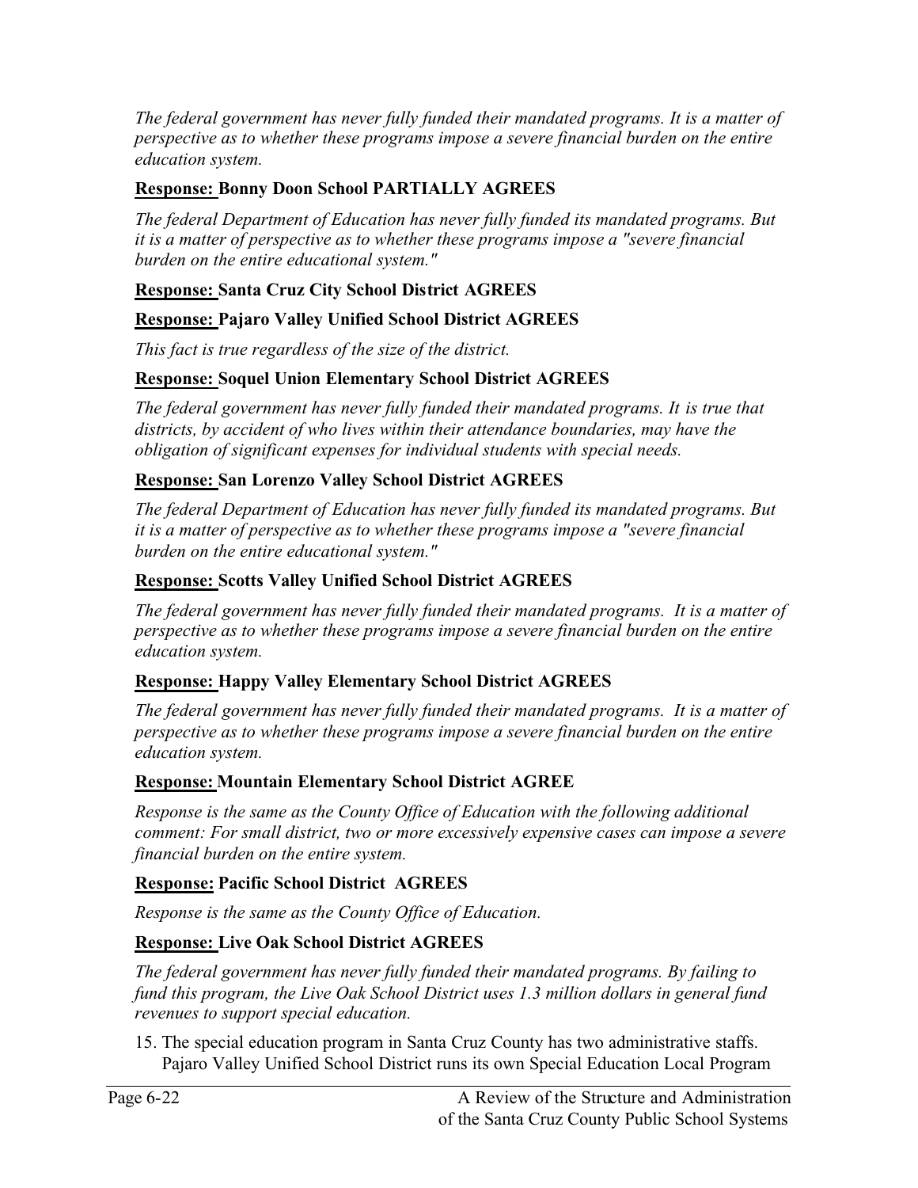*The federal government has never fully funded their mandated programs. It is a matter of perspective as to whether these programs impose a severe financial burden on the entire education system.*

**Response: Bonny Doon School PARTIALLY AGREES**

*The federal Department of Education has never fully funded its mandated programs. But it is a matter of perspective as to whether these programs impose a "severe financial burden on the entire educational system."*

**Response: Santa Cruz City School District AGREES**

**Response: Pajaro Valley Unified School District AGREES**

*This fact is true regardless of the size of the district.*

**Response: Soquel Union Elementary School District AGREES**

*The federal government has never fully funded their mandated programs. It is true that districts, by accident of who lives within their attendance boundaries, may have the obligation of significant expenses for individual students with special needs.*

**Response: San Lorenzo Valley School District AGREES**

*The federal Department of Education has never fully funded its mandated programs. But it is a matter of perspective as to whether these programs impose a "severe financial burden on the entire educational system."*

**Response: Scotts Valley Unified School District AGREES**

*The federal government has never fully funded their mandated programs. It is a matter of perspective as to whether these programs impose a severe financial burden on the entire education system.*

**Response: Happy Valley Elementary School District AGREES**

*The federal government has never fully funded their mandated programs. It is a matter of perspective as to whether these programs impose a severe financial burden on the entire education system.*

**Response: Mountain Elementary School District AGREE**

*Response is the same as the County Office of Education with the following additional comment: For small district, two or more excessively expensive cases can impose a severe financial burden on the entire system.*

**Response: Pacific School District AGREES**

*Response is the same as the County Office of Education.*

**Response: Live Oak School District AGREES**

*The federal government has never fully funded their mandated programs. By failing to fund this program, the Live Oak School District uses 1.3 million dollars in general fund revenues to support special education.*

15. The special education program in Santa Cruz County has two administrative staffs. Pajaro Valley Unified School District runs its own Special Education Local Program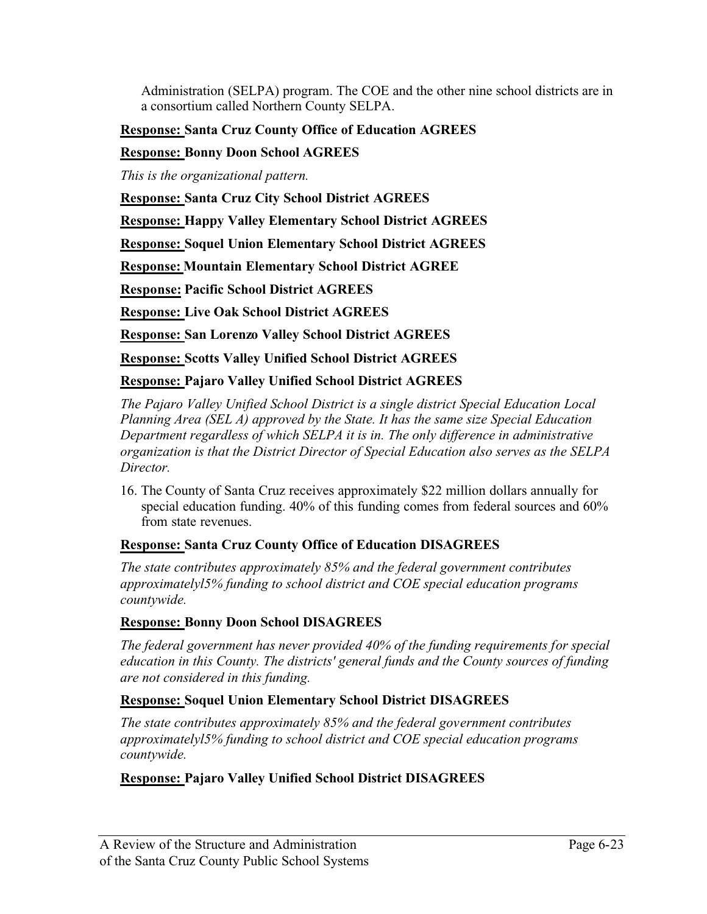Administration (SELPA) program. The COE and the other nine school districts are in a consortium called Northern County SELPA.

**Response: Santa Cruz County Office of Education AGREES**

**Response: Bonny Doon School AGREES**

*This is the organizational pattern.*

**Response: Santa Cruz City School District AGREES**

**Response: Happy Valley Elementary School District AGREES**

**Response: Soquel Union Elementary School District AGREES**

**Response: Mountain Elementary School District AGREE**

**Response: Pacific School District AGREES**

**Response: Live Oak School District AGREES**

**Response: San Lorenzo Valley School District AGREES**

**Response: Scotts Valley Unified School District AGREES**

**Response: Pajaro Valley Unified School District AGREES**

*The Pajaro Valley Unified School District is a single district Special Education Local Planning Area (SEL A) approved by the State. It has the same size Special Education Department regardless of which SELPA it is in. The only difference in administrative organization is that the District Director of Special Education also serves as the SELPA Director.*

16. The County of Santa Cruz receives approximately $22 million dollars annually for special education funding. 40% of this funding comes from federal sources and 60% from state revenues.

**Response: Santa Cruz County Office of Education DISAGREES**

*The state contributes approximately 85% and the federal government contributes approximatelyl5% funding to school district and COE special education programs countywide.*

**Response: Bonny Doon School DISAGREES**

*The federal government has never provided 40% of the funding requirements for special education in this County. The districts' general funds and the County sources of funding are not considered in this funding.*

**Response: Soquel Union Elementary School District DISAGREES**

*The state contributes approximately 85% and the federal government contributes approximatelyl5% funding to school district and COE special education programs countywide.*

**Response: Pajaro Valley Unified School District DISAGREES**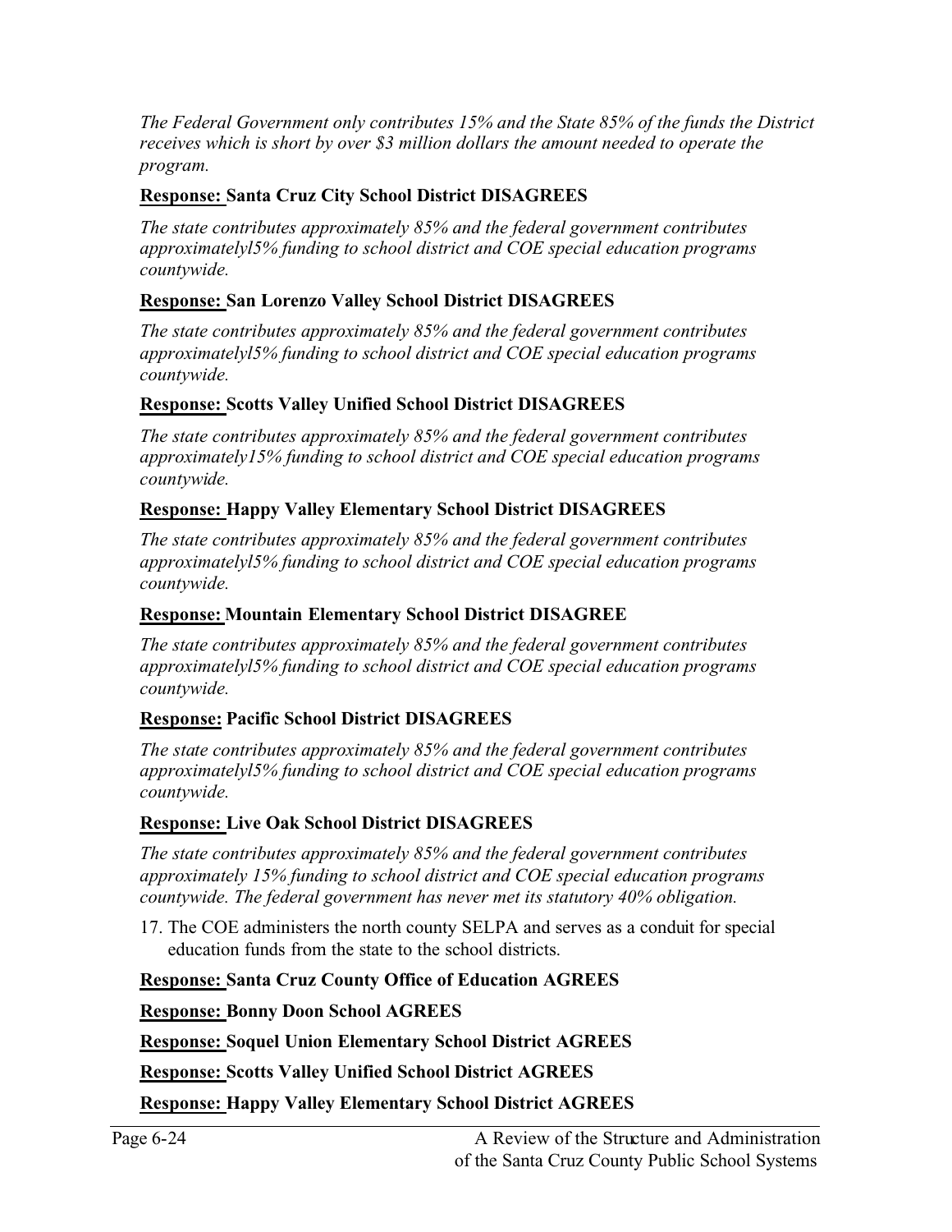*The Federal Government only contributes 15% and the State 85% of the funds the District receives which is short by over $3 million dollars the amount needed to operate the program.*

**Response: Santa Cruz City School District DISAGREES**

*The state contributes approximately 85% and the federal government contributes approximatelyl5% funding to school district and COE special education programs countywide.*

**Response: San Lorenzo Valley School District DISAGREES**

*The state contributes approximately 85% and the federal government contributes approximatelyl5% funding to school district and COE special education programs countywide.*

**Response: Scotts Valley Unified School District DISAGREES**

*The state contributes approximately 85% and the federal government contributes approximately15% funding to school district and COE special education programs countywide.*

**Response: Happy Valley Elementary School District DISAGREES**

*The state contributes approximately 85% and the federal government contributes approximatelyl5% funding to school district and COE special education programs countywide.*

**Response: Mountain Elementary School District DISAGREE**

*The state contributes approximately 85% and the federal government contributes approximatelyl5% funding to school district and COE special education programs countywide.*

**Response: Pacific School District DISAGREES**

*The state contributes approximately 85% and the federal government contributes approximatelyl5% funding to school district and COE special education programs countywide.*

**Response: Live Oak School District DISAGREES**

*The state contributes approximately 85% and the federal government contributes approximately 15% funding to school district and COE special education programs countywide. The federal government has never met its statutory 40% obligation.*

17. The COE administers the north county SELPA and serves as a conduit for special education funds from the state to the school districts.

**Response: Santa Cruz County Office of Education AGREES**

**Response: Bonny Doon School AGREES**

**Response: Soquel Union Elementary School District AGREES**

**Response: Scotts Valley Unified School District AGREES**

**Response: Happy Valley Elementary School District AGREES**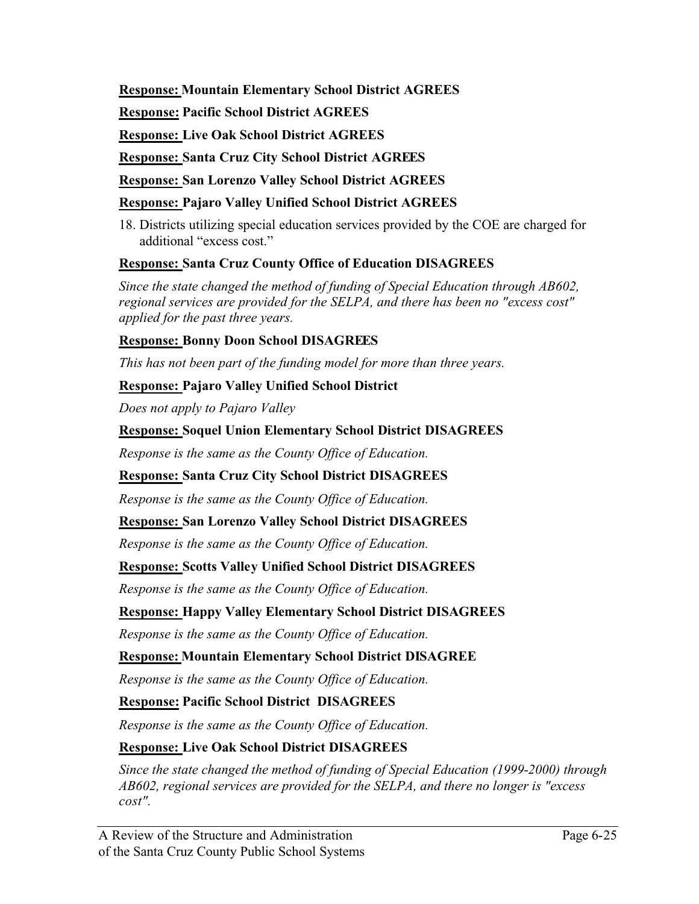**<u>Response:</u> Mountain Elementary School District AGREES**

**<u>Response:</u> Pacific School District AGREES**

**<u>Response:</u> Live Oak School District AGREES**

**<u>Response:</u> Santa Cruz City School District AGREES**

**<u>Response:</u> San Lorenzo Valley School District AGREES**

**<u>Response:</u> Pajaro Valley Unified School District AGREES**

18. Districts utilizing special education services provided by the COE are charged for additional "excess cost."

**<u>Response:</u> Santa Cruz County Office of Education DISAGREES**

*Since the state changed the method of funding of Special Education through AB602, regional services are provided for the SELPA, and there has been no "excess cost" applied for the past three years.*

**<u>Response:</u> Bonny Doon School DISAGREES**

*This has not been part of the funding model for more than three years.*

**<u>Response:</u> Pajaro Valley Unified School District**

*Does not apply to Pajaro Valley*

**<u>Response:</u> Soquel Union Elementary School District DISAGREES**

*Response is the same as the County Office of Education.*

**<u>Response:</u> Santa Cruz City School District DISAGREES**

*Response is the same as the County Office of Education.*

**<u>Response:</u> San Lorenzo Valley School District DISAGREES**

*Response is the same as the County Office of Education.*

**<u>Response:</u> Scotts Valley Unified School District DISAGREES**

*Response is the same as the County Office of Education.*

**<u>Response:</u> Happy Valley Elementary School District DISAGREES**

*Response is the same as the County Office of Education.*

**<u>Response:</u> Mountain Elementary School District DISAGREE**

*Response is the same as the County Office of Education.*

**<u>Response:</u> Pacific School District DISAGREES**

*Response is the same as the County Office of Education.*

**<u>Response:</u> Live Oak School District DISAGREES**

*Since the state changed the method of funding of Special Education (1999-2000) through AB602, regional services are provided for the SELPA, and there no longer is "excess cost".*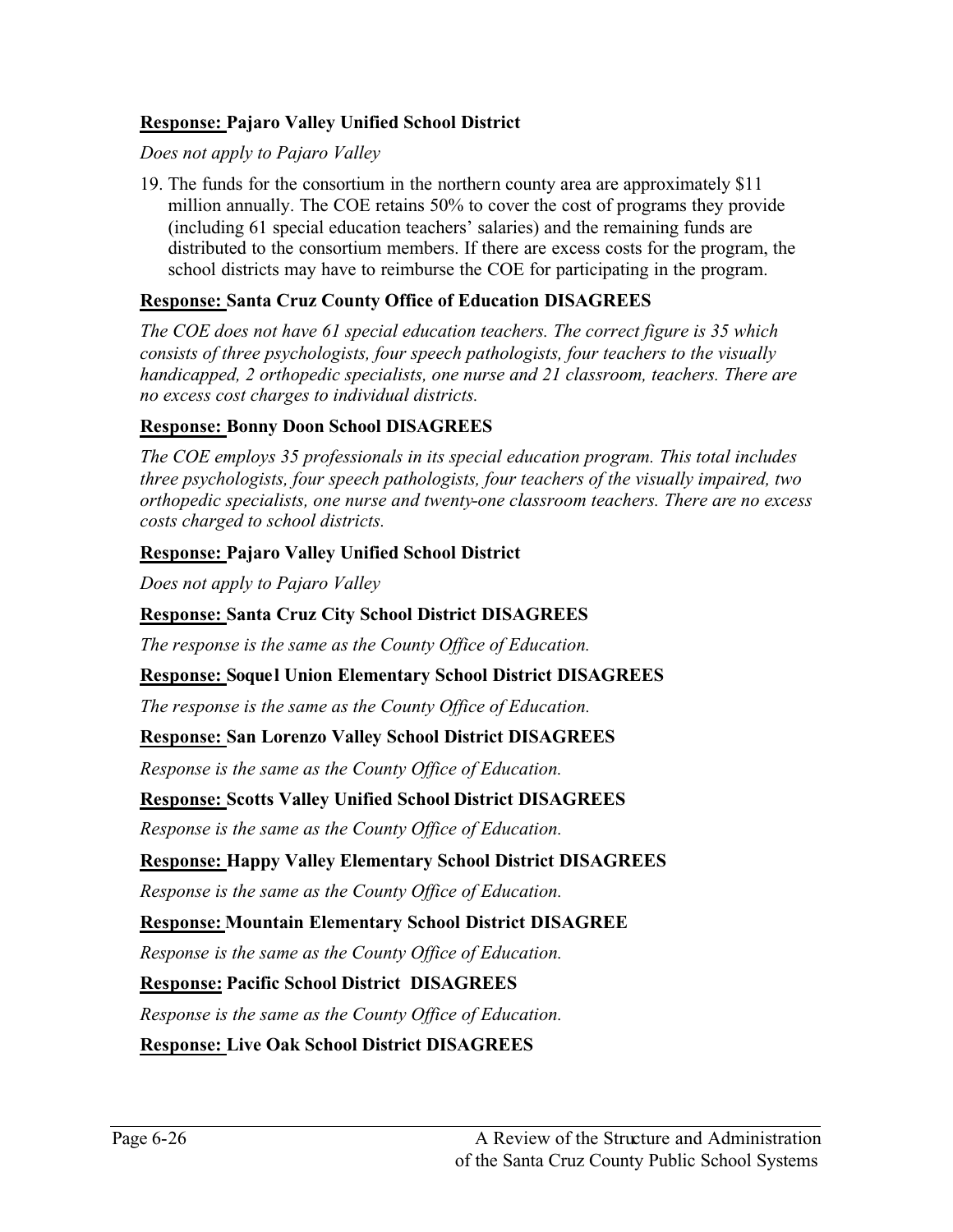**<u>Response:</u> Pajaro Valley Unified School District**

*Does not apply to Pajaro Valley*

19. The funds for the consortium in the northern county area are approximately $11 million annually. The COE retains 50% to cover the cost of programs they provide (including 61 special education teachers' salaries) and the remaining funds are distributed to the consortium members. If there are excess costs for the program, the school districts may have to reimburse the COE for participating in the program.

**<u>Response:</u> Santa Cruz County Office of Education DISAGREES**

*The COE does not have 61 special education teachers. The correct figure is 35 which consists of three psychologists, four speech pathologists, four teachers to the visually handicapped, 2 orthopedic specialists, one nurse and 21 classroom, teachers. There are no excess cost charges to individual districts.*

**<u>Response:</u> Bonny Doon School DISAGREES**

*The COE employs 35 professionals in its special education program. This total includes three psychologists, four speech pathologists, four teachers of the visually impaired, two orthopedic specialists, one nurse and twenty-one classroom teachers. There are no excess costs charged to school districts.*

**<u>Response:</u> Pajaro Valley Unified School District**

*Does not apply to Pajaro Valley*

**<u>Response:</u> Santa Cruz City School District DISAGREES**

*The response is the same as the County Office of Education.*

**<u>Response:</u> Soquel Union Elementary School District DISAGREES**

*The response is the same as the County Office of Education.*

**<u>Response:</u> San Lorenzo Valley School District DISAGREES**

*Response is the same as the County Office of Education.*

**<u>Response:</u> Scotts Valley Unified School District DISAGREES**

*Response is the same as the County Office of Education.*

**<u>Response:</u> Happy Valley Elementary School District DISAGREES**

*Response is the same as the County Office of Education.*

**<u>Response:</u> Mountain Elementary School District DISAGREE**

*Response is the same as the County Office of Education.*

**<u>Response:</u> Pacific School District DISAGREES**

*Response is the same as the County Office of Education.*

**<u>Response:</u> Live Oak School District DISAGREES**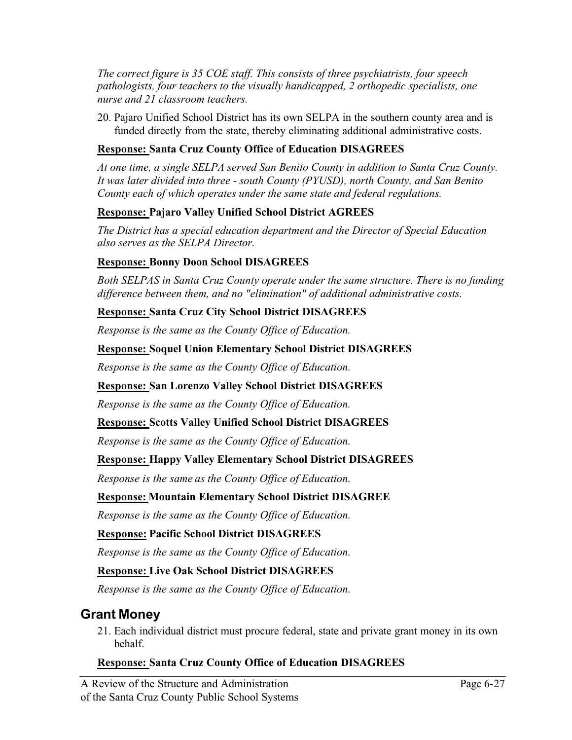*The correct figure is 35 COE staff. This consists of three psychiatrists, four speech pathologists, four teachers to the visually handicapped, 2 orthopedic specialists, one nurse and 21 classroom teachers.*

20. Pajaro Unified School District has its own SELPA in the southern county area and is funded directly from the state, thereby eliminating additional administrative costs.

**Response: Santa Cruz County Office of Education DISAGREES**

*At one time, a single SELPA served San Benito County in addition to Santa Cruz County. It was later divided into three - south County (PYUSD), north County, and San Benito County each of which operates under the same state and federal regulations.*

**Response: Pajaro Valley Unified School District AGREES**

*The District has a special education department and the Director of Special Education also serves as the SELPA Director.*

**Response: Bonny Doon School DISAGREES**

*Both SELPAS in Santa Cruz County operate under the same structure. There is no funding difference between them, and no "elimination" of additional administrative costs.*

**Response: Santa Cruz City School District DISAGREES**

*Response is the same as the County Office of Education.*

**Response: Soquel Union Elementary School District DISAGREES**

*Response is the same as the County Office of Education.*

**Response: San Lorenzo Valley School District DISAGREES**

*Response is the same as the County Office of Education.*

**Response: Scotts Valley Unified School District DISAGREES**

*Response is the same as the County Office of Education.*

**Response: Happy Valley Elementary School District DISAGREES**

*Response is the same as the County Office of Education.*

**Response: Mountain Elementary School District DISAGREE**

*Response is the same as the County Office of Education.*

**Response: Pacific School District DISAGREES**

*Response is the same as the County Office of Education.*

**Response: Live Oak School District DISAGREES**

*Response is the same as the County Office of Education.*

## Grant Money

21. Each individual district must procure federal, state and private grant money in its own behalf.

**Response: Santa Cruz County Office of Education DISAGREES**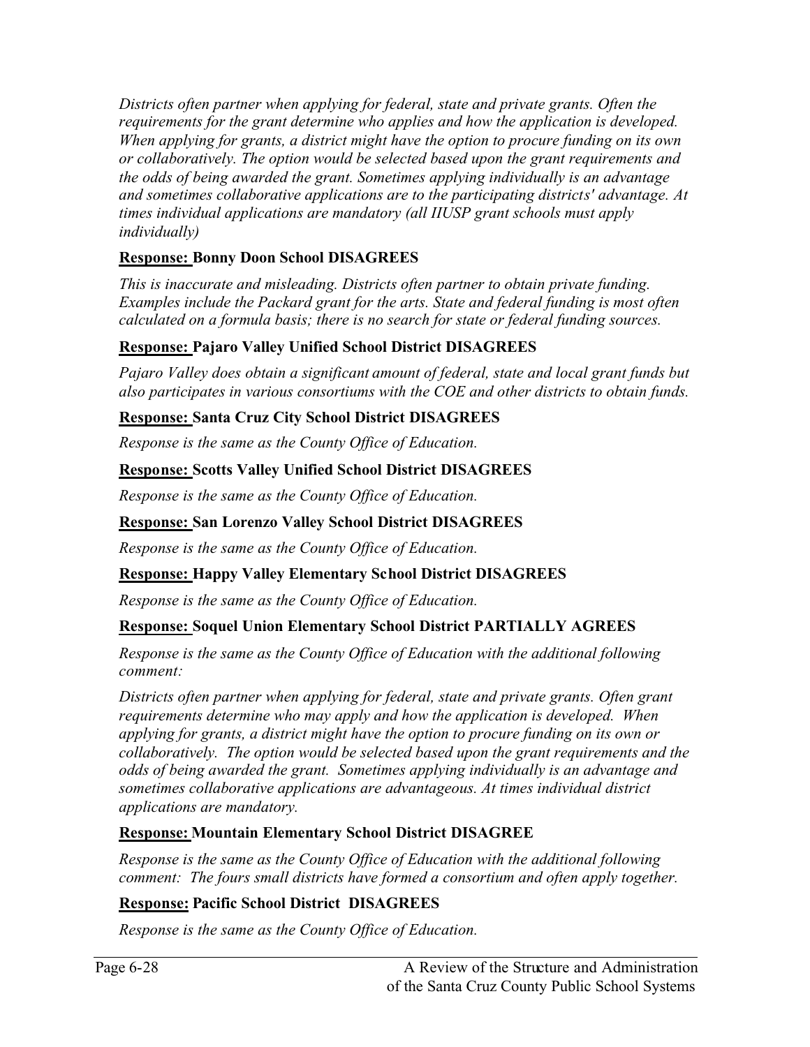*Districts often partner when applying for federal, state and private grants. Often the requirements for the grant determine who applies and how the application is developed. When applying for grants, a district might have the option to procure funding on its own or collaboratively. The option would be selected based upon the grant requirements and the odds of being awarded the grant. Sometimes applying individually is an advantage and sometimes collaborative applications are to the participating districts' advantage. At times individual applications are mandatory (all IIUSP grant schools must apply individually)*

**<u>Response:</u> Bonny Doon School DISAGREES**

*This is inaccurate and misleading. Districts often partner to obtain private funding. Examples include the Packard grant for the arts. State and federal funding is most often calculated on a formula basis; there is no search for state or federal funding sources.*

**<u>Response:</u> Pajaro Valley Unified School District DISAGREES**

*Pajaro Valley does obtain a significant amount of federal, state and local grant funds but also participates in various consortiums with the COE and other districts to obtain funds.*

**<u>Response:</u> Santa Cruz City School District DISAGREES**

*Response is the same as the County Office of Education.*

**<u>Response:</u> Scotts Valley Unified School District DISAGREES**

*Response is the same as the County Office of Education.*

**<u>Response:</u> San Lorenzo Valley School District DISAGREES**

*Response is the same as the County Office of Education.*

**<u>Response:</u> Happy Valley Elementary School District DISAGREES**

*Response is the same as the County Office of Education.*

**<u>Response:</u> Soquel Union Elementary School District PARTIALLY AGREES**

*Response is the same as the County Office of Education with the additional following comment:*

*Districts often partner when applying for federal, state and private grants. Often grant requirements determine who may apply and how the application is developed. When applying for grants, a district might have the option to procure funding on its own or collaboratively. The option would be selected based upon the grant requirements and the odds of being awarded the grant. Sometimes applying individually is an advantage and sometimes collaborative applications are advantageous. At times individual district applications are mandatory.*

**<u>Response:</u> Mountain Elementary School District DISAGREE**

*Response is the same as the County Office of Education with the additional following comment: The fours small districts have formed a consortium and often apply together.*

**<u>Response:</u> Pacific School District DISAGREES**

*Response is the same as the County Office of Education.*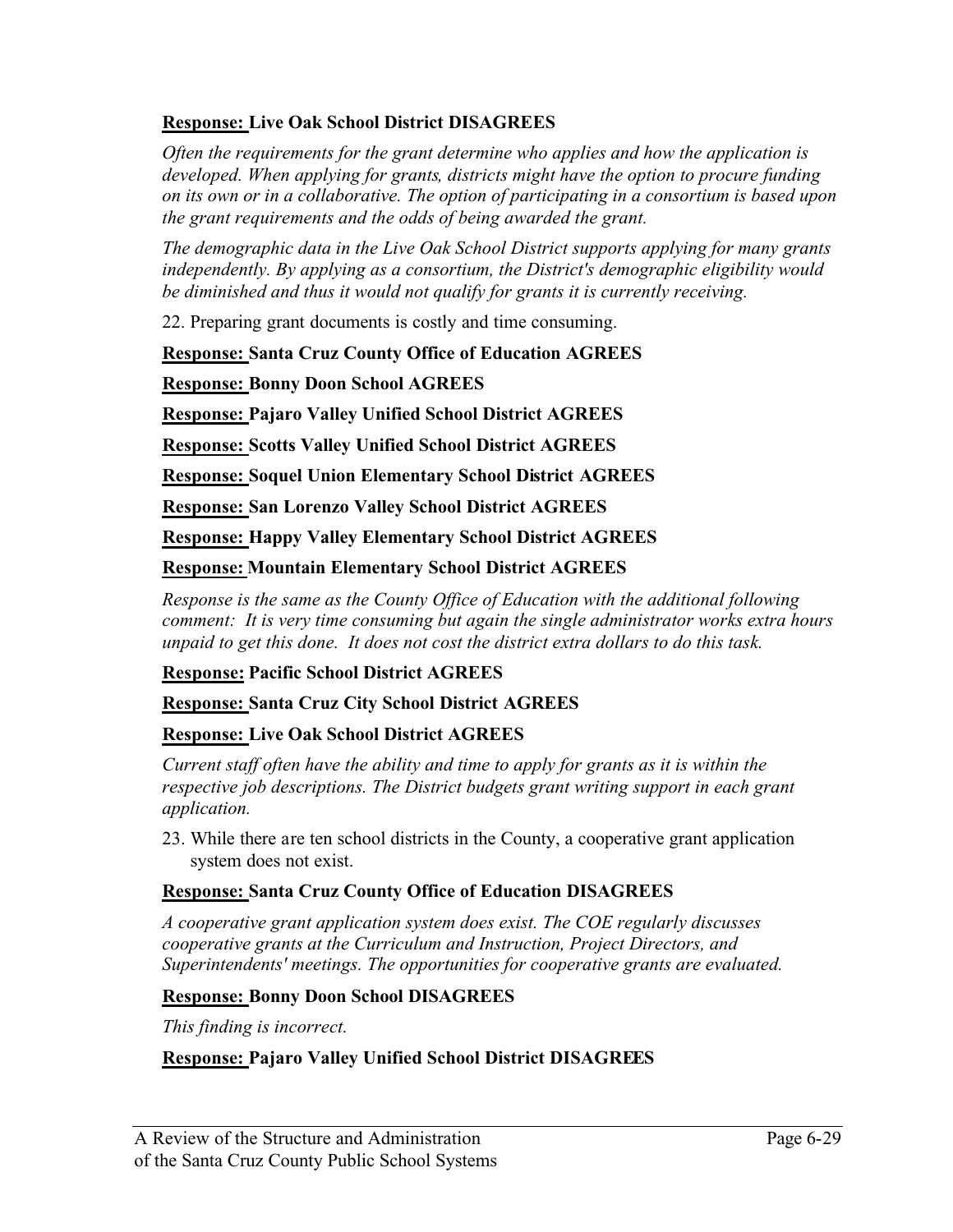**Response: Live Oak School District DISAGREES**

*Often the requirements for the grant determine who applies and how the application is developed. When applying for grants, districts might have the option to procure funding on its own or in a collaborative. The option of participating in a consortium is based upon the grant requirements and the odds of being awarded the grant.*

*The demographic data in the Live Oak School District supports applying for many grants independently. By applying as a consortium, the District's demographic eligibility would be diminished and thus it would not qualify for grants it is currently receiving.*

22. Preparing grant documents is costly and time consuming.

**Response: Santa Cruz County Office of Education AGREES**

**Response: Bonny Doon School AGREES**

**Response: Pajaro Valley Unified School District AGREES**

**Response: Scotts Valley Unified School District AGREES**

**Response: Soquel Union Elementary School District AGREES**

**Response: San Lorenzo Valley School District AGREES**

**Response: Happy Valley Elementary School District AGREES**

**Response: Mountain Elementary School District AGREES**

*Response is the same as the County Office of Education with the additional following comment: It is very time consuming but again the single administrator works extra hours unpaid to get this done. It does not cost the district extra dollars to do this task.*

**Response: Pacific School District AGREES**

**Response: Santa Cruz City School District AGREES**

**Response: Live Oak School District AGREES**

*Current staff often have the ability and time to apply for grants as it is within the respective job descriptions. The District budgets grant writing support in each grant application.*

23. While there are ten school districts in the County, a cooperative grant application system does not exist.

**Response: Santa Cruz County Office of Education DISAGREES**

*A cooperative grant application system does exist. The COE regularly discusses cooperative grants at the Curriculum and Instruction, Project Directors, and Superintendents' meetings. The opportunities for cooperative grants are evaluated.*

**Response: Bonny Doon School DISAGREES**

*This finding is incorrect.*

**Response: Pajaro Valley Unified School District DISAGREES**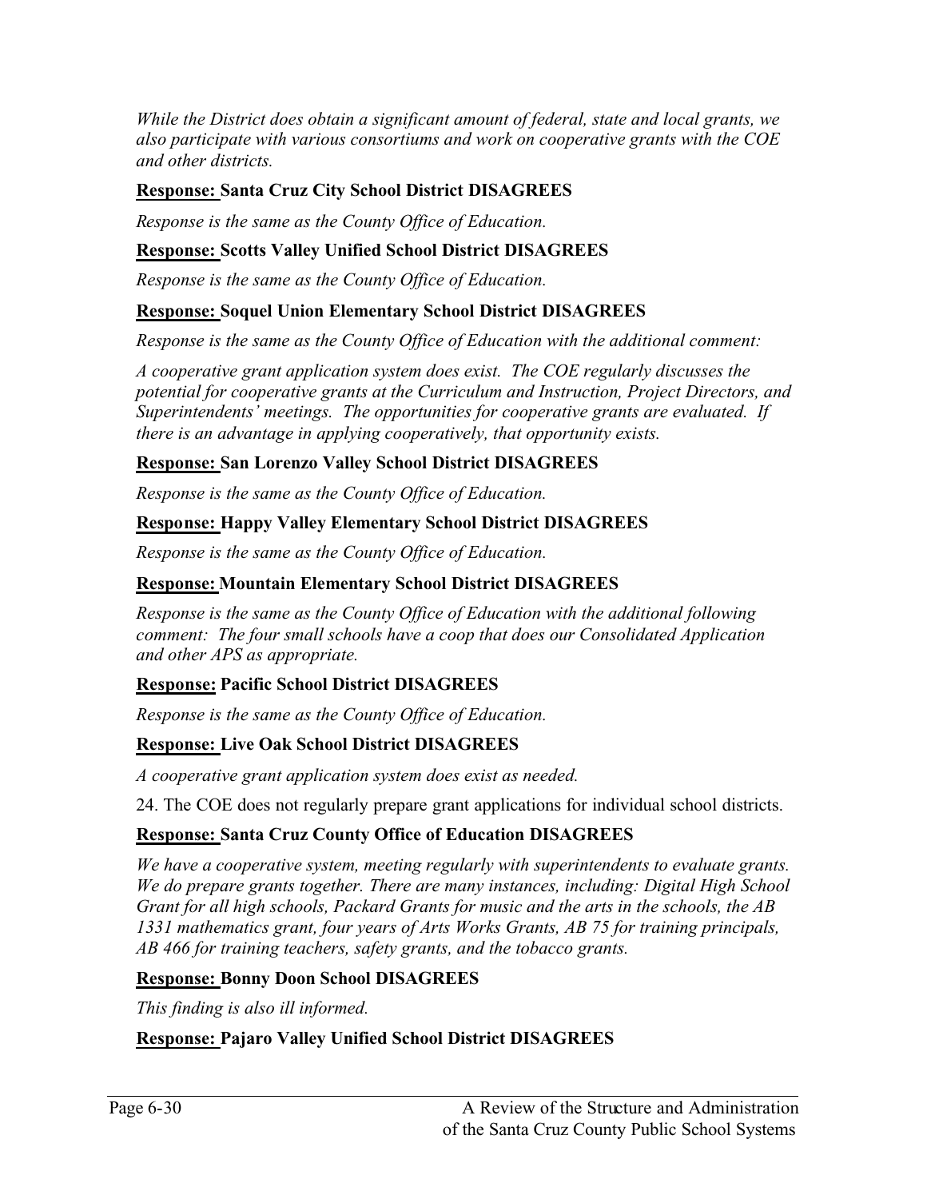*While the District does obtain a significant amount of federal, state and local grants, we also participate with various consortiums and work on cooperative grants with the COE and other districts.*

**Response: Santa Cruz City School District DISAGREES**

*Response is the same as the County Office of Education.*

**Response: Scotts Valley Unified School District DISAGREES**

*Response is the same as the County Office of Education.*

**Response: Soquel Union Elementary School District DISAGREES**

*Response is the same as the County Office of Education with the additional comment:*

*A cooperative grant application system does exist. The COE regularly discusses the potential for cooperative grants at the Curriculum and Instruction, Project Directors, and Superintendents' meetings. The opportunities for cooperative grants are evaluated. If there is an advantage in applying cooperatively, that opportunity exists.*

**Response: San Lorenzo Valley School District DISAGREES**

*Response is the same as the County Office of Education.*

**Response: Happy Valley Elementary School District DISAGREES**

*Response is the same as the County Office of Education.*

**Response: Mountain Elementary School District DISAGREES**

*Response is the same as the County Office of Education with the additional following comment: The four small schools have a coop that does our Consolidated Application and other APS as appropriate.*

**Response: Pacific School District DISAGREES**

*Response is the same as the County Office of Education.*

**Response: Live Oak School District DISAGREES**

*A cooperative grant application system does exist as needed.*

24. The COE does not regularly prepare grant applications for individual school districts.

**Response: Santa Cruz County Office of Education DISAGREES**

*We have a cooperative system, meeting regularly with superintendents to evaluate grants. We do prepare grants together. There are many instances, including: Digital High School Grant for all high schools, Packard Grants for music and the arts in the schools, the AB 1331 mathematics grant, four years of Arts Works Grants, AB 75 for training principals, AB 466 for training teachers, safety grants, and the tobacco grants.*

**Response: Bonny Doon School DISAGREES**

*This finding is also ill informed.*

**Response: Pajaro Valley Unified School District DISAGREES**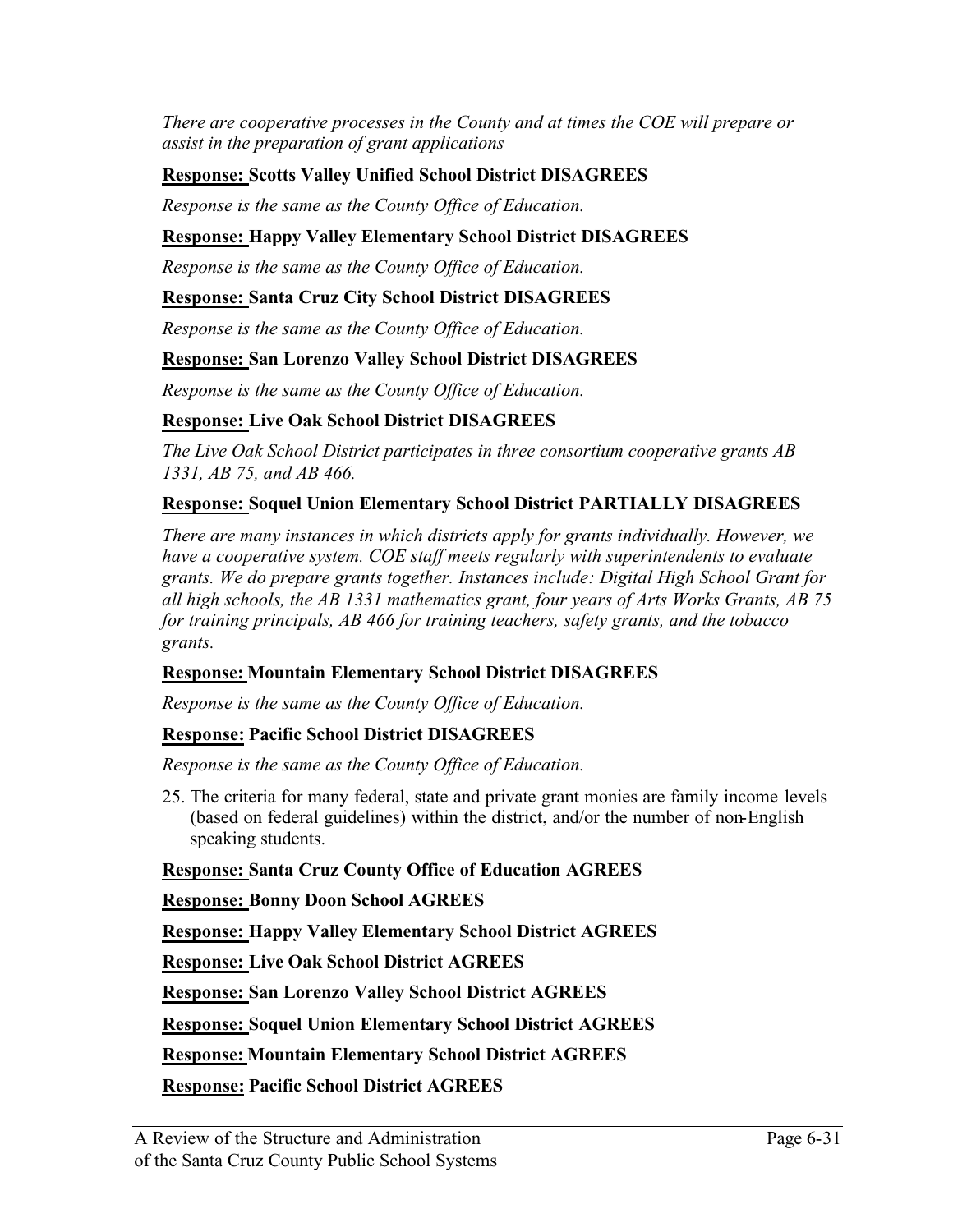*There are cooperative processes in the County and at times the COE will prepare or assist in the preparation of grant applications*

**Response: Scotts Valley Unified School District DISAGREES**

*Response is the same as the County Office of Education.*

**Response: Happy Valley Elementary School District DISAGREES**

*Response is the same as the County Office of Education.*

**Response: Santa Cruz City School District DISAGREES**

*Response is the same as the County Office of Education.*

**Response: San Lorenzo Valley School District DISAGREES**

*Response is the same as the County Office of Education.*

**Response: Live Oak School District DISAGREES**

*The Live Oak School District participates in three consortium cooperative grants AB 1331, AB 75, and AB 466.*

**Response: Soquel Union Elementary School District PARTIALLY DISAGREES**

*There are many instances in which districts apply for grants individually. However, we have a cooperative system. COE staff meets regularly with superintendents to evaluate grants. We do prepare grants together. Instances include: Digital High School Grant for all high schools, the AB 1331 mathematics grant, four years of Arts Works Grants, AB 75 for training principals, AB 466 for training teachers, safety grants, and the tobacco grants.*

**Response: Mountain Elementary School District DISAGREES**

*Response is the same as the County Office of Education.*

**Response: Pacific School District DISAGREES**

*Response is the same as the County Office of Education.*

25. The criteria for many federal, state and private grant monies are family income levels (based on federal guidelines) within the district, and/or the number of non-English speaking students.

**Response: Santa Cruz County Office of Education AGREES**

**Response: Bonny Doon School AGREES**

**Response: Happy Valley Elementary School District AGREES**

**Response: Live Oak School District AGREES**

**Response: San Lorenzo Valley School District AGREES**

**Response: Soquel Union Elementary School District AGREES**

**Response: Mountain Elementary School District AGREES**

**Response: Pacific School District AGREES**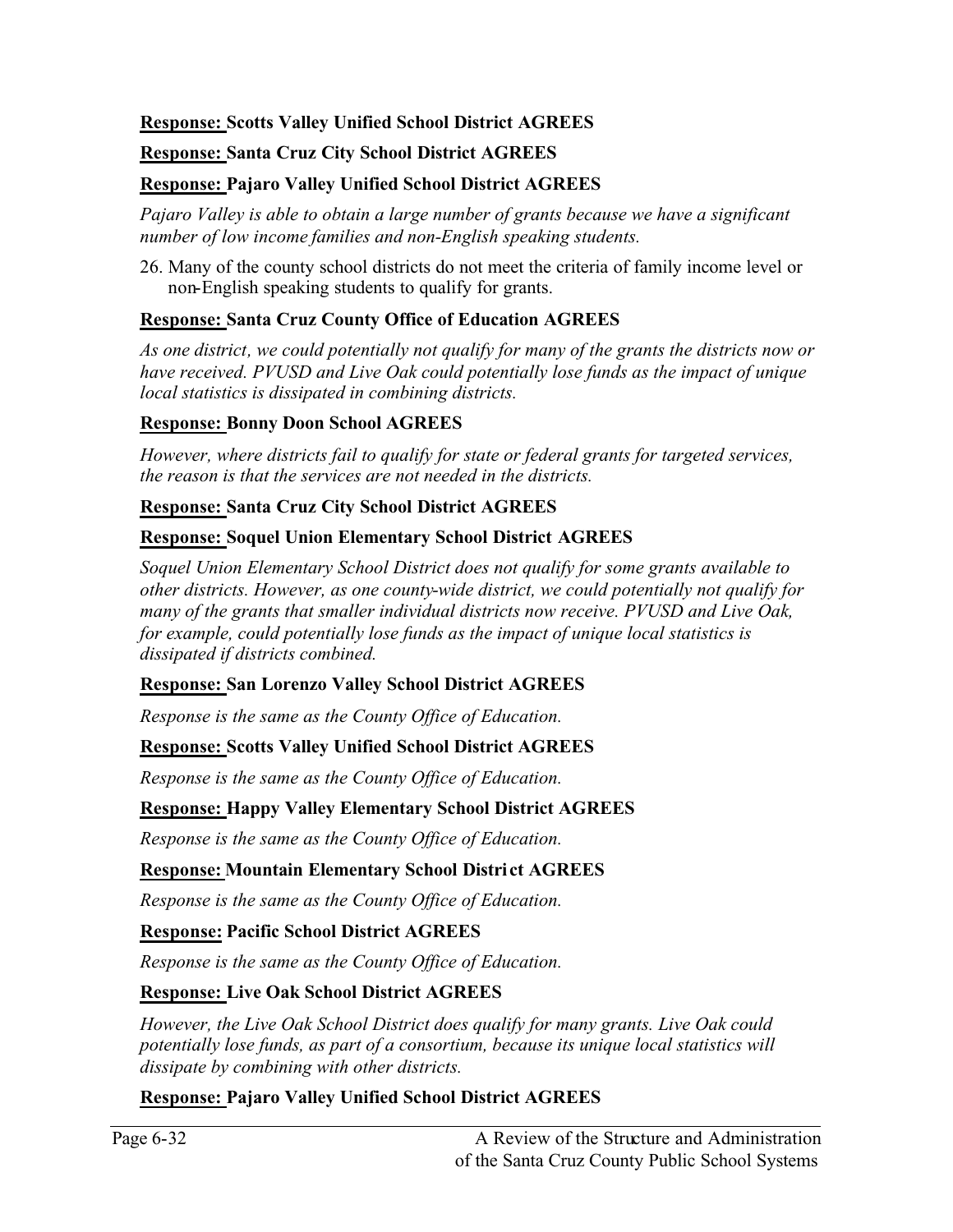**Response: Scotts Valley Unified School District AGREES**

**Response: Santa Cruz City School District AGREES**

**Response: Pajaro Valley Unified School District AGREES**

*Pajaro Valley is able to obtain a large number of grants because we have a significant number of low income families and non-English speaking students.*

26. Many of the county school districts do not meet the criteria of family income level or non-English speaking students to qualify for grants.

**Response: Santa Cruz County Office of Education AGREES**

*As one district, we could potentially not qualify for many of the grants the districts now or have received. PVUSD and Live Oak could potentially lose funds as the impact of unique local statistics is dissipated in combining districts.*

**Response: Bonny Doon School AGREES**

*However, where districts fail to qualify for state or federal grants for targeted services, the reason is that the services are not needed in the districts.*

**Response: Santa Cruz City School District AGREES**

**Response: Soquel Union Elementary School District AGREES**

*Soquel Union Elementary School District does not qualify for some grants available to other districts. However, as one county-wide district, we could potentially not qualify for many of the grants that smaller individual districts now receive. PVUSD and Live Oak, for example, could potentially lose funds as the impact of unique local statistics is dissipated if districts combined.*

**Response: San Lorenzo Valley School District AGREES**

*Response is the same as the County Office of Education.*

**Response: Scotts Valley Unified School District AGREES**

*Response is the same as the County Office of Education.*

**Response: Happy Valley Elementary School District AGREES**

*Response is the same as the County Office of Education.*

**Response: Mountain Elementary School District AGREES**

*Response is the same as the County Office of Education.*

**Response: Pacific School District AGREES**

*Response is the same as the County Office of Education.*

**Response: Live Oak School District AGREES**

*However, the Live Oak School District does qualify for many grants. Live Oak could potentially lose funds, as part of a consortium, because its unique local statistics will dissipate by combining with other districts.*

**Response: Pajaro Valley Unified School District AGREES**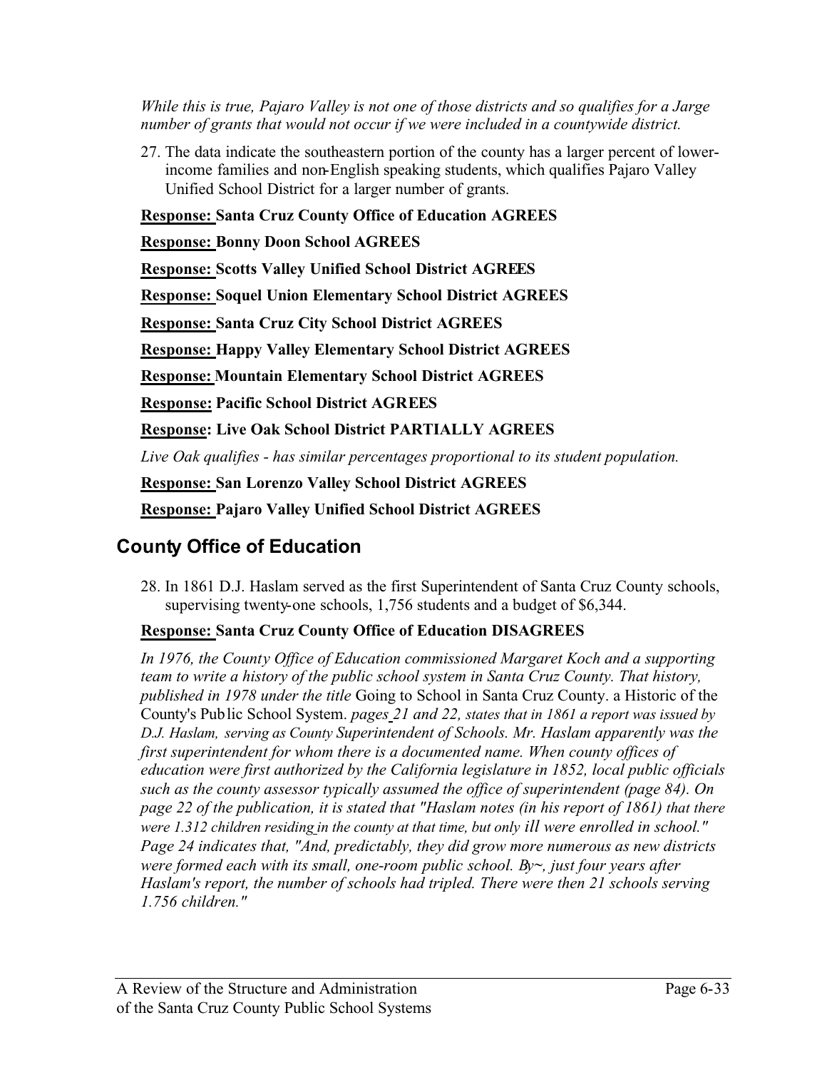*While this is true, Pajaro Valley is not one of those districts and so qualifies for a Jarge number of grants that would not occur if we were included in a countywide district.*

27. The data indicate the southeastern portion of the county has a larger percent of lower-income families and non-English speaking students, which qualifies Pajaro Valley Unified School District for a larger number of grants.

**Response: Santa Cruz County Office of Education AGREES**

**Response: Bonny Doon School AGREES**

**Response: Scotts Valley Unified School District AGREES**

**Response: Soquel Union Elementary School District AGREES**

**Response: Santa Cruz City School District AGREES**

**Response: Happy Valley Elementary School District AGREES**

**Response: Mountain Elementary School District AGREES**

**Response: Pacific School District AGREES**

**Response: Live Oak School District PARTIALLY AGREES**

*Live Oak qualifies - has similar percentages proportional to its student population.*

**Response: San Lorenzo Valley School District AGREES**

**Response: Pajaro Valley Unified School District AGREES**

## County Office of Education

28. In 1861 D.J. Haslam served as the first Superintendent of Santa Cruz County schools, supervising twenty-one schools, 1,756 students and a budget of $6,344.

**Response: Santa Cruz County Office of Education DISAGREES**

*In 1976, the County Office of Education commissioned Margaret Koch and a supporting team to write a history of the public school system in Santa Cruz County. That history, published in 1978 under the title* Going to School in Santa Cruz County. a Historic of the County's Public School System. *pages 21 and 22, states that in 1861 a report was issued by D.J. Haslam, serving as County Superintendent of Schools. Mr. Haslam apparently was the first superintendent for whom there is a documented name. When county offices of education were first authorized by the California legislature in 1852, local public officials such as the county assessor typically assumed the office of superintendent (page 84). On page 22 of the publication, it is stated that "Haslam notes (in his report of 1861) that there were 1.312 children residing in the county at that time, but only ill were enrolled in school." Page 24 indicates that, "And, predictably, they did grow more numerous as new districts were formed each with its small, one-room public school. By~, just four years after Haslam's report, the number of schools had tripled. There were then 21 schools serving 1.756 children."*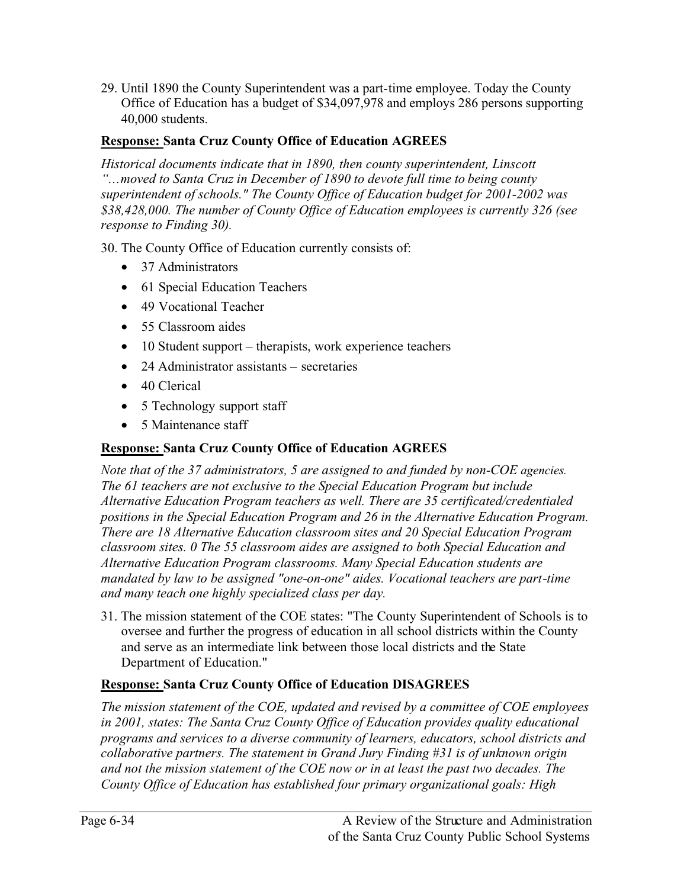29. Until 1890 the County Superintendent was a part-time employee. Today the County Office of Education has a budget of $34,097,978 and employs 286 persons supporting 40,000 students.

**Response: Santa Cruz County Office of Education AGREES**

*Historical documents indicate that in 1890, then county superintendent, Linscott "…moved to Santa Cruz in December of 1890 to devote full time to being county superintendent of schools." The County Office of Education budget for 2001-2002 was $38,428,000. The number of County Office of Education employees is currently 326 (see response to Finding 30).*

30. The County Office of Education currently consists of:

- 37 Administrators
- 61 Special Education Teachers
- 49 Vocational Teacher
- 55 Classroom aides
- 10 Student support – therapists, work experience teachers
- 24 Administrator assistants – secretaries
- 40 Clerical
- 5 Technology support staff
- 5 Maintenance staff

**Response: Santa Cruz County Office of Education AGREES**

*Note that of the 37 administrators, 5 are assigned to and funded by non-COE agencies. The 61 teachers are not exclusive to the Special Education Program but include Alternative Education Program teachers as well. There are 35 certificated/credentialed positions in the Special Education Program and 26 in the Alternative Education Program. There are 18 Alternative Education classroom sites and 20 Special Education Program classroom sites. 0 The 55 classroom aides are assigned to both Special Education and Alternative Education Program classrooms. Many Special Education students are mandated by law to be assigned "one-on-one" aides. Vocational teachers are part-time and many teach one highly specialized class per day.*

31. The mission statement of the COE states: "The County Superintendent of Schools is to oversee and further the progress of education in all school districts within the County and serve as an intermediate link between those local districts and the State Department of Education."

**Response: Santa Cruz County Office of Education DISAGREES**

*The mission statement of the COE, updated and revised by a committee of COE employees in 2001, states: The Santa Cruz County Office of Education provides quality educational programs and services to a diverse community of learners, educators, school districts and collaborative partners. The statement in Grand Jury Finding #31 is of unknown origin and not the mission statement of the COE now or in at least the past two decades. The County Office of Education has established four primary organizational goals: High*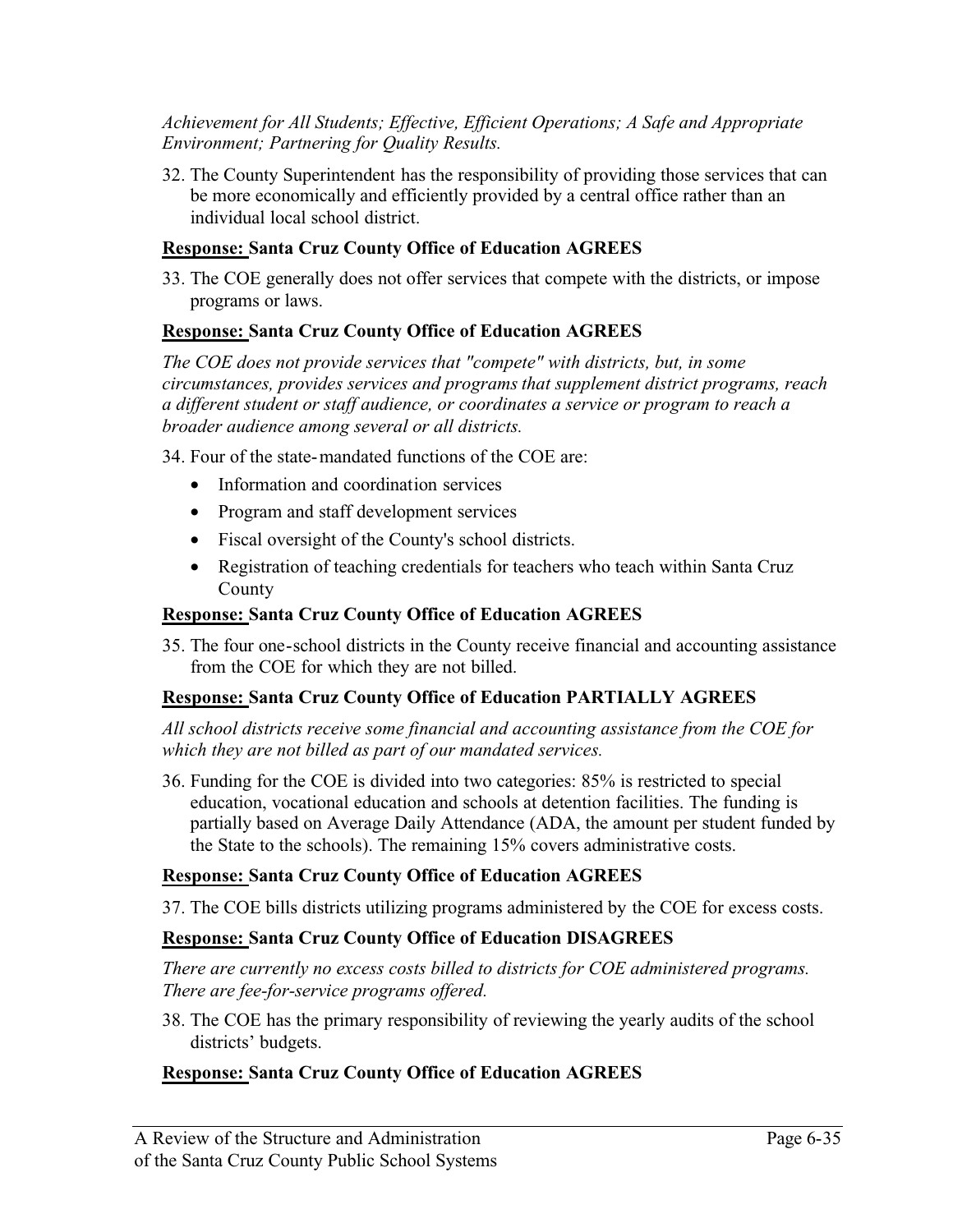*Achievement for All Students; Effective, Efficient Operations; A Safe and Appropriate Environment; Partnering for Quality Results.*

32. The County Superintendent has the responsibility of providing those services that can be more economically and efficiently provided by a central office rather than an individual local school district.

**<u>Response:</u> Santa Cruz County Office of Education AGREES**

33. The COE generally does not offer services that compete with the districts, or impose programs or laws.

**<u>Response:</u> Santa Cruz County Office of Education AGREES**

*The COE does not provide services that "compete" with districts, but, in some circumstances, provides services and programs that supplement district programs, reach a different student or staff audience, or coordinates a service or program to reach a broader audience among several or all districts.*

34. Four of the state-mandated functions of the COE are:
    - Information and coordination services
    - Program and staff development services
    - Fiscal oversight of the County's school districts.
    - Registration of teaching credentials for teachers who teach within Santa Cruz County

**<u>Response:</u> Santa Cruz County Office of Education AGREES**

35. The four one-school districts in the County receive financial and accounting assistance from the COE for which they are not billed.

**<u>Response:</u> Santa Cruz County Office of Education PARTIALLY AGREES**

*All school districts receive some financial and accounting assistance from the COE for which they are not billed as part of our mandated services.*

36. Funding for the COE is divided into two categories: 85% is restricted to special education, vocational education and schools at detention facilities. The funding is partially based on Average Daily Attendance (ADA, the amount per student funded by the State to the schools). The remaining 15% covers administrative costs.

**<u>Response:</u> Santa Cruz County Office of Education AGREES**

37. The COE bills districts utilizing programs administered by the COE for excess costs.

**<u>Response:</u> Santa Cruz County Office of Education DISAGREES**

*There are currently no excess costs billed to districts for COE administered programs. There are fee-for-service programs offered.*

38. The COE has the primary responsibility of reviewing the yearly audits of the school districts' budgets.

**<u>Response:</u> Santa Cruz County Office of Education AGREES**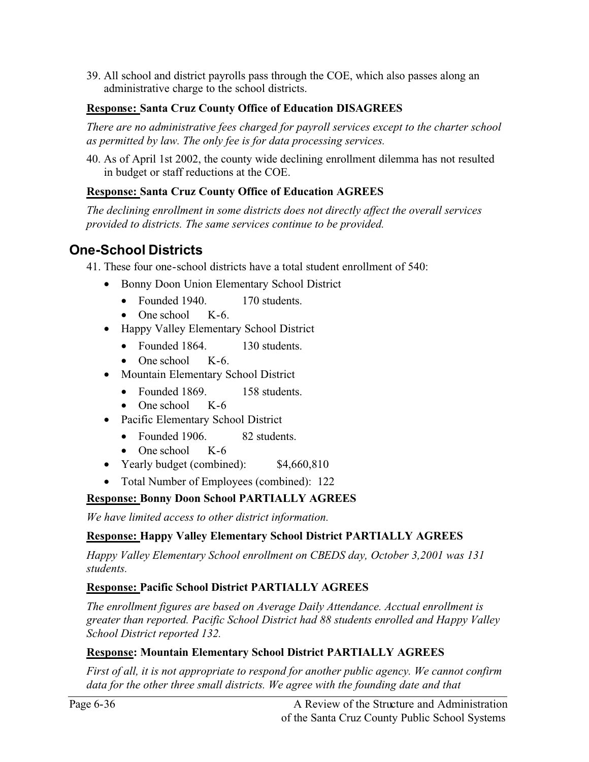39. All school and district payrolls pass through the COE, which also passes along an administrative charge to the school districts.

**Response: Santa Cruz County Office of Education DISAGREES**

*There are no administrative fees charged for payroll services except to the charter school as permitted by law. The only fee is for data processing services.*

40. As of April 1st 2002, the county wide declining enrollment dilemma has not resulted in budget or staff reductions at the COE.

**Response: Santa Cruz County Office of Education AGREES**

*The declining enrollment in some districts does not directly affect the overall services provided to districts. The same services continue to be provided.*

## One-School Districts

41. These four one-school districts have a total student enrollment of 540:

- Bonny Doon Union Elementary School District
  - Founded 1940. 170 students.
  - One school K-6.
- Happy Valley Elementary School District
  - Founded 1864. 130 students.
  - One school K-6.
- Mountain Elementary School District
  - Founded 1869. 158 students.
  - One school K-6
- Pacific Elementary School District
  - Founded 1906. 82 students.
  - One school K-6
- Yearly budget (combined): $4,660,810
- Total Number of Employees (combined): 122

**Response: Bonny Doon School PARTIALLY AGREES**

*We have limited access to other district information.*

**Response: Happy Valley Elementary School District PARTIALLY AGREES**

*Happy Valley Elementary School enrollment on CBEDS day, October 3,2001 was 131 students.*

**Response: Pacific School District PARTIALLY AGREES**

*The enrollment figures are based on Average Daily Attendance. Acctual enrollment is greater than reported. Pacific School District had 88 students enrolled and Happy Valley School District reported 132.*

**Response: Mountain Elementary School District PARTIALLY AGREES**

*First of all, it is not appropriate to respond for another public agency. We cannot confirm data for the other three small districts. We agree with the founding date and that*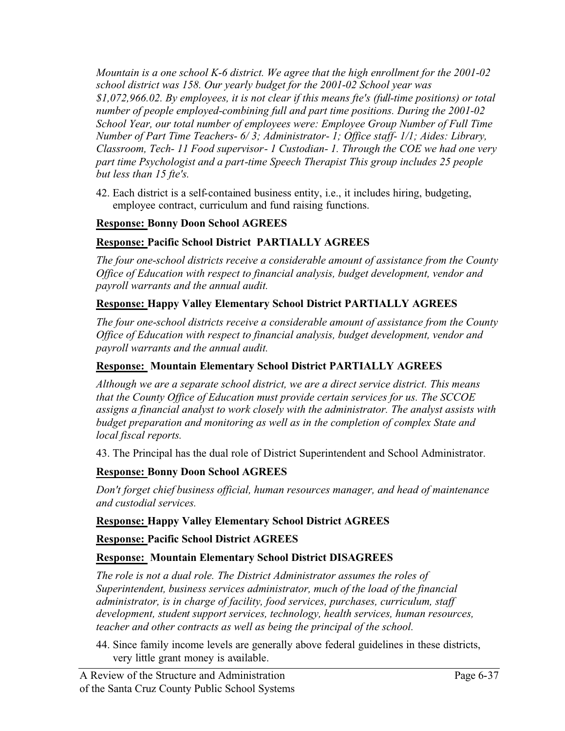*Mountain is a one school K-6 district. We agree that the high enrollment for the 2001-02 school district was 158. Our yearly budget for the 2001-02 School year was $1,072,966.02. By employees, it is not clear if this means fte's (full-time positions) or total number of people employed-combining full and part time positions. During the 2001-02 School Year, our total number of employees were: Employee Group Number of Full Time Number of Part Time Teachers- 6/ 3; Administrator- 1; Office staff- 1/1; Aides: Library, Classroom, Tech- 11 Food supervisor- 1 Custodian- 1. Through the COE we had one very part time Psychologist and a part-time Speech Therapist This group includes 25 people but less than 15 fte's.*

42. Each district is a self-contained business entity, i.e., it includes hiring, budgeting, employee contract, curriculum and fund raising functions.

**Response: Bonny Doon School AGREES**

**Response: Pacific School District PARTIALLY AGREES**

*The four one-school districts receive a considerable amount of assistance from the County Office of Education with respect to financial analysis, budget development, vendor and payroll warrants and the annual audit.*

**Response: Happy Valley Elementary School District PARTIALLY AGREES**

*The four one-school districts receive a considerable amount of assistance from the County Office of Education with respect to financial analysis, budget development, vendor and payroll warrants and the annual audit.*

**Response: Mountain Elementary School District PARTIALLY AGREES**

*Although we are a separate school district, we are a direct service district. This means that the County Office of Education must provide certain services for us. The SCCOE assigns a financial analyst to work closely with the administrator. The analyst assists with budget preparation and monitoring as well as in the completion of complex State and local fiscal reports.*

43. The Principal has the dual role of District Superintendent and School Administrator.

**Response: Bonny Doon School AGREES**

*Don't forget chief business official, human resources manager, and head of maintenance and custodial services.*

**Response: Happy Valley Elementary School District AGREES**

**Response: Pacific School District AGREES**

**Response: Mountain Elementary School District DISAGREES**

*The role is not a dual role. The District Administrator assumes the roles of Superintendent, business services administrator, much of the load of the financial administrator, is in charge of facility, food services, purchases, curriculum, staff development, student support services, technology, health services, human resources, teacher and other contracts as well as being the principal of the school.*

44. Since family income levels are generally above federal guidelines in these districts, very little grant money is available.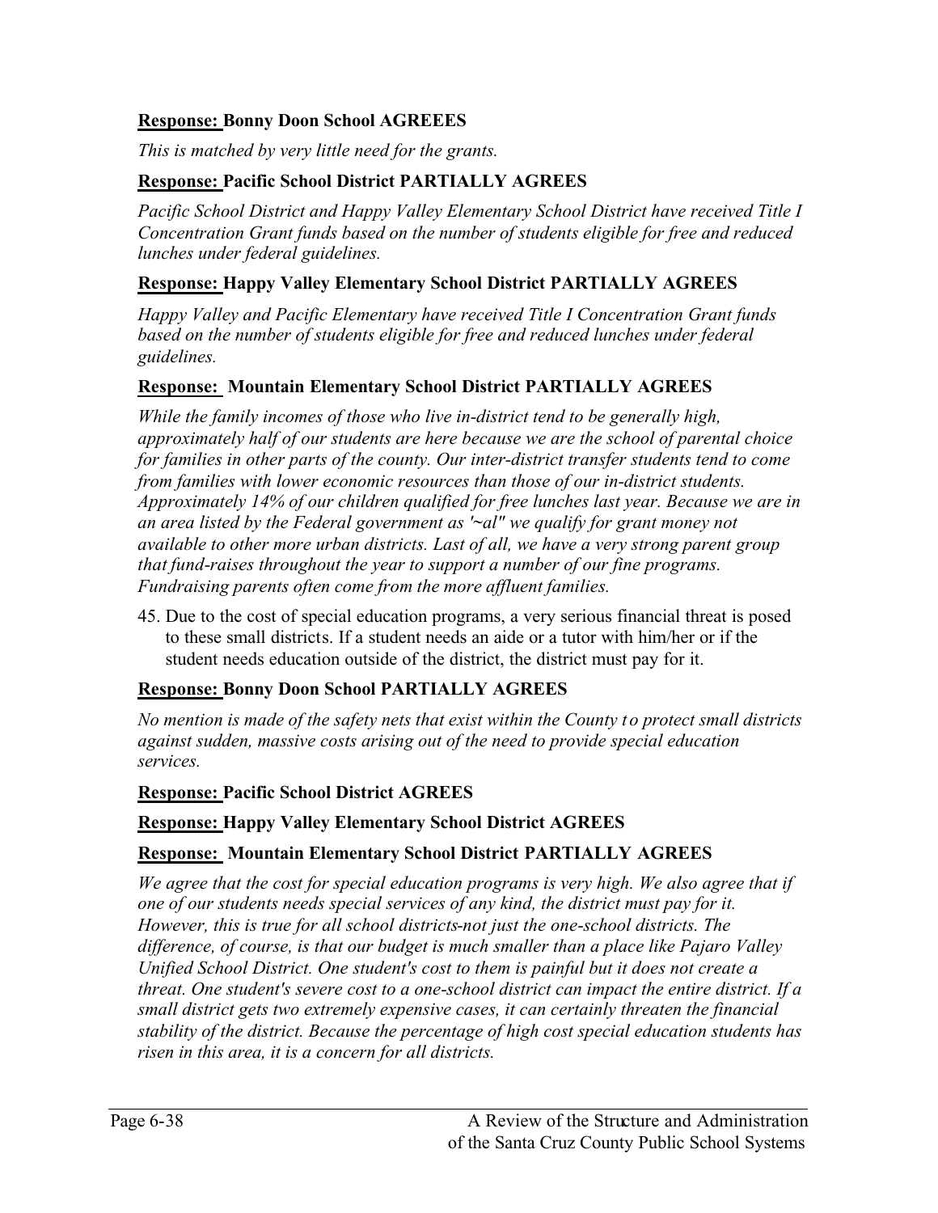**Response: Bonny Doon School AGREEES**

*This is matched by very little need for the grants.*

**Response: Pacific School District PARTIALLY AGREES**

*Pacific School District and Happy Valley Elementary School District have received Title I Concentration Grant funds based on the number of students eligible for free and reduced lunches under federal guidelines.*

**Response: Happy Valley Elementary School District PARTIALLY AGREES**

*Happy Valley and Pacific Elementary have received Title I Concentration Grant funds based on the number of students eligible for free and reduced lunches under federal guidelines.*

**Response: Mountain Elementary School District PARTIALLY AGREES**

*While the family incomes of those who live in-district tend to be generally high, approximately half of our students are here because we are the school of parental choice for families in other parts of the county. Our inter-district transfer students tend to come from families with lower economic resources than those of our in-district students. Approximately 14% of our children qualified for free lunches last year. Because we are in an area listed by the Federal government as '~al" we qualify for grant money not available to other more urban districts. Last of all, we have a very strong parent group that fund-raises throughout the year to support a number of our fine programs. Fundraising parents often come from the more affluent families.*

45. Due to the cost of special education programs, a very serious financial threat is posed to these small districts. If a student needs an aide or a tutor with him/her or if the student needs education outside of the district, the district must pay for it.

**Response: Bonny Doon School PARTIALLY AGREES**

*No mention is made of the safety nets that exist within the County to protect small districts against sudden, massive costs arising out of the need to provide special education services.*

**Response: Pacific School District AGREES**

**Response: Happy Valley Elementary School District AGREES**

**Response: Mountain Elementary School District PARTIALLY AGREES**

*We agree that the cost for special education programs is very high. We also agree that if one of our students needs special services of any kind, the district must pay for it. However, this is true for all school districts-not just the one-school districts. The difference, of course, is that our budget is much smaller than a place like Pajaro Valley Unified School District. One student's cost to them is painful but it does not create a threat. One student's severe cost to a one-school district can impact the entire district. If a small district gets two extremely expensive cases, it can certainly threaten the financial stability of the district. Because the percentage of high cost special education students has risen in this area, it is a concern for all districts.*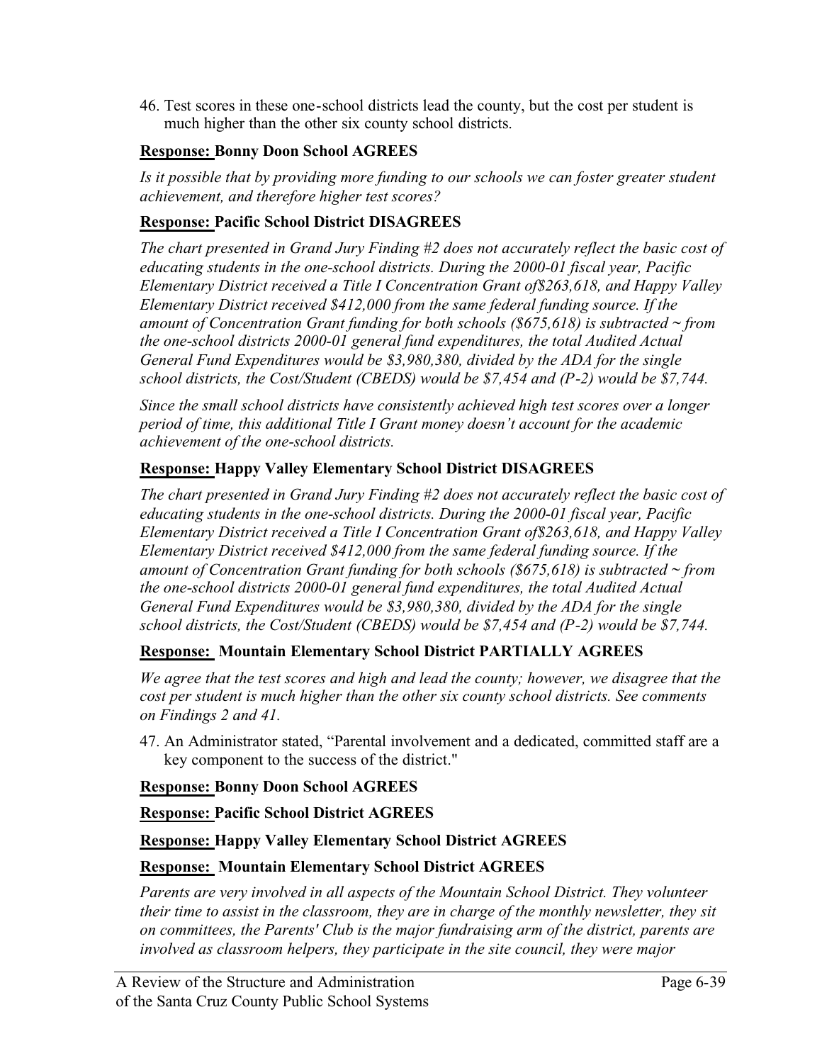46. Test scores in these one-school districts lead the county, but the cost per student is much higher than the other six county school districts.

**Response: Bonny Doon School AGREES**

*Is it possible that by providing more funding to our schools we can foster greater student achievement, and therefore higher test scores?*

**Response: Pacific School District DISAGREES**

*The chart presented in Grand Jury Finding #2 does not accurately reflect the basic cost of educating students in the one-school districts. During the 2000-01 fiscal year, Pacific Elementary District received a Title I Concentration Grant of$263,618, and Happy Valley Elementary District received $412,000 from the same federal funding source. If the amount of Concentration Grant funding for both schools ($675,618) is subtracted ~ from the one-school districts 2000-01 general fund expenditures, the total Audited Actual General Fund Expenditures would be $3,980,380, divided by the ADA for the single school districts, the Cost/Student (CBEDS) would be $7,454 and (P-2) would be $7,744.*

*Since the small school districts have consistently achieved high test scores over a longer period of time, this additional Title I Grant money doesn't account for the academic achievement of the one-school districts.*

**Response: Happy Valley Elementary School District DISAGREES**

*The chart presented in Grand Jury Finding #2 does not accurately reflect the basic cost of educating students in the one-school districts. During the 2000-01 fiscal year, Pacific Elementary District received a Title I Concentration Grant of$263,618, and Happy Valley Elementary District received $412,000 from the same federal funding source. If the amount of Concentration Grant funding for both schools ($675,618) is subtracted ~ from the one-school districts 2000-01 general fund expenditures, the total Audited Actual General Fund Expenditures would be $3,980,380, divided by the ADA for the single school districts, the Cost/Student (CBEDS) would be $7,454 and (P-2) would be $7,744.*

**Response: Mountain Elementary School District PARTIALLY AGREES**

*We agree that the test scores and high and lead the county; however, we disagree that the cost per student is much higher than the other six county school districts. See comments on Findings 2 and 41.*

47. An Administrator stated, "Parental involvement and a dedicated, committed staff are a key component to the success of the district."

**Response: Bonny Doon School AGREES**

**Response: Pacific School District AGREES**

**Response: Happy Valley Elementary School District AGREES**

**Response: Mountain Elementary School District AGREES**

*Parents are very involved in all aspects of the Mountain School District. They volunteer their time to assist in the classroom, they are in charge of the monthly newsletter, they sit on committees, the Parents' Club is the major fundraising arm of the district, parents are involved as classroom helpers, they participate in the site council, they were major*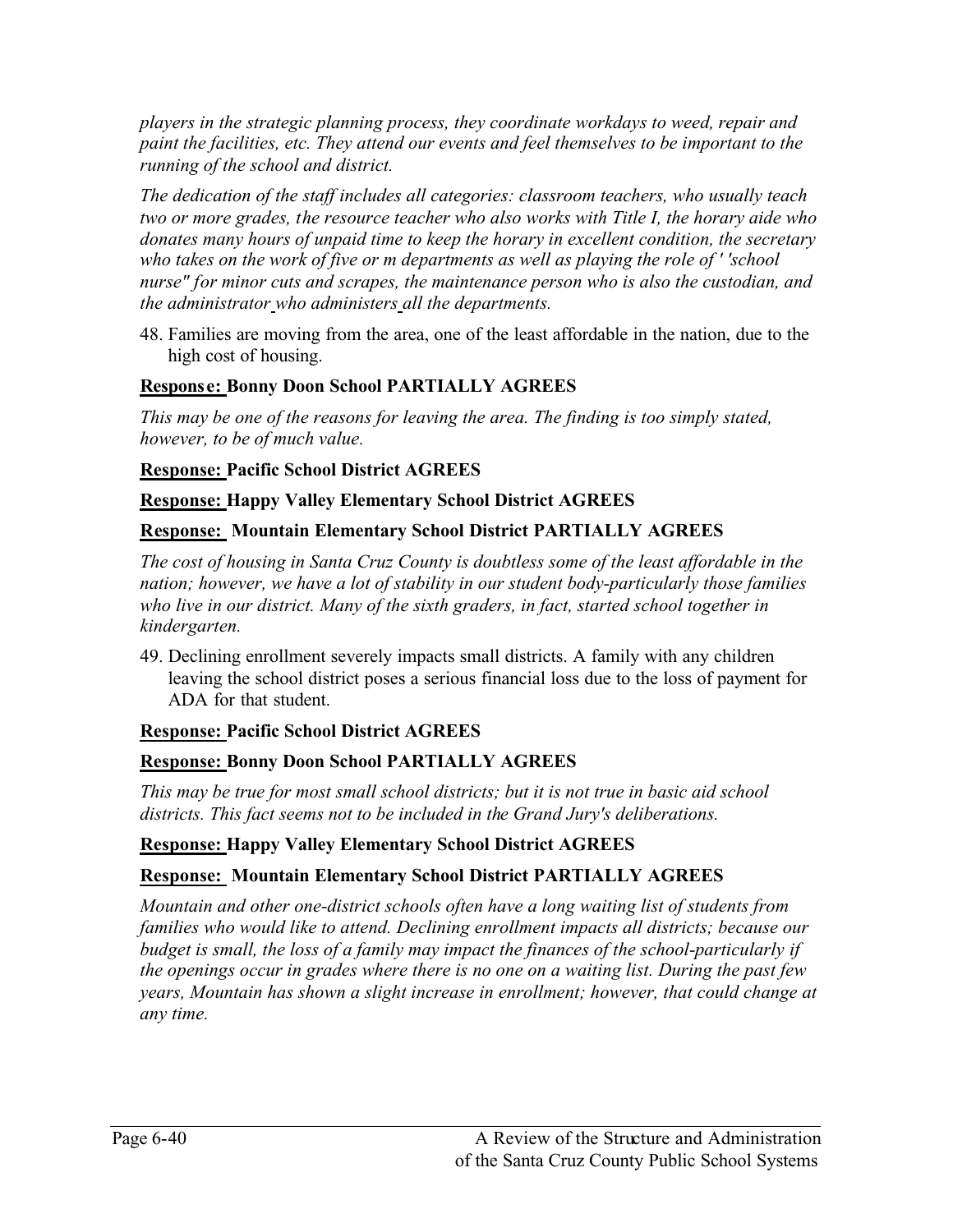*players in the strategic planning process, they coordinate workdays to weed, repair and paint the facilities, etc. They attend our events and feel themselves to be important to the running of the school and district.*

*The dedication of the staff includes all categories: classroom teachers, who usually teach two or more grades, the resource teacher who also works with Title I, the horary aide who donates many hours of unpaid time to keep the horary in excellent condition, the secretary who takes on the work of five or m departments as well as playing the role of ' 'school nurse" for minor cuts and scrapes, the maintenance person who is also the custodian, and the administrator who administers all the departments.*

48. Families are moving from the area, one of the least affordable in the nation, due to the high cost of housing.

**Response: Bonny Doon School PARTIALLY AGREES**

*This may be one of the reasons for leaving the area. The finding is too simply stated, however, to be of much value.*

**Response: Pacific School District AGREES**

**Response: Happy Valley Elementary School District AGREES**

**Response: Mountain Elementary School District PARTIALLY AGREES**

*The cost of housing in Santa Cruz County is doubtless some of the least affordable in the nation; however, we have a lot of stability in our student body-particularly those families who live in our district. Many of the sixth graders, in fact, started school together in kindergarten.*

49. Declining enrollment severely impacts small districts. A family with any children leaving the school district poses a serious financial loss due to the loss of payment for ADA for that student.

**Response: Pacific School District AGREES**

**Response: Bonny Doon School PARTIALLY AGREES**

*This may be true for most small school districts; but it is not true in basic aid school districts. This fact seems not to be included in the Grand Jury's deliberations.*

**Response: Happy Valley Elementary School District AGREES**

**Response: Mountain Elementary School District PARTIALLY AGREES**

*Mountain and other one-district schools often have a long waiting list of students from families who would like to attend. Declining enrollment impacts all districts; because our budget is small, the loss of a family may impact the finances of the school-particularly if the openings occur in grades where there is no one on a waiting list. During the past few years, Mountain has shown a slight increase in enrollment; however, that could change at any time.*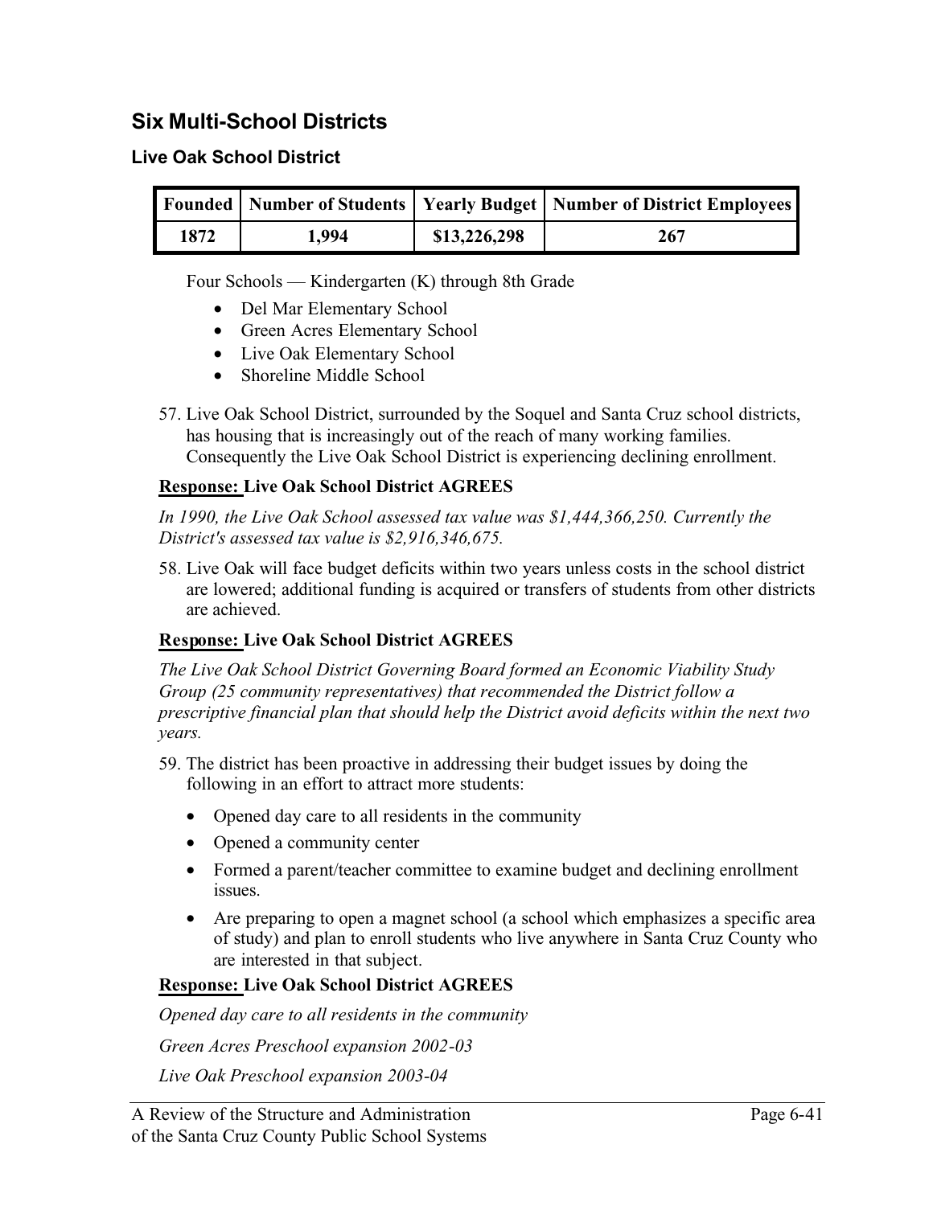## Six Multi-School Districts

### Live Oak School District

| Founded | Number of Students | Yearly Budget | Number of District Employees |
|---|---|---|---|
| 1872 | 1,994 | $13,226,298 | 267 |

Four Schools — Kindergarten (K) through 8th Grade

- Del Mar Elementary School
- Green Acres Elementary School
- Live Oak Elementary School
- Shoreline Middle School

57. Live Oak School District, surrounded by the Soquel and Santa Cruz school districts, has housing that is increasingly out of the reach of many working families. Consequently the Live Oak School District is experiencing declining enrollment.

**Response: Live Oak School District AGREES**

*In 1990, the Live Oak School assessed tax value was $1,444,366,250. Currently the District's assessed tax value is $2,916,346,675.*

58. Live Oak will face budget deficits within two years unless costs in the school district are lowered; additional funding is acquired or transfers of students from other districts are achieved.

**Response: Live Oak School District AGREES**

*The Live Oak School District Governing Board formed an Economic Viability Study Group (25 community representatives) that recommended the District follow a prescriptive financial plan that should help the District avoid deficits within the next two years.*

59. The district has been proactive in addressing their budget issues by doing the following in an effort to attract more students:

    - Opened day care to all residents in the community
    - Opened a community center
    - Formed a parent/teacher committee to examine budget and declining enrollment issues.
    - Are preparing to open a magnet school (a school which emphasizes a specific area of study) and plan to enroll students who live anywhere in Santa Cruz County who are interested in that subject.

**Response: Live Oak School District AGREES**

*Opened day care to all residents in the community*

*Green Acres Preschool expansion 2002-03*

*Live Oak Preschool expansion 2003-04*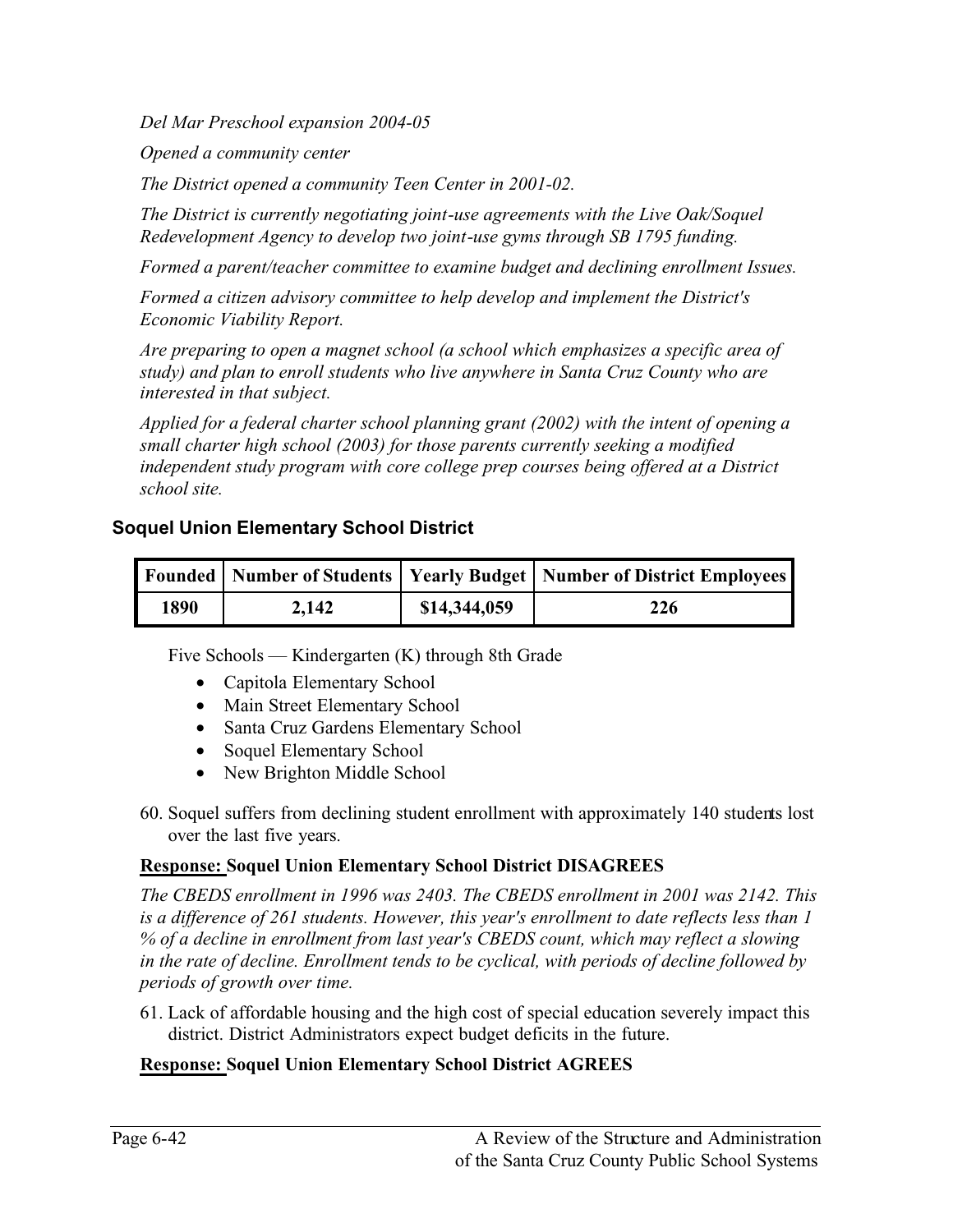*Del Mar Preschool expansion 2004-05*

*Opened a community center*

*The District opened a community Teen Center in 2001-02.*

*The District is currently negotiating joint-use agreements with the Live Oak/Soquel Redevelopment Agency to develop two joint-use gyms through SB 1795 funding.*

*Formed a parent/teacher committee to examine budget and declining enrollment Issues.*

*Formed a citizen advisory committee to help develop and implement the District's Economic Viability Report.*

*Are preparing to open a magnet school (a school which emphasizes a specific area of study) and plan to enroll students who live anywhere in Santa Cruz County who are interested in that subject.*

*Applied for a federal charter school planning grant (2002) with the intent of opening a small charter high school (2003) for those parents currently seeking a modified independent study program with core college prep courses being offered at a District school site.*

### Soquel Union Elementary School District

| Founded | Number of Students | Yearly Budget | Number of District Employees |
|---|---|---|---|
| 1890 | 2,142 | $14,344,059 | 226 |

Five Schools — Kindergarten (K) through 8th Grade

- Capitola Elementary School
- Main Street Elementary School
- Santa Cruz Gardens Elementary School
- Soquel Elementary School
- New Brighton Middle School

60. Soquel suffers from declining student enrollment with approximately 140 students lost over the last five years.

**Response: Soquel Union Elementary School District DISAGREES**

*The CBEDS enrollment in 1996 was 2403. The CBEDS enrollment in 2001 was 2142. This is a difference of 261 students. However, this year's enrollment to date reflects less than 1 % of a decline in enrollment from last year's CBEDS count, which may reflect a slowing in the rate of decline. Enrollment tends to be cyclical, with periods of decline followed by periods of growth over time.*

61. Lack of affordable housing and the high cost of special education severely impact this district. District Administrators expect budget deficits in the future.

**Response: Soquel Union Elementary School District AGREES**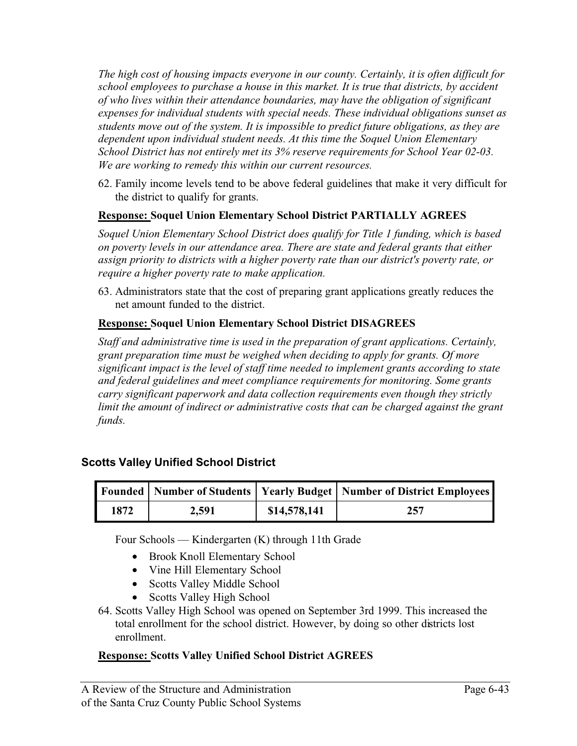*The high cost of housing impacts everyone in our county. Certainly, it is often difficult for school employees to purchase a house in this market. It is true that districts, by accident of who lives within their attendance boundaries, may have the obligation of significant expenses for individual students with special needs. These individual obligations sunset as students move out of the system. It is impossible to predict future obligations, as they are dependent upon individual student needs. At this time the Soquel Union Elementary School District has not entirely met its 3% reserve requirements for School Year 02-03. We are working to remedy this within our current resources.*

62. Family income levels tend to be above federal guidelines that make it very difficult for the district to qualify for grants.

**Response: Soquel Union Elementary School District PARTIALLY AGREES**

*Soquel Union Elementary School District does qualify for Title 1 funding, which is based on poverty levels in our attendance area. There are state and federal grants that either assign priority to districts with a higher poverty rate than our district's poverty rate, or require a higher poverty rate to make application.*

63. Administrators state that the cost of preparing grant applications greatly reduces the net amount funded to the district.

**Response: Soquel Union Elementary School District DISAGREES**

*Staff and administrative time is used in the preparation of grant applications. Certainly, grant preparation time must be weighed when deciding to apply for grants. Of more significant impact is the level of staff time needed to implement grants according to state and federal guidelines and meet compliance requirements for monitoring. Some grants carry significant paperwork and data collection requirements even though they strictly limit the amount of indirect or administrative costs that can be charged against the grant funds.*

### Scotts Valley Unified School District

| Founded | Number of Students | Yearly Budget | Number of District Employees |
|---|---|---|---|
| 1872 | 2,591 | $14,578,141 | 257 |

Four Schools — Kindergarten (K) through 11th Grade

- Brook Knoll Elementary School
- Vine Hill Elementary School
- Scotts Valley Middle School
- Scotts Valley High School

64. Scotts Valley High School was opened on September 3rd 1999. This increased the total enrollment for the school district. However, by doing so other districts lost enrollment.

**Response: Scotts Valley Unified School District AGREES**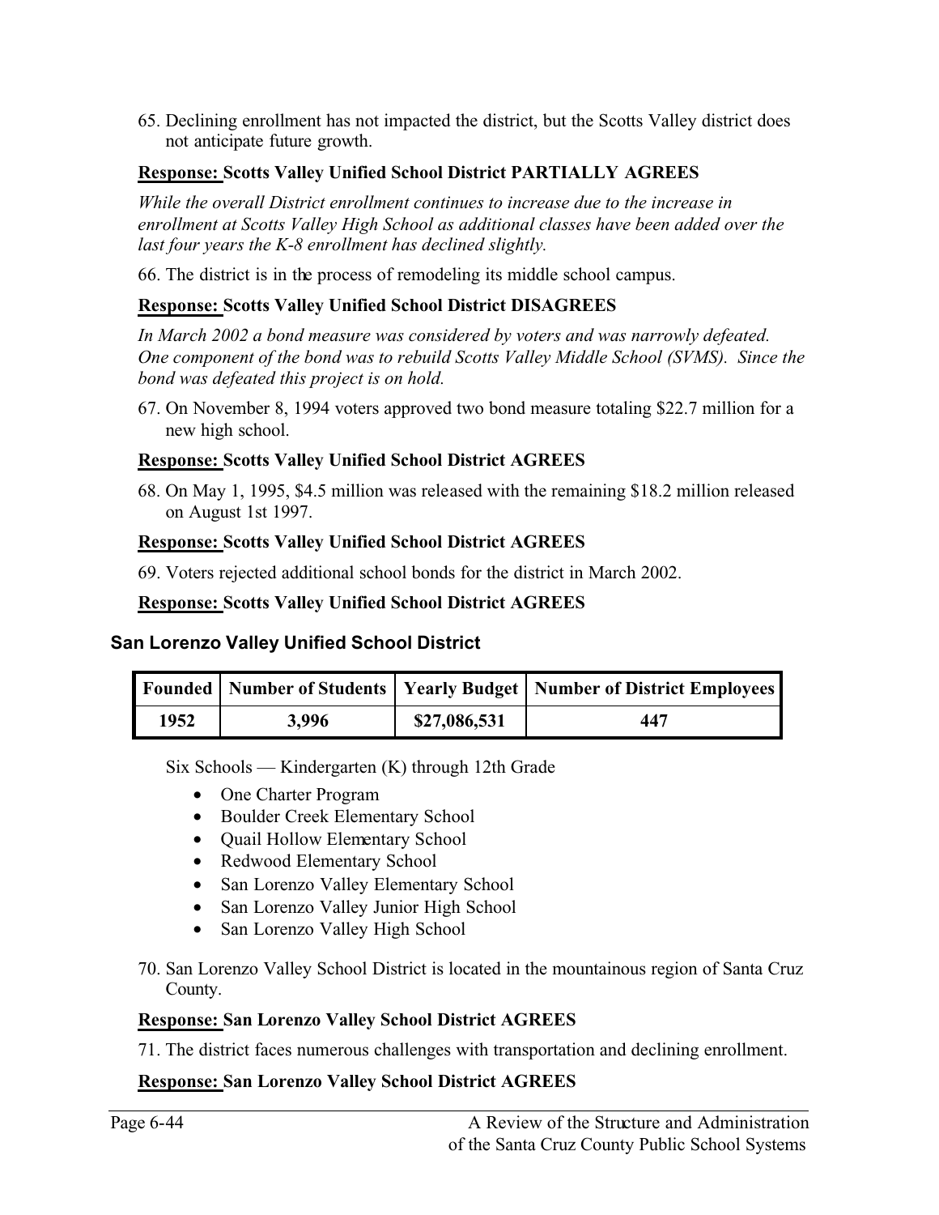65. Declining enrollment has not impacted the district, but the Scotts Valley district does not anticipate future growth.

**Response: Scotts Valley Unified School District PARTIALLY AGREES**

*While the overall District enrollment continues to increase due to the increase in enrollment at Scotts Valley High School as additional classes have been added over the last four years the K-8 enrollment has declined slightly.*

66. The district is in the process of remodeling its middle school campus.

**Response: Scotts Valley Unified School District DISAGREES**

*In March 2002 a bond measure was considered by voters and was narrowly defeated. One component of the bond was to rebuild Scotts Valley Middle School (SVMS). Since the bond was defeated this project is on hold.*

67. On November 8, 1994 voters approved two bond measure totaling $22.7 million for a new high school.

**Response: Scotts Valley Unified School District AGREES**

68. On May 1, 1995, $4.5 million was released with the remaining $18.2 million released on August 1st 1997.

**Response: Scotts Valley Unified School District AGREES**

69. Voters rejected additional school bonds for the district in March 2002.

**Response: Scotts Valley Unified School District AGREES**

### San Lorenzo Valley Unified School District

| Founded | Number of Students | Yearly Budget | Number of District Employees |
|---|---|---|---|
| 1952 | 3,996 | $27,086,531 | 447 |

Six Schools — Kindergarten (K) through 12th Grade

- One Charter Program
- Boulder Creek Elementary School
- Quail Hollow Elementary School
- Redwood Elementary School
- San Lorenzo Valley Elementary School
- San Lorenzo Valley Junior High School
- San Lorenzo Valley High School

70. San Lorenzo Valley School District is located in the mountainous region of Santa Cruz County.

**Response: San Lorenzo Valley School District AGREES**

71. The district faces numerous challenges with transportation and declining enrollment.

**Response: San Lorenzo Valley School District AGREES**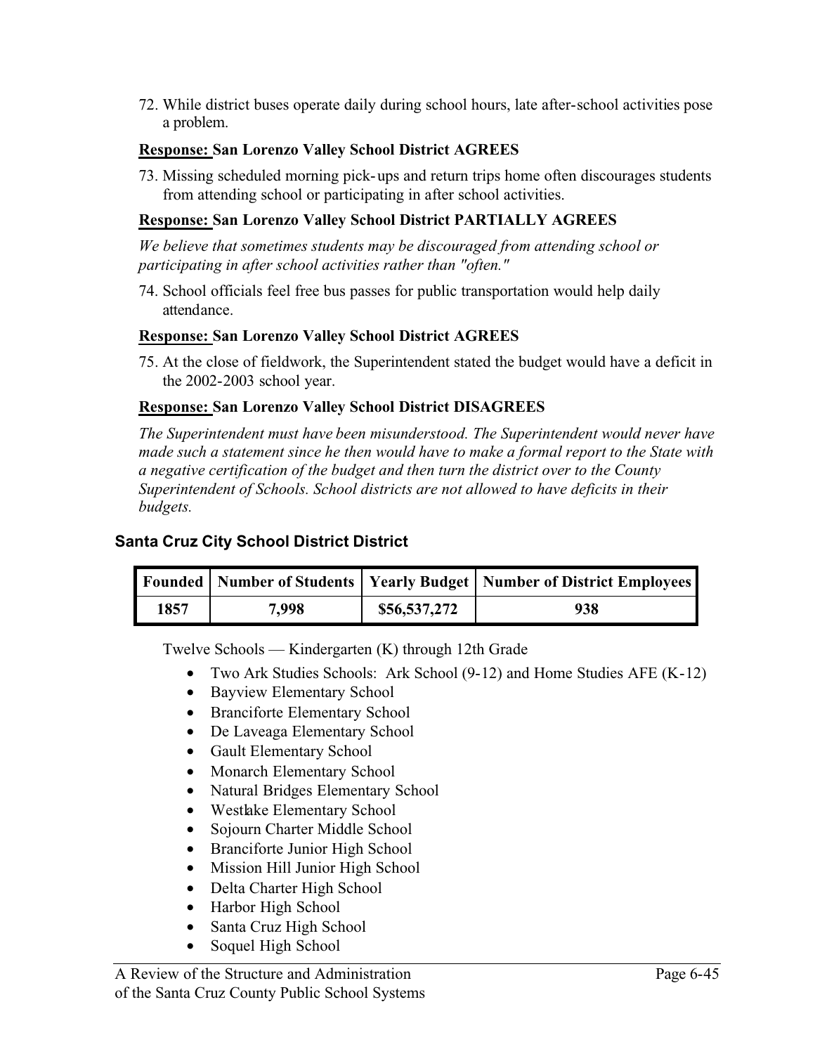72. While district buses operate daily during school hours, late after-school activities pose a problem.

**<u>Response:</u> San Lorenzo Valley School District AGREES**

73. Missing scheduled morning pick-ups and return trips home often discourages students from attending school or participating in after school activities.

**<u>Response:</u> San Lorenzo Valley School District PARTIALLY AGREES**

*We believe that sometimes students may be discouraged from attending school or participating in after school activities rather than "often."*

74. School officials feel free bus passes for public transportation would help daily attendance.

**<u>Response:</u> San Lorenzo Valley School District AGREES**

75. At the close of fieldwork, the Superintendent stated the budget would have a deficit in the 2002-2003 school year.

**<u>Response:</u> San Lorenzo Valley School District DISAGREES**

*The Superintendent must have been misunderstood. The Superintendent would never have made such a statement since he then would have to make a formal report to the State with a negative certification of the budget and then turn the district over to the County Superintendent of Schools. School districts are not allowed to have deficits in their budgets.*

### Santa Cruz City School District District

| Founded | Number of Students | Yearly Budget | Number of District Employees |
|---|---|---|---|
| 1857 | 7,998 | $56,537,272 | 938 |

Twelve Schools — Kindergarten (K) through 12th Grade

- Two Ark Studies Schools: Ark School (9-12) and Home Studies AFE (K-12)
- Bayview Elementary School
- Branciforte Elementary School
- De Laveaga Elementary School
- Gault Elementary School
- Monarch Elementary School
- Natural Bridges Elementary School
- Westlake Elementary School
- Sojourn Charter Middle School
- Branciforte Junior High School
- Mission Hill Junior High School
- Delta Charter High School
- Harbor High School
- Santa Cruz High School
- Soquel High School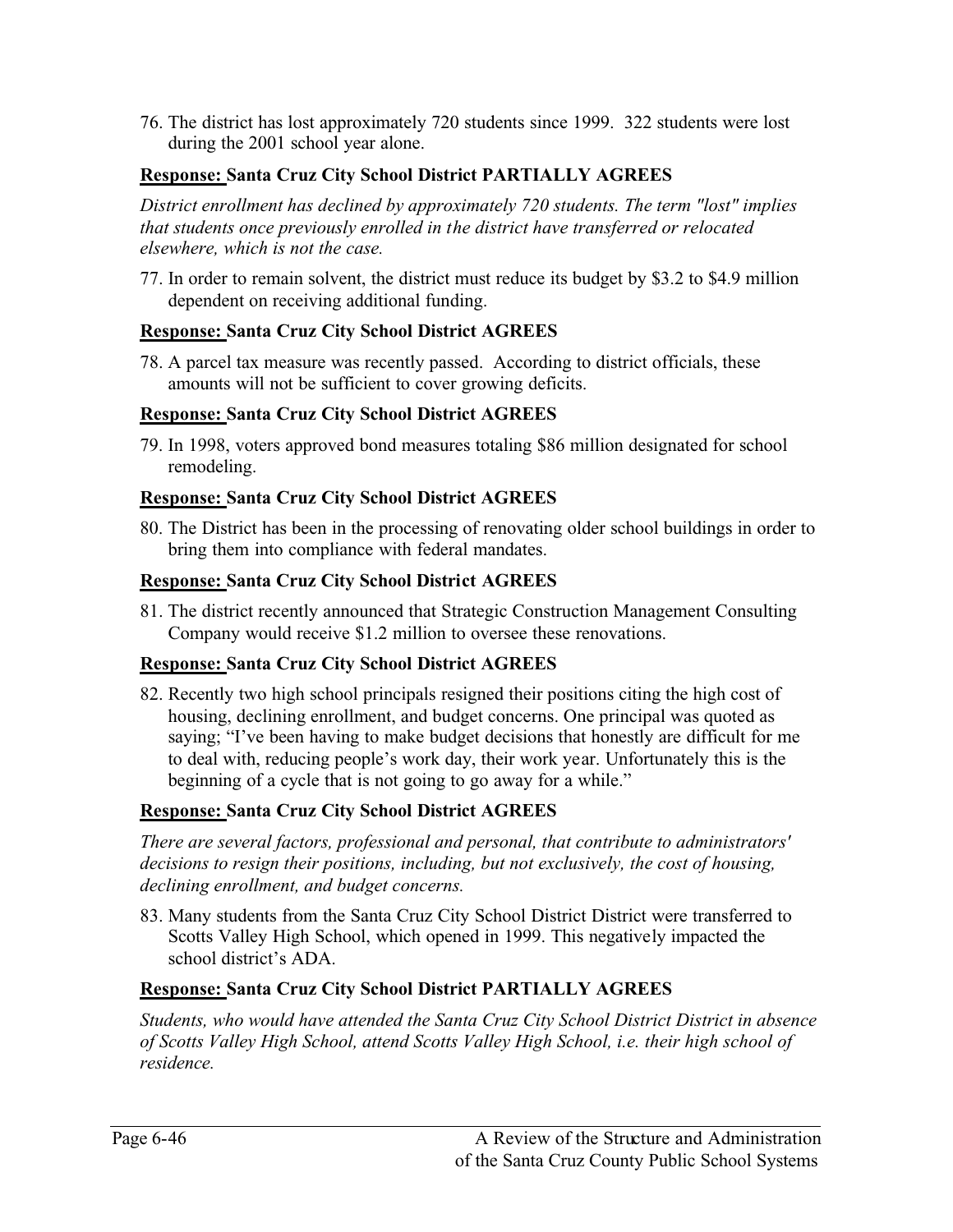76. The district has lost approximately 720 students since 1999. 322 students were lost during the 2001 school year alone.

**<u>Response:</u> Santa Cruz City School District PARTIALLY AGREES**

*District enrollment has declined by approximately 720 students. The term "lost" implies that students once previously enrolled in the district have transferred or relocated elsewhere, which is not the case.*

77. In order to remain solvent, the district must reduce its budget by $3.2 to $4.9 million dependent on receiving additional funding.

**<u>Response:</u> Santa Cruz City School District AGREES**

78. A parcel tax measure was recently passed. According to district officials, these amounts will not be sufficient to cover growing deficits.

**<u>Response:</u> Santa Cruz City School District AGREES**

79. In 1998, voters approved bond measures totaling $86 million designated for school remodeling.

**<u>Response:</u> Santa Cruz City School District AGREES**

80. The District has been in the processing of renovating older school buildings in order to bring them into compliance with federal mandates.

**<u>Response:</u> Santa Cruz City School District AGREES**

81. The district recently announced that Strategic Construction Management Consulting Company would receive $1.2 million to oversee these renovations.

**<u>Response:</u> Santa Cruz City School District AGREES**

82. Recently two high school principals resigned their positions citing the high cost of housing, declining enrollment, and budget concerns. One principal was quoted as saying; "I've been having to make budget decisions that honestly are difficult for me to deal with, reducing people's work day, their work year. Unfortunately this is the beginning of a cycle that is not going to go away for a while."

**<u>Response:</u> Santa Cruz City School District AGREES**

*There are several factors, professional and personal, that contribute to administrators' decisions to resign their positions, including, but not exclusively, the cost of housing, declining enrollment, and budget concerns.*

83. Many students from the Santa Cruz City School District District were transferred to Scotts Valley High School, which opened in 1999. This negatively impacted the school district's ADA.

**<u>Response:</u> Santa Cruz City School District PARTIALLY AGREES**

*Students, who would have attended the Santa Cruz City School District District in absence of Scotts Valley High School, attend Scotts Valley High School, i.e. their high school of residence.*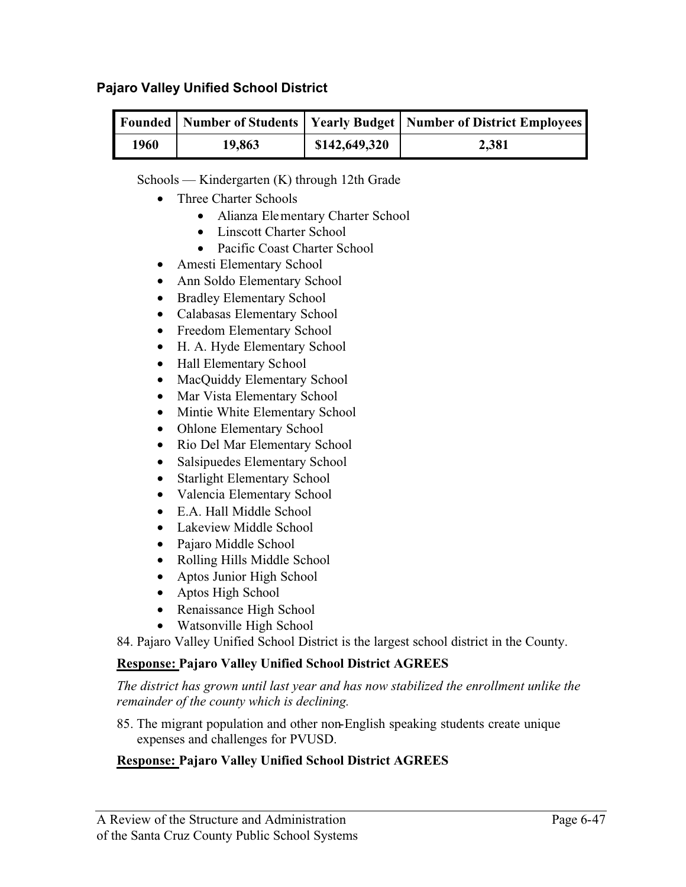### Pajaro Valley Unified School District

| Founded | Number of Students | Yearly Budget | Number of District Employees |
|---|---|---|---|
| 1960 | 19,863 | $142,649,320 | 2,381 |

Schools — Kindergarten (K) through 12th Grade

- Three Charter Schools
  - Alianza Elementary Charter School
  - Linscott Charter School
  - Pacific Coast Charter School
- Amesti Elementary School
- Ann Soldo Elementary School
- Bradley Elementary School
- Calabasas Elementary School
- Freedom Elementary School
- H. A. Hyde Elementary School
- Hall Elementary School
- MacQuiddy Elementary School
- Mar Vista Elementary School
- Mintie White Elementary School
- Ohlone Elementary School
- Rio Del Mar Elementary School
- Salsipuedes Elementary School
- Starlight Elementary School
- Valencia Elementary School
- E.A. Hall Middle School
- Lakeview Middle School
- Pajaro Middle School
- Rolling Hills Middle School
- Aptos Junior High School
- Aptos High School
- Renaissance High School
- Watsonville High School

84. Pajaro Valley Unified School District is the largest school district in the County.

**Response: Pajaro Valley Unified School District AGREES**

*The district has grown until last year and has now stabilized the enrollment unlike the remainder of the county which is declining.*

85. The migrant population and other non-English speaking students create unique expenses and challenges for PVUSD.

**Response: Pajaro Valley Unified School District AGREES**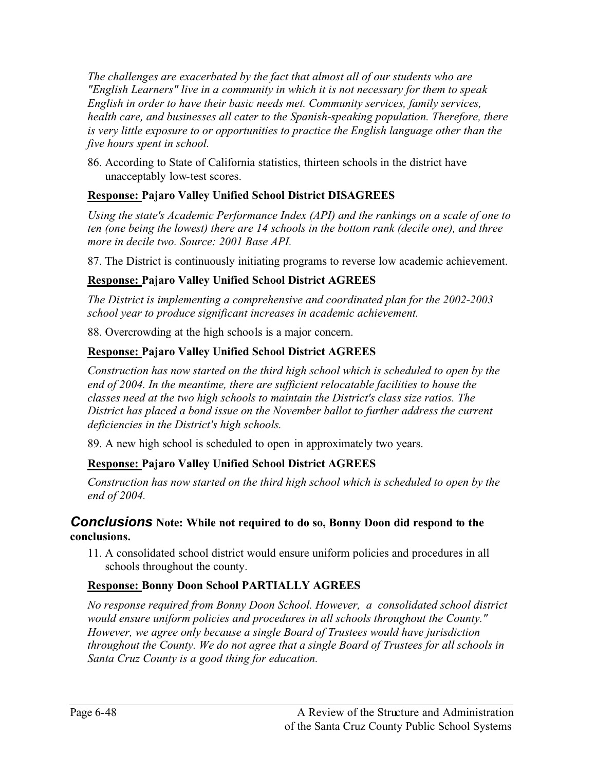*The challenges are exacerbated by the fact that almost all of our students who are "English Learners" live in a community in which it is not necessary for them to speak English in order to have their basic needs met. Community services, family services, health care, and businesses all cater to the Spanish-speaking population. Therefore, there is very little exposure to or opportunities to practice the English language other than the five hours spent in school.*

86. According to State of California statistics, thirteen schools in the district have unacceptably low-test scores.

**Response: Pajaro Valley Unified School District DISAGREES**

*Using the state's Academic Performance Index (API) and the rankings on a scale of one to ten (one being the lowest) there are 14 schools in the bottom rank (decile one), and three more in decile two. Source: 2001 Base API.*

87. The District is continuously initiating programs to reverse low academic achievement.

**Response: Pajaro Valley Unified School District AGREES**

*The District is implementing a comprehensive and coordinated plan for the 2002-2003 school year to produce significant increases in academic achievement.*

88. Overcrowding at the high schools is a major concern.

**Response: Pajaro Valley Unified School District AGREES**

*Construction has now started on the third high school which is scheduled to open by the end of 2004. In the meantime, there are sufficient relocatable facilities to house the classes need at the two high schools to maintain the District's class size ratios. The District has placed a bond issue on the November ballot to further address the current deficiencies in the District's high schools.*

89. A new high school is scheduled to open in approximately two years.

**Response: Pajaro Valley Unified School District AGREES**

*Construction has now started on the third high school which is scheduled to open by the end of 2004.*

### *Conclusions* Note: While not required to do so, Bonny Doon did respond to the conclusions.

11. A consolidated school district would ensure uniform policies and procedures in all schools throughout the county.

**Response: Bonny Doon School PARTIALLY AGREES**

*No response required from Bonny Doon School. However, a consolidated school district would ensure uniform policies and procedures in all schools throughout the County." However, we agree only because a single Board of Trustees would have jurisdiction throughout the County. We do not agree that a single Board of Trustees for all schools in Santa Cruz County is a good thing for education.*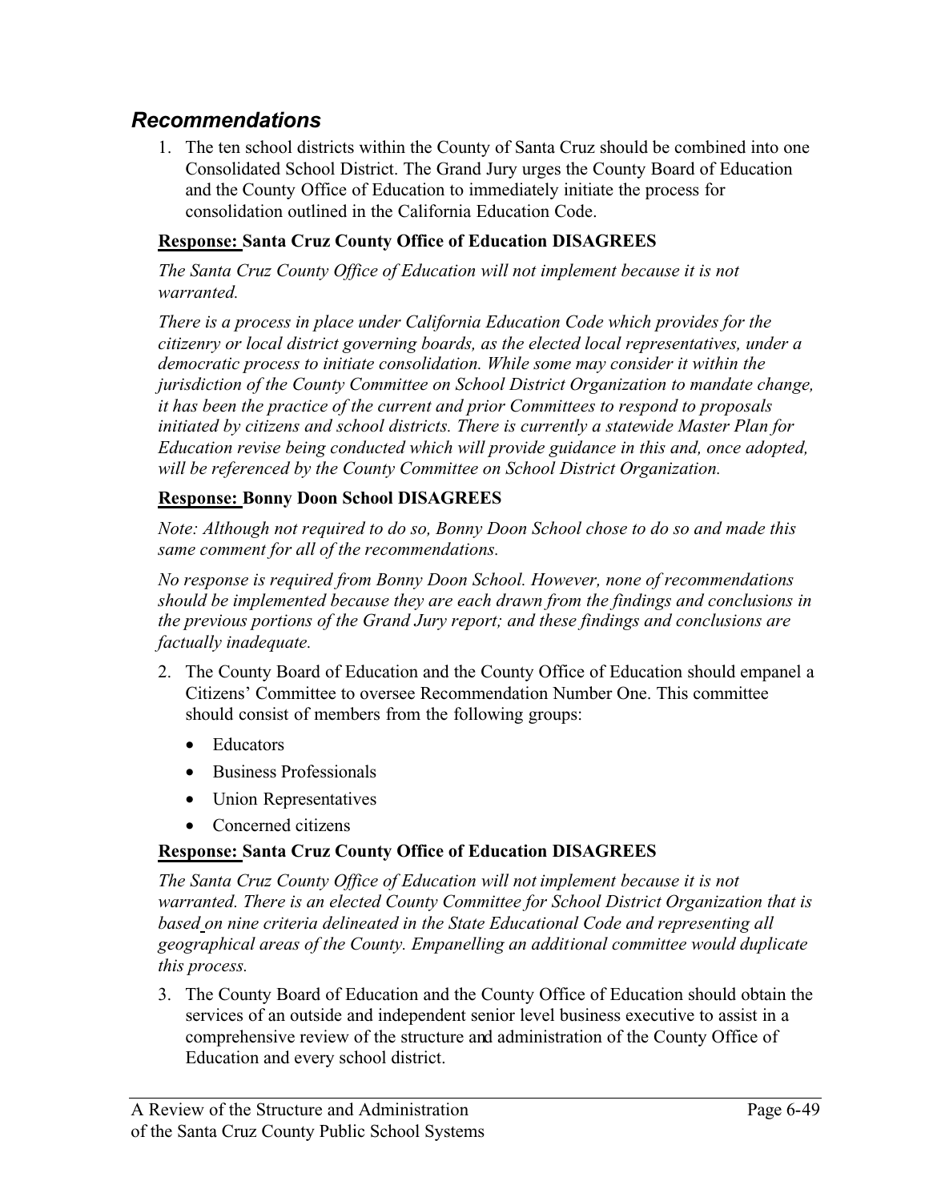## *Recommendations*

1. The ten school districts within the County of Santa Cruz should be combined into one Consolidated School District. The Grand Jury urges the County Board of Education and the County Office of Education to immediately initiate the process for consolidation outlined in the California Education Code.

   **Response: Santa Cruz County Office of Education DISAGREES**

   *The Santa Cruz County Office of Education will not implement because it is not warranted.*

   *There is a process in place under California Education Code which provides for the citizenry or local district governing boards, as the elected local representatives, under a democratic process to initiate consolidation. While some may consider it within the jurisdiction of the County Committee on School District Organization to mandate change, it has been the practice of the current and prior Committees to respond to proposals initiated by citizens and school districts. There is currently a statewide Master Plan for Education revise being conducted which will provide guidance in this and, once adopted, will be referenced by the County Committee on School District Organization.*

   **Response: Bonny Doon School DISAGREES**

   *Note: Although not required to do so, Bonny Doon School chose to do so and made this same comment for all of the recommendations.*

   *No response is required from Bonny Doon School. However, none of recommendations should be implemented because they are each drawn from the findings and conclusions in the previous portions of the Grand Jury report; and these findings and conclusions are factually inadequate.*

2. The County Board of Education and the County Office of Education should empanel a Citizens' Committee to oversee Recommendation Number One. This committee should consist of members from the following groups:

   - Educators
   - Business Professionals
   - Union Representatives
   - Concerned citizens

   **Response: Santa Cruz County Office of Education DISAGREES**

   *The Santa Cruz County Office of Education will not implement because it is not warranted. There is an elected County Committee for School District Organization that is based on nine criteria delineated in the State Educational Code and representing all geographical areas of the County. Empanelling an additional committee would duplicate this process.*

3. The County Board of Education and the County Office of Education should obtain the services of an outside and independent senior level business executive to assist in a comprehensive review of the structure and administration of the County Office of Education and every school district.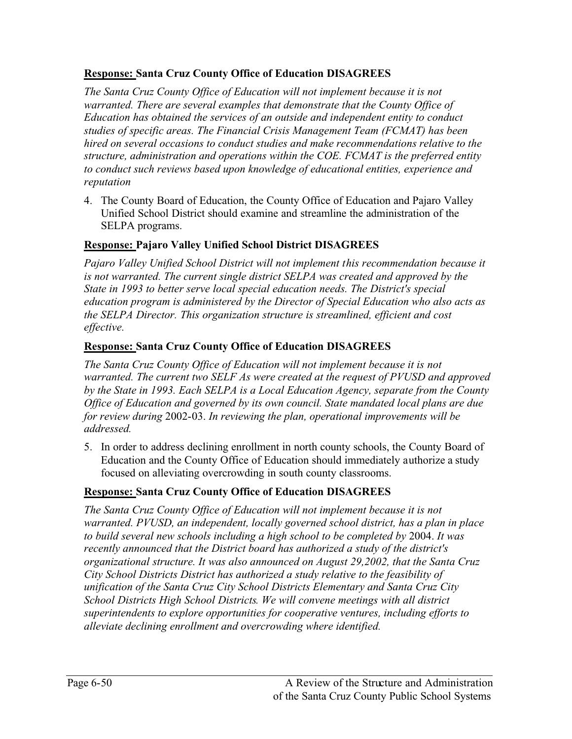**<u>Response:</u> Santa Cruz County Office of Education DISAGREES**

*The Santa Cruz County Office of Education will not implement because it is not warranted. There are several examples that demonstrate that the County Office of Education has obtained the services of an outside and independent entity to conduct studies of specific areas. The Financial Crisis Management Team (FCMAT) has been hired on several occasions to conduct studies and make recommendations relative to the structure, administration and operations within the COE. FCMAT is the preferred entity to conduct such reviews based upon knowledge of educational entities, experience and reputation*

4. The County Board of Education, the County Office of Education and Pajaro Valley Unified School District should examine and streamline the administration of the SELPA programs.

**<u>Response:</u> Pajaro Valley Unified School District DISAGREES**

*Pajaro Valley Unified School District will not implement this recommendation because it is not warranted. The current single district SELPA was created and approved by the State in 1993 to better serve local special education needs. The District's special education program is administered by the Director of Special Education who also acts as the SELPA Director. This organization structure is streamlined, efficient and cost effective.*

**<u>Response:</u> Santa Cruz County Office of Education DISAGREES**

*The Santa Cruz County Office of Education will not implement because it is not warranted. The current two SELF As were created at the request of PVUSD and approved by the State in 1993. Each SELPA is a Local Education Agency, separate from the County Office of Education and governed by its own council. State mandated local plans are due for review during* 2002-03. *In reviewing the plan, operational improvements will be addressed.*

5. In order to address declining enrollment in north county schools, the County Board of Education and the County Office of Education should immediately authorize a study focused on alleviating overcrowding in south county classrooms.

**<u>Response:</u> Santa Cruz County Office of Education DISAGREES**

*The Santa Cruz County Office of Education will not implement because it is not warranted. PVUSD, an independent, locally governed school district, has a plan in place to build several new schools including a high school to be completed by* 2004. *It was recently announced that the District board has authorized a study of the district's organizational structure. It was also announced on August 29,2002, that the Santa Cruz City School Districts District has authorized a study relative to the feasibility of unification of the Santa Cruz City School Districts Elementary and Santa Cruz City School Districts High School Districts. We will convene meetings with all district superintendents to explore opportunities for cooperative ventures, including efforts to alleviate declining enrollment and overcrowding where identified.*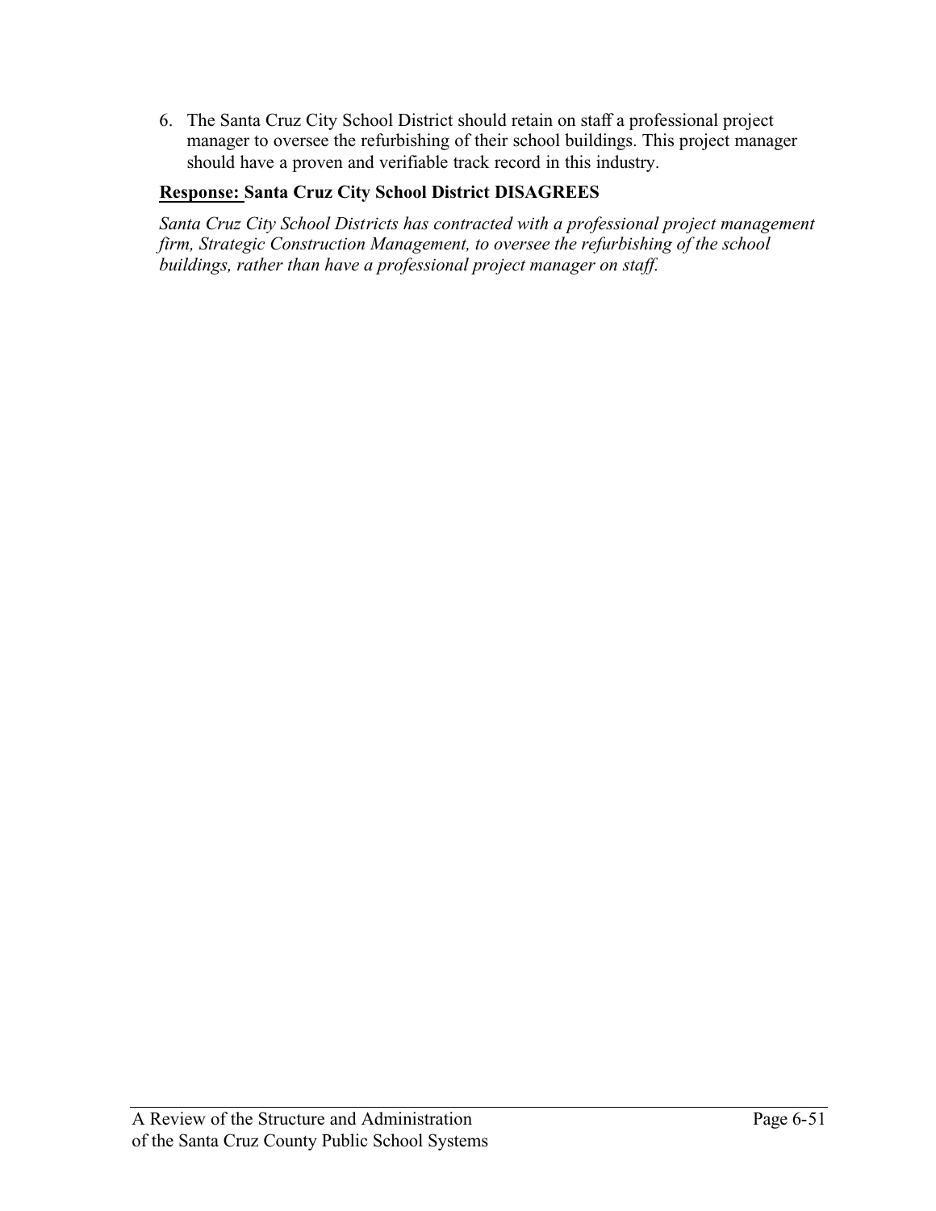6. The Santa Cruz City School District should retain on staff a professional project manager to oversee the refurbishing of their school buildings. This project manager should have a proven and verifiable track record in this industry.

**Response: Santa Cruz City School District DISAGREES**

*Santa Cruz City School Districts has contracted with a professional project management firm, Strategic Construction Management, to oversee the refurbishing of the school buildings, rather than have a professional project manager on staff.*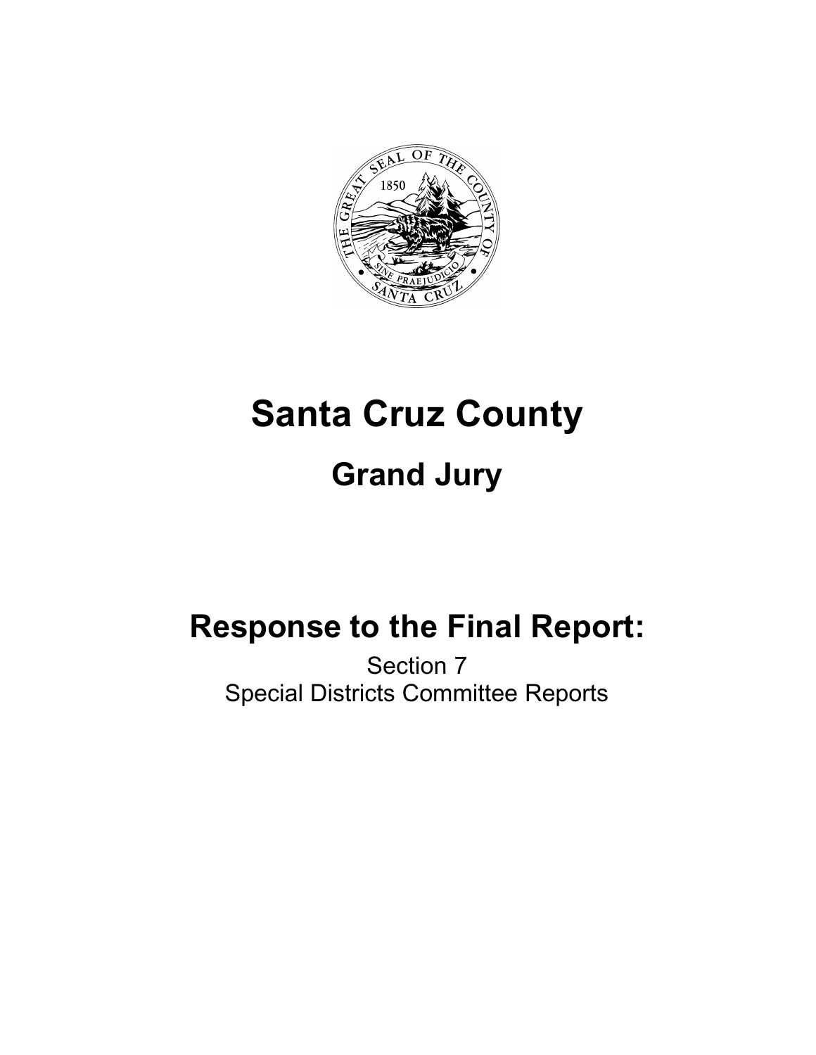# Santa Cruz County

## Grand Jury

## Response to the Final Report:

Section 7
Special Districts Committee Reports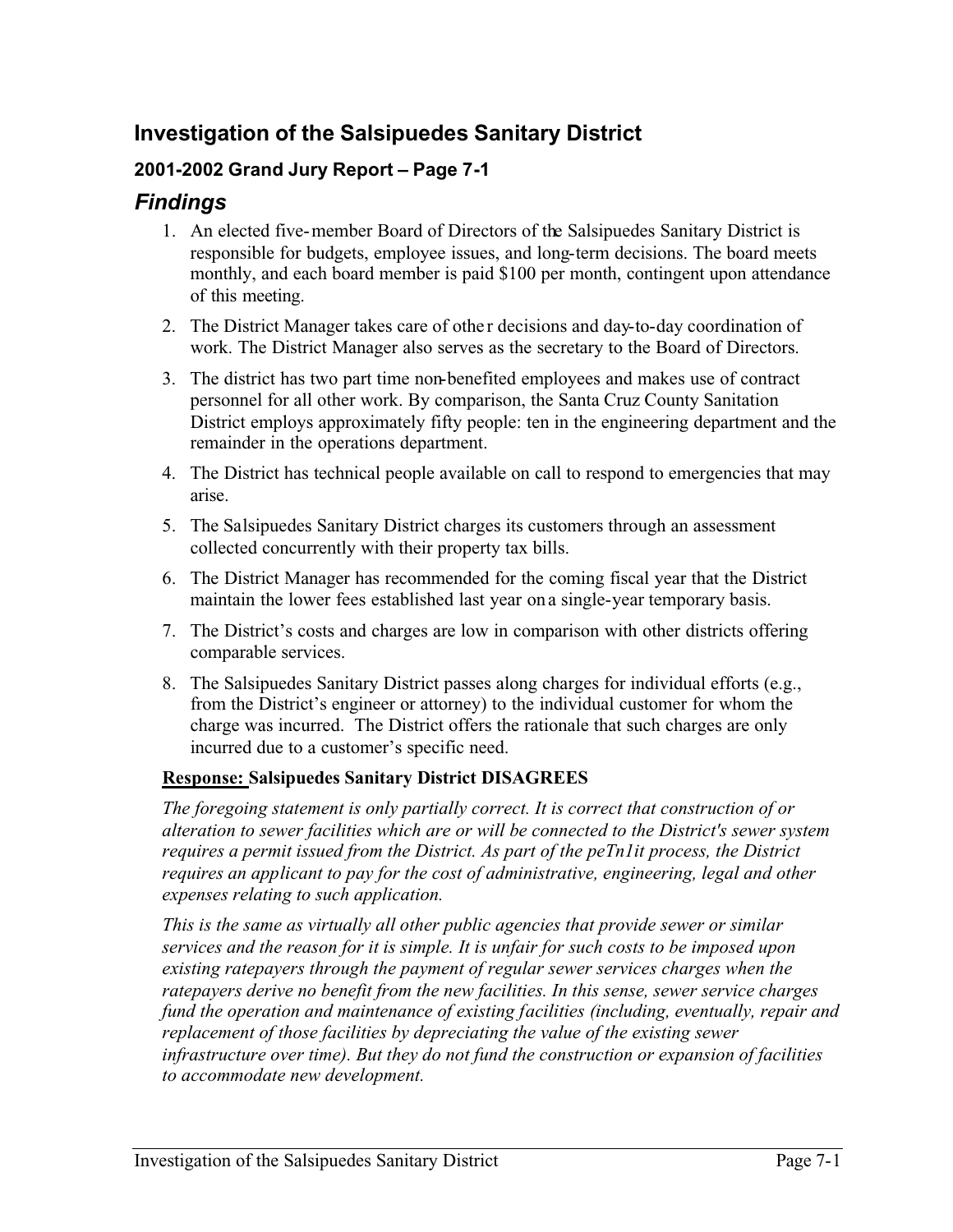## Investigation of the Salsipuedes Sanitary District

### 2001-2002 Grand Jury Report – Page 7-1

## *Findings*

1. An elected five-member Board of Directors of the Salsipuedes Sanitary District is responsible for budgets, employee issues, and long-term decisions. The board meets monthly, and each board member is paid $100 per month, contingent upon attendance of this meeting.
2. The District Manager takes care of other decisions and day-to-day coordination of work. The District Manager also serves as the secretary to the Board of Directors.
3. The district has two part time non-benefited employees and makes use of contract personnel for all other work. By comparison, the Santa Cruz County Sanitation District employs approximately fifty people: ten in the engineering department and the remainder in the operations department.
4. The District has technical people available on call to respond to emergencies that may arise.
5. The Salsipuedes Sanitary District charges its customers through an assessment collected concurrently with their property tax bills.
6. The District Manager has recommended for the coming fiscal year that the District maintain the lower fees established last year on a single-year temporary basis.
7. The District's costs and charges are low in comparison with other districts offering comparable services.
8. The Salsipuedes Sanitary District passes along charges for individual efforts (e.g., from the District's engineer or attorney) to the individual customer for whom the charge was incurred. The District offers the rationale that such charges are only incurred due to a customer's specific need.

**Response: Salsipuedes Sanitary District DISAGREES**

*The foregoing statement is only partially correct. It is correct that construction of or alteration to sewer facilities which are or will be connected to the District's sewer system requires a permit issued from the District. As part of the peTn1it process, the District requires an applicant to pay for the cost of administrative, engineering, legal and other expenses relating to such application.*

*This is the same as virtually all other public agencies that provide sewer or similar services and the reason for it is simple. It is unfair for such costs to be imposed upon existing ratepayers through the payment of regular sewer services charges when the ratepayers derive no benefit from the new facilities. In this sense, sewer service charges fund the operation and maintenance of existing facilities (including, eventually, repair and replacement of those facilities by depreciating the value of the existing sewer infrastructure over time). But they do not fund the construction or expansion of facilities to accommodate new development.*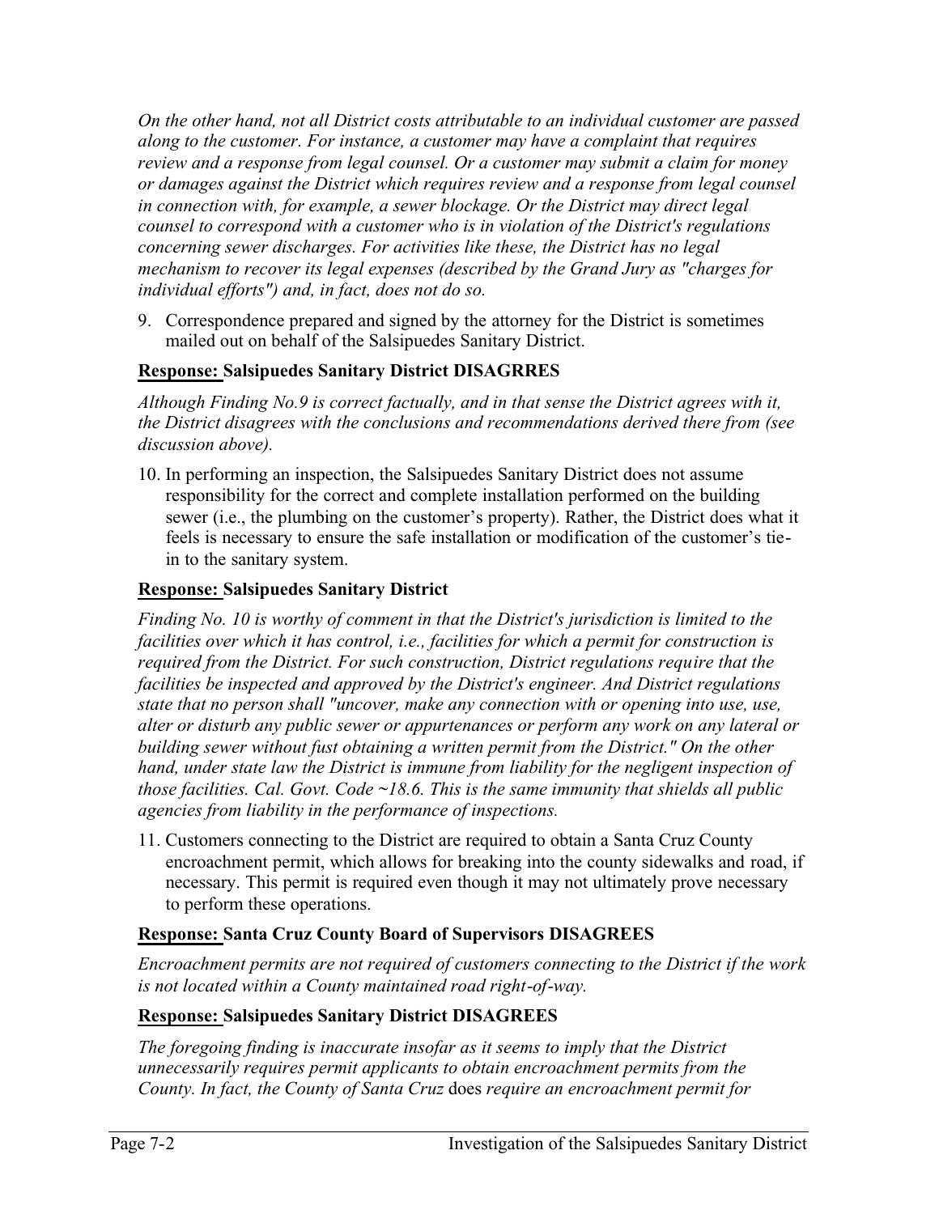*On the other hand, not all District costs attributable to an individual customer are passed along to the customer. For instance, a customer may have a complaint that requires review and a response from legal counsel. Or a customer may submit a claim for money or damages against the District which requires review and a response from legal counsel in connection with, for example, a sewer blockage. Or the District may direct legal counsel to correspond with a customer who is in violation of the District's regulations concerning sewer discharges. For activities like these, the District has no legal mechanism to recover its legal expenses (described by the Grand Jury as "charges for individual efforts") and, in fact, does not do so.*

9. Correspondence prepared and signed by the attorney for the District is sometimes mailed out on behalf of the Salsipuedes Sanitary District.

**Response: Salsipuedes Sanitary District DISAGRRES**

*Although Finding No.9 is correct factually, and in that sense the District agrees with it, the District disagrees with the conclusions and recommendations derived there from (see discussion above).*

10. In performing an inspection, the Salsipuedes Sanitary District does not assume responsibility for the correct and complete installation performed on the building sewer (i.e., the plumbing on the customer's property). Rather, the District does what it feels is necessary to ensure the safe installation or modification of the customer's tie-in to the sanitary system.

**Response: Salsipuedes Sanitary District**

*Finding No. 10 is worthy of comment in that the District's jurisdiction is limited to the facilities over which it has control, i.e., facilities for which a permit for construction is required from the District. For such construction, District regulations require that the facilities be inspected and approved by the District's engineer. And District regulations state that no person shall "uncover, make any connection with or opening into use, use, alter or disturb any public sewer or appurtenances or perform any work on any lateral or building sewer without fust obtaining a written permit from the District." On the other hand, under state law the District is immune from liability for the negligent inspection of those facilities. Cal. Govt. Code ~18.6. This is the same immunity that shields all public agencies from liability in the performance of inspections.*

11. Customers connecting to the District are required to obtain a Santa Cruz County encroachment permit, which allows for breaking into the county sidewalks and road, if necessary. This permit is required even though it may not ultimately prove necessary to perform these operations.

**Response: Santa Cruz County Board of Supervisors DISAGREES**

*Encroachment permits are not required of customers connecting to the District if the work is not located within a County maintained road right-of-way.*

**Response: Salsipuedes Sanitary District DISAGREES**

*The foregoing finding is inaccurate insofar as it seems to imply that the District unnecessarily requires permit applicants to obtain encroachment permits from the County. In fact, the County of Santa Cruz* does *require an encroachment permit for*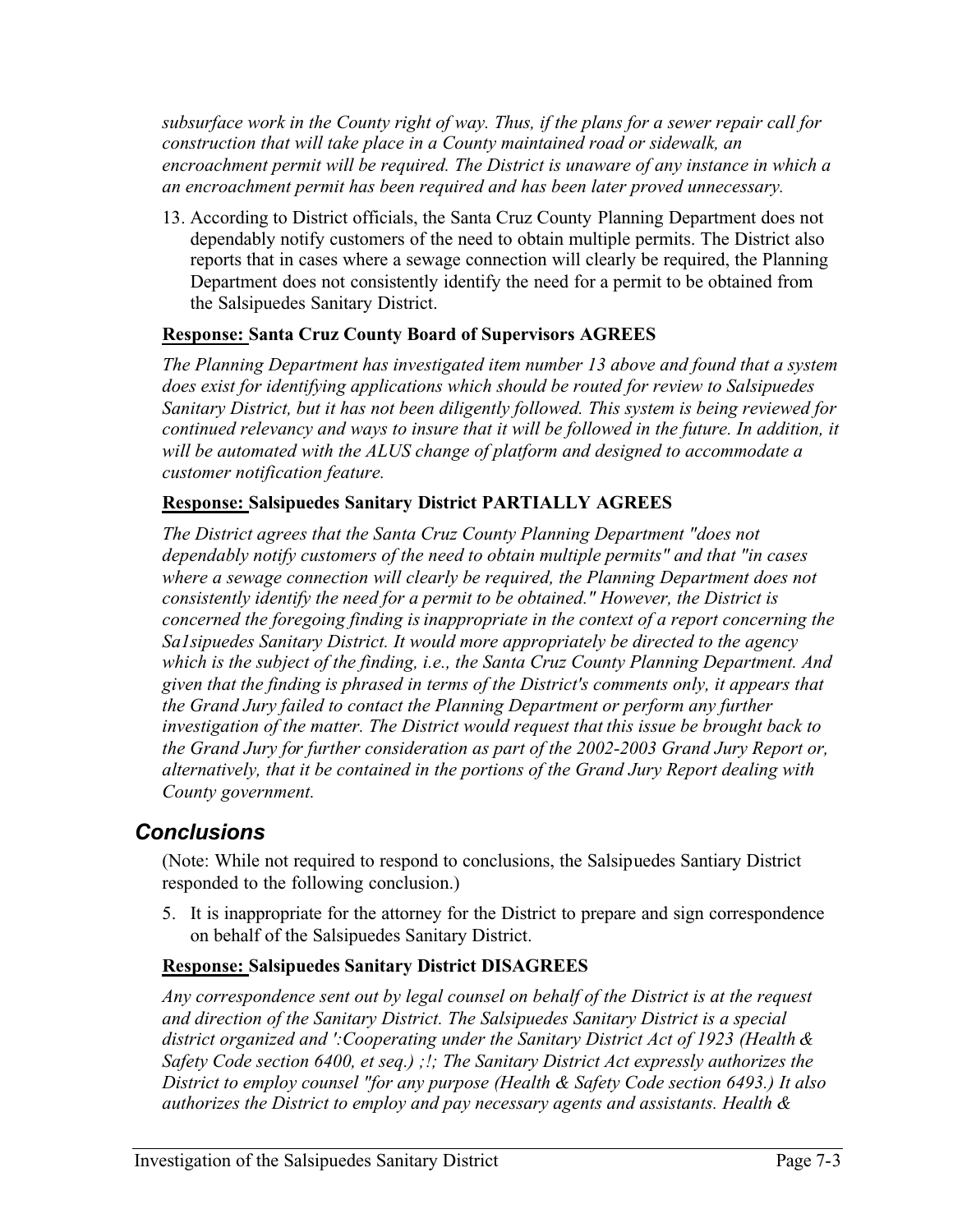*subsurface work in the County right of way. Thus, if the plans for a sewer repair call for construction that will take place in a County maintained road or sidewalk, an encroachment permit will be required. The District is unaware of any instance in which a an encroachment permit has been required and has been later proved unnecessary.*

13. According to District officials, the Santa Cruz County Planning Department does not dependably notify customers of the need to obtain multiple permits. The District also reports that in cases where a sewage connection will clearly be required, the Planning Department does not consistently identify the need for a permit to be obtained from the Salsipuedes Sanitary District.

**Response: Santa Cruz County Board of Supervisors AGREES**

*The Planning Department has investigated item number 13 above and found that a system does exist for identifying applications which should be routed for review to Salsipuedes Sanitary District, but it has not been diligently followed. This system is being reviewed for continued relevancy and ways to insure that it will be followed in the future. In addition, it will be automated with the ALUS change of platform and designed to accommodate a customer notification feature.*

**Response: Salsipuedes Sanitary District PARTIALLY AGREES**

*The District agrees that the Santa Cruz County Planning Department "does not dependably notify customers of the need to obtain multiple permits" and that "in cases where a sewage connection will clearly be required, the Planning Department does not consistently identify the need for a permit to be obtained." However, the District is concerned the foregoing finding is inappropriate in the context of a report concerning the Sa1sipuedes Sanitary District. It would more appropriately be directed to the agency which is the subject of the finding, i.e., the Santa Cruz County Planning Department. And given that the finding is phrased in terms of the District's comments only, it appears that the Grand Jury failed to contact the Planning Department or perform any further investigation of the matter. The District would request that this issue be brought back to the Grand Jury for further consideration as part of the 2002-2003 Grand Jury Report or, alternatively, that it be contained in the portions of the Grand Jury Report dealing with County government.*

## Conclusions

(Note: While not required to respond to conclusions, the Salsipuedes Santiary District responded to the following conclusion.)

5. It is inappropriate for the attorney for the District to prepare and sign correspondence on behalf of the Salsipuedes Sanitary District.

**Response: Salsipuedes Sanitary District DISAGREES**

*Any correspondence sent out by legal counsel on behalf of the District is at the request and direction of the Sanitary District. The Salsipuedes Sanitary District is a special district organized and ':Cooperating under the Sanitary District Act of 1923 (Health & Safety Code section 6400, et seq.) ;!; The Sanitary District Act expressly authorizes the District to employ counsel "for any purpose (Health & Safety Code section 6493.) It also authorizes the District to employ and pay necessary agents and assistants. Health &*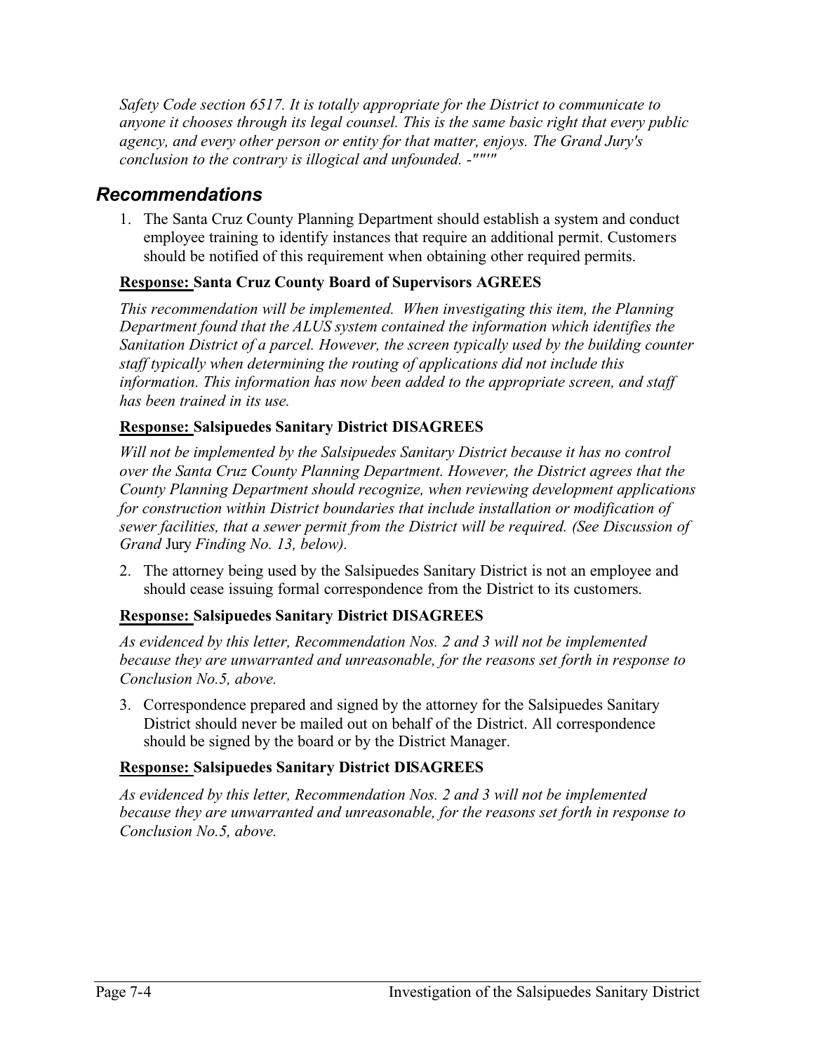*Safety Code section 6517. It is totally appropriate for the District to communicate to anyone it chooses through its legal counsel. This is the same basic right that every public agency, and every other person or entity for that matter, enjoys. The Grand Jury's conclusion to the contrary is illogical and unfounded. -""'"*

## *Recommendations*

1. The Santa Cruz County Planning Department should establish a system and conduct employee training to identify instances that require an additional permit. Customers should be notified of this requirement when obtaining other required permits.

**Response: Santa Cruz County Board of Supervisors AGREES**

*This recommendation will be implemented. When investigating this item, the Planning Department found that the ALUS system contained the information which identifies the Sanitation District of a parcel. However, the screen typically used by the building counter staff typically when determining the routing of applications did not include this information. This information has now been added to the appropriate screen, and staff has been trained in its use.*

**Response: Salsipuedes Sanitary District DISAGREES**

*Will not be implemented by the Salsipuedes Sanitary District because it has no control over the Santa Cruz County Planning Department. However, the District agrees that the County Planning Department should recognize, when reviewing development applications for construction within District boundaries that include installation or modification of sewer facilities, that a sewer permit from the District will be required. (See Discussion of Grand Jury Finding No. 13, below).*

2. The attorney being used by the Salsipuedes Sanitary District is not an employee and should cease issuing formal correspondence from the District to its customers.

**Response: Salsipuedes Sanitary District DISAGREES**

*As evidenced by this letter, Recommendation Nos. 2 and 3 will not be implemented because they are unwarranted and unreasonable, for the reasons set forth in response to Conclusion No.5, above.*

3. Correspondence prepared and signed by the attorney for the Salsipuedes Sanitary District should never be mailed out on behalf of the District. All correspondence should be signed by the board or by the District Manager.

**Response: Salsipuedes Sanitary District DISAGREES**

*As evidenced by this letter, Recommendation Nos. 2 and 3 will not be implemented because they are unwarranted and unreasonable, for the reasons set forth in response to Conclusion No.5, above.*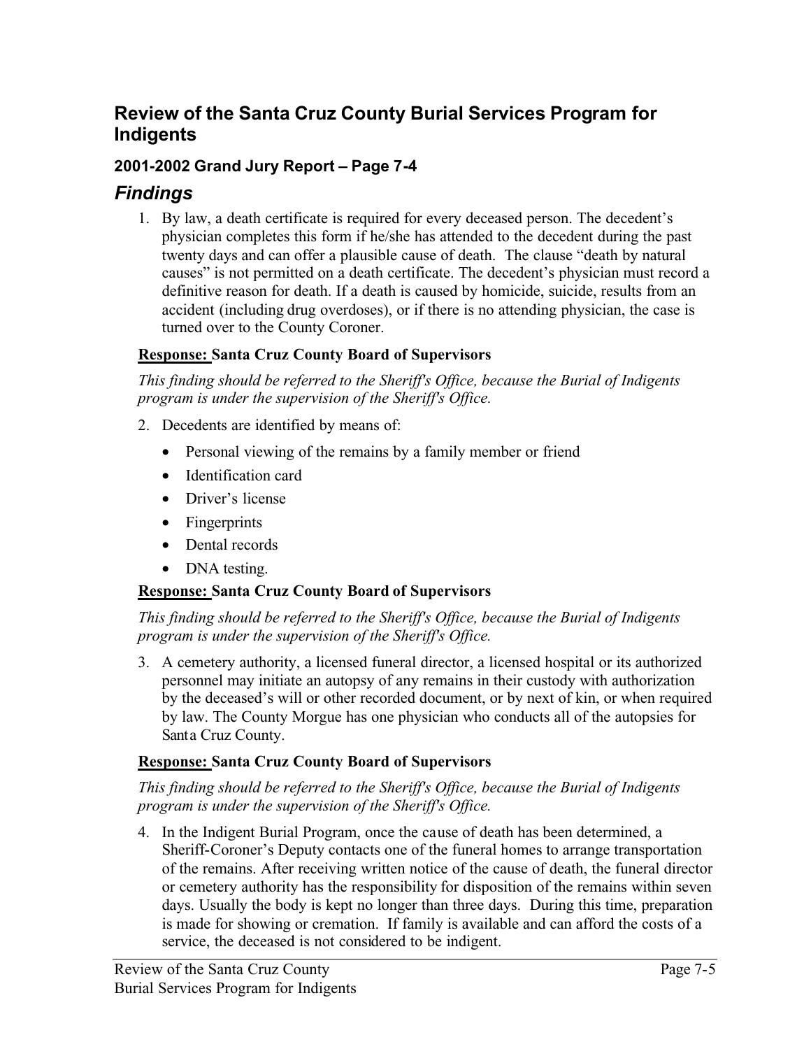## Review of the Santa Cruz County Burial Services Program for Indigents

### 2001-2002 Grand Jury Report – Page 7-4

## *Findings*

1. By law, a death certificate is required for every deceased person. The decedent's physician completes this form if he/she has attended to the decedent during the past twenty days and can offer a plausible cause of death. The clause "death by natural causes" is not permitted on a death certificate. The decedent's physician must record a definitive reason for death. If a death is caused by homicide, suicide, results from an accident (including drug overdoses), or if there is no attending physician, the case is turned over to the County Coroner.

**Response: Santa Cruz County Board of Supervisors**

*This finding should be referred to the Sheriff's Office, because the Burial of Indigents program is under the supervision of the Sheriff's Office.*

2. Decedents are identified by means of:
   - Personal viewing of the remains by a family member or friend
   - Identification card
   - Driver's license
   - Fingerprints
   - Dental records
   - DNA testing.

**Response: Santa Cruz County Board of Supervisors**

*This finding should be referred to the Sheriff's Office, because the Burial of Indigents program is under the supervision of the Sheriff's Office.*

3. A cemetery authority, a licensed funeral director, a licensed hospital or its authorized personnel may initiate an autopsy of any remains in their custody with authorization by the deceased's will or other recorded document, or by next of kin, or when required by law. The County Morgue has one physician who conducts all of the autopsies for Santa Cruz County.

**Response: Santa Cruz County Board of Supervisors**

*This finding should be referred to the Sheriff's Office, because the Burial of Indigents program is under the supervision of the Sheriff's Office.*

4. In the Indigent Burial Program, once the cause of death has been determined, a Sheriff-Coroner's Deputy contacts one of the funeral homes to arrange transportation of the remains. After receiving written notice of the cause of death, the funeral director or cemetery authority has the responsibility for disposition of the remains within seven days. Usually the body is kept no longer than three days. During this time, preparation is made for showing or cremation. If family is available and can afford the costs of a service, the deceased is not considered to be indigent.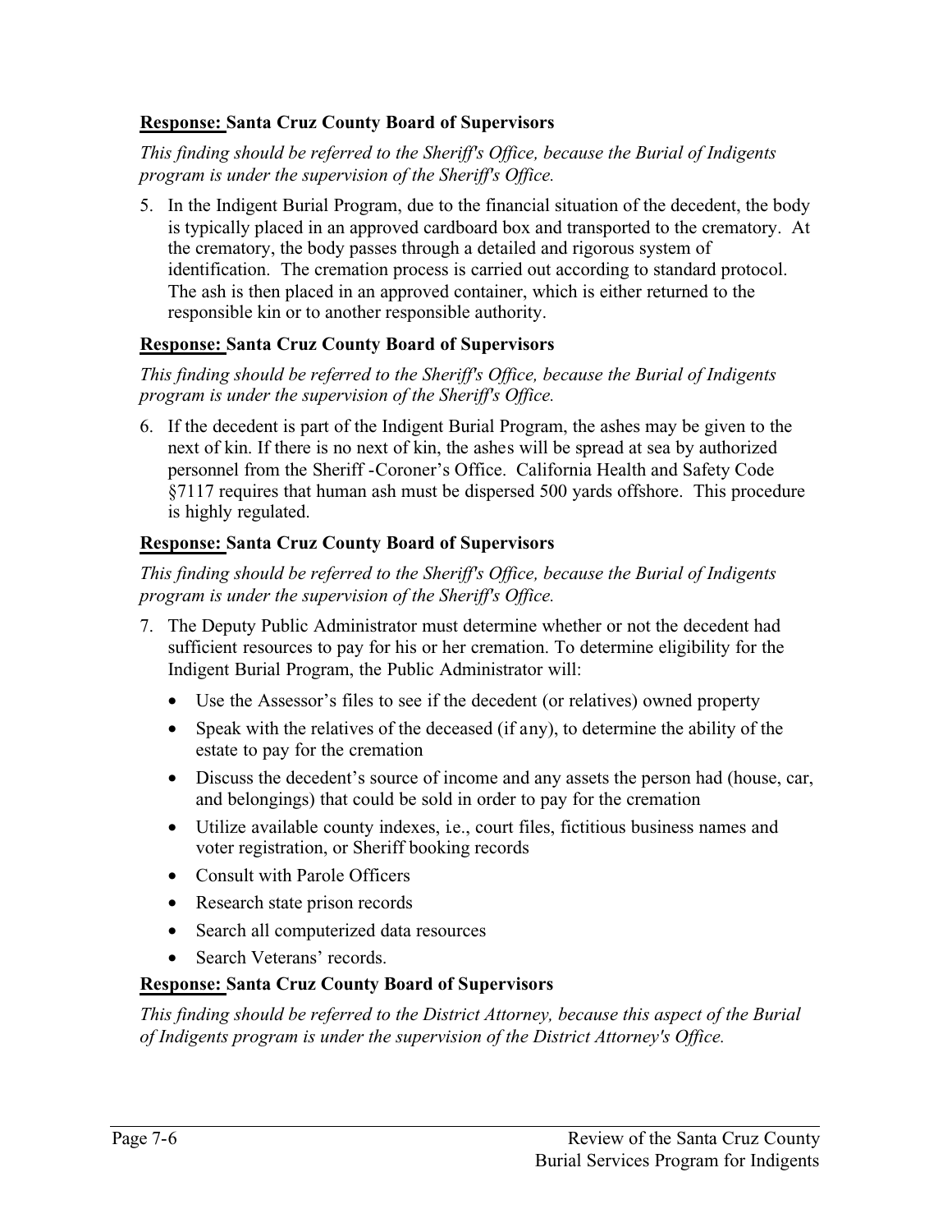**<u>Response:</u> Santa Cruz County Board of Supervisors**

*This finding should be referred to the Sheriff's Office, because the Burial of Indigents program is under the supervision of the Sheriff's Office.*

5. In the Indigent Burial Program, due to the financial situation of the decedent, the body is typically placed in an approved cardboard box and transported to the crematory. At the crematory, the body passes through a detailed and rigorous system of identification. The cremation process is carried out according to standard protocol. The ash is then placed in an approved container, which is either returned to the responsible kin or to another responsible authority.

**<u>Response:</u> Santa Cruz County Board of Supervisors**

*This finding should be referred to the Sheriff's Office, because the Burial of Indigents program is under the supervision of the Sheriff's Office.*

6. If the decedent is part of the Indigent Burial Program, the ashes may be given to the next of kin. If there is no next of kin, the ashes will be spread at sea by authorized personnel from the Sheriff -Coroner's Office. California Health and Safety Code §7117 requires that human ash must be dispersed 500 yards offshore. This procedure is highly regulated.

**<u>Response:</u> Santa Cruz County Board of Supervisors**

*This finding should be referred to the Sheriff's Office, because the Burial of Indigents program is under the supervision of the Sheriff's Office.*

7. The Deputy Public Administrator must determine whether or not the decedent had sufficient resources to pay for his or her cremation. To determine eligibility for the Indigent Burial Program, the Public Administrator will:
   - Use the Assessor's files to see if the decedent (or relatives) owned property
   - Speak with the relatives of the deceased (if any), to determine the ability of the estate to pay for the cremation
   - Discuss the decedent's source of income and any assets the person had (house, car, and belongings) that could be sold in order to pay for the cremation
   - Utilize available county indexes, i.e., court files, fictitious business names and voter registration, or Sheriff booking records
   - Consult with Parole Officers
   - Research state prison records
   - Search all computerized data resources
   - Search Veterans' records.

**<u>Response:</u> Santa Cruz County Board of Supervisors**

*This finding should be referred to the District Attorney, because this aspect of the Burial of Indigents program is under the supervision of the District Attorney's Office.*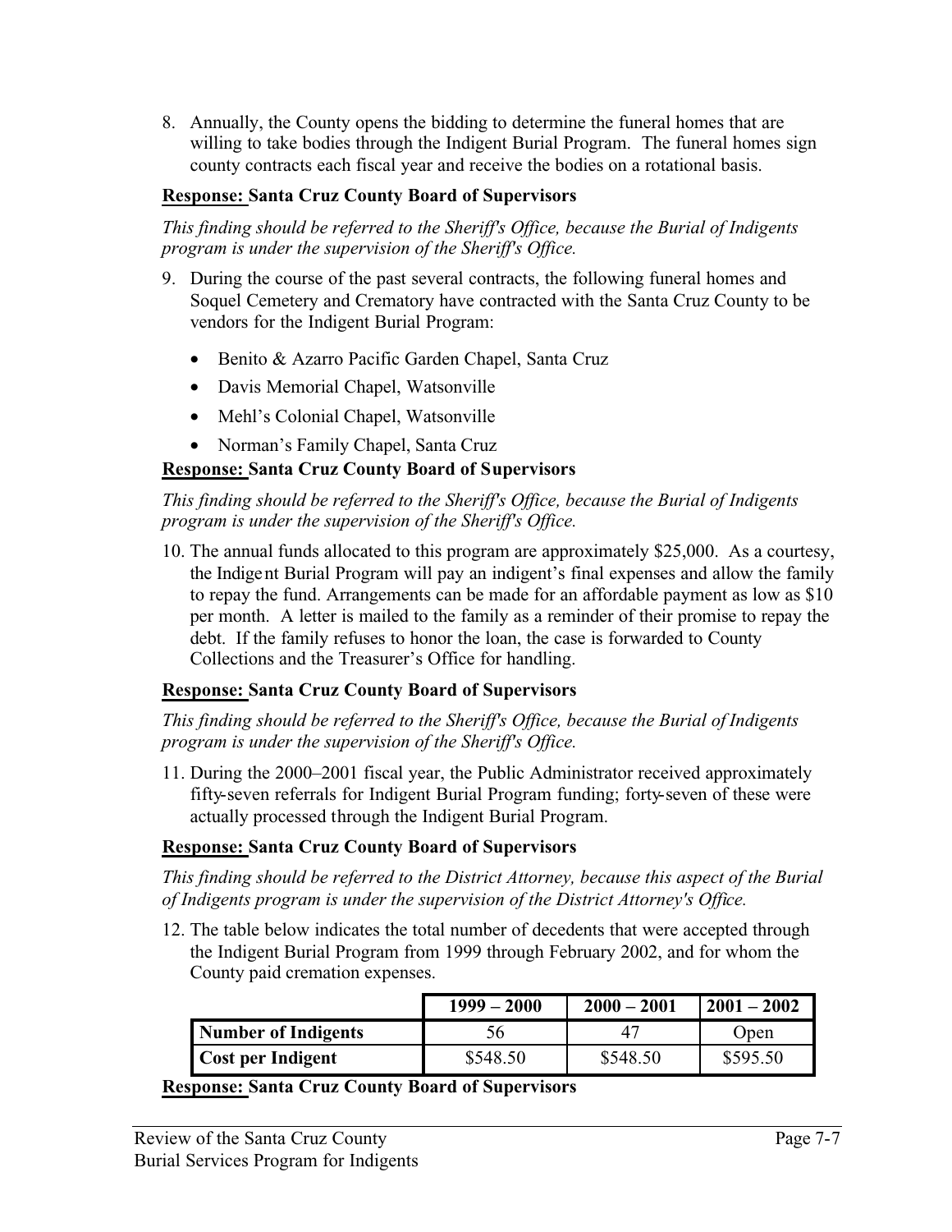8. Annually, the County opens the bidding to determine the funeral homes that are willing to take bodies through the Indigent Burial Program. The funeral homes sign county contracts each fiscal year and receive the bodies on a rotational basis.

**Response: Santa Cruz County Board of Supervisors**

*This finding should be referred to the Sheriff's Office, because the Burial of Indigents program is under the supervision of the Sheriff's Office.*

9. During the course of the past several contracts, the following funeral homes and Soquel Cemetery and Crematory have contracted with the Santa Cruz County to be vendors for the Indigent Burial Program:

   - Benito & Azarro Pacific Garden Chapel, Santa Cruz
   - Davis Memorial Chapel, Watsonville
   - Mehl's Colonial Chapel, Watsonville
   - Norman's Family Chapel, Santa Cruz

**Response: Santa Cruz County Board of Supervisors**

*This finding should be referred to the Sheriff's Office, because the Burial of Indigents program is under the supervision of the Sheriff's Office.*

10. The annual funds allocated to this program are approximately $25,000. As a courtesy, the Indigent Burial Program will pay an indigent's final expenses and allow the family to repay the fund. Arrangements can be made for an affordable payment as low as $10 per month. A letter is mailed to the family as a reminder of their promise to repay the debt. If the family refuses to honor the loan, the case is forwarded to County Collections and the Treasurer's Office for handling.

**Response: Santa Cruz County Board of Supervisors**

*This finding should be referred to the Sheriff's Office, because the Burial of Indigents program is under the supervision of the Sheriff's Office.*

11. During the 2000–2001 fiscal year, the Public Administrator received approximately fifty-seven referrals for Indigent Burial Program funding; forty-seven of these were actually processed through the Indigent Burial Program.

**Response: Santa Cruz County Board of Supervisors**

*This finding should be referred to the District Attorney, because this aspect of the Burial of Indigents program is under the supervision of the District Attorney's Office.*

12. The table below indicates the total number of decedents that were accepted through the Indigent Burial Program from 1999 through February 2002, and for whom the County paid cremation expenses.

| | 1999 – 2000 | 2000 – 2001 | 2001 – 2002 |
|---|---|---|---|
| **Number of Indigents** | 56 | 47 | Open |
| **Cost per Indigent** | $548.50 | $548.50 | $595.50 |

**Response: Santa Cruz County Board of Supervisors**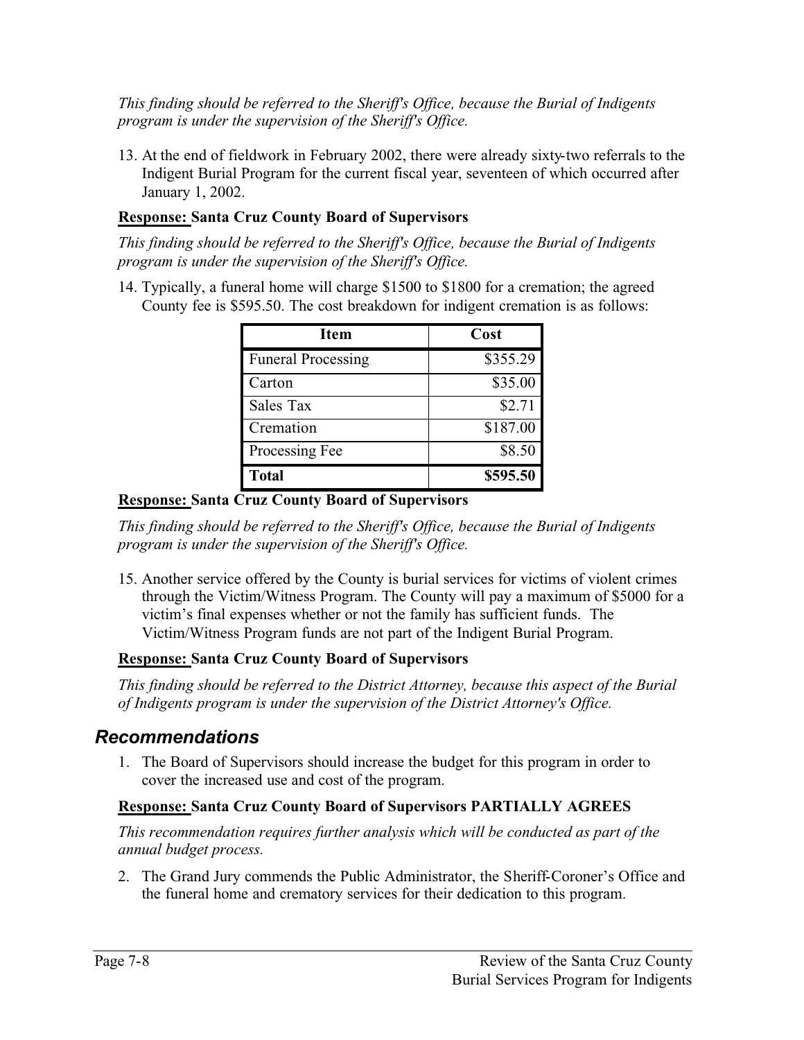*This finding should be referred to the Sheriff's Office, because the Burial of Indigents program is under the supervision of the Sheriff's Office.*

13. At the end of fieldwork in February 2002, there were already sixty-two referrals to the Indigent Burial Program for the current fiscal year, seventeen of which occurred after January 1, 2002.

**Response: Santa Cruz County Board of Supervisors**

*This finding should be referred to the Sheriff's Office, because the Burial of Indigents program is under the supervision of the Sheriff's Office.*

14. Typically, a funeral home will charge $1500 to $1800 for a cremation; the agreed County fee is $595.50. The cost breakdown for indigent cremation is as follows:

| Item | Cost |
|---|---|
| Funeral Processing | $355.29 |
| Carton | $35.00 |
| Sales Tax | $2.71 |
| Cremation | $187.00 |
| Processing Fee | $8.50 |
| **Total** | **$595.50** |

**Response: Santa Cruz County Board of Supervisors**

*This finding should be referred to the Sheriff's Office, because the Burial of Indigents program is under the supervision of the Sheriff's Office.*

15. Another service offered by the County is burial services for victims of violent crimes through the Victim/Witness Program. The County will pay a maximum of $5000 for a victim's final expenses whether or not the family has sufficient funds. The Victim/Witness Program funds are not part of the Indigent Burial Program.

**Response: Santa Cruz County Board of Supervisors**

*This finding should be referred to the District Attorney, because this aspect of the Burial of Indigents program is under the supervision of the District Attorney's Office.*

## *Recommendations*

1. The Board of Supervisors should increase the budget for this program in order to cover the increased use and cost of the program.

**Response: Santa Cruz County Board of Supervisors PARTIALLY AGREES**

*This recommendation requires further analysis which will be conducted as part of the annual budget process.*

2. The Grand Jury commends the Public Administrator, the Sheriff-Coroner's Office and the funeral home and crematory services for their dedication to this program.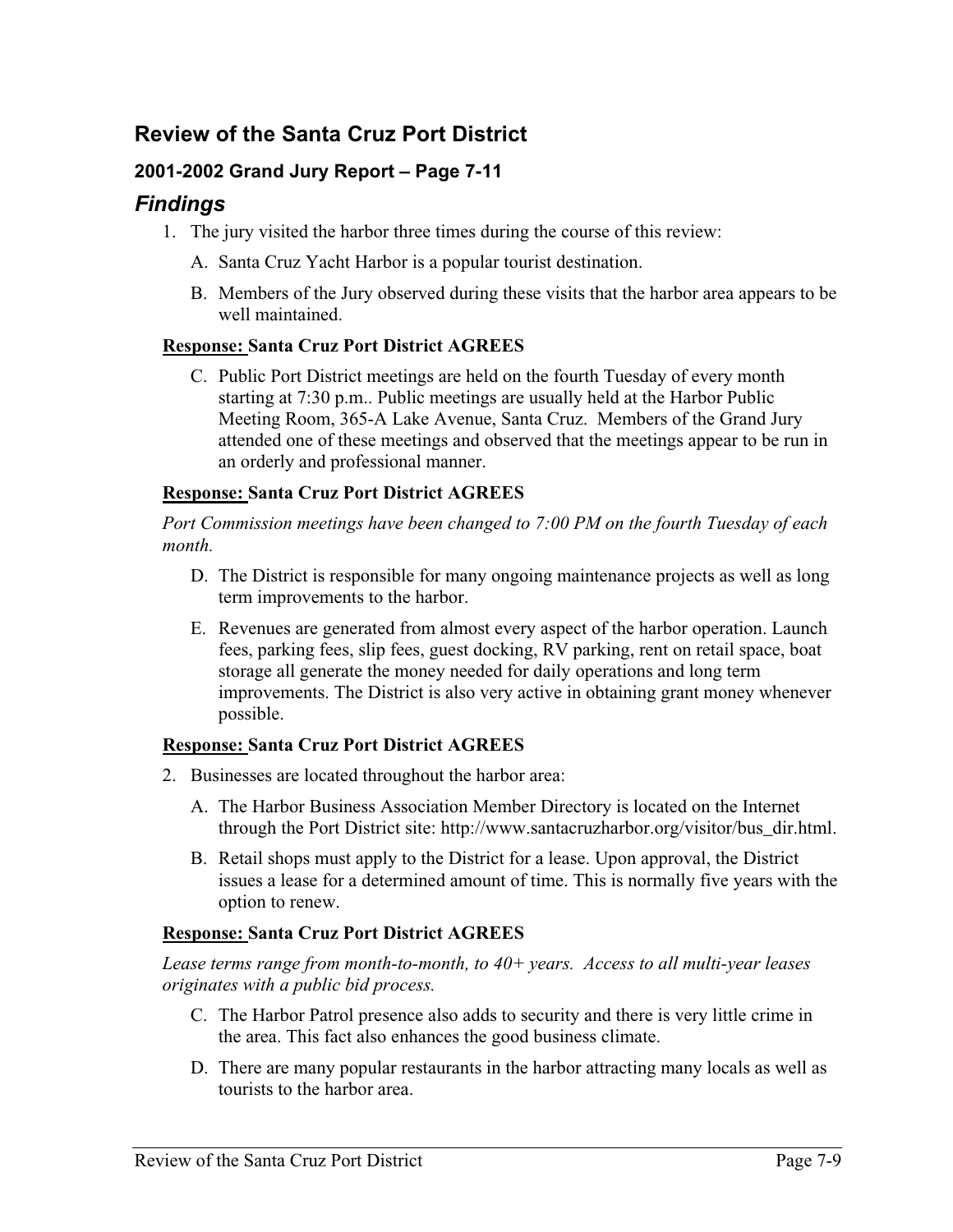## Review of the Santa Cruz Port District

### 2001-2002 Grand Jury Report – Page 7-11

## *Findings*

1. The jury visited the harbor three times during the course of this review:

   A. Santa Cruz Yacht Harbor is a popular tourist destination.

   B. Members of the Jury observed during these visits that the harbor area appears to be well maintained.

**Response: Santa Cruz Port District AGREES**

   C. Public Port District meetings are held on the fourth Tuesday of every month starting at 7:30 p.m.. Public meetings are usually held at the Harbor Public Meeting Room, 365-A Lake Avenue, Santa Cruz. Members of the Grand Jury attended one of these meetings and observed that the meetings appear to be run in an orderly and professional manner.

**Response: Santa Cruz Port District AGREES**

*Port Commission meetings have been changed to 7:00 PM on the fourth Tuesday of each month.*

   D. The District is responsible for many ongoing maintenance projects as well as long term improvements to the harbor.

   E. Revenues are generated from almost every aspect of the harbor operation. Launch fees, parking fees, slip fees, guest docking, RV parking, rent on retail space, boat storage all generate the money needed for daily operations and long term improvements. The District is also very active in obtaining grant money whenever possible.

**Response: Santa Cruz Port District AGREES**

2. Businesses are located throughout the harbor area:

   A. The Harbor Business Association Member Directory is located on the Internet through the Port District site: http://www.santacruzharbor.org/visitor/bus_dir.html.

   B. Retail shops must apply to the District for a lease. Upon approval, the District issues a lease for a determined amount of time. This is normally five years with the option to renew.

**Response: Santa Cruz Port District AGREES**

*Lease terms range from month-to-month, to 40+ years. Access to all multi-year leases originates with a public bid process.*

   C. The Harbor Patrol presence also adds to security and there is very little crime in the area. This fact also enhances the good business climate.

   D. There are many popular restaurants in the harbor attracting many locals as well as tourists to the harbor area.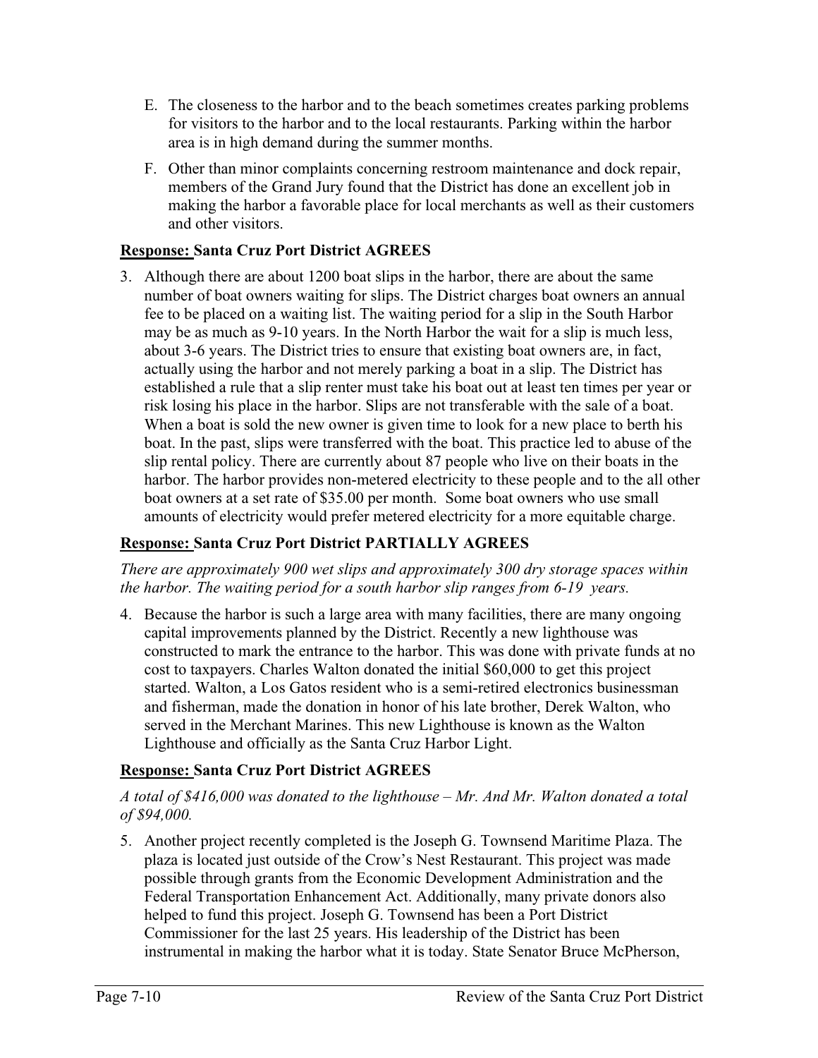E. The closeness to the harbor and to the beach sometimes creates parking problems for visitors to the harbor and to the local restaurants. Parking within the harbor area is in high demand during the summer months.

F. Other than minor complaints concerning restroom maintenance and dock repair, members of the Grand Jury found that the District has done an excellent job in making the harbor a favorable place for local merchants as well as their customers and other visitors.

**<u>Response:</u> Santa Cruz Port District AGREES**

3. Although there are about 1200 boat slips in the harbor, there are about the same number of boat owners waiting for slips. The District charges boat owners an annual fee to be placed on a waiting list. The waiting period for a slip in the South Harbor may be as much as 9-10 years. In the North Harbor the wait for a slip is much less, about 3-6 years. The District tries to ensure that existing boat owners are, in fact, actually using the harbor and not merely parking a boat in a slip. The District has established a rule that a slip renter must take his boat out at least ten times per year or risk losing his place in the harbor. Slips are not transferable with the sale of a boat. When a boat is sold the new owner is given time to look for a new place to berth his boat. In the past, slips were transferred with the boat. This practice led to abuse of the slip rental policy. There are currently about 87 people who live on their boats in the harbor. The harbor provides non-metered electricity to these people and to the all other boat owners at a set rate of $35.00 per month. Some boat owners who use small amounts of electricity would prefer metered electricity for a more equitable charge.

**<u>Response:</u> Santa Cruz Port District PARTIALLY AGREES**

*There are approximately 900 wet slips and approximately 300 dry storage spaces within the harbor. The waiting period for a south harbor slip ranges from 6-19 years.*

4. Because the harbor is such a large area with many facilities, there are many ongoing capital improvements planned by the District. Recently a new lighthouse was constructed to mark the entrance to the harbor. This was done with private funds at no cost to taxpayers. Charles Walton donated the initial $60,000 to get this project started. Walton, a Los Gatos resident who is a semi-retired electronics businessman and fisherman, made the donation in honor of his late brother, Derek Walton, who served in the Merchant Marines. This new Lighthouse is known as the Walton Lighthouse and officially as the Santa Cruz Harbor Light.

**<u>Response:</u> Santa Cruz Port District AGREES**

*A total of $416,000 was donated to the lighthouse – Mr. And Mr. Walton donated a total of $94,000.*

5. Another project recently completed is the Joseph G. Townsend Maritime Plaza. The plaza is located just outside of the Crow's Nest Restaurant. This project was made possible through grants from the Economic Development Administration and the Federal Transportation Enhancement Act. Additionally, many private donors also helped to fund this project. Joseph G. Townsend has been a Port District Commissioner for the last 25 years. His leadership of the District has been instrumental in making the harbor what it is today. State Senator Bruce McPherson,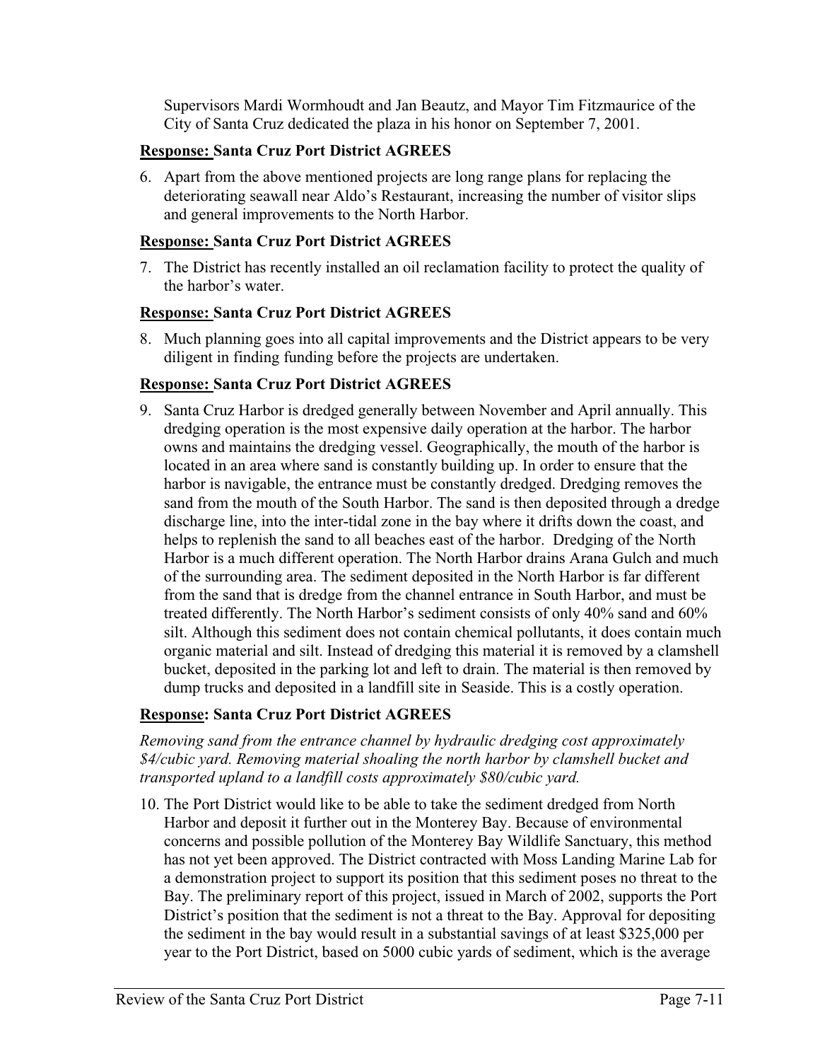Supervisors Mardi Wormhoudt and Jan Beautz, and Mayor Tim Fitzmaurice of the City of Santa Cruz dedicated the plaza in his honor on September 7, 2001.

**<u>Response:</u> Santa Cruz Port District AGREES**

6. Apart from the above mentioned projects are long range plans for replacing the deteriorating seawall near Aldo's Restaurant, increasing the number of visitor slips and general improvements to the North Harbor.

**<u>Response:</u> Santa Cruz Port District AGREES**

7. The District has recently installed an oil reclamation facility to protect the quality of the harbor's water.

**<u>Response:</u> Santa Cruz Port District AGREES**

8. Much planning goes into all capital improvements and the District appears to be very diligent in finding funding before the projects are undertaken.

**<u>Response:</u> Santa Cruz Port District AGREES**

9. Santa Cruz Harbor is dredged generally between November and April annually. This dredging operation is the most expensive daily operation at the harbor. The harbor owns and maintains the dredging vessel. Geographically, the mouth of the harbor is located in an area where sand is constantly building up. In order to ensure that the harbor is navigable, the entrance must be constantly dredged. Dredging removes the sand from the mouth of the South Harbor. The sand is then deposited through a dredge discharge line, into the inter-tidal zone in the bay where it drifts down the coast, and helps to replenish the sand to all beaches east of the harbor. Dredging of the North Harbor is a much different operation. The North Harbor drains Arana Gulch and much of the surrounding area. The sediment deposited in the North Harbor is far different from the sand that is dredge from the channel entrance in South Harbor, and must be treated differently. The North Harbor's sediment consists of only 40% sand and 60% silt. Although this sediment does not contain chemical pollutants, it does contain much organic material and silt. Instead of dredging this material it is removed by a clamshell bucket, deposited in the parking lot and left to drain. The material is then removed by dump trucks and deposited in a landfill site in Seaside. This is a costly operation.

**<u>Response</u>: Santa Cruz Port District AGREES**

*Removing sand from the entrance channel by hydraulic dredging cost approximately $4/cubic yard. Removing material shoaling the north harbor by clamshell bucket and transported upland to a landfill costs approximately $80/cubic yard.*

10. The Port District would like to be able to take the sediment dredged from North Harbor and deposit it further out in the Monterey Bay. Because of environmental concerns and possible pollution of the Monterey Bay Wildlife Sanctuary, this method has not yet been approved. The District contracted with Moss Landing Marine Lab for a demonstration project to support its position that this sediment poses no threat to the Bay. The preliminary report of this project, issued in March of 2002, supports the Port District's position that the sediment is not a threat to the Bay. Approval for depositing the sediment in the bay would result in a substantial savings of at least $325,000 per year to the Port District, based on 5000 cubic yards of sediment, which is the average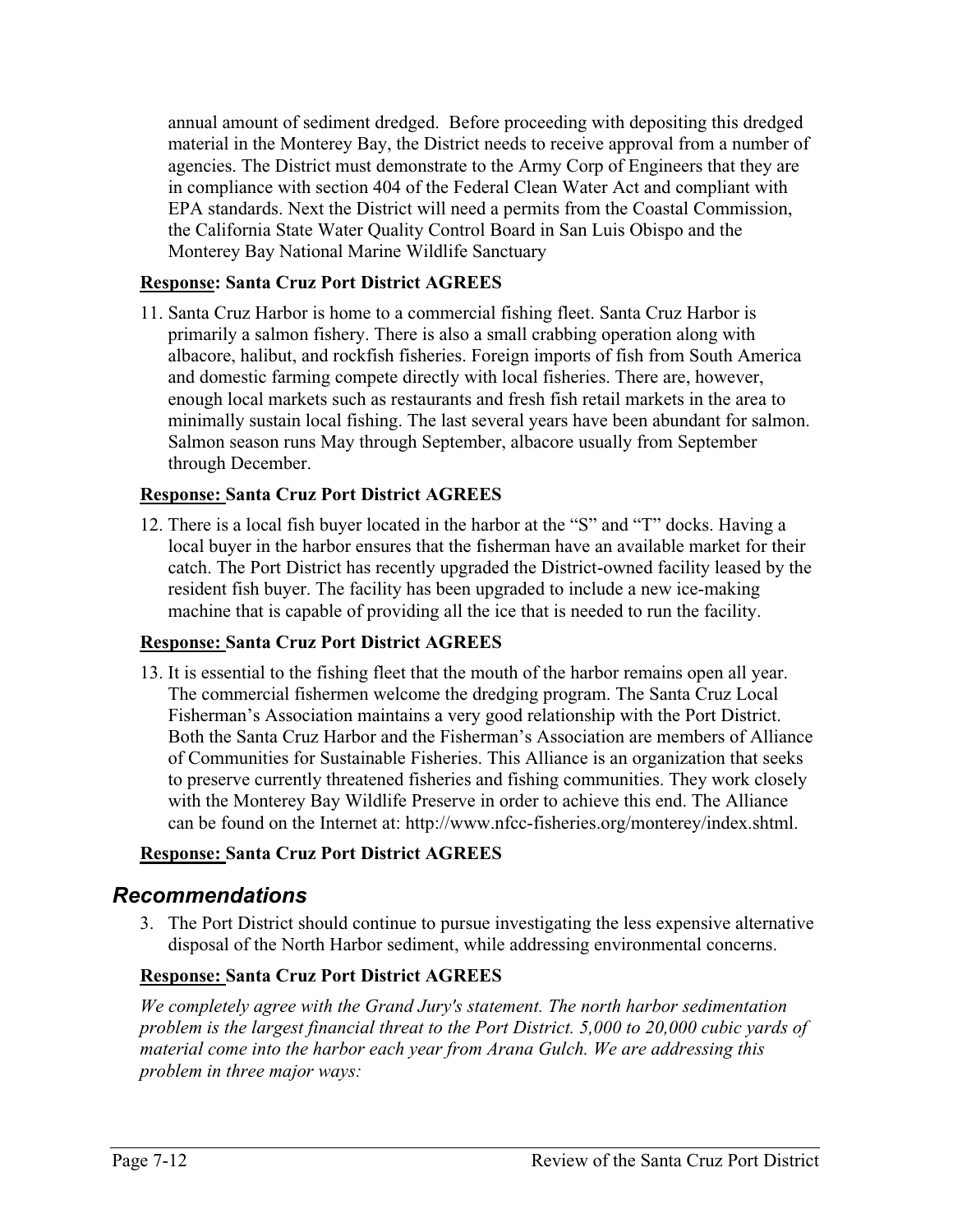annual amount of sediment dredged. Before proceeding with depositing this dredged material in the Monterey Bay, the District needs to receive approval from a number of agencies. The District must demonstrate to the Army Corp of Engineers that they are in compliance with section 404 of the Federal Clean Water Act and compliant with EPA standards. Next the District will need a permits from the Coastal Commission, the California State Water Quality Control Board in San Luis Obispo and the Monterey Bay National Marine Wildlife Sanctuary

**Response: Santa Cruz Port District AGREES**

11. Santa Cruz Harbor is home to a commercial fishing fleet. Santa Cruz Harbor is primarily a salmon fishery. There is also a small crabbing operation along with albacore, halibut, and rockfish fisheries. Foreign imports of fish from South America and domestic farming compete directly with local fisheries. There are, however, enough local markets such as restaurants and fresh fish retail markets in the area to minimally sustain local fishing. The last several years have been abundant for salmon. Salmon season runs May through September, albacore usually from September through December.

**Response: Santa Cruz Port District AGREES**

12. There is a local fish buyer located in the harbor at the "S" and "T" docks. Having a local buyer in the harbor ensures that the fisherman have an available market for their catch. The Port District has recently upgraded the District-owned facility leased by the resident fish buyer. The facility has been upgraded to include a new ice-making machine that is capable of providing all the ice that is needed to run the facility.

**Response: Santa Cruz Port District AGREES**

13. It is essential to the fishing fleet that the mouth of the harbor remains open all year. The commercial fishermen welcome the dredging program. The Santa Cruz Local Fisherman's Association maintains a very good relationship with the Port District. Both the Santa Cruz Harbor and the Fisherman's Association are members of Alliance of Communities for Sustainable Fisheries. This Alliance is an organization that seeks to preserve currently threatened fisheries and fishing communities. They work closely with the Monterey Bay Wildlife Preserve in order to achieve this end. The Alliance can be found on the Internet at: http://www.nfcc-fisheries.org/monterey/index.shtml.

**Response: Santa Cruz Port District AGREES**

## *Recommendations*

3. The Port District should continue to pursue investigating the less expensive alternative disposal of the North Harbor sediment, while addressing environmental concerns.

**Response: Santa Cruz Port District AGREES**

*We completely agree with the Grand Jury's statement. The north harbor sedimentation problem is the largest financial threat to the Port District. 5,000 to 20,000 cubic yards of material come into the harbor each year from Arana Gulch. We are addressing this problem in three major ways:*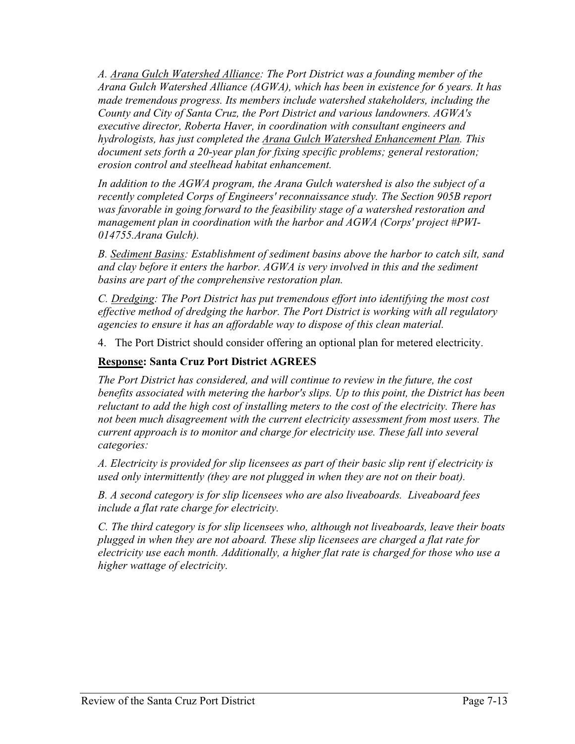*A. <u>Arana Gulch Watershed Alliance</u>: The Port District was a founding member of the Arana Gulch Watershed Alliance (AGWA), which has been in existence for 6 years. It has made tremendous progress. Its members include watershed stakeholders, including the County and City of Santa Cruz, the Port District and various landowners. AGWA's executive director, Roberta Haver, in coordination with consultant engineers and hydrologists, has just completed the <u>Arana Gulch Watershed Enhancement Plan</u>. This document sets forth a 20-year plan for fixing specific problems; general restoration; erosion control and steelhead habitat enhancement.*

*In addition to the AGWA program, the Arana Gulch watershed is also the subject of a recently completed Corps of Engineers' reconnaissance study. The Section 905B report was favorable in going forward to the feasibility stage of a watershed restoration and management plan in coordination with the harbor and AGWA (Corps' project #PWI-014755.Arana Gulch).*

*B. <u>Sediment Basins</u>: Establishment of sediment basins above the harbor to catch silt, sand and clay before it enters the harbor. AGWA is very involved in this and the sediment basins are part of the comprehensive restoration plan.*

*C. <u>Dredging</u>: The Port District has put tremendous effort into identifying the most cost effective method of dredging the harbor. The Port District is working with all regulatory agencies to ensure it has an affordable way to dispose of this clean material.*

4. The Port District should consider offering an optional plan for metered electricity.

**<u>Response</u>: Santa Cruz Port District AGREES**

*The Port District has considered, and will continue to review in the future, the cost benefits associated with metering the harbor's slips. Up to this point, the District has been reluctant to add the high cost of installing meters to the cost of the electricity. There has not been much disagreement with the current electricity assessment from most users. The current approach is to monitor and charge for electricity use. These fall into several categories:*

*A. Electricity is provided for slip licensees as part of their basic slip rent if electricity is used only intermittently (they are not plugged in when they are not on their boat).*

*B. A second category is for slip licensees who are also liveaboards. Liveaboard fees include a flat rate charge for electricity.*

*C. The third category is for slip licensees who, although not liveaboards, leave their boats plugged in when they are not aboard. These slip licensees are charged a flat rate for electricity use each month. Additionally, a higher flat rate is charged for those who use a higher wattage of electricity.*